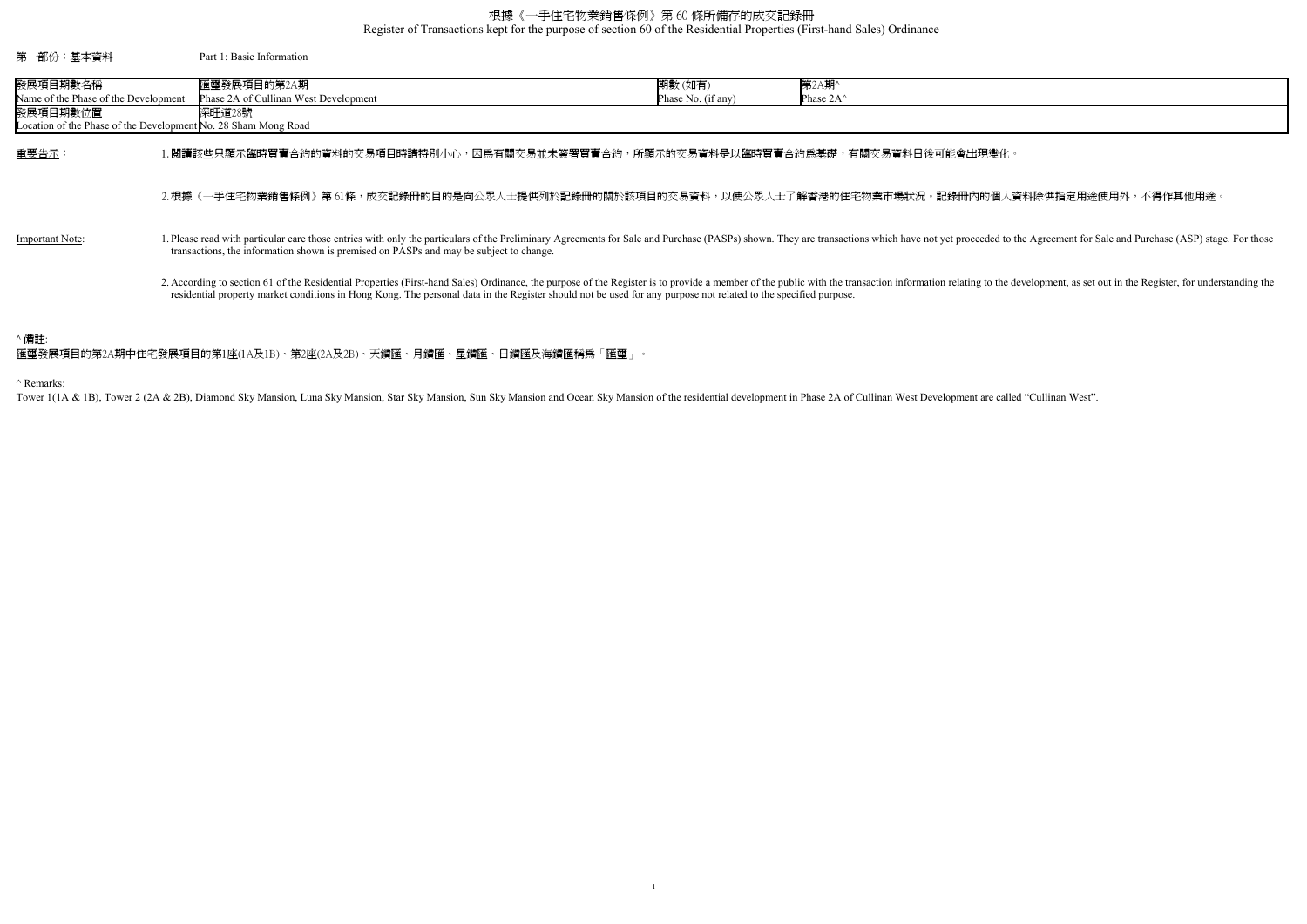# 根據《一手住宅物業銷售條例》第 60 條所備存的成交記錄冊
# Register of Transactions kept for the purpose of section 60 of the Residential Properties (First-hand Sales) Ordinance

第一部份：基本資料　　Part 1: Basic Information

| 發展項目期數名稱<br>Name of the Phase of the Development | 匯璽發展項目的第2A期<br>Phase 2A of Cullinan West Development | 期數 (如有)<br>Phase No. (if any) | 第2A期^<br>Phase 2A^ |
|---|---|---|---|
| 發展項目期數位置<br>Location of the Phase of the Development | 深旺道28號<br>No. 28 Sham Mong Road | | |

重要告示：

1. 閱讀該些只顯示臨時買賣合約的資料的交易項目時請特別小心，因為有關交易並未簽署買賣合約，所顯示的交易資料是以臨時買賣合約為基礎，有關交易資料日後可能會出現變化。

2. 根據《一手住宅物業銷售條例》第 61條，成交記錄冊的目的是向公眾人士提供列於記錄冊的關於該項目的交易資料，以便公眾人士了解香港的住宅物業市場狀況。記錄冊內的個人資料除供指定用途使用外，不得作其他用途。

Important Note:

1. Please read with particular care those entries with only the particulars of the Preliminary Agreements for Sale and Purchase (PASPs) shown. They are transactions which have not yet proceeded to the Agreement for Sale and Purchase (ASP) stage. For those transactions, the information shown is premised on PASPs and may be subject to change.

2. According to section 61 of the Residential Properties (First-hand Sales) Ordinance, the purpose of the Register is to provide a member of the public with the transaction information relating to the development, as set out in the Register, for understanding the residential property market conditions in Hong Kong. The personal data in the Register should not be used for any purpose not related to the specified purpose.

^ 備註:
匯璽發展項目的第2A期中住宅發展項目的第1座(1A及1B)、第2座(2A及2B)、天鑽匯、月鑽匯、星鑽匯、日鑽匯及海鑽匯稱為「匯璽」。

^ Remarks:
Tower 1(1A & 1B), Tower 2 (2A & 2B), Diamond Sky Mansion, Luna Sky Mansion, Star Sky Mansion, Sun Sky Mansion and Ocean Sky Mansion of the residential development in Phase 2A of Cullinan West Development are called "Cullinan West".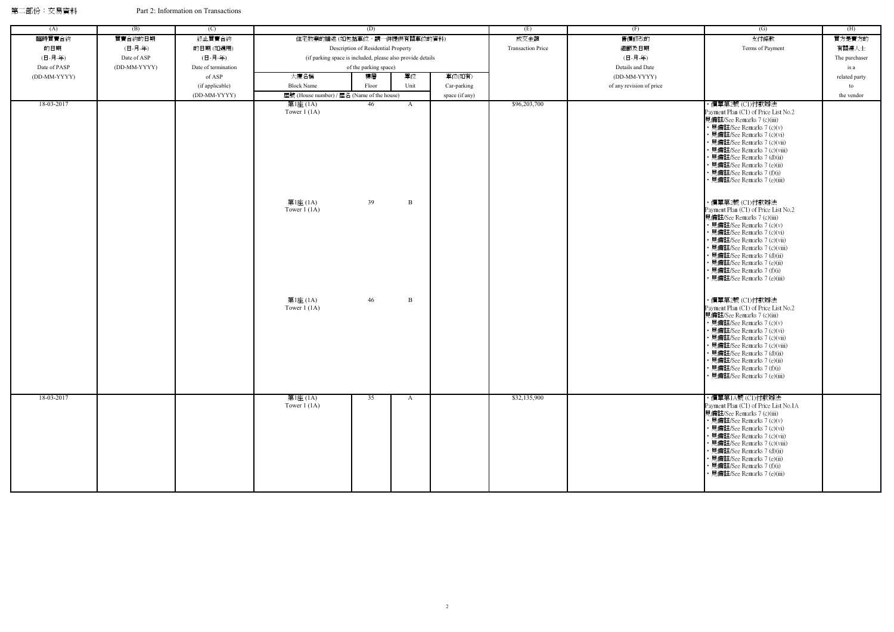第二部份：交易資料 Part 2: Information on Transactions

| (A) | (B) | (C) | (D) | | | | (E) | (F) | (G) | (H) |
|---|---|---|---|---|---|---|---|---|---|---|
| 臨時買賣合約的日期 (日-月-年) Date of PASP (DD-MM-YYYY) | 買賣合約的日期 (日-月-年) Date of ASP (DD-MM-YYYY) | 終止買賣合約的日期 (如適用) (日-月-年) Date of termination of ASP (if applicable) (DD-MM-YYYY) | 住宅物業的描述 (如包括車位，請一併提供有關車位的資料) Description of Residential Property (if parking space is included, please also provide details of the parking space) | | | | 成交金額 Transaction Price | 售價修改的細節及日期 (日-月-年) Details and Date (DD-MM-YYYY) of any revision of price | 支付條款 Terms of Payment | 買方是賣方的有關連人士 The purchaser is a related party to the vendor |
| | | | 大廈名稱 Block Name / 屋號 (House number) / 屋名 (Name of the house) | 樓層 Floor | 單位 Unit | 車位(如有) Car-parking space (if any) | | | | |
| 18-03-2017 | | | 第1座 (1A) Tower 1 (1A) | 46 | A | | $96,203,700 | | • 價單第2號 (C1)付款辦法 Payment Plan (C1) of Price List No.2 見備註/See Remarks 7 (c)(iii) • 見備註/See Remarks 7 (c)(v) • 見備註/See Remarks 7 (c)(vi) • 見備註/See Remarks 7 (c)(vii) • 見備註/See Remarks 7 (c)(viii) • 見備註/See Remarks 7 (d)(ii) • 見備註/See Remarks 7 (e)(ii) • 見備註/See Remarks 7 (f)(i) • 見備註/See Remarks 7 (e)(iii) | |
| | | | 第1座 (1A) Tower 1 (1A) | 39 | B | | | | • 價單第2號 (C1)付款辦法 Payment Plan (C1) of Price List No.2 見備註/See Remarks 7 (c)(iii) • 見備註/See Remarks 7 (c)(v) • 見備註/See Remarks 7 (c)(vi) • 見備註/See Remarks 7 (c)(vii) • 見備註/See Remarks 7 (c)(viii) • 見備註/See Remarks 7 (d)(ii) • 見備註/See Remarks 7 (e)(ii) • 見備註/See Remarks 7 (f)(i) • 見備註/See Remarks 7 (e)(iii) | |
| | | | 第1座 (1A) Tower 1 (1A) | 46 | B | | | | • 價單第2號 (C1)付款辦法 Payment Plan (C1) of Price List No.2 見備註/See Remarks 7 (c)(iii) • 見備註/See Remarks 7 (c)(v) • 見備註/See Remarks 7 (c)(vi) • 見備註/See Remarks 7 (c)(vii) • 見備註/See Remarks 7 (c)(viii) • 見備註/See Remarks 7 (d)(ii) • 見備註/See Remarks 7 (e)(ii) • 見備註/See Remarks 7 (f)(i) • 見備註/See Remarks 7 (e)(iii) | |
| 18-03-2017 | | | 第1座 (1A) Tower 1 (1A) | 35 | A | | $32,135,900 | | • 價單第1A號 (C1)付款辦法 Payment Plan (C1) of Price List No.1A 見備註/See Remarks 7 (c)(iii) • 見備註/See Remarks 7 (c)(v) • 見備註/See Remarks 7 (c)(vi) • 見備註/See Remarks 7 (c)(vii) • 見備註/See Remarks 7 (c)(viii) • 見備註/See Remarks 7 (d)(ii) • 見備註/See Remarks 7 (e)(ii) • 見備註/See Remarks 7 (f)(i) • 見備註/See Remarks 7 (e)(iii) | |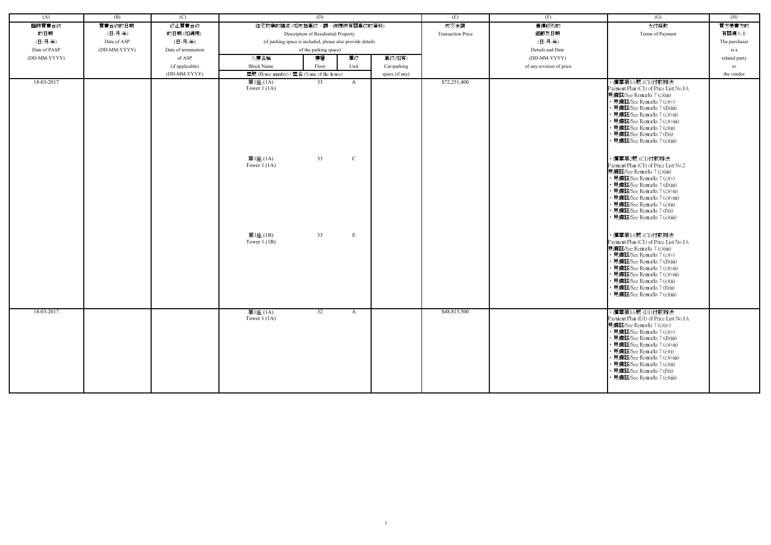| (A) | (B) | (C) | (D) | | | | (E) | (F) | (G) | (H) |
|---|---|---|---|---|---|---|---|---|---|---|
| 臨時買賣合約的日期 (日-月-年) Date of PASP (DD-MM-YYYY) | 買賣合約的日期 (日-月-年) Date of ASP (DD-MM-YYYY) | 終止買賣合約的日期 (如適用) (日-月-年) Date of termination of ASP (if applicable) (DD-MM-YYYY) | 住宅物業的描述 (如包括車位，請一併提供有關車位的資料) Description of Residential Property (if parking space is included, please also provide details of the parking space) | | | | 成交金額 Transaction Price | 售價修改的細節及日期 (日-月-年) Details and Date (DD-MM-YYYY) of any revision of price | 支付條款 Terms of Payment | 買方是賣方的有關連人士 The purchaser is a related party to the vendor |
| | | | 大廈名稱 Block Name | 樓層 Floor | 單位 Unit | 車位(如有) Car-parking space (if any) | | | | |
| | | | 屋號 (House number) / 屋名 (Name of the house) | | | | | | | |
| 18-03-2017 | | | 第1座 (1A) Tower 1 (1A) | 33 | A | | $72,251,400 | | • 價單第1A號 (C1)付款辦法 Payment Plan (C1) of Price List No.1A 見備註/See Remarks 7 (c)(iii) • 見備註/See Remarks 7 (c)(v) • 見備註/See Remarks 7 (d)(iii) • 見備註/See Remarks 7 (c)(vii) • 見備註/See Remarks 7 (c)(viii) • 見備註/See Remarks 7 (e)(ii) • 見備註/See Remarks 7 (f)(i) • 見備註/See Remarks 7 (e)(iii) | |
| | | | 第1座 (1A) Tower 1 (1A) | 33 | C | | | | • 價單第2號 (C1)付款辦法 Payment Plan (C1) of Price List No.2 見備註/See Remarks 7 (c)(iii) • 見備註/See Remarks 7 (c)(v) • 見備註/See Remarks 7 (d)(iii) • 見備註/See Remarks 7 (c)(vii) • 見備註/See Remarks 7 (c)(viii) • 見備註/See Remarks 7 (e)(ii) • 見備註/See Remarks 7 (f)(i) • 見備註/See Remarks 7 (e)(iii) | |
| | | | 第1座 (1B) Tower 1 (1B) | 33 | E | | | | • 價單第1A號 (C1)付款辦法 Payment Plan (C1) of Price List No.1A 見備註/See Remarks 7 (c)(iii) • 見備註/See Remarks 7 (c)(v) • 見備註/See Remarks 7 (d)(iii) • 見備註/See Remarks 7 (c)(vii) • 見備註/See Remarks 7 (c)(viii) • 見備註/See Remarks 7 (e)(ii) • 見備註/See Remarks 7 (f)(ii) • 見備註/See Remarks 7 (e)(iii) | |
| 18-03-2017 | | | 第1座 (1A) Tower 1 (1A) | 32 | A | | $48,813,500 | | • 價單第1A號 (D1)付款辦法 Payment Plan (D1) of Price List No.1A 見備註/See Remarks 7 (c)(iv) • 見備註/See Remarks 7 (c)(v) • 見備註/See Remarks 7 (d)(iii) • 見備註/See Remarks 7 (c)(vii) • 見備註/See Remarks 7 (e)(i) • 見備註/See Remarks 7 (c)(viii) • 見備註/See Remarks 7 (e)(ii) • 見備註/See Remarks 7 (f)(i) • 見備註/See Remarks 7 (e)(iii) | |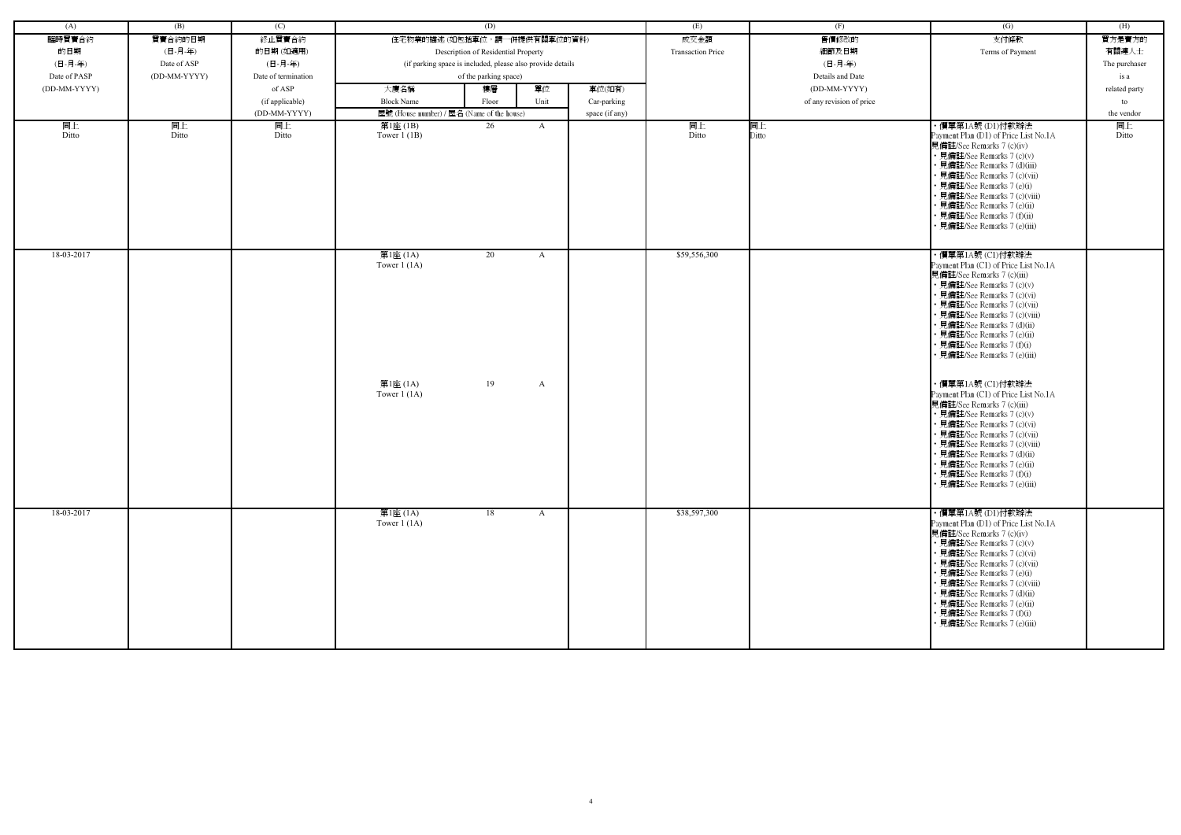| (A) | (B) | (C) | (D) | | | | (E) | (F) | (G) | (H) |
|---|---|---|---|---|---|---|---|---|---|---|
| 臨時買賣合約的日期 (日-月-年) Date of PASP (DD-MM-YYYY) | 買賣合約的日期 (日-月-年) Date of ASP (DD-MM-YYYY) | 終止買賣合約的日期 (如適用) (日-月-年) Date of termination of ASP (if applicable) (DD-MM-YYYY) | 住宅物業的描述 (如包括車位，請一併提供有關車位的資料) Description of Residential Property (if parking space is included, please also provide details of the parking space) | | | | 成交金額 Transaction Price | 售價修改的細節及日期 (日-月-年) Details and Date (DD-MM-YYYY) of any revision of price | 支付條款 Terms of Payment | 買方是賣方的有關連人士 The purchaser is a related party to the vendor |
| | | | 大廈名稱 Block Name | 樓層 Floor | 單位 Unit | 車位(如有) Car-parking space (if any) | | | | |
| | | | 屋號 (House number) / 屋名 (Name of the house) | | | | | | | |
| 同上 Ditto | 同上 Ditto | 同上 Ditto | 第1座 (1B) Tower 1 (1B) | 26 | A | | 同上 Ditto | 同上 Ditto | • 價單第1A號 (D1)付款辦法 Payment Plan (D1) of Price List No.1A 見備註/See Remarks 7 (c)(iv) • 見備註/See Remarks 7 (c)(v) • 見備註/See Remarks 7 (d)(iii) • 見備註/See Remarks 7 (c)(vii) • 見備註/See Remarks 7 (e)(i) • 見備註/See Remarks 7 (c)(viii) • 見備註/See Remarks 7 (e)(ii) • 見備註/See Remarks 7 (f)(ii) • 見備註/See Remarks 7 (e)(iii) | 同上 Ditto |
| 18-03-2017 | | | 第1座 (1A) Tower 1 (1A) | 20 | A | | $59,556,300 | | • 價單第1A號 (C1)付款辦法 Payment Plan (C1) of Price List No.1A 見備註/See Remarks 7 (c)(iii) • 見備註/See Remarks 7 (c)(v) • 見備註/See Remarks 7 (c)(vi) • 見備註/See Remarks 7 (c)(vii) • 見備註/See Remarks 7 (c)(viii) • 見備註/See Remarks 7 (d)(ii) • 見備註/See Remarks 7 (e)(ii) • 見備註/See Remarks 7 (f)(i) • 見備註/See Remarks 7 (e)(iii) | |
| | | | 第1座 (1A) Tower 1 (1A) | 19 | A | | | | • 價單第1A號 (C1)付款辦法 Payment Plan (C1) of Price List No.1A 見備註/See Remarks 7 (c)(iii) • 見備註/See Remarks 7 (c)(v) • 見備註/See Remarks 7 (c)(vi) • 見備註/See Remarks 7 (c)(vii) • 見備註/See Remarks 7 (c)(viii) • 見備註/See Remarks 7 (d)(ii) • 見備註/See Remarks 7 (e)(ii) • 見備註/See Remarks 7 (f)(i) • 見備註/See Remarks 7 (e)(iii) | |
| 18-03-2017 | | | 第1座 (1A) Tower 1 (1A) | 18 | A | | $38,597,300 | | • 價單第1A號 (D1)付款辦法 Payment Plan (D1) of Price List No.1A 見備註/See Remarks 7 (c)(iv) • 見備註/See Remarks 7 (c)(v) • 見備註/See Remarks 7 (c)(vi) • 見備註/See Remarks 7 (c)(vii) • 見備註/See Remarks 7 (e)(i) • 見備註/See Remarks 7 (c)(viii) • 見備註/See Remarks 7 (d)(ii) • 見備註/See Remarks 7 (e)(ii) • 見備註/See Remarks 7 (f)(i) • 見備註/See Remarks 7 (e)(iii) | |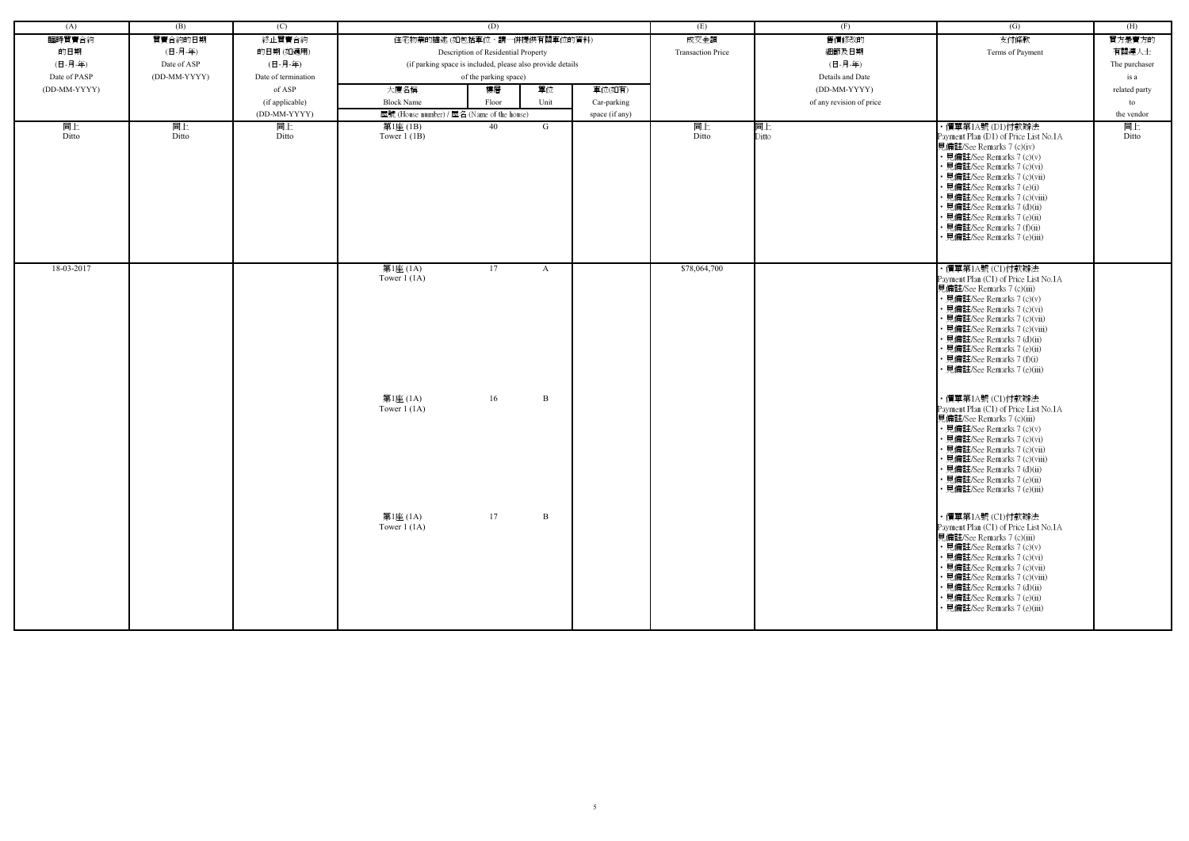| (A) | (B) | (C) | (D) | | | | (E) | (F) | (G) | (H) |
|---|---|---|---|---|---|---|---|---|---|---|
| 臨時買賣合約的日期 (日-月-年) Date of PASP (DD-MM-YYYY) | 買賣合約的日期 (日-月-年) Date of ASP (DD-MM-YYYY) | 終止買賣合約的日期 (如適用) (日-月-年) Date of termination of ASP (if applicable) (DD-MM-YYYY) | 住宅物業的描述 (如包括車位，請一併提供有關車位的資料) Description of Residential Property (if parking space is included, please also provide details of the parking space) | | | | 成交金額 Transaction Price | 售價修改的細節及日期 (日-月-年) Details and Date (DD-MM-YYYY) of any revision of price | 支付條款 Terms of Payment | 買方是賣方的有關連人士 The purchaser is a related party to the vendor |
| | | | 大廈名稱 Block Name | 樓層 Floor | 單位 Unit | 車位(如有) Car-parking space (if any) | | | | |
| | | | 屋號 (House number) / 屋名 (Name of the house) | | | | | | | |
| 同上 Ditto | 同上 Ditto | 同上 Ditto | 第1座 (1B) Tower 1 (1B) | 40 | G | | 同上 Ditto | 同上 Ditto | ・價單第1A號 (D1)付款辦法 Payment Plan (D1) of Price List No.1A 見備註/See Remarks 7 (c)(iv) ・見備註/See Remarks 7 (c)(v) ・見備註/See Remarks 7 (c)(vi) ・見備註/See Remarks 7 (c)(vii) ・見備註/See Remarks 7 (e)(i) ・見備註/See Remarks 7 (c)(viii) ・見備註/See Remarks 7 (d)(ii) ・見備註/See Remarks 7 (e)(ii) ・見備註/See Remarks 7 (f)(ii) ・見備註/See Remarks 7 (e)(iii) | 同上 Ditto |
| 18-03-2017 | | | 第1座 (1A) Tower 1 (1A) | 17 | A | | $78,064,700 | | ・價單第1A號 (C1)付款辦法 Payment Plan (C1) of Price List No.1A 見備註/See Remarks 7 (c)(iii) ・見備註/See Remarks 7 (c)(v) ・見備註/See Remarks 7 (c)(vi) ・見備註/See Remarks 7 (c)(vii) ・見備註/See Remarks 7 (c)(viii) ・見備註/See Remarks 7 (d)(ii) ・見備註/See Remarks 7 (e)(ii) ・見備註/See Remarks 7 (f)(i) ・見備註/See Remarks 7 (e)(iii) | |
| | | | 第1座 (1A) Tower 1 (1A) | 16 | B | | | | ・價單第1A號 (C1)付款辦法 Payment Plan (C1) of Price List No.1A 見備註/See Remarks 7 (c)(iii) ・見備註/See Remarks 7 (c)(v) ・見備註/See Remarks 7 (c)(vi) ・見備註/See Remarks 7 (c)(vii) ・見備註/See Remarks 7 (c)(viii) ・見備註/See Remarks 7 (d)(ii) ・見備註/See Remarks 7 (e)(ii) ・見備註/See Remarks 7 (e)(iii) | |
| | | | 第1座 (1A) Tower 1 (1A) | 17 | B | | | | ・價單第1A號 (C1)付款辦法 Payment Plan (C1) of Price List No.1A 見備註/See Remarks 7 (c)(iii) ・見備註/See Remarks 7 (c)(v) ・見備註/See Remarks 7 (c)(vi) ・見備註/See Remarks 7 (c)(vii) ・見備註/See Remarks 7 (c)(viii) ・見備註/See Remarks 7 (d)(ii) ・見備註/See Remarks 7 (e)(ii) ・見備註/See Remarks 7 (e)(iii) | |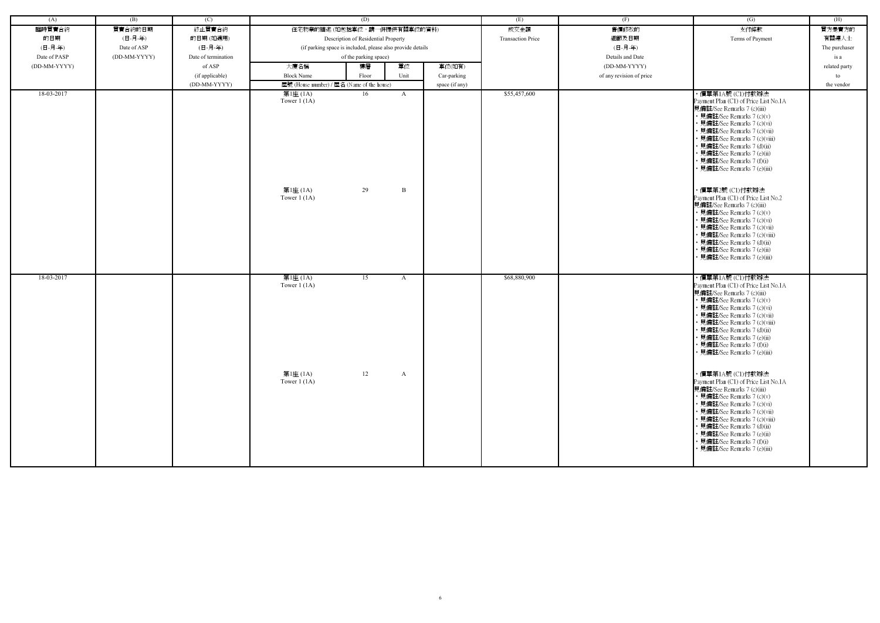| (A) | (B) | (C) | (D) | | | | (E) | (F) | (G) | (H) |
|---|---|---|---|---|---|---|---|---|---|---|
| 臨時買賣合約的日期 (日-月-年) Date of PASP (DD-MM-YYYY) | 買賣合約的日期 (日-月-年) Date of ASP (DD-MM-YYYY) | 終止買賣合約的日期 (如適用) (日-月-年) Date of termination of ASP (if applicable) (DD-MM-YYYY) | 住宅物業的描述 (如包括車位，請一併提供有關車位的資料) Description of Residential Property (if parking space is included, please also provide details of the parking space) | | | | 成交金額 Transaction Price | 售價修改的細節及日期 (日-月-年) Details and Date (DD-MM-YYYY) of any revision of price | 支付條款 Terms of Payment | 買方是賣方的有關連人士 The purchaser is a related party to the vendor |
| | | | 大廈名稱 Block Name | 樓層 Floor | 單位 Unit | 車位(如有) Car-parking space (if any) | | | | |
| | | | 屋號 (House number) / 屋名 (Name of the house) | | | | | | | |
| 18-03-2017 | | | 第1座 (1A) Tower 1 (1A) | 16 | A | | $55,457,600 | | • 價單第1A號 (C1)付款辦法 Payment Plan (C1) of Price List No.1A 見備註/See Remarks 7 (c)(iii) • 見備註/See Remarks 7 (c)(v) • 見備註/See Remarks 7 (c)(vi) • 見備註/See Remarks 7 (c)(vii) • 見備註/See Remarks 7 (c)(viii) • 見備註/See Remarks 7 (d)(ii) • 見備註/See Remarks 7 (e)(ii) • 見備註/See Remarks 7 (f)(i) • 見備註/See Remarks 7 (e)(iii) | |
| | | | 第1座 (1A) Tower 1 (1A) | 29 | B | | | | • 價單第2號 (C1)付款辦法 Payment Plan (C1) of Price List No.2 見備註/See Remarks 7 (c)(iii) • 見備註/See Remarks 7 (c)(v) • 見備註/See Remarks 7 (c)(vi) • 見備註/See Remarks 7 (c)(vii) • 見備註/See Remarks 7 (c)(viii) • 見備註/See Remarks 7 (d)(ii) • 見備註/See Remarks 7 (e)(ii) • 見備註/See Remarks 7 (e)(iii) | |
| 18-03-2017 | | | 第1座 (1A) Tower 1 (1A) | 15 | A | | $68,880,900 | | • 價單第1A號 (C1)付款辦法 Payment Plan (C1) of Price List No.1A 見備註/See Remarks 7 (c)(iii) • 見備註/See Remarks 7 (c)(v) • 見備註/See Remarks 7 (c)(vi) • 見備註/See Remarks 7 (c)(vii) • 見備註/See Remarks 7 (c)(viii) • 見備註/See Remarks 7 (d)(ii) • 見備註/See Remarks 7 (e)(ii) • 見備註/See Remarks 7 (f)(i) • 見備註/See Remarks 7 (e)(iii) | |
| | | | 第1座 (1A) Tower 1 (1A) | 12 | A | | | | • 價單第1A號 (C1)付款辦法 Payment Plan (C1) of Price List No.1A 見備註/See Remarks 7 (c)(iii) • 見備註/See Remarks 7 (c)(v) • 見備註/See Remarks 7 (c)(vi) • 見備註/See Remarks 7 (c)(vii) • 見備註/See Remarks 7 (c)(viii) • 見備註/See Remarks 7 (d)(ii) • 見備註/See Remarks 7 (e)(ii) • 見備註/See Remarks 7 (f)(i) • 見備註/See Remarks 7 (e)(iii) | |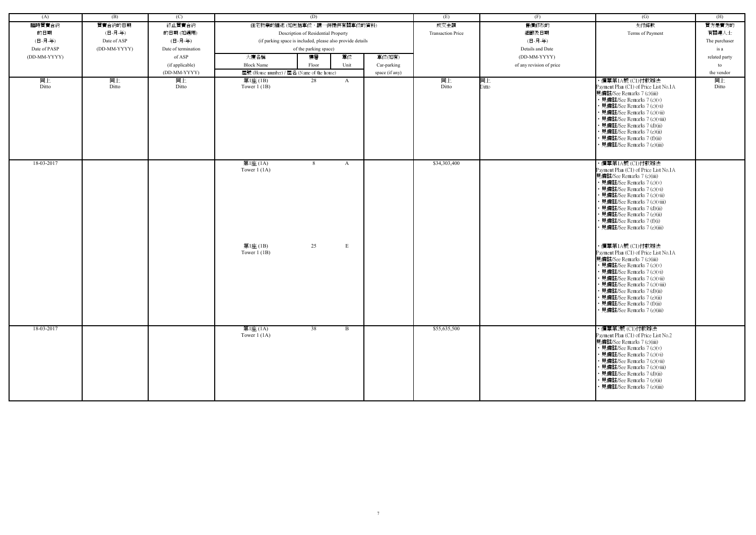| (A) | (B) | (C) | (D) | | | | (E) | (F) | (G) | (H) |
|---|---|---|---|---|---|---|---|---|---|---|
| 臨時買賣合約的日期 (日-月-年) Date of PASP (DD-MM-YYYY) | 買賣合約的日期 (日-月-年) Date of ASP (DD-MM-YYYY) | 終止買賣合約的日期 (如適用) (日-月-年) Date of termination of ASP (if applicable) (DD-MM-YYYY) | 住宅物業的描述 (如包括車位，請一併提供有關車位的資料) Description of Residential Property (if parking space is included, please also provide details of the parking space) | | | | 成交金額 Transaction Price | 售價修改的細節及日期 (日-月-年) Details and Date (DD-MM-YYYY) of any revision of price | 支付條款 Terms of Payment | 買方是賣方的有關連人士 The purchaser is a related party to the vendor |
| | | | 大廈名稱 Block Name | 樓層 Floor | 單位 Unit | 車位(如有) Car-parking space (if any) | | | | |
| | | | 屋號 (House number) / 屋名 (Name of the house) | | | | | | | |
| 同上 Ditto | 同上 Ditto | 同上 Ditto | 第1座 (1B) Tower 1 (1B) | 28 | A | | 同上 Ditto | 同上 Ditto | ・價單第1A號 (C1)付款辦法 Payment Plan (C1) of Price List No.1A 見備註/See Remarks 7 (c)(iii) ・見備註/See Remarks 7 (c)(v) ・見備註/See Remarks 7 (c)(vi) ・見備註/See Remarks 7 (c)(vii) ・見備註/See Remarks 7 (c)(viii) ・見備註/See Remarks 7 (d)(ii) ・見備註/See Remarks 7 (e)(ii) ・見備註/See Remarks 7 (f)(ii) ・見備註/See Remarks 7 (e)(iii) | 同上 Ditto |
| 18-03-2017 | | | 第1座 (1A) Tower 1 (1A) | 8 | A | | $34,303,400 | | ・價單第1A號 (C1)付款辦法 Payment Plan (C1) of Price List No.1A 見備註/See Remarks 7 (c)(iii) ・見備註/See Remarks 7 (c)(v) ・見備註/See Remarks 7 (c)(vi) ・見備註/See Remarks 7 (c)(vii) ・見備註/See Remarks 7 (c)(viii) ・見備註/See Remarks 7 (d)(ii) ・見備註/See Remarks 7 (e)(ii) ・見備註/See Remarks 7 (f)(i) ・見備註/See Remarks 7 (e)(iii) | |
| | | | 第1座 (1B) Tower 1 (1B) | 25 | E | | | | ・價單第1A號 (C1)付款辦法 Payment Plan (C1) of Price List No.1A 見備註/See Remarks 7 (c)(iii) ・見備註/See Remarks 7 (c)(v) ・見備註/See Remarks 7 (c)(vi) ・見備註/See Remarks 7 (c)(vii) ・見備註/See Remarks 7 (c)(viii) ・見備註/See Remarks 7 (d)(ii) ・見備註/See Remarks 7 (e)(ii) ・見備註/See Remarks 7 (f)(ii) ・見備註/See Remarks 7 (e)(iii) | |
| 18-03-2017 | | | 第1座 (1A) Tower 1 (1A) | 38 | B | | $55,635,500 | | ・價單第2號 (C1)付款辦法 Payment Plan (C1) of Price List No.2 見備註/See Remarks 7 (c)(iii) ・見備註/See Remarks 7 (c)(v) ・見備註/See Remarks 7 (c)(vi) ・見備註/See Remarks 7 (c)(vii) ・見備註/See Remarks 7 (c)(viii) ・見備註/See Remarks 7 (d)(ii) ・見備註/See Remarks 7 (e)(ii) ・見備註/See Remarks 7 (e)(iii) | |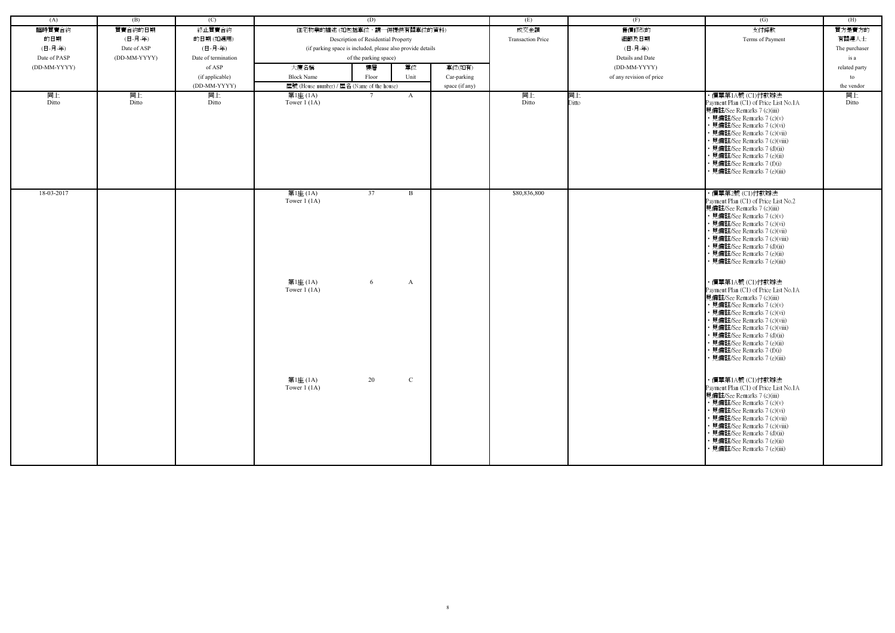| (A) | (B) | (C) | (D) | | | | (E) | (F) | (G) | (H) |
|---|---|---|---|---|---|---|---|---|---|---|
| 臨時買賣合約的日期 (日-月-年) Date of PASP (DD-MM-YYYY) | 買賣合約的日期 (日-月-年) Date of ASP (DD-MM-YYYY) | 終止買賣合約的日期 (如適用) (日-月-年) Date of termination of ASP (if applicable) (DD-MM-YYYY) | 住宅物業的描述 (如包括車位，請一併提供有關車位的資料) Description of Residential Property (if parking space is included, please also provide details of the parking space) | | | | 成交金額 Transaction Price | 售價修改的細節及日期 (日-月-年) Details and Date (DD-MM-YYYY) of any revision of price | 支付條款 Terms of Payment | 買方是賣方的有關連人士 The purchaser is a related party to the vendor |
| | | | 大廈名稱 Block Name | 樓層 Floor | 單位 Unit | 車位(如有) Car-parking space (if any) | | | | |
| | | | 屋號 (House number) / 屋名 (Name of the house) | | | | | | | |
| 同上 Ditto | 同上 Ditto | 同上 Ditto | 第1座 (1A) Tower 1 (1A) | 7 | A | | 同上 Ditto | 同上 Ditto | ・價單第1A號 (C1)付款辦法 Payment Plan (C1) of Price List No.1A 見備註/See Remarks 7 (c)(iii) ・見備註/See Remarks 7 (c)(v) ・見備註/See Remarks 7 (c)(vi) ・見備註/See Remarks 7 (c)(vii) ・見備註/See Remarks 7 (c)(viii) ・見備註/See Remarks 7 (d)(ii) ・見備註/See Remarks 7 (e)(ii) ・見備註/See Remarks 7 (f)(i) ・見備註/See Remarks 7 (e)(iii) | 同上 Ditto |
| 18-03-2017 | | | 第1座 (1A) Tower 1 (1A) | 37 | B | | $80,836,800 | | ・價單第2號 (C1)付款辦法 Payment Plan (C1) of Price List No.2 見備註/See Remarks 7 (c)(iii) ・見備註/See Remarks 7 (c)(v) ・見備註/See Remarks 7 (c)(vi) ・見備註/See Remarks 7 (c)(vii) ・見備註/See Remarks 7 (c)(viii) ・見備註/See Remarks 7 (d)(ii) ・見備註/See Remarks 7 (e)(ii) ・見備註/See Remarks 7 (e)(iii) | |
| | | | 第1座 (1A) Tower 1 (1A) | 6 | A | | | | ・價單第1A號 (C1)付款辦法 Payment Plan (C1) of Price List No.1A 見備註/See Remarks 7 (c)(iii) ・見備註/See Remarks 7 (c)(v) ・見備註/See Remarks 7 (c)(vi) ・見備註/See Remarks 7 (c)(vii) ・見備註/See Remarks 7 (c)(viii) ・見備註/See Remarks 7 (d)(ii) ・見備註/See Remarks 7 (e)(ii) ・見備註/See Remarks 7 (f)(i) ・見備註/See Remarks 7 (e)(iii) | |
| | | | 第1座 (1A) Tower 1 (1A) | 20 | C | | | | ・價單第1A號 (C1)付款辦法 Payment Plan (C1) of Price List No.1A 見備註/See Remarks 7 (c)(iii) ・見備註/See Remarks 7 (c)(v) ・見備註/See Remarks 7 (c)(vi) ・見備註/See Remarks 7 (c)(vii) ・見備註/See Remarks 7 (c)(viii) ・見備註/See Remarks 7 (d)(ii) ・見備註/See Remarks 7 (e)(ii) ・見備註/See Remarks 7 (e)(iii) | |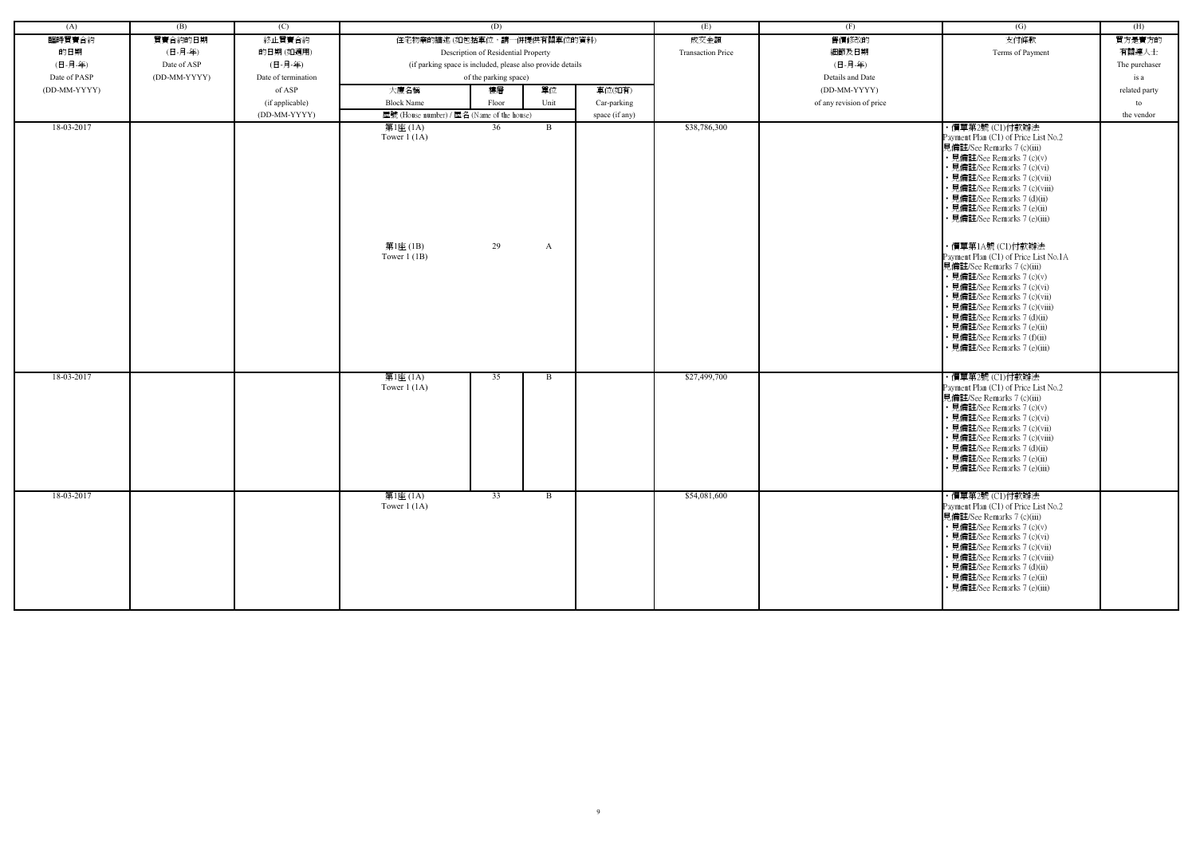| (A) | (B) | (C) | (D) | | | | (E) | (F) | (G) | (H) |
|---|---|---|---|---|---|---|---|---|---|---|
| 臨時買賣合約的日期 (日-月-年) Date of PASP (DD-MM-YYYY) | 買賣合約的日期 (日-月-年) Date of ASP (DD-MM-YYYY) | 終止買賣合約的日期 (如適用) (日-月-年) Date of termination of ASP (if applicable) (DD-MM-YYYY) | 住宅物業的描述 (如包括車位，請一併提供有關車位的資料) Description of Residential Property (if parking space is included, please also provide details of the parking space) | | | | 成交金額 Transaction Price | 售價修改的細節及日期 (日-月-年) Details and Date (DD-MM-YYYY) of any revision of price | 支付條款 Terms of Payment | 買方是賣方的有關連人士 The purchaser is a related party to the vendor |
| | | | 大廈名稱 Block Name | 樓層 Floor | 單位 Unit | 車位(如有) Car-parking space (if any) | | | | |
| | | | 屋號 (House number) / 屋名 (Name of the house) | | | | | | | |
| 18-03-2017 | | | 第1座 (1A) Tower 1 (1A) | 36 | B | | $38,786,300 | | • 價單第2號 (C1)付款辦法 Payment Plan (C1) of Price List No.2 見備註/See Remarks 7 (c)(iii) • 見備註/See Remarks 7 (c)(v) • 見備註/See Remarks 7 (c)(vi) • 見備註/See Remarks 7 (c)(vii) • 見備註/See Remarks 7 (c)(viii) • 見備註/See Remarks 7 (d)(ii) • 見備註/See Remarks 7 (e)(ii) • 見備註/See Remarks 7 (e)(iii) | |
| | | | 第1座 (1B) Tower 1 (1B) | 29 | A | | | | • 價單第1A號 (C1)付款辦法 Payment Plan (C1) of Price List No.1A 見備註/See Remarks 7 (c)(iii) • 見備註/See Remarks 7 (c)(v) • 見備註/See Remarks 7 (c)(vi) • 見備註/See Remarks 7 (c)(vii) • 見備註/See Remarks 7 (c)(viii) • 見備註/See Remarks 7 (d)(ii) • 見備註/See Remarks 7 (e)(ii) • 見備註/See Remarks 7 (f)(ii) • 見備註/See Remarks 7 (e)(iii) | |
| 18-03-2017 | | | 第1座 (1A) Tower 1 (1A) | 35 | B | | $27,499,700 | | • 價單第2號 (C1)付款辦法 Payment Plan (C1) of Price List No.2 見備註/See Remarks 7 (c)(iii) • 見備註/See Remarks 7 (c)(v) • 見備註/See Remarks 7 (c)(vi) • 見備註/See Remarks 7 (c)(vii) • 見備註/See Remarks 7 (c)(viii) • 見備註/See Remarks 7 (d)(ii) • 見備註/See Remarks 7 (e)(ii) • 見備註/See Remarks 7 (e)(iii) | |
| 18-03-2017 | | | 第1座 (1A) Tower 1 (1A) | 33 | B | | $54,081,600 | | • 價單第2號 (C1)付款辦法 Payment Plan (C1) of Price List No.2 見備註/See Remarks 7 (c)(iii) • 見備註/See Remarks 7 (c)(v) • 見備註/See Remarks 7 (c)(vi) • 見備註/See Remarks 7 (c)(vii) • 見備註/See Remarks 7 (c)(viii) • 見備註/See Remarks 7 (d)(ii) • 見備註/See Remarks 7 (e)(ii) • 見備註/See Remarks 7 (e)(iii) | |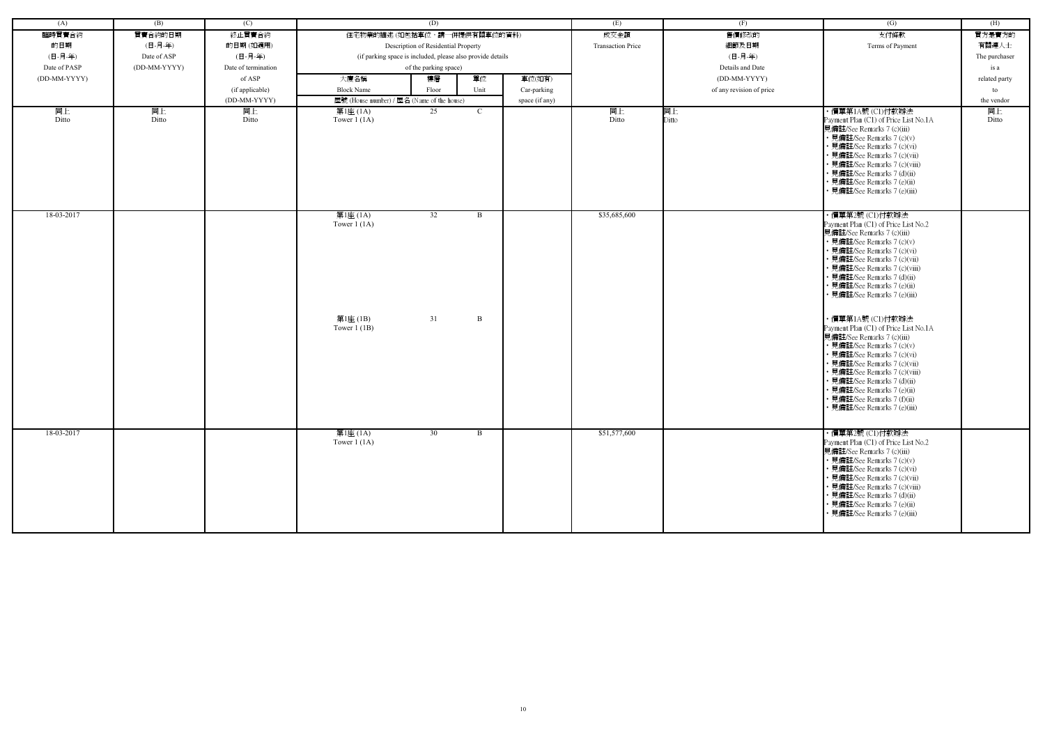| (A) | (B) | (C) | (D) | | | | (E) | (F) | (G) | (H) |
|---|---|---|---|---|---|---|---|---|---|---|
| 臨時買賣合約的日期 (日-月-年) Date of PASP (DD-MM-YYYY) | 買賣合約的日期 (日-月-年) Date of ASP (DD-MM-YYYY) | 終止買賣合約的日期 (如適用) (日-月-年) Date of termination of ASP (if applicable) (DD-MM-YYYY) | 住宅物業的描述 (如包括車位，請一併提供有關車位的資料) Description of Residential Property (if parking space is included, please also provide details of the parking space) | | | | 成交金額 Transaction Price | 售價修改的細節及日期 (日-月-年) Details and Date (DD-MM-YYYY) of any revision of price | 支付條款 Terms of Payment | 買方是賣方的有關連人士 The purchaser is a related party to the vendor |
| | | | 大廈名稱 Block Name | 樓層 Floor | 單位 Unit | 車位(如有) Car-parking space (if any) | | | | |
| | | | 屋號 (House number) / 屋名 (Name of the house) | | | | | | | |
| 同上 Ditto | 同上 Ditto | 同上 Ditto | 第1座 (1A) Tower 1 (1A) | 25 | C | | 同上 Ditto | 同上 Ditto | • 價單第1A號 (C1)付款辦法 Payment Plan (C1) of Price List No.1A 見備註/See Remarks 7 (c)(iii) • 見備註/See Remarks 7 (c)(v) • 見備註/See Remarks 7 (c)(vi) • 見備註/See Remarks 7 (c)(vii) • 見備註/See Remarks 7 (c)(viii) • 見備註/See Remarks 7 (d)(ii) • 見備註/See Remarks 7 (e)(ii) • 見備註/See Remarks 7 (e)(iii) | 同上 Ditto |
| 18-03-2017 | | | 第1座 (1A) Tower 1 (1A) | 32 | B | | $35,685,600 | | • 價單第2號 (C1)付款辦法 Payment Plan (C1) of Price List No.2 見備註/See Remarks 7 (c)(iii) • 見備註/See Remarks 7 (c)(v) • 見備註/See Remarks 7 (c)(vi) • 見備註/See Remarks 7 (c)(vii) • 見備註/See Remarks 7 (c)(viii) • 見備註/See Remarks 7 (d)(ii) • 見備註/See Remarks 7 (e)(ii) • 見備註/See Remarks 7 (e)(iii) | |
| | | | 第1座 (1B) Tower 1 (1B) | 31 | B | | | | • 價單第1A號 (C1)付款辦法 Payment Plan (C1) of Price List No.1A 見備註/See Remarks 7 (c)(iii) • 見備註/See Remarks 7 (c)(v) • 見備註/See Remarks 7 (c)(vi) • 見備註/See Remarks 7 (c)(vii) • 見備註/See Remarks 7 (c)(viii) • 見備註/See Remarks 7 (d)(ii) • 見備註/See Remarks 7 (e)(ii) • 見備註/See Remarks 7 (f)(ii) • 見備註/See Remarks 7 (e)(iii) | |
| 18-03-2017 | | | 第1座 (1A) Tower 1 (1A) | 30 | B | | $51,577,600 | | • 價單第2號 (C1)付款辦法 Payment Plan (C1) of Price List No.2 見備註/See Remarks 7 (c)(iii) • 見備註/See Remarks 7 (c)(v) • 見備註/See Remarks 7 (c)(vi) • 見備註/See Remarks 7 (c)(vii) • 見備註/See Remarks 7 (c)(viii) • 見備註/See Remarks 7 (d)(ii) • 見備註/See Remarks 7 (e)(ii) • 見備註/See Remarks 7 (e)(iii) | |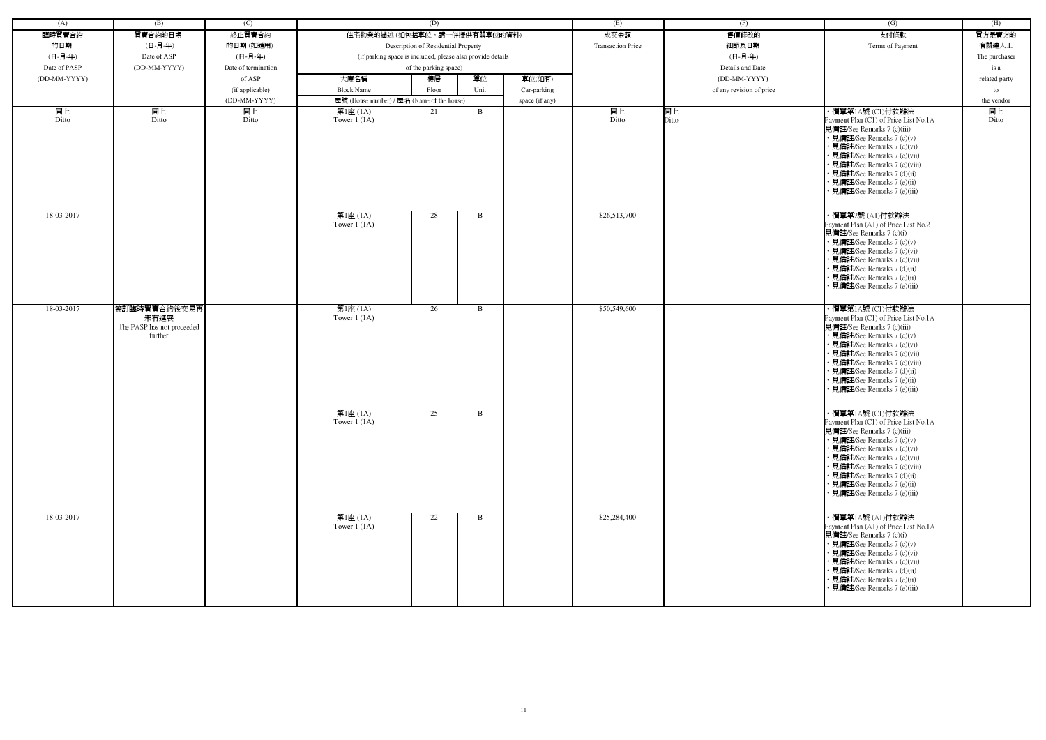| (A) | (B) | (C) | (D) | | | | (E) | (F) | (G) | (H) |
|---|---|---|---|---|---|---|---|---|---|---|
| 臨時買賣合約的日期 (日-月-年) Date of PASP (DD-MM-YYYY) | 買賣合約的日期 (日-月-年) Date of ASP (DD-MM-YYYY) | 終止買賣合約的日期 (如適用) (日-月-年) Date of termination of ASP (if applicable) (DD-MM-YYYY) | 住宅物業的描述 (如包括車位，請一併提供有關車位的資料) Description of Residential Property (if parking space is included, please also provide details of the parking space) | | | | 成交金額 Transaction Price | 售價修改的細節及日期 (日-月-年) Details and Date (DD-MM-YYYY) of any revision of price | 支付條款 Terms of Payment | 買方是賣方的有關連人士 The purchaser is a related party to the vendor |
| | | | 大廈名稱 Block Name | 樓層 Floor | 單位 Unit | 車位(如有) Car-parking space (if any) | | | | |
| | | | 屋號 (House number) / 屋名 (Name of the house) | | | | | | | |
| 同上 Ditto | 同上 Ditto | 同上 Ditto | 第1座 (1A) Tower 1 (1A) | 21 | B | | 同上 Ditto | 同上 Ditto | ・價單第1A號 (C1)付款辦法 Payment Plan (C1) of Price List No.1A 見備註/See Remarks 7 (c)(iii) ・見備註/See Remarks 7 (c)(v) ・見備註/See Remarks 7 (c)(vi) ・見備註/See Remarks 7 (c)(vii) ・見備註/See Remarks 7 (c)(viii) ・見備註/See Remarks 7 (d)(ii) ・見備註/See Remarks 7 (e)(ii) ・見備註/See Remarks 7 (e)(iii) | 同上 Ditto |
| 18-03-2017 | | | 第1座 (1A) Tower 1 (1A) | 28 | B | | $26,513,700 | | ・價單第2號 (A1)付款辦法 Payment Plan (A1) of Price List No.2 見備註/See Remarks 7 (c)(i) ・見備註/See Remarks 7 (c)(v) ・見備註/See Remarks 7 (c)(vi) ・見備註/See Remarks 7 (c)(vii) ・見備註/See Remarks 7 (d)(ii) ・見備註/See Remarks 7 (e)(ii) ・見備註/See Remarks 7 (e)(iii) | |
| 18-03-2017 | 簽訂臨時買賣合約後交易再未有進展 The PASP has not proceeded further | | 第1座 (1A) Tower 1 (1A) | 26 | B | | $50,549,600 | | ・價單第1A號 (C1)付款辦法 Payment Plan (C1) of Price List No.1A 見備註/See Remarks 7 (c)(iii) ・見備註/See Remarks 7 (c)(v) ・見備註/See Remarks 7 (c)(vi) ・見備註/See Remarks 7 (c)(vii) ・見備註/See Remarks 7 (c)(viii) ・見備註/See Remarks 7 (d)(ii) ・見備註/See Remarks 7 (e)(ii) ・見備註/See Remarks 7 (e)(iii) | |
| | | | 第1座 (1A) Tower 1 (1A) | 25 | B | | | | ・價單第1A號 (C1)付款辦法 Payment Plan (C1) of Price List No.1A 見備註/See Remarks 7 (c)(iii) ・見備註/See Remarks 7 (c)(v) ・見備註/See Remarks 7 (c)(vi) ・見備註/See Remarks 7 (c)(vii) ・見備註/See Remarks 7 (c)(viii) ・見備註/See Remarks 7 (d)(ii) ・見備註/See Remarks 7 (e)(ii) ・見備註/See Remarks 7 (e)(iii) | |
| 18-03-2017 | | | 第1座 (1A) Tower 1 (1A) | 22 | B | | $25,284,400 | | ・價單第1A號 (A1)付款辦法 Payment Plan (A1) of Price List No.1A 見備註/See Remarks 7 (c)(i) ・見備註/See Remarks 7 (c)(v) ・見備註/See Remarks 7 (c)(vi) ・見備註/See Remarks 7 (c)(vii) ・見備註/See Remarks 7 (d)(ii) ・見備註/See Remarks 7 (e)(ii) ・見備註/See Remarks 7 (e)(iii) | |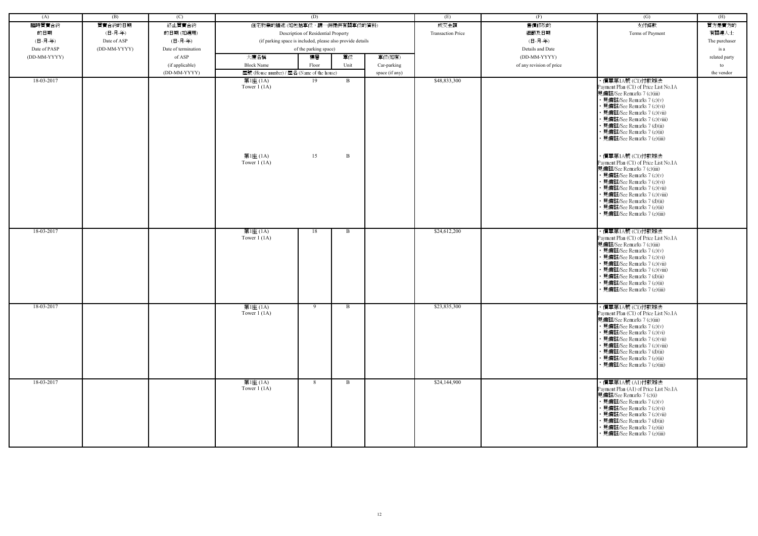| (A) | (B) | (C) | (D) | | | | (E) | (F) | (G) | (H) |
|---|---|---|---|---|---|---|---|---|---|---|
| 臨時買賣合約的日期 (日-月-年) Date of PASP (DD-MM-YYYY) | 買賣合約的日期 (日-月-年) Date of ASP (DD-MM-YYYY) | 終止買賣合約的日期 (如適用) (日-月-年) Date of termination of ASP (if applicable) (DD-MM-YYYY) | 住宅物業的描述 (如包括車位，請一併提供有關車位的資料) Description of Residential Property (if parking space is included, please also provide details of the parking space) | | | | 成交金額 Transaction Price | 售價修改的細節及日期 (日-月-年) Details and Date (DD-MM-YYYY) of any revision of price | 支付條款 Terms of Payment | 買方是賣方的有關連人士 The purchaser is a related party to the vendor |
| | | | 大廈名稱 Block Name | 樓層 Floor | 單位 Unit | 車位(如有) Car-parking space (if any) | | | | |
| | | | 屋號 (House number) / 屋名 (Name of the house) | | | | | | | |
| 18-03-2017 | | | 第1座 (1A) Tower 1 (1A) | 19 | B | | $48,833,300 | | • 價單第1A號 (C1)付款辦法 Payment Plan (C1) of Price List No.1A 見備註/See Remarks 7 (c)(iii) • 見備註/See Remarks 7 (c)(v) • 見備註/See Remarks 7 (c)(vi) • 見備註/See Remarks 7 (c)(vii) • 見備註/See Remarks 7 (c)(viii) • 見備註/See Remarks 7 (d)(ii) • 見備註/See Remarks 7 (e)(ii) • 見備註/See Remarks 7 (e)(iii) | |
| | | | 第1座 (1A) Tower 1 (1A) | 15 | B | | | | • 價單第1A號 (C1)付款辦法 Payment Plan (C1) of Price List No.1A 見備註/See Remarks 7 (c)(iii) • 見備註/See Remarks 7 (c)(v) • 見備註/See Remarks 7 (c)(vi) • 見備註/See Remarks 7 (c)(vii) • 見備註/See Remarks 7 (c)(viii) • 見備註/See Remarks 7 (d)(ii) • 見備註/See Remarks 7 (e)(ii) • 見備註/See Remarks 7 (e)(iii) | |
| 18-03-2017 | | | 第1座 (1A) Tower 1 (1A) | 18 | B | | $24,612,200 | | • 價單第1A號 (C1)付款辦法 Payment Plan (C1) of Price List No.1A 見備註/See Remarks 7 (c)(iii) • 見備註/See Remarks 7 (c)(v) • 見備註/See Remarks 7 (c)(vi) • 見備註/See Remarks 7 (c)(vii) • 見備註/See Remarks 7 (c)(viii) • 見備註/See Remarks 7 (d)(ii) • 見備註/See Remarks 7 (e)(ii) • 見備註/See Remarks 7 (e)(iii) | |
| 18-03-2017 | | | 第1座 (1A) Tower 1 (1A) | 9 | B | | $23,835,300 | | • 價單第1A號 (C1)付款辦法 Payment Plan (C1) of Price List No.1A 見備註/See Remarks 7 (c)(iii) • 見備註/See Remarks 7 (c)(v) • 見備註/See Remarks 7 (c)(vi) • 見備註/See Remarks 7 (c)(vii) • 見備註/See Remarks 7 (c)(viii) • 見備註/See Remarks 7 (d)(ii) • 見備註/See Remarks 7 (e)(ii) • 見備註/See Remarks 7 (e)(iii) | |
| 18-03-2017 | | | 第1座 (1A) Tower 1 (1A) | 8 | B | | $24,144,900 | | • 價單第1A號 (A1)付款辦法 Payment Plan (A1) of Price List No.1A 見備註/See Remarks 7 (c)(i) • 見備註/See Remarks 7 (c)(v) • 見備註/See Remarks 7 (c)(vi) • 見備註/See Remarks 7 (c)(vii) • 見備註/See Remarks 7 (d)(ii) • 見備註/See Remarks 7 (e)(ii) • 見備註/See Remarks 7 (e)(iii) | |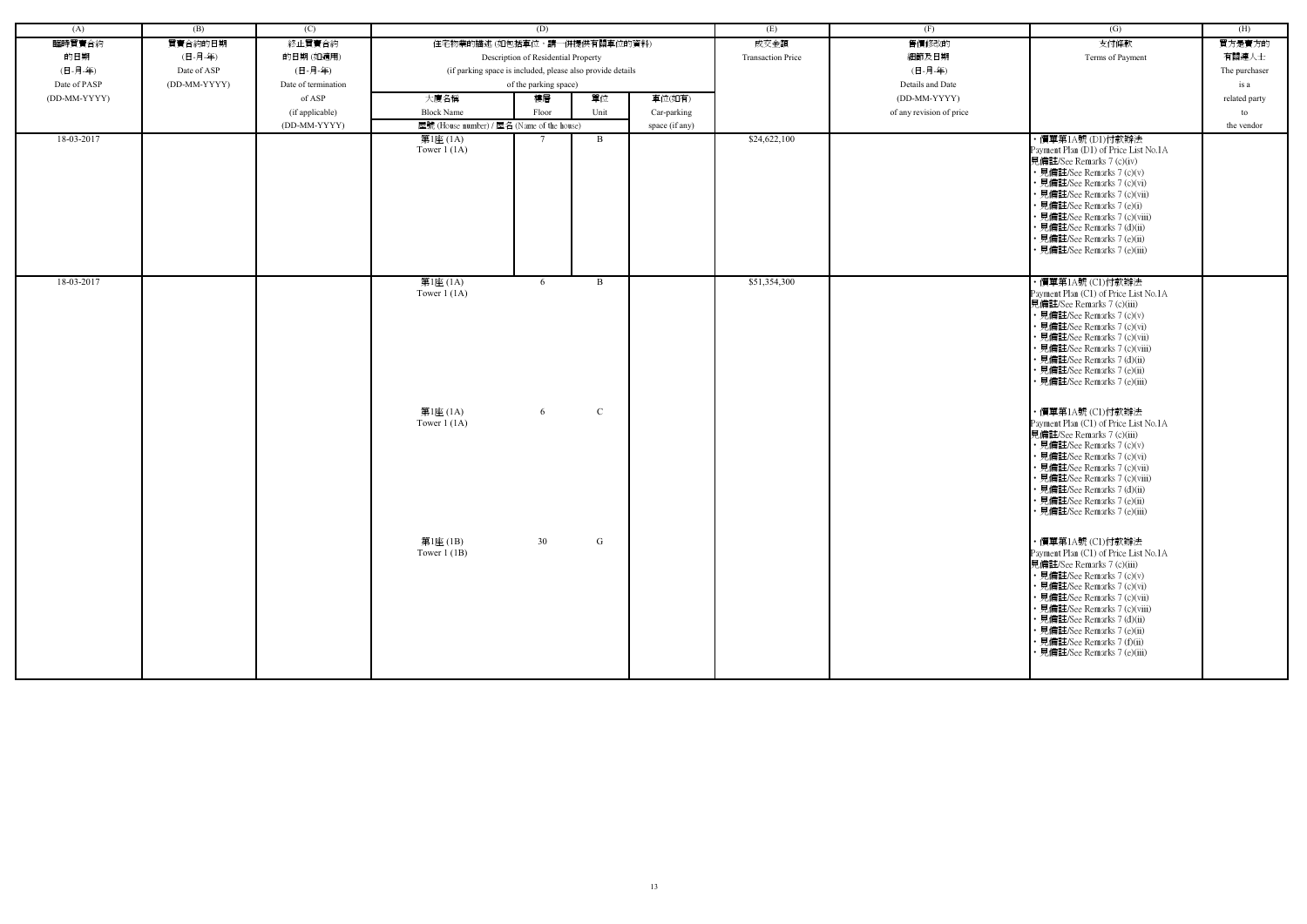| (A) | (B) | (C) | (D) | | | | (E) | (F) | (G) | (H) |
|---|---|---|---|---|---|---|---|---|---|---|
| 臨時買賣合約的日期 (日-月-年) Date of PASP (DD-MM-YYYY) | 買賣合約的日期 (日-月-年) Date of ASP (DD-MM-YYYY) | 終止買賣合約的日期 (如適用) (日-月-年) Date of termination of ASP (if applicable) (DD-MM-YYYY) | 住宅物業的描述 (如包括車位，請一併提供有關車位的資料) Description of Residential Property (if parking space is included, please also provide details of the parking space) | | | | 成交金額 Transaction Price | 售價修改的細節及日期 (日-月-年) Details and Date (DD-MM-YYYY) of any revision of price | 支付條款 Terms of Payment | 買方是賣方的有關連人士 The purchaser is a related party to the vendor |
| | | | 大廈名稱 Block Name | 樓層 Floor | 單位 Unit | 車位(如有) Car-parking space (if any) | | | | |
| | | | 屋號 (House number) / 屋名 (Name of the house) | | | | | | | |
| 18-03-2017 | | | 第1座 (1A) Tower 1 (1A) | 7 | B | | $24,622,100 | | ・價單第1A號 (D1)付款辦法 Payment Plan (D1) of Price List No.1A 見備註/See Remarks 7 (c)(iv) ・見備註/See Remarks 7 (c)(v) ・見備註/See Remarks 7 (c)(vi) ・見備註/See Remarks 7 (c)(vii) ・見備註/See Remarks 7 (e)(i) ・見備註/See Remarks 7 (c)(viii) ・見備註/See Remarks 7 (d)(ii) ・見備註/See Remarks 7 (e)(ii) ・見備註/See Remarks 7 (e)(iii) | |
| 18-03-2017 | | | 第1座 (1A) Tower 1 (1A) | 6 | B | | $51,354,300 | | ・價單第1A號 (C1)付款辦法 Payment Plan (C1) of Price List No.1A 見備註/See Remarks 7 (c)(iii) ・見備註/See Remarks 7 (c)(v) ・見備註/See Remarks 7 (c)(vi) ・見備註/See Remarks 7 (c)(vii) ・見備註/See Remarks 7 (c)(viii) ・見備註/See Remarks 7 (d)(ii) ・見備註/See Remarks 7 (e)(ii) ・見備註/See Remarks 7 (e)(iii) | |
| | | | 第1座 (1A) Tower 1 (1A) | 6 | C | | | | ・價單第1A號 (C1)付款辦法 Payment Plan (C1) of Price List No.1A 見備註/See Remarks 7 (c)(iii) ・見備註/See Remarks 7 (c)(v) ・見備註/See Remarks 7 (c)(vi) ・見備註/See Remarks 7 (c)(vii) ・見備註/See Remarks 7 (c)(viii) ・見備註/See Remarks 7 (d)(ii) ・見備註/See Remarks 7 (e)(ii) ・見備註/See Remarks 7 (e)(iii) | |
| | | | 第1座 (1B) Tower 1 (1B) | 30 | G | | | | ・價單第1A號 (C1)付款辦法 Payment Plan (C1) of Price List No.1A 見備註/See Remarks 7 (c)(iii) ・見備註/See Remarks 7 (c)(v) ・見備註/See Remarks 7 (c)(vi) ・見備註/See Remarks 7 (c)(vii) ・見備註/See Remarks 7 (c)(viii) ・見備註/See Remarks 7 (d)(ii) ・見備註/See Remarks 7 (e)(ii) ・見備註/See Remarks 7 (f)(ii) ・見備註/See Remarks 7 (e)(iii) | |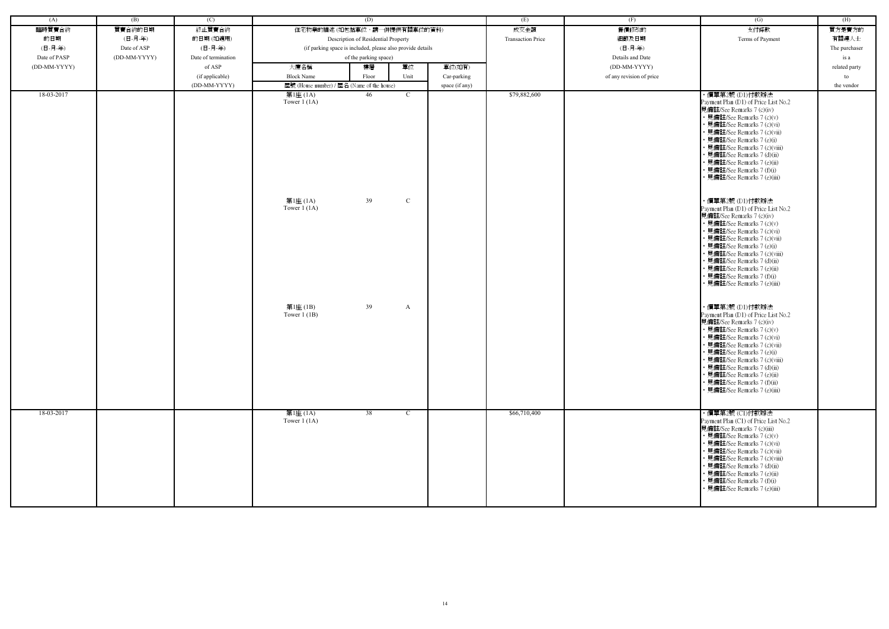| (A) | (B) | (C) | (D) | | | | (E) | (F) | (G) | (H) |
|---|---|---|---|---|---|---|---|---|---|---|
| 臨時買賣合約的日期 (日-月-年) Date of PASP (DD-MM-YYYY) | 買賣合約的日期 (日-月-年) Date of ASP (DD-MM-YYYY) | 終止買賣合約的日期 (如適用) (日-月-年) Date of termination of ASP (if applicable) (DD-MM-YYYY) | 住宅物業的描述 (如包括車位，請一併提供有關車位的資料) Description of Residential Property (if parking space is included, please also provide details of the parking space) | | | | 成交金額 Transaction Price | 售價修改的細節及日期 (日-月-年) Details and Date (DD-MM-YYYY) of any revision of price | 支付條款 Terms of Payment | 買方是賣方的有關連人士 The purchaser is a related party to the vendor |
| | | | 大廈名稱 Block Name | 樓層 Floor | 單位 Unit | 車位(如有) Car-parking space (if any) | | | | |
| | | | 屋號 (House number) / 屋名 (Name of the house) | | | | | | | |
| 18-03-2017 | | | 第1座 (1A) Tower 1 (1A) | 46 | C | | $79,882,600 | | • 價單第2號 (D1)付款辦法 Payment Plan (D1) of Price List No.2 見備註/See Remarks 7 (c)(iv) • 見備註/See Remarks 7 (c)(v) • 見備註/See Remarks 7 (c)(vi) • 見備註/See Remarks 7 (c)(vii) • 見備註/See Remarks 7 (e)(i) • 見備註/See Remarks 7 (c)(viii) • 見備註/See Remarks 7 (d)(ii) • 見備註/See Remarks 7 (e)(ii) • 見備註/See Remarks 7 (f)(i) • 見備註/See Remarks 7 (e)(iii) | |
| | | | 第1座 (1A) Tower 1 (1A) | 39 | C | | | | • 價單第2號 (D1)付款辦法 Payment Plan (D1) of Price List No.2 見備註/See Remarks 7 (c)(iv) • 見備註/See Remarks 7 (c)(v) • 見備註/See Remarks 7 (c)(vi) • 見備註/See Remarks 7 (c)(vii) • 見備註/See Remarks 7 (e)(i) • 見備註/See Remarks 7 (c)(viii) • 見備註/See Remarks 7 (d)(ii) • 見備註/See Remarks 7 (e)(ii) • 見備註/See Remarks 7 (f)(i) • 見備註/See Remarks 7 (e)(iii) | |
| | | | 第1座 (1B) Tower 1 (1B) | 39 | A | | | | • 價單第2號 (D1)付款辦法 Payment Plan (D1) of Price List No.2 見備註/See Remarks 7 (c)(iv) • 見備註/See Remarks 7 (c)(v) • 見備註/See Remarks 7 (c)(vi) • 見備註/See Remarks 7 (c)(vii) • 見備註/See Remarks 7 (e)(i) • 見備註/See Remarks 7 (c)(viii) • 見備註/See Remarks 7 (d)(ii) • 見備註/See Remarks 7 (e)(ii) • 見備註/See Remarks 7 (f)(ii) • 見備註/See Remarks 7 (e)(iii) | |
| 18-03-2017 | | | 第1座 (1A) Tower 1 (1A) | 38 | C | | $66,710,400 | | • 價單第2號 (C1)付款辦法 Payment Plan (C1) of Price List No.2 見備註/See Remarks 7 (c)(iii) • 見備註/See Remarks 7 (c)(v) • 見備註/See Remarks 7 (c)(vi) • 見備註/See Remarks 7 (c)(vii) • 見備註/See Remarks 7 (c)(viii) • 見備註/See Remarks 7 (d)(ii) • 見備註/See Remarks 7 (e)(ii) • 見備註/See Remarks 7 (f)(i) • 見備註/See Remarks 7 (e)(iii) | |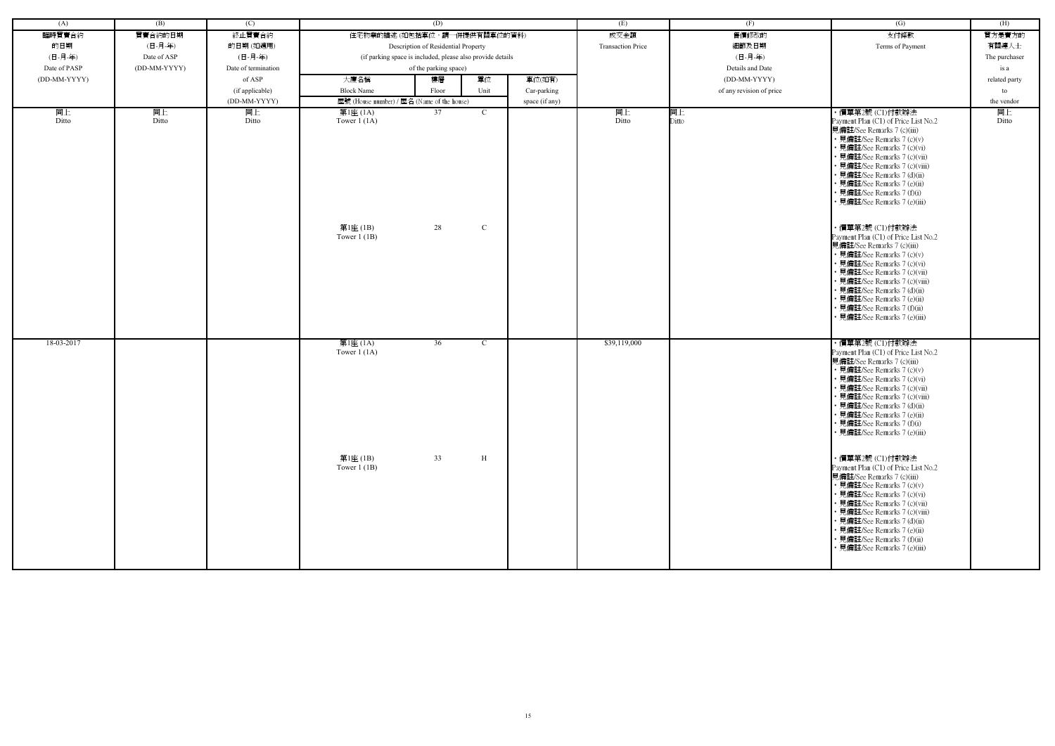| (A) | (B) | (C) | (D) | | | | (E) | (F) | (G) | (H) |
|---|---|---|---|---|---|---|---|---|---|---|
| 臨時買賣合約的日期 (日-月-年) Date of PASP (DD-MM-YYYY) | 買賣合約的日期 (日-月-年) Date of ASP (DD-MM-YYYY) | 終止買賣合約的日期 (如適用) (日-月-年) Date of termination of ASP (if applicable) (DD-MM-YYYY) | 住宅物業的描述 (如包括車位，請一併提供有關車位的資料) Description of Residential Property (if parking space is included, please also provide details of the parking space) | | | | 成交金額 Transaction Price | 售價修改的細節及日期 (日-月-年) Details and Date (DD-MM-YYYY) of any revision of price | 支付條款 Terms of Payment | 買方是賣方的有關連人士 The purchaser is a related party to the vendor |
| | | | 大廈名稱 Block Name | 樓層 Floor | 單位 Unit | 車位(如有) Car-parking space (if any) | | | | |
| | | | 屋號 (House number) / 屋名 (Name of the house) | | | | | | | |
| 同上 Ditto | 同上 Ditto | 同上 Ditto | 第1座 (1A) Tower 1 (1A) | 37 | C | | 同上 Ditto | 同上 Ditto | • 價單第2號 (C1)付款辦法 Payment Plan (C1) of Price List No.2 見備註/See Remarks 7 (c)(iii) • 見備註/See Remarks 7 (c)(v) • 見備註/See Remarks 7 (c)(vi) • 見備註/See Remarks 7 (c)(vii) • 見備註/See Remarks 7 (c)(viii) • 見備註/See Remarks 7 (d)(ii) • 見備註/See Remarks 7 (e)(ii) • 見備註/See Remarks 7 (f)(i) • 見備註/See Remarks 7 (e)(iii) | 同上 Ditto |
| | | | 第1座 (1B) Tower 1 (1B) | 28 | C | | | | • 價單第2號 (C1)付款辦法 Payment Plan (C1) of Price List No.2 見備註/See Remarks 7 (c)(iii) • 見備註/See Remarks 7 (c)(v) • 見備註/See Remarks 7 (c)(vi) • 見備註/See Remarks 7 (c)(vii) • 見備註/See Remarks 7 (c)(viii) • 見備註/See Remarks 7 (d)(ii) • 見備註/See Remarks 7 (e)(ii) • 見備註/See Remarks 7 (f)(ii) • 見備註/See Remarks 7 (e)(iii) | |
| 18-03-2017 | | | 第1座 (1A) Tower 1 (1A) | 36 | C | | $39,119,000 | | • 價單第2號 (C1)付款辦法 Payment Plan (C1) of Price List No.2 見備註/See Remarks 7 (c)(iii) • 見備註/See Remarks 7 (c)(v) • 見備註/See Remarks 7 (c)(vi) • 見備註/See Remarks 7 (c)(vii) • 見備註/See Remarks 7 (c)(viii) • 見備註/See Remarks 7 (d)(ii) • 見備註/See Remarks 7 (e)(ii) • 見備註/See Remarks 7 (f)(i) • 見備註/See Remarks 7 (e)(iii) | |
| | | | 第1座 (1B) Tower 1 (1B) | 33 | H | | | | • 價單第2號 (C1)付款辦法 Payment Plan (C1) of Price List No.2 見備註/See Remarks 7 (c)(iii) • 見備註/See Remarks 7 (c)(v) • 見備註/See Remarks 7 (c)(vi) • 見備註/See Remarks 7 (c)(vii) • 見備註/See Remarks 7 (c)(viii) • 見備註/See Remarks 7 (d)(ii) • 見備註/See Remarks 7 (e)(ii) • 見備註/See Remarks 7 (f)(ii) • 見備註/See Remarks 7 (e)(iii) | |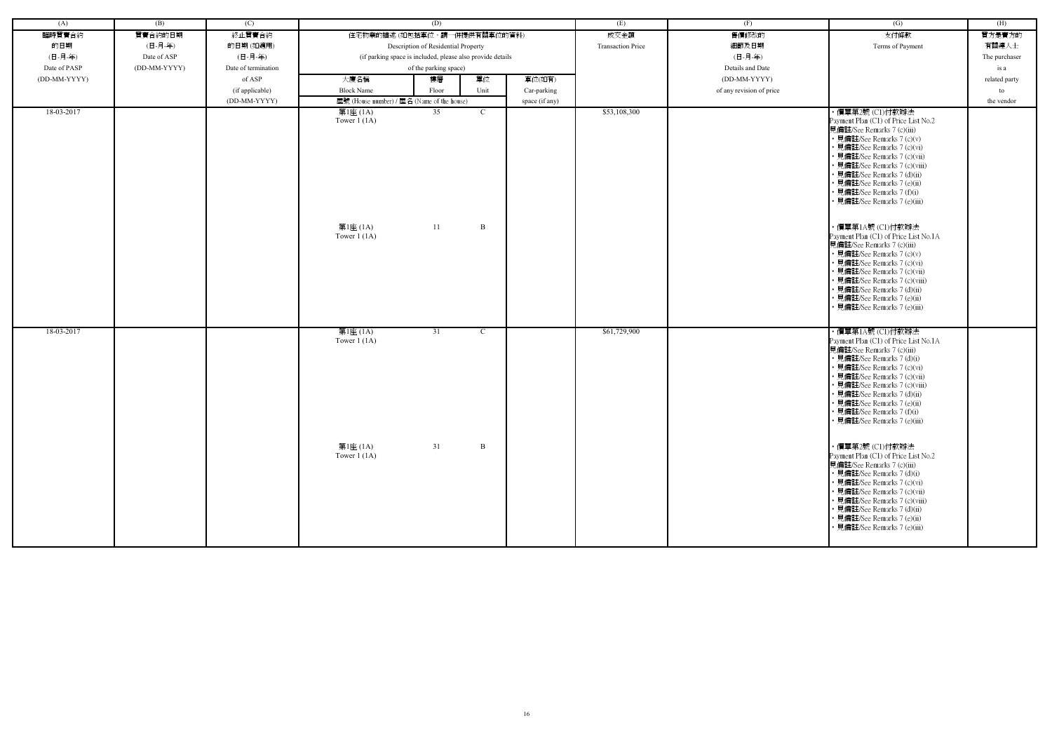| (A) | (B) | (C) | (D) | | | | (E) | (F) | (G) | (H) |
|---|---|---|---|---|---|---|---|---|---|---|
| 臨時買賣合約的日期 (日-月-年) Date of PASP (DD-MM-YYYY) | 買賣合約的日期 (日-月-年) Date of ASP (DD-MM-YYYY) | 終止買賣合約的日期 (如適用) (日-月-年) Date of termination of ASP (if applicable) (DD-MM-YYYY) | 住宅物業的描述 (如包括車位，請一併提供有關車位的資料) Description of Residential Property (if parking space is included, please also provide details of the parking space) | | | | 成交金額 Transaction Price | 售價修改的細節及日期 (日-月-年) Details and Date (DD-MM-YYYY) of any revision of price | 支付條款 Terms of Payment | 買方是賣方的有關連人士 The purchaser is a related party to the vendor |
| | | | 大廈名稱 Block Name | 樓層 Floor | 單位 Unit | 車位(如有) Car-parking space (if any) | | | | |
| | | | 屋號 (House number) / 屋名 (Name of the house) | | | | | | | |
| 18-03-2017 | | | 第1座 (1A) Tower 1 (1A) | 35 | C | | $53,108,300 | | • 價單第2號 (C1)付款辦法 Payment Plan (C1) of Price List No.2 見備註/See Remarks 7 (c)(iii) • 見備註/See Remarks 7 (c)(v) • 見備註/See Remarks 7 (c)(vi) • 見備註/See Remarks 7 (c)(vii) • 見備註/See Remarks 7 (c)(viii) • 見備註/See Remarks 7 (d)(ii) • 見備註/See Remarks 7 (e)(ii) • 見備註/See Remarks 7 (f)(i) • 見備註/See Remarks 7 (e)(iii) | |
| | | | 第1座 (1A) Tower 1 (1A) | 11 | B | | | | • 價單第1A號 (C1)付款辦法 Payment Plan (C1) of Price List No.1A 見備註/See Remarks 7 (c)(iii) • 見備註/See Remarks 7 (c)(v) • 見備註/See Remarks 7 (c)(vi) • 見備註/See Remarks 7 (c)(vii) • 見備註/See Remarks 7 (c)(viii) • 見備註/See Remarks 7 (d)(ii) • 見備註/See Remarks 7 (e)(ii) • 見備註/See Remarks 7 (e)(iii) | |
| 18-03-2017 | | | 第1座 (1A) Tower 1 (1A) | 31 | C | | $61,729,900 | | • 價單第1A號 (C1)付款辦法 Payment Plan (C1) of Price List No.1A 見備註/See Remarks 7 (c)(iii) • 見備註/See Remarks 7 (d)(i) • 見備註/See Remarks 7 (c)(vi) • 見備註/See Remarks 7 (c)(vii) • 見備註/See Remarks 7 (c)(viii) • 見備註/See Remarks 7 (d)(ii) • 見備註/See Remarks 7 (e)(ii) • 見備註/See Remarks 7 (f)(i) • 見備註/See Remarks 7 (e)(iii) | |
| | | | 第1座 (1A) Tower 1 (1A) | 31 | B | | | | • 價單第2號 (C1)付款辦法 Payment Plan (C1) of Price List No.2 見備註/See Remarks 7 (c)(iii) • 見備註/See Remarks 7 (d)(i) • 見備註/See Remarks 7 (c)(vi) • 見備註/See Remarks 7 (c)(vii) • 見備註/See Remarks 7 (c)(viii) • 見備註/See Remarks 7 (d)(ii) • 見備註/See Remarks 7 (e)(ii) • 見備註/See Remarks 7 (e)(iii) | |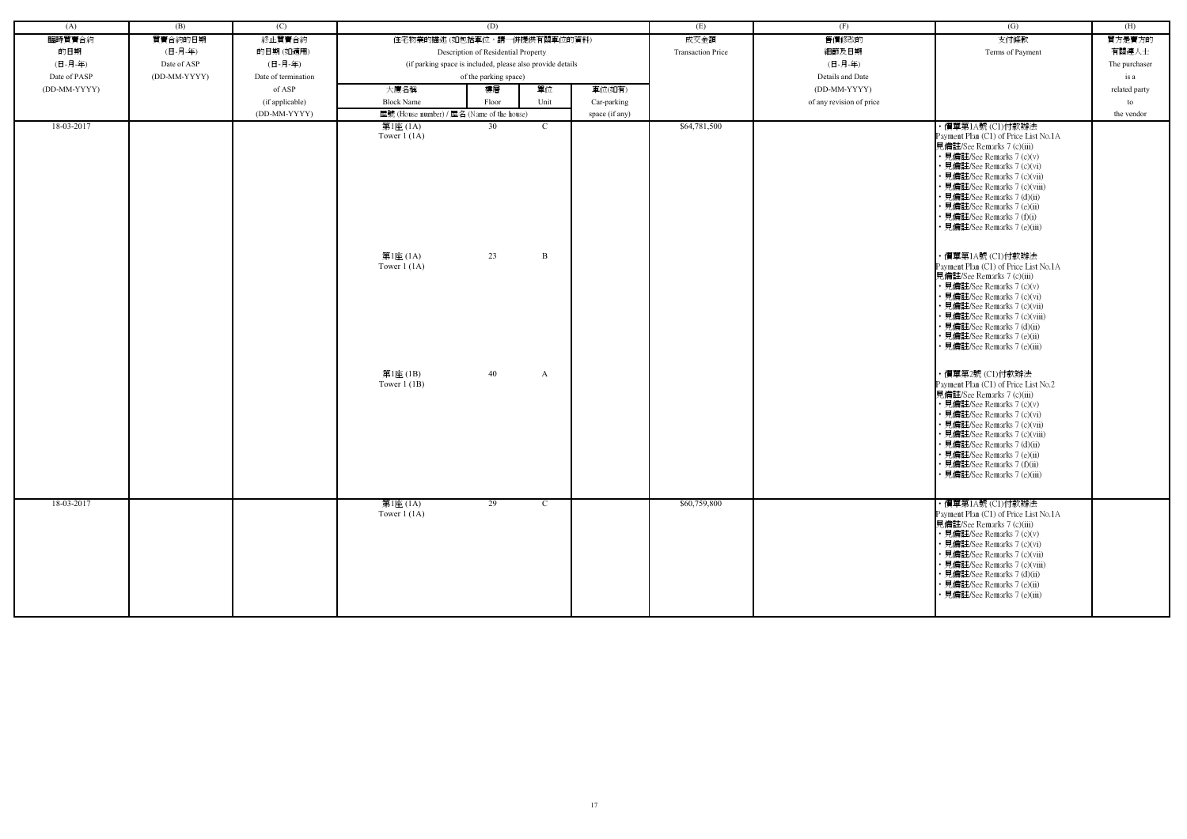| (A) | (B) | (C) | (D) | | | | (E) | (F) | (G) | (H) |
|---|---|---|---|---|---|---|---|---|---|---|
| 臨時買賣合約的日期 (日-月-年) Date of PASP (DD-MM-YYYY) | 買賣合約的日期 (日-月-年) Date of ASP (DD-MM-YYYY) | 終止買賣合約的日期 (如適用) (日-月-年) Date of termination of ASP (if applicable) (DD-MM-YYYY) | 住宅物業的描述 (如包括車位，請一併提供有關車位的資料) Description of Residential Property (if parking space is included, please also provide details of the parking space) | | | | 成交金額 Transaction Price | 售價修改的細節及日期 (日-月-年) Details and Date (DD-MM-YYYY) of any revision of price | 支付條款 Terms of Payment | 買方是賣方的有關連人士 The purchaser is a related party to the vendor |
| | | | 大廈名稱 Block Name | 樓層 Floor | 單位 Unit | 車位(如有) Car-parking space (if any) | | | | |
| | | | 屋號 (House number) / 屋名 (Name of the house) | | | | | | | |
| 18-03-2017 | | | 第1座 (1A) Tower 1 (1A) | 30 | C | | $64,781,500 | | • 價單第1A號 (C1)付款辦法 Payment Plan (C1) of Price List No.1A 見備註/See Remarks 7 (c)(iii) • 見備註/See Remarks 7 (c)(v) • 見備註/See Remarks 7 (c)(vi) • 見備註/See Remarks 7 (c)(vii) • 見備註/See Remarks 7 (c)(viii) • 見備註/See Remarks 7 (d)(ii) • 見備註/See Remarks 7 (e)(ii) • 見備註/See Remarks 7 (f)(i) • 見備註/See Remarks 7 (e)(iii) | |
| | | | 第1座 (1A) Tower 1 (1A) | 23 | B | | | | • 價單第1A號 (C1)付款辦法 Payment Plan (C1) of Price List No.1A 見備註/See Remarks 7 (c)(iii) • 見備註/See Remarks 7 (c)(v) • 見備註/See Remarks 7 (c)(vi) • 見備註/See Remarks 7 (c)(vii) • 見備註/See Remarks 7 (c)(viii) • 見備註/See Remarks 7 (d)(ii) • 見備註/See Remarks 7 (e)(ii) • 見備註/See Remarks 7 (e)(iii) | |
| | | | 第1座 (1B) Tower 1 (1B) | 40 | A | | | | • 價單第2號 (C1)付款辦法 Payment Plan (C1) of Price List No.2 見備註/See Remarks 7 (c)(iii) • 見備註/See Remarks 7 (c)(v) • 見備註/See Remarks 7 (c)(vi) • 見備註/See Remarks 7 (c)(vii) • 見備註/See Remarks 7 (c)(viii) • 見備註/See Remarks 7 (d)(ii) • 見備註/See Remarks 7 (e)(ii) • 見備註/See Remarks 7 (f)(ii) • 見備註/See Remarks 7 (e)(iii) | |
| 18-03-2017 | | | 第1座 (1A) Tower 1 (1A) | 29 | C | | $60,759,800 | | • 價單第1A號 (C1)付款辦法 Payment Plan (C1) of Price List No.1A 見備註/See Remarks 7 (c)(iii) • 見備註/See Remarks 7 (c)(v) • 見備註/See Remarks 7 (c)(vi) • 見備註/See Remarks 7 (c)(vii) • 見備註/See Remarks 7 (c)(viii) • 見備註/See Remarks 7 (d)(ii) • 見備註/See Remarks 7 (e)(ii) • 見備註/See Remarks 7 (e)(iii) | |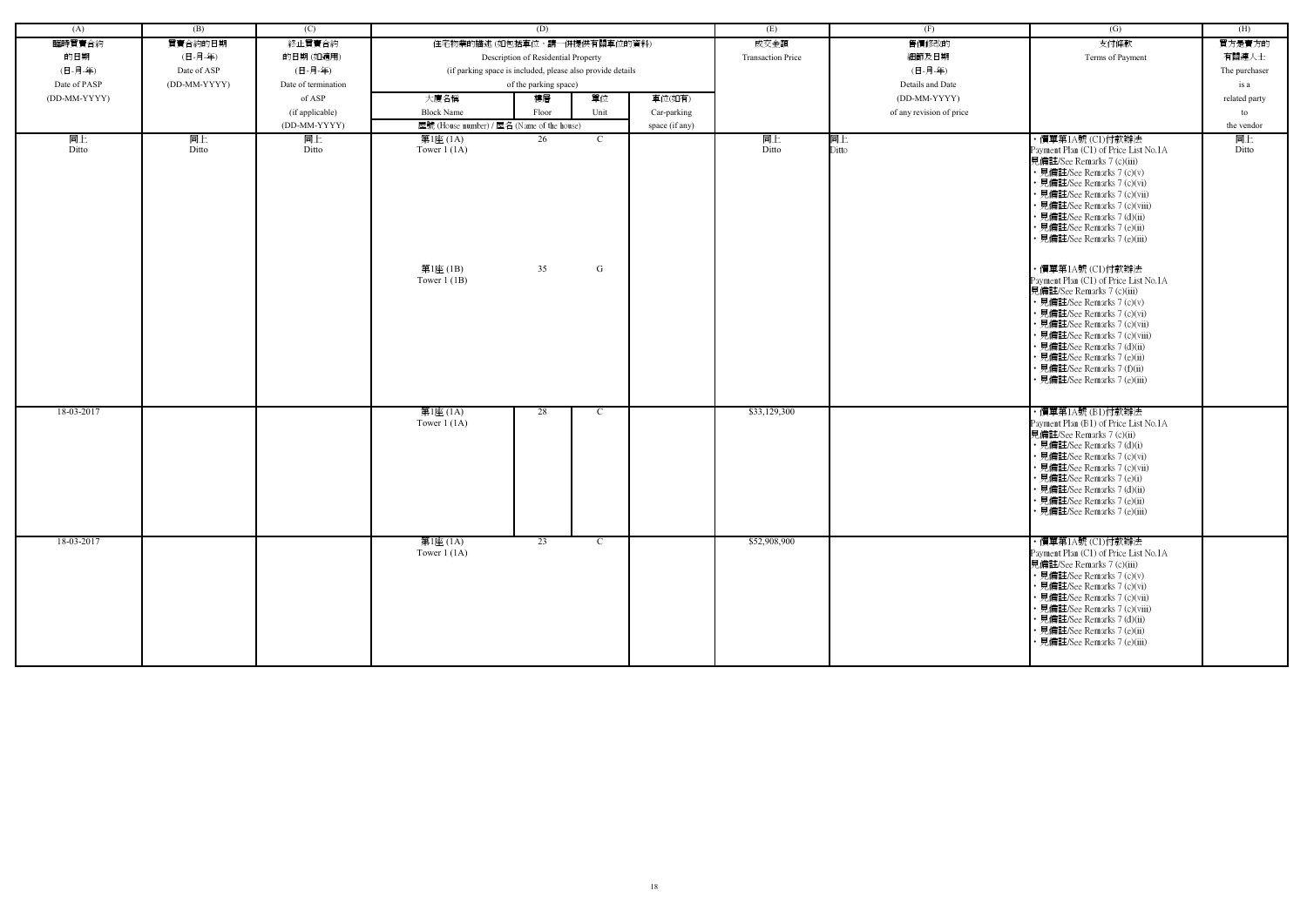| (A) | (B) | (C) | (D) | | | | (E) | (F) | (G) | (H) |
|---|---|---|---|---|---|---|---|---|---|---|
| 臨時買賣合約的日期 (日-月-年) Date of PASP (DD-MM-YYYY) | 買賣合約的日期 (日-月-年) Date of ASP (DD-MM-YYYY) | 終止買賣合約的日期 (如適用) (日-月-年) Date of termination of ASP (if applicable) (DD-MM-YYYY) | 住宅物業的描述 (如包括車位，請一併提供有關車位的資料) Description of Residential Property (if parking space is included, please also provide details of the parking space) | | | | 成交金額 Transaction Price | 售價修改的細節及日期 (日-月-年) Details and Date (DD-MM-YYYY) of any revision of price | 支付條款 Terms of Payment | 買方是賣方的有關連人士 The purchaser is a related party to the vendor |
| | | | 大廈名稱 Block Name | 樓層 Floor | 單位 Unit | 車位(如有) Car-parking space (if any) | | | | |
| | | | 屋號 (House number) / 屋名 (Name of the house) | | | | | | | |
| 同上 Ditto | 同上 Ditto | 同上 Ditto | 第1座 (1A) Tower 1 (1A) | 26 | C | | 同上 Ditto | 同上 Ditto | • 價單第1A號 (C1)付款辦法 Payment Plan (C1) of Price List No.1A 見備註/See Remarks 7 (c)(iii) • 見備註/See Remarks 7 (c)(v) • 見備註/See Remarks 7 (c)(vi) • 見備註/See Remarks 7 (c)(vii) • 見備註/See Remarks 7 (c)(viii) • 見備註/See Remarks 7 (d)(ii) • 見備註/See Remarks 7 (e)(ii) • 見備註/See Remarks 7 (e)(iii) | 同上 Ditto |
| | | | 第1座 (1B) Tower 1 (1B) | 35 | G | | | | • 價單第1A號 (C1)付款辦法 Payment Plan (C1) of Price List No.1A 見備註/See Remarks 7 (c)(iii) • 見備註/See Remarks 7 (c)(v) • 見備註/See Remarks 7 (c)(vi) • 見備註/See Remarks 7 (c)(vii) • 見備註/See Remarks 7 (c)(viii) • 見備註/See Remarks 7 (d)(ii) • 見備註/See Remarks 7 (e)(ii) • 見備註/See Remarks 7 (f)(ii) • 見備註/See Remarks 7 (e)(iii) | |
| 18-03-2017 | | | 第1座 (1A) Tower 1 (1A) | 28 | C | | $33,129,300 | | • 價單第1A號 (B1)付款辦法 Payment Plan (B1) of Price List No.1A 見備註/See Remarks 7 (c)(ii) • 見備註/See Remarks 7 (d)(i) • 見備註/See Remarks 7 (c)(vi) • 見備註/See Remarks 7 (c)(vii) • 見備註/See Remarks 7 (e)(i) • 見備註/See Remarks 7 (d)(ii) • 見備註/See Remarks 7 (e)(ii) • 見備註/See Remarks 7 (e)(iii) | |
| 18-03-2017 | | | 第1座 (1A) Tower 1 (1A) | 23 | C | | $52,908,900 | | • 價單第1A號 (C1)付款辦法 Payment Plan (C1) of Price List No.1A 見備註/See Remarks 7 (c)(iii) • 見備註/See Remarks 7 (c)(v) • 見備註/See Remarks 7 (c)(vi) • 見備註/See Remarks 7 (c)(vii) • 見備註/See Remarks 7 (c)(viii) • 見備註/See Remarks 7 (d)(ii) • 見備註/See Remarks 7 (e)(ii) • 見備註/See Remarks 7 (e)(iii) | |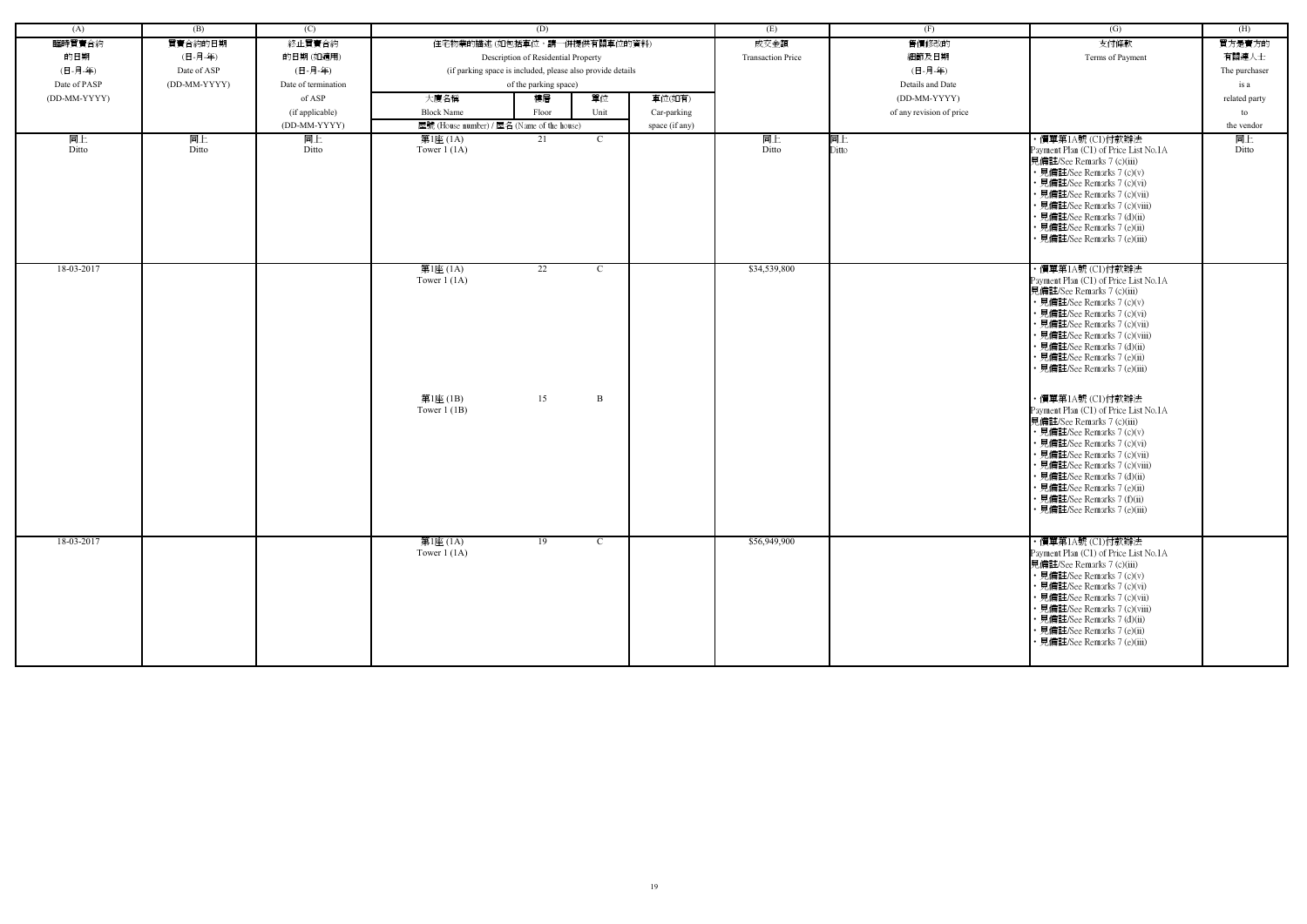| (A) | (B) | (C) | (D) | | | | (E) | (F) | (G) | (H) |
|---|---|---|---|---|---|---|---|---|---|---|
| 臨時買賣合約的日期 (日-月-年) Date of PASP (DD-MM-YYYY) | 買賣合約的日期 (日-月-年) Date of ASP (DD-MM-YYYY) | 終止買賣合約的日期 (如適用) (日-月-年) Date of termination of ASP (if applicable) (DD-MM-YYYY) | 住宅物業的描述 (如包括車位，請一併提供有關車位的資料) Description of Residential Property (if parking space is included, please also provide details of the parking space) | | | | 成交金額 Transaction Price | 售價修改的細節及日期 (日-月-年) Details and Date (DD-MM-YYYY) of any revision of price | 支付條款 Terms of Payment | 買方是賣方的有關連人士 The purchaser is a related party to the vendor |
| | | | 大廈名稱 Block Name | 樓層 Floor | 單位 Unit | 車位(如有) Car-parking space (if any) | | | | |
| | | | 屋號 (House number) / 屋名 (Name of the house) | | | | | | | |
| 同上 Ditto | 同上 Ditto | 同上 Ditto | 第1座 (1A) Tower 1 (1A) | 21 | C | | 同上 Ditto | 同上 Ditto | • 價單第1A號 (C1)付款辦法 Payment Plan (C1) of Price List No.1A 見備註/See Remarks 7 (c)(iii) • 見備註/See Remarks 7 (c)(v) • 見備註/See Remarks 7 (c)(vi) • 見備註/See Remarks 7 (c)(vii) • 見備註/See Remarks 7 (c)(viii) • 見備註/See Remarks 7 (d)(ii) • 見備註/See Remarks 7 (e)(ii) • 見備註/See Remarks 7 (e)(iii) | 同上 Ditto |
| 18-03-2017 | | | 第1座 (1A) Tower 1 (1A) | 22 | C | | $34,539,800 | | • 價單第1A號 (C1)付款辦法 Payment Plan (C1) of Price List No.1A 見備註/See Remarks 7 (c)(iii) • 見備註/See Remarks 7 (c)(v) • 見備註/See Remarks 7 (c)(vi) • 見備註/See Remarks 7 (c)(vii) • 見備註/See Remarks 7 (c)(viii) • 見備註/See Remarks 7 (d)(ii) • 見備註/See Remarks 7 (e)(ii) • 見備註/See Remarks 7 (e)(iii) | |
| | | | 第1座 (1B) Tower 1 (1B) | 15 | B | | | | • 價單第1A號 (C1)付款辦法 Payment Plan (C1) of Price List No.1A 見備註/See Remarks 7 (c)(iii) • 見備註/See Remarks 7 (c)(v) • 見備註/See Remarks 7 (c)(vi) • 見備註/See Remarks 7 (c)(vii) • 見備註/See Remarks 7 (c)(viii) • 見備註/See Remarks 7 (d)(ii) • 見備註/See Remarks 7 (e)(ii) • 見備註/See Remarks 7 (f)(ii) • 見備註/See Remarks 7 (e)(iii) | |
| 18-03-2017 | | | 第1座 (1A) Tower 1 (1A) | 19 | C | | $56,949,900 | | • 價單第1A號 (C1)付款辦法 Payment Plan (C1) of Price List No.1A 見備註/See Remarks 7 (c)(iii) • 見備註/See Remarks 7 (c)(v) • 見備註/See Remarks 7 (c)(vi) • 見備註/See Remarks 7 (c)(vii) • 見備註/See Remarks 7 (c)(viii) • 見備註/See Remarks 7 (d)(ii) • 見備註/See Remarks 7 (e)(ii) • 見備註/See Remarks 7 (e)(iii) | |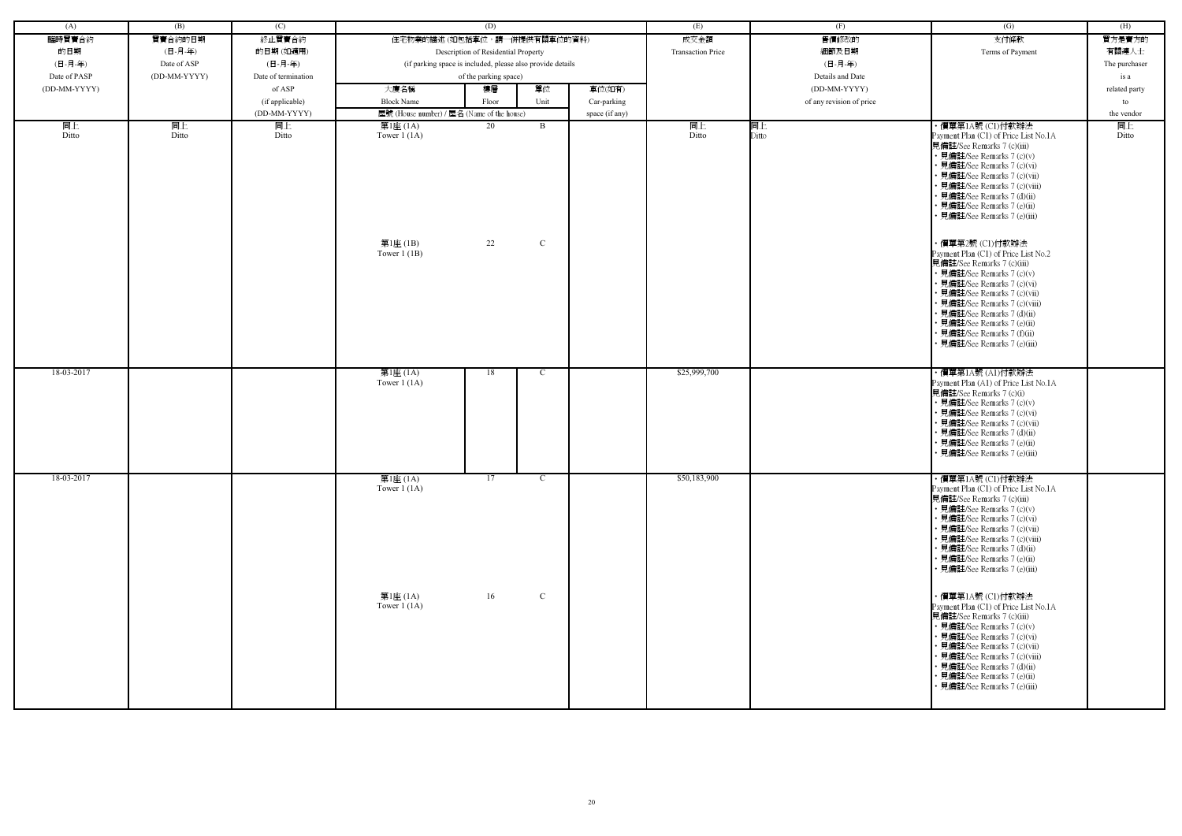| (A) | (B) | (C) | (D) | | | | (E) | (F) | (G) | (H) |
|---|---|---|---|---|---|---|---|---|---|---|
| 臨時買賣合約的日期 (日-月-年) Date of PASP (DD-MM-YYYY) | 買賣合約的日期 (日-月-年) Date of ASP (DD-MM-YYYY) | 終止買賣合約的日期 (如適用) (日-月-年) Date of termination of ASP (if applicable) (DD-MM-YYYY) | 住宅物業的描述 (如包括車位，請一併提供有關車位的資料) Description of Residential Property (if parking space is included, please also provide details of the parking space) | | | | 成交金額 Transaction Price | 售價修改的細節及日期 (日-月-年) Details and Date (DD-MM-YYYY) of any revision of price | 支付條款 Terms of Payment | 買方是賣方的有關連人士 The purchaser is a related party to the vendor |
| | | | 大廈名稱 Block Name | 樓層 Floor | 單位 Unit | 車位(如有) Car-parking space (if any) | | | | |
| | | | 屋號 (House number) / 屋名 (Name of the house) | | | | | | | |
| 同上 Ditto | 同上 Ditto | 同上 Ditto | 第1座 (1A) Tower 1 (1A) | 20 | B | | 同上 Ditto | 同上 Ditto | ‧價單第1A號 (C1)付款辦法 Payment Plan (C1) of Price List No.1A 見備註/See Remarks 7 (c)(iii) ‧見備註/See Remarks 7 (c)(v) ‧見備註/See Remarks 7 (c)(vi) ‧見備註/See Remarks 7 (c)(vii) ‧見備註/See Remarks 7 (c)(viii) ‧見備註/See Remarks 7 (d)(ii) ‧見備註/See Remarks 7 (e)(ii) ‧見備註/See Remarks 7 (e)(iii) | 同上 Ditto |
| | | | 第1座 (1B) Tower 1 (1B) | 22 | C | | | | ‧價單第2號 (C1)付款辦法 Payment Plan (C1) of Price List No.2 見備註/See Remarks 7 (c)(iii) ‧見備註/See Remarks 7 (c)(v) ‧見備註/See Remarks 7 (c)(vi) ‧見備註/See Remarks 7 (c)(vii) ‧見備註/See Remarks 7 (c)(viii) ‧見備註/See Remarks 7 (d)(ii) ‧見備註/See Remarks 7 (e)(ii) ‧見備註/See Remarks 7 (f)(ii) ‧見備註/See Remarks 7 (e)(iii) | |
| 18-03-2017 | | | 第1座 (1A) Tower 1 (1A) | 18 | C | | $25,999,700 | | ‧價單第1A號 (A1)付款辦法 Payment Plan (A1) of Price List No.1A 見備註/See Remarks 7 (c)(i) ‧見備註/See Remarks 7 (c)(v) ‧見備註/See Remarks 7 (c)(vi) ‧見備註/See Remarks 7 (c)(vii) ‧見備註/See Remarks 7 (d)(ii) ‧見備註/See Remarks 7 (e)(ii) ‧見備註/See Remarks 7 (e)(iii) | |
| 18-03-2017 | | | 第1座 (1A) Tower 1 (1A) | 17 | C | | $50,183,900 | | ‧價單第1A號 (C1)付款辦法 Payment Plan (C1) of Price List No.1A 見備註/See Remarks 7 (c)(iii) ‧見備註/See Remarks 7 (c)(v) ‧見備註/See Remarks 7 (c)(vi) ‧見備註/See Remarks 7 (c)(vii) ‧見備註/See Remarks 7 (c)(viii) ‧見備註/See Remarks 7 (d)(ii) ‧見備註/See Remarks 7 (e)(ii) ‧見備註/See Remarks 7 (e)(iii) | |
| | | | 第1座 (1A) Tower 1 (1A) | 16 | C | | | | ‧價單第1A號 (C1)付款辦法 Payment Plan (C1) of Price List No.1A 見備註/See Remarks 7 (c)(iii) ‧見備註/See Remarks 7 (c)(v) ‧見備註/See Remarks 7 (c)(vi) ‧見備註/See Remarks 7 (c)(vii) ‧見備註/See Remarks 7 (c)(viii) ‧見備註/See Remarks 7 (d)(ii) ‧見備註/See Remarks 7 (e)(ii) ‧見備註/See Remarks 7 (e)(iii) | |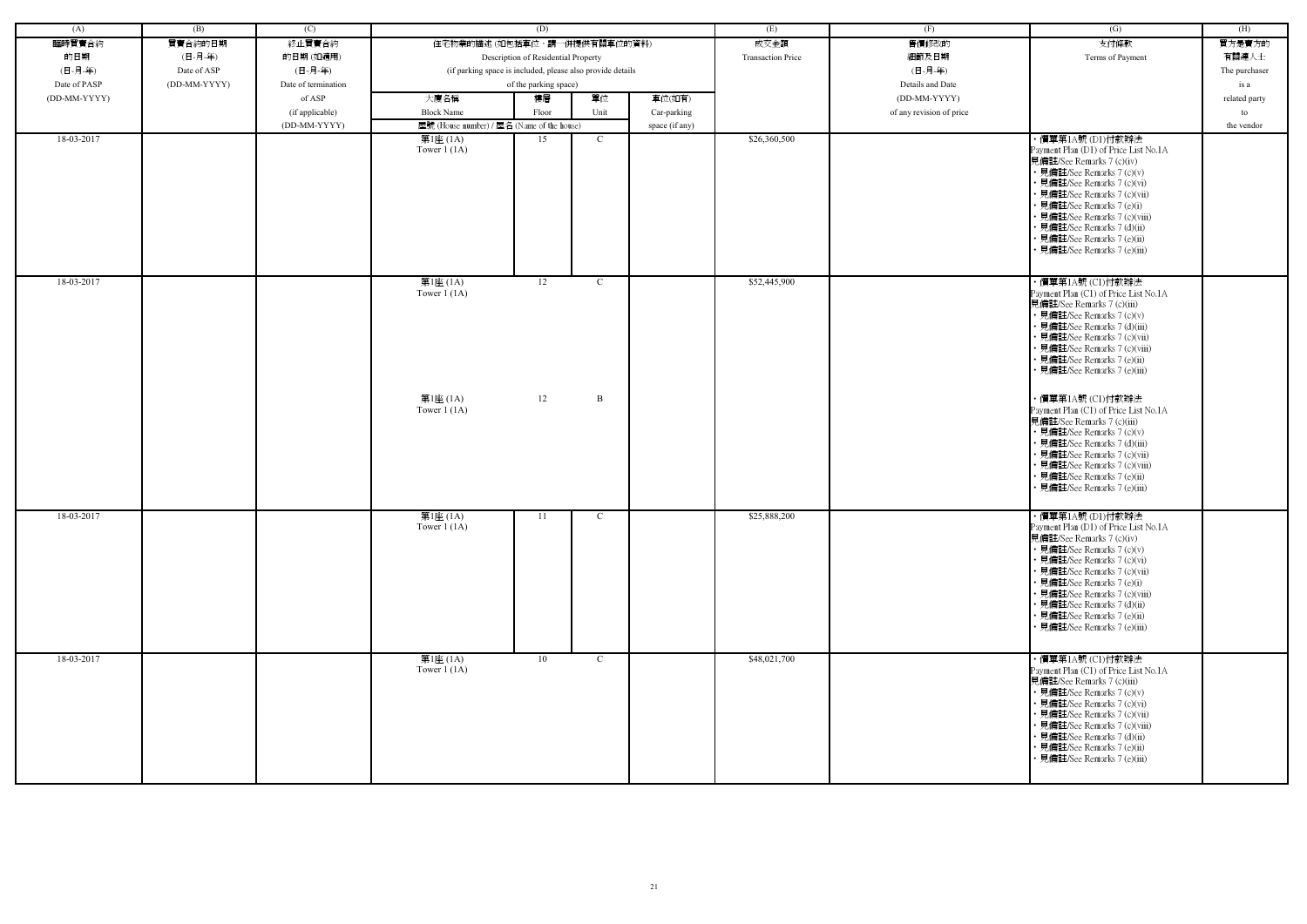| (A) | (B) | (C) | (D) | | | | (E) | (F) | (G) | (H) |
|---|---|---|---|---|---|---|---|---|---|---|
| 臨時買賣合約的日期 (日-月-年) Date of PASP (DD-MM-YYYY) | 買賣合約的日期 (日-月-年) Date of ASP (DD-MM-YYYY) | 終止買賣合約的日期 (如適用) (日-月-年) Date of termination of ASP (if applicable) (DD-MM-YYYY) | 住宅物業的描述 (如包括車位，請一併提供有關車位的資料) Description of Residential Property (if parking space is included, please also provide details of the parking space) | | | | 成交金額 Transaction Price | 售價修改的細節及日期 (日-月-年) Details and Date (DD-MM-YYYY) of any revision of price | 支付條款 Terms of Payment | 買方是賣方的有關連人士 The purchaser is a related party to the vendor |
| | | | 大廈名稱 Block Name | 樓層 Floor | 單位 Unit | 車位(如有) Car-parking space (if any) | | | | |
| | | | 屋號 (House number) / 屋名 (Name of the house) | | | | | | | |
| 18-03-2017 | | | 第1座 (1A) Tower 1 (1A) | 15 | C | | $26,360,500 | | • 價單第1A號 (D1)付款辦法 Payment Plan (D1) of Price List No.1A 見備註/See Remarks 7 (c)(iv) • 見備註/See Remarks 7 (c)(v) • 見備註/See Remarks 7 (c)(vi) • 見備註/See Remarks 7 (c)(vii) • 見備註/See Remarks 7 (e)(i) • 見備註/See Remarks 7 (c)(viii) • 見備註/See Remarks 7 (d)(ii) • 見備註/See Remarks 7 (e)(ii) • 見備註/See Remarks 7 (e)(iii) | |
| 18-03-2017 | | | 第1座 (1A) Tower 1 (1A) | 12 | C | | $52,445,900 | | • 價單第1A號 (C1)付款辦法 Payment Plan (C1) of Price List No.1A 見備註/See Remarks 7 (c)(iii) • 見備註/See Remarks 7 (c)(v) • 見備註/See Remarks 7 (d)(iii) • 見備註/See Remarks 7 (c)(vii) • 見備註/See Remarks 7 (c)(viii) • 見備註/See Remarks 7 (e)(ii) • 見備註/See Remarks 7 (e)(iii) | |
| | | | 第1座 (1A) Tower 1 (1A) | 12 | B | | | | • 價單第1A號 (C1)付款辦法 Payment Plan (C1) of Price List No.1A 見備註/See Remarks 7 (c)(iii) • 見備註/See Remarks 7 (c)(v) • 見備註/See Remarks 7 (d)(iii) • 見備註/See Remarks 7 (c)(vii) • 見備註/See Remarks 7 (c)(viii) • 見備註/See Remarks 7 (e)(ii) • 見備註/See Remarks 7 (e)(iii) | |
| 18-03-2017 | | | 第1座 (1A) Tower 1 (1A) | 11 | C | | $25,888,200 | | • 價單第1A號 (D1)付款辦法 Payment Plan (D1) of Price List No.1A 見備註/See Remarks 7 (c)(iv) • 見備註/See Remarks 7 (c)(v) • 見備註/See Remarks 7 (c)(vi) • 見備註/See Remarks 7 (c)(vii) • 見備註/See Remarks 7 (e)(i) • 見備註/See Remarks 7 (c)(viii) • 見備註/See Remarks 7 (d)(ii) • 見備註/See Remarks 7 (e)(ii) • 見備註/See Remarks 7 (e)(iii) | |
| 18-03-2017 | | | 第1座 (1A) Tower 1 (1A) | 10 | C | | $48,021,700 | | • 價單第1A號 (C1)付款辦法 Payment Plan (C1) of Price List No.1A 見備註/See Remarks 7 (c)(iii) • 見備註/See Remarks 7 (c)(v) • 見備註/See Remarks 7 (c)(vi) • 見備註/See Remarks 7 (c)(vii) • 見備註/See Remarks 7 (c)(viii) • 見備註/See Remarks 7 (d)(ii) • 見備註/See Remarks 7 (e)(ii) • 見備註/See Remarks 7 (e)(iii) | |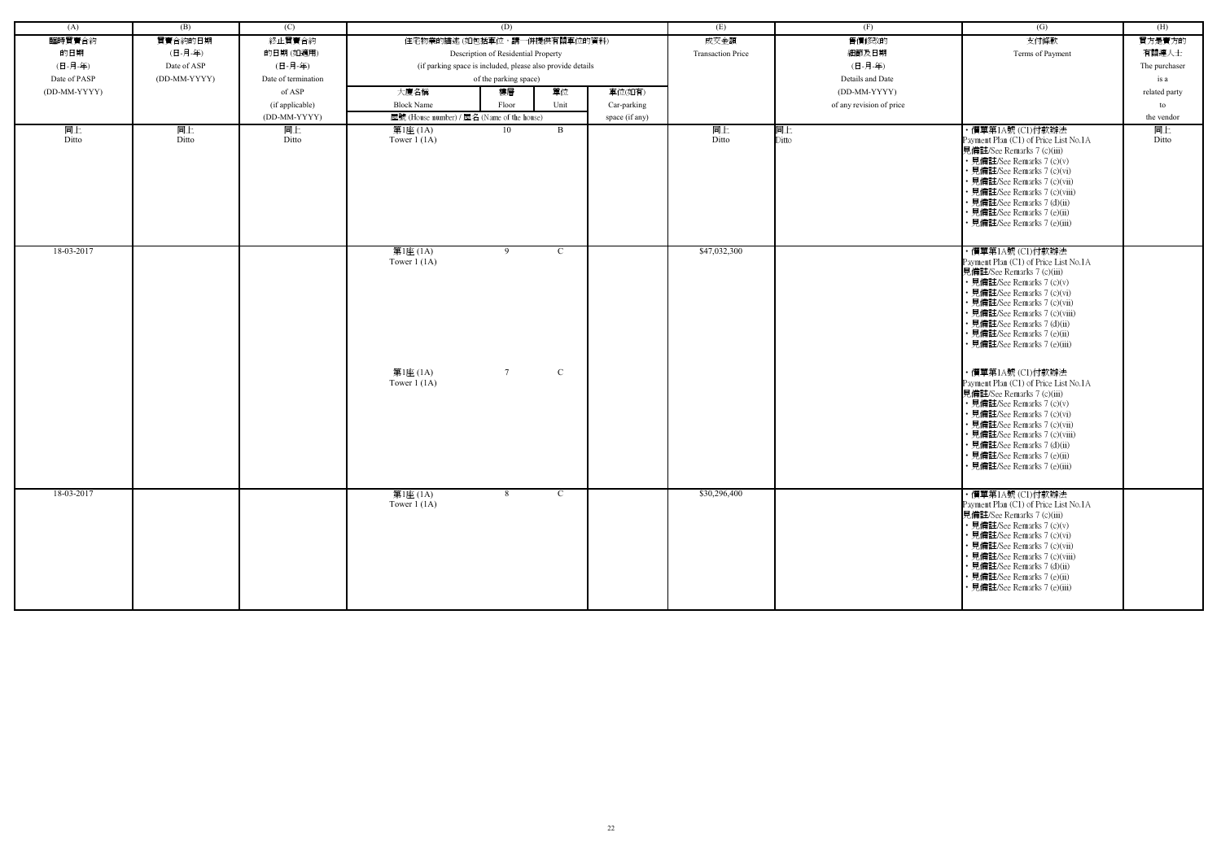| (A) | (B) | (C) | (D) | | | | (E) | (F) | (G) | (H) |
|---|---|---|---|---|---|---|---|---|---|---|
| 臨時買賣合約的日期 (日-月-年) Date of PASP (DD-MM-YYYY) | 買賣合約的日期 (日-月-年) Date of ASP (DD-MM-YYYY) | 終止買賣合約的日期 (如適用) (日-月-年) Date of termination of ASP (if applicable) (DD-MM-YYYY) | 住宅物業的描述 (如包括車位，請一併提供有關車位的資料) Description of Residential Property (if parking space is included, please also provide details of the parking space) | | | | 成交金額 Transaction Price | 售價修改的細節及日期 (日-月-年) Details and Date (DD-MM-YYYY) of any revision of price | 支付條款 Terms of Payment | 買方是賣方的有關連人士 The purchaser is a related party to the vendor |
| | | | 大廈名稱 Block Name | 樓層 Floor | 單位 Unit | 車位(如有) Car-parking space (if any) | | | | |
| | | | 屋號 (House number) / 屋名 (Name of the house) | | | | | | | |
| 同上 Ditto | 同上 Ditto | 同上 Ditto | 第1座 (1A) Tower 1 (1A) | 10 | B | | 同上 Ditto | 同上 Ditto | • 價單第1A號 (C1)付款辦法 Payment Plan (C1) of Price List No.1A 見備註/See Remarks 7 (c)(iii) • 見備註/See Remarks 7 (c)(v) • 見備註/See Remarks 7 (c)(vi) • 見備註/See Remarks 7 (c)(vii) • 見備註/See Remarks 7 (c)(viii) • 見備註/See Remarks 7 (d)(ii) • 見備註/See Remarks 7 (e)(ii) • 見備註/See Remarks 7 (e)(iii) | 同上 Ditto |
| 18-03-2017 | | | 第1座 (1A) Tower 1 (1A) | 9 | C | | $47,032,300 | | • 價單第1A號 (C1)付款辦法 Payment Plan (C1) of Price List No.1A 見備註/See Remarks 7 (c)(iii) • 見備註/See Remarks 7 (c)(v) • 見備註/See Remarks 7 (c)(vi) • 見備註/See Remarks 7 (c)(vii) • 見備註/See Remarks 7 (c)(viii) • 見備註/See Remarks 7 (d)(ii) • 見備註/See Remarks 7 (e)(ii) • 見備註/See Remarks 7 (e)(iii) | |
| | | | 第1座 (1A) Tower 1 (1A) | 7 | C | | | | • 價單第1A號 (C1)付款辦法 Payment Plan (C1) of Price List No.1A 見備註/See Remarks 7 (c)(iii) • 見備註/See Remarks 7 (c)(v) • 見備註/See Remarks 7 (c)(vi) • 見備註/See Remarks 7 (c)(vii) • 見備註/See Remarks 7 (c)(viii) • 見備註/See Remarks 7 (d)(ii) • 見備註/See Remarks 7 (e)(ii) • 見備註/See Remarks 7 (e)(iii) | |
| 18-03-2017 | | | 第1座 (1A) Tower 1 (1A) | 8 | C | | $30,296,400 | | • 價單第1A號 (C1)付款辦法 Payment Plan (C1) of Price List No.1A 見備註/See Remarks 7 (c)(iii) • 見備註/See Remarks 7 (c)(v) • 見備註/See Remarks 7 (c)(vi) • 見備註/See Remarks 7 (c)(vii) • 見備註/See Remarks 7 (c)(viii) • 見備註/See Remarks 7 (d)(ii) • 見備註/See Remarks 7 (e)(ii) • 見備註/See Remarks 7 (e)(iii) | |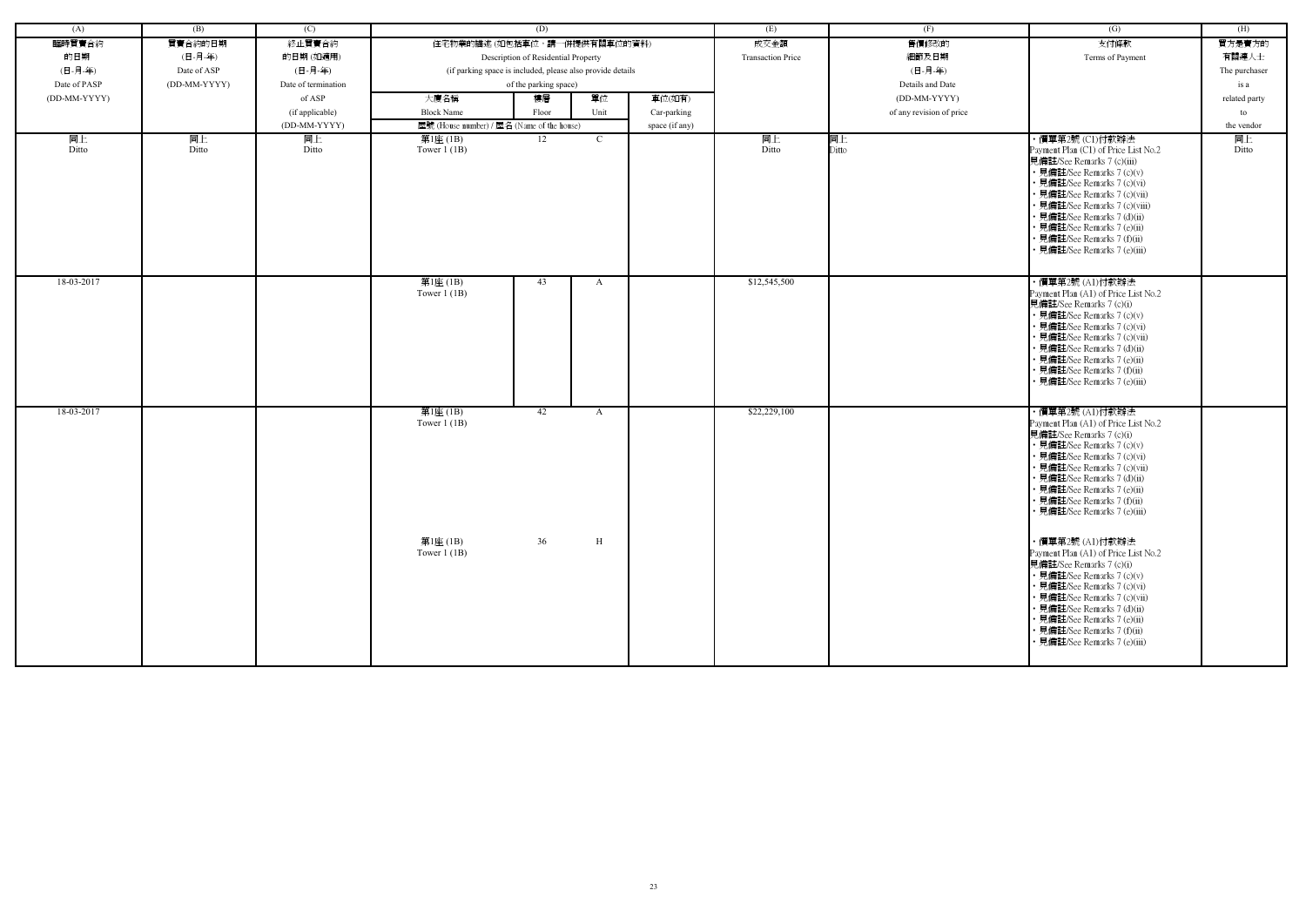| (A) | (B) | (C) | (D) | | | | (E) | (F) | (G) | (H) |
|---|---|---|---|---|---|---|---|---|---|---|
| 臨時買賣合約的日期 (日-月-年) Date of PASP (DD-MM-YYYY) | 買賣合約的日期 (日-月-年) Date of ASP (DD-MM-YYYY) | 終止買賣合約的日期 (如適用) (日-月-年) Date of termination of ASP (if applicable) (DD-MM-YYYY) | 住宅物業的描述 (如包括車位，請一併提供有關車位的資料) Description of Residential Property (if parking space is included, please also provide details of the parking space) | | | | 成交金額 Transaction Price | 售價修改的細節及日期 (日-月-年) Details and Date (DD-MM-YYYY) of any revision of price | 支付條款 Terms of Payment | 買方是賣方的有關連人士 The purchaser is a related party to the vendor |
| | | | 大廈名稱 Block Name | 樓層 Floor | 單位 Unit | 車位(如有) Car-parking space (if any) | | | | |
| | | | 屋號 (House number) / 屋名 (Name of the house) | | | | | | | |
| 同上 Ditto | 同上 Ditto | 同上 Ditto | 第1座 (1B) Tower 1 (1B) | 12 | C | | 同上 Ditto | 同上 Ditto | ・價單第2號 (C1)付款辦法 Payment Plan (C1) of Price List No.2 見備註/See Remarks 7 (c)(iii) ・見備註/See Remarks 7 (c)(v) ・見備註/See Remarks 7 (c)(vi) ・見備註/See Remarks 7 (c)(vii) ・見備註/See Remarks 7 (c)(viii) ・見備註/See Remarks 7 (d)(ii) ・見備註/See Remarks 7 (e)(ii) ・見備註/See Remarks 7 (f)(ii) ・見備註/See Remarks 7 (e)(iii) | 同上 Ditto |
| 18-03-2017 | | | 第1座 (1B) Tower 1 (1B) | 43 | A | | $12,545,500 | | ・價單第2號 (A1)付款辦法 Payment Plan (A1) of Price List No.2 見備註/See Remarks 7 (c)(i) ・見備註/See Remarks 7 (c)(v) ・見備註/See Remarks 7 (c)(vi) ・見備註/See Remarks 7 (c)(vii) ・見備註/See Remarks 7 (d)(ii) ・見備註/See Remarks 7 (e)(ii) ・見備註/See Remarks 7 (f)(ii) ・見備註/See Remarks 7 (e)(iii) | |
| 18-03-2017 | | | 第1座 (1B) Tower 1 (1B) | 42 | A | | $22,229,100 | | ・價單第2號 (A1)付款辦法 Payment Plan (A1) of Price List No.2 見備註/See Remarks 7 (c)(i) ・見備註/See Remarks 7 (c)(v) ・見備註/See Remarks 7 (c)(vi) ・見備註/See Remarks 7 (c)(vii) ・見備註/See Remarks 7 (d)(ii) ・見備註/See Remarks 7 (e)(ii) ・見備註/See Remarks 7 (f)(ii) ・見備註/See Remarks 7 (e)(iii) | |
| | | | 第1座 (1B) Tower 1 (1B) | 36 | H | | | | ・價單第2號 (A1)付款辦法 Payment Plan (A1) of Price List No.2 見備註/See Remarks 7 (c)(i) ・見備註/See Remarks 7 (c)(v) ・見備註/See Remarks 7 (c)(vi) ・見備註/See Remarks 7 (c)(vii) ・見備註/See Remarks 7 (d)(ii) ・見備註/See Remarks 7 (e)(ii) ・見備註/See Remarks 7 (f)(ii) ・見備註/See Remarks 7 (e)(iii) | |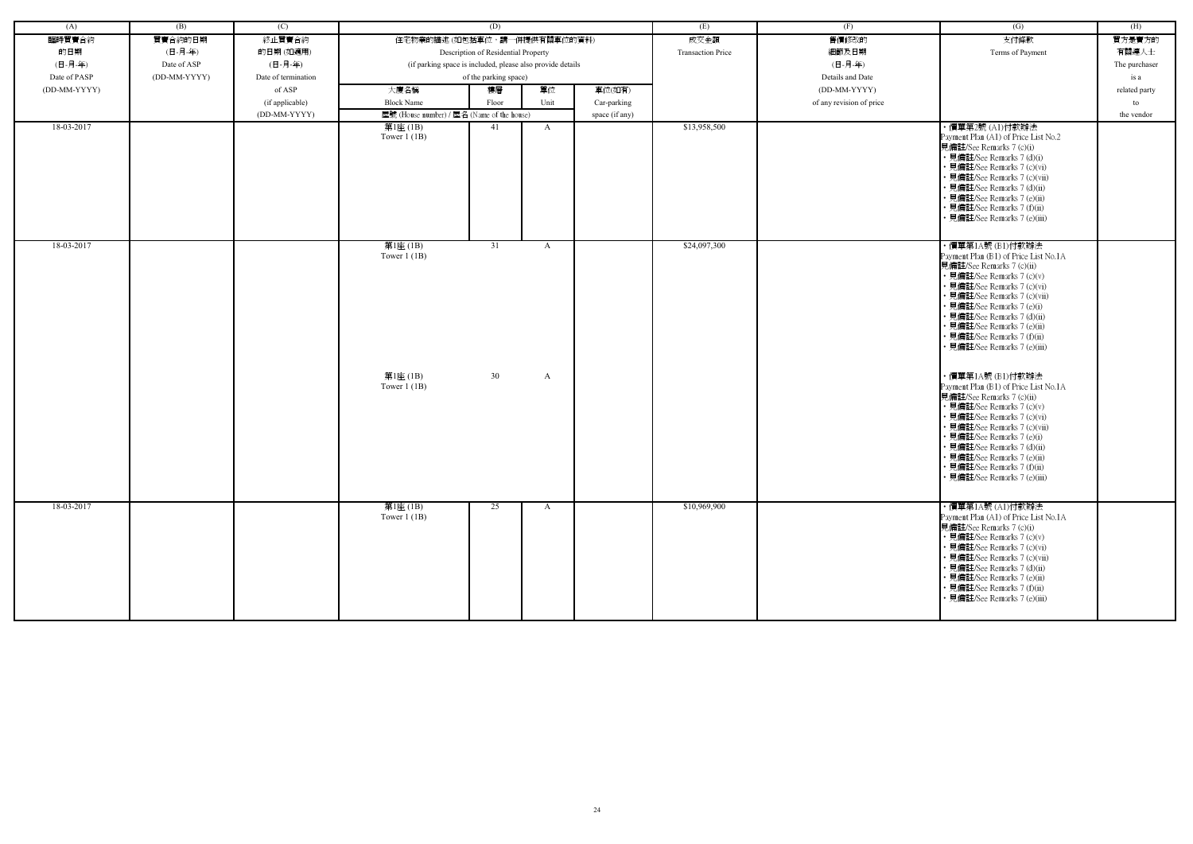| (A) | (B) | (C) | (D) | | | | (E) | (F) | (G) | (H) |
|---|---|---|---|---|---|---|---|---|---|---|
| 臨時買賣合約的日期 (日-月-年) Date of PASP (DD-MM-YYYY) | 買賣合約的日期 (日-月-年) Date of ASP (DD-MM-YYYY) | 終止買賣合約的日期 (如適用) (日-月-年) Date of termination of ASP (if applicable) (DD-MM-YYYY) | 住宅物業的描述 (如包括車位，請一併提供有關車位的資料) Description of Residential Property (if parking space is included, please also provide details of the parking space) | | | | 成交金額 Transaction Price | 售價修改的細節及日期 (日-月-年) Details and Date (DD-MM-YYYY) of any revision of price | 支付條款 Terms of Payment | 買方是賣方的有關連人士 The purchaser is a related party to the vendor |
| | | | 大廈名稱 Block Name | 樓層 Floor | 單位 Unit | 車位(如有) Car-parking space (if any) | | | | |
| | | | 屋號 (House number) / 屋名 (Name of the house) | | | | | | | |
| 18-03-2017 | | | 第1座 (1B) Tower 1 (1B) | 41 | A | | $13,958,500 | | • 價單第2號 (A1)付款辦法 Payment Plan (A1) of Price List No.2 見備註/See Remarks 7 (c)(i) • 見備註/See Remarks 7 (d)(i) • 見備註/See Remarks 7 (c)(vi) • 見備註/See Remarks 7 (c)(vii) • 見備註/See Remarks 7 (d)(ii) • 見備註/See Remarks 7 (e)(ii) • 見備註/See Remarks 7 (f)(ii) • 見備註/See Remarks 7 (e)(iii) | |
| 18-03-2017 | | | 第1座 (1B) Tower 1 (1B) | 31 | A | | $24,097,300 | | • 價單第1A號 (B1)付款辦法 Payment Plan (B1) of Price List No.1A 見備註/See Remarks 7 (c)(ii) • 見備註/See Remarks 7 (c)(v) • 見備註/See Remarks 7 (c)(vi) • 見備註/See Remarks 7 (c)(vii) • 見備註/See Remarks 7 (e)(i) • 見備註/See Remarks 7 (d)(ii) • 見備註/See Remarks 7 (e)(ii) • 見備註/See Remarks 7 (f)(ii) • 見備註/See Remarks 7 (e)(iii) | |
| | | | 第1座 (1B) Tower 1 (1B) | 30 | A | | | | • 價單第1A號 (B1)付款辦法 Payment Plan (B1) of Price List No.1A 見備註/See Remarks 7 (c)(ii) • 見備註/See Remarks 7 (c)(v) • 見備註/See Remarks 7 (c)(vi) • 見備註/See Remarks 7 (c)(vii) • 見備註/See Remarks 7 (e)(i) • 見備註/See Remarks 7 (d)(ii) • 見備註/See Remarks 7 (e)(ii) • 見備註/See Remarks 7 (f)(ii) • 見備註/See Remarks 7 (e)(iii) | |
| 18-03-2017 | | | 第1座 (1B) Tower 1 (1B) | 25 | A | | $10,969,900 | | • 價單第1A號 (A1)付款辦法 Payment Plan (A1) of Price List No.1A 見備註/See Remarks 7 (c)(i) • 見備註/See Remarks 7 (c)(v) • 見備註/See Remarks 7 (c)(vi) • 見備註/See Remarks 7 (c)(vii) • 見備註/See Remarks 7 (d)(ii) • 見備註/See Remarks 7 (e)(ii) • 見備註/See Remarks 7 (f)(ii) • 見備註/See Remarks 7 (e)(iii) | |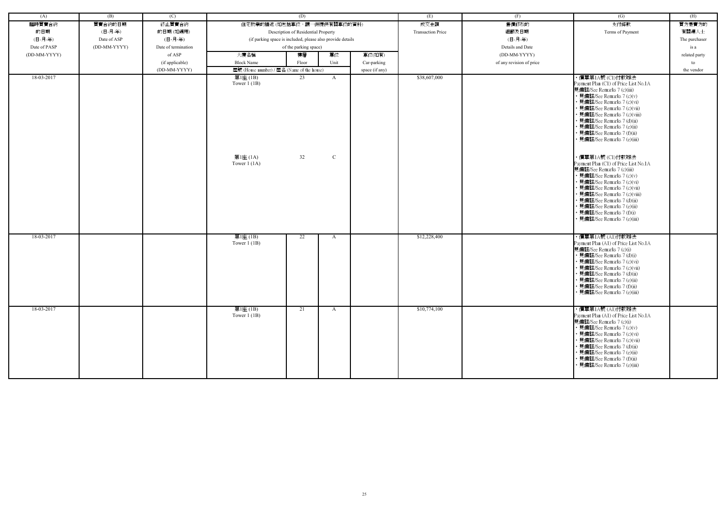| (A) | (B) | (C) | (D) | | | | (E) | (F) | (G) | (H) |
|---|---|---|---|---|---|---|---|---|---|---|
| 臨時買賣合約的日期 (日-月-年) Date of PASP (DD-MM-YYYY) | 買賣合約的日期 (日-月-年) Date of ASP (DD-MM-YYYY) | 終止買賣合約的日期 (如適用) (日-月-年) Date of termination of ASP (if applicable) (DD-MM-YYYY) | 住宅物業的描述 (如包括車位，請一併提供有關車位的資料) Description of Residential Property (if parking space is included, please also provide details of the parking space) | | | | 成交金額 Transaction Price | 售價修改的細節及日期 (日-月-年) Details and Date (DD-MM-YYYY) of any revision of price | 支付條款 Terms of Payment | 買方是賣方的有關連人士 The purchaser is a related party to the vendor |
| | | | 大廈名稱 Block Name | 樓層 Floor | 單位 Unit | 車位(如有) Car-parking space (if any) | | | | |
| | | | 屋號 (House number) / 屋名 (Name of the house) | | | | | | | |
| 18-03-2017 | | | 第1座 (1B) Tower 1 (1B)<br><br>第1座 (1A) Tower 1 (1A) | 23<br><br>32 | A<br><br>C | | $38,607,000 | | · 價單第1A號 (C1)付款辦法 Payment Plan (C1) of Price List No.1A 見備註/See Remarks 7 (c)(iii) · 見備註/See Remarks 7 (c)(v) · 見備註/See Remarks 7 (c)(vi) · 見備註/See Remarks 7 (c)(vii) · 見備註/See Remarks 7 (c)(viii) · 見備註/See Remarks 7 (d)(ii) · 見備註/See Remarks 7 (e)(ii) · 見備註/See Remarks 7 (f)(ii) · 見備註/See Remarks 7 (e)(iii)<br><br>· 價單第1A號 (C1)付款辦法 Payment Plan (C1) of Price List No.1A 見備註/See Remarks 7 (c)(iii) · 見備註/See Remarks 7 (c)(v) · 見備註/See Remarks 7 (c)(vi) · 見備註/See Remarks 7 (c)(vii) · 見備註/See Remarks 7 (c)(viii) · 見備註/See Remarks 7 (d)(ii) · 見備註/See Remarks 7 (e)(ii) · 見備註/See Remarks 7 (f)(i) · 見備註/See Remarks 7 (e)(iii) | |
| 18-03-2017 | | | 第1座 (1B) Tower 1 (1B) | 22 | A | | $12,228,400 | | · 價單第1A號 (A1)付款辦法 Payment Plan (A1) of Price List No.1A 見備註/See Remarks 7 (c)(i) · 見備註/See Remarks 7 (d)(i) · 見備註/See Remarks 7 (c)(vi) · 見備註/See Remarks 7 (c)(vii) · 見備註/See Remarks 7 (d)(ii) · 見備註/See Remarks 7 (e)(ii) · 見備註/See Remarks 7 (f)(ii) · 見備註/See Remarks 7 (e)(iii) | |
| 18-03-2017 | | | 第1座 (1B) Tower 1 (1B) | 21 | A | | $10,774,100 | | · 價單第1A號 (A1)付款辦法 Payment Plan (A1) of Price List No.1A 見備註/See Remarks 7 (c)(i) · 見備註/See Remarks 7 (c)(v) · 見備註/See Remarks 7 (c)(vi) · 見備註/See Remarks 7 (c)(vii) · 見備註/See Remarks 7 (d)(ii) · 見備註/See Remarks 7 (e)(ii) · 見備註/See Remarks 7 (f)(ii) · 見備註/See Remarks 7 (e)(iii) | |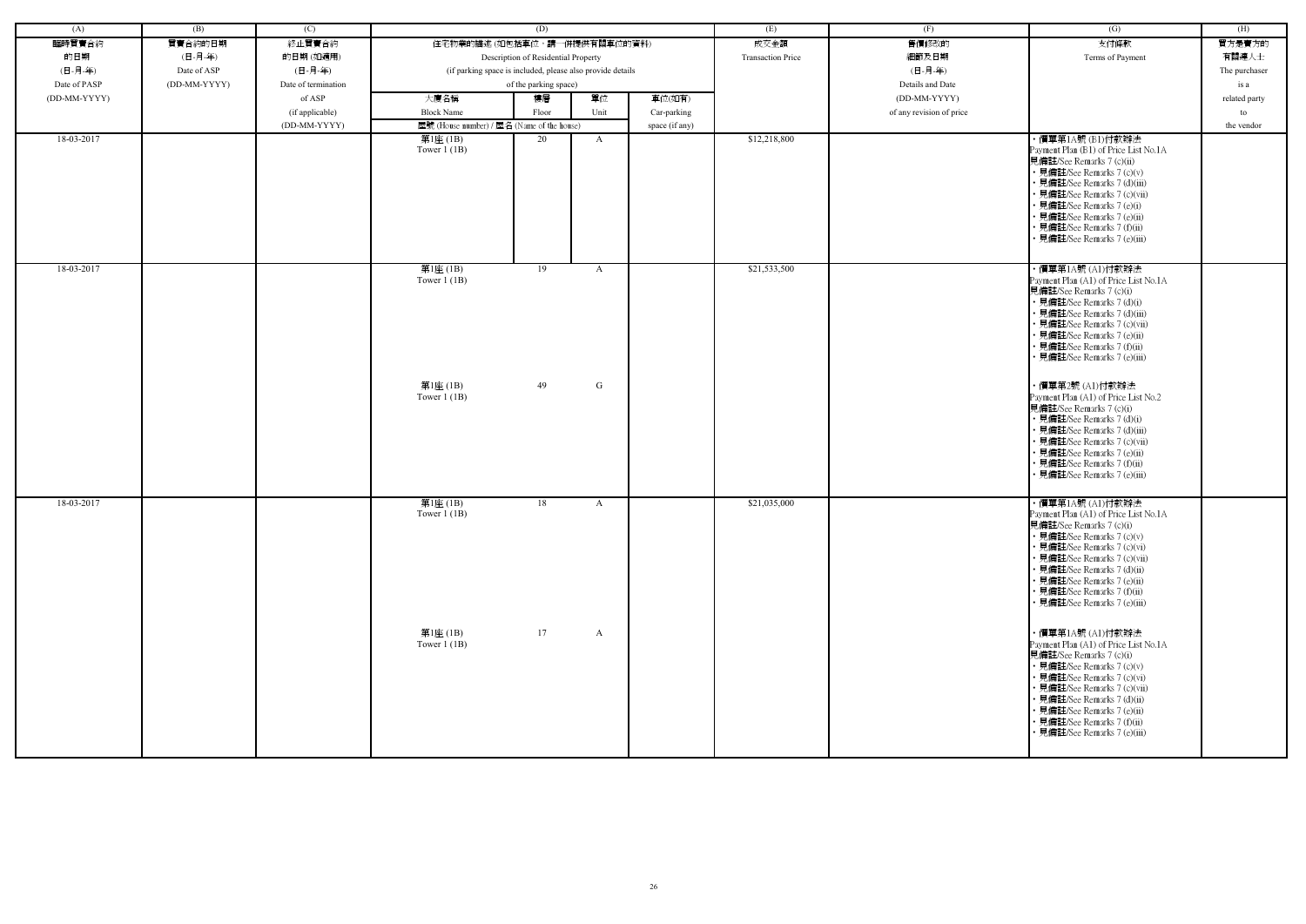| (A) | (B) | (C) | (D) | | | | (E) | (F) | (G) | (H) |
|---|---|---|---|---|---|---|---|---|---|---|
| 臨時買賣合約的日期 (日-月-年) Date of PASP (DD-MM-YYYY) | 買賣合約的日期 (日-月-年) Date of ASP (DD-MM-YYYY) | 終止買賣合約的日期 (如適用) (日-月-年) Date of termination of ASP (if applicable) (DD-MM-YYYY) | 住宅物業的描述 (如包括車位，請一併提供有關車位的資料) Description of Residential Property (if parking space is included, please also provide details of the parking space) | | | | 成交金額 Transaction Price | 售價修改的細節及日期 (日-月-年) Details and Date (DD-MM-YYYY) of any revision of price | 支付條款 Terms of Payment | 買方是賣方的有關連人士 The purchaser is a related party to the vendor |
| | | | 大廈名稱 Block Name | 樓層 Floor | 單位 Unit | 車位(如有) Car-parking space (if any) | | | | |
| | | | 屋號 (House number) / 屋名 (Name of the house) | | | | | | | |
| 18-03-2017 | | | 第1座 (1B) Tower 1 (1B) | 20 | A | | $12,218,800 | | ・價單第1A號 (B1)付款辦法 Payment Plan (B1) of Price List No.1A 見備註/See Remarks 7 (c)(ii) ・見備註/See Remarks 7 (c)(v) ・見備註/See Remarks 7 (d)(iii) ・見備註/See Remarks 7 (c)(vii) ・見備註/See Remarks 7 (e)(i) ・見備註/See Remarks 7 (e)(ii) ・見備註/See Remarks 7 (f)(ii) ・見備註/See Remarks 7 (e)(iii) | |
| 18-03-2017 | | | 第1座 (1B) Tower 1 (1B) | 19 | A | | $21,533,500 | | ・價單第1A號 (A1)付款辦法 Payment Plan (A1) of Price List No.1A 見備註/See Remarks 7 (c)(i) ・見備註/See Remarks 7 (d)(i) ・見備註/See Remarks 7 (d)(iii) ・見備註/See Remarks 7 (c)(vii) ・見備註/See Remarks 7 (e)(ii) ・見備註/See Remarks 7 (f)(ii) ・見備註/See Remarks 7 (e)(iii) | |
| | | | 第1座 (1B) Tower 1 (1B) | 49 | G | | | | ・價單第2號 (A1)付款辦法 Payment Plan (A1) of Price List No.2 見備註/See Remarks 7 (c)(i) ・見備註/See Remarks 7 (d)(i) ・見備註/See Remarks 7 (d)(iii) ・見備註/See Remarks 7 (c)(vii) ・見備註/See Remarks 7 (e)(ii) ・見備註/See Remarks 7 (f)(ii) ・見備註/See Remarks 7 (e)(iii) | |
| 18-03-2017 | | | 第1座 (1B) Tower 1 (1B) | 18 | A | | $21,035,000 | | ・價單第1A號 (A1)付款辦法 Payment Plan (A1) of Price List No.1A 見備註/See Remarks 7 (c)(i) ・見備註/See Remarks 7 (c)(v) ・見備註/See Remarks 7 (c)(vi) ・見備註/See Remarks 7 (c)(vii) ・見備註/See Remarks 7 (d)(ii) ・見備註/See Remarks 7 (e)(ii) ・見備註/See Remarks 7 (f)(ii) ・見備註/See Remarks 7 (e)(iii) | |
| | | | 第1座 (1B) Tower 1 (1B) | 17 | A | | | | ・價單第1A號 (A1)付款辦法 Payment Plan (A1) of Price List No.1A 見備註/See Remarks 7 (c)(i) ・見備註/See Remarks 7 (c)(v) ・見備註/See Remarks 7 (c)(vi) ・見備註/See Remarks 7 (c)(vii) ・見備註/See Remarks 7 (d)(ii) ・見備註/See Remarks 7 (e)(ii) ・見備註/See Remarks 7 (f)(ii) ・見備註/See Remarks 7 (e)(iii) | |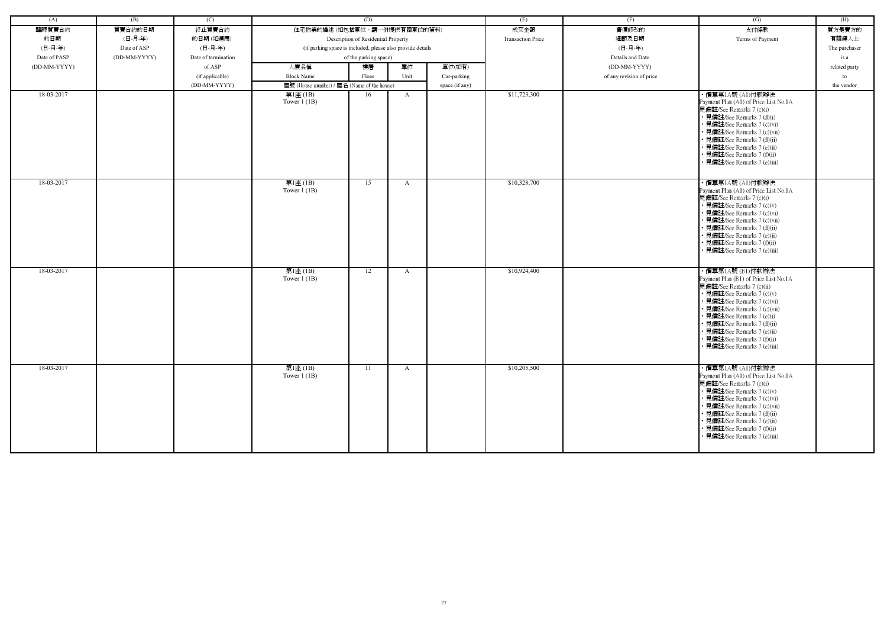| (A) | (B) | (C) | (D) | | | | (E) | (F) | (G) | (H) |
|---|---|---|---|---|---|---|---|---|---|---|
| 臨時買賣合約的日期 (日-月-年) Date of PASP (DD-MM-YYYY) | 買賣合約的日期 (日-月-年) Date of ASP (DD-MM-YYYY) | 終止買賣合約的日期 (如適用) (日-月-年) Date of termination of ASP (if applicable) (DD-MM-YYYY) | 住宅物業的描述 (如包括車位，請一併提供有關車位的資料) Description of Residential Property (if parking space is included, please also provide details of the parking space) | | | | 成交金額 Transaction Price | 售價修改的細節及日期 (日-月-年) Details and Date (DD-MM-YYYY) of any revision of price | 支付條款 Terms of Payment | 買方是賣方的有關連人士 The purchaser is a related party to the vendor |
| | | | 大廈名稱 Block Name 屋號 (House number) / 屋名 (Name of the house) | 樓層 Floor | 單位 Unit | 車位(如有) Car-parking space (if any) | | | | |
| 18-03-2017 | | | 第1座 (1B) Tower 1 (1B) | 16 | A | | $11,723,300 | | • 價單第1A號 (A1)付款辦法 Payment Plan (A1) of Price List No.1A 見備註/See Remarks 7 (c)(i) • 見備註/See Remarks 7 (d)(i) • 見備註/See Remarks 7 (c)(vi) • 見備註/See Remarks 7 (c)(vii) • 見備註/See Remarks 7 (d)(ii) • 見備註/See Remarks 7 (e)(ii) • 見備註/See Remarks 7 (f)(ii) • 見備註/See Remarks 7 (e)(iii) | |
| 18-03-2017 | | | 第1座 (1B) Tower 1 (1B) | 15 | A | | $10,328,700 | | • 價單第1A號 (A1)付款辦法 Payment Plan (A1) of Price List No.1A 見備註/See Remarks 7 (c)(i) • 見備註/See Remarks 7 (c)(v) • 見備註/See Remarks 7 (c)(vi) • 見備註/See Remarks 7 (c)(vii) • 見備註/See Remarks 7 (d)(ii) • 見備註/See Remarks 7 (e)(ii) • 見備註/See Remarks 7 (f)(ii) • 見備註/See Remarks 7 (e)(iii) | |
| 18-03-2017 | | | 第1座 (1B) Tower 1 (1B) | 12 | A | | $10,924,400 | | • 價單第1A號 (B1)付款辦法 Payment Plan (B1) of Price List No.1A 見備註/See Remarks 7 (c)(ii) • 見備註/See Remarks 7 (c)(v) • 見備註/See Remarks 7 (c)(vi) • 見備註/See Remarks 7 (c)(vii) • 見備註/See Remarks 7 (e)(i) • 見備註/See Remarks 7 (d)(ii) • 見備註/See Remarks 7 (e)(ii) • 見備註/See Remarks 7 (f)(ii) • 見備註/See Remarks 7 (e)(iii) | |
| 18-03-2017 | | | 第1座 (1B) Tower 1 (1B) | 11 | A | | $10,205,500 | | • 價單第1A號 (A1)付款辦法 Payment Plan (A1) of Price List No.1A 見備註/See Remarks 7 (c)(i) • 見備註/See Remarks 7 (c)(v) • 見備註/See Remarks 7 (c)(vi) • 見備註/See Remarks 7 (c)(vii) • 見備註/See Remarks 7 (d)(ii) • 見備註/See Remarks 7 (e)(ii) • 見備註/See Remarks 7 (f)(ii) • 見備註/See Remarks 7 (e)(iii) | |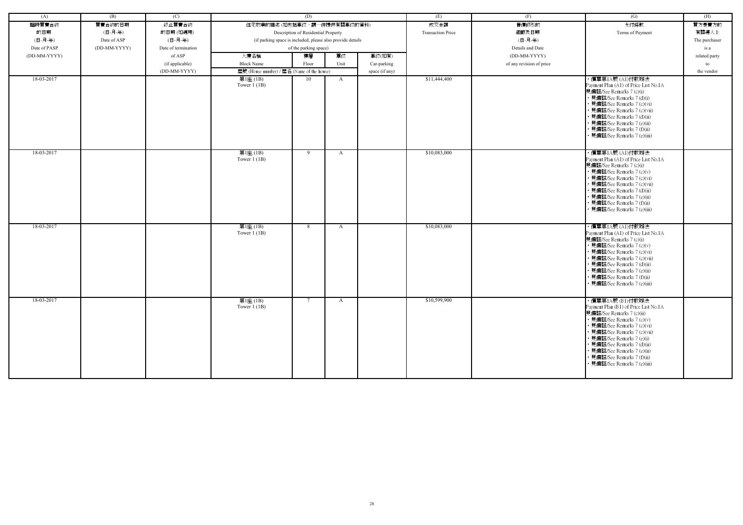| (A) | (B) | (C) | (D) | | | | (E) | (F) | (G) | (H) |
|---|---|---|---|---|---|---|---|---|---|---|
| 臨時買賣合約的日期 (日-月-年) Date of PASP (DD-MM-YYYY) | 買賣合約的日期 (日-月-年) Date of ASP (DD-MM-YYYY) | 終止買賣合約的日期 (如適用) (日-月-年) Date of termination of ASP (if applicable) (DD-MM-YYYY) | 住宅物業的描述 (如包括車位，請一併提供有關車位的資料) Description of Residential Property (if parking space is included, please also provide details of the parking space) | | | | 成交金額 Transaction Price | 售價修改的細節及日期 (日-月-年) Details and Date (DD-MM-YYYY) of any revision of price | 支付條款 Terms of Payment | 買方是賣方的有關連人士 The purchaser is a related party to the vendor |
| | | | 大廈名稱 Block Name | 樓層 Floor | 單位 Unit | 車位(如有) Car-parking space (if any) | | | | |
| | | | 屋號 (House number) / 屋名 (Name of the house) | | | | | | | |
| 18-03-2017 | | | 第1座 (1B) Tower 1 (1B) | 10 | A | | $11,444,400 | | • 價單第1A號 (A1)付款辦法 Payment Plan (A1) of Price List No.1A 見備註/See Remarks 7 (c)(i) • 見備註/See Remarks 7 (d)(i) • 見備註/See Remarks 7 (c)(vi) • 見備註/See Remarks 7 (c)(vii) • 見備註/See Remarks 7 (d)(ii) • 見備註/See Remarks 7 (e)(ii) • 見備註/See Remarks 7 (f)(ii) • 見備註/See Remarks 7 (e)(iii) | |
| 18-03-2017 | | | 第1座 (1B) Tower 1 (1B) | 9 | A | | $10,083,000 | | • 價單第1A號 (A1)付款辦法 Payment Plan (A1) of Price List No.1A 見備註/See Remarks 7 (c)(i) • 見備註/See Remarks 7 (c)(v) • 見備註/See Remarks 7 (c)(vi) • 見備註/See Remarks 7 (c)(vii) • 見備註/See Remarks 7 (d)(ii) • 見備註/See Remarks 7 (e)(ii) • 見備註/See Remarks 7 (f)(ii) • 見備註/See Remarks 7 (e)(iii) | |
| 18-03-2017 | | | 第1座 (1B) Tower 1 (1B) | 8 | A | | $10,083,000 | | • 價單第1A號 (A1)付款辦法 Payment Plan (A1) of Price List No.1A 見備註/See Remarks 7 (c)(i) • 見備註/See Remarks 7 (c)(v) • 見備註/See Remarks 7 (c)(vi) • 見備註/See Remarks 7 (c)(vii) • 見備註/See Remarks 7 (d)(ii) • 見備註/See Remarks 7 (e)(ii) • 見備註/See Remarks 7 (f)(ii) • 見備註/See Remarks 7 (e)(iii) | |
| 18-03-2017 | | | 第1座 (1B) Tower 1 (1B) | 7 | A | | $10,599,900 | | • 價單第1A號 (B1)付款辦法 Payment Plan (B1) of Price List No.1A 見備註/See Remarks 7 (c)(ii) • 見備註/See Remarks 7 (c)(v) • 見備註/See Remarks 7 (c)(vi) • 見備註/See Remarks 7 (c)(vii) • 見備註/See Remarks 7 (e)(i) • 見備註/See Remarks 7 (d)(ii) • 見備註/See Remarks 7 (e)(ii) • 見備註/See Remarks 7 (f)(ii) • 見備註/See Remarks 7 (e)(iii) | |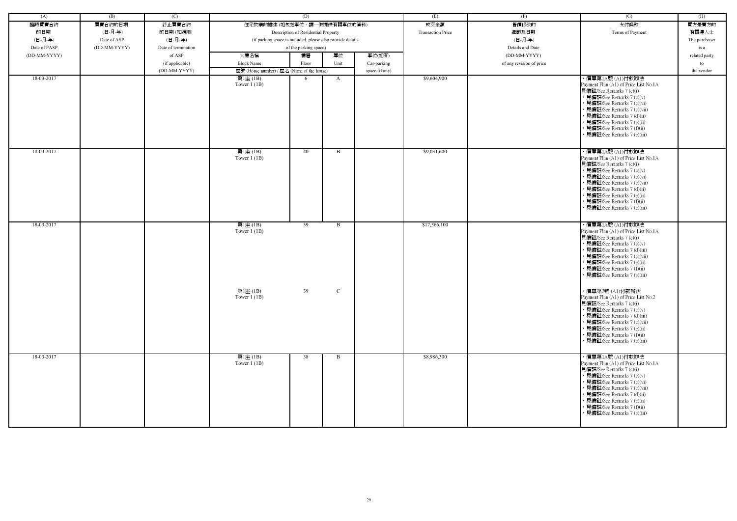| (A) | (B) | (C) | (D) | | | | (E) | (F) | (G) | (H) |
|---|---|---|---|---|---|---|---|---|---|---|
| 臨時買賣合約的日期 (日-月-年) Date of PASP (DD-MM-YYYY) | 買賣合約的日期 (日-月-年) Date of ASP (DD-MM-YYYY) | 終止買賣合約的日期 (如適用) (日-月-年) Date of termination of ASP (if applicable) (DD-MM-YYYY) | 住宅物業的描述 (如包括車位，請一併提供有關車位的資料) Description of Residential Property (if parking space is included, please also provide details of the parking space) | | | | 成交金額 Transaction Price | 售價修改的細節及日期 (日-月-年) Details and Date (DD-MM-YYYY) of any revision of price | 支付條款 Terms of Payment | 買方是賣方的有關連人士 The purchaser is a related party to the vendor |
| | | | 大廈名稱 Block Name | 樓層 Floor | 單位 Unit | 車位(如有) Car-parking space (if any) | | | | |
| | | | 屋號 (House number) / 屋名 (Name of the house) | | | | | | | |
| 18-03-2017 | | | 第1座 (1B) Tower 1 (1B) | 6 | A | | $9,604,900 | | ・價單第1A號 (A1)付款辦法 Payment Plan (A1) of Price List No.1A 見備註/See Remarks 7 (c)(i) ・見備註/See Remarks 7 (c)(v) ・見備註/See Remarks 7 (c)(vi) ・見備註/See Remarks 7 (c)(vii) ・見備註/See Remarks 7 (d)(ii) ・見備註/See Remarks 7 (e)(ii) ・見備註/See Remarks 7 (f)(ii) ・見備註/See Remarks 7 (e)(iii) | |
| 18-03-2017 | | | 第1座 (1B) Tower 1 (1B) | 40 | B | | $9,031,600 | | ・價單第1A號 (A1)付款辦法 Payment Plan (A1) of Price List No.1A 見備註/See Remarks 7 (c)(i) ・見備註/See Remarks 7 (c)(v) ・見備註/See Remarks 7 (c)(vi) ・見備註/See Remarks 7 (c)(vii) ・見備註/See Remarks 7 (d)(ii) ・見備註/See Remarks 7 (e)(ii) ・見備註/See Remarks 7 (f)(ii) ・見備註/See Remarks 7 (e)(iii) | |
| 18-03-2017 | | | 第1座 (1B) Tower 1 (1B) | 39 | B | | $17,366,100 | | ・價單第1A號 (A1)付款辦法 Payment Plan (A1) of Price List No.1A 見備註/See Remarks 7 (c)(i) ・見備註/See Remarks 7 (c)(v) ・見備註/See Remarks 7 (d)(iii) ・見備註/See Remarks 7 (c)(vii) ・見備註/See Remarks 7 (e)(ii) ・見備註/See Remarks 7 (f)(ii) ・見備註/See Remarks 7 (e)(iii) | |
| | | | 第1座 (1B) Tower 1 (1B) | 39 | C | | | | ・價單第2號 (A1)付款辦法 Payment Plan (A1) of Price List No.2 見備註/See Remarks 7 (c)(i) ・見備註/See Remarks 7 (c)(v) ・見備註/See Remarks 7 (d)(iii) ・見備註/See Remarks 7 (c)(vii) ・見備註/See Remarks 7 (e)(ii) ・見備註/See Remarks 7 (f)(ii) ・見備註/See Remarks 7 (e)(iii) | |
| 18-03-2017 | | | 第1座 (1B) Tower 1 (1B) | 38 | B | | $8,986,300 | | ・價單第1A號 (A1)付款辦法 Payment Plan (A1) of Price List No.1A 見備註/See Remarks 7 (c)(i) ・見備註/See Remarks 7 (c)(v) ・見備註/See Remarks 7 (c)(vi) ・見備註/See Remarks 7 (c)(vii) ・見備註/See Remarks 7 (d)(ii) ・見備註/See Remarks 7 (e)(ii) ・見備註/See Remarks 7 (f)(ii) ・見備註/See Remarks 7 (e)(iii) | |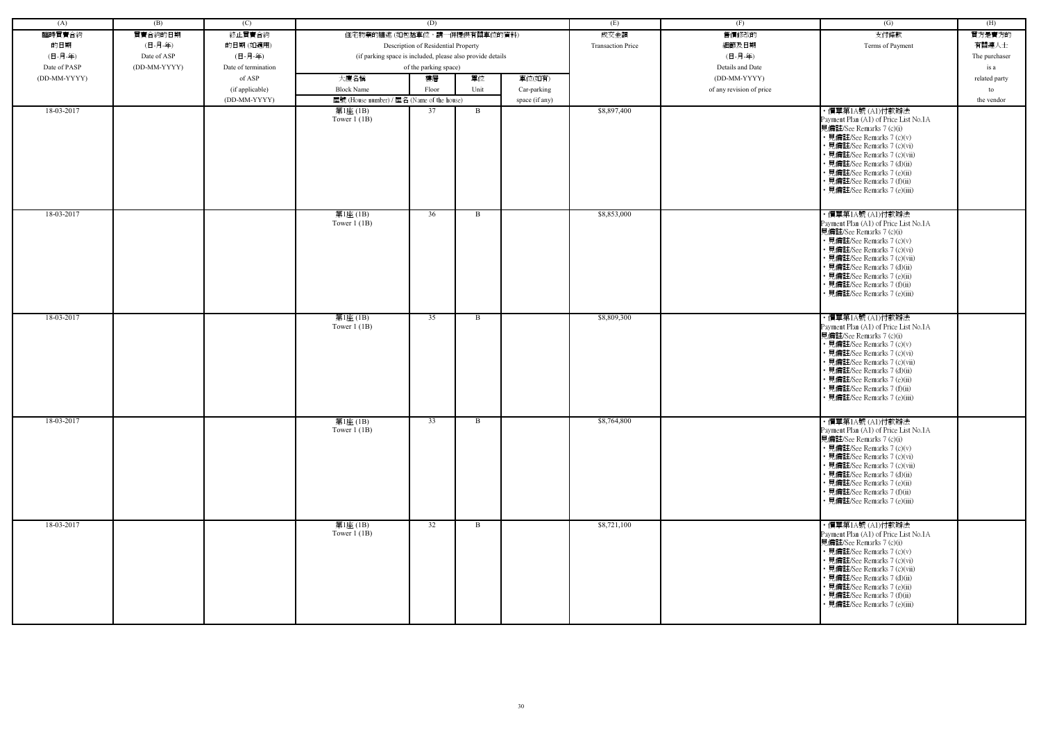| (A) | (B) | (C) | (D) | | | | (E) | (F) | (G) | (H) |
|---|---|---|---|---|---|---|---|---|---|---|
| 臨時買賣合約的日期 (日-月-年) Date of PASP (DD-MM-YYYY) | 買賣合約的日期 (日-月-年) Date of ASP (DD-MM-YYYY) | 終止買賣合約的日期 (如適用) (日-月-年) Date of termination of ASP (if applicable) (DD-MM-YYYY) | 住宅物業的描述 (如包括車位，請一併提供有關車位的資料) Description of Residential Property (if parking space is included, please also provide details of the parking space) | | | | 成交金額 Transaction Price | 售價修改的細節及日期 (日-月-年) Details and Date (DD-MM-YYYY) of any revision of price | 支付條款 Terms of Payment | 買方是賣方的有關連人士 The purchaser is a related party to the vendor |
| | | | 大廈名稱 Block Name | 樓層 Floor | 單位 Unit | 車位(如有) Car-parking space (if any) | | | | |
| | | | 屋號 (House number) / 屋名 (Name of the house) | | | | | | | |
| 18-03-2017 | | | 第1座 (1B) Tower 1 (1B) | 37 | B | | $8,897,400 | | • 價單第1A號 (A1)付款辦法 Payment Plan (A1) of Price List No.1A 見備註/See Remarks 7 (c)(i) • 見備註/See Remarks 7 (c)(v) • 見備註/See Remarks 7 (c)(vi) • 見備註/See Remarks 7 (c)(vii) • 見備註/See Remarks 7 (d)(ii) • 見備註/See Remarks 7 (e)(ii) • 見備註/See Remarks 7 (f)(ii) • 見備註/See Remarks 7 (e)(iii) | |
| 18-03-2017 | | | 第1座 (1B) Tower 1 (1B) | 36 | B | | $8,853,000 | | • 價單第1A號 (A1)付款辦法 Payment Plan (A1) of Price List No.1A 見備註/See Remarks 7 (c)(i) • 見備註/See Remarks 7 (c)(v) • 見備註/See Remarks 7 (c)(vi) • 見備註/See Remarks 7 (c)(vii) • 見備註/See Remarks 7 (d)(ii) • 見備註/See Remarks 7 (e)(ii) • 見備註/See Remarks 7 (f)(ii) • 見備註/See Remarks 7 (e)(iii) | |
| 18-03-2017 | | | 第1座 (1B) Tower 1 (1B) | 35 | B | | $8,809,300 | | • 價單第1A號 (A1)付款辦法 Payment Plan (A1) of Price List No.1A 見備註/See Remarks 7 (c)(i) • 見備註/See Remarks 7 (c)(v) • 見備註/See Remarks 7 (c)(vi) • 見備註/See Remarks 7 (c)(vii) • 見備註/See Remarks 7 (d)(ii) • 見備註/See Remarks 7 (e)(ii) • 見備註/See Remarks 7 (f)(ii) • 見備註/See Remarks 7 (e)(iii) | |
| 18-03-2017 | | | 第1座 (1B) Tower 1 (1B) | 33 | B | | $8,764,800 | | • 價單第1A號 (A1)付款辦法 Payment Plan (A1) of Price List No.1A 見備註/See Remarks 7 (c)(i) • 見備註/See Remarks 7 (c)(v) • 見備註/See Remarks 7 (c)(vi) • 見備註/See Remarks 7 (c)(vii) • 見備註/See Remarks 7 (d)(ii) • 見備註/See Remarks 7 (e)(ii) • 見備註/See Remarks 7 (f)(ii) • 見備註/See Remarks 7 (e)(iii) | |
| 18-03-2017 | | | 第1座 (1B) Tower 1 (1B) | 32 | B | | $8,721,100 | | • 價單第1A號 (A1)付款辦法 Payment Plan (A1) of Price List No.1A 見備註/See Remarks 7 (c)(i) • 見備註/See Remarks 7 (c)(v) • 見備註/See Remarks 7 (c)(vi) • 見備註/See Remarks 7 (c)(vii) • 見備註/See Remarks 7 (d)(ii) • 見備註/See Remarks 7 (e)(ii) • 見備註/See Remarks 7 (f)(ii) • 見備註/See Remarks 7 (e)(iii) | |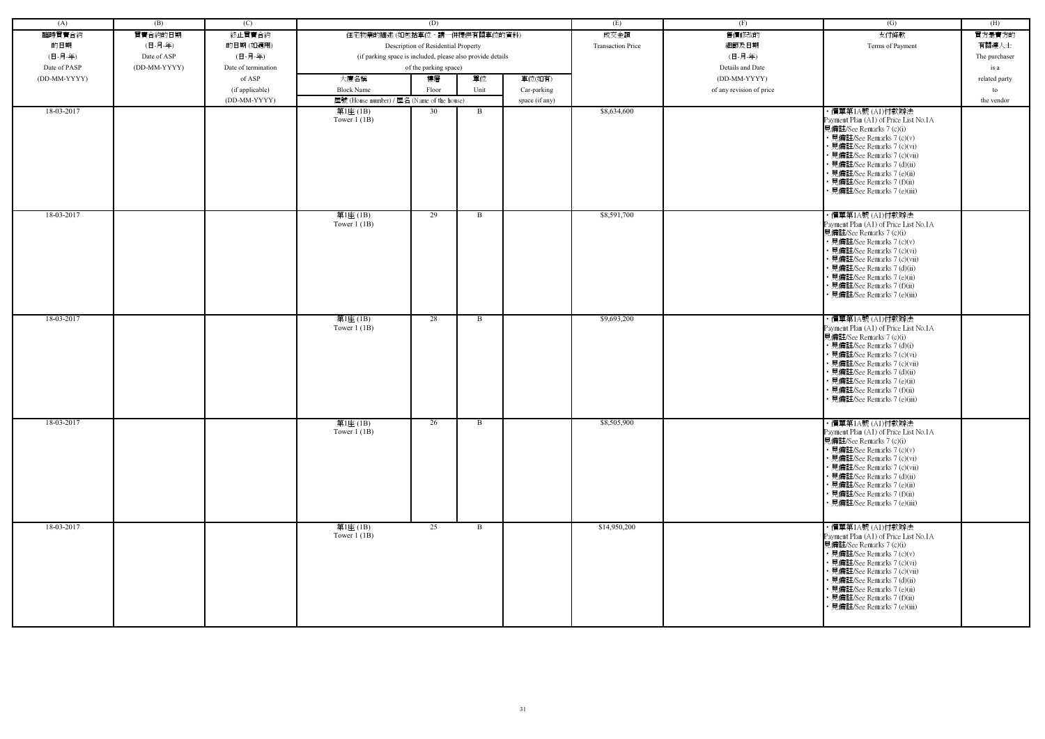| (A) | (B) | (C) | (D) | | | | (E) | (F) | (G) | (H) |
|---|---|---|---|---|---|---|---|---|---|---|
| 臨時買賣合約的日期 (日-月-年) Date of PASP (DD-MM-YYYY) | 買賣合約的日期 (日-月-年) Date of ASP (DD-MM-YYYY) | 終止買賣合約的日期 (如適用) (日-月-年) Date of termination of ASP (if applicable) (DD-MM-YYYY) | 住宅物業的描述 (如包括車位，請一併提供有關車位的資料) Description of Residential Property (if parking space is included, please also provide details of the parking space) | | | | 成交金額 Transaction Price | 售價修改的細節及日期 (日-月-年) Details and Date (DD-MM-YYYY) of any revision of price | 支付條款 Terms of Payment | 買方是賣方的有關連人士 The purchaser is a related party to the vendor |
| | | | 大廈名稱 Block Name | 樓層 Floor | 單位 Unit | 車位(如有) Car-parking space (if any) | | | | |
| | | | 屋號 (House number) / 屋名 (Name of the house) | | | | | | | |
| 18-03-2017 | | | 第1座 (1B) Tower 1 (1B) | 30 | B | | $8,634,600 | | • 價單第1A號 (A1)付款辦法 Payment Plan (A1) of Price List No.1A 見備註/See Remarks 7 (c)(i) • 見備註/See Remarks 7 (c)(v) • 見備註/See Remarks 7 (c)(vi) • 見備註/See Remarks 7 (c)(vii) • 見備註/See Remarks 7 (d)(ii) • 見備註/See Remarks 7 (e)(ii) • 見備註/See Remarks 7 (f)(ii) • 見備註/See Remarks 7 (e)(iii) | |
| 18-03-2017 | | | 第1座 (1B) Tower 1 (1B) | 29 | B | | $8,591,700 | | • 價單第1A號 (A1)付款辦法 Payment Plan (A1) of Price List No.1A 見備註/See Remarks 7 (c)(i) • 見備註/See Remarks 7 (c)(v) • 見備註/See Remarks 7 (c)(vi) • 見備註/See Remarks 7 (c)(vii) • 見備註/See Remarks 7 (d)(ii) • 見備註/See Remarks 7 (e)(ii) • 見備註/See Remarks 7 (f)(ii) • 見備註/See Remarks 7 (e)(iii) | |
| 18-03-2017 | | | 第1座 (1B) Tower 1 (1B) | 28 | B | | $9,693,200 | | • 價單第1A號 (A1)付款辦法 Payment Plan (A1) of Price List No.1A 見備註/See Remarks 7 (c)(i) • 見備註/See Remarks 7 (d)(i) • 見備註/See Remarks 7 (c)(vi) • 見備註/See Remarks 7 (c)(vii) • 見備註/See Remarks 7 (d)(ii) • 見備註/See Remarks 7 (e)(ii) • 見備註/See Remarks 7 (f)(ii) • 見備註/See Remarks 7 (e)(iii) | |
| 18-03-2017 | | | 第1座 (1B) Tower 1 (1B) | 26 | B | | $8,505,900 | | • 價單第1A號 (A1)付款辦法 Payment Plan (A1) of Price List No.1A 見備註/See Remarks 7 (c)(i) • 見備註/See Remarks 7 (c)(v) • 見備註/See Remarks 7 (c)(vi) • 見備註/See Remarks 7 (c)(vii) • 見備註/See Remarks 7 (d)(ii) • 見備註/See Remarks 7 (e)(ii) • 見備註/See Remarks 7 (f)(ii) • 見備註/See Remarks 7 (e)(iii) | |
| 18-03-2017 | | | 第1座 (1B) Tower 1 (1B) | 25 | B | | $14,950,200 | | • 價單第1A號 (A1)付款辦法 Payment Plan (A1) of Price List No.1A 見備註/See Remarks 7 (c)(i) • 見備註/See Remarks 7 (c)(v) • 見備註/See Remarks 7 (c)(vi) • 見備註/See Remarks 7 (c)(vii) • 見備註/See Remarks 7 (d)(ii) • 見備註/See Remarks 7 (e)(ii) • 見備註/See Remarks 7 (f)(ii) • 見備註/See Remarks 7 (e)(iii) | |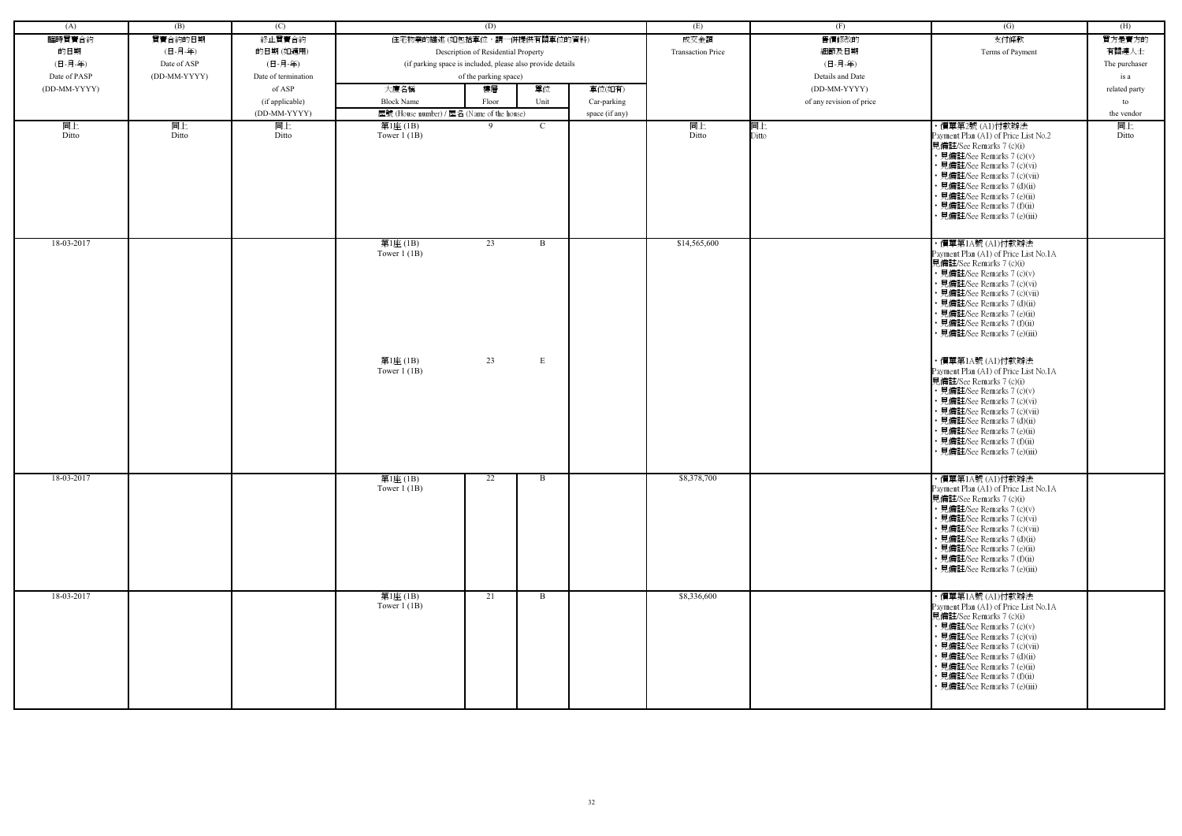| (A) | (B) | (C) | (D) | | | | (E) | (F) | (G) | (H) |
|---|---|---|---|---|---|---|---|---|---|---|
| 臨時買賣合約的日期 (日-月-年) Date of PASP (DD-MM-YYYY) | 買賣合約的日期 (日-月-年) Date of ASP (DD-MM-YYYY) | 終止買賣合約的日期 (如適用) (日-月-年) Date of termination of ASP (if applicable) (DD-MM-YYYY) | 住宅物業的描述 (如包括車位，請一併提供有關車位的資料) Description of Residential Property (if parking space is included, please also provide details of the parking space) | | | | 成交金額 Transaction Price | 售價修改的細節及日期 (日-月-年) Details and Date (DD-MM-YYYY) of any revision of price | 支付條款 Terms of Payment | 買方是賣方的有關連人士 The purchaser is a related party to the vendor |
| | | | 大廈名稱 Block Name | 樓層 Floor | 單位 Unit | 車位(如有) Car-parking space (if any) | | | | |
| | | | 屋號 (House number) / 屋名 (Name of the house) | | | | | | | |
| 同上 Ditto | 同上 Ditto | 同上 Ditto | 第1座 (1B) Tower 1 (1B) | 9 | C | | 同上 Ditto | 同上 Ditto | • 價單第2號 (A1)付款辦法 Payment Plan (A1) of Price List No.2 見備註/See Remarks 7 (c)(i) • 見備註/See Remarks 7 (c)(v) • 見備註/See Remarks 7 (c)(vi) • 見備註/See Remarks 7 (c)(vii) • 見備註/See Remarks 7 (d)(ii) • 見備註/See Remarks 7 (e)(ii) • 見備註/See Remarks 7 (f)(ii) • 見備註/See Remarks 7 (e)(iii) | 同上 Ditto |
| 18-03-2017 | | | 第1座 (1B) Tower 1 (1B) | 23 | B | | $14,565,600 | | • 價單第1A號 (A1)付款辦法 Payment Plan (A1) of Price List No.1A 見備註/See Remarks 7 (c)(i) • 見備註/See Remarks 7 (c)(v) • 見備註/See Remarks 7 (c)(vi) • 見備註/See Remarks 7 (c)(vii) • 見備註/See Remarks 7 (d)(ii) • 見備註/See Remarks 7 (e)(ii) • 見備註/See Remarks 7 (f)(ii) • 見備註/See Remarks 7 (e)(iii) | |
| | | | 第1座 (1B) Tower 1 (1B) | 23 | E | | | | • 價單第1A號 (A1)付款辦法 Payment Plan (A1) of Price List No.1A 見備註/See Remarks 7 (c)(i) • 見備註/See Remarks 7 (c)(v) • 見備註/See Remarks 7 (c)(vi) • 見備註/See Remarks 7 (c)(vii) • 見備註/See Remarks 7 (d)(ii) • 見備註/See Remarks 7 (e)(ii) • 見備註/See Remarks 7 (f)(ii) • 見備註/See Remarks 7 (e)(iii) | |
| 18-03-2017 | | | 第1座 (1B) Tower 1 (1B) | 22 | B | | $8,378,700 | | • 價單第1A號 (A1)付款辦法 Payment Plan (A1) of Price List No.1A 見備註/See Remarks 7 (c)(i) • 見備註/See Remarks 7 (c)(v) • 見備註/See Remarks 7 (c)(vi) • 見備註/See Remarks 7 (c)(vii) • 見備註/See Remarks 7 (d)(ii) • 見備註/See Remarks 7 (e)(ii) • 見備註/See Remarks 7 (f)(ii) • 見備註/See Remarks 7 (e)(iii) | |
| 18-03-2017 | | | 第1座 (1B) Tower 1 (1B) | 21 | B | | $8,336,600 | | • 價單第1A號 (A1)付款辦法 Payment Plan (A1) of Price List No.1A 見備註/See Remarks 7 (c)(i) • 見備註/See Remarks 7 (c)(v) • 見備註/See Remarks 7 (c)(vi) • 見備註/See Remarks 7 (c)(vii) • 見備註/See Remarks 7 (d)(ii) • 見備註/See Remarks 7 (e)(ii) • 見備註/See Remarks 7 (f)(ii) • 見備註/See Remarks 7 (e)(iii) | |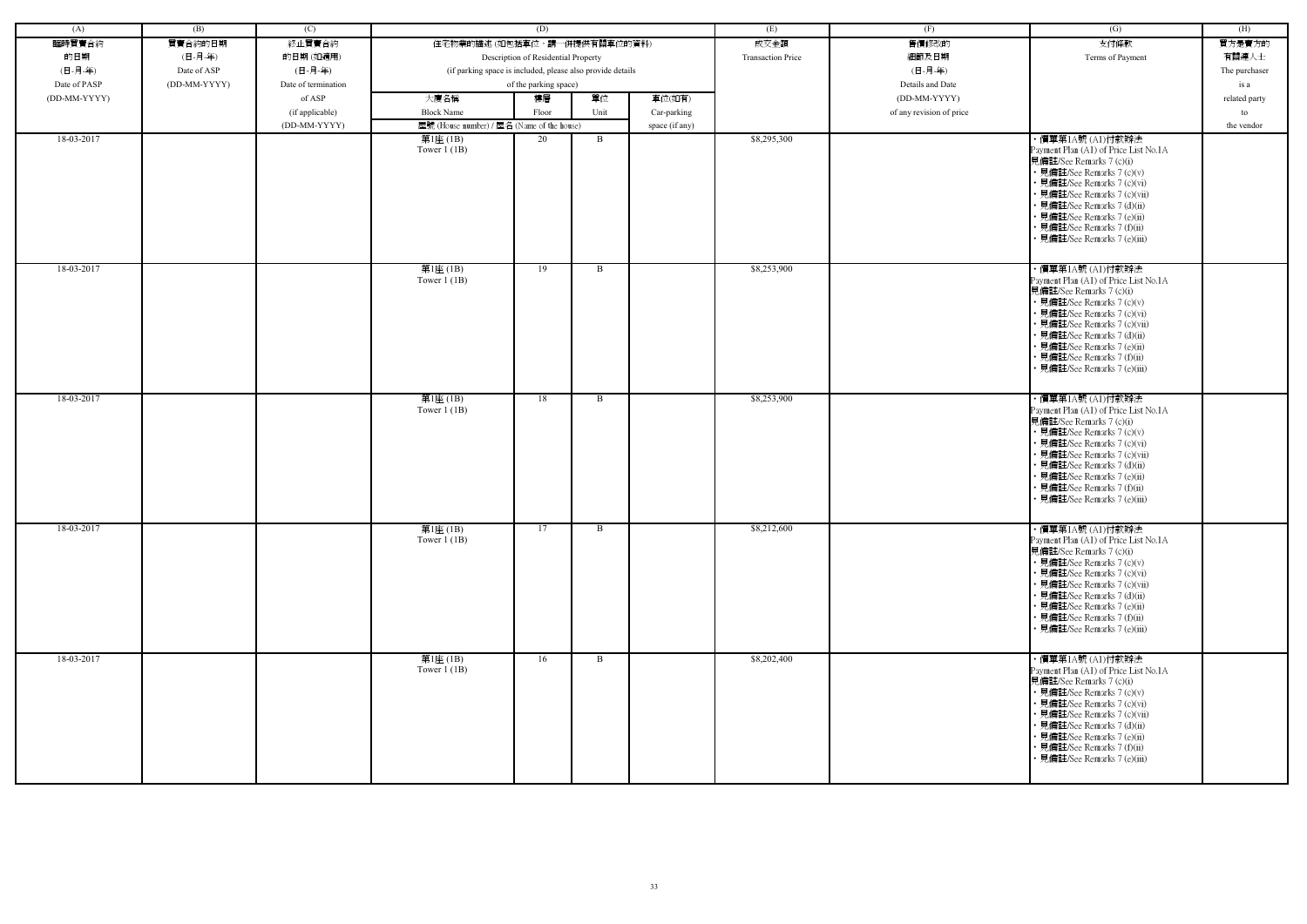| (A) | (B) | (C) | (D) | | | | (E) | (F) | (G) | (H) |
|---|---|---|---|---|---|---|---|---|---|---|
| 臨時買賣合約的日期 (日-月-年) Date of PASP (DD-MM-YYYY) | 買賣合約的日期 (日-月-年) Date of ASP (DD-MM-YYYY) | 終止買賣合約的日期 (如適用) (日-月-年) Date of termination of ASP (if applicable) (DD-MM-YYYY) | 住宅物業的描述 (如包括車位，請一併提供有關車位的資料) Description of Residential Property (if parking space is included, please also provide details of the parking space) | | | | 成交金額 Transaction Price | 售價修改的細節及日期 (日-月-年) Details and Date (DD-MM-YYYY) of any revision of price | 支付條款 Terms of Payment | 買方是賣方的有關連人士 The purchaser is a related party to the vendor |
| | | | 大廈名稱 Block Name | 樓層 Floor | 單位 Unit | 車位(如有) Car-parking space (if any) | | | | |
| | | | 屋號 (House number) / 屋名 (Name of the house) | | | | | | | |
| 18-03-2017 | | | 第1座 (1B) Tower 1 (1B) | 20 | B | | $8,295,300 | | • 價單第1A號 (A1)付款辦法 Payment Plan (A1) of Price List No.1A 見備註/See Remarks 7 (c)(i) • 見備註/See Remarks 7 (c)(v) • 見備註/See Remarks 7 (c)(vi) • 見備註/See Remarks 7 (c)(vii) • 見備註/See Remarks 7 (d)(ii) • 見備註/See Remarks 7 (e)(ii) • 見備註/See Remarks 7 (f)(ii) • 見備註/See Remarks 7 (e)(iii) | |
| 18-03-2017 | | | 第1座 (1B) Tower 1 (1B) | 19 | B | | $8,253,900 | | • 價單第1A號 (A1)付款辦法 Payment Plan (A1) of Price List No.1A 見備註/See Remarks 7 (c)(i) • 見備註/See Remarks 7 (c)(v) • 見備註/See Remarks 7 (c)(vi) • 見備註/See Remarks 7 (c)(vii) • 見備註/See Remarks 7 (d)(ii) • 見備註/See Remarks 7 (e)(ii) • 見備註/See Remarks 7 (f)(ii) • 見備註/See Remarks 7 (e)(iii) | |
| 18-03-2017 | | | 第1座 (1B) Tower 1 (1B) | 18 | B | | $8,253,900 | | • 價單第1A號 (A1)付款辦法 Payment Plan (A1) of Price List No.1A 見備註/See Remarks 7 (c)(i) • 見備註/See Remarks 7 (c)(v) • 見備註/See Remarks 7 (c)(vi) • 見備註/See Remarks 7 (c)(vii) • 見備註/See Remarks 7 (d)(ii) • 見備註/See Remarks 7 (e)(ii) • 見備註/See Remarks 7 (f)(ii) • 見備註/See Remarks 7 (e)(iii) | |
| 18-03-2017 | | | 第1座 (1B) Tower 1 (1B) | 17 | B | | $8,212,600 | | • 價單第1A號 (A1)付款辦法 Payment Plan (A1) of Price List No.1A 見備註/See Remarks 7 (c)(i) • 見備註/See Remarks 7 (c)(v) • 見備註/See Remarks 7 (c)(vi) • 見備註/See Remarks 7 (c)(vii) • 見備註/See Remarks 7 (d)(ii) • 見備註/See Remarks 7 (e)(ii) • 見備註/See Remarks 7 (f)(ii) • 見備註/See Remarks 7 (e)(iii) | |
| 18-03-2017 | | | 第1座 (1B) Tower 1 (1B) | 16 | B | | $8,202,400 | | • 價單第1A號 (A1)付款辦法 Payment Plan (A1) of Price List No.1A 見備註/See Remarks 7 (c)(i) • 見備註/See Remarks 7 (c)(v) • 見備註/See Remarks 7 (c)(vi) • 見備註/See Remarks 7 (c)(vii) • 見備註/See Remarks 7 (d)(ii) • 見備註/See Remarks 7 (e)(ii) • 見備註/See Remarks 7 (f)(ii) • 見備註/See Remarks 7 (e)(iii) | |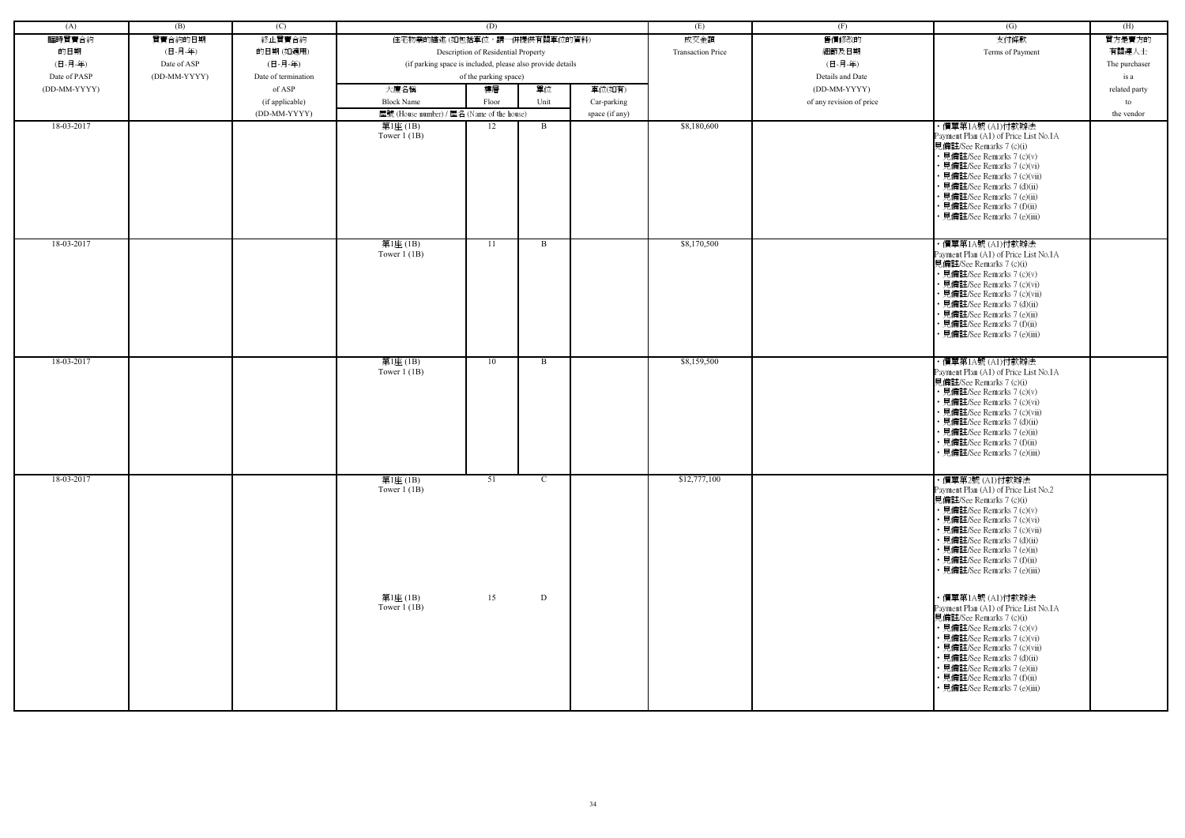| (A) | (B) | (C) | (D) | | | | (E) | (F) | (G) | (H) |
|---|---|---|---|---|---|---|---|---|---|---|
| 臨時買賣合約的日期 (日-月-年) Date of PASP (DD-MM-YYYY) | 買賣合約的日期 (日-月-年) Date of ASP (DD-MM-YYYY) | 終止買賣合約的日期 (如適用) (日-月-年) Date of termination of ASP (if applicable) (DD-MM-YYYY) | 住宅物業的描述 (如包括車位，請一併提供有關車位的資料) Description of Residential Property (if parking space is included, please also provide details of the parking space) | | | | 成交金額 Transaction Price | 售價修改的細節及日期 (日-月-年) Details and Date (DD-MM-YYYY) of any revision of price | 支付條款 Terms of Payment | 買方是賣方的有關連人士 The purchaser is a related party to the vendor |
| | | | 大廈名稱 Block Name | 樓層 Floor | 單位 Unit | 車位(如有) Car-parking space (if any) | | | | |
| | | | 屋號 (House number) / 屋名 (Name of the house) | | | | | | | |
| 18-03-2017 | | | 第1座 (1B) Tower 1 (1B) | 12 | B | | $8,180,600 | | • 價單第1A號 (A1)付款辦法 Payment Plan (A1) of Price List No.1A 見備註/See Remarks 7 (c)(i) • 見備註/See Remarks 7 (c)(v) • 見備註/See Remarks 7 (c)(vi) • 見備註/See Remarks 7 (c)(vii) • 見備註/See Remarks 7 (d)(ii) • 見備註/See Remarks 7 (e)(ii) • 見備註/See Remarks 7 (f)(ii) • 見備註/See Remarks 7 (e)(iii) | |
| 18-03-2017 | | | 第1座 (1B) Tower 1 (1B) | 11 | B | | $8,170,500 | | • 價單第1A號 (A1)付款辦法 Payment Plan (A1) of Price List No.1A 見備註/See Remarks 7 (c)(i) • 見備註/See Remarks 7 (c)(v) • 見備註/See Remarks 7 (c)(vi) • 見備註/See Remarks 7 (c)(vii) • 見備註/See Remarks 7 (d)(ii) • 見備註/See Remarks 7 (e)(ii) • 見備註/See Remarks 7 (f)(ii) • 見備註/See Remarks 7 (e)(iii) | |
| 18-03-2017 | | | 第1座 (1B) Tower 1 (1B) | 10 | B | | $8,159,500 | | • 價單第1A號 (A1)付款辦法 Payment Plan (A1) of Price List No.1A 見備註/See Remarks 7 (c)(i) • 見備註/See Remarks 7 (c)(v) • 見備註/See Remarks 7 (c)(vi) • 見備註/See Remarks 7 (c)(vii) • 見備註/See Remarks 7 (d)(ii) • 見備註/See Remarks 7 (e)(ii) • 見備註/See Remarks 7 (f)(ii) • 見備註/See Remarks 7 (e)(iii) | |
| 18-03-2017 | | | 第1座 (1B) Tower 1 (1B) | 51 | C | | $12,777,100 | | • 價單第2號 (A1)付款辦法 Payment Plan (A1) of Price List No.2 見備註/See Remarks 7 (c)(i) • 見備註/See Remarks 7 (c)(v) • 見備註/See Remarks 7 (c)(vi) • 見備註/See Remarks 7 (c)(vii) • 見備註/See Remarks 7 (d)(ii) • 見備註/See Remarks 7 (e)(ii) • 見備註/See Remarks 7 (f)(ii) • 見備註/See Remarks 7 (e)(iii) | |
| | | | 第1座 (1B) Tower 1 (1B) | 15 | D | | | | • 價單第1A號 (A1)付款辦法 Payment Plan (A1) of Price List No.1A 見備註/See Remarks 7 (c)(i) • 見備註/See Remarks 7 (c)(v) • 見備註/See Remarks 7 (c)(vi) • 見備註/See Remarks 7 (c)(vii) • 見備註/See Remarks 7 (d)(ii) • 見備註/See Remarks 7 (e)(ii) • 見備註/See Remarks 7 (f)(ii) • 見備註/See Remarks 7 (e)(iii) | |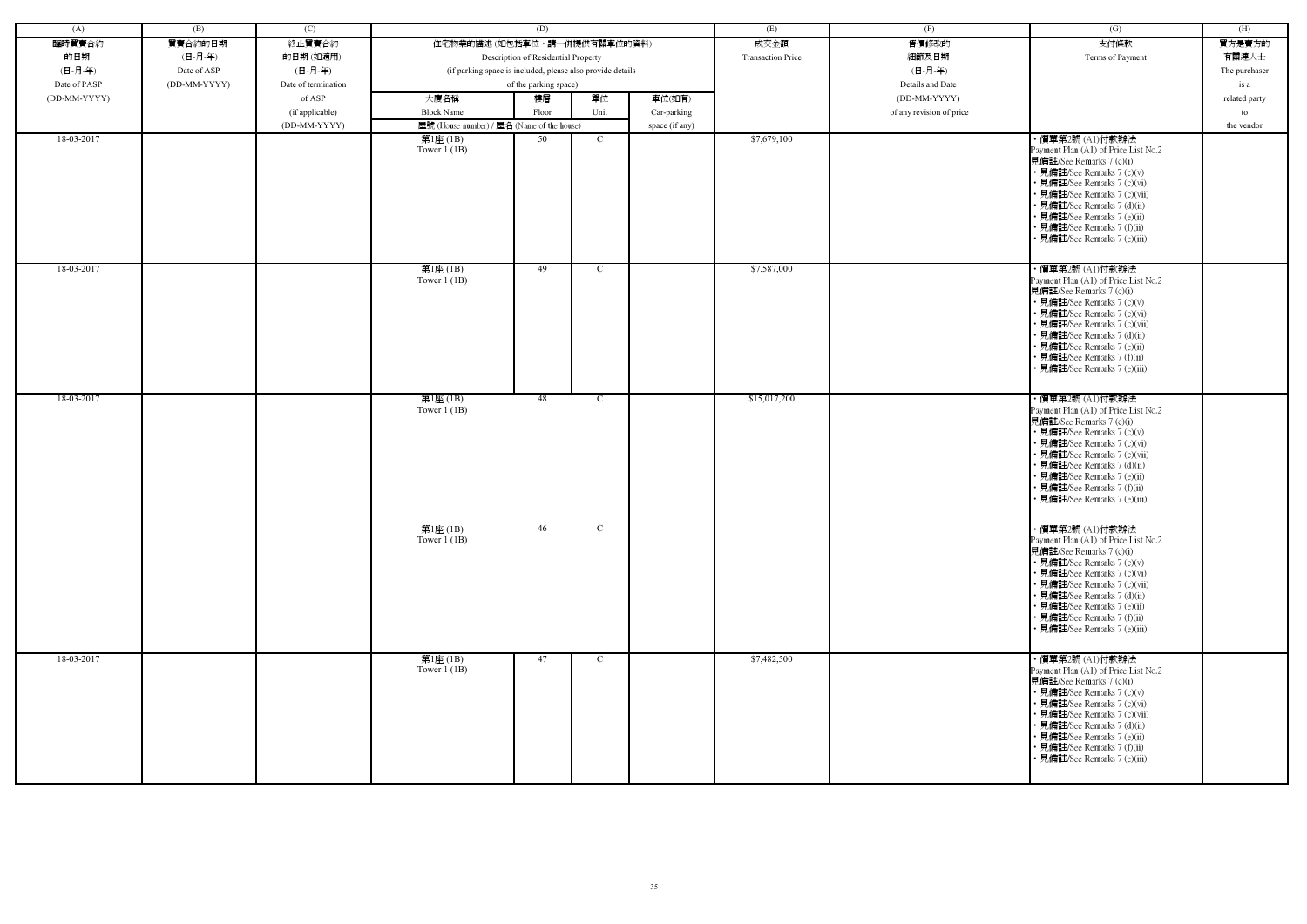| (A) | (B) | (C) | (D) | | | | (E) | (F) | (G) | (H) |
|---|---|---|---|---|---|---|---|---|---|---|
| 臨時買賣合約的日期 (日-月-年) Date of PASP (DD-MM-YYYY) | 買賣合約的日期 (日-月-年) Date of ASP (DD-MM-YYYY) | 終止買賣合約的日期 (如適用) (日-月-年) Date of termination of ASP (if applicable) (DD-MM-YYYY) | 住宅物業的描述 (如包括車位，請一併提供有關車位的資料) Description of Residential Property (if parking space is included, please also provide details of the parking space) | | | | 成交金額 Transaction Price | 售價修改的細節及日期 (日-月-年) Details and Date (DD-MM-YYYY) of any revision of price | 支付條款 Terms of Payment | 買方是賣方的有關連人士 The purchaser is a related party to the vendor |
| | | | 大廈名稱 Block Name | 樓層 Floor | 單位 Unit | 車位(如有) Car-parking space (if any) | | | | |
| | | | 屋號 (House number) / 屋名 (Name of the house) | | | | | | | |
| 18-03-2017 | | | 第1座 (1B) Tower 1 (1B) | 50 | C | | $7,679,100 | | • 價單第2號 (A1)付款辦法 Payment Plan (A1) of Price List No.2 見備註/See Remarks 7 (c)(i) • 見備註/See Remarks 7 (c)(v) • 見備註/See Remarks 7 (c)(vi) • 見備註/See Remarks 7 (c)(vii) • 見備註/See Remarks 7 (d)(ii) • 見備註/See Remarks 7 (e)(ii) • 見備註/See Remarks 7 (f)(ii) • 見備註/See Remarks 7 (e)(iii) | |
| 18-03-2017 | | | 第1座 (1B) Tower 1 (1B) | 49 | C | | $7,587,000 | | • 價單第2號 (A1)付款辦法 Payment Plan (A1) of Price List No.2 見備註/See Remarks 7 (c)(i) • 見備註/See Remarks 7 (c)(v) • 見備註/See Remarks 7 (c)(vi) • 見備註/See Remarks 7 (c)(vii) • 見備註/See Remarks 7 (d)(ii) • 見備註/See Remarks 7 (e)(ii) • 見備註/See Remarks 7 (f)(ii) • 見備註/See Remarks 7 (e)(iii) | |
| 18-03-2017 | | | 第1座 (1B) Tower 1 (1B) | 48 | C | | $15,017,200 | | • 價單第2號 (A1)付款辦法 Payment Plan (A1) of Price List No.2 見備註/See Remarks 7 (c)(i) • 見備註/See Remarks 7 (c)(v) • 見備註/See Remarks 7 (c)(vi) • 見備註/See Remarks 7 (c)(vii) • 見備註/See Remarks 7 (d)(ii) • 見備註/See Remarks 7 (e)(ii) • 見備註/See Remarks 7 (f)(ii) • 見備註/See Remarks 7 (e)(iii) | |
| | | | 第1座 (1B) Tower 1 (1B) | 46 | C | | | | • 價單第2號 (A1)付款辦法 Payment Plan (A1) of Price List No.2 見備註/See Remarks 7 (c)(i) • 見備註/See Remarks 7 (c)(v) • 見備註/See Remarks 7 (c)(vi) • 見備註/See Remarks 7 (c)(vii) • 見備註/See Remarks 7 (d)(ii) • 見備註/See Remarks 7 (e)(ii) • 見備註/See Remarks 7 (f)(ii) • 見備註/See Remarks 7 (e)(iii) | |
| 18-03-2017 | | | 第1座 (1B) Tower 1 (1B) | 47 | C | | $7,482,500 | | • 價單第2號 (A1)付款辦法 Payment Plan (A1) of Price List No.2 見備註/See Remarks 7 (c)(i) • 見備註/See Remarks 7 (c)(v) • 見備註/See Remarks 7 (c)(vi) • 見備註/See Remarks 7 (c)(vii) • 見備註/See Remarks 7 (d)(ii) • 見備註/See Remarks 7 (e)(ii) • 見備註/See Remarks 7 (f)(ii) • 見備註/See Remarks 7 (e)(iii) | |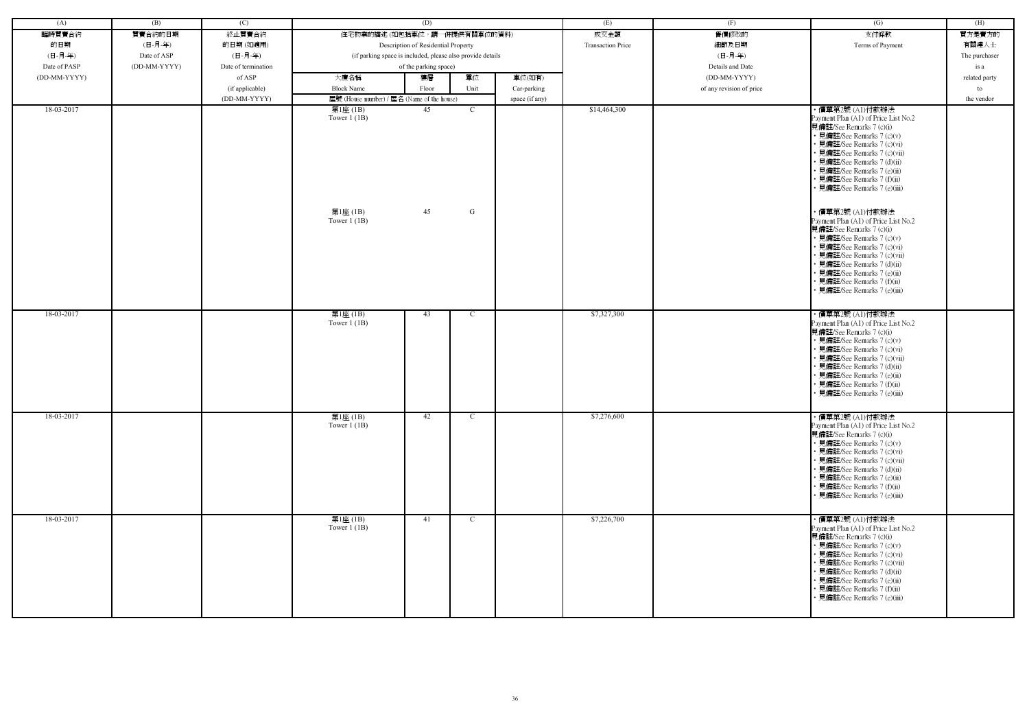| (A) | (B) | (C) | (D) | | | | (E) | (F) | (G) | (H) |
|---|---|---|---|---|---|---|---|---|---|---|
| 臨時買賣合約的日期 (日-月-年) Date of PASP (DD-MM-YYYY) | 買賣合約的日期 (日-月-年) Date of ASP (DD-MM-YYYY) | 終止買賣合約的日期 (如適用) (日-月-年) Date of termination of ASP (if applicable) (DD-MM-YYYY) | 住宅物業的描述 (如包括車位，請一併提供有關車位的資料) Description of Residential Property (if parking space is included, please also provide details of the parking space) | | | | 成交金額 Transaction Price | 售價修改的細節及日期 (日-月-年) Details and Date (DD-MM-YYYY) of any revision of price | 支付條款 Terms of Payment | 買方是賣方的有關連人士 The purchaser is a related party to the vendor |
| | | | 大廈名稱 Block Name | 樓層 Floor | 單位 Unit | 車位(如有) Car-parking space (if any) | | | | |
| | | | 屋號 (House number) / 屋名 (Name of the house) | | | | | | | |
| 18-03-2017 | | | 第1座 (1B) Tower 1 (1B)<br><br>第1座 (1B) Tower 1 (1B) | 45<br><br>45 | C<br><br>G | | $14,464,300 | | • 價單第2號 (A1)付款辦法 Payment Plan (A1) of Price List No.2 見備註/See Remarks 7 (c)(i) • 見備註/See Remarks 7 (c)(v) • 見備註/See Remarks 7 (c)(vi) • 見備註/See Remarks 7 (c)(vii) • 見備註/See Remarks 7 (d)(ii) • 見備註/See Remarks 7 (e)(ii) • 見備註/See Remarks 7 (f)(ii) • 見備註/See Remarks 7 (e)(iii)<br><br>• 價單第2號 (A1)付款辦法 Payment Plan (A1) of Price List No.2 見備註/See Remarks 7 (c)(i) • 見備註/See Remarks 7 (c)(v) • 見備註/See Remarks 7 (c)(vi) • 見備註/See Remarks 7 (c)(vii) • 見備註/See Remarks 7 (d)(ii) • 見備註/See Remarks 7 (e)(ii) • 見備註/See Remarks 7 (f)(ii) • 見備註/See Remarks 7 (e)(iii) | |
| 18-03-2017 | | | 第1座 (1B) Tower 1 (1B) | 43 | C | | $7,327,300 | | • 價單第2號 (A1)付款辦法 Payment Plan (A1) of Price List No.2 見備註/See Remarks 7 (c)(i) • 見備註/See Remarks 7 (c)(v) • 見備註/See Remarks 7 (c)(vi) • 見備註/See Remarks 7 (c)(vii) • 見備註/See Remarks 7 (d)(ii) • 見備註/See Remarks 7 (e)(ii) • 見備註/See Remarks 7 (f)(ii) • 見備註/See Remarks 7 (e)(iii) | |
| 18-03-2017 | | | 第1座 (1B) Tower 1 (1B) | 42 | C | | $7,276,600 | | • 價單第2號 (A1)付款辦法 Payment Plan (A1) of Price List No.2 見備註/See Remarks 7 (c)(i) • 見備註/See Remarks 7 (c)(v) • 見備註/See Remarks 7 (c)(vi) • 見備註/See Remarks 7 (c)(vii) • 見備註/See Remarks 7 (d)(ii) • 見備註/See Remarks 7 (e)(ii) • 見備註/See Remarks 7 (f)(ii) • 見備註/See Remarks 7 (e)(iii) | |
| 18-03-2017 | | | 第1座 (1B) Tower 1 (1B) | 41 | C | | $7,226,700 | | • 價單第2號 (A1)付款辦法 Payment Plan (A1) of Price List No.2 見備註/See Remarks 7 (c)(i) • 見備註/See Remarks 7 (c)(v) • 見備註/See Remarks 7 (c)(vi) • 見備註/See Remarks 7 (c)(vii) • 見備註/See Remarks 7 (d)(ii) • 見備註/See Remarks 7 (e)(ii) • 見備註/See Remarks 7 (f)(ii) • 見備註/See Remarks 7 (e)(iii) | |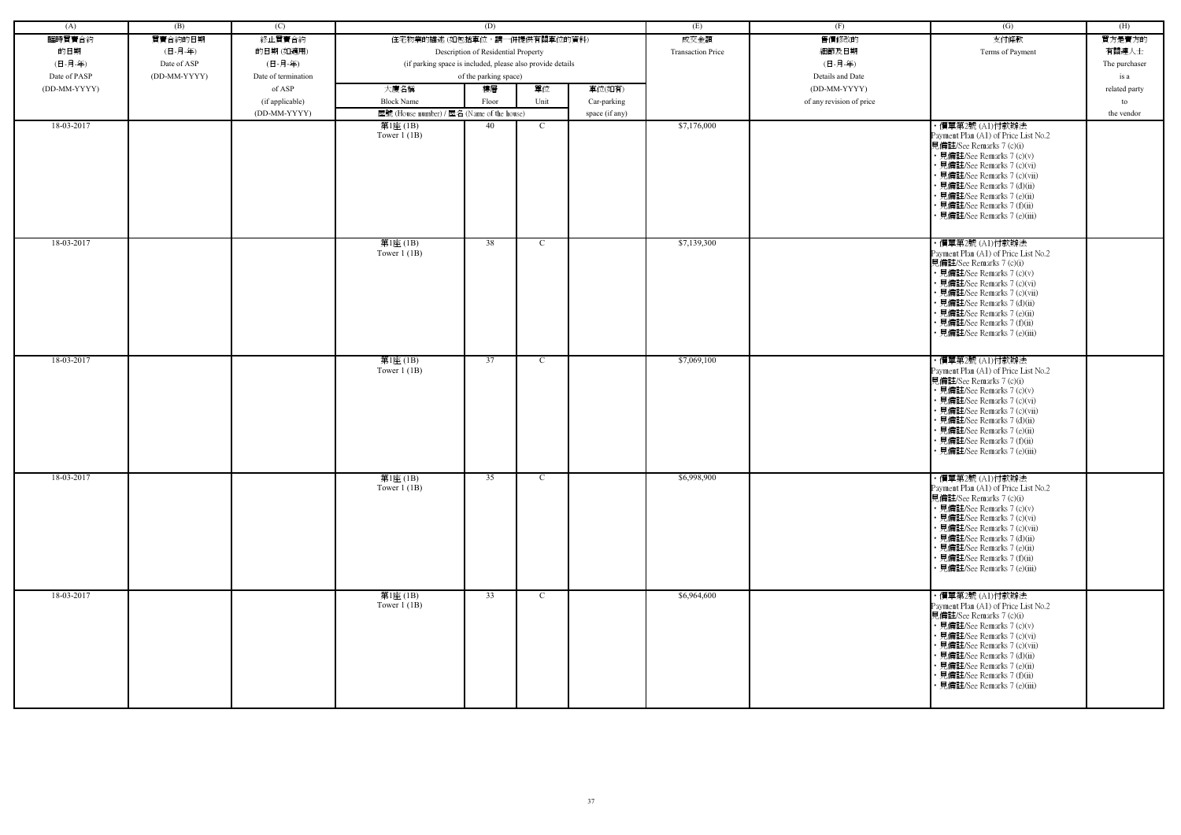| (A) | (B) | (C) | (D) | | | | (E) | (F) | (G) | (H) |
|---|---|---|---|---|---|---|---|---|---|---|
| 臨時買賣合約的日期 (日-月-年) Date of PASP (DD-MM-YYYY) | 買賣合約的日期 (日-月-年) Date of ASP (DD-MM-YYYY) | 終止買賣合約的日期 (如適用) (日-月-年) Date of termination of ASP (if applicable) (DD-MM-YYYY) | 住宅物業的描述 (如包括車位，請一併提供有關車位的資料) Description of Residential Property (if parking space is included, please also provide details of the parking space) | | | | 成交金額 Transaction Price | 售價修改的細節及日期 (日-月-年) Details and Date (DD-MM-YYYY) of any revision of price | 支付條款 Terms of Payment | 買方是賣方的有關連人士 The purchaser is a related party to the vendor |
| | | | 大廈名稱 Block Name | 樓層 Floor | 單位 Unit | 車位(如有) Car-parking space (if any) | | | | |
| | | | 屋號 (House number) / 屋名 (Name of the house) | | | | | | | |
| 18-03-2017 | | | 第1座 (1B) Tower 1 (1B) | 40 | C | | $7,176,000 | | • 價單第2號 (A1)付款辦法 Payment Plan (A1) of Price List No.2 見備註/See Remarks 7 (c)(i) • 見備註/See Remarks 7 (c)(v) • 見備註/See Remarks 7 (c)(vi) • 見備註/See Remarks 7 (c)(vii) • 見備註/See Remarks 7 (d)(ii) • 見備註/See Remarks 7 (e)(ii) • 見備註/See Remarks 7 (f)(ii) • 見備註/See Remarks 7 (e)(iii) | |
| 18-03-2017 | | | 第1座 (1B) Tower 1 (1B) | 38 | C | | $7,139,300 | | • 價單第2號 (A1)付款辦法 Payment Plan (A1) of Price List No.2 見備註/See Remarks 7 (c)(i) • 見備註/See Remarks 7 (c)(v) • 見備註/See Remarks 7 (c)(vi) • 見備註/See Remarks 7 (c)(vii) • 見備註/See Remarks 7 (d)(ii) • 見備註/See Remarks 7 (e)(ii) • 見備註/See Remarks 7 (f)(ii) • 見備註/See Remarks 7 (e)(iii) | |
| 18-03-2017 | | | 第1座 (1B) Tower 1 (1B) | 37 | C | | $7,069,100 | | • 價單第2號 (A1)付款辦法 Payment Plan (A1) of Price List No.2 見備註/See Remarks 7 (c)(i) • 見備註/See Remarks 7 (c)(v) • 見備註/See Remarks 7 (c)(vi) • 見備註/See Remarks 7 (c)(vii) • 見備註/See Remarks 7 (d)(ii) • 見備註/See Remarks 7 (e)(ii) • 見備註/See Remarks 7 (f)(ii) • 見備註/See Remarks 7 (e)(iii) | |
| 18-03-2017 | | | 第1座 (1B) Tower 1 (1B) | 35 | C | | $6,998,900 | | • 價單第2號 (A1)付款辦法 Payment Plan (A1) of Price List No.2 見備註/See Remarks 7 (c)(i) • 見備註/See Remarks 7 (c)(v) • 見備註/See Remarks 7 (c)(vi) • 見備註/See Remarks 7 (c)(vii) • 見備註/See Remarks 7 (d)(ii) • 見備註/See Remarks 7 (e)(ii) • 見備註/See Remarks 7 (f)(ii) • 見備註/See Remarks 7 (e)(iii) | |
| 18-03-2017 | | | 第1座 (1B) Tower 1 (1B) | 33 | C | | $6,964,600 | | • 價單第2號 (A1)付款辦法 Payment Plan (A1) of Price List No.2 見備註/See Remarks 7 (c)(i) • 見備註/See Remarks 7 (c)(v) • 見備註/See Remarks 7 (c)(vi) • 見備註/See Remarks 7 (c)(vii) • 見備註/See Remarks 7 (d)(ii) • 見備註/See Remarks 7 (e)(ii) • 見備註/See Remarks 7 (f)(ii) • 見備註/See Remarks 7 (e)(iii) | |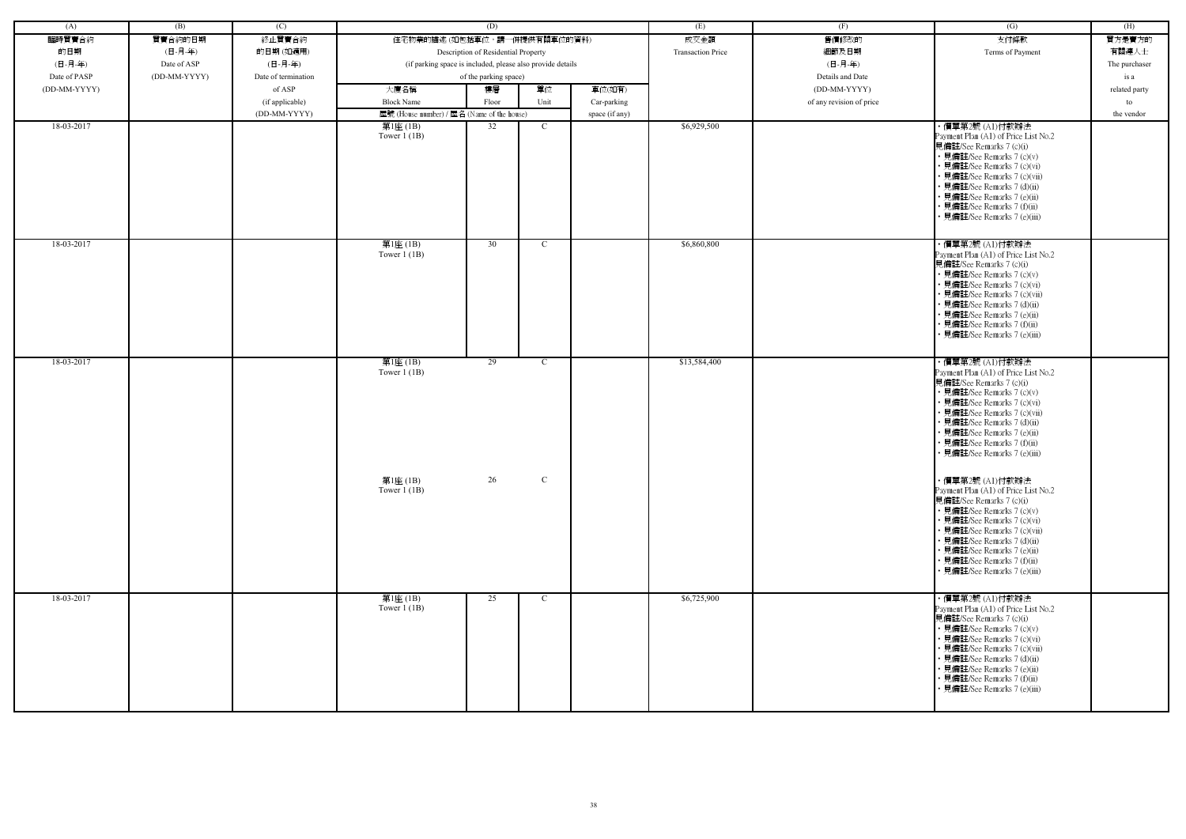| (A) | (B) | (C) | (D) | | | | (E) | (F) | (G) | (H) |
|---|---|---|---|---|---|---|---|---|---|---|
| 臨時買賣合約<br>的日期<br>(日-月-年)<br>Date of PASP<br>(DD-MM-YYYY) | 買賣合約的日期<br>(日-月-年)<br>Date of ASP<br>(DD-MM-YYYY) | 終止買賣合約<br>的日期 (如適用)<br>(日-月-年)<br>Date of termination<br>of ASP<br>(if applicable)<br>(DD-MM-YYYY) | 住宅物業的描述 (如包括車位，請一併提供有關車位的資料)<br>Description of Residential Property<br>(if parking space is included, please also provide details<br>of the parking space) | | | | 成交金額<br>Transaction Price | 售價修改的<br>細節及日期<br>(日-月-年)<br>Details and Date<br>(DD-MM-YYYY)<br>of any revision of price | 支付條款<br>Terms of Payment | 買方是賣方的<br>有關連人士<br>The purchaser<br>is a<br>related party<br>to<br>the vendor |
| | | | 大廈名稱<br>Block Name | 樓層<br>Floor | 單位<br>Unit | 車位(如有)<br>Car-parking<br>space (if any) | | | | |
| | | | 屋號 (House number) / 屋名 (Name of the house) | | | | | | | |
| 18-03-2017 | | | 第1座 (1B)<br>Tower 1 (1B) | 32 | C | | $6,929,500 | | • 價單第2號 (A1)付款辦法<br>Payment Plan (A1) of Price List No.2<br>見備註/See Remarks 7 (c)(i)<br>• 見備註/See Remarks 7 (c)(v)<br>• 見備註/See Remarks 7 (c)(vi)<br>• 見備註/See Remarks 7 (c)(vii)<br>• 見備註/See Remarks 7 (d)(ii)<br>• 見備註/See Remarks 7 (e)(ii)<br>• 見備註/See Remarks 7 (f)(ii)<br>• 見備註/See Remarks 7 (e)(iii) | |
| 18-03-2017 | | | 第1座 (1B)<br>Tower 1 (1B) | 30 | C | | $6,860,800 | | • 價單第2號 (A1)付款辦法<br>Payment Plan (A1) of Price List No.2<br>見備註/See Remarks 7 (c)(i)<br>• 見備註/See Remarks 7 (c)(v)<br>• 見備註/See Remarks 7 (c)(vi)<br>• 見備註/See Remarks 7 (c)(vii)<br>• 見備註/See Remarks 7 (d)(ii)<br>• 見備註/See Remarks 7 (e)(ii)<br>• 見備註/See Remarks 7 (f)(ii)<br>• 見備註/See Remarks 7 (e)(iii) | |
| 18-03-2017 | | | 第1座 (1B)<br>Tower 1 (1B)<br><br>第1座 (1B)<br>Tower 1 (1B) | 29<br><br>26 | C<br><br>C | | $13,584,400 | | • 價單第2號 (A1)付款辦法<br>Payment Plan (A1) of Price List No.2<br>見備註/See Remarks 7 (c)(i)<br>• 見備註/See Remarks 7 (c)(v)<br>• 見備註/See Remarks 7 (c)(vi)<br>• 見備註/See Remarks 7 (c)(vii)<br>• 見備註/See Remarks 7 (d)(ii)<br>• 見備註/See Remarks 7 (e)(ii)<br>• 見備註/See Remarks 7 (f)(ii)<br>• 見備註/See Remarks 7 (e)(iii)<br><br>• 價單第2號 (A1)付款辦法<br>Payment Plan (A1) of Price List No.2<br>見備註/See Remarks 7 (c)(i)<br>• 見備註/See Remarks 7 (c)(v)<br>• 見備註/See Remarks 7 (c)(vi)<br>• 見備註/See Remarks 7 (c)(vii)<br>• 見備註/See Remarks 7 (d)(ii)<br>• 見備註/See Remarks 7 (e)(ii)<br>• 見備註/See Remarks 7 (f)(ii)<br>• 見備註/See Remarks 7 (e)(iii) | |
| 18-03-2017 | | | 第1座 (1B)<br>Tower 1 (1B) | 25 | C | | $6,725,900 | | • 價單第2號 (A1)付款辦法<br>Payment Plan (A1) of Price List No.2<br>見備註/See Remarks 7 (c)(i)<br>• 見備註/See Remarks 7 (c)(v)<br>• 見備註/See Remarks 7 (c)(vi)<br>• 見備註/See Remarks 7 (c)(vii)<br>• 見備註/See Remarks 7 (d)(ii)<br>• 見備註/See Remarks 7 (e)(ii)<br>• 見備註/See Remarks 7 (f)(ii)<br>• 見備註/See Remarks 7 (e)(iii) | |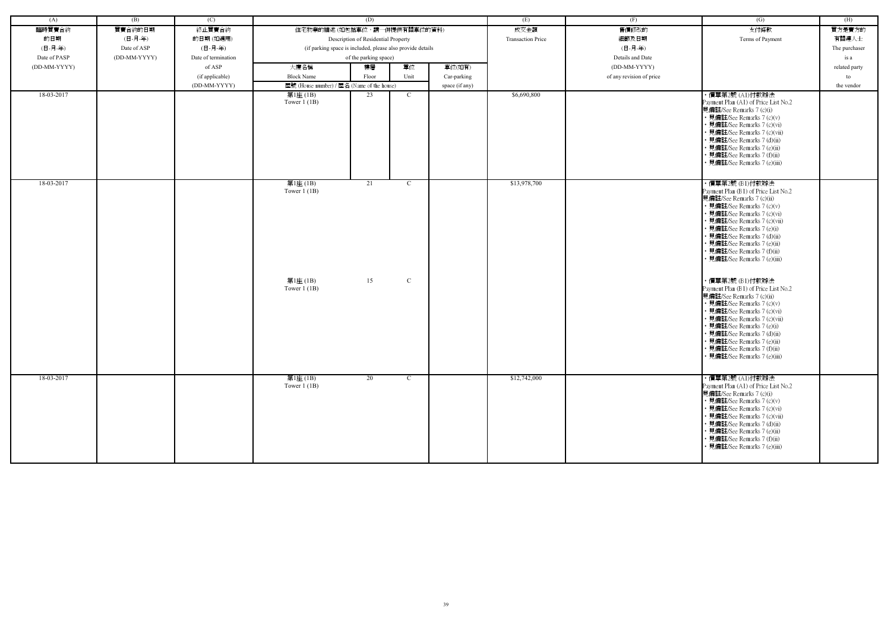| (A) | (B) | (C) | (D) | | | | (E) | (F) | (G) | (H) |
|---|---|---|---|---|---|---|---|---|---|---|
| 臨時買賣合約的日期 (日-月-年) Date of PASP (DD-MM-YYYY) | 買賣合約的日期 (日-月-年) Date of ASP (DD-MM-YYYY) | 終止買賣合約的日期 (如適用) (日-月-年) Date of termination of ASP (if applicable) (DD-MM-YYYY) | 住宅物業的描述 (如包括車位，請一併提供有關車位的資料) Description of Residential Property (if parking space is included, please also provide details of the parking space) | | | | 成交金額 Transaction Price | 售價修改的細節及日期 (日-月-年) Details and Date (DD-MM-YYYY) of any revision of price | 支付條款 Terms of Payment | 買方是賣方的有關連人士 The purchaser is a related party to the vendor |
| | | | 大廈名稱 Block Name | 樓層 Floor | 單位 Unit | 車位(如有) Car-parking space (if any) | | | | |
| | | | 屋號 (House number) / 屋名 (Name of the house) | | | | | | | |
| 18-03-2017 | | | 第1座 (1B) Tower 1 (1B) | 23 | C | | $6,690,800 | | ‧價單第2號 (A1)付款辦法 Payment Plan (A1) of Price List No.2 見備註/See Remarks 7 (c)(i) ‧見備註/See Remarks 7 (c)(v) ‧見備註/See Remarks 7 (c)(vi) ‧見備註/See Remarks 7 (c)(vii) ‧見備註/See Remarks 7 (d)(ii) ‧見備註/See Remarks 7 (e)(ii) ‧見備註/See Remarks 7 (f)(ii) ‧見備註/See Remarks 7 (e)(iii) | |
| 18-03-2017 | | | 第1座 (1B) Tower 1 (1B) | 21 | C | | $13,978,700 | | ‧價單第2號 (B1)付款辦法 Payment Plan (B1) of Price List No.2 見備註/See Remarks 7 (c)(ii) ‧見備註/See Remarks 7 (c)(v) ‧見備註/See Remarks 7 (c)(vi) ‧見備註/See Remarks 7 (c)(vii) ‧見備註/See Remarks 7 (e)(i) ‧見備註/See Remarks 7 (d)(ii) ‧見備註/See Remarks 7 (e)(ii) ‧見備註/See Remarks 7 (f)(ii) ‧見備註/See Remarks 7 (e)(iii) | |
| | | | 第1座 (1B) Tower 1 (1B) | 15 | C | | | | ‧價單第2號 (B1)付款辦法 Payment Plan (B1) of Price List No.2 見備註/See Remarks 7 (c)(ii) ‧見備註/See Remarks 7 (c)(v) ‧見備註/See Remarks 7 (c)(vi) ‧見備註/See Remarks 7 (c)(vii) ‧見備註/See Remarks 7 (e)(i) ‧見備註/See Remarks 7 (d)(ii) ‧見備註/See Remarks 7 (e)(ii) ‧見備註/See Remarks 7 (f)(ii) ‧見備註/See Remarks 7 (e)(iii) | |
| 18-03-2017 | | | 第1座 (1B) Tower 1 (1B) | 20 | C | | $12,742,000 | | ‧價單第2號 (A1)付款辦法 Payment Plan (A1) of Price List No.2 見備註/See Remarks 7 (c)(i) ‧見備註/See Remarks 7 (c)(v) ‧見備註/See Remarks 7 (c)(vi) ‧見備註/See Remarks 7 (c)(vii) ‧見備註/See Remarks 7 (d)(ii) ‧見備註/See Remarks 7 (e)(ii) ‧見備註/See Remarks 7 (f)(ii) ‧見備註/See Remarks 7 (e)(iii) | |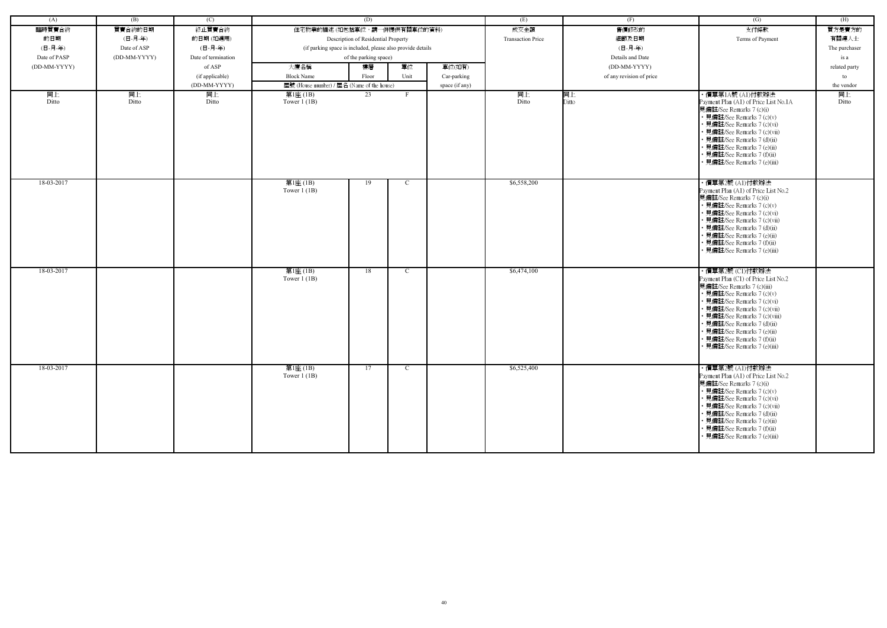| (A) | (B) | (C) | (D) | | | | (E) | (F) | (G) | (H) |
|---|---|---|---|---|---|---|---|---|---|---|
| 臨時買賣合約的日期 (日-月-年) Date of PASP (DD-MM-YYYY) | 買賣合約的日期 (日-月-年) Date of ASP (DD-MM-YYYY) | 終止買賣合約的日期 (如適用) (日-月-年) Date of termination of ASP (if applicable) (DD-MM-YYYY) | 住宅物業的描述 (如包括車位，請一併提供有關車位的資料) Description of Residential Property (if parking space is included, please also provide details of the parking space) | | | | 成交金額 Transaction Price | 售價修改的細節及日期 (日-月-年) Details and Date (DD-MM-YYYY) of any revision of price | 支付條款 Terms of Payment | 買方是賣方的有關連人士 The purchaser is a related party to the vendor |
| | | | 大廈名稱 Block Name | 樓層 Floor | 單位 Unit | 車位(如有) Car-parking space (if any) | | | | |
| | | | 屋號 (House number) / 屋名 (Name of the house) | | | | | | | |
| 同上 Ditto | 同上 Ditto | 同上 Ditto | 第1座 (1B) Tower 1 (1B) | 23 | F | | 同上 Ditto | 同上 Ditto | • 價單第1A號 (A1)付款辦法 Payment Plan (A1) of Price List No.1A 見備註/See Remarks 7 (c)(i) • 見備註/See Remarks 7 (c)(v) • 見備註/See Remarks 7 (c)(vi) • 見備註/See Remarks 7 (c)(vii) • 見備註/See Remarks 7 (d)(ii) • 見備註/See Remarks 7 (e)(ii) • 見備註/See Remarks 7 (f)(ii) • 見備註/See Remarks 7 (e)(iii) | 同上 Ditto |
| 18-03-2017 | | | 第1座 (1B) Tower 1 (1B) | 19 | C | | $6,558,200 | | • 價單第2號 (A1)付款辦法 Payment Plan (A1) of Price List No.2 見備註/See Remarks 7 (c)(i) • 見備註/See Remarks 7 (c)(v) • 見備註/See Remarks 7 (c)(vi) • 見備註/See Remarks 7 (c)(vii) • 見備註/See Remarks 7 (d)(ii) • 見備註/See Remarks 7 (e)(ii) • 見備註/See Remarks 7 (f)(ii) • 見備註/See Remarks 7 (e)(iii) | |
| 18-03-2017 | | | 第1座 (1B) Tower 1 (1B) | 18 | C | | $6,474,100 | | • 價單第2號 (C1)付款辦法 Payment Plan (C1) of Price List No.2 見備註/See Remarks 7 (c)(iii) • 見備註/See Remarks 7 (c)(v) • 見備註/See Remarks 7 (c)(vi) • 見備註/See Remarks 7 (c)(vii) • 見備註/See Remarks 7 (c)(viii) • 見備註/See Remarks 7 (d)(ii) • 見備註/See Remarks 7 (e)(ii) • 見備註/See Remarks 7 (f)(ii) • 見備註/See Remarks 7 (e)(iii) | |
| 18-03-2017 | | | 第1座 (1B) Tower 1 (1B) | 17 | C | | $6,525,400 | | • 價單第2號 (A1)付款辦法 Payment Plan (A1) of Price List No.2 見備註/See Remarks 7 (c)(i) • 見備註/See Remarks 7 (c)(v) • 見備註/See Remarks 7 (c)(vi) • 見備註/See Remarks 7 (c)(vii) • 見備註/See Remarks 7 (d)(ii) • 見備註/See Remarks 7 (e)(ii) • 見備註/See Remarks 7 (f)(ii) • 見備註/See Remarks 7 (e)(iii) | |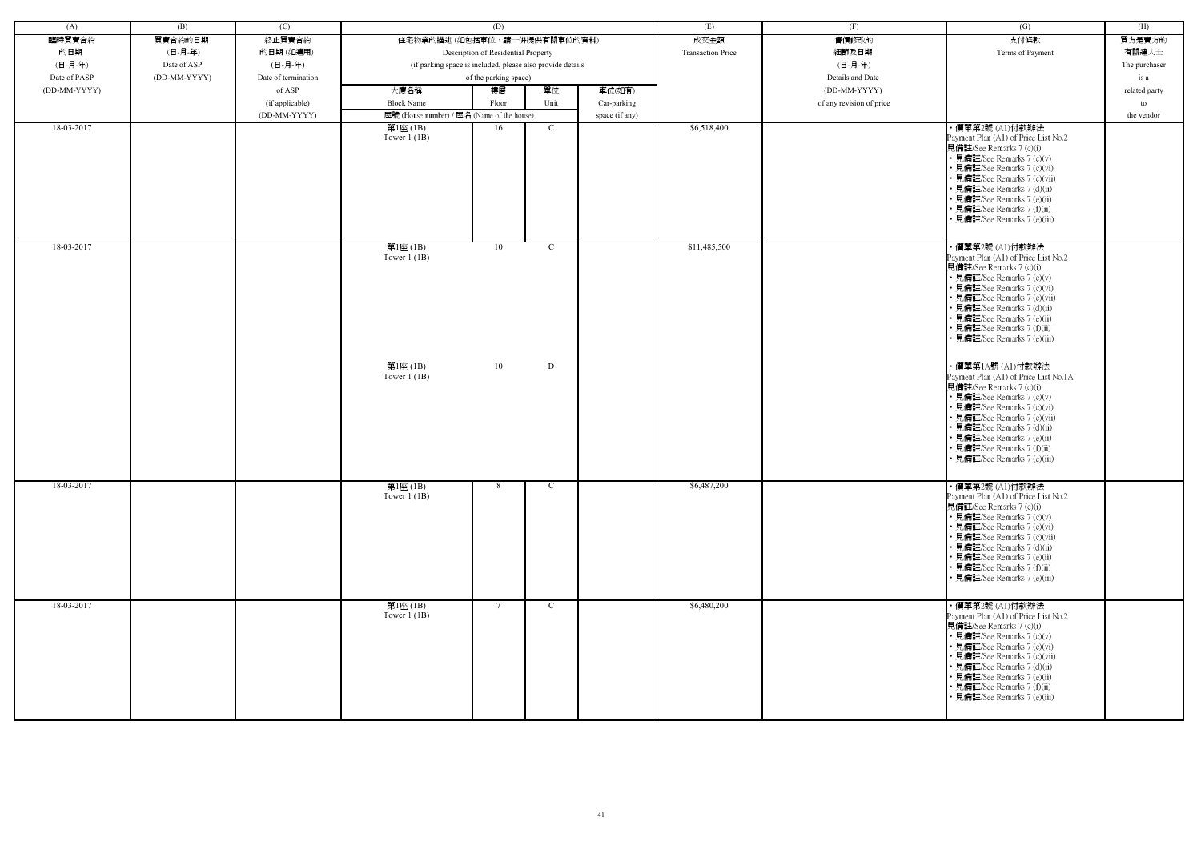| (A) | (B) | (C) | (D) | | | | (E) | (F) | (G) | (H) |
|---|---|---|---|---|---|---|---|---|---|---|
| 臨時買賣合約的日期 (日-月-年) Date of PASP (DD-MM-YYYY) | 買賣合約的日期 (日-月-年) Date of ASP (DD-MM-YYYY) | 終止買賣合約的日期 (如適用) (日-月-年) Date of termination of ASP (if applicable) (DD-MM-YYYY) | 住宅物業的描述 (如包括車位，請一併提供有關車位的資料) Description of Residential Property (if parking space is included, please also provide details of the parking space) | | | | 成交金額 Transaction Price | 售價修改的細節及日期 (日-月-年) Details and Date (DD-MM-YYYY) of any revision of price | 支付條款 Terms of Payment | 買方是賣方的有關連人士 The purchaser is a related party to the vendor |
| | | | 大廈名稱 Block Name | 樓層 Floor | 單位 Unit | 車位(如有) Car-parking space (if any) | | | | |
| | | | 屋號 (House number) / 屋名 (Name of the house) | | | | | | | |
| 18-03-2017 | | | 第1座 (1B) Tower 1 (1B) | 16 | C | | $6,518,400 | | • 價單第2號 (A1)付款辦法 Payment Plan (A1) of Price List No.2 見備註/See Remarks 7 (c)(i) • 見備註/See Remarks 7 (c)(v) • 見備註/See Remarks 7 (c)(vi) • 見備註/See Remarks 7 (c)(vii) • 見備註/See Remarks 7 (d)(ii) • 見備註/See Remarks 7 (e)(ii) • 見備註/See Remarks 7 (f)(ii) • 見備註/See Remarks 7 (e)(iii) | |
| 18-03-2017 | | | 第1座 (1B) Tower 1 (1B) | 10 | C | | $11,485,500 | | • 價單第2號 (A1)付款辦法 Payment Plan (A1) of Price List No.2 見備註/See Remarks 7 (c)(i) • 見備註/See Remarks 7 (c)(v) • 見備註/See Remarks 7 (c)(vi) • 見備註/See Remarks 7 (c)(vii) • 見備註/See Remarks 7 (d)(ii) • 見備註/See Remarks 7 (e)(ii) • 見備註/See Remarks 7 (f)(ii) • 見備註/See Remarks 7 (e)(iii) | |
| | | | 第1座 (1B) Tower 1 (1B) | 10 | D | | | | • 價單第1A號 (A1)付款辦法 Payment Plan (A1) of Price List No.1A 見備註/See Remarks 7 (c)(i) • 見備註/See Remarks 7 (c)(v) • 見備註/See Remarks 7 (c)(vi) • 見備註/See Remarks 7 (c)(vii) • 見備註/See Remarks 7 (d)(ii) • 見備註/See Remarks 7 (e)(ii) • 見備註/See Remarks 7 (f)(ii) • 見備註/See Remarks 7 (e)(iii) | |
| 18-03-2017 | | | 第1座 (1B) Tower 1 (1B) | 8 | C | | $6,487,200 | | • 價單第2號 (A1)付款辦法 Payment Plan (A1) of Price List No.2 見備註/See Remarks 7 (c)(i) • 見備註/See Remarks 7 (c)(v) • 見備註/See Remarks 7 (c)(vi) • 見備註/See Remarks 7 (c)(vii) • 見備註/See Remarks 7 (d)(ii) • 見備註/See Remarks 7 (e)(ii) • 見備註/See Remarks 7 (f)(ii) • 見備註/See Remarks 7 (e)(iii) | |
| 18-03-2017 | | | 第1座 (1B) Tower 1 (1B) | 7 | C | | $6,480,200 | | • 價單第2號 (A1)付款辦法 Payment Plan (A1) of Price List No.2 見備註/See Remarks 7 (c)(i) • 見備註/See Remarks 7 (c)(v) • 見備註/See Remarks 7 (c)(vi) • 見備註/See Remarks 7 (c)(vii) • 見備註/See Remarks 7 (d)(ii) • 見備註/See Remarks 7 (e)(ii) • 見備註/See Remarks 7 (f)(ii) • 見備註/See Remarks 7 (e)(iii) | |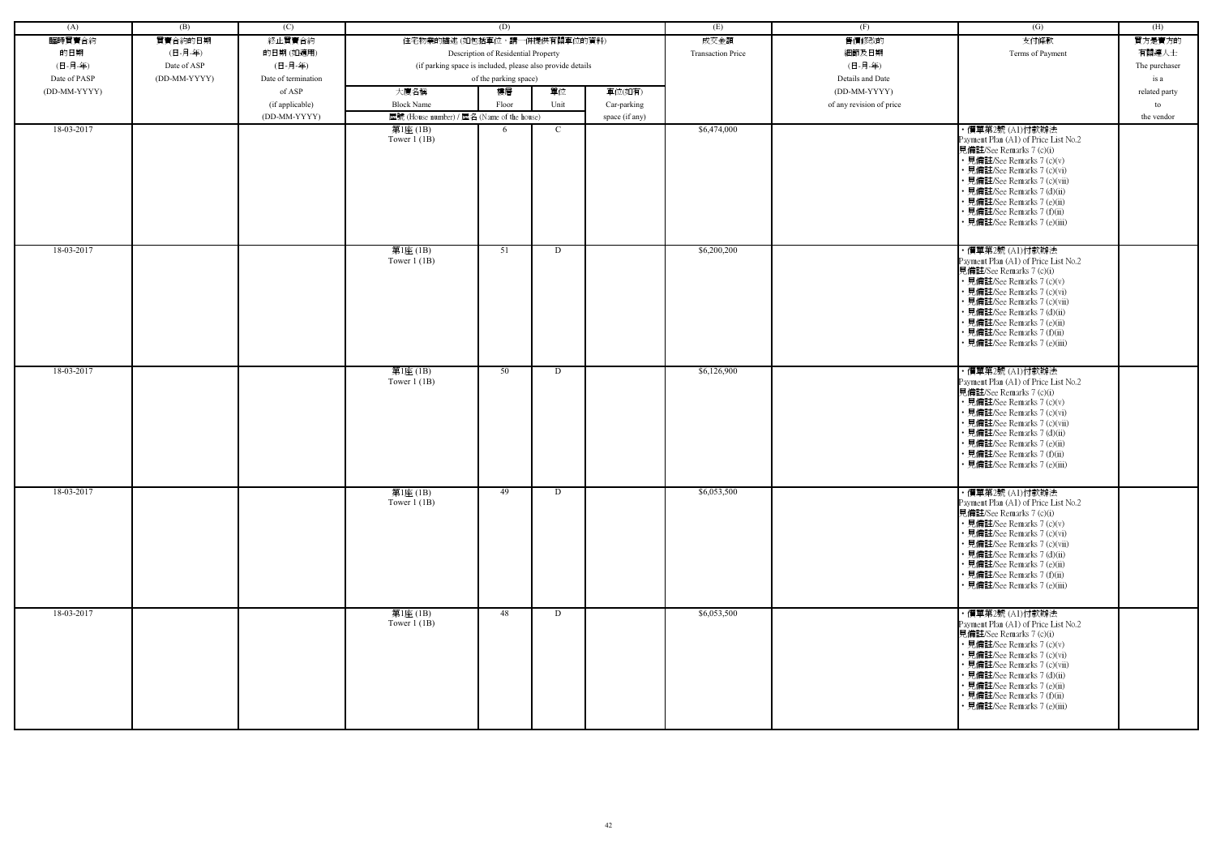| (A) | (B) | (C) | (D) | | | | (E) | (F) | (G) | (H) |
|---|---|---|---|---|---|---|---|---|---|---|
| 臨時買賣合約的日期 (日-月-年) Date of PASP (DD-MM-YYYY) | 買賣合約的日期 (日-月-年) Date of ASP (DD-MM-YYYY) | 終止買賣合約的日期 (如適用) (日-月-年) Date of termination of ASP (if applicable) (DD-MM-YYYY) | 住宅物業的描述 (如包括車位，請一併提供有關車位的資料) Description of Residential Property (if parking space is included, please also provide details of the parking space) | | | | 成交金額 Transaction Price | 售價修改的細節及日期 (日-月-年) Details and Date (DD-MM-YYYY) of any revision of price | 支付條款 Terms of Payment | 買方是賣方的有關連人士 The purchaser is a related party to the vendor |
| | | | 大廈名稱 Block Name | 樓層 Floor | 單位 Unit | 車位(如有) Car-parking space (if any) | | | | |
| | | | 屋號 (House number) / 屋名 (Name of the house) | | | | | | | |
| 18-03-2017 | | | 第1座 (1B) Tower 1 (1B) | 6 | C | | $6,474,000 | | • 價單第2號 (A1)付款辦法 Payment Plan (A1) of Price List No.2 見備註/See Remarks 7 (c)(i) • 見備註/See Remarks 7 (c)(v) • 見備註/See Remarks 7 (c)(vi) • 見備註/See Remarks 7 (c)(vii) • 見備註/See Remarks 7 (d)(ii) • 見備註/See Remarks 7 (e)(ii) • 見備註/See Remarks 7 (f)(ii) • 見備註/See Remarks 7 (e)(iii) | |
| 18-03-2017 | | | 第1座 (1B) Tower 1 (1B) | 51 | D | | $6,200,200 | | • 價單第2號 (A1)付款辦法 Payment Plan (A1) of Price List No.2 見備註/See Remarks 7 (c)(i) • 見備註/See Remarks 7 (c)(v) • 見備註/See Remarks 7 (c)(vi) • 見備註/See Remarks 7 (c)(vii) • 見備註/See Remarks 7 (d)(ii) • 見備註/See Remarks 7 (e)(ii) • 見備註/See Remarks 7 (f)(ii) • 見備註/See Remarks 7 (e)(iii) | |
| 18-03-2017 | | | 第1座 (1B) Tower 1 (1B) | 50 | D | | $6,126,900 | | • 價單第2號 (A1)付款辦法 Payment Plan (A1) of Price List No.2 見備註/See Remarks 7 (c)(i) • 見備註/See Remarks 7 (c)(v) • 見備註/See Remarks 7 (c)(vi) • 見備註/See Remarks 7 (c)(vii) • 見備註/See Remarks 7 (d)(ii) • 見備註/See Remarks 7 (e)(ii) • 見備註/See Remarks 7 (f)(ii) • 見備註/See Remarks 7 (e)(iii) | |
| 18-03-2017 | | | 第1座 (1B) Tower 1 (1B) | 49 | D | | $6,053,500 | | • 價單第2號 (A1)付款辦法 Payment Plan (A1) of Price List No.2 見備註/See Remarks 7 (c)(i) • 見備註/See Remarks 7 (c)(v) • 見備註/See Remarks 7 (c)(vi) • 見備註/See Remarks 7 (c)(vii) • 見備註/See Remarks 7 (d)(ii) • 見備註/See Remarks 7 (e)(ii) • 見備註/See Remarks 7 (f)(ii) • 見備註/See Remarks 7 (e)(iii) | |
| 18-03-2017 | | | 第1座 (1B) Tower 1 (1B) | 48 | D | | $6,053,500 | | • 價單第2號 (A1)付款辦法 Payment Plan (A1) of Price List No.2 見備註/See Remarks 7 (c)(i) • 見備註/See Remarks 7 (c)(v) • 見備註/See Remarks 7 (c)(vi) • 見備註/See Remarks 7 (c)(vii) • 見備註/See Remarks 7 (d)(ii) • 見備註/See Remarks 7 (e)(ii) • 見備註/See Remarks 7 (f)(ii) • 見備註/See Remarks 7 (e)(iii) | |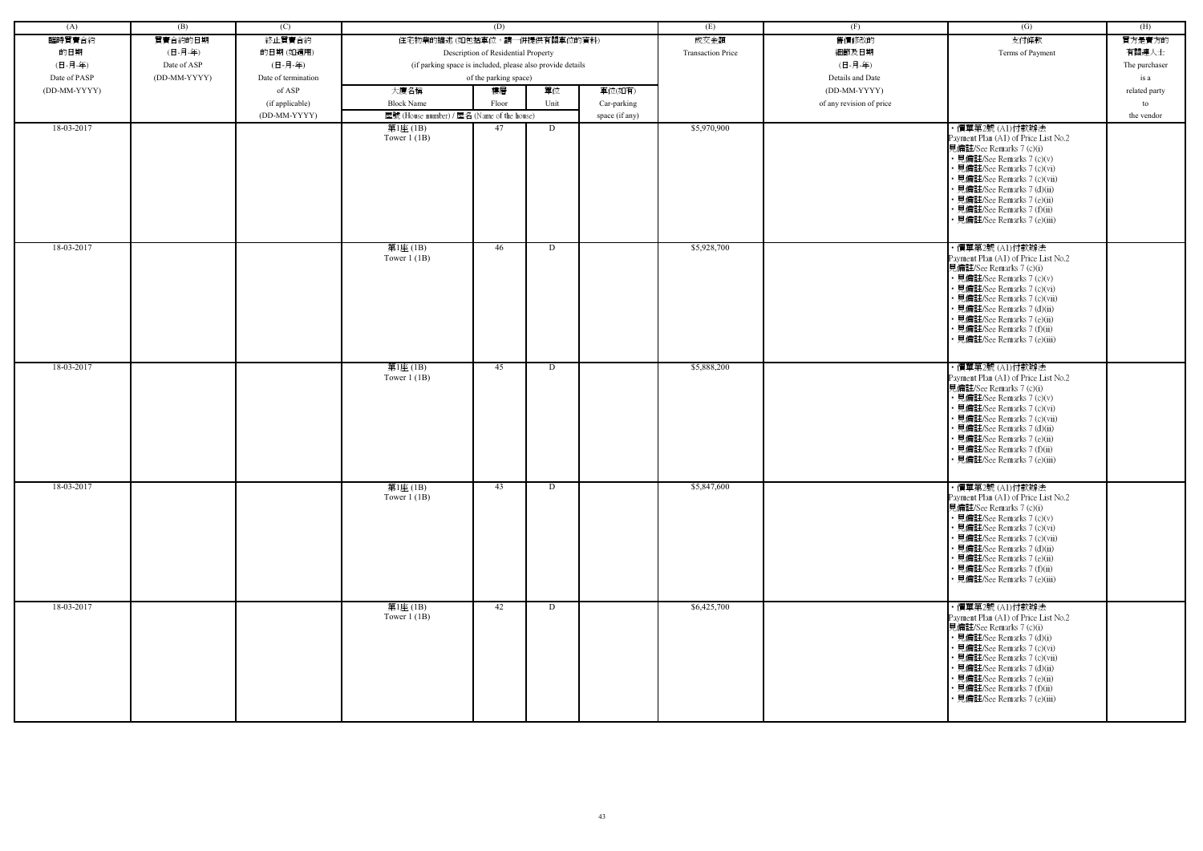| (A) | (B) | (C) | (D) | | | | (E) | (F) | (G) | (H) |
|---|---|---|---|---|---|---|---|---|---|---|
| 臨時買賣合約的日期 (日-月-年) Date of PASP (DD-MM-YYYY) | 買賣合約的日期 (日-月-年) Date of ASP (DD-MM-YYYY) | 終止買賣合約的日期 (如適用) (日-月-年) Date of termination of ASP (if applicable) (DD-MM-YYYY) | 住宅物業的描述 (如包括車位，請一併提供有關車位的資料) Description of Residential Property (if parking space is included, please also provide details of the parking space) | | | | 成交金額 Transaction Price | 售價修改的細節及日期 (日-月-年) Details and Date (DD-MM-YYYY) of any revision of price | 支付條款 Terms of Payment | 買方是賣方的有關連人士 The purchaser is a related party to the vendor |
| | | | 大廈名稱 Block Name | 樓層 Floor | 單位 Unit | 車位(如有) Car-parking space (if any) | | | | |
| | | | 屋號 (House number) / 屋名 (Name of the house) | | | | | | | |
| 18-03-2017 | | | 第1座 (1B) Tower 1 (1B) | 47 | D | | $5,970,900 | | • 價單第2號 (A1)付款辦法 Payment Plan (A1) of Price List No.2 見備註/See Remarks 7 (c)(i) • 見備註/See Remarks 7 (c)(v) • 見備註/See Remarks 7 (c)(vi) • 見備註/See Remarks 7 (c)(vii) • 見備註/See Remarks 7 (d)(ii) • 見備註/See Remarks 7 (e)(ii) • 見備註/See Remarks 7 (f)(ii) • 見備註/See Remarks 7 (e)(iii) | |
| 18-03-2017 | | | 第1座 (1B) Tower 1 (1B) | 46 | D | | $5,928,700 | | • 價單第2號 (A1)付款辦法 Payment Plan (A1) of Price List No.2 見備註/See Remarks 7 (c)(i) • 見備註/See Remarks 7 (c)(v) • 見備註/See Remarks 7 (c)(vi) • 見備註/See Remarks 7 (c)(vii) • 見備註/See Remarks 7 (d)(ii) • 見備註/See Remarks 7 (e)(ii) • 見備註/See Remarks 7 (f)(ii) • 見備註/See Remarks 7 (e)(iii) | |
| 18-03-2017 | | | 第1座 (1B) Tower 1 (1B) | 45 | D | | $5,888,200 | | • 價單第2號 (A1)付款辦法 Payment Plan (A1) of Price List No.2 見備註/See Remarks 7 (c)(i) • 見備註/See Remarks 7 (c)(v) • 見備註/See Remarks 7 (c)(vi) • 見備註/See Remarks 7 (c)(vii) • 見備註/See Remarks 7 (d)(ii) • 見備註/See Remarks 7 (e)(ii) • 見備註/See Remarks 7 (f)(ii) • 見備註/See Remarks 7 (e)(iii) | |
| 18-03-2017 | | | 第1座 (1B) Tower 1 (1B) | 43 | D | | $5,847,600 | | • 價單第2號 (A1)付款辦法 Payment Plan (A1) of Price List No.2 見備註/See Remarks 7 (c)(i) • 見備註/See Remarks 7 (c)(v) • 見備註/See Remarks 7 (c)(vi) • 見備註/See Remarks 7 (c)(vii) • 見備註/See Remarks 7 (d)(ii) • 見備註/See Remarks 7 (e)(ii) • 見備註/See Remarks 7 (f)(ii) • 見備註/See Remarks 7 (e)(iii) | |
| 18-03-2017 | | | 第1座 (1B) Tower 1 (1B) | 42 | D | | $6,425,700 | | • 價單第2號 (A1)付款辦法 Payment Plan (A1) of Price List No.2 見備註/See Remarks 7 (c)(i) • 見備註/See Remarks 7 (d)(i) • 見備註/See Remarks 7 (c)(vi) • 見備註/See Remarks 7 (c)(vii) • 見備註/See Remarks 7 (d)(ii) • 見備註/See Remarks 7 (e)(ii) • 見備註/See Remarks 7 (f)(ii) • 見備註/See Remarks 7 (e)(iii) | |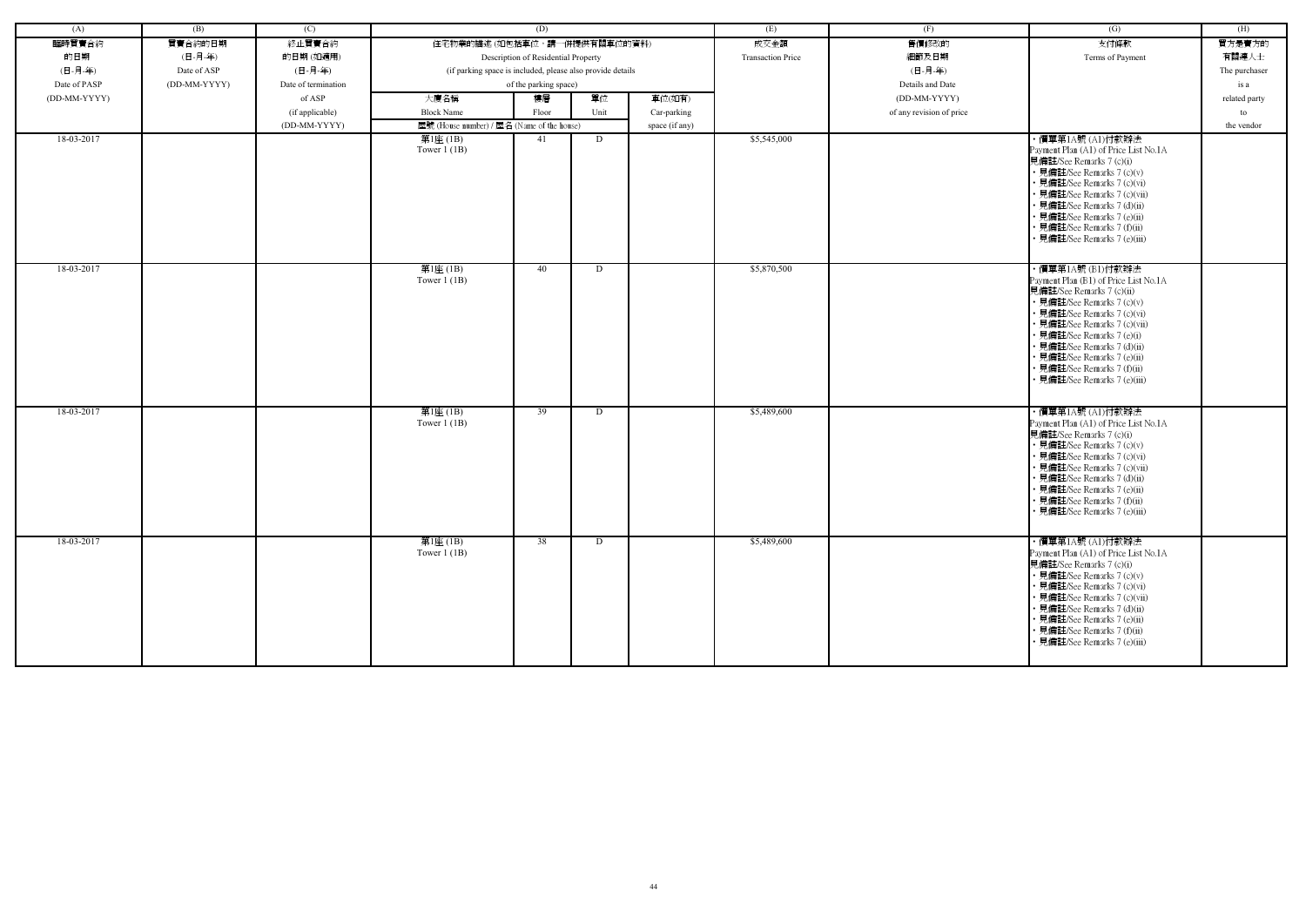| (A) | (B) | (C) | (D) | | | | (E) | (F) | (G) | (H) |
|---|---|---|---|---|---|---|---|---|---|---|
| 臨時買賣合約的日期 (日-月-年) Date of PASP (DD-MM-YYYY) | 買賣合約的日期 (日-月-年) Date of ASP (DD-MM-YYYY) | 終止買賣合約的日期 (如適用) (日-月-年) Date of termination of ASP (if applicable) (DD-MM-YYYY) | 住宅物業的描述 (如包括車位，請一併提供有關車位的資料) Description of Residential Property (if parking space is included, please also provide details of the parking space) | | | | 成交金額 Transaction Price | 售價修改的細節及日期 (日-月-年) Details and Date (DD-MM-YYYY) of any revision of price | 支付條款 Terms of Payment | 買方是賣方的有關連人士 The purchaser is a related party to the vendor |
| | | | 大廈名稱 Block Name 屋號 (House number) / 屋名 (Name of the house) | 樓層 Floor | 單位 Unit | 車位(如有) Car-parking space (if any) | | | | |
| 18-03-2017 | | | 第1座 (1B) Tower 1 (1B) | 41 | D | | $5,545,000 | | • 價單第1A號 (A1)付款辦法 Payment Plan (A1) of Price List No.1A 見備註/See Remarks 7 (c)(i) • 見備註/See Remarks 7 (c)(v) • 見備註/See Remarks 7 (c)(vi) • 見備註/See Remarks 7 (c)(vii) • 見備註/See Remarks 7 (d)(ii) • 見備註/See Remarks 7 (e)(ii) • 見備註/See Remarks 7 (f)(ii) • 見備註/See Remarks 7 (e)(iii) | |
| 18-03-2017 | | | 第1座 (1B) Tower 1 (1B) | 40 | D | | $5,870,500 | | • 價單第1A號 (B1)付款辦法 Payment Plan (B1) of Price List No.1A 見備註/See Remarks 7 (c)(ii) • 見備註/See Remarks 7 (c)(v) • 見備註/See Remarks 7 (c)(vi) • 見備註/See Remarks 7 (c)(vii) • 見備註/See Remarks 7 (e)(i) • 見備註/See Remarks 7 (d)(ii) • 見備註/See Remarks 7 (e)(ii) • 見備註/See Remarks 7 (f)(ii) • 見備註/See Remarks 7 (e)(iii) | |
| 18-03-2017 | | | 第1座 (1B) Tower 1 (1B) | 39 | D | | $5,489,600 | | • 價單第1A號 (A1)付款辦法 Payment Plan (A1) of Price List No.1A 見備註/See Remarks 7 (c)(i) • 見備註/See Remarks 7 (c)(v) • 見備註/See Remarks 7 (c)(vi) • 見備註/See Remarks 7 (c)(vii) • 見備註/See Remarks 7 (d)(ii) • 見備註/See Remarks 7 (e)(ii) • 見備註/See Remarks 7 (f)(ii) • 見備註/See Remarks 7 (e)(iii) | |
| 18-03-2017 | | | 第1座 (1B) Tower 1 (1B) | 38 | D | | $5,489,600 | | • 價單第1A號 (A1)付款辦法 Payment Plan (A1) of Price List No.1A 見備註/See Remarks 7 (c)(i) • 見備註/See Remarks 7 (c)(v) • 見備註/See Remarks 7 (c)(vi) • 見備註/See Remarks 7 (c)(vii) • 見備註/See Remarks 7 (d)(ii) • 見備註/See Remarks 7 (e)(ii) • 見備註/See Remarks 7 (f)(ii) • 見備註/See Remarks 7 (e)(iii) | |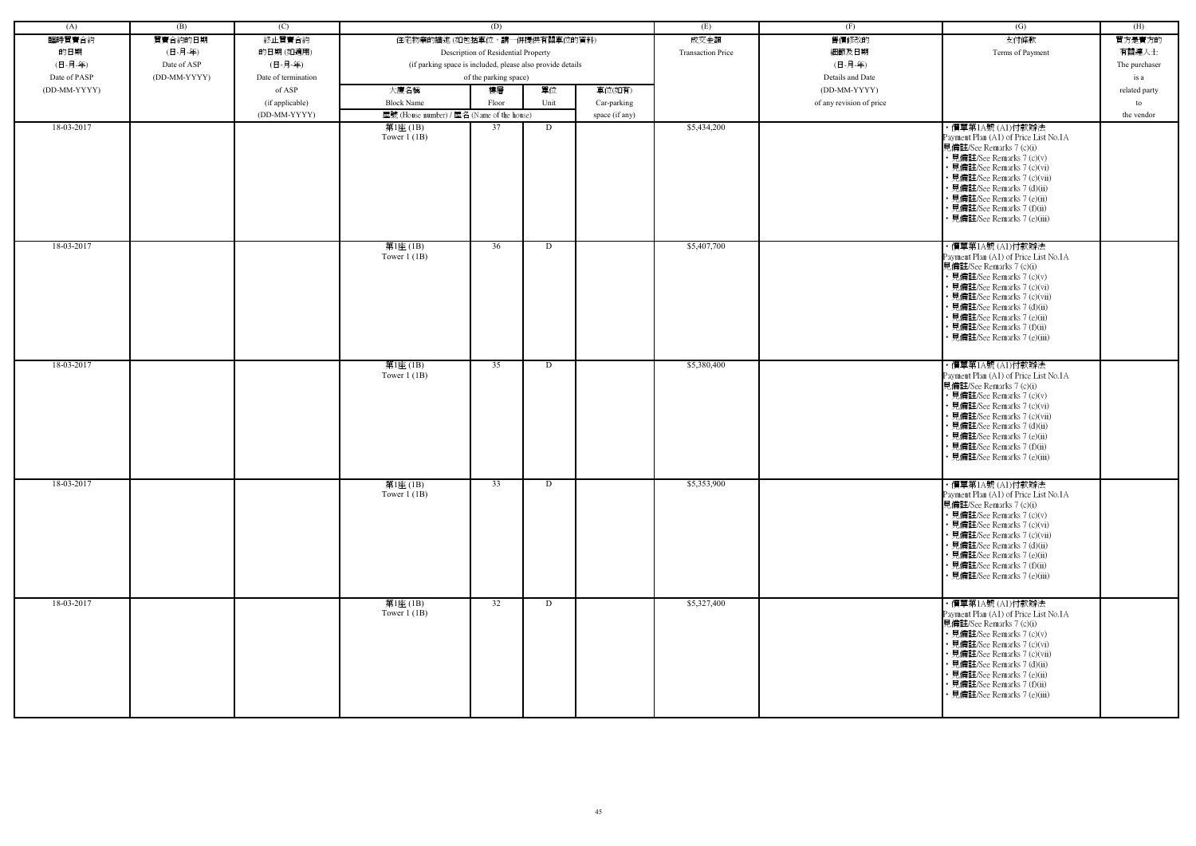| (A) | (B) | (C) | (D) | | | | (E) | (F) | (G) | (H) |
|---|---|---|---|---|---|---|---|---|---|---|
| 臨時買賣合約的日期 (日-月-年) Date of PASP (DD-MM-YYYY) | 買賣合約的日期 (日-月-年) Date of ASP (DD-MM-YYYY) | 終止買賣合約的日期 (如適用) (日-月-年) Date of termination of ASP (if applicable) (DD-MM-YYYY) | 住宅物業的描述 (如包括車位，請一併提供有關車位的資料) Description of Residential Property (if parking space is included, please also provide details of the parking space) | | | | 成交金額 Transaction Price | 售價修改的細節及日期 (日-月-年) Details and Date (DD-MM-YYYY) of any revision of price | 支付條款 Terms of Payment | 買方是賣方的有關連人士 The purchaser is a related party to the vendor |
| | | | 大廈名稱 Block Name 屋號 (House number) / 屋名 (Name of the house) | 樓層 Floor | 單位 Unit | 車位(如有) Car-parking space (if any) | | | | |
| 18-03-2017 | | | 第1座 (1B) Tower 1 (1B) | 37 | D | | $5,434,200 | | • 價單第1A號 (A1)付款辦法 Payment Plan (A1) of Price List No.1A 見備註/See Remarks 7 (c)(i) • 見備註/See Remarks 7 (c)(v) • 見備註/See Remarks 7 (c)(vi) • 見備註/See Remarks 7 (c)(vii) • 見備註/See Remarks 7 (d)(ii) • 見備註/See Remarks 7 (e)(ii) • 見備註/See Remarks 7 (f)(ii) • 見備註/See Remarks 7 (e)(iii) | |
| 18-03-2017 | | | 第1座 (1B) Tower 1 (1B) | 36 | D | | $5,407,700 | | • 價單第1A號 (A1)付款辦法 Payment Plan (A1) of Price List No.1A 見備註/See Remarks 7 (c)(i) • 見備註/See Remarks 7 (c)(v) • 見備註/See Remarks 7 (c)(vi) • 見備註/See Remarks 7 (c)(vii) • 見備註/See Remarks 7 (d)(ii) • 見備註/See Remarks 7 (e)(ii) • 見備註/See Remarks 7 (f)(ii) • 見備註/See Remarks 7 (e)(iii) | |
| 18-03-2017 | | | 第1座 (1B) Tower 1 (1B) | 35 | D | | $5,380,400 | | • 價單第1A號 (A1)付款辦法 Payment Plan (A1) of Price List No.1A 見備註/See Remarks 7 (c)(i) • 見備註/See Remarks 7 (c)(v) • 見備註/See Remarks 7 (c)(vi) • 見備註/See Remarks 7 (c)(vii) • 見備註/See Remarks 7 (d)(ii) • 見備註/See Remarks 7 (e)(ii) • 見備註/See Remarks 7 (f)(ii) • 見備註/See Remarks 7 (e)(iii) | |
| 18-03-2017 | | | 第1座 (1B) Tower 1 (1B) | 33 | D | | $5,353,900 | | • 價單第1A號 (A1)付款辦法 Payment Plan (A1) of Price List No.1A 見備註/See Remarks 7 (c)(i) • 見備註/See Remarks 7 (c)(v) • 見備註/See Remarks 7 (c)(vi) • 見備註/See Remarks 7 (c)(vii) • 見備註/See Remarks 7 (d)(ii) • 見備註/See Remarks 7 (e)(ii) • 見備註/See Remarks 7 (f)(ii) • 見備註/See Remarks 7 (e)(iii) | |
| 18-03-2017 | | | 第1座 (1B) Tower 1 (1B) | 32 | D | | $5,327,400 | | • 價單第1A號 (A1)付款辦法 Payment Plan (A1) of Price List No.1A 見備註/See Remarks 7 (c)(i) • 見備註/See Remarks 7 (c)(v) • 見備註/See Remarks 7 (c)(vi) • 見備註/See Remarks 7 (c)(vii) • 見備註/See Remarks 7 (d)(ii) • 見備註/See Remarks 7 (e)(ii) • 見備註/See Remarks 7 (f)(ii) • 見備註/See Remarks 7 (e)(iii) | |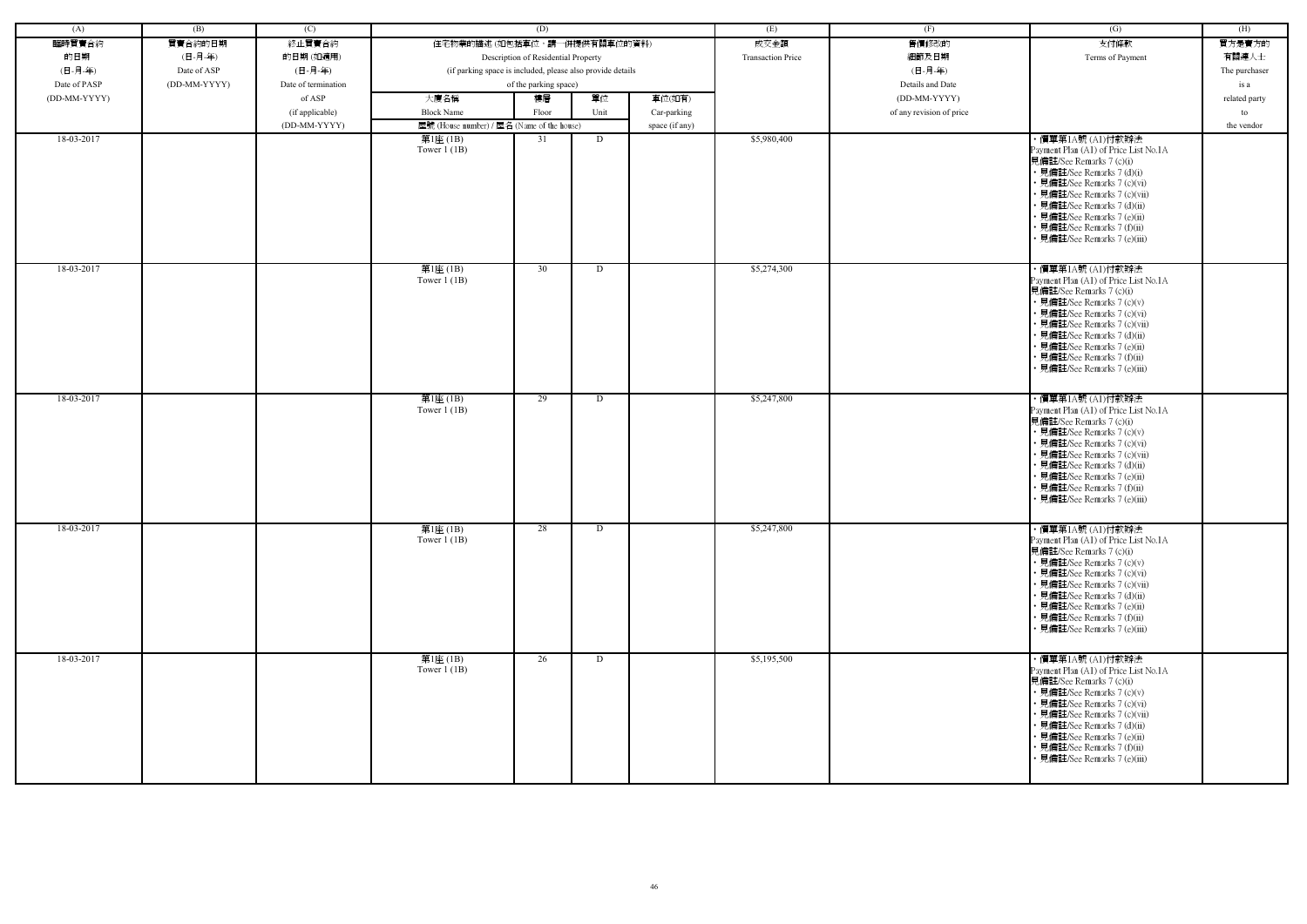| (A) | (B) | (C) | (D) | | | | (E) | (F) | (G) | (H) |
|---|---|---|---|---|---|---|---|---|---|---|
| 臨時買賣合約的日期 (日-月-年) Date of PASP (DD-MM-YYYY) | 買賣合約的日期 (日-月-年) Date of ASP (DD-MM-YYYY) | 終止買賣合約的日期 (如適用) (日-月-年) Date of termination of ASP (if applicable) (DD-MM-YYYY) | 住宅物業的描述 (如包括車位，請一併提供有關車位的資料) Description of Residential Property (if parking space is included, please also provide details of the parking space) | | | | 成交金額 Transaction Price | 售價修改的細節及日期 (日-月-年) Details and Date (DD-MM-YYYY) of any revision of price | 支付條款 Terms of Payment | 買方是賣方的有關連人士 The purchaser is a related party to the vendor |
| | | | 大廈名稱 Block Name | 樓層 Floor | 單位 Unit | 車位(如有) Car-parking space (if any) | | | | |
| | | | 屋號 (House number) / 屋名 (Name of the house) | | | | | | | |
| 18-03-2017 | | | 第1座 (1B) Tower 1 (1B) | 31 | D | | $5,980,400 | | • 價單第1A號 (A1)付款辦法 Payment Plan (A1) of Price List No.1A 見備註/See Remarks 7 (c)(i) • 見備註/See Remarks 7 (d)(i) • 見備註/See Remarks 7 (c)(vi) • 見備註/See Remarks 7 (c)(vii) • 見備註/See Remarks 7 (d)(ii) • 見備註/See Remarks 7 (e)(ii) • 見備註/See Remarks 7 (f)(ii) • 見備註/See Remarks 7 (e)(iii) | |
| 18-03-2017 | | | 第1座 (1B) Tower 1 (1B) | 30 | D | | $5,274,300 | | • 價單第1A號 (A1)付款辦法 Payment Plan (A1) of Price List No.1A 見備註/See Remarks 7 (c)(i) • 見備註/See Remarks 7 (c)(v) • 見備註/See Remarks 7 (c)(vi) • 見備註/See Remarks 7 (c)(vii) • 見備註/See Remarks 7 (d)(ii) • 見備註/See Remarks 7 (e)(ii) • 見備註/See Remarks 7 (f)(ii) • 見備註/See Remarks 7 (e)(iii) | |
| 18-03-2017 | | | 第1座 (1B) Tower 1 (1B) | 29 | D | | $5,247,800 | | • 價單第1A號 (A1)付款辦法 Payment Plan (A1) of Price List No.1A 見備註/See Remarks 7 (c)(i) • 見備註/See Remarks 7 (c)(v) • 見備註/See Remarks 7 (c)(vi) • 見備註/See Remarks 7 (c)(vii) • 見備註/See Remarks 7 (d)(ii) • 見備註/See Remarks 7 (e)(ii) • 見備註/See Remarks 7 (f)(ii) • 見備註/See Remarks 7 (e)(iii) | |
| 18-03-2017 | | | 第1座 (1B) Tower 1 (1B) | 28 | D | | $5,247,800 | | • 價單第1A號 (A1)付款辦法 Payment Plan (A1) of Price List No.1A 見備註/See Remarks 7 (c)(i) • 見備註/See Remarks 7 (c)(v) • 見備註/See Remarks 7 (c)(vi) • 見備註/See Remarks 7 (c)(vii) • 見備註/See Remarks 7 (d)(ii) • 見備註/See Remarks 7 (e)(ii) • 見備註/See Remarks 7 (f)(ii) • 見備註/See Remarks 7 (e)(iii) | |
| 18-03-2017 | | | 第1座 (1B) Tower 1 (1B) | 26 | D | | $5,195,500 | | • 價單第1A號 (A1)付款辦法 Payment Plan (A1) of Price List No.1A 見備註/See Remarks 7 (c)(i) • 見備註/See Remarks 7 (c)(v) • 見備註/See Remarks 7 (c)(vi) • 見備註/See Remarks 7 (c)(vii) • 見備註/See Remarks 7 (d)(ii) • 見備註/See Remarks 7 (e)(ii) • 見備註/See Remarks 7 (f)(ii) • 見備註/See Remarks 7 (e)(iii) | |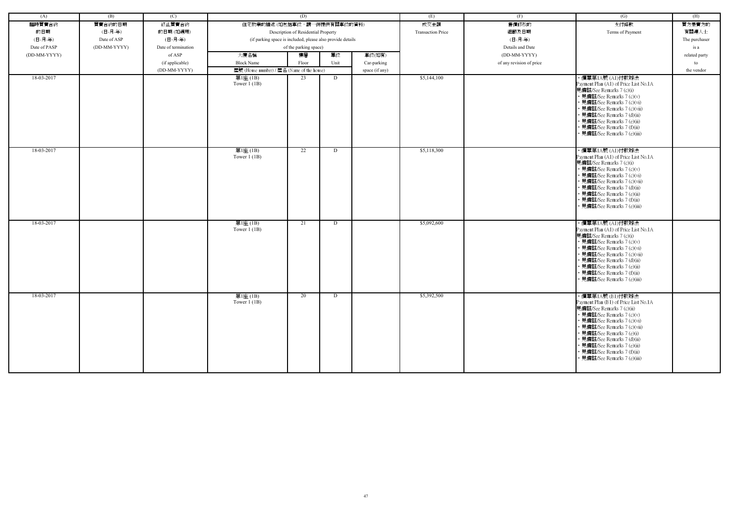| (A) | (B) | (C) | (D) | | | | (E) | (F) | (G) | (H) |
|---|---|---|---|---|---|---|---|---|---|---|
| 臨時買賣合約的日期 (日-月-年) Date of PASP (DD-MM-YYYY) | 買賣合約的日期 (日-月-年) Date of ASP (DD-MM-YYYY) | 終止買賣合約的日期 (如適用) (日-月-年) Date of termination of ASP (if applicable) (DD-MM-YYYY) | 住宅物業的描述 (如包括車位，請一併提供有關車位的資料) Description of Residential Property (if parking space is included, please also provide details of the parking space) | | | | 成交金額 Transaction Price | 售價修改的細節及日期 (日-月-年) Details and Date (DD-MM-YYYY) of any revision of price | 支付條款 Terms of Payment | 買方是賣方的有關連人士 The purchaser is a related party to the vendor |
| | | | 大廈名稱 Block Name | 樓層 Floor | 單位 Unit | 車位(如有) Car-parking space (if any) | | | | |
| | | | 屋號 (House number) / 屋名 (Name of the house) | | | | | | | |
| 18-03-2017 | | | 第1座 (1B) Tower 1 (1B) | 23 | D | | $5,144,100 | | • 價單第1A號 (A1)付款辦法 Payment Plan (A1) of Price List No.1A 見備註/See Remarks 7 (c)(i) • 見備註/See Remarks 7 (c)(v) • 見備註/See Remarks 7 (c)(vi) • 見備註/See Remarks 7 (c)(vii) • 見備註/See Remarks 7 (d)(ii) • 見備註/See Remarks 7 (e)(ii) • 見備註/See Remarks 7 (f)(ii) • 見備註/See Remarks 7 (e)(iii) | |
| 18-03-2017 | | | 第1座 (1B) Tower 1 (1B) | 22 | D | | $5,118,300 | | • 價單第1A號 (A1)付款辦法 Payment Plan (A1) of Price List No.1A 見備註/See Remarks 7 (c)(i) • 見備註/See Remarks 7 (c)(v) • 見備註/See Remarks 7 (c)(vi) • 見備註/See Remarks 7 (c)(vii) • 見備註/See Remarks 7 (d)(ii) • 見備註/See Remarks 7 (e)(ii) • 見備註/See Remarks 7 (f)(ii) • 見備註/See Remarks 7 (e)(iii) | |
| 18-03-2017 | | | 第1座 (1B) Tower 1 (1B) | 21 | D | | $5,092,600 | | • 價單第1A號 (A1)付款辦法 Payment Plan (A1) of Price List No.1A 見備註/See Remarks 7 (c)(i) • 見備註/See Remarks 7 (c)(v) • 見備註/See Remarks 7 (c)(vi) • 見備註/See Remarks 7 (c)(vii) • 見備註/See Remarks 7 (d)(ii) • 見備註/See Remarks 7 (e)(ii) • 見備註/See Remarks 7 (f)(ii) • 見備註/See Remarks 7 (e)(iii) | |
| 18-03-2017 | | | 第1座 (1B) Tower 1 (1B) | 20 | D | | $5,392,500 | | • 價單第1A號 (B1)付款辦法 Payment Plan (B1) of Price List No.1A 見備註/See Remarks 7 (c)(ii) • 見備註/See Remarks 7 (c)(v) • 見備註/See Remarks 7 (c)(vi) • 見備註/See Remarks 7 (c)(vii) • 見備註/See Remarks 7 (e)(i) • 見備註/See Remarks 7 (d)(ii) • 見備註/See Remarks 7 (e)(ii) • 見備註/See Remarks 7 (f)(ii) • 見備註/See Remarks 7 (e)(iii) | |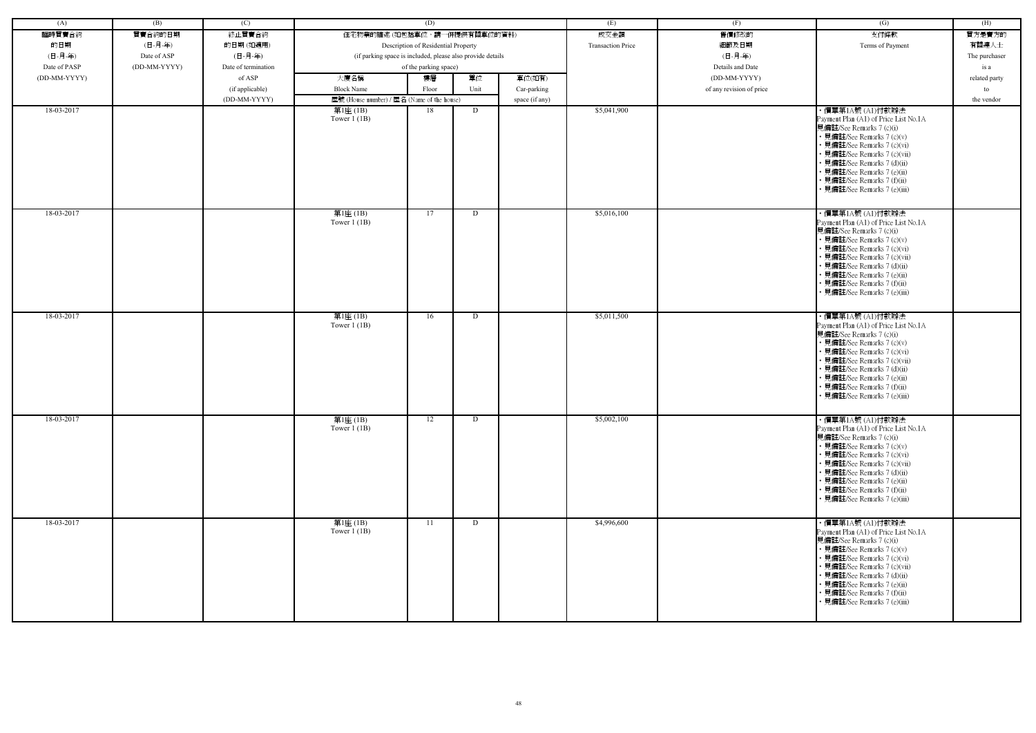| (A) | (B) | (C) | (D) | | | | (E) | (F) | (G) | (H) |
|---|---|---|---|---|---|---|---|---|---|---|
| 臨時買賣合約的日期 (日-月-年) Date of PASP (DD-MM-YYYY) | 買賣合約的日期 (日-月-年) Date of ASP (DD-MM-YYYY) | 終止買賣合約的日期 (如適用) (日-月-年) Date of termination of ASP (if applicable) (DD-MM-YYYY) | 住宅物業的描述 (如包括車位，請一併提供有關車位的資料) Description of Residential Property (if parking space is included, please also provide details of the parking space) | | | | 成交金額 Transaction Price | 售價修改的細節及日期 (日-月-年) Details and Date (DD-MM-YYYY) of any revision of price | 支付條款 Terms of Payment | 買方是賣方的有關連人士 The purchaser is a related party to the vendor |
| | | | 大廈名稱 Block Name | 樓層 Floor | 單位 Unit | 車位(如有) Car-parking space (if any) | | | | |
| | | | 屋號 (House number) / 屋名 (Name of the house) | | | | | | | |
| 18-03-2017 | | | 第1座 (1B) Tower 1 (1B) | 18 | D | | $5,041,900 | | • 價單第1A號 (A1)付款辦法 Payment Plan (A1) of Price List No.1A 見備註/See Remarks 7 (c)(i) • 見備註/See Remarks 7 (c)(v) • 見備註/See Remarks 7 (c)(vi) • 見備註/See Remarks 7 (c)(vii) • 見備註/See Remarks 7 (d)(ii) • 見備註/See Remarks 7 (e)(ii) • 見備註/See Remarks 7 (f)(ii) • 見備註/See Remarks 7 (e)(iii) | |
| 18-03-2017 | | | 第1座 (1B) Tower 1 (1B) | 17 | D | | $5,016,100 | | • 價單第1A號 (A1)付款辦法 Payment Plan (A1) of Price List No.1A 見備註/See Remarks 7 (c)(i) • 見備註/See Remarks 7 (c)(v) • 見備註/See Remarks 7 (c)(vi) • 見備註/See Remarks 7 (c)(vii) • 見備註/See Remarks 7 (d)(ii) • 見備註/See Remarks 7 (e)(ii) • 見備註/See Remarks 7 (f)(ii) • 見備註/See Remarks 7 (e)(iii) | |
| 18-03-2017 | | | 第1座 (1B) Tower 1 (1B) | 16 | D | | $5,011,500 | | • 價單第1A號 (A1)付款辦法 Payment Plan (A1) of Price List No.1A 見備註/See Remarks 7 (c)(i) • 見備註/See Remarks 7 (c)(v) • 見備註/See Remarks 7 (c)(vi) • 見備註/See Remarks 7 (c)(vii) • 見備註/See Remarks 7 (d)(ii) • 見備註/See Remarks 7 (e)(ii) • 見備註/See Remarks 7 (f)(ii) • 見備註/See Remarks 7 (e)(iii) | |
| 18-03-2017 | | | 第1座 (1B) Tower 1 (1B) | 12 | D | | $5,002,100 | | • 價單第1A號 (A1)付款辦法 Payment Plan (A1) of Price List No.1A 見備註/See Remarks 7 (c)(i) • 見備註/See Remarks 7 (c)(v) • 見備註/See Remarks 7 (c)(vi) • 見備註/See Remarks 7 (c)(vii) • 見備註/See Remarks 7 (d)(ii) • 見備註/See Remarks 7 (e)(ii) • 見備註/See Remarks 7 (f)(ii) • 見備註/See Remarks 7 (e)(iii) | |
| 18-03-2017 | | | 第1座 (1B) Tower 1 (1B) | 11 | D | | $4,996,600 | | • 價單第1A號 (A1)付款辦法 Payment Plan (A1) of Price List No.1A 見備註/See Remarks 7 (c)(i) • 見備註/See Remarks 7 (c)(v) • 見備註/See Remarks 7 (c)(vi) • 見備註/See Remarks 7 (c)(vii) • 見備註/See Remarks 7 (d)(ii) • 見備註/See Remarks 7 (e)(ii) • 見備註/See Remarks 7 (f)(ii) • 見備註/See Remarks 7 (e)(iii) | |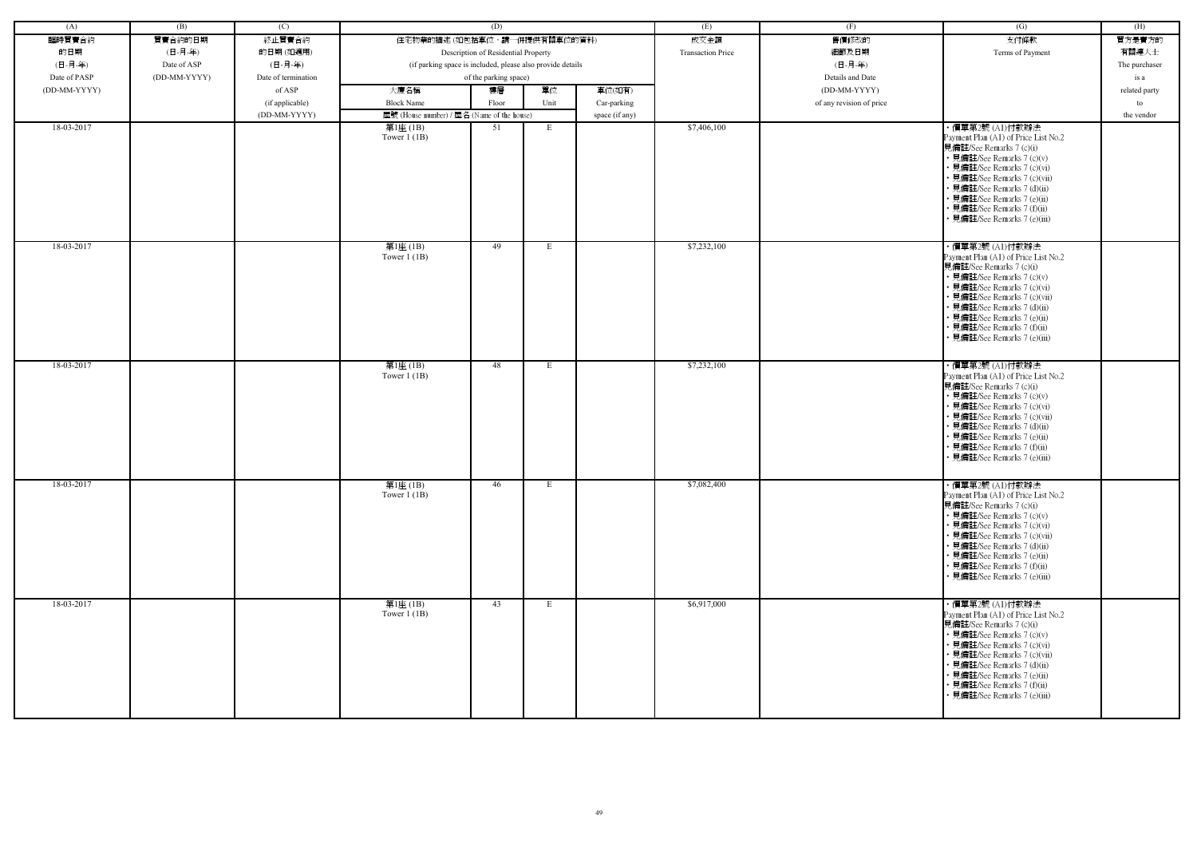| (A) | (B) | (C) | (D) | | | | (E) | (F) | (G) | (H) |
|---|---|---|---|---|---|---|---|---|---|---|
| 臨時買賣合約的日期 (日-月-年) Date of PASP (DD-MM-YYYY) | 買賣合約的日期 (日-月-年) Date of ASP (DD-MM-YYYY) | 終止買賣合約的日期 (如適用) (日-月-年) Date of termination of ASP (if applicable) (DD-MM-YYYY) | 住宅物業的描述 (如包括車位，請一併提供有關車位的資料) Description of Residential Property (if parking space is included, please also provide details of the parking space) | | | | 成交金額 Transaction Price | 售價修改的細節及日期 (日-月-年) Details and Date (DD-MM-YYYY) of any revision of price | 支付條款 Terms of Payment | 買方是賣方的有關連人士 The purchaser is a related party to the vendor |
| | | | 大廈名稱 Block Name | 樓層 Floor | 單位 Unit | 車位(如有) Car-parking space (if any) | | | | |
| | | | 屋號 (House number) / 屋名 (Name of the house) | | | | | | | |
| 18-03-2017 | | | 第1座 (1B) Tower 1 (1B) | 51 | E | | $7,406,100 | | • 價單第2號 (A1)付款辦法 Payment Plan (A1) of Price List No.2 見備註/See Remarks 7 (c)(i) • 見備註/See Remarks 7 (c)(v) • 見備註/See Remarks 7 (c)(vi) • 見備註/See Remarks 7 (c)(vii) • 見備註/See Remarks 7 (d)(ii) • 見備註/See Remarks 7 (e)(ii) • 見備註/See Remarks 7 (f)(ii) • 見備註/See Remarks 7 (e)(iii) | |
| 18-03-2017 | | | 第1座 (1B) Tower 1 (1B) | 49 | E | | $7,232,100 | | • 價單第2號 (A1)付款辦法 Payment Plan (A1) of Price List No.2 見備註/See Remarks 7 (c)(i) • 見備註/See Remarks 7 (c)(v) • 見備註/See Remarks 7 (c)(vi) • 見備註/See Remarks 7 (c)(vii) • 見備註/See Remarks 7 (d)(ii) • 見備註/See Remarks 7 (e)(ii) • 見備註/See Remarks 7 (f)(ii) • 見備註/See Remarks 7 (e)(iii) | |
| 18-03-2017 | | | 第1座 (1B) Tower 1 (1B) | 48 | E | | $7,232,100 | | • 價單第2號 (A1)付款辦法 Payment Plan (A1) of Price List No.2 見備註/See Remarks 7 (c)(i) • 見備註/See Remarks 7 (c)(v) • 見備註/See Remarks 7 (c)(vi) • 見備註/See Remarks 7 (c)(vii) • 見備註/See Remarks 7 (d)(ii) • 見備註/See Remarks 7 (e)(ii) • 見備註/See Remarks 7 (f)(ii) • 見備註/See Remarks 7 (e)(iii) | |
| 18-03-2017 | | | 第1座 (1B) Tower 1 (1B) | 46 | E | | $7,082,400 | | • 價單第2號 (A1)付款辦法 Payment Plan (A1) of Price List No.2 見備註/See Remarks 7 (c)(i) • 見備註/See Remarks 7 (c)(v) • 見備註/See Remarks 7 (c)(vi) • 見備註/See Remarks 7 (c)(vii) • 見備註/See Remarks 7 (d)(ii) • 見備註/See Remarks 7 (e)(ii) • 見備註/See Remarks 7 (f)(ii) • 見備註/See Remarks 7 (e)(iii) | |
| 18-03-2017 | | | 第1座 (1B) Tower 1 (1B) | 43 | E | | $6,917,000 | | • 價單第2號 (A1)付款辦法 Payment Plan (A1) of Price List No.2 見備註/See Remarks 7 (c)(i) • 見備註/See Remarks 7 (c)(v) • 見備註/See Remarks 7 (c)(vi) • 見備註/See Remarks 7 (c)(vii) • 見備註/See Remarks 7 (d)(ii) • 見備註/See Remarks 7 (e)(ii) • 見備註/See Remarks 7 (f)(ii) • 見備註/See Remarks 7 (e)(iii) | |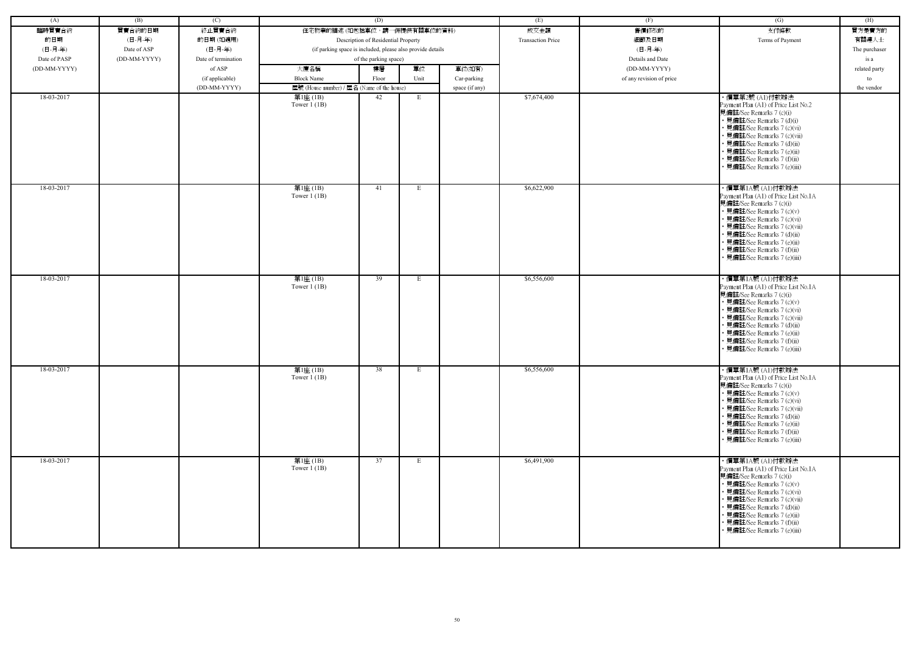| (A) | (B) | (C) | (D) | | | | (E) | (F) | (G) | (H) |
|---|---|---|---|---|---|---|---|---|---|---|
| 臨時買賣合約的日期 (日-月-年) Date of PASP (DD-MM-YYYY) | 買賣合約的日期 (日-月-年) Date of ASP (DD-MM-YYYY) | 終止買賣合約的日期 (如適用) (日-月-年) Date of termination of ASP (if applicable) (DD-MM-YYYY) | 住宅物業的描述 (如包括車位，請一併提供有關車位的資料) Description of Residential Property (if parking space is included, please also provide details of the parking space) | | | | 成交金額 Transaction Price | 售價修改的細節及日期 (日-月-年) Details and Date (DD-MM-YYYY) of any revision of price | 支付條款 Terms of Payment | 買方是賣方的有關連人士 The purchaser is a related party to the vendor |
| | | | 大廈名稱 Block Name | 樓層 Floor | 單位 Unit | 車位(如有) Car-parking space (if any) | | | | |
| | | | 屋號 (House number) / 屋名 (Name of the house) | | | | | | | |
| 18-03-2017 | | | 第1座 (1B) Tower 1 (1B) | 42 | E | | $7,674,400 | | • 價單第2號 (A1)付款辦法 Payment Plan (A1) of Price List No.2 見備註/See Remarks 7 (c)(i) • 見備註/See Remarks 7 (d)(i) • 見備註/See Remarks 7 (c)(vi) • 見備註/See Remarks 7 (c)(vii) • 見備註/See Remarks 7 (d)(ii) • 見備註/See Remarks 7 (e)(ii) • 見備註/See Remarks 7 (f)(ii) • 見備註/See Remarks 7 (e)(iii) | |
| 18-03-2017 | | | 第1座 (1B) Tower 1 (1B) | 41 | E | | $6,622,900 | | • 價單第1A號 (A1)付款辦法 Payment Plan (A1) of Price List No.1A 見備註/See Remarks 7 (c)(i) • 見備註/See Remarks 7 (c)(v) • 見備註/See Remarks 7 (c)(vi) • 見備註/See Remarks 7 (c)(vii) • 見備註/See Remarks 7 (d)(ii) • 見備註/See Remarks 7 (e)(ii) • 見備註/See Remarks 7 (f)(ii) • 見備註/See Remarks 7 (e)(iii) | |
| 18-03-2017 | | | 第1座 (1B) Tower 1 (1B) | 39 | E | | $6,556,600 | | • 價單第1A號 (A1)付款辦法 Payment Plan (A1) of Price List No.1A 見備註/See Remarks 7 (c)(i) • 見備註/See Remarks 7 (c)(v) • 見備註/See Remarks 7 (c)(vi) • 見備註/See Remarks 7 (c)(vii) • 見備註/See Remarks 7 (d)(ii) • 見備註/See Remarks 7 (e)(ii) • 見備註/See Remarks 7 (f)(ii) • 見備註/See Remarks 7 (e)(iii) | |
| 18-03-2017 | | | 第1座 (1B) Tower 1 (1B) | 38 | E | | $6,556,600 | | • 價單第1A號 (A1)付款辦法 Payment Plan (A1) of Price List No.1A 見備註/See Remarks 7 (c)(i) • 見備註/See Remarks 7 (c)(v) • 見備註/See Remarks 7 (c)(vi) • 見備註/See Remarks 7 (c)(vii) • 見備註/See Remarks 7 (d)(ii) • 見備註/See Remarks 7 (e)(ii) • 見備註/See Remarks 7 (f)(ii) • 見備註/See Remarks 7 (e)(iii) | |
| 18-03-2017 | | | 第1座 (1B) Tower 1 (1B) | 37 | E | | $6,491,900 | | • 價單第1A號 (A1)付款辦法 Payment Plan (A1) of Price List No.1A 見備註/See Remarks 7 (c)(i) • 見備註/See Remarks 7 (c)(v) • 見備註/See Remarks 7 (c)(vi) • 見備註/See Remarks 7 (c)(vii) • 見備註/See Remarks 7 (d)(ii) • 見備註/See Remarks 7 (e)(ii) • 見備註/See Remarks 7 (f)(ii) • 見備註/See Remarks 7 (e)(iii) | |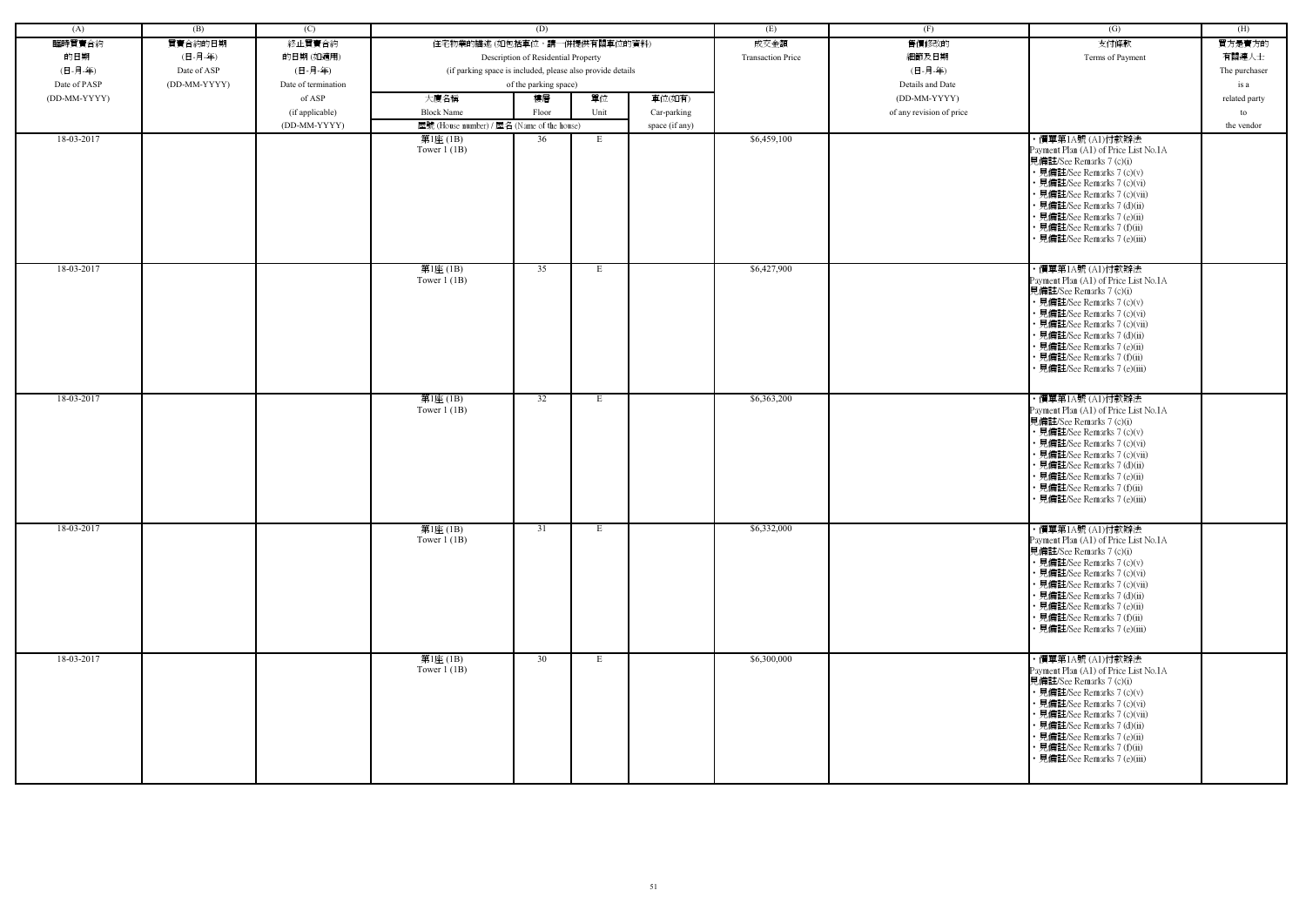| (A) | (B) | (C) | (D) | | | | (E) | (F) | (G) | (H) |
|---|---|---|---|---|---|---|---|---|---|---|
| 臨時買賣合約的日期 (日-月-年) Date of PASP (DD-MM-YYYY) | 買賣合約的日期 (日-月-年) Date of ASP (DD-MM-YYYY) | 終止買賣合約的日期 (如適用) (日-月-年) Date of termination of ASP (if applicable) (DD-MM-YYYY) | 住宅物業的描述 (如包括車位，請一併提供有關車位的資料) Description of Residential Property (if parking space is included, please also provide details of the parking space) | | | | 成交金額 Transaction Price | 售價修改的細節及日期 (日-月-年) Details and Date (DD-MM-YYYY) of any revision of price | 支付條款 Terms of Payment | 買方是賣方的有關連人士 The purchaser is a related party to the vendor |
| | | | 大廈名稱 Block Name | 樓層 Floor | 單位 Unit | 車位(如有) Car-parking space (if any) | | | | |
| | | | 屋號 (House number) / 屋名 (Name of the house) | | | | | | | |
| 18-03-2017 | | | 第1座 (1B) Tower 1 (1B) | 36 | E | | $6,459,100 | | • 價單第1A號 (A1)付款辦法 Payment Plan (A1) of Price List No.1A 見備註/See Remarks 7 (c)(i) • 見備註/See Remarks 7 (c)(v) • 見備註/See Remarks 7 (c)(vi) • 見備註/See Remarks 7 (c)(vii) • 見備註/See Remarks 7 (d)(ii) • 見備註/See Remarks 7 (e)(ii) • 見備註/See Remarks 7 (f)(ii) • 見備註/See Remarks 7 (e)(iii) | |
| 18-03-2017 | | | 第1座 (1B) Tower 1 (1B) | 35 | E | | $6,427,900 | | • 價單第1A號 (A1)付款辦法 Payment Plan (A1) of Price List No.1A 見備註/See Remarks 7 (c)(i) • 見備註/See Remarks 7 (c)(v) • 見備註/See Remarks 7 (c)(vi) • 見備註/See Remarks 7 (c)(vii) • 見備註/See Remarks 7 (d)(ii) • 見備註/See Remarks 7 (e)(ii) • 見備註/See Remarks 7 (f)(ii) • 見備註/See Remarks 7 (e)(iii) | |
| 18-03-2017 | | | 第1座 (1B) Tower 1 (1B) | 32 | E | | $6,363,200 | | • 價單第1A號 (A1)付款辦法 Payment Plan (A1) of Price List No.1A 見備註/See Remarks 7 (c)(i) • 見備註/See Remarks 7 (c)(v) • 見備註/See Remarks 7 (c)(vi) • 見備註/See Remarks 7 (c)(vii) • 見備註/See Remarks 7 (d)(ii) • 見備註/See Remarks 7 (e)(ii) • 見備註/See Remarks 7 (f)(ii) • 見備註/See Remarks 7 (e)(iii) | |
| 18-03-2017 | | | 第1座 (1B) Tower 1 (1B) | 31 | E | | $6,332,000 | | • 價單第1A號 (A1)付款辦法 Payment Plan (A1) of Price List No.1A 見備註/See Remarks 7 (c)(i) • 見備註/See Remarks 7 (c)(v) • 見備註/See Remarks 7 (c)(vi) • 見備註/See Remarks 7 (c)(vii) • 見備註/See Remarks 7 (d)(ii) • 見備註/See Remarks 7 (e)(ii) • 見備註/See Remarks 7 (f)(ii) • 見備註/See Remarks 7 (e)(iii) | |
| 18-03-2017 | | | 第1座 (1B) Tower 1 (1B) | 30 | E | | $6,300,000 | | • 價單第1A號 (A1)付款辦法 Payment Plan (A1) of Price List No.1A 見備註/See Remarks 7 (c)(i) • 見備註/See Remarks 7 (c)(v) • 見備註/See Remarks 7 (c)(vi) • 見備註/See Remarks 7 (c)(vii) • 見備註/See Remarks 7 (d)(ii) • 見備註/See Remarks 7 (e)(ii) • 見備註/See Remarks 7 (f)(ii) • 見備註/See Remarks 7 (e)(iii) | |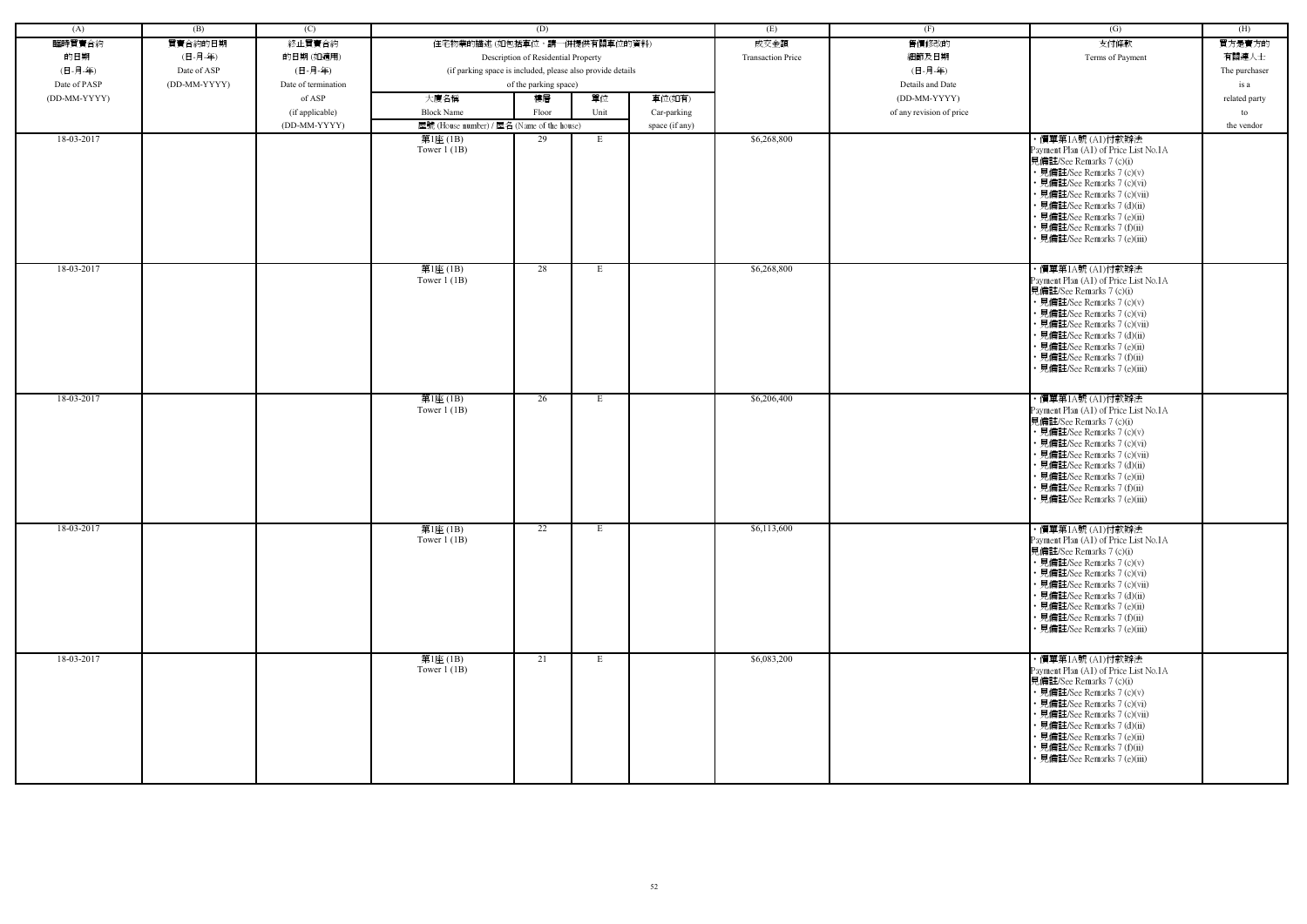| (A) | (B) | (C) | (D) | | | | (E) | (F) | (G) | (H) |
|---|---|---|---|---|---|---|---|---|---|---|
| 臨時買賣合約的日期 (日-月-年) Date of PASP (DD-MM-YYYY) | 買賣合約的日期 (日-月-年) Date of ASP (DD-MM-YYYY) | 終止買賣合約的日期 (如適用) (日-月-年) Date of termination of ASP (if applicable) (DD-MM-YYYY) | 住宅物業的描述 (如包括車位，請一併提供有關車位的資料) Description of Residential Property (if parking space is included, please also provide details of the parking space) | | | | 成交金額 Transaction Price | 售價修改的細節及日期 (日-月-年) Details and Date (DD-MM-YYYY) of any revision of price | 支付條款 Terms of Payment | 買方是賣方的有關連人士 The purchaser is a related party to the vendor |
| | | | 大廈名稱 Block Name | 樓層 Floor | 單位 Unit | 車位(如有) Car-parking space (if any) | | | | |
| | | | 屋號 (House number) / 屋名 (Name of the house) | | | | | | | |
| 18-03-2017 | | | 第1座 (1B) Tower 1 (1B) | 29 | E | | $6,268,800 | | ・價單第1A號 (A1)付款辦法 Payment Plan (A1) of Price List No.1A 見備註/See Remarks 7 (c)(i) ・見備註/See Remarks 7 (c)(v) ・見備註/See Remarks 7 (c)(vi) ・見備註/See Remarks 7 (c)(vii) ・見備註/See Remarks 7 (d)(ii) ・見備註/See Remarks 7 (e)(ii) ・見備註/See Remarks 7 (f)(ii) ・見備註/See Remarks 7 (e)(iii) | |
| 18-03-2017 | | | 第1座 (1B) Tower 1 (1B) | 28 | E | | $6,268,800 | | ・價單第1A號 (A1)付款辦法 Payment Plan (A1) of Price List No.1A 見備註/See Remarks 7 (c)(i) ・見備註/See Remarks 7 (c)(v) ・見備註/See Remarks 7 (c)(vi) ・見備註/See Remarks 7 (c)(vii) ・見備註/See Remarks 7 (d)(ii) ・見備註/See Remarks 7 (e)(ii) ・見備註/See Remarks 7 (f)(ii) ・見備註/See Remarks 7 (e)(iii) | |
| 18-03-2017 | | | 第1座 (1B) Tower 1 (1B) | 26 | E | | $6,206,400 | | ・價單第1A號 (A1)付款辦法 Payment Plan (A1) of Price List No.1A 見備註/See Remarks 7 (c)(i) ・見備註/See Remarks 7 (c)(v) ・見備註/See Remarks 7 (c)(vi) ・見備註/See Remarks 7 (c)(vii) ・見備註/See Remarks 7 (d)(ii) ・見備註/See Remarks 7 (e)(ii) ・見備註/See Remarks 7 (f)(ii) ・見備註/See Remarks 7 (e)(iii) | |
| 18-03-2017 | | | 第1座 (1B) Tower 1 (1B) | 22 | E | | $6,113,600 | | ・價單第1A號 (A1)付款辦法 Payment Plan (A1) of Price List No.1A 見備註/See Remarks 7 (c)(i) ・見備註/See Remarks 7 (c)(v) ・見備註/See Remarks 7 (c)(vi) ・見備註/See Remarks 7 (c)(vii) ・見備註/See Remarks 7 (d)(ii) ・見備註/See Remarks 7 (e)(ii) ・見備註/See Remarks 7 (f)(ii) ・見備註/See Remarks 7 (e)(iii) | |
| 18-03-2017 | | | 第1座 (1B) Tower 1 (1B) | 21 | E | | $6,083,200 | | ・價單第1A號 (A1)付款辦法 Payment Plan (A1) of Price List No.1A 見備註/See Remarks 7 (c)(i) ・見備註/See Remarks 7 (c)(v) ・見備註/See Remarks 7 (c)(vi) ・見備註/See Remarks 7 (c)(vii) ・見備註/See Remarks 7 (d)(ii) ・見備註/See Remarks 7 (e)(ii) ・見備註/See Remarks 7 (f)(ii) ・見備註/See Remarks 7 (e)(iii) | |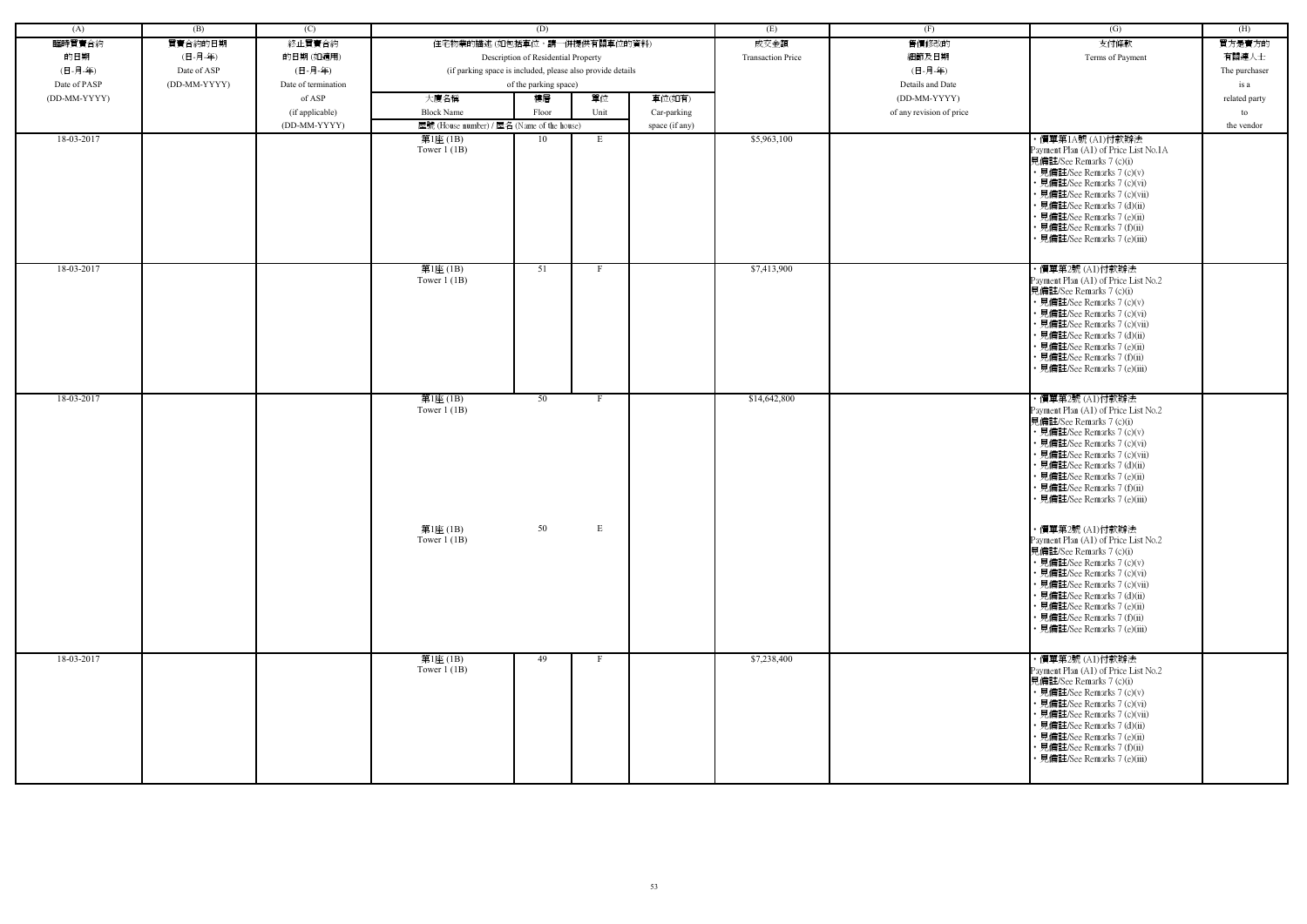| (A) | (B) | (C) | (D) | | | | (E) | (F) | (G) | (H) |
|---|---|---|---|---|---|---|---|---|---|---|
| 臨時買賣合約的日期 (日-月-年) Date of PASP (DD-MM-YYYY) | 買賣合約的日期 (日-月-年) Date of ASP (DD-MM-YYYY) | 終止買賣合約的日期 (如適用) (日-月-年) Date of termination of ASP (if applicable) (DD-MM-YYYY) | 住宅物業的描述 (如包括車位，請一併提供有關車位的資料) Description of Residential Property (if parking space is included, please also provide details of the parking space) | | | | 成交金額 Transaction Price | 售價修改的細節及日期 (日-月-年) Details and Date (DD-MM-YYYY) of any revision of price | 支付條款 Terms of Payment | 買方是賣方的有關連人士 The purchaser is a related party to the vendor |
| | | | 大廈名稱 Block Name | 樓層 Floor | 單位 Unit | 車位(如有) Car-parking space (if any) | | | | |
| | | | 屋號 (House number) / 屋名 (Name of the house) | | | | | | | |
| 18-03-2017 | | | 第1座 (1B) Tower 1 (1B) | 10 | E | | $5,963,100 | | • 價單第1A號 (A1)付款辦法 Payment Plan (A1) of Price List No.1A 見備註/See Remarks 7 (c)(i) • 見備註/See Remarks 7 (c)(v) • 見備註/See Remarks 7 (c)(vi) • 見備註/See Remarks 7 (c)(vii) • 見備註/See Remarks 7 (d)(ii) • 見備註/See Remarks 7 (e)(ii) • 見備註/See Remarks 7 (f)(ii) • 見備註/See Remarks 7 (e)(iii) | |
| 18-03-2017 | | | 第1座 (1B) Tower 1 (1B) | 51 | F | | $7,413,900 | | • 價單第2號 (A1)付款辦法 Payment Plan (A1) of Price List No.2 見備註/See Remarks 7 (c)(i) • 見備註/See Remarks 7 (c)(v) • 見備註/See Remarks 7 (c)(vi) • 見備註/See Remarks 7 (c)(vii) • 見備註/See Remarks 7 (d)(ii) • 見備註/See Remarks 7 (e)(ii) • 見備註/See Remarks 7 (f)(ii) • 見備註/See Remarks 7 (e)(iii) | |
| 18-03-2017 | | | 第1座 (1B) Tower 1 (1B) | 50 | F | | $14,642,800 | | • 價單第2號 (A1)付款辦法 Payment Plan (A1) of Price List No.2 見備註/See Remarks 7 (c)(i) • 見備註/See Remarks 7 (c)(v) • 見備註/See Remarks 7 (c)(vi) • 見備註/See Remarks 7 (c)(vii) • 見備註/See Remarks 7 (d)(ii) • 見備註/See Remarks 7 (e)(ii) • 見備註/See Remarks 7 (f)(ii) • 見備註/See Remarks 7 (e)(iii) | |
| | | | 第1座 (1B) Tower 1 (1B) | 50 | E | | | | • 價單第2號 (A1)付款辦法 Payment Plan (A1) of Price List No.2 見備註/See Remarks 7 (c)(i) • 見備註/See Remarks 7 (c)(v) • 見備註/See Remarks 7 (c)(vi) • 見備註/See Remarks 7 (c)(vii) • 見備註/See Remarks 7 (d)(ii) • 見備註/See Remarks 7 (e)(ii) • 見備註/See Remarks 7 (f)(ii) • 見備註/See Remarks 7 (e)(iii) | |
| 18-03-2017 | | | 第1座 (1B) Tower 1 (1B) | 49 | F | | $7,238,400 | | • 價單第2號 (A1)付款辦法 Payment Plan (A1) of Price List No.2 見備註/See Remarks 7 (c)(i) • 見備註/See Remarks 7 (c)(v) • 見備註/See Remarks 7 (c)(vi) • 見備註/See Remarks 7 (c)(vii) • 見備註/See Remarks 7 (d)(ii) • 見備註/See Remarks 7 (e)(ii) • 見備註/See Remarks 7 (f)(ii) • 見備註/See Remarks 7 (e)(iii) | |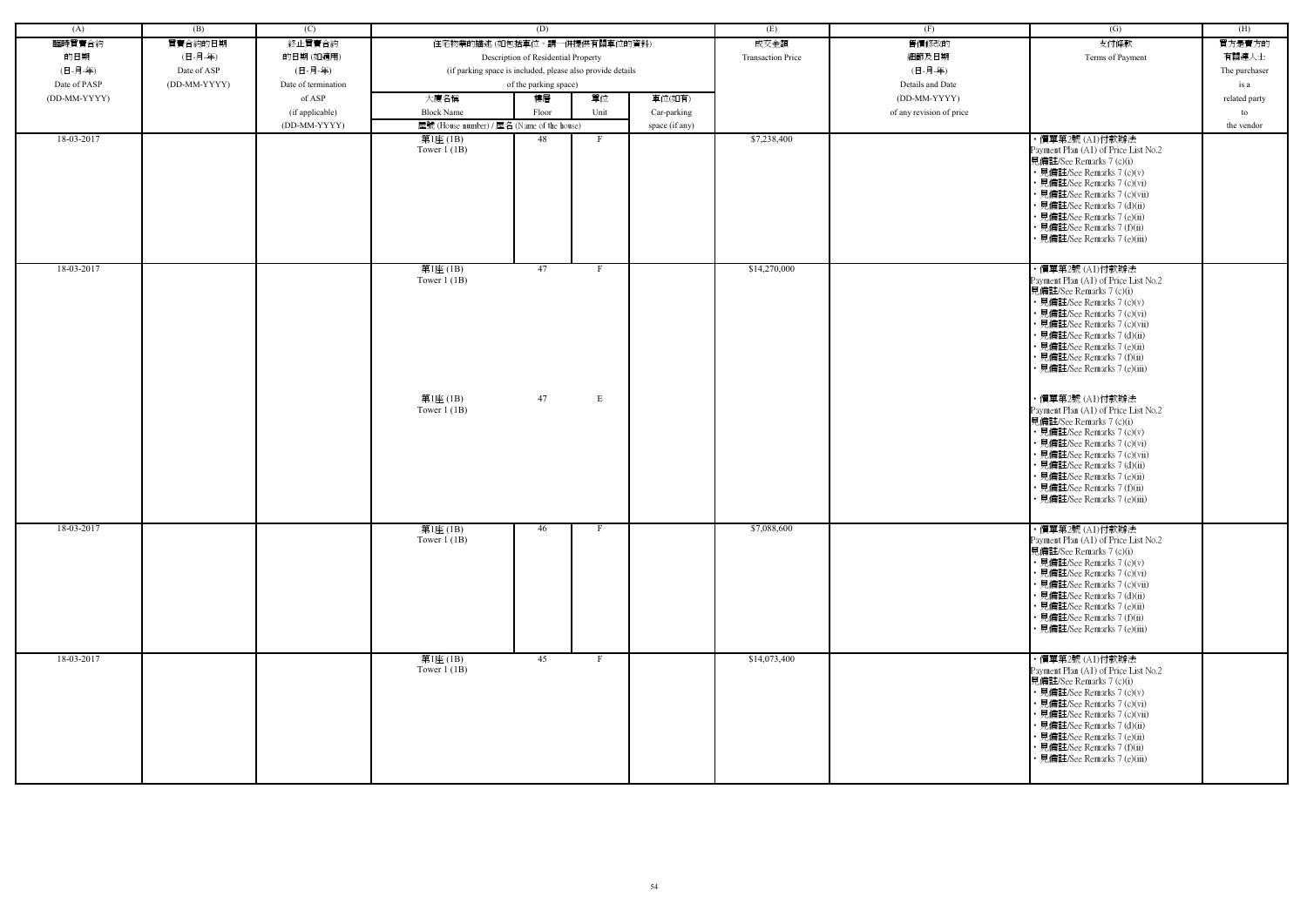| (A) | (B) | (C) | (D) | | | | (E) | (F) | (G) | (H) |
|---|---|---|---|---|---|---|---|---|---|---|
| 臨時買賣合約的日期 (日-月-年) Date of PASP (DD-MM-YYYY) | 買賣合約的日期 (日-月-年) Date of ASP (DD-MM-YYYY) | 終止買賣合約的日期 (如適用) (日-月-年) Date of termination of ASP (if applicable) (DD-MM-YYYY) | 住宅物業的描述 (如包括車位，請一併提供有關車位的資料) Description of Residential Property (if parking space is included, please also provide details of the parking space) | | | | 成交金額 Transaction Price | 售價修改的細節及日期 (日-月-年) Details and Date (DD-MM-YYYY) of any revision of price | 支付條款 Terms of Payment | 買方是賣方的有關連人士 The purchaser is a related party to the vendor |
| | | | 大廈名稱 Block Name | 樓層 Floor | 單位 Unit | 車位(如有) Car-parking space (if any) | | | | |
| | | | 屋號 (House number) / 屋名 (Name of the house) | | | | | | | |
| 18-03-2017 | | | 第1座 (1B) Tower 1 (1B) | 48 | F | | $7,238,400 | | • 價單第2號 (A1)付款辦法 Payment Plan (A1) of Price List No.2 見備註/See Remarks 7 (c)(i) • 見備註/See Remarks 7 (c)(v) • 見備註/See Remarks 7 (c)(vi) • 見備註/See Remarks 7 (c)(vii) • 見備註/See Remarks 7 (d)(ii) • 見備註/See Remarks 7 (e)(ii) • 見備註/See Remarks 7 (f)(ii) • 見備註/See Remarks 7 (e)(iii) | |
| 18-03-2017 | | | 第1座 (1B) Tower 1 (1B) | 47 | F | | $14,270,000 | | • 價單第2號 (A1)付款辦法 Payment Plan (A1) of Price List No.2 見備註/See Remarks 7 (c)(i) • 見備註/See Remarks 7 (c)(v) • 見備註/See Remarks 7 (c)(vi) • 見備註/See Remarks 7 (c)(vii) • 見備註/See Remarks 7 (d)(ii) • 見備註/See Remarks 7 (e)(ii) • 見備註/See Remarks 7 (f)(ii) • 見備註/See Remarks 7 (e)(iii) | |
| | | | 第1座 (1B) Tower 1 (1B) | 47 | E | | | | • 價單第2號 (A1)付款辦法 Payment Plan (A1) of Price List No.2 見備註/See Remarks 7 (c)(i) • 見備註/See Remarks 7 (c)(v) • 見備註/See Remarks 7 (c)(vi) • 見備註/See Remarks 7 (c)(vii) • 見備註/See Remarks 7 (d)(ii) • 見備註/See Remarks 7 (e)(ii) • 見備註/See Remarks 7 (f)(ii) • 見備註/See Remarks 7 (e)(iii) | |
| 18-03-2017 | | | 第1座 (1B) Tower 1 (1B) | 46 | F | | $7,088,600 | | • 價單第2號 (A1)付款辦法 Payment Plan (A1) of Price List No.2 見備註/See Remarks 7 (c)(i) • 見備註/See Remarks 7 (c)(v) • 見備註/See Remarks 7 (c)(vi) • 見備註/See Remarks 7 (c)(vii) • 見備註/See Remarks 7 (d)(ii) • 見備註/See Remarks 7 (e)(ii) • 見備註/See Remarks 7 (f)(ii) • 見備註/See Remarks 7 (e)(iii) | |
| 18-03-2017 | | | 第1座 (1B) Tower 1 (1B) | 45 | F | | $14,073,400 | | • 價單第2號 (A1)付款辦法 Payment Plan (A1) of Price List No.2 見備註/See Remarks 7 (c)(i) • 見備註/See Remarks 7 (c)(v) • 見備註/See Remarks 7 (c)(vi) • 見備註/See Remarks 7 (c)(vii) • 見備註/See Remarks 7 (d)(ii) • 見備註/See Remarks 7 (e)(ii) • 見備註/See Remarks 7 (f)(ii) • 見備註/See Remarks 7 (e)(iii) | |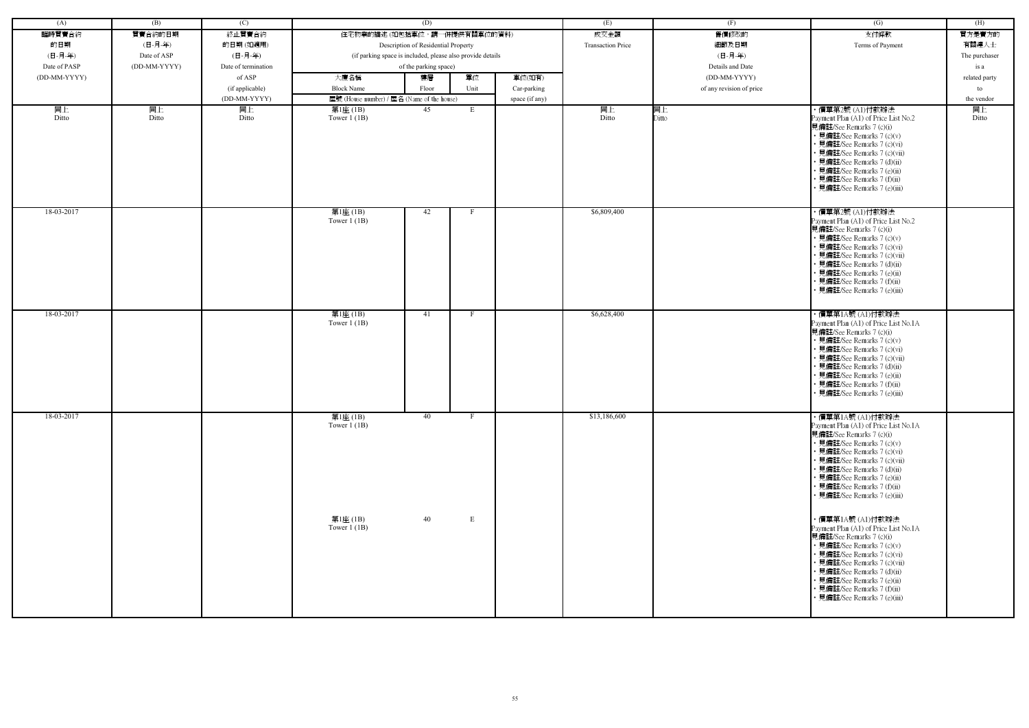| (A) | (B) | (C) | (D) | | | | (E) | (F) | (G) | (H) |
|---|---|---|---|---|---|---|---|---|---|---|
| 臨時買賣合約的日期 (日-月-年) Date of PASP (DD-MM-YYYY) | 買賣合約的日期 (日-月-年) Date of ASP (DD-MM-YYYY) | 終止買賣合約的日期 (如適用) (日-月-年) Date of termination of ASP (if applicable) (DD-MM-YYYY) | 住宅物業的描述 (如包括車位，請一併提供有關車位的資料) Description of Residential Property (if parking space is included, please also provide details of the parking space) | | | | 成交金額 Transaction Price | 售價修改的細節及日期 (日-月-年) Details and Date (DD-MM-YYYY) of any revision of price | 支付條款 Terms of Payment | 買方是賣方的有關連人士 The purchaser is a related party to the vendor |
| | | | 大廈名稱 Block Name | 樓層 Floor | 單位 Unit | 車位(如有) Car-parking space (if any) | | | | |
| | | | 屋號 (House number) / 屋名 (Name of the house) | | | | | | | |
| 同上 Ditto | 同上 Ditto | 同上 Ditto | 第1座 (1B) Tower 1 (1B) | 45 | E | | 同上 Ditto | 同上 Ditto | ・價單第2號 (A1)付款辦法 Payment Plan (A1) of Price List No.2 見備註/See Remarks 7 (c)(i) ・見備註/See Remarks 7 (c)(v) ・見備註/See Remarks 7 (c)(vi) ・見備註/See Remarks 7 (c)(vii) ・見備註/See Remarks 7 (d)(ii) ・見備註/See Remarks 7 (e)(ii) ・見備註/See Remarks 7 (f)(ii) ・見備註/See Remarks 7 (e)(iii) | 同上 Ditto |
| 18-03-2017 | | | 第1座 (1B) Tower 1 (1B) | 42 | F | | $6,809,400 | | ・價單第2號 (A1)付款辦法 Payment Plan (A1) of Price List No.2 見備註/See Remarks 7 (c)(i) ・見備註/See Remarks 7 (c)(v) ・見備註/See Remarks 7 (c)(vi) ・見備註/See Remarks 7 (c)(vii) ・見備註/See Remarks 7 (d)(ii) ・見備註/See Remarks 7 (e)(ii) ・見備註/See Remarks 7 (f)(ii) ・見備註/See Remarks 7 (e)(iii) | |
| 18-03-2017 | | | 第1座 (1B) Tower 1 (1B) | 41 | F | | $6,628,400 | | ・價單第1A號 (A1)付款辦法 Payment Plan (A1) of Price List No.1A 見備註/See Remarks 7 (c)(i) ・見備註/See Remarks 7 (c)(v) ・見備註/See Remarks 7 (c)(vi) ・見備註/See Remarks 7 (c)(vii) ・見備註/See Remarks 7 (d)(ii) ・見備註/See Remarks 7 (e)(ii) ・見備註/See Remarks 7 (f)(ii) ・見備註/See Remarks 7 (e)(iii) | |
| 18-03-2017 | | | 第1座 (1B) Tower 1 (1B) | 40 | F | | $13,186,600 | | ・價單第1A號 (A1)付款辦法 Payment Plan (A1) of Price List No.1A 見備註/See Remarks 7 (c)(i) ・見備註/See Remarks 7 (c)(v) ・見備註/See Remarks 7 (c)(vi) ・見備註/See Remarks 7 (c)(vii) ・見備註/See Remarks 7 (d)(ii) ・見備註/See Remarks 7 (e)(ii) ・見備註/See Remarks 7 (f)(ii) ・見備註/See Remarks 7 (e)(iii) | |
| | | | 第1座 (1B) Tower 1 (1B) | 40 | E | | | | ・價單第1A號 (A1)付款辦法 Payment Plan (A1) of Price List No.1A 見備註/See Remarks 7 (c)(i) ・見備註/See Remarks 7 (c)(v) ・見備註/See Remarks 7 (c)(vi) ・見備註/See Remarks 7 (c)(vii) ・見備註/See Remarks 7 (d)(ii) ・見備註/See Remarks 7 (e)(ii) ・見備註/See Remarks 7 (f)(ii) ・見備註/See Remarks 7 (e)(iii) | |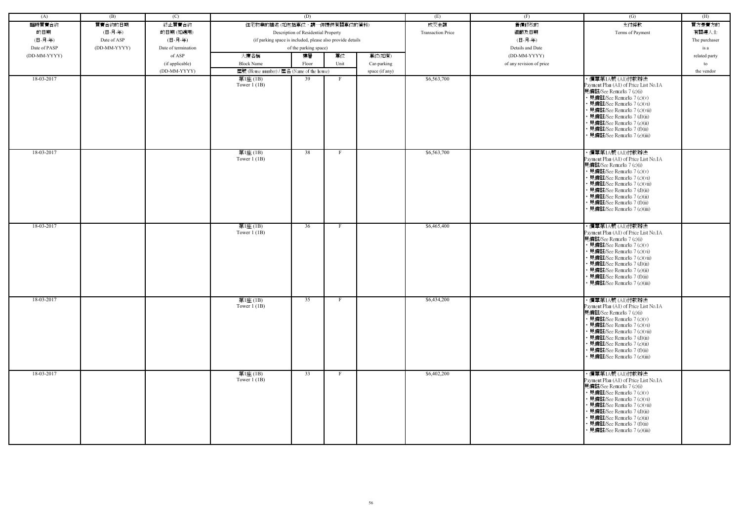| (A) | (B) | (C) | (D) | | | | (E) | (F) | (G) | (H) |
|---|---|---|---|---|---|---|---|---|---|---|
| 臨時買賣合約的日期 (日-月-年) Date of PASP (DD-MM-YYYY) | 買賣合約的日期 (日-月-年) Date of ASP (DD-MM-YYYY) | 終止買賣合約的日期 (如適用) (日-月-年) Date of termination of ASP (if applicable) (DD-MM-YYYY) | 住宅物業的描述 (如包括車位，請一併提供有關車位的資料) Description of Residential Property (if parking space is included, please also provide details of the parking space) | | | | 成交金額 Transaction Price | 售價修改的細節及日期 (日-月-年) Details and Date (DD-MM-YYYY) of any revision of price | 支付條款 Terms of Payment | 買方是賣方的有關連人士 The purchaser is a related party to the vendor |
| | | | 大廈名稱 Block Name | 樓層 Floor | 單位 Unit | 車位(如有) Car-parking space (if any) | | | | |
| | | | 屋號 (House number) / 屋名 (Name of the house) | | | | | | | |
| 18-03-2017 | | | 第1座 (1B) Tower 1 (1B) | 39 | F | | $6,563,700 | | • 價單第1A號 (A1)付款辦法 Payment Plan (A1) of Price List No.1A 見備註/See Remarks 7 (c)(i) • 見備註/See Remarks 7 (c)(v) • 見備註/See Remarks 7 (c)(vi) • 見備註/See Remarks 7 (c)(vii) • 見備註/See Remarks 7 (d)(ii) • 見備註/See Remarks 7 (e)(ii) • 見備註/See Remarks 7 (f)(ii) • 見備註/See Remarks 7 (e)(iii) | |
| 18-03-2017 | | | 第1座 (1B) Tower 1 (1B) | 38 | F | | $6,563,700 | | • 價單第1A號 (A1)付款辦法 Payment Plan (A1) of Price List No.1A 見備註/See Remarks 7 (c)(i) • 見備註/See Remarks 7 (c)(v) • 見備註/See Remarks 7 (c)(vi) • 見備註/See Remarks 7 (c)(vii) • 見備註/See Remarks 7 (d)(ii) • 見備註/See Remarks 7 (e)(ii) • 見備註/See Remarks 7 (f)(ii) • 見備註/See Remarks 7 (e)(iii) | |
| 18-03-2017 | | | 第1座 (1B) Tower 1 (1B) | 36 | F | | $6,465,400 | | • 價單第1A號 (A1)付款辦法 Payment Plan (A1) of Price List No.1A 見備註/See Remarks 7 (c)(i) • 見備註/See Remarks 7 (c)(v) • 見備註/See Remarks 7 (c)(vi) • 見備註/See Remarks 7 (c)(vii) • 見備註/See Remarks 7 (d)(ii) • 見備註/See Remarks 7 (e)(ii) • 見備註/See Remarks 7 (f)(ii) • 見備註/See Remarks 7 (e)(iii) | |
| 18-03-2017 | | | 第1座 (1B) Tower 1 (1B) | 35 | F | | $6,434,200 | | • 價單第1A號 (A1)付款辦法 Payment Plan (A1) of Price List No.1A 見備註/See Remarks 7 (c)(i) • 見備註/See Remarks 7 (c)(v) • 見備註/See Remarks 7 (c)(vi) • 見備註/See Remarks 7 (c)(vii) • 見備註/See Remarks 7 (d)(ii) • 見備註/See Remarks 7 (e)(ii) • 見備註/See Remarks 7 (f)(ii) • 見備註/See Remarks 7 (e)(iii) | |
| 18-03-2017 | | | 第1座 (1B) Tower 1 (1B) | 33 | F | | $6,402,200 | | • 價單第1A號 (A1)付款辦法 Payment Plan (A1) of Price List No.1A 見備註/See Remarks 7 (c)(i) • 見備註/See Remarks 7 (c)(v) • 見備註/See Remarks 7 (c)(vi) • 見備註/See Remarks 7 (c)(vii) • 見備註/See Remarks 7 (d)(ii) • 見備註/See Remarks 7 (e)(ii) • 見備註/See Remarks 7 (f)(ii) • 見備註/See Remarks 7 (e)(iii) | |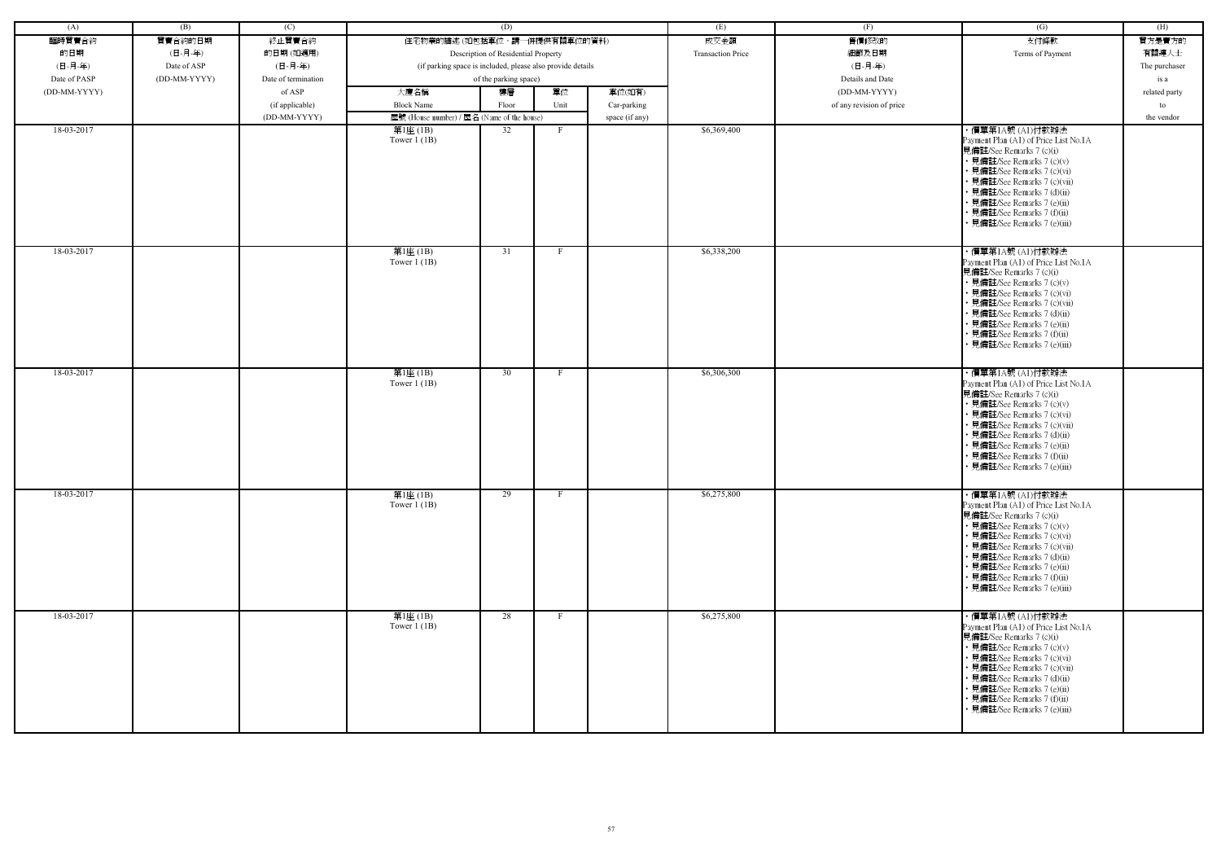| (A) | (B) | (C) | (D) | | | | (E) | (F) | (G) | (H) |
|---|---|---|---|---|---|---|---|---|---|---|
| 臨時買賣合約的日期 (日-月-年) Date of PASP (DD-MM-YYYY) | 買賣合約的日期 (日-月-年) Date of ASP (DD-MM-YYYY) | 終止買賣合約的日期 (如適用) (日-月-年) Date of termination of ASP (if applicable) (DD-MM-YYYY) | 住宅物業的描述 (如包括車位，請一併提供有關車位的資料) Description of Residential Property (if parking space is included, please also provide details of the parking space) | | | | 成交金額 Transaction Price | 售價修改的細節及日期 (日-月-年) Details and Date (DD-MM-YYYY) of any revision of price | 支付條款 Terms of Payment | 買方是賣方的有關連人士 The purchaser is a related party to the vendor |
| | | | 大廈名稱 Block Name | 樓層 Floor | 單位 Unit | 車位(如有) Car-parking space (if any) | | | | |
| | | | 屋號 (House number) / 屋名 (Name of the house) | | | | | | | |
| 18-03-2017 | | | 第1座 (1B) Tower 1 (1B) | 32 | F | | $6,369,400 | | ·價單第1A號 (A1)付款辦法 Payment Plan (A1) of Price List No.1A 見備註/See Remarks 7 (c)(i) · 見備註/See Remarks 7 (c)(v) · 見備註/See Remarks 7 (c)(vi) · 見備註/See Remarks 7 (c)(vii) · 見備註/See Remarks 7 (d)(ii) · 見備註/See Remarks 7 (e)(ii) · 見備註/See Remarks 7 (f)(ii) · 見備註/See Remarks 7 (e)(iii) | |
| 18-03-2017 | | | 第1座 (1B) Tower 1 (1B) | 31 | F | | $6,338,200 | | ·價單第1A號 (A1)付款辦法 Payment Plan (A1) of Price List No.1A 見備註/See Remarks 7 (c)(i) · 見備註/See Remarks 7 (c)(v) · 見備註/See Remarks 7 (c)(vi) · 見備註/See Remarks 7 (c)(vii) · 見備註/See Remarks 7 (d)(ii) · 見備註/See Remarks 7 (e)(ii) · 見備註/See Remarks 7 (f)(ii) · 見備註/See Remarks 7 (e)(iii) | |
| 18-03-2017 | | | 第1座 (1B) Tower 1 (1B) | 30 | F | | $6,306,300 | | ·價單第1A號 (A1)付款辦法 Payment Plan (A1) of Price List No.1A 見備註/See Remarks 7 (c)(i) · 見備註/See Remarks 7 (c)(v) · 見備註/See Remarks 7 (c)(vi) · 見備註/See Remarks 7 (c)(vii) · 見備註/See Remarks 7 (d)(ii) · 見備註/See Remarks 7 (e)(ii) · 見備註/See Remarks 7 (f)(ii) · 見備註/See Remarks 7 (e)(iii) | |
| 18-03-2017 | | | 第1座 (1B) Tower 1 (1B) | 29 | F | | $6,275,800 | | ·價單第1A號 (A1)付款辦法 Payment Plan (A1) of Price List No.1A 見備註/See Remarks 7 (c)(i) · 見備註/See Remarks 7 (c)(v) · 見備註/See Remarks 7 (c)(vi) · 見備註/See Remarks 7 (c)(vii) · 見備註/See Remarks 7 (d)(ii) · 見備註/See Remarks 7 (e)(ii) · 見備註/See Remarks 7 (f)(ii) · 見備註/See Remarks 7 (e)(iii) | |
| 18-03-2017 | | | 第1座 (1B) Tower 1 (1B) | 28 | F | | $6,275,800 | | ·價單第1A號 (A1)付款辦法 Payment Plan (A1) of Price List No.1A 見備註/See Remarks 7 (c)(i) · 見備註/See Remarks 7 (c)(v) · 見備註/See Remarks 7 (c)(vi) · 見備註/See Remarks 7 (c)(vii) · 見備註/See Remarks 7 (d)(ii) · 見備註/See Remarks 7 (e)(ii) · 見備註/See Remarks 7 (f)(ii) · 見備註/See Remarks 7 (e)(iii) | |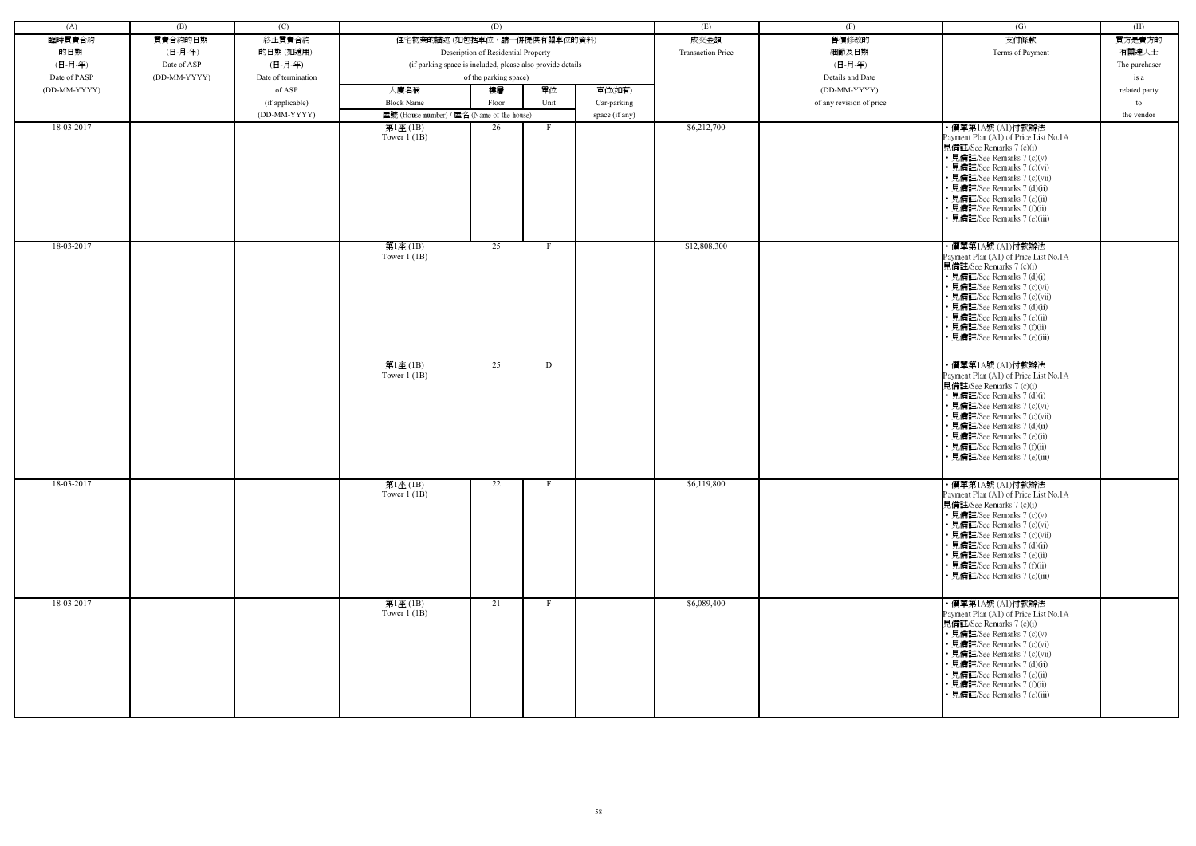| (A) | (B) | (C) | (D) | | | | (E) | (F) | (G) | (H) |
|---|---|---|---|---|---|---|---|---|---|---|
| 臨時買賣合約的日期 (日-月-年) Date of PASP (DD-MM-YYYY) | 買賣合約的日期 (日-月-年) Date of ASP (DD-MM-YYYY) | 終止買賣合約的日期 (如適用) (日-月-年) Date of termination of ASP (if applicable) (DD-MM-YYYY) | 住宅物業的描述 (如包括車位，請一併提供有關車位的資料) Description of Residential Property (if parking space is included, please also provide details of the parking space) | | | | 成交金額 Transaction Price | 售價修改的細節及日期 (日-月-年) Details and Date (DD-MM-YYYY) of any revision of price | 支付條款 Terms of Payment | 買方是賣方的有關連人士 The purchaser is a related party to the vendor |
| | | | 大廈名稱 Block Name | 樓層 Floor | 單位 Unit | 車位(如有) Car-parking space (if any) | | | | |
| | | | 屋號 (House number) / 屋名 (Name of the house) | | | | | | | |
| 18-03-2017 | | | 第1座 (1B) Tower 1 (1B) | 26 | F | | $6,212,700 | | • 價單第1A號 (A1)付款辦法 Payment Plan (A1) of Price List No.1A 見備註/See Remarks 7 (c)(i) • 見備註/See Remarks 7 (c)(v) • 見備註/See Remarks 7 (c)(vi) • 見備註/See Remarks 7 (c)(vii) • 見備註/See Remarks 7 (d)(ii) • 見備註/See Remarks 7 (e)(ii) • 見備註/See Remarks 7 (f)(ii) • 見備註/See Remarks 7 (e)(iii) | |
| 18-03-2017 | | | 第1座 (1B) Tower 1 (1B) | 25 | F | | $12,808,300 | | • 價單第1A號 (A1)付款辦法 Payment Plan (A1) of Price List No.1A 見備註/See Remarks 7 (c)(i) • 見備註/See Remarks 7 (d)(i) • 見備註/See Remarks 7 (c)(vi) • 見備註/See Remarks 7 (c)(vii) • 見備註/See Remarks 7 (d)(ii) • 見備註/See Remarks 7 (e)(ii) • 見備註/See Remarks 7 (f)(ii) • 見備註/See Remarks 7 (e)(iii) | |
| | | | 第1座 (1B) Tower 1 (1B) | 25 | D | | | | • 價單第1A號 (A1)付款辦法 Payment Plan (A1) of Price List No.1A 見備註/See Remarks 7 (c)(i) • 見備註/See Remarks 7 (d)(i) • 見備註/See Remarks 7 (c)(vi) • 見備註/See Remarks 7 (c)(vii) • 見備註/See Remarks 7 (d)(ii) • 見備註/See Remarks 7 (e)(ii) • 見備註/See Remarks 7 (f)(ii) • 見備註/See Remarks 7 (e)(iii) | |
| 18-03-2017 | | | 第1座 (1B) Tower 1 (1B) | 22 | F | | $6,119,800 | | • 價單第1A號 (A1)付款辦法 Payment Plan (A1) of Price List No.1A 見備註/See Remarks 7 (c)(i) • 見備註/See Remarks 7 (c)(v) • 見備註/See Remarks 7 (c)(vi) • 見備註/See Remarks 7 (c)(vii) • 見備註/See Remarks 7 (d)(ii) • 見備註/See Remarks 7 (e)(ii) • 見備註/See Remarks 7 (f)(ii) • 見備註/See Remarks 7 (e)(iii) | |
| 18-03-2017 | | | 第1座 (1B) Tower 1 (1B) | 21 | F | | $6,089,400 | | • 價單第1A號 (A1)付款辦法 Payment Plan (A1) of Price List No.1A 見備註/See Remarks 7 (c)(i) • 見備註/See Remarks 7 (c)(v) • 見備註/See Remarks 7 (c)(vi) • 見備註/See Remarks 7 (c)(vii) • 見備註/See Remarks 7 (d)(ii) • 見備註/See Remarks 7 (e)(ii) • 見備註/See Remarks 7 (f)(ii) • 見備註/See Remarks 7 (e)(iii) | |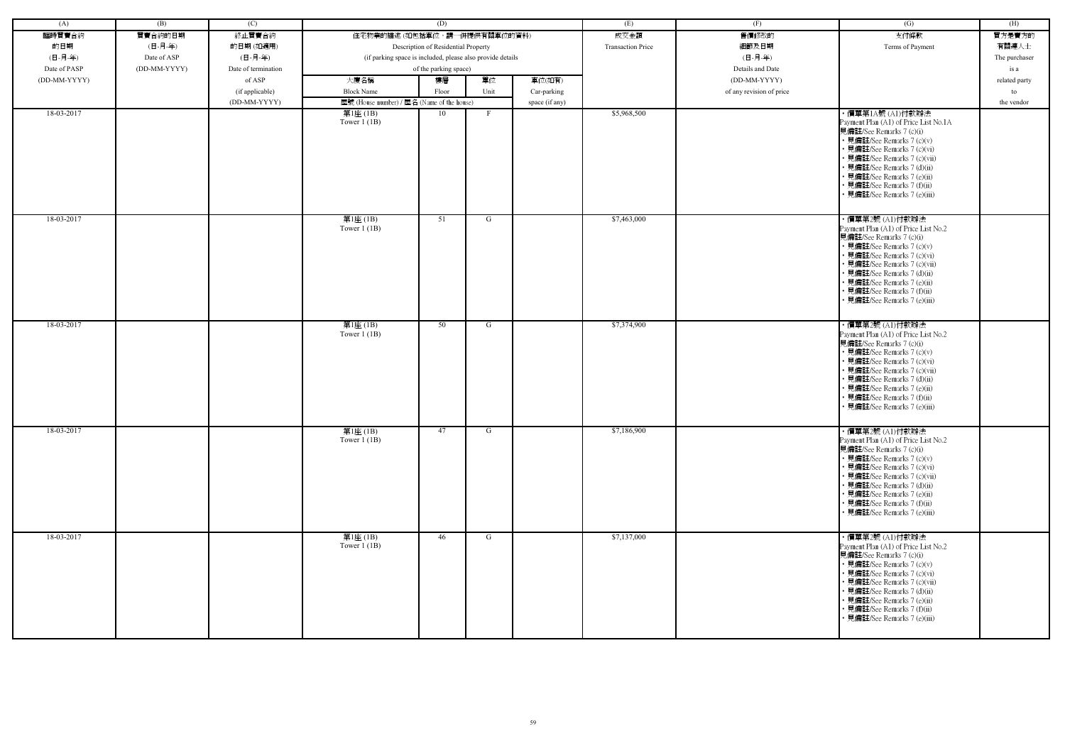| (A) | (B) | (C) | (D) | | | | (E) | (F) | (G) | (H) |
|---|---|---|---|---|---|---|---|---|---|---|
| 臨時買賣合約的日期 (日-月-年) Date of PASP (DD-MM-YYYY) | 買賣合約的日期 (日-月-年) Date of ASP (DD-MM-YYYY) | 終止買賣合約的日期 (如適用) (日-月-年) Date of termination of ASP (if applicable) (DD-MM-YYYY) | 住宅物業的描述 (如包括車位，請一併提供有關車位的資料) Description of Residential Property (if parking space is included, please also provide details of the parking space) | | | | 成交金額 Transaction Price | 售價修改的細節及日期 (日-月-年) Details and Date (DD-MM-YYYY) of any revision of price | 支付條款 Terms of Payment | 買方是賣方的有關連人士 The purchaser is a related party to the vendor |
| | | | 大廈名稱 Block Name | 樓層 Floor | 單位 Unit | 車位(如有) Car-parking space (if any) | | | | |
| | | | 屋號 (House number) / 屋名 (Name of the house) | | | | | | | |
| 18-03-2017 | | | 第1座 (1B) Tower 1 (1B) | 10 | F | | $5,968,500 | | ・價單第1A號 (A1)付款辦法 Payment Plan (A1) of Price List No.1A 見備註/See Remarks 7 (c)(i) ・見備註/See Remarks 7 (c)(v) ・見備註/See Remarks 7 (c)(vi) ・見備註/See Remarks 7 (c)(vii) ・見備註/See Remarks 7 (d)(ii) ・見備註/See Remarks 7 (e)(ii) ・見備註/See Remarks 7 (f)(ii) ・見備註/See Remarks 7 (e)(iii) | |
| 18-03-2017 | | | 第1座 (1B) Tower 1 (1B) | 51 | G | | $7,463,000 | | ・價單第2號 (A1)付款辦法 Payment Plan (A1) of Price List No.2 見備註/See Remarks 7 (c)(i) ・見備註/See Remarks 7 (c)(v) ・見備註/See Remarks 7 (c)(vi) ・見備註/See Remarks 7 (c)(vii) ・見備註/See Remarks 7 (d)(ii) ・見備註/See Remarks 7 (e)(ii) ・見備註/See Remarks 7 (f)(ii) ・見備註/See Remarks 7 (e)(iii) | |
| 18-03-2017 | | | 第1座 (1B) Tower 1 (1B) | 50 | G | | $7,374,900 | | ・價單第2號 (A1)付款辦法 Payment Plan (A1) of Price List No.2 見備註/See Remarks 7 (c)(i) ・見備註/See Remarks 7 (c)(v) ・見備註/See Remarks 7 (c)(vi) ・見備註/See Remarks 7 (c)(vii) ・見備註/See Remarks 7 (d)(ii) ・見備註/See Remarks 7 (e)(ii) ・見備註/See Remarks 7 (f)(ii) ・見備註/See Remarks 7 (e)(iii) | |
| 18-03-2017 | | | 第1座 (1B) Tower 1 (1B) | 47 | G | | $7,186,900 | | ・價單第2號 (A1)付款辦法 Payment Plan (A1) of Price List No.2 見備註/See Remarks 7 (c)(i) ・見備註/See Remarks 7 (c)(v) ・見備註/See Remarks 7 (c)(vi) ・見備註/See Remarks 7 (c)(vii) ・見備註/See Remarks 7 (d)(ii) ・見備註/See Remarks 7 (e)(ii) ・見備註/See Remarks 7 (f)(ii) ・見備註/See Remarks 7 (e)(iii) | |
| 18-03-2017 | | | 第1座 (1B) Tower 1 (1B) | 46 | G | | $7,137,000 | | ・價單第2號 (A1)付款辦法 Payment Plan (A1) of Price List No.2 見備註/See Remarks 7 (c)(i) ・見備註/See Remarks 7 (c)(v) ・見備註/See Remarks 7 (c)(vi) ・見備註/See Remarks 7 (c)(vii) ・見備註/See Remarks 7 (d)(ii) ・見備註/See Remarks 7 (e)(ii) ・見備註/See Remarks 7 (f)(ii) ・見備註/See Remarks 7 (e)(iii) | |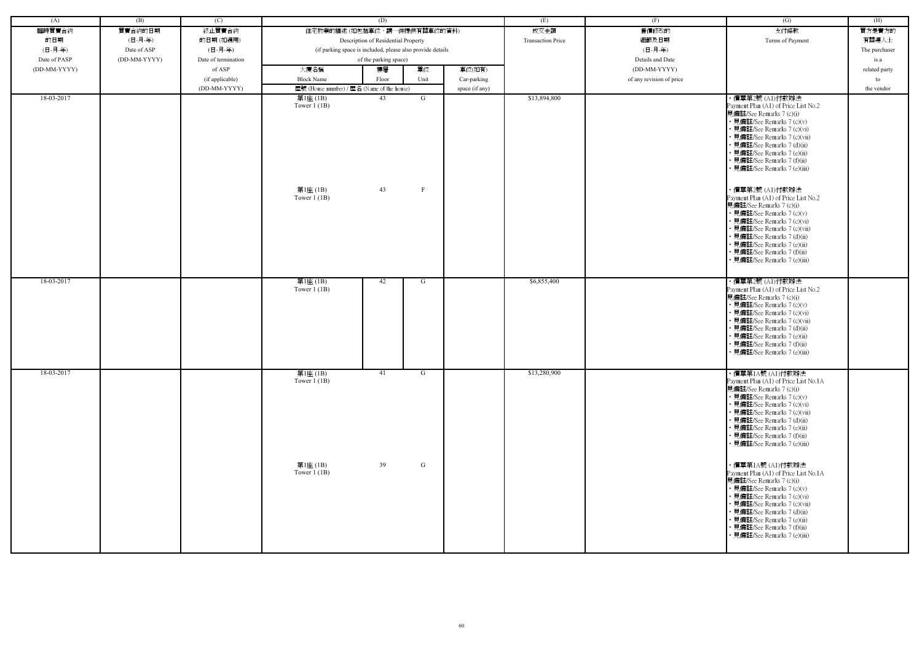| (A) | (B) | (C) | (D) | | | | (E) | (F) | (G) | (H) |
|---|---|---|---|---|---|---|---|---|---|---|
| 臨時買賣合約的日期 (日-月-年) Date of PASP (DD-MM-YYYY) | 買賣合約的日期 (日-月-年) Date of ASP (DD-MM-YYYY) | 終止買賣合約的日期 (如適用) (日-月-年) Date of termination of ASP (if applicable) (DD-MM-YYYY) | 住宅物業的描述 (如包括車位，請一併提供有關車位的資料) Description of Residential Property (if parking space is included, please also provide details of the parking space) | | | | 成交金額 Transaction Price | 售價修改的細節及日期 (日-月-年) Details and Date (DD-MM-YYYY) of any revision of price | 支付條款 Terms of Payment | 買方是賣方的有關連人士 The purchaser is a related party to the vendor |
| | | | 大廈名稱 Block Name | 樓層 Floor | 單位 Unit | 車位(如有) Car-parking space (if any) | | | | |
| | | | 屋號 (House number) / 屋名 (Name of the house) | | | | | | | |
| 18-03-2017 | | | 第1座 (1B) Tower 1 (1B) | 43 | G | | $13,894,800 | | ‧價單第2號 (A1)付款辦法 Payment Plan (A1) of Price List No.2 見備註/See Remarks 7 (c)(i) ‧見備註/See Remarks 7 (c)(v) ‧見備註/See Remarks 7 (c)(vi) ‧見備註/See Remarks 7 (c)(vii) ‧見備註/See Remarks 7 (d)(ii) ‧見備註/See Remarks 7 (e)(ii) ‧見備註/See Remarks 7 (f)(ii) ‧見備註/See Remarks 7 (e)(iii) | |
| | | | 第1座 (1B) Tower 1 (1B) | 43 | F | | | | ‧價單第2號 (A1)付款辦法 Payment Plan (A1) of Price List No.2 見備註/See Remarks 7 (c)(i) ‧見備註/See Remarks 7 (c)(v) ‧見備註/See Remarks 7 (c)(vi) ‧見備註/See Remarks 7 (c)(vii) ‧見備註/See Remarks 7 (d)(ii) ‧見備註/See Remarks 7 (e)(ii) ‧見備註/See Remarks 7 (f)(ii) ‧見備註/See Remarks 7 (e)(iii) | |
| 18-03-2017 | | | 第1座 (1B) Tower 1 (1B) | 42 | G | | $6,855,400 | | ‧價單第2號 (A1)付款辦法 Payment Plan (A1) of Price List No.2 見備註/See Remarks 7 (c)(i) ‧見備註/See Remarks 7 (c)(v) ‧見備註/See Remarks 7 (c)(vi) ‧見備註/See Remarks 7 (c)(vii) ‧見備註/See Remarks 7 (d)(ii) ‧見備註/See Remarks 7 (e)(ii) ‧見備註/See Remarks 7 (f)(ii) ‧見備註/See Remarks 7 (e)(iii) | |
| 18-03-2017 | | | 第1座 (1B) Tower 1 (1B) | 41 | G | | $13,280,900 | | ‧價單第1A號 (A1)付款辦法 Payment Plan (A1) of Price List No.1A 見備註/See Remarks 7 (c)(i) ‧見備註/See Remarks 7 (c)(v) ‧見備註/See Remarks 7 (c)(vi) ‧見備註/See Remarks 7 (c)(vii) ‧見備註/See Remarks 7 (d)(ii) ‧見備註/See Remarks 7 (e)(ii) ‧見備註/See Remarks 7 (f)(ii) ‧見備註/See Remarks 7 (e)(iii) | |
| | | | 第1座 (1B) Tower 1 (1B) | 39 | G | | | | ‧價單第1A號 (A1)付款辦法 Payment Plan (A1) of Price List No.1A 見備註/See Remarks 7 (c)(i) ‧見備註/See Remarks 7 (c)(v) ‧見備註/See Remarks 7 (c)(vi) ‧見備註/See Remarks 7 (c)(vii) ‧見備註/See Remarks 7 (d)(ii) ‧見備註/See Remarks 7 (e)(ii) ‧見備註/See Remarks 7 (f)(ii) ‧見備註/See Remarks 7 (e)(iii) | |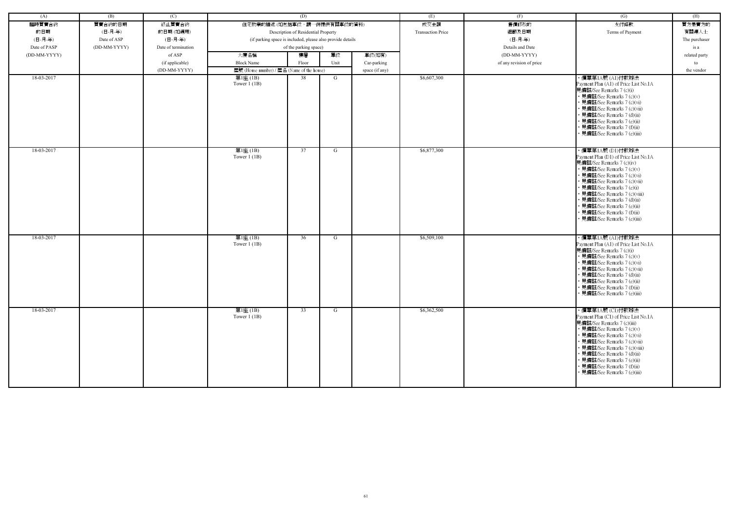| (A) | (B) | (C) | (D) | | | | (E) | (F) | (G) | (H) |
|---|---|---|---|---|---|---|---|---|---|---|
| 臨時買賣合約的日期 (日-月-年) Date of PASP (DD-MM-YYYY) | 買賣合約的日期 (日-月-年) Date of ASP (DD-MM-YYYY) | 終止買賣合約的日期 (如適用) (日-月-年) Date of termination of ASP (if applicable) (DD-MM-YYYY) | 住宅物業的描述 (如包括車位，請一併提供有關車位的資料) Description of Residential Property (if parking space is included, please also provide details of the parking space) | | | | 成交金額 Transaction Price | 售價修改的細節及日期 (日-月-年) Details and Date (DD-MM-YYYY) of any revision of price | 支付條款 Terms of Payment | 買方是賣方的有關連人士 The purchaser is a related party to the vendor |
| | | | 大廈名稱 Block Name | 樓層 Floor | 單位 Unit | 車位(如有) Car-parking space (if any) | | | | |
| | | | 屋號 (House number) / 屋名 (Name of the house) | | | | | | | |
| 18-03-2017 | | | 第1座 (1B) Tower 1 (1B) | 38 | G | | $6,607,300 | | • 價單第1A號 (A1)付款辦法 Payment Plan (A1) of Price List No.1A 見備註/See Remarks 7 (c)(i) • 見備註/See Remarks 7 (c)(v) • 見備註/See Remarks 7 (c)(vi) • 見備註/See Remarks 7 (c)(vii) • 見備註/See Remarks 7 (d)(ii) • 見備註/See Remarks 7 (e)(ii) • 見備註/See Remarks 7 (f)(ii) • 見備註/See Remarks 7 (e)(iii) | |
| 18-03-2017 | | | 第1座 (1B) Tower 1 (1B) | 37 | G | | $6,877,300 | | • 價單第1A號 (D1)付款辦法 Payment Plan (D1) of Price List No.1A 見備註/See Remarks 7 (c)(iv) • 見備註/See Remarks 7 (c)(v) • 見備註/See Remarks 7 (c)(vi) • 見備註/See Remarks 7 (c)(vii) • 見備註/See Remarks 7 (e)(i) • 見備註/See Remarks 7 (c)(viii) • 見備註/See Remarks 7 (d)(ii) • 見備註/See Remarks 7 (e)(ii) • 見備註/See Remarks 7 (f)(ii) • 見備註/See Remarks 7 (e)(iii) | |
| 18-03-2017 | | | 第1座 (1B) Tower 1 (1B) | 36 | G | | $6,509,100 | | • 價單第1A號 (A1)付款辦法 Payment Plan (A1) of Price List No.1A 見備註/See Remarks 7 (c)(i) • 見備註/See Remarks 7 (c)(v) • 見備註/See Remarks 7 (c)(vi) • 見備註/See Remarks 7 (c)(vii) • 見備註/See Remarks 7 (d)(ii) • 見備註/See Remarks 7 (e)(ii) • 見備註/See Remarks 7 (f)(ii) • 見備註/See Remarks 7 (e)(iii) | |
| 18-03-2017 | | | 第1座 (1B) Tower 1 (1B) | 33 | G | | $6,362,500 | | • 價單第1A號 (C1)付款辦法 Payment Plan (C1) of Price List No.1A 見備註/See Remarks 7 (c)(iii) • 見備註/See Remarks 7 (c)(v) • 見備註/See Remarks 7 (c)(vi) • 見備註/See Remarks 7 (c)(vii) • 見備註/See Remarks 7 (c)(viii) • 見備註/See Remarks 7 (d)(ii) • 見備註/See Remarks 7 (e)(ii) • 見備註/See Remarks 7 (f)(ii) • 見備註/See Remarks 7 (e)(iii) | |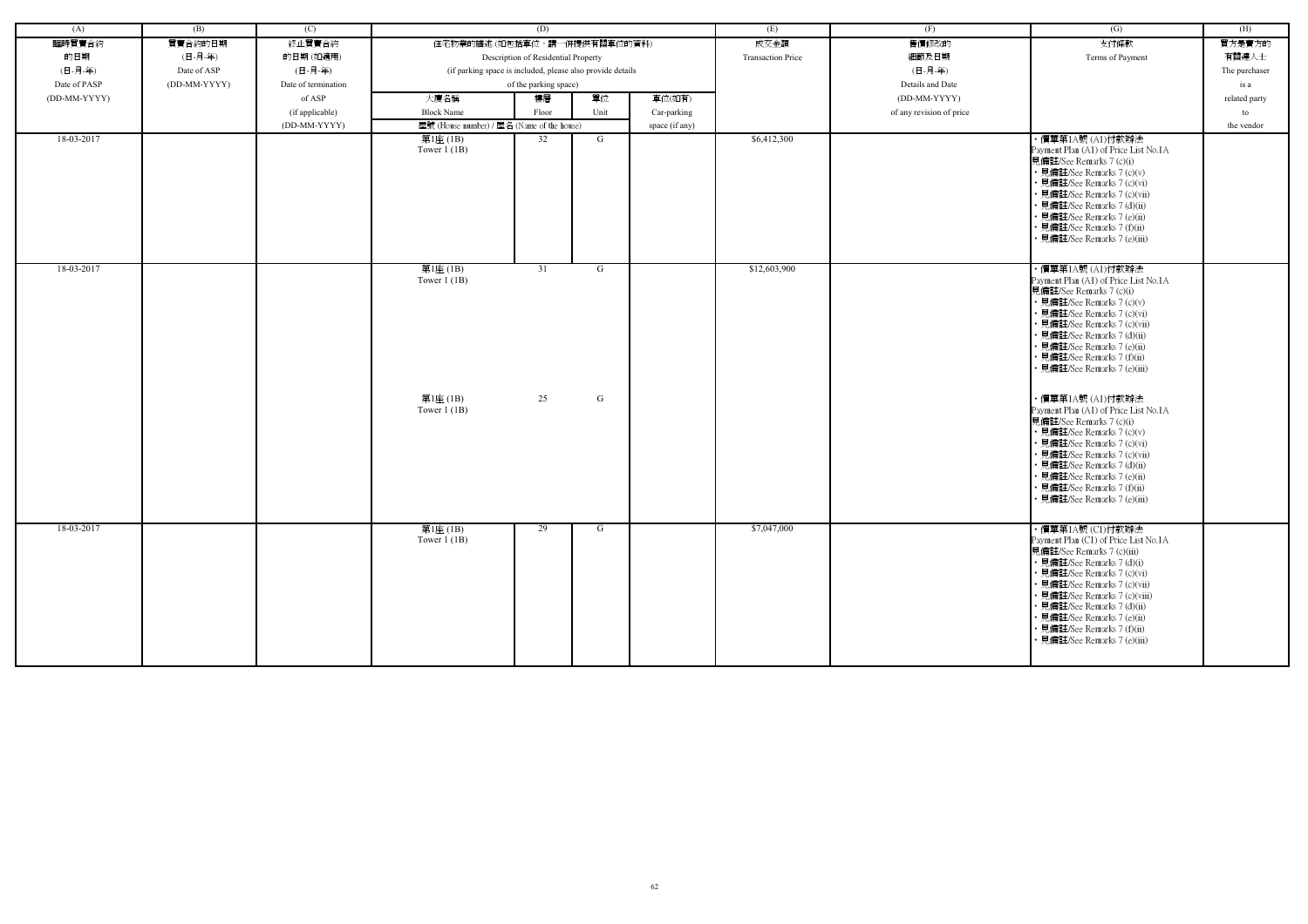| (A) | (B) | (C) | (D) | | | | (E) | (F) | (G) | (H) |
|---|---|---|---|---|---|---|---|---|---|---|
| 臨時買賣合約的日期 (日-月-年) Date of PASP (DD-MM-YYYY) | 買賣合約的日期 (日-月-年) Date of ASP (DD-MM-YYYY) | 終止買賣合約的日期 (如適用) (日-月-年) Date of termination of ASP (if applicable) (DD-MM-YYYY) | 住宅物業的描述 (如包括車位，請一併提供有關車位的資料) Description of Residential Property (if parking space is included, please also provide details of the parking space) | | | | 成交金額 Transaction Price | 售價修改的細節及日期 (日-月-年) Details and Date (DD-MM-YYYY) of any revision of price | 支付條款 Terms of Payment | 買方是賣方的有關連人士 The purchaser is a related party to the vendor |
| | | | 大廈名稱 Block Name | 樓層 Floor | 單位 Unit | 車位(如有) Car-parking space (if any) | | | | |
| | | | 屋號 (House number) / 屋名 (Name of the house) | | | | | | | |
| 18-03-2017 | | | 第1座 (1B) Tower 1 (1B) | 32 | G | | $6,412,300 | | • 價單第1A號 (A1)付款辦法 Payment Plan (A1) of Price List No.1A 見備註/See Remarks 7 (c)(i) • 見備註/See Remarks 7 (c)(v) • 見備註/See Remarks 7 (c)(vi) • 見備註/See Remarks 7 (c)(vii) • 見備註/See Remarks 7 (d)(ii) • 見備註/See Remarks 7 (e)(ii) • 見備註/See Remarks 7 (f)(ii) • 見備註/See Remarks 7 (e)(iii) | |
| 18-03-2017 | | | 第1座 (1B) Tower 1 (1B) | 31 | G | | $12,603,900 | | • 價單第1A號 (A1)付款辦法 Payment Plan (A1) of Price List No.1A 見備註/See Remarks 7 (c)(i) • 見備註/See Remarks 7 (c)(v) • 見備註/See Remarks 7 (c)(vi) • 見備註/See Remarks 7 (c)(vii) • 見備註/See Remarks 7 (d)(ii) • 見備註/See Remarks 7 (e)(ii) • 見備註/See Remarks 7 (f)(ii) • 見備註/See Remarks 7 (e)(iii) | |
| | | | 第1座 (1B) Tower 1 (1B) | 25 | G | | | | • 價單第1A號 (A1)付款辦法 Payment Plan (A1) of Price List No.1A 見備註/See Remarks 7 (c)(i) • 見備註/See Remarks 7 (c)(v) • 見備註/See Remarks 7 (c)(vi) • 見備註/See Remarks 7 (c)(vii) • 見備註/See Remarks 7 (d)(ii) • 見備註/See Remarks 7 (e)(ii) • 見備註/See Remarks 7 (f)(ii) • 見備註/See Remarks 7 (e)(iii) | |
| 18-03-2017 | | | 第1座 (1B) Tower 1 (1B) | 29 | G | | $7,047,000 | | • 價單第1A號 (C1)付款辦法 Payment Plan (C1) of Price List No.1A 見備註/See Remarks 7 (c)(iii) • 見備註/See Remarks 7 (d)(i) • 見備註/See Remarks 7 (c)(vi) • 見備註/See Remarks 7 (c)(vii) • 見備註/See Remarks 7 (c)(viii) • 見備註/See Remarks 7 (d)(ii) • 見備註/See Remarks 7 (e)(ii) • 見備註/See Remarks 7 (f)(ii) • 見備註/See Remarks 7 (e)(iii) | |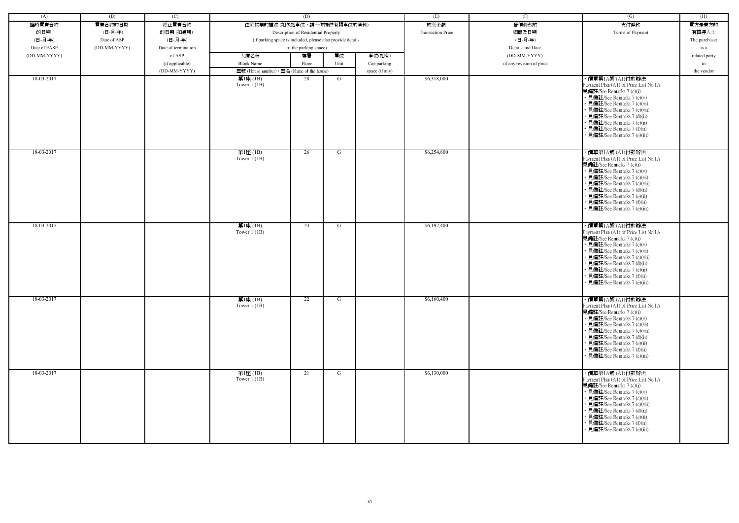| (A) | (B) | (C) | (D) | | | | (E) | (F) | (G) | (H) |
|---|---|---|---|---|---|---|---|---|---|---|
| 臨時買賣合約的日期 (日-月-年) Date of PASP (DD-MM-YYYY) | 買賣合約的日期 (日-月-年) Date of ASP (DD-MM-YYYY) | 終止買賣合約的日期 (如適用) (日-月-年) Date of termination of ASP (if applicable) (DD-MM-YYYY) | 住宅物業的描述 (如包括車位，請一併提供有關車位的資料) Description of Residential Property (if parking space is included, please also provide details of the parking space) | | | | 成交金額 Transaction Price | 售價修改的細節及日期 (日-月-年) Details and Date (DD-MM-YYYY) of any revision of price | 支付條款 Terms of Payment | 買方是賣方的有關連人士 The purchaser is a related party to the vendor |
| | | | 大廈名稱 Block Name | 樓層 Floor | 單位 Unit | 車位(如有) Car-parking space (if any) | | | | |
| | | | 屋號 (House number) / 屋名 (Name of the house) | | | | | | | |
| 18-03-2017 | | | 第1座 (1B) Tower 1 (1B) | 28 | G | | $6,318,000 | | • 價單第1A號 (A1)付款辦法 Payment Plan (A1) of Price List No.1A 見備註/See Remarks 7 (c)(i) • 見備註/See Remarks 7 (c)(v) • 見備註/See Remarks 7 (c)(vi) • 見備註/See Remarks 7 (c)(vii) • 見備註/See Remarks 7 (d)(ii) • 見備註/See Remarks 7 (e)(ii) • 見備註/See Remarks 7 (f)(ii) • 見備註/See Remarks 7 (e)(iii) | |
| 18-03-2017 | | | 第1座 (1B) Tower 1 (1B) | 26 | G | | $6,254,800 | | • 價單第1A號 (A1)付款辦法 Payment Plan (A1) of Price List No.1A 見備註/See Remarks 7 (c)(i) • 見備註/See Remarks 7 (c)(v) • 見備註/See Remarks 7 (c)(vi) • 見備註/See Remarks 7 (c)(vii) • 見備註/See Remarks 7 (d)(ii) • 見備註/See Remarks 7 (e)(ii) • 見備註/See Remarks 7 (f)(ii) • 見備註/See Remarks 7 (e)(iii) | |
| 18-03-2017 | | | 第1座 (1B) Tower 1 (1B) | 23 | G | | $6,192,400 | | • 價單第1A號 (A1)付款辦法 Payment Plan (A1) of Price List No.1A 見備註/See Remarks 7 (c)(i) • 見備註/See Remarks 7 (c)(v) • 見備註/See Remarks 7 (c)(vi) • 見備註/See Remarks 7 (c)(vii) • 見備註/See Remarks 7 (d)(ii) • 見備註/See Remarks 7 (e)(ii) • 見備註/See Remarks 7 (f)(ii) • 見備註/See Remarks 7 (e)(iii) | |
| 18-03-2017 | | | 第1座 (1B) Tower 1 (1B) | 22 | G | | $6,160,400 | | • 價單第1A號 (A1)付款辦法 Payment Plan (A1) of Price List No.1A 見備註/See Remarks 7 (c)(i) • 見備註/See Remarks 7 (c)(v) • 見備註/See Remarks 7 (c)(vi) • 見備註/See Remarks 7 (c)(vii) • 見備註/See Remarks 7 (d)(ii) • 見備註/See Remarks 7 (e)(ii) • 見備註/See Remarks 7 (f)(ii) • 見備註/See Remarks 7 (e)(iii) | |
| 18-03-2017 | | | 第1座 (1B) Tower 1 (1B) | 21 | G | | $6,130,000 | | • 價單第1A號 (A1)付款辦法 Payment Plan (A1) of Price List No.1A 見備註/See Remarks 7 (c)(i) • 見備註/See Remarks 7 (c)(v) • 見備註/See Remarks 7 (c)(vi) • 見備註/See Remarks 7 (c)(vii) • 見備註/See Remarks 7 (d)(ii) • 見備註/See Remarks 7 (e)(ii) • 見備註/See Remarks 7 (f)(ii) • 見備註/See Remarks 7 (e)(iii) | |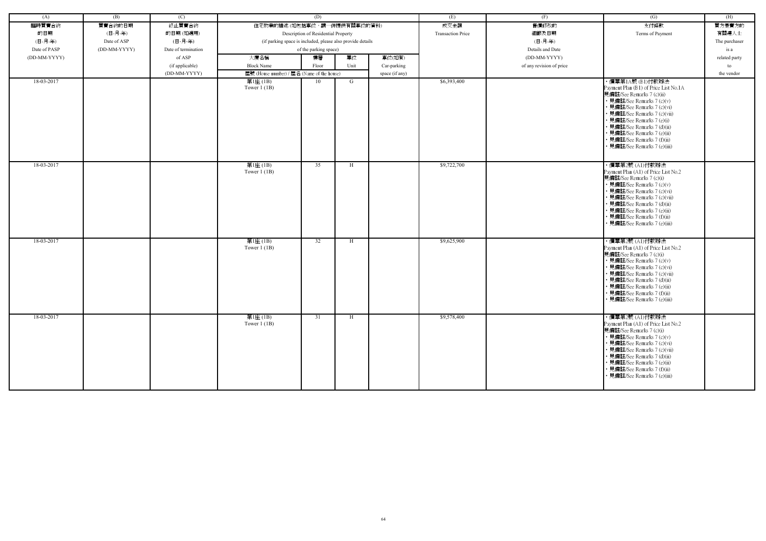| (A) | (B) | (C) | (D) | | | | (E) | (F) | (G) | (H) |
|---|---|---|---|---|---|---|---|---|---|---|
| 臨時買賣合約的日期 (日-月-年) Date of PASP (DD-MM-YYYY) | 買賣合約的日期 (日-月-年) Date of ASP (DD-MM-YYYY) | 終止買賣合約的日期 (如適用) (日-月-年) Date of termination of ASP (if applicable) (DD-MM-YYYY) | 住宅物業的描述 (如包括車位，請一併提供有關車位的資料) Description of Residential Property (if parking space is included, please also provide details of the parking space) | | | | 成交金額 Transaction Price | 售價修改的細節及日期 (日-月-年) Details and Date (DD-MM-YYYY) of any revision of price | 支付條款 Terms of Payment | 買方是賣方的有關連人士 The purchaser is a related party to the vendor |
| | | | 大廈名稱 Block Name | 樓層 Floor | 單位 Unit | 車位(如有) Car-parking space (if any) | | | | |
| | | | 屋號 (House number) / 屋名 (Name of the house) | | | | | | | |
| 18-03-2017 | | | 第1座 (1B) Tower 1 (1B) | 10 | G | | $6,393,400 | | • 價單第1A號 (B1)付款辦法 Payment Plan (B1) of Price List No.1A 見備註/See Remarks 7 (c)(ii) • 見備註/See Remarks 7 (c)(v) • 見備註/See Remarks 7 (c)(vi) • 見備註/See Remarks 7 (c)(vii) • 見備註/See Remarks 7 (e)(i) • 見備註/See Remarks 7 (d)(ii) • 見備註/See Remarks 7 (e)(ii) • 見備註/See Remarks 7 (f)(ii) • 見備註/See Remarks 7 (e)(iii) | |
| 18-03-2017 | | | 第1座 (1B) Tower 1 (1B) | 35 | H | | $9,722,700 | | • 價單第2號 (A1)付款辦法 Payment Plan (A1) of Price List No.2 見備註/See Remarks 7 (c)(i) • 見備註/See Remarks 7 (c)(v) • 見備註/See Remarks 7 (c)(vi) • 見備註/See Remarks 7 (c)(vii) • 見備註/See Remarks 7 (d)(ii) • 見備註/See Remarks 7 (e)(ii) • 見備註/See Remarks 7 (f)(ii) • 見備註/See Remarks 7 (e)(iii) | |
| 18-03-2017 | | | 第1座 (1B) Tower 1 (1B) | 32 | H | | $9,625,900 | | • 價單第2號 (A1)付款辦法 Payment Plan (A1) of Price List No.2 見備註/See Remarks 7 (c)(i) • 見備註/See Remarks 7 (c)(v) • 見備註/See Remarks 7 (c)(vi) • 見備註/See Remarks 7 (c)(vii) • 見備註/See Remarks 7 (d)(ii) • 見備註/See Remarks 7 (e)(ii) • 見備註/See Remarks 7 (f)(ii) • 見備註/See Remarks 7 (e)(iii) | |
| 18-03-2017 | | | 第1座 (1B) Tower 1 (1B) | 31 | H | | $9,578,400 | | • 價單第2號 (A1)付款辦法 Payment Plan (A1) of Price List No.2 見備註/See Remarks 7 (c)(i) • 見備註/See Remarks 7 (c)(v) • 見備註/See Remarks 7 (c)(vi) • 見備註/See Remarks 7 (c)(vii) • 見備註/See Remarks 7 (d)(ii) • 見備註/See Remarks 7 (e)(ii) • 見備註/See Remarks 7 (f)(ii) • 見備註/See Remarks 7 (e)(iii) | |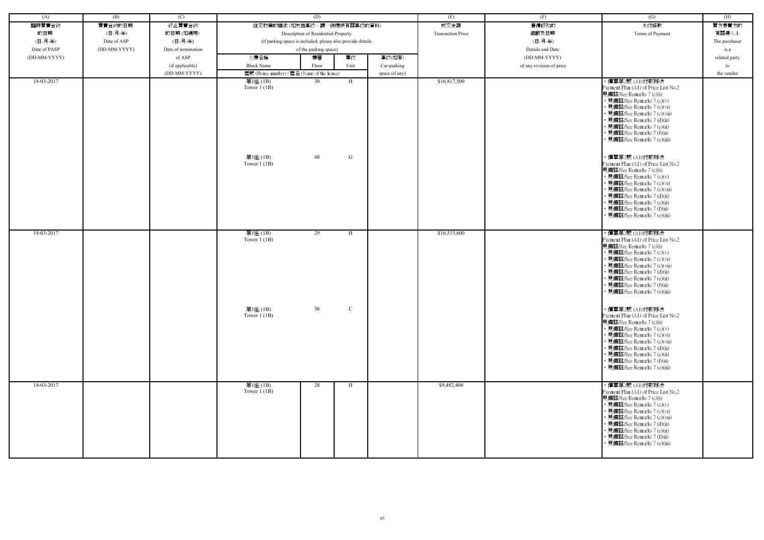| (A) | (B) | (C) | (D) | | | | (E) | (F) | (G) | (H) |
|---|---|---|---|---|---|---|---|---|---|---|
| 臨時買賣合約的日期 (日-月-年) Date of PASP (DD-MM-YYYY) | 買賣合約的日期 (日-月-年) Date of ASP (DD-MM-YYYY) | 終止買賣合約的日期 (如適用) (日-月-年) Date of termination of ASP (if applicable) (DD-MM-YYYY) | 住宅物業的描述 (如包括車位，請一併提供有關車位的資料) Description of Residential Property (if parking space is included, please also provide details of the parking space) | | | | 成交金額 Transaction Price | 售價修改的細節及日期 (日-月-年) Details and Date (DD-MM-YYYY) of any revision of price | 支付條款 Terms of Payment | 買方是賣方的有關連人士 The purchaser is a related party to the vendor |
| | | | 大廈名稱 Block Name | 樓層 Floor | 單位 Unit | 車位(如有) Car-parking space (if any) | | | | |
| | | | 屋號 (House number) / 屋名 (Name of the house) | | | | | | | |
| 18-03-2017 | | | 第1座 (1B) Tower 1 (1B) | 30 | H | | $16,817,500 | | • 價單第2號 (A1)付款辦法 Payment Plan (A1) of Price List No.2 見備註/See Remarks 7 (c)(i) • 見備註/See Remarks 7 (c)(v) • 見備註/See Remarks 7 (c)(vi) • 見備註/See Remarks 7 (c)(vii) • 見備註/See Remarks 7 (d)(ii) • 見備註/See Remarks 7 (e)(ii) • 見備註/See Remarks 7 (f)(ii) • 見備註/See Remarks 7 (e)(iii) | |
| | | | 第1座 (1B) Tower 1 (1B) | 48 | G | | | | • 價單第2號 (A1)付款辦法 Payment Plan (A1) of Price List No.2 見備註/See Remarks 7 (c)(i) • 見備註/See Remarks 7 (c)(v) • 見備註/See Remarks 7 (c)(vi) • 見備註/See Remarks 7 (c)(vii) • 見備註/See Remarks 7 (d)(ii) • 見備註/See Remarks 7 (e)(ii) • 見備註/See Remarks 7 (f)(ii) • 見備註/See Remarks 7 (e)(iii) | |
| 18-03-2017 | | | 第1座 (1B) Tower 1 (1B) | 29 | H | | $16,515,600 | | • 價單第2號 (A1)付款辦法 Payment Plan (A1) of Price List No.2 見備註/See Remarks 7 (c)(i) • 見備註/See Remarks 7 (c)(v) • 見備註/See Remarks 7 (c)(vi) • 見備註/See Remarks 7 (c)(vii) • 見備註/See Remarks 7 (d)(ii) • 見備註/See Remarks 7 (e)(ii) • 見備註/See Remarks 7 (f)(ii) • 見備註/See Remarks 7 (e)(iii) | |
| | | | 第1座 (1B) Tower 1 (1B) | 36 | C | | | | • 價單第2號 (A1)付款辦法 Payment Plan (A1) of Price List No.2 見備註/See Remarks 7 (c)(i) • 見備註/See Remarks 7 (c)(v) • 見備註/See Remarks 7 (c)(vi) • 見備註/See Remarks 7 (c)(vii) • 見備註/See Remarks 7 (d)(ii) • 見備註/See Remarks 7 (e)(ii) • 見備註/See Remarks 7 (f)(ii) • 見備註/See Remarks 7 (e)(iii) | |
| 18-03-2017 | | | 第1座 (1B) Tower 1 (1B) | 28 | H | | $9,482,400 | | • 價單第2號 (A1)付款辦法 Payment Plan (A1) of Price List No.2 見備註/See Remarks 7 (c)(i) • 見備註/See Remarks 7 (c)(v) • 見備註/See Remarks 7 (c)(vi) • 見備註/See Remarks 7 (c)(vii) • 見備註/See Remarks 7 (d)(ii) • 見備註/See Remarks 7 (e)(ii) • 見備註/See Remarks 7 (f)(ii) • 見備註/See Remarks 7 (e)(iii) | |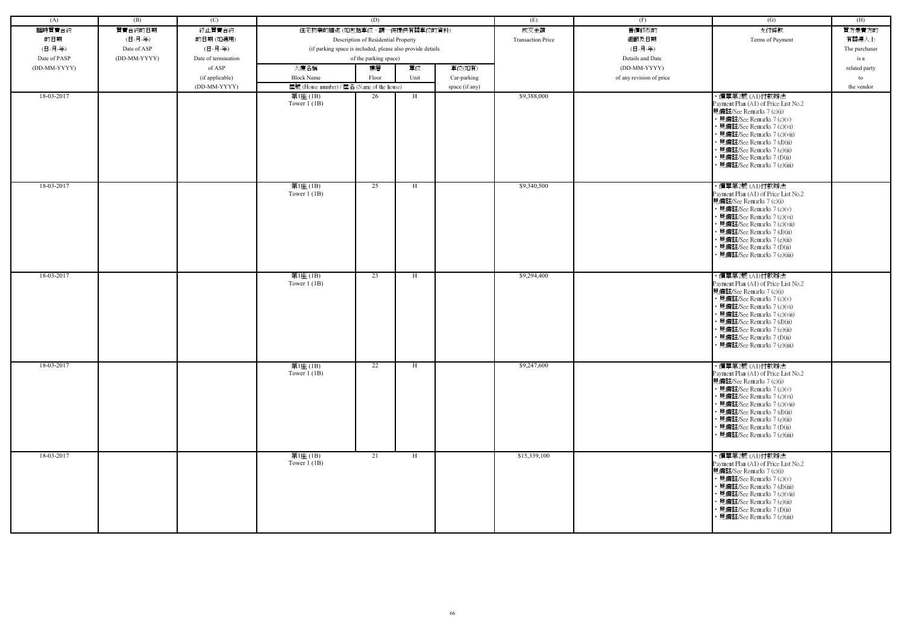| (A) | (B) | (C) | (D) | | | | (E) | (F) | (G) | (H) |
|---|---|---|---|---|---|---|---|---|---|---|
| 臨時買賣合約的日期 (日-月-年) Date of PASP (DD-MM-YYYY) | 買賣合約的日期 (日-月-年) Date of ASP (DD-MM-YYYY) | 終止買賣合約的日期 (如適用) (日-月-年) Date of termination of ASP (if applicable) (DD-MM-YYYY) | 住宅物業的描述 (如包括車位，請一併提供有關車位的資料) Description of Residential Property (if parking space is included, please also provide details of the parking space) | | | | 成交金額 Transaction Price | 售價修改的細節及日期 (日-月-年) Details and Date (DD-MM-YYYY) of any revision of price | 支付條款 Terms of Payment | 買方是賣方的有關連人士 The purchaser is a related party to the vendor |
| | | | 大廈名稱 Block Name | 樓層 Floor | 單位 Unit | 車位(如有) Car-parking space (if any) | | | | |
| | | | 屋號 (House number) / 屋名 (Name of the house) | | | | | | | |
| 18-03-2017 | | | 第1座 (1B) Tower 1 (1B) | 26 | H | | $9,388,000 | | ・價單第2號 (A1)付款辦法 Payment Plan (A1) of Price List No.2 見備註/See Remarks 7 (c)(i) ・見備註/See Remarks 7 (c)(v) ・見備註/See Remarks 7 (c)(vi) ・見備註/See Remarks 7 (c)(vii) ・見備註/See Remarks 7 (d)(ii) ・見備註/See Remarks 7 (e)(ii) ・見備註/See Remarks 7 (f)(ii) ・見備註/See Remarks 7 (e)(iii) | |
| 18-03-2017 | | | 第1座 (1B) Tower 1 (1B) | 25 | H | | $9,340,500 | | ・價單第2號 (A1)付款辦法 Payment Plan (A1) of Price List No.2 見備註/See Remarks 7 (c)(i) ・見備註/See Remarks 7 (c)(v) ・見備註/See Remarks 7 (c)(vi) ・見備註/See Remarks 7 (c)(vii) ・見備註/See Remarks 7 (d)(ii) ・見備註/See Remarks 7 (e)(ii) ・見備註/See Remarks 7 (f)(ii) ・見備註/See Remarks 7 (e)(iii) | |
| 18-03-2017 | | | 第1座 (1B) Tower 1 (1B) | 23 | H | | $9,294,400 | | ・價單第2號 (A1)付款辦法 Payment Plan (A1) of Price List No.2 見備註/See Remarks 7 (c)(i) ・見備註/See Remarks 7 (c)(v) ・見備註/See Remarks 7 (c)(vi) ・見備註/See Remarks 7 (c)(vii) ・見備註/See Remarks 7 (d)(ii) ・見備註/See Remarks 7 (e)(ii) ・見備註/See Remarks 7 (f)(ii) ・見備註/See Remarks 7 (e)(iii) | |
| 18-03-2017 | | | 第1座 (1B) Tower 1 (1B) | 22 | H | | $9,247,600 | | ・價單第2號 (A1)付款辦法 Payment Plan (A1) of Price List No.2 見備註/See Remarks 7 (c)(i) ・見備註/See Remarks 7 (c)(v) ・見備註/See Remarks 7 (c)(vi) ・見備註/See Remarks 7 (c)(vii) ・見備註/See Remarks 7 (d)(ii) ・見備註/See Remarks 7 (e)(ii) ・見備註/See Remarks 7 (f)(ii) ・見備註/See Remarks 7 (e)(iii) | |
| 18-03-2017 | | | 第1座 (1B) Tower 1 (1B) | 21 | H | | $15,339,100 | | ・價單第2號 (A1)付款辦法 Payment Plan (A1) of Price List No.2 見備註/See Remarks 7 (c)(i) ・見備註/See Remarks 7 (c)(v) ・見備註/See Remarks 7 (d)(iii) ・見備註/See Remarks 7 (c)(vii) ・見備註/See Remarks 7 (e)(ii) ・見備註/See Remarks 7 (f)(ii) ・見備註/See Remarks 7 (e)(iii) | |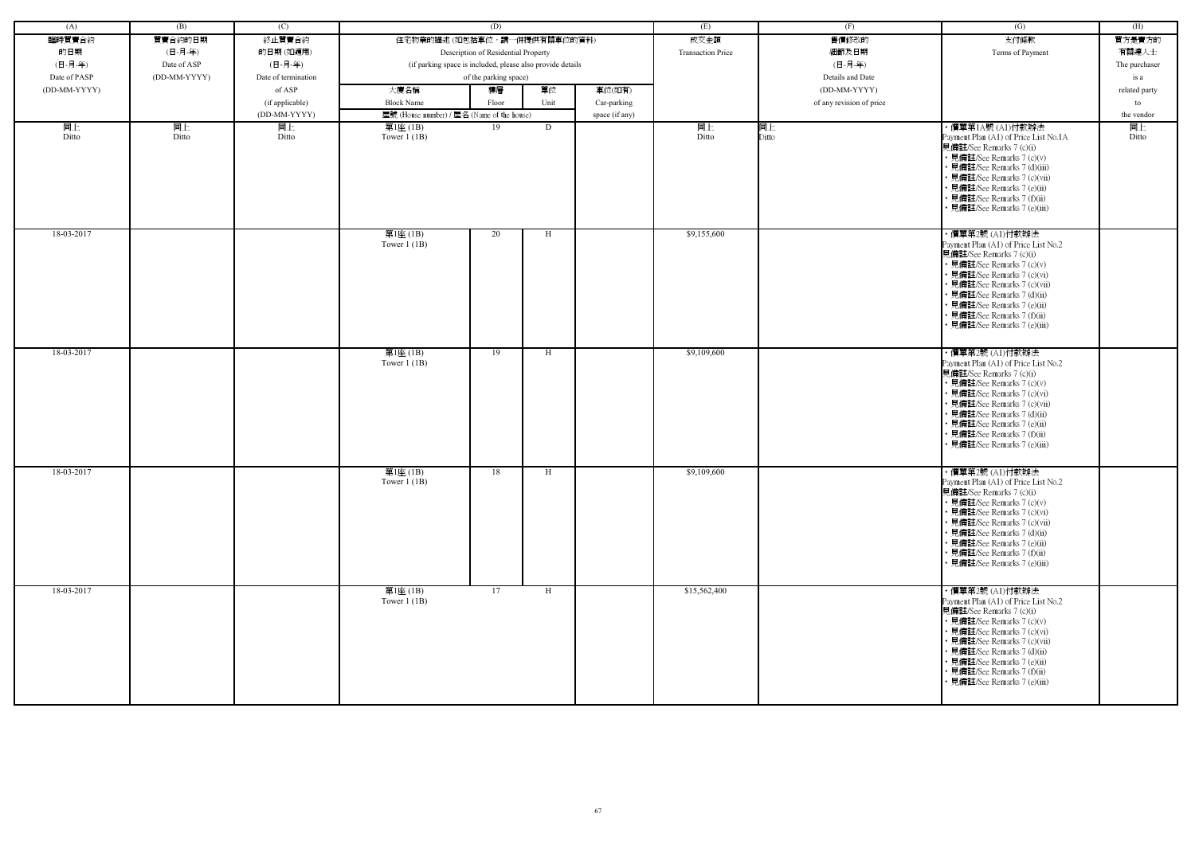| (A) | (B) | (C) | (D) | | | | (E) | (F) | (G) | (H) |
|---|---|---|---|---|---|---|---|---|---|---|
| 臨時買賣合約的日期 (日-月-年) Date of PASP (DD-MM-YYYY) | 買賣合約的日期 (日-月-年) Date of ASP (DD-MM-YYYY) | 終止買賣合約的日期 (如適用) (日-月-年) Date of termination of ASP (if applicable) (DD-MM-YYYY) | 住宅物業的描述 (如包括車位，請一併提供有關車位的資料) Description of Residential Property (if parking space is included, please also provide details of the parking space) | | | | 成交金額 Transaction Price | 售價修改的細節及日期 (日-月-年) Details and Date (DD-MM-YYYY) of any revision of price | 支付條款 Terms of Payment | 買方是賣方的有關連人士 The purchaser is a related party to the vendor |
| | | | 大廈名稱 Block Name | 樓層 Floor | 單位 Unit | 車位(如有) Car-parking space (if any) | | | | |
| | | | 屋號 (House number) / 屋名 (Name of the house) | | | | | | | |
| 同上 Ditto | 同上 Ditto | 同上 Ditto | 第1座 (1B) Tower 1 (1B) | 19 | D | | 同上 Ditto | 同上 Ditto | • 價單第1A號 (A1)付款辦法 Payment Plan (A1) of Price List No.1A 見備註/See Remarks 7 (c)(i) • 見備註/See Remarks 7 (c)(v) • 見備註/See Remarks 7 (d)(iii) • 見備註/See Remarks 7 (c)(vii) • 見備註/See Remarks 7 (e)(ii) • 見備註/See Remarks 7 (f)(ii) • 見備註/See Remarks 7 (e)(iii) | 同上 Ditto |
| 18-03-2017 | | | 第1座 (1B) Tower 1 (1B) | 20 | H | | $9,155,600 | | • 價單第2號 (A1)付款辦法 Payment Plan (A1) of Price List No.2 見備註/See Remarks 7 (c)(i) • 見備註/See Remarks 7 (c)(v) • 見備註/See Remarks 7 (c)(vi) • 見備註/See Remarks 7 (c)(vii) • 見備註/See Remarks 7 (d)(ii) • 見備註/See Remarks 7 (e)(ii) • 見備註/See Remarks 7 (f)(ii) • 見備註/See Remarks 7 (e)(iii) | |
| 18-03-2017 | | | 第1座 (1B) Tower 1 (1B) | 19 | H | | $9,109,600 | | • 價單第2號 (A1)付款辦法 Payment Plan (A1) of Price List No.2 見備註/See Remarks 7 (c)(i) • 見備註/See Remarks 7 (c)(v) • 見備註/See Remarks 7 (c)(vi) • 見備註/See Remarks 7 (c)(vii) • 見備註/See Remarks 7 (d)(ii) • 見備註/See Remarks 7 (e)(ii) • 見備註/See Remarks 7 (f)(ii) • 見備註/See Remarks 7 (e)(iii) | |
| 18-03-2017 | | | 第1座 (1B) Tower 1 (1B) | 18 | H | | $9,109,600 | | • 價單第2號 (A1)付款辦法 Payment Plan (A1) of Price List No.2 見備註/See Remarks 7 (c)(i) • 見備註/See Remarks 7 (c)(v) • 見備註/See Remarks 7 (c)(vi) • 見備註/See Remarks 7 (c)(vii) • 見備註/See Remarks 7 (d)(ii) • 見備註/See Remarks 7 (e)(ii) • 見備註/See Remarks 7 (f)(ii) • 見備註/See Remarks 7 (e)(iii) | |
| 18-03-2017 | | | 第1座 (1B) Tower 1 (1B) | 17 | H | | $15,562,400 | | • 價單第2號 (A1)付款辦法 Payment Plan (A1) of Price List No.2 見備註/See Remarks 7 (c)(i) • 見備註/See Remarks 7 (c)(v) • 見備註/See Remarks 7 (c)(vi) • 見備註/See Remarks 7 (c)(vii) • 見備註/See Remarks 7 (d)(ii) • 見備註/See Remarks 7 (e)(ii) • 見備註/See Remarks 7 (f)(ii) • 見備註/See Remarks 7 (e)(iii) | |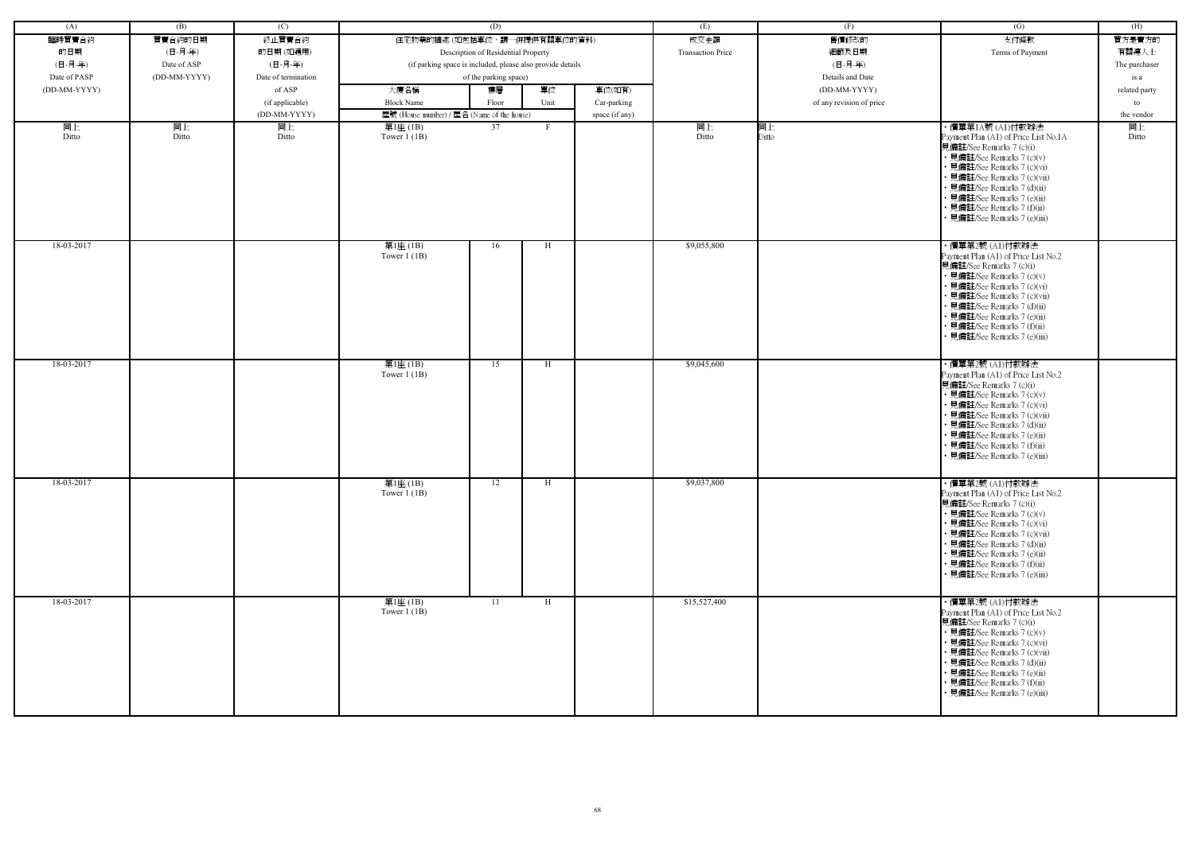| (A) | (B) | (C) | (D) | | | | (E) | (F) | (G) | (H) |
|---|---|---|---|---|---|---|---|---|---|---|
| 臨時買賣合約的日期 (日-月-年) Date of PASP (DD-MM-YYYY) | 買賣合約的日期 (日-月-年) Date of ASP (DD-MM-YYYY) | 終止買賣合約的日期 (如適用) (日-月-年) Date of termination of ASP (if applicable) (DD-MM-YYYY) | 住宅物業的描述 (如包括車位，請一併提供有關車位的資料) Description of Residential Property (if parking space is included, please also provide details of the parking space) | | | | 成交金額 Transaction Price | 售價修改的細節及日期 (日-月-年) Details and Date (DD-MM-YYYY) of any revision of price | 支付條款 Terms of Payment | 買方是賣方的有關連人士 The purchaser is a related party to the vendor |
| | | | 大廈名稱 Block Name | 樓層 Floor | 單位 Unit | 車位(如有) Car-parking space (if any) | | | | |
| | | | 屋號 (House number) / 屋名 (Name of the house) | | | | | | | |
| 同上 Ditto | 同上 Ditto | 同上 Ditto | 第1座 (1B) Tower 1 (1B) | 37 | F | | 同上 Ditto | 同上 Ditto | ‧價單第1A號 (A1)付款辦法 Payment Plan (A1) of Price List No.1A 見備註/See Remarks 7 (c)(i) ‧見備註/See Remarks 7 (c)(v) ‧見備註/See Remarks 7 (c)(vi) ‧見備註/See Remarks 7 (c)(vii) ‧見備註/See Remarks 7 (d)(ii) ‧見備註/See Remarks 7 (e)(ii) ‧見備註/See Remarks 7 (f)(ii) ‧見備註/See Remarks 7 (e)(iii) | 同上 Ditto |
| 18-03-2017 | | | 第1座 (1B) Tower 1 (1B) | 16 | H | | $9,055,800 | | ‧價單第2號 (A1)付款辦法 Payment Plan (A1) of Price List No.2 見備註/See Remarks 7 (c)(i) ‧見備註/See Remarks 7 (c)(v) ‧見備註/See Remarks 7 (c)(vi) ‧見備註/See Remarks 7 (c)(vii) ‧見備註/See Remarks 7 (d)(ii) ‧見備註/See Remarks 7 (e)(ii) ‧見備註/See Remarks 7 (f)(ii) ‧見備註/See Remarks 7 (e)(iii) | |
| 18-03-2017 | | | 第1座 (1B) Tower 1 (1B) | 15 | H | | $9,045,600 | | ‧價單第2號 (A1)付款辦法 Payment Plan (A1) of Price List No.2 見備註/See Remarks 7 (c)(i) ‧見備註/See Remarks 7 (c)(v) ‧見備註/See Remarks 7 (c)(vi) ‧見備註/See Remarks 7 (c)(vii) ‧見備註/See Remarks 7 (d)(ii) ‧見備註/See Remarks 7 (e)(ii) ‧見備註/See Remarks 7 (f)(ii) ‧見備註/See Remarks 7 (e)(iii) | |
| 18-03-2017 | | | 第1座 (1B) Tower 1 (1B) | 12 | H | | $9,037,800 | | ‧價單第2號 (A1)付款辦法 Payment Plan (A1) of Price List No.2 見備註/See Remarks 7 (c)(i) ‧見備註/See Remarks 7 (c)(v) ‧見備註/See Remarks 7 (c)(vi) ‧見備註/See Remarks 7 (c)(vii) ‧見備註/See Remarks 7 (d)(ii) ‧見備註/See Remarks 7 (e)(ii) ‧見備註/See Remarks 7 (f)(ii) ‧見備註/See Remarks 7 (e)(iii) | |
| 18-03-2017 | | | 第1座 (1B) Tower 1 (1B) | 11 | H | | $15,527,400 | | ‧價單第2號 (A1)付款辦法 Payment Plan (A1) of Price List No.2 見備註/See Remarks 7 (c)(i) ‧見備註/See Remarks 7 (c)(v) ‧見備註/See Remarks 7 (c)(vi) ‧見備註/See Remarks 7 (c)(vii) ‧見備註/See Remarks 7 (d)(ii) ‧見備註/See Remarks 7 (e)(ii) ‧見備註/See Remarks 7 (f)(ii) ‧見備註/See Remarks 7 (e)(iii) | |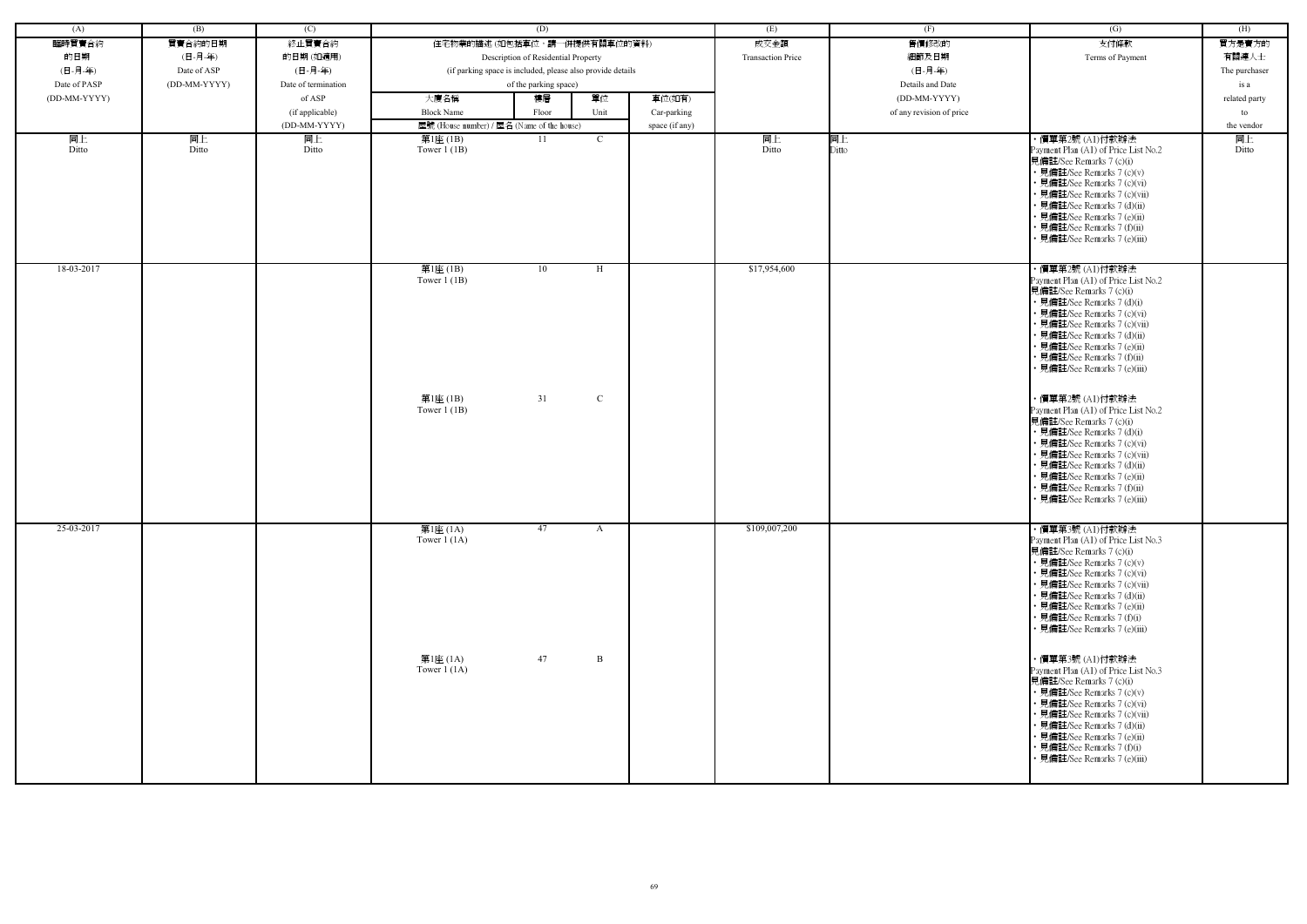| (A) | (B) | (C) | (D) | | | | (E) | (F) | (G) | (H) |
|---|---|---|---|---|---|---|---|---|---|---|
| 臨時買賣合約的日期 (日-月-年) Date of PASP (DD-MM-YYYY) | 買賣合約的日期 (日-月-年) Date of ASP (DD-MM-YYYY) | 終止買賣合約的日期 (如適用) (日-月-年) Date of termination of ASP (if applicable) (DD-MM-YYYY) | 住宅物業的描述 (如包括車位，請一併提供有關車位的資料) Description of Residential Property (if parking space is included, please also provide details of the parking space) | | | | 成交金額 Transaction Price | 售價修改的細節及日期 (日-月-年) Details and Date (DD-MM-YYYY) of any revision of price | 支付條款 Terms of Payment | 買方是賣方的有關連人士 The purchaser is a related party to the vendor |
| | | | 大廈名稱 Block Name | 樓層 Floor | 單位 Unit | 車位(如有) Car-parking space (if any) | | | | |
| | | | 屋號 (House number) / 屋名 (Name of the house) | | | | | | | |
| 同上 Ditto | 同上 Ditto | 同上 Ditto | 第1座 (1B) Tower 1 (1B) | 11 | C | | 同上 Ditto | 同上 Ditto | ・價單第2號 (A1)付款辦法 Payment Plan (A1) of Price List No.2 見備註/See Remarks 7 (c)(i) ・見備註/See Remarks 7 (c)(v) ・見備註/See Remarks 7 (c)(vi) ・見備註/See Remarks 7 (c)(vii) ・見備註/See Remarks 7 (d)(ii) ・見備註/See Remarks 7 (e)(ii) ・見備註/See Remarks 7 (f)(ii) ・見備註/See Remarks 7 (e)(iii) | 同上 Ditto |
| 18-03-2017 | | | 第1座 (1B) Tower 1 (1B) | 10 | H | | $17,954,600 | | ・價單第2號 (A1)付款辦法 Payment Plan (A1) of Price List No.2 見備註/See Remarks 7 (c)(i) ・見備註/See Remarks 7 (d)(i) ・見備註/See Remarks 7 (c)(vi) ・見備註/See Remarks 7 (c)(vii) ・見備註/See Remarks 7 (d)(ii) ・見備註/See Remarks 7 (e)(ii) ・見備註/See Remarks 7 (f)(ii) ・見備註/See Remarks 7 (e)(iii) | |
| | | | 第1座 (1B) Tower 1 (1B) | 31 | C | | | | ・價單第2號 (A1)付款辦法 Payment Plan (A1) of Price List No.2 見備註/See Remarks 7 (c)(i) ・見備註/See Remarks 7 (d)(i) ・見備註/See Remarks 7 (c)(vi) ・見備註/See Remarks 7 (c)(vii) ・見備註/See Remarks 7 (d)(ii) ・見備註/See Remarks 7 (e)(ii) ・見備註/See Remarks 7 (f)(ii) ・見備註/See Remarks 7 (e)(iii) | |
| 25-03-2017 | | | 第1座 (1A) Tower 1 (1A) | 47 | A | | $109,007,200 | | ・價單第3號 (A1)付款辦法 Payment Plan (A1) of Price List No.3 見備註/See Remarks 7 (c)(i) ・見備註/See Remarks 7 (c)(v) ・見備註/See Remarks 7 (c)(vi) ・見備註/See Remarks 7 (c)(vii) ・見備註/See Remarks 7 (d)(ii) ・見備註/See Remarks 7 (e)(ii) ・見備註/See Remarks 7 (f)(i) ・見備註/See Remarks 7 (e)(iii) | |
| | | | 第1座 (1A) Tower 1 (1A) | 47 | B | | | | ・價單第3號 (A1)付款辦法 Payment Plan (A1) of Price List No.3 見備註/See Remarks 7 (c)(i) ・見備註/See Remarks 7 (c)(v) ・見備註/See Remarks 7 (c)(vi) ・見備註/See Remarks 7 (c)(vii) ・見備註/See Remarks 7 (d)(ii) ・見備註/See Remarks 7 (e)(ii) ・見備註/See Remarks 7 (f)(i) ・見備註/See Remarks 7 (e)(iii) | |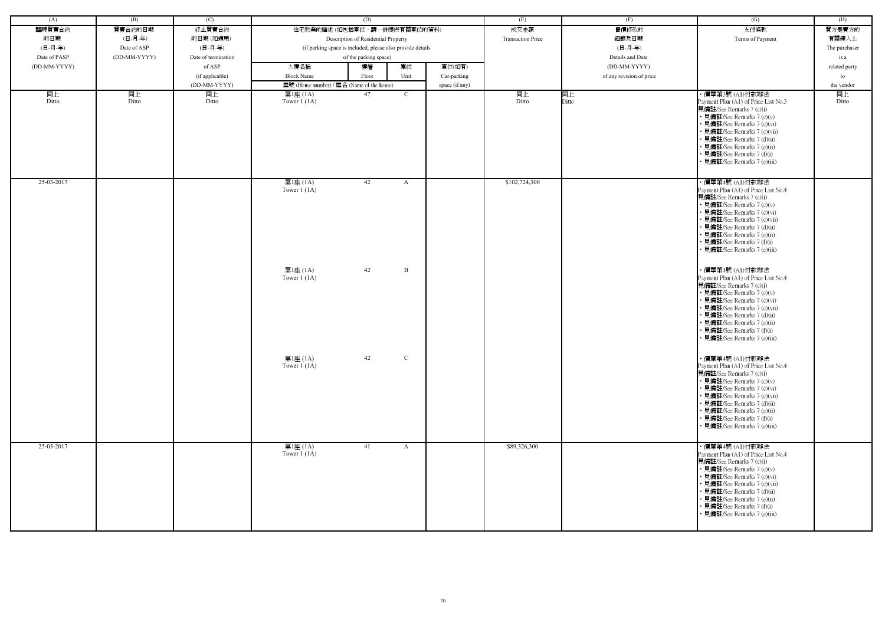| (A) | (B) | (C) | (D) | | | | (E) | (F) | (G) | (H) |
|---|---|---|---|---|---|---|---|---|---|---|
| 臨時買賣合約的日期 (日-月-年) Date of PASP (DD-MM-YYYY) | 買賣合約的日期 (日-月-年) Date of ASP (DD-MM-YYYY) | 終止買賣合約的日期 (如適用) (日-月-年) Date of termination of ASP (if applicable) (DD-MM-YYYY) | 住宅物業的描述 (如包括車位，請一併提供有關車位的資料) Description of Residential Property (if parking space is included, please also provide details of the parking space) | | | | 成交金額 Transaction Price | 售價修改的細節及日期 (日-月-年) Details and Date (DD-MM-YYYY) of any revision of price | 支付條款 Terms of Payment | 買方是賣方的有關連人士 The purchaser is a related party to the vendor |
| | | | 大廈名稱 Block Name | 樓層 Floor | 單位 Unit | 車位(如有) Car-parking space (if any) | | | | |
| | | | 屋號 (House number) / 屋名 (Name of the house) | | | | | | | |
| 同上 Ditto | 同上 Ditto | 同上 Ditto | 第1座 (1A) Tower 1 (1A) | 47 | C | | 同上 Ditto | 同上 Ditto | • 價單第3號 (A1)付款辦法 Payment Plan (A1) of Price List No.3 見備註/See Remarks 7 (c)(i) • 見備註/See Remarks 7 (c)(v) • 見備註/See Remarks 7 (c)(vi) • 見備註/See Remarks 7 (c)(vii) • 見備註/See Remarks 7 (d)(ii) • 見備註/See Remarks 7 (e)(ii) • 見備註/See Remarks 7 (f)(i) • 見備註/See Remarks 7 (e)(iii) | 同上 Ditto |
| 25-03-2017 | | | 第1座 (1A) Tower 1 (1A) | 42 | A | | $102,724,300 | | • 價單第4號 (A1)付款辦法 Payment Plan (A1) of Price List No.4 見備註/See Remarks 7 (c)(i) • 見備註/See Remarks 7 (c)(v) • 見備註/See Remarks 7 (c)(vi) • 見備註/See Remarks 7 (c)(vii) • 見備註/See Remarks 7 (d)(ii) • 見備註/See Remarks 7 (e)(ii) • 見備註/See Remarks 7 (f)(i) • 見備註/See Remarks 7 (e)(iii) | |
| | | | 第1座 (1A) Tower 1 (1A) | 42 | B | | | | • 價單第4號 (A1)付款辦法 Payment Plan (A1) of Price List No.4 見備註/See Remarks 7 (c)(i) • 見備註/See Remarks 7 (c)(v) • 見備註/See Remarks 7 (c)(vi) • 見備註/See Remarks 7 (c)(vii) • 見備註/See Remarks 7 (d)(ii) • 見備註/See Remarks 7 (e)(ii) • 見備註/See Remarks 7 (f)(i) • 見備註/See Remarks 7 (e)(iii) | |
| | | | 第1座 (1A) Tower 1 (1A) | 42 | C | | | | • 價單第4號 (A1)付款辦法 Payment Plan (A1) of Price List No.4 見備註/See Remarks 7 (c)(i) • 見備註/See Remarks 7 (c)(v) • 見備註/See Remarks 7 (c)(vi) • 見備註/See Remarks 7 (c)(vii) • 見備註/See Remarks 7 (d)(ii) • 見備註/See Remarks 7 (e)(ii) • 見備註/See Remarks 7 (f)(i) • 見備註/See Remarks 7 (e)(iii) | |
| 25-03-2017 | | | 第1座 (1A) Tower 1 (1A) | 41 | A | | $89,326,300 | | • 價單第4號 (A1)付款辦法 Payment Plan (A1) of Price List No.4 見備註/See Remarks 7 (c)(i) • 見備註/See Remarks 7 (c)(v) • 見備註/See Remarks 7 (c)(vi) • 見備註/See Remarks 7 (c)(vii) • 見備註/See Remarks 7 (d)(ii) • 見備註/See Remarks 7 (e)(ii) • 見備註/See Remarks 7 (f)(i) • 見備註/See Remarks 7 (e)(iii) | |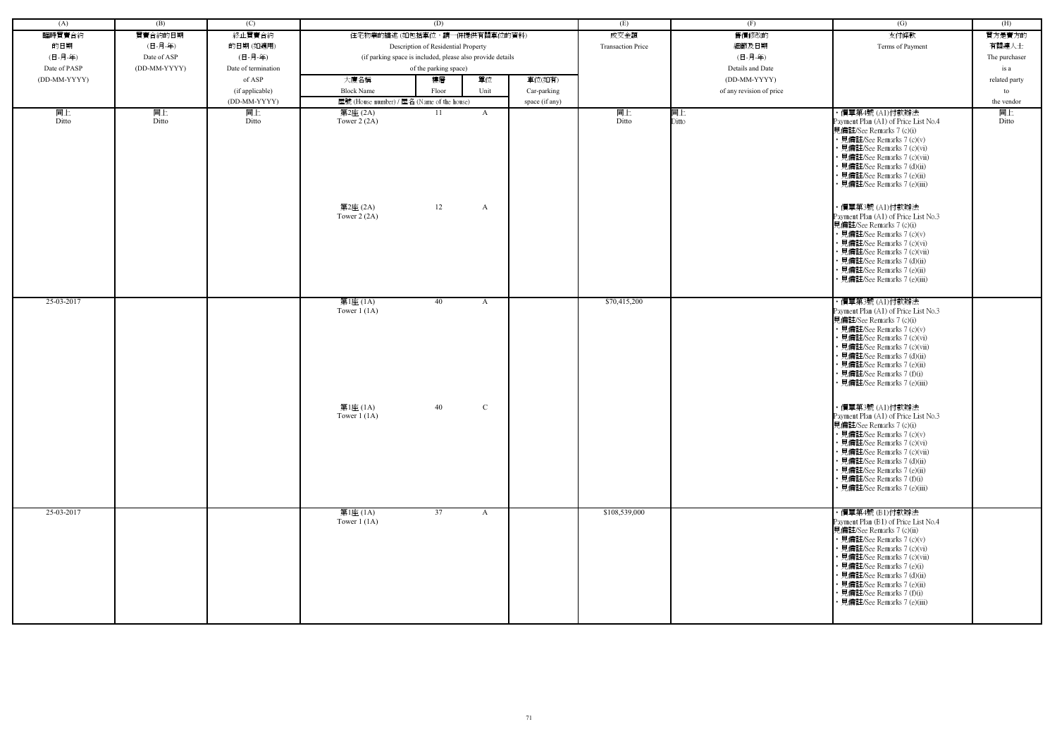| (A) | (B) | (C) | (D) | | | | (E) | (F) | (G) | (H) |
|---|---|---|---|---|---|---|---|---|---|---|
| 臨時買賣合約的日期 (日-月-年) Date of PASP (DD-MM-YYYY) | 買賣合約的日期 (日-月-年) Date of ASP (DD-MM-YYYY) | 終止買賣合約的日期 (如適用) (日-月-年) Date of termination of ASP (if applicable) (DD-MM-YYYY) | 住宅物業的描述 (如包括車位，請一併提供有關車位的資料) Description of Residential Property (if parking space is included, please also provide details of the parking space) | | | | 成交金額 Transaction Price | 售價修改的細節及日期 (日-月-年) Details and Date (DD-MM-YYYY) of any revision of price | 支付條款 Terms of Payment | 買方是賣方的有關連人士 The purchaser is a related party to the vendor |
| | | | 大廈名稱 Block Name | 樓層 Floor | 單位 Unit | 車位(如有) Car-parking space (if any) | | | | |
| | | | 屋號 (House number) / 屋名 (Name of the house) | | | | | | | |
| 同上 Ditto | 同上 Ditto | 同上 Ditto | 第2座 (2A) Tower 2 (2A) | 11 | A | | 同上 Ditto | 同上 Ditto | • 價單第4號 (A1)付款辦法 Payment Plan (A1) of Price List No.4 見備註/See Remarks 7 (c)(i) • 見備註/See Remarks 7 (c)(v) • 見備註/See Remarks 7 (c)(vi) • 見備註/See Remarks 7 (c)(vii) • 見備註/See Remarks 7 (d)(ii) • 見備註/See Remarks 7 (e)(ii) • 見備註/See Remarks 7 (e)(iii) | 同上 Ditto |
| | | | 第2座 (2A) Tower 2 (2A) | 12 | A | | | | • 價單第3號 (A1)付款辦法 Payment Plan (A1) of Price List No.3 見備註/See Remarks 7 (c)(i) • 見備註/See Remarks 7 (c)(v) • 見備註/See Remarks 7 (c)(vi) • 見備註/See Remarks 7 (c)(vii) • 見備註/See Remarks 7 (d)(ii) • 見備註/See Remarks 7 (e)(ii) • 見備註/See Remarks 7 (e)(iii) | |
| 25-03-2017 | | | 第1座 (1A) Tower 1 (1A) | 40 | A | | $70,415,200 | | • 價單第3號 (A1)付款辦法 Payment Plan (A1) of Price List No.3 見備註/See Remarks 7 (c)(i) • 見備註/See Remarks 7 (c)(v) • 見備註/See Remarks 7 (c)(vi) • 見備註/See Remarks 7 (c)(vii) • 見備註/See Remarks 7 (d)(ii) • 見備註/See Remarks 7 (e)(ii) • 見備註/See Remarks 7 (f)(i) • 見備註/See Remarks 7 (e)(iii) | |
| | | | 第1座 (1A) Tower 1 (1A) | 40 | C | | | | • 價單第3號 (A1)付款辦法 Payment Plan (A1) of Price List No.3 見備註/See Remarks 7 (c)(i) • 見備註/See Remarks 7 (c)(v) • 見備註/See Remarks 7 (c)(vi) • 見備註/See Remarks 7 (c)(vii) • 見備註/See Remarks 7 (d)(ii) • 見備註/See Remarks 7 (e)(ii) • 見備註/See Remarks 7 (f)(i) • 見備註/See Remarks 7 (e)(iii) | |
| 25-03-2017 | | | 第1座 (1A) Tower 1 (1A) | 37 | A | | $108,539,000 | | • 價單第4號 (B1)付款辦法 Payment Plan (B1) of Price List No.4 見備註/See Remarks 7 (c)(ii) • 見備註/See Remarks 7 (c)(v) • 見備註/See Remarks 7 (c)(vi) • 見備註/See Remarks 7 (c)(vii) • 見備註/See Remarks 7 (e)(i) • 見備註/See Remarks 7 (d)(ii) • 見備註/See Remarks 7 (e)(ii) • 見備註/See Remarks 7 (f)(i) • 見備註/See Remarks 7 (e)(iii) | |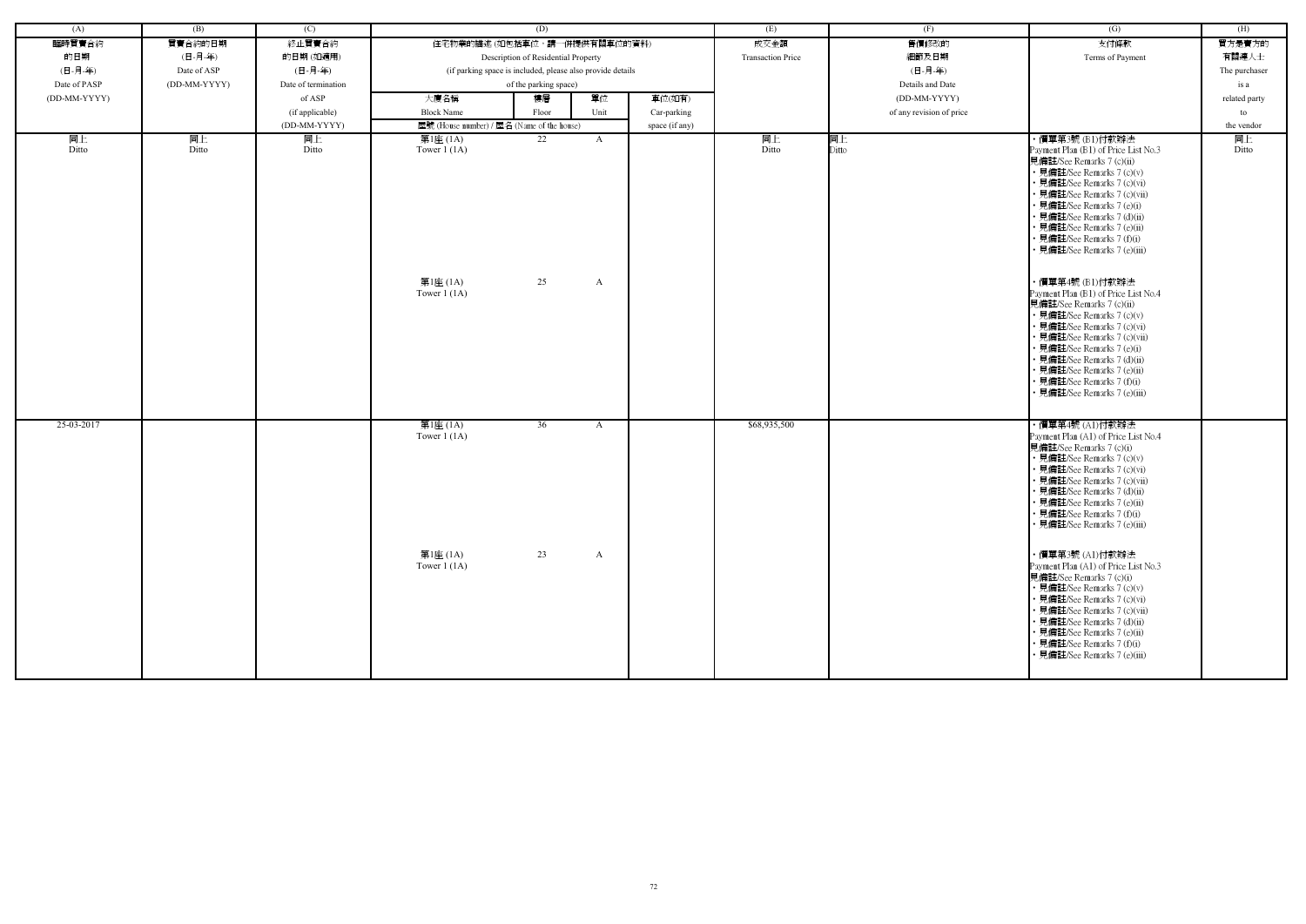| (A) | (B) | (C) | (D) | | | | (E) | (F) | (G) | (H) |
|---|---|---|---|---|---|---|---|---|---|---|
| 臨時買賣合約的日期 (日-月-年) Date of PASP (DD-MM-YYYY) | 買賣合約的日期 (日-月-年) Date of ASP (DD-MM-YYYY) | 終止買賣合約的日期 (如適用) (日-月-年) Date of termination of ASP (if applicable) (DD-MM-YYYY) | 住宅物業的描述 (如包括車位，請一併提供有關車位的資料) Description of Residential Property (if parking space is included, please also provide details of the parking space) | | | | 成交金額 Transaction Price | 售價修改的細節及日期 (日-月-年) Details and Date (DD-MM-YYYY) of any revision of price | 支付條款 Terms of Payment | 買方是賣方的有關連人士 The purchaser is a related party to the vendor |
| | | | 大廈名稱 Block Name | 樓層 Floor | 單位 Unit | 車位(如有) Car-parking space (if any) | | | | |
| | | | 屋號 (House number) / 屋名 (Name of the house) | | | | | | | |
| 同上 Ditto | 同上 Ditto | 同上 Ditto | 第1座 (1A) Tower 1 (1A) | 22 | A | | 同上 Ditto | 同上 Ditto | ・價單第3號 (B1)付款辦法 Payment Plan (B1) of Price List No.3 見備註/See Remarks 7 (c)(ii) ・見備註/See Remarks 7 (c)(v) ・見備註/See Remarks 7 (c)(vi) ・見備註/See Remarks 7 (c)(vii) ・見備註/See Remarks 7 (e)(i) ・見備註/See Remarks 7 (d)(ii) ・見備註/See Remarks 7 (e)(ii) ・見備註/See Remarks 7 (f)(i) ・見備註/See Remarks 7 (e)(iii) | 同上 Ditto |
| | | | 第1座 (1A) Tower 1 (1A) | 25 | A | | | | ・價單第4號 (B1)付款辦法 Payment Plan (B1) of Price List No.4 見備註/See Remarks 7 (c)(ii) ・見備註/See Remarks 7 (c)(v) ・見備註/See Remarks 7 (c)(vi) ・見備註/See Remarks 7 (c)(vii) ・見備註/See Remarks 7 (e)(i) ・見備註/See Remarks 7 (d)(ii) ・見備註/See Remarks 7 (e)(ii) ・見備註/See Remarks 7 (f)(i) ・見備註/See Remarks 7 (e)(iii) | |
| 25-03-2017 | | | 第1座 (1A) Tower 1 (1A) | 36 | A | | $68,935,500 | | ・價單第4號 (A1)付款辦法 Payment Plan (A1) of Price List No.4 見備註/See Remarks 7 (c)(i) ・見備註/See Remarks 7 (c)(v) ・見備註/See Remarks 7 (c)(vi) ・見備註/See Remarks 7 (c)(vii) ・見備註/See Remarks 7 (d)(ii) ・見備註/See Remarks 7 (e)(ii) ・見備註/See Remarks 7 (f)(i) ・見備註/See Remarks 7 (e)(iii) | |
| | | | 第1座 (1A) Tower 1 (1A) | 23 | A | | | | ・價單第3號 (A1)付款辦法 Payment Plan (A1) of Price List No.3 見備註/See Remarks 7 (c)(i) ・見備註/See Remarks 7 (c)(v) ・見備註/See Remarks 7 (c)(vi) ・見備註/See Remarks 7 (c)(vii) ・見備註/See Remarks 7 (d)(ii) ・見備註/See Remarks 7 (e)(ii) ・見備註/See Remarks 7 (f)(i) ・見備註/See Remarks 7 (e)(iii) | |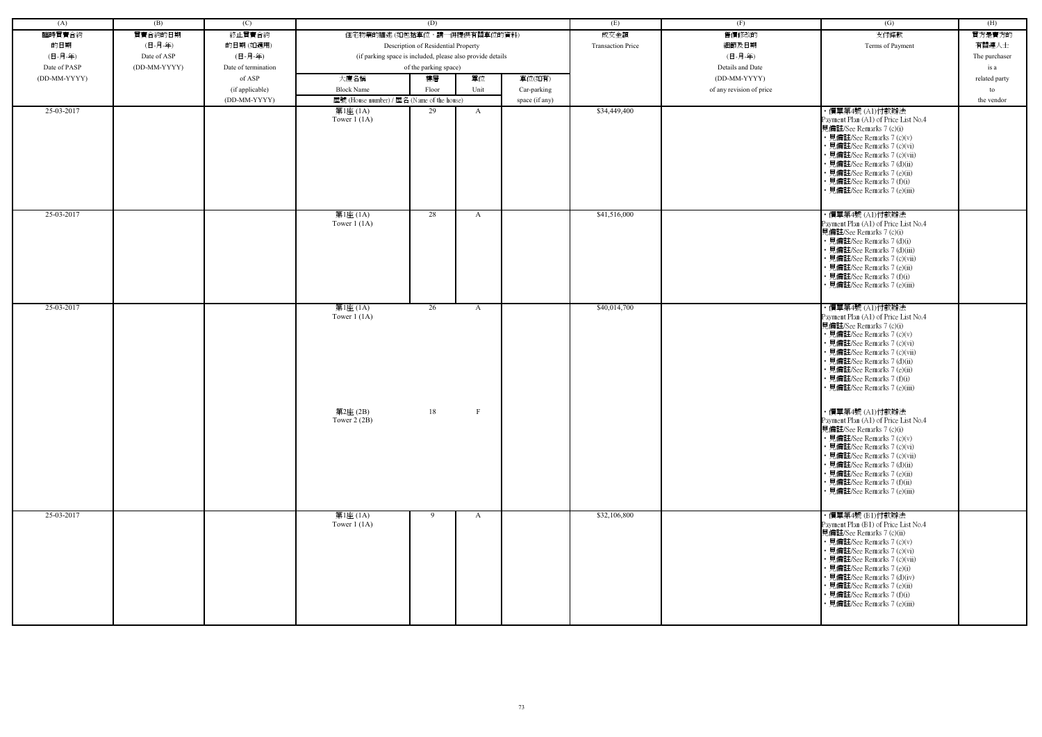| (A) | (B) | (C) | (D) | | | | (E) | (F) | (G) | (H) |
|---|---|---|---|---|---|---|---|---|---|---|
| 臨時買賣合約的日期 (日-月-年) Date of PASP (DD-MM-YYYY) | 買賣合約的日期 (日-月-年) Date of ASP (DD-MM-YYYY) | 終止買賣合約的日期 (如適用) (日-月-年) Date of termination of ASP (if applicable) (DD-MM-YYYY) | 住宅物業的描述 (如包括車位，請一併提供有關車位的資料) Description of Residential Property (if parking space is included, please also provide details of the parking space) | | | | 成交金額 Transaction Price | 售價修改的細節及日期 (日-月-年) Details and Date (DD-MM-YYYY) of any revision of price | 支付條款 Terms of Payment | 買方是賣方的有關連人士 The purchaser is a related party to the vendor |
| | | | 大廈名稱 Block Name | 樓層 Floor | 單位 Unit | 車位(如有) Car-parking space (if any) | | | | |
| | | | 屋號 (House number) / 屋名 (Name of the house) | | | | | | | |
| 25-03-2017 | | | 第1座 (1A) Tower 1 (1A) | 29 | A | | $34,449,400 | | • 價單第4號 (A1)付款辦法 Payment Plan (A1) of Price List No.4 見備註/See Remarks 7 (c)(i) • 見備註/See Remarks 7 (c)(v) • 見備註/See Remarks 7 (c)(vi) • 見備註/See Remarks 7 (c)(vii) • 見備註/See Remarks 7 (d)(ii) • 見備註/See Remarks 7 (e)(ii) • 見備註/See Remarks 7 (f)(i) • 見備註/See Remarks 7 (e)(iii) | |
| 25-03-2017 | | | 第1座 (1A) Tower 1 (1A) | 28 | A | | $41,516,000 | | • 價單第4號 (A1)付款辦法 Payment Plan (A1) of Price List No.4 見備註/See Remarks 7 (c)(i) • 見備註/See Remarks 7 (d)(i) • 見備註/See Remarks 7 (d)(iii) • 見備註/See Remarks 7 (c)(vii) • 見備註/See Remarks 7 (e)(ii) • 見備註/See Remarks 7 (f)(i) • 見備註/See Remarks 7 (e)(iii) | |
| 25-03-2017 | | | 第1座 (1A) Tower 1 (1A) | 26 | A | | $40,014,700 | | • 價單第4號 (A1)付款辦法 Payment Plan (A1) of Price List No.4 見備註/See Remarks 7 (c)(i) • 見備註/See Remarks 7 (c)(v) • 見備註/See Remarks 7 (c)(vi) • 見備註/See Remarks 7 (c)(vii) • 見備註/See Remarks 7 (d)(ii) • 見備註/See Remarks 7 (e)(ii) • 見備註/See Remarks 7 (f)(i) • 見備註/See Remarks 7 (e)(iii) | |
| | | | 第2座 (2B) Tower 2 (2B) | 18 | F | | | | • 價單第4號 (A1)付款辦法 Payment Plan (A1) of Price List No.4 見備註/See Remarks 7 (c)(i) • 見備註/See Remarks 7 (c)(v) • 見備註/See Remarks 7 (c)(vi) • 見備註/See Remarks 7 (c)(vii) • 見備註/See Remarks 7 (d)(ii) • 見備註/See Remarks 7 (e)(ii) • 見備註/See Remarks 7 (f)(ii) • 見備註/See Remarks 7 (e)(iii) | |
| 25-03-2017 | | | 第1座 (1A) Tower 1 (1A) | 9 | A | | $32,106,800 | | • 價單第4號 (B1)付款辦法 Payment Plan (B1) of Price List No.4 見備註/See Remarks 7 (c)(ii) • 見備註/See Remarks 7 (c)(v) • 見備註/See Remarks 7 (c)(vi) • 見備註/See Remarks 7 (c)(vii) • 見備註/See Remarks 7 (e)(i) • 見備註/See Remarks 7 (d)(iv) • 見備註/See Remarks 7 (e)(ii) • 見備註/See Remarks 7 (f)(i) • 見備註/See Remarks 7 (e)(iii) | |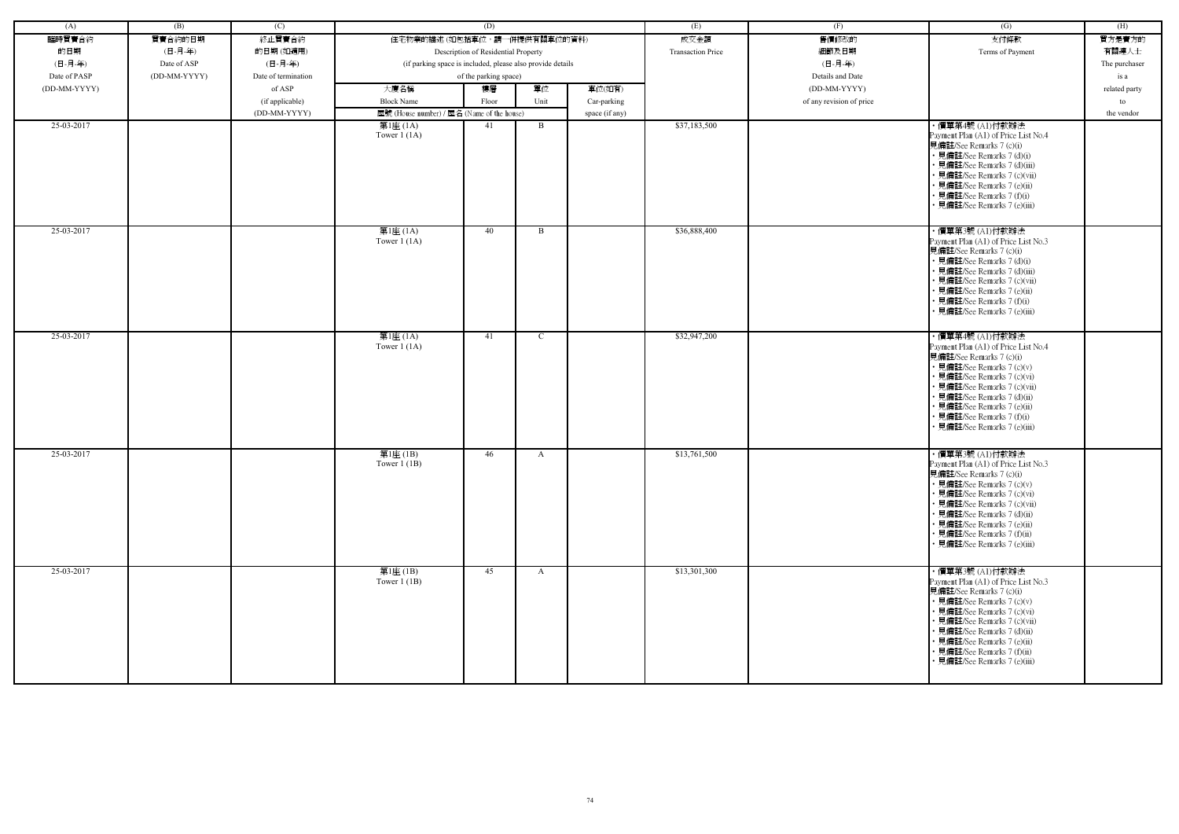| (A) | (B) | (C) | (D) | | | | (E) | (F) | (G) | (H) |
|---|---|---|---|---|---|---|---|---|---|---|
| 臨時買賣合約的日期 (日-月-年) Date of PASP (DD-MM-YYYY) | 買賣合約的日期 (日-月-年) Date of ASP (DD-MM-YYYY) | 終止買賣合約的日期 (如適用) (日-月-年) Date of termination of ASP (if applicable) (DD-MM-YYYY) | 住宅物業的描述 (如包括車位，請一併提供有關車位的資料) Description of Residential Property (if parking space is included, please also provide details of the parking space) | | | | 成交金額 Transaction Price | 售價修改的細節及日期 (日-月-年) Details and Date (DD-MM-YYYY) of any revision of price | 支付條款 Terms of Payment | 買方是賣方的有關連人士 The purchaser is a related party to the vendor |
| | | | 大廈名稱 Block Name | 樓層 Floor | 單位 Unit | 車位(如有) Car-parking space (if any) | | | | |
| | | | 屋號 (House number) / 屋名 (Name of the house) | | | | | | | |
| 25-03-2017 | | | 第1座 (1A) Tower 1 (1A) | 41 | B | | $37,183,500 | | • 價單第4號 (A1)付款辦法 Payment Plan (A1) of Price List No.4 見備註/See Remarks 7 (c)(i) • 見備註/See Remarks 7 (d)(i) • 見備註/See Remarks 7 (d)(iii) • 見備註/See Remarks 7 (c)(vii) • 見備註/See Remarks 7 (e)(ii) • 見備註/See Remarks 7 (f)(i) • 見備註/See Remarks 7 (e)(iii) | |
| 25-03-2017 | | | 第1座 (1A) Tower 1 (1A) | 40 | B | | $36,888,400 | | • 價單第3號 (A1)付款辦法 Payment Plan (A1) of Price List No.3 見備註/See Remarks 7 (c)(i) • 見備註/See Remarks 7 (d)(i) • 見備註/See Remarks 7 (d)(iii) • 見備註/See Remarks 7 (c)(vii) • 見備註/See Remarks 7 (e)(ii) • 見備註/See Remarks 7 (f)(i) • 見備註/See Remarks 7 (e)(iii) | |
| 25-03-2017 | | | 第1座 (1A) Tower 1 (1A) | 41 | C | | $32,947,200 | | • 價單第4號 (A1)付款辦法 Payment Plan (A1) of Price List No.4 見備註/See Remarks 7 (c)(i) • 見備註/See Remarks 7 (c)(v) • 見備註/See Remarks 7 (c)(vi) • 見備註/See Remarks 7 (c)(vii) • 見備註/See Remarks 7 (d)(ii) • 見備註/See Remarks 7 (e)(ii) • 見備註/See Remarks 7 (f)(i) • 見備註/See Remarks 7 (e)(iii) | |
| 25-03-2017 | | | 第1座 (1B) Tower 1 (1B) | 46 | A | | $13,761,500 | | • 價單第3號 (A1)付款辦法 Payment Plan (A1) of Price List No.3 見備註/See Remarks 7 (c)(i) • 見備註/See Remarks 7 (c)(v) • 見備註/See Remarks 7 (c)(vi) • 見備註/See Remarks 7 (c)(vii) • 見備註/See Remarks 7 (d)(ii) • 見備註/See Remarks 7 (e)(ii) • 見備註/See Remarks 7 (f)(ii) • 見備註/See Remarks 7 (e)(iii) | |
| 25-03-2017 | | | 第1座 (1B) Tower 1 (1B) | 45 | A | | $13,301,300 | | • 價單第3號 (A1)付款辦法 Payment Plan (A1) of Price List No.3 見備註/See Remarks 7 (c)(i) • 見備註/See Remarks 7 (c)(v) • 見備註/See Remarks 7 (c)(vi) • 見備註/See Remarks 7 (c)(vii) • 見備註/See Remarks 7 (d)(ii) • 見備註/See Remarks 7 (e)(ii) • 見備註/See Remarks 7 (f)(ii) • 見備註/See Remarks 7 (e)(iii) | |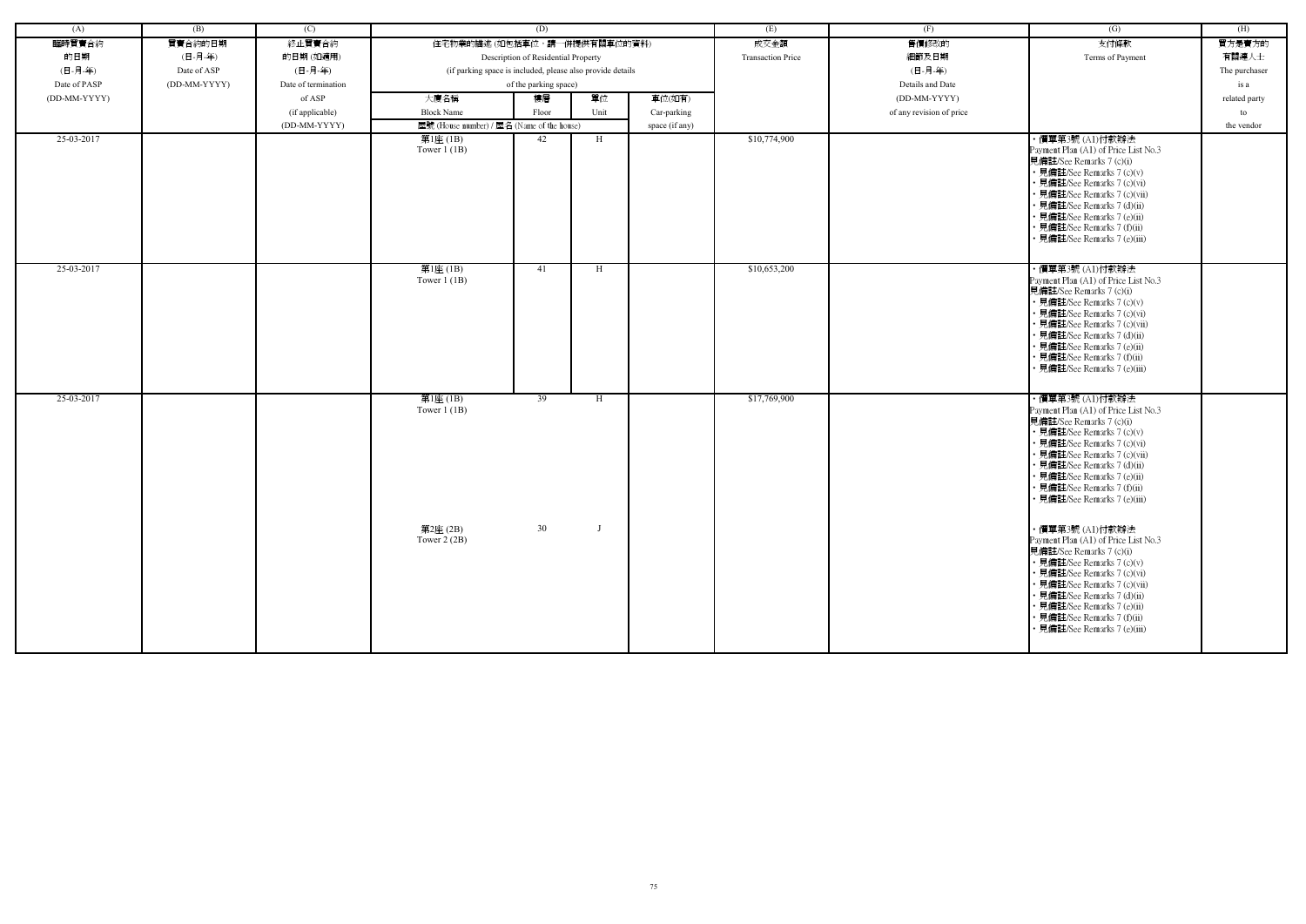| (A) | (B) | (C) | (D) | | | | (E) | (F) | (G) | (H) |
|---|---|---|---|---|---|---|---|---|---|---|
| 臨時買賣合約的日期 (日-月-年) Date of PASP (DD-MM-YYYY) | 買賣合約的日期 (日-月-年) Date of ASP (DD-MM-YYYY) | 終止買賣合約的日期 (如適用) (日-月-年) Date of termination of ASP (if applicable) (DD-MM-YYYY) | 住宅物業的描述 (如包括車位，請一併提供有關車位的資料) Description of Residential Property (if parking space is included, please also provide details of the parking space) | | | | 成交金額 Transaction Price | 售價修改的細節及日期 (日-月-年) Details and Date (DD-MM-YYYY) of any revision of price | 支付條款 Terms of Payment | 買方是賣方的有關連人士 The purchaser is a related party to the vendor |
| | | | 大廈名稱 Block Name 屋號 (House number) / 屋名 (Name of the house) | 樓層 Floor | 單位 Unit | 車位(如有) Car-parking space (if any) | | | | |
| 25-03-2017 | | | 第1座 (1B) Tower 1 (1B) | 42 | H | | $10,774,900 | | • 價單第3號 (A1)付款辦法 Payment Plan (A1) of Price List No.3 見備註/See Remarks 7 (c)(i) • 見備註/See Remarks 7 (c)(v) • 見備註/See Remarks 7 (c)(vi) • 見備註/See Remarks 7 (c)(vii) • 見備註/See Remarks 7 (d)(ii) • 見備註/See Remarks 7 (e)(ii) • 見備註/See Remarks 7 (f)(ii) • 見備註/See Remarks 7 (e)(iii) | |
| 25-03-2017 | | | 第1座 (1B) Tower 1 (1B) | 41 | H | | $10,653,200 | | • 價單第3號 (A1)付款辦法 Payment Plan (A1) of Price List No.3 見備註/See Remarks 7 (c)(i) • 見備註/See Remarks 7 (c)(v) • 見備註/See Remarks 7 (c)(vi) • 見備註/See Remarks 7 (c)(vii) • 見備註/See Remarks 7 (d)(ii) • 見備註/See Remarks 7 (e)(ii) • 見備註/See Remarks 7 (f)(ii) • 見備註/See Remarks 7 (e)(iii) | |
| 25-03-2017 | | | 第1座 (1B) Tower 1 (1B) | 39 | H | | $17,769,900 | | • 價單第3號 (A1)付款辦法 Payment Plan (A1) of Price List No.3 見備註/See Remarks 7 (c)(i) • 見備註/See Remarks 7 (c)(v) • 見備註/See Remarks 7 (c)(vi) • 見備註/See Remarks 7 (c)(vii) • 見備註/See Remarks 7 (d)(ii) • 見備註/See Remarks 7 (e)(ii) • 見備註/See Remarks 7 (f)(ii) • 見備註/See Remarks 7 (e)(iii) | |
| | | | 第2座 (2B) Tower 2 (2B) | 30 | J | | | | • 價單第3號 (A1)付款辦法 Payment Plan (A1) of Price List No.3 見備註/See Remarks 7 (c)(i) • 見備註/See Remarks 7 (c)(v) • 見備註/See Remarks 7 (c)(vi) • 見備註/See Remarks 7 (c)(vii) • 見備註/See Remarks 7 (d)(ii) • 見備註/See Remarks 7 (e)(ii) • 見備註/See Remarks 7 (f)(ii) • 見備註/See Remarks 7 (e)(iii) | |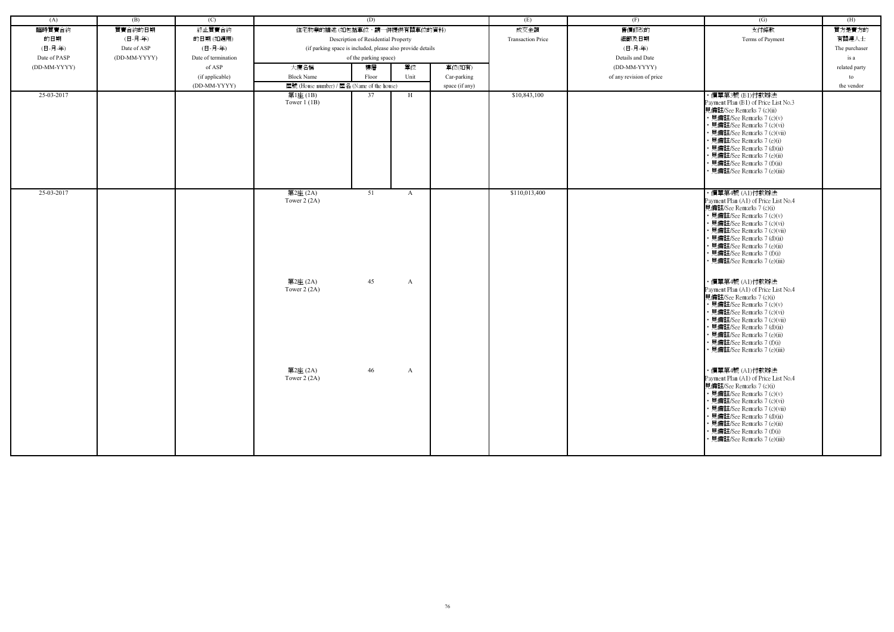| (A) | (B) | (C) | (D) | | | | (E) | (F) | (G) | (H) |
|---|---|---|---|---|---|---|---|---|---|---|
| 臨時買賣合約的日期 (日-月-年) Date of PASP (DD-MM-YYYY) | 買賣合約的日期 (日-月-年) Date of ASP (DD-MM-YYYY) | 終止買賣合約的日期 (如適用) (日-月-年) Date of termination of ASP (if applicable) (DD-MM-YYYY) | 住宅物業的描述 (如包括車位，請一併提供有關車位的資料) Description of Residential Property (if parking space is included, please also provide details of the parking space) | | | | 成交金額 Transaction Price | 售價修改的細節及日期 (日-月-年) Details and Date (DD-MM-YYYY) of any revision of price | 支付條款 Terms of Payment | 買方是賣方的有關連人士 The purchaser is a related party to the vendor |
| | | | 大廈名稱 Block Name | 樓層 Floor | 單位 Unit | 車位(如有) Car-parking space (if any) | | | | |
| | | | 屋號 (House number) / 屋名 (Name of the house) | | | | | | | |
| 25-03-2017 | | | 第1座 (1B) Tower 1 (1B) | 37 | H | | $10,843,100 | | ・價單第3號 (B1)付款辦法 Payment Plan (B1) of Price List No.3 見備註/See Remarks 7 (c)(ii) ・見備註/See Remarks 7 (c)(v) ・見備註/See Remarks 7 (c)(vi) ・見備註/See Remarks 7 (c)(vii) ・見備註/See Remarks 7 (e)(i) ・見備註/See Remarks 7 (d)(ii) ・見備註/See Remarks 7 (e)(ii) ・見備註/See Remarks 7 (f)(ii) ・見備註/See Remarks 7 (e)(iii) | |
| 25-03-2017 | | | 第2座 (2A) Tower 2 (2A) | 51 | A | | $110,013,400 | | ・價單第4號 (A1)付款辦法 Payment Plan (A1) of Price List No.4 見備註/See Remarks 7 (c)(i) ・見備註/See Remarks 7 (c)(v) ・見備註/See Remarks 7 (c)(vi) ・見備註/See Remarks 7 (c)(vii) ・見備註/See Remarks 7 (d)(ii) ・見備註/See Remarks 7 (e)(ii) ・見備註/See Remarks 7 (f)(i) ・見備註/See Remarks 7 (e)(iii) | |
| | | | 第2座 (2A) Tower 2 (2A) | 45 | A | | | | ・價單第4號 (A1)付款辦法 Payment Plan (A1) of Price List No.4 見備註/See Remarks 7 (c)(i) ・見備註/See Remarks 7 (c)(v) ・見備註/See Remarks 7 (c)(vi) ・見備註/See Remarks 7 (c)(vii) ・見備註/See Remarks 7 (d)(ii) ・見備註/See Remarks 7 (e)(ii) ・見備註/See Remarks 7 (f)(i) ・見備註/See Remarks 7 (e)(iii) | |
| | | | 第2座 (2A) Tower 2 (2A) | 46 | A | | | | ・價單第4號 (A1)付款辦法 Payment Plan (A1) of Price List No.4 見備註/See Remarks 7 (c)(i) ・見備註/See Remarks 7 (c)(v) ・見備註/See Remarks 7 (c)(vi) ・見備註/See Remarks 7 (c)(vii) ・見備註/See Remarks 7 (d)(ii) ・見備註/See Remarks 7 (e)(ii) ・見備註/See Remarks 7 (f)(i) ・見備註/See Remarks 7 (e)(iii) | |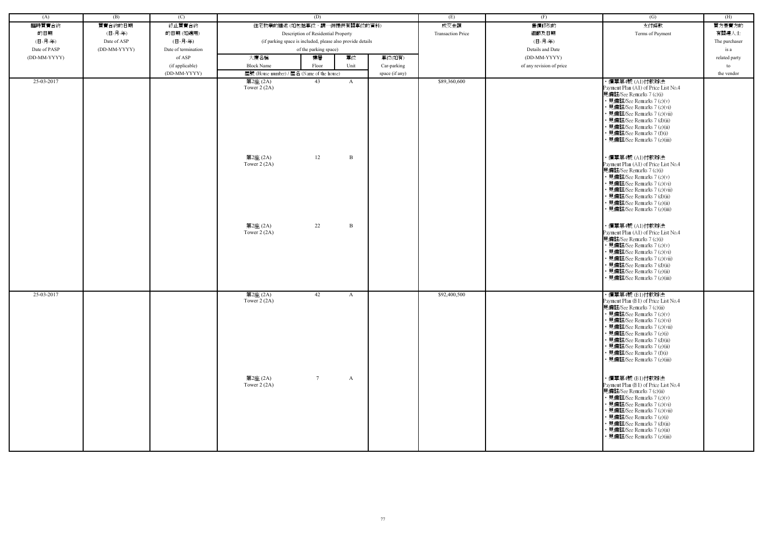| (A) | (B) | (C) | (D) | | | | (E) | (F) | (G) | (H) |
|---|---|---|---|---|---|---|---|---|---|---|
| 臨時買賣合約的日期 (日-月-年) Date of PASP (DD-MM-YYYY) | 買賣合約的日期 (日-月-年) Date of ASP (DD-MM-YYYY) | 終止買賣合約的日期 (如適用) (日-月-年) Date of termination of ASP (if applicable) (DD-MM-YYYY) | 住宅物業的描述 (如包括車位，請一併提供有關車位的資料) Description of Residential Property (if parking space is included, please also provide details of the parking space) | | | | 成交金額 Transaction Price | 售價修改的細節及日期 (日-月-年) Details and Date (DD-MM-YYYY) of any revision of price | 支付條款 Terms of Payment | 買方是賣方的有關連人士 The purchaser is a related party to the vendor |
| | | | 大廈名稱 Block Name | 樓層 Floor | 單位 Unit | 車位(如有) Car-parking space (if any) | | | | |
| | | | 屋號 (House number) / 屋名 (Name of the house) | | | | | | | |
| 25-03-2017 | | | 第2座 (2A) Tower 2 (2A) | 43 | A | | $89,360,600 | | • 價單第4號 (A1)付款辦法 Payment Plan (A1) of Price List No.4 見備註/See Remarks 7 (c)(i) • 見備註/See Remarks 7 (c)(v) • 見備註/See Remarks 7 (c)(vi) • 見備註/See Remarks 7 (c)(vii) • 見備註/See Remarks 7 (d)(ii) • 見備註/See Remarks 7 (e)(ii) • 見備註/See Remarks 7 (f)(i) • 見備註/See Remarks 7 (e)(iii) | |
| | | | 第2座 (2A) Tower 2 (2A) | 12 | B | | | | • 價單第4號 (A1)付款辦法 Payment Plan (A1) of Price List No.4 見備註/See Remarks 7 (c)(i) • 見備註/See Remarks 7 (c)(v) • 見備註/See Remarks 7 (c)(vi) • 見備註/See Remarks 7 (c)(vii) • 見備註/See Remarks 7 (d)(ii) • 見備註/See Remarks 7 (e)(ii) • 見備註/See Remarks 7 (e)(iii) | |
| | | | 第2座 (2A) Tower 2 (2A) | 22 | B | | | | • 價單第4號 (A1)付款辦法 Payment Plan (A1) of Price List No.4 見備註/See Remarks 7 (c)(i) • 見備註/See Remarks 7 (c)(v) • 見備註/See Remarks 7 (c)(vi) • 見備註/See Remarks 7 (c)(vii) • 見備註/See Remarks 7 (d)(ii) • 見備註/See Remarks 7 (e)(ii) • 見備註/See Remarks 7 (e)(iii) | |
| 25-03-2017 | | | 第2座 (2A) Tower 2 (2A) | 42 | A | | $92,400,500 | | • 價單第4號 (B1)付款辦法 Payment Plan (B1) of Price List No.4 見備註/See Remarks 7 (c)(ii) • 見備註/See Remarks 7 (c)(v) • 見備註/See Remarks 7 (c)(vi) • 見備註/See Remarks 7 (c)(vii) • 見備註/See Remarks 7 (e)(i) • 見備註/See Remarks 7 (d)(ii) • 見備註/See Remarks 7 (e)(ii) • 見備註/See Remarks 7 (f)(i) • 見備註/See Remarks 7 (e)(iii) | |
| | | | 第2座 (2A) Tower 2 (2A) | 7 | A | | | | • 價單第4號 (B1)付款辦法 Payment Plan (B1) of Price List No.4 見備註/See Remarks 7 (c)(ii) • 見備註/See Remarks 7 (c)(v) • 見備註/See Remarks 7 (c)(vi) • 見備註/See Remarks 7 (c)(vii) • 見備註/See Remarks 7 (e)(i) • 見備註/See Remarks 7 (d)(ii) • 見備註/See Remarks 7 (e)(ii) • 見備註/See Remarks 7 (e)(iii) | |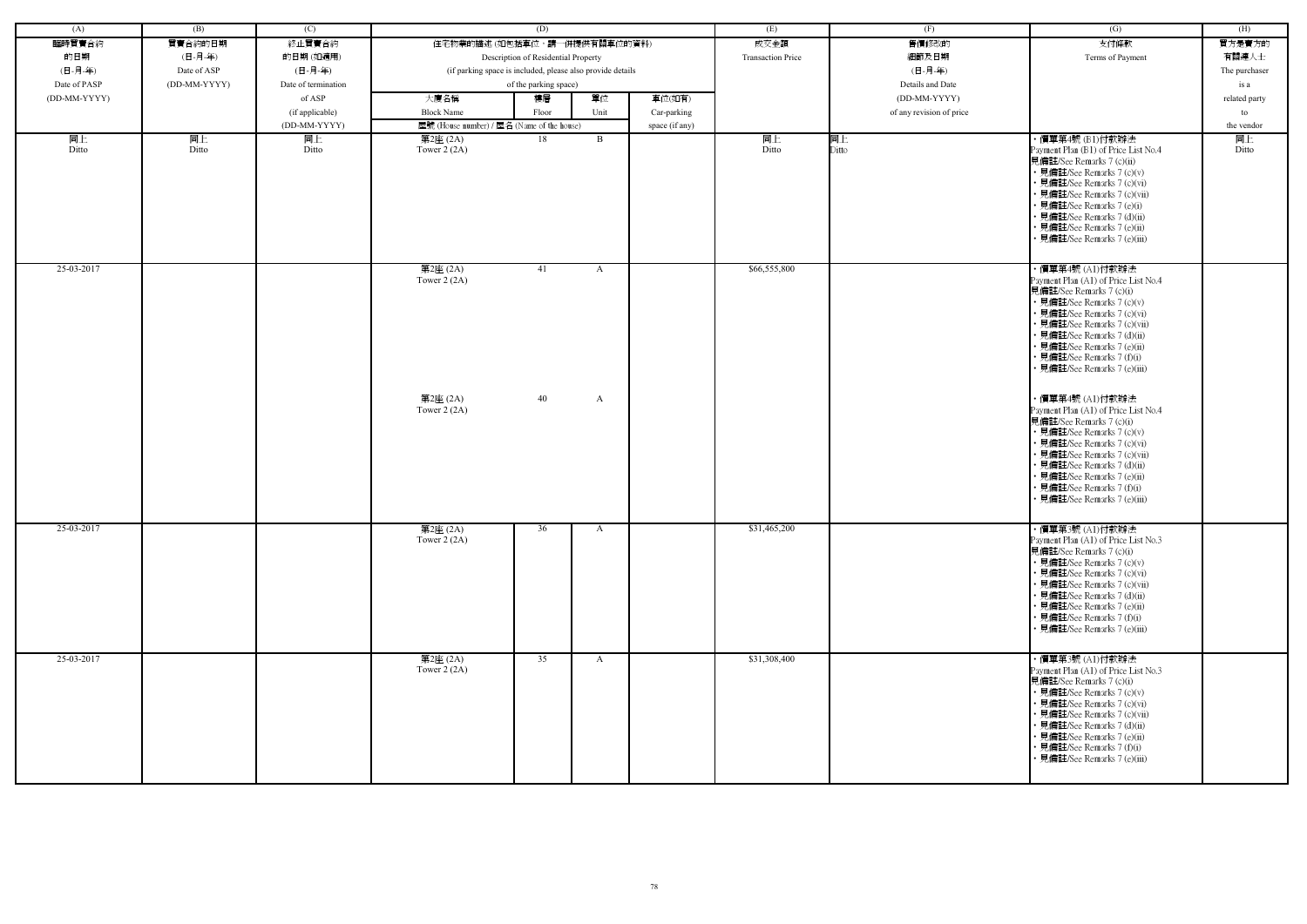| (A) | (B) | (C) | (D) | | | | (E) | (F) | (G) | (H) |
|---|---|---|---|---|---|---|---|---|---|---|
| 臨時買賣合約的日期 (日-月-年) Date of PASP (DD-MM-YYYY) | 買賣合約的日期 (日-月-年) Date of ASP (DD-MM-YYYY) | 終止買賣合約的日期 (如適用) (日-月-年) Date of termination of ASP (if applicable) (DD-MM-YYYY) | 住宅物業的描述 (如包括車位，請一併提供有關車位的資料) Description of Residential Property (if parking space is included, please also provide details of the parking space) | | | | 成交金額 Transaction Price | 售價修改的細節及日期 (日-月-年) Details and Date (DD-MM-YYYY) of any revision of price | 支付條款 Terms of Payment | 買方是賣方的有關連人士 The purchaser is a related party to the vendor |
| | | | 大廈名稱 Block Name | 樓層 Floor | 單位 Unit | 車位(如有) Car-parking space (if any) | | | | |
| | | | 屋號 (House number) / 屋名 (Name of the house) | | | | | | | |
| 同上 Ditto | 同上 Ditto | 同上 Ditto | 第2座 (2A) Tower 2 (2A) | 18 | B | | 同上 Ditto | 同上 Ditto | • 價單第4號 (B1)付款辦法 Payment Plan (B1) of Price List No.4 見備註/See Remarks 7 (c)(ii) • 見備註/See Remarks 7 (c)(v) • 見備註/See Remarks 7 (c)(vi) • 見備註/See Remarks 7 (c)(vii) • 見備註/See Remarks 7 (e)(i) • 見備註/See Remarks 7 (d)(ii) • 見備註/See Remarks 7 (e)(ii) • 見備註/See Remarks 7 (e)(iii) | 同上 Ditto |
| 25-03-2017 | | | 第2座 (2A) Tower 2 (2A) | 41 | A | | $66,555,800 | | • 價單第4號 (A1)付款辦法 Payment Plan (A1) of Price List No.4 見備註/See Remarks 7 (c)(i) • 見備註/See Remarks 7 (c)(v) • 見備註/See Remarks 7 (c)(vi) • 見備註/See Remarks 7 (c)(vii) • 見備註/See Remarks 7 (d)(ii) • 見備註/See Remarks 7 (e)(ii) • 見備註/See Remarks 7 (f)(i) • 見備註/See Remarks 7 (e)(iii) | |
| | | | 第2座 (2A) Tower 2 (2A) | 40 | A | | | | • 價單第4號 (A1)付款辦法 Payment Plan (A1) of Price List No.4 見備註/See Remarks 7 (c)(i) • 見備註/See Remarks 7 (c)(v) • 見備註/See Remarks 7 (c)(vi) • 見備註/See Remarks 7 (c)(vii) • 見備註/See Remarks 7 (d)(ii) • 見備註/See Remarks 7 (e)(ii) • 見備註/See Remarks 7 (f)(i) • 見備註/See Remarks 7 (e)(iii) | |
| 25-03-2017 | | | 第2座 (2A) Tower 2 (2A) | 36 | A | | $31,465,200 | | • 價單第3號 (A1)付款辦法 Payment Plan (A1) of Price List No.3 見備註/See Remarks 7 (c)(i) • 見備註/See Remarks 7 (c)(v) • 見備註/See Remarks 7 (c)(vi) • 見備註/See Remarks 7 (c)(vii) • 見備註/See Remarks 7 (d)(ii) • 見備註/See Remarks 7 (e)(ii) • 見備註/See Remarks 7 (f)(i) • 見備註/See Remarks 7 (e)(iii) | |
| 25-03-2017 | | | 第2座 (2A) Tower 2 (2A) | 35 | A | | $31,308,400 | | • 價單第3號 (A1)付款辦法 Payment Plan (A1) of Price List No.3 見備註/See Remarks 7 (c)(i) • 見備註/See Remarks 7 (c)(v) • 見備註/See Remarks 7 (c)(vi) • 見備註/See Remarks 7 (c)(vii) • 見備註/See Remarks 7 (d)(ii) • 見備註/See Remarks 7 (e)(ii) • 見備註/See Remarks 7 (f)(i) • 見備註/See Remarks 7 (e)(iii) | |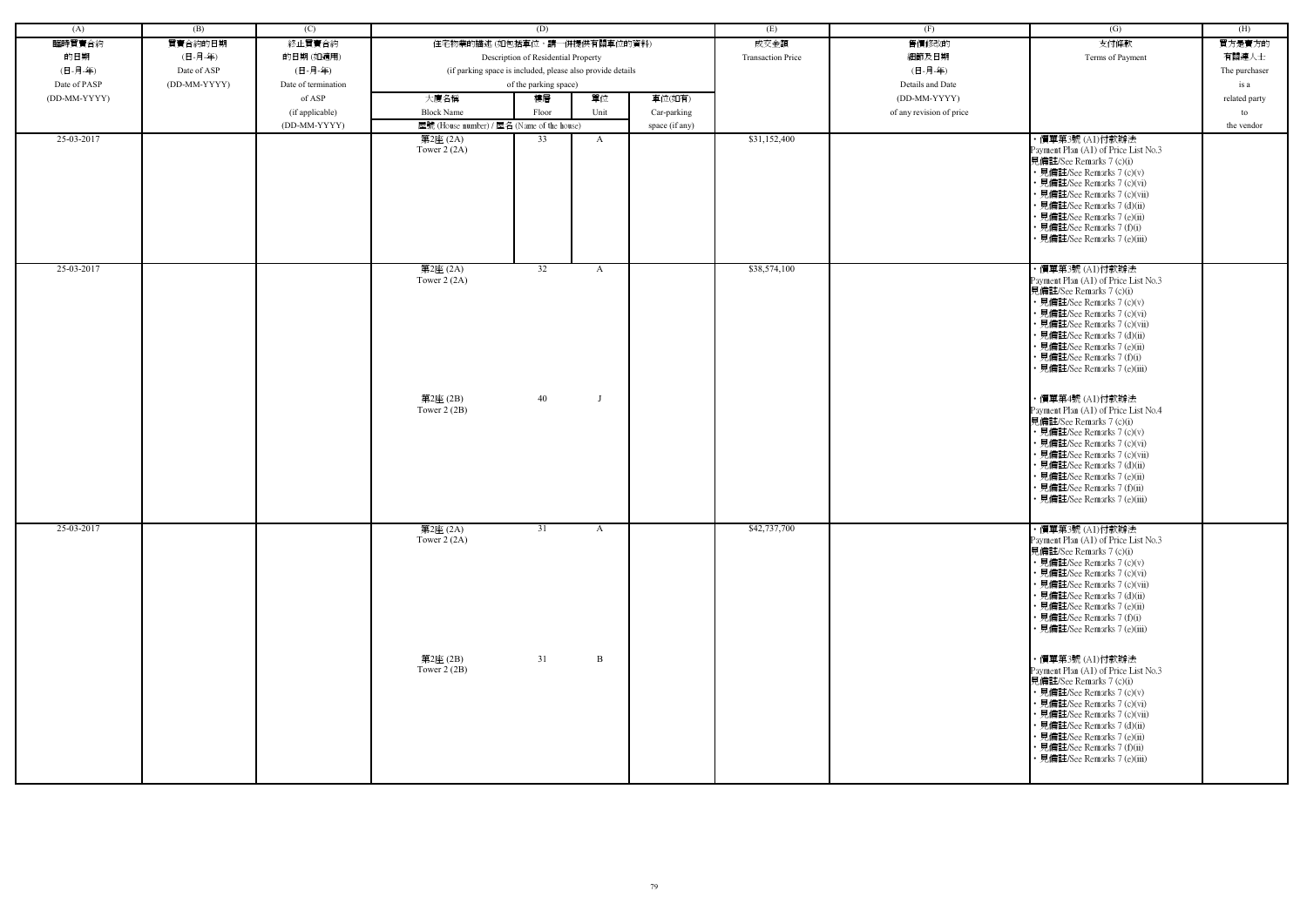| (A) | (B) | (C) | (D) | | | | (E) | (F) | (G) | (H) |
|---|---|---|---|---|---|---|---|---|---|---|
| 臨時買賣合約的日期 (日-月-年) Date of PASP (DD-MM-YYYY) | 買賣合約的日期 (日-月-年) Date of ASP (DD-MM-YYYY) | 終止買賣合約的日期 (如適用) (日-月-年) Date of termination of ASP (if applicable) (DD-MM-YYYY) | 住宅物業的描述 (如包括車位，請一併提供有關車位的資料) Description of Residential Property (if parking space is included, please also provide details of the parking space) | | | | 成交金額 Transaction Price | 售價修改的細節及日期 (日-月-年) Details and Date (DD-MM-YYYY) of any revision of price | 支付條款 Terms of Payment | 買方是賣方的有關連人士 The purchaser is a related party to the vendor |
| | | | 大廈名稱 Block Name | 樓層 Floor | 單位 Unit | 車位(如有) Car-parking space (if any) | | | | |
| | | | 屋號 (House number) / 屋名 (Name of the house) | | | | | | | |
| 25-03-2017 | | | 第2座 (2A) Tower 2 (2A) | 33 | A | | $31,152,400 | | • 價單第3號 (A1)付款辦法 Payment Plan (A1) of Price List No.3 見備註/See Remarks 7 (c)(i) • 見備註/See Remarks 7 (c)(v) • 見備註/See Remarks 7 (c)(vi) • 見備註/See Remarks 7 (c)(vii) • 見備註/See Remarks 7 (d)(ii) • 見備註/See Remarks 7 (e)(ii) • 見備註/See Remarks 7 (f)(i) • 見備註/See Remarks 7 (e)(iii) | |
| 25-03-2017 | | | 第2座 (2A) Tower 2 (2A) | 32 | A | | $38,574,100 | | • 價單第3號 (A1)付款辦法 Payment Plan (A1) of Price List No.3 見備註/See Remarks 7 (c)(i) • 見備註/See Remarks 7 (c)(v) • 見備註/See Remarks 7 (c)(vi) • 見備註/See Remarks 7 (c)(vii) • 見備註/See Remarks 7 (d)(ii) • 見備註/See Remarks 7 (e)(ii) • 見備註/See Remarks 7 (f)(i) • 見備註/See Remarks 7 (e)(iii) | |
| | | | 第2座 (2B) Tower 2 (2B) | 40 | J | | | | • 價單第4號 (A1)付款辦法 Payment Plan (A1) of Price List No.4 見備註/See Remarks 7 (c)(i) • 見備註/See Remarks 7 (c)(v) • 見備註/See Remarks 7 (c)(vi) • 見備註/See Remarks 7 (c)(vii) • 見備註/See Remarks 7 (d)(ii) • 見備註/See Remarks 7 (e)(ii) • 見備註/See Remarks 7 (f)(ii) • 見備註/See Remarks 7 (e)(iii) | |
| 25-03-2017 | | | 第2座 (2A) Tower 2 (2A) | 31 | A | | $42,737,700 | | • 價單第3號 (A1)付款辦法 Payment Plan (A1) of Price List No.3 見備註/See Remarks 7 (c)(i) • 見備註/See Remarks 7 (c)(v) • 見備註/See Remarks 7 (c)(vi) • 見備註/See Remarks 7 (c)(vii) • 見備註/See Remarks 7 (d)(ii) • 見備註/See Remarks 7 (e)(ii) • 見備註/See Remarks 7 (f)(i) • 見備註/See Remarks 7 (e)(iii) | |
| | | | 第2座 (2B) Tower 2 (2B) | 31 | B | | | | • 價單第3號 (A1)付款辦法 Payment Plan (A1) of Price List No.3 見備註/See Remarks 7 (c)(i) • 見備註/See Remarks 7 (c)(v) • 見備註/See Remarks 7 (c)(vi) • 見備註/See Remarks 7 (c)(vii) • 見備註/See Remarks 7 (d)(ii) • 見備註/See Remarks 7 (e)(ii) • 見備註/See Remarks 7 (f)(ii) • 見備註/See Remarks 7 (e)(iii) | |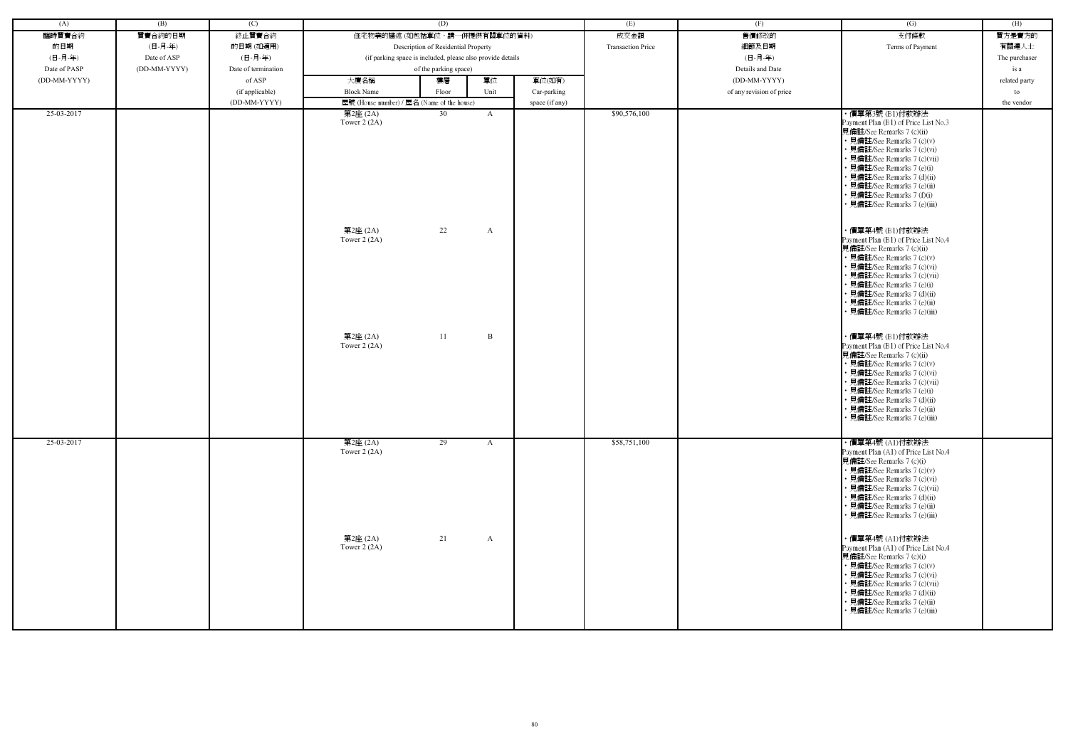| (A) | (B) | (C) | (D) | | | | (E) | (F) | (G) | (H) |
|---|---|---|---|---|---|---|---|---|---|---|
| 臨時買賣合約的日期 (日-月-年) Date of PASP (DD-MM-YYYY) | 買賣合約的日期 (日-月-年) Date of ASP (DD-MM-YYYY) | 終止買賣合約的日期 (如適用) (日-月-年) Date of termination of ASP (if applicable) (DD-MM-YYYY) | 住宅物業的描述 (如包括車位，請一併提供有關車位的資料) Description of Residential Property (if parking space is included, please also provide details of the parking space) | | | | 成交金額 Transaction Price | 售價修改的細節及日期 (日-月-年) Details and Date (DD-MM-YYYY) of any revision of price | 支付條款 Terms of Payment | 買方是賣方的有關連人士 The purchaser is a related party to the vendor |
| | | | 大廈名稱 Block Name | 樓層 Floor | 單位 Unit | 車位(如有) Car-parking space (if any) | | | | |
| | | | 屋號 (House number) / 屋名 (Name of the house) | | | | | | | |
| 25-03-2017 | | | 第2座 (2A) Tower 2 (2A) | 30 | A | | $90,576,100 | | • 價單第3號 (B1)付款辦法 Payment Plan (B1) of Price List No.3 見備註/See Remarks 7 (c)(ii) • 見備註/See Remarks 7 (c)(v) • 見備註/See Remarks 7 (c)(vi) • 見備註/See Remarks 7 (c)(vii) • 見備註/See Remarks 7 (e)(i) • 見備註/See Remarks 7 (d)(ii) • 見備註/See Remarks 7 (e)(ii) • 見備註/See Remarks 7 (f)(i) • 見備註/See Remarks 7 (e)(iii) | |
| | | | 第2座 (2A) Tower 2 (2A) | 22 | A | | | | • 價單第4號 (B1)付款辦法 Payment Plan (B1) of Price List No.4 見備註/See Remarks 7 (c)(ii) • 見備註/See Remarks 7 (c)(v) • 見備註/See Remarks 7 (c)(vi) • 見備註/See Remarks 7 (c)(vii) • 見備註/See Remarks 7 (e)(i) • 見備註/See Remarks 7 (d)(ii) • 見備註/See Remarks 7 (e)(ii) • 見備註/See Remarks 7 (e)(iii) | |
| | | | 第2座 (2A) Tower 2 (2A) | 11 | B | | | | • 價單第4號 (B1)付款辦法 Payment Plan (B1) of Price List No.4 見備註/See Remarks 7 (c)(ii) • 見備註/See Remarks 7 (c)(v) • 見備註/See Remarks 7 (c)(vi) • 見備註/See Remarks 7 (c)(vii) • 見備註/See Remarks 7 (e)(i) • 見備註/See Remarks 7 (d)(ii) • 見備註/See Remarks 7 (e)(ii) • 見備註/See Remarks 7 (e)(iii) | |
| 25-03-2017 | | | 第2座 (2A) Tower 2 (2A) | 29 | A | | $58,751,100 | | • 價單第4號 (A1)付款辦法 Payment Plan (A1) of Price List No.4 見備註/See Remarks 7 (c)(i) • 見備註/See Remarks 7 (c)(v) • 見備註/See Remarks 7 (c)(vi) • 見備註/See Remarks 7 (c)(vii) • 見備註/See Remarks 7 (d)(ii) • 見備註/See Remarks 7 (e)(ii) • 見備註/See Remarks 7 (e)(iii) | |
| | | | 第2座 (2A) Tower 2 (2A) | 21 | A | | | | • 價單第4號 (A1)付款辦法 Payment Plan (A1) of Price List No.4 見備註/See Remarks 7 (c)(i) • 見備註/See Remarks 7 (c)(v) • 見備註/See Remarks 7 (c)(vi) • 見備註/See Remarks 7 (c)(vii) • 見備註/See Remarks 7 (d)(ii) • 見備註/See Remarks 7 (e)(ii) • 見備註/See Remarks 7 (e)(iii) | |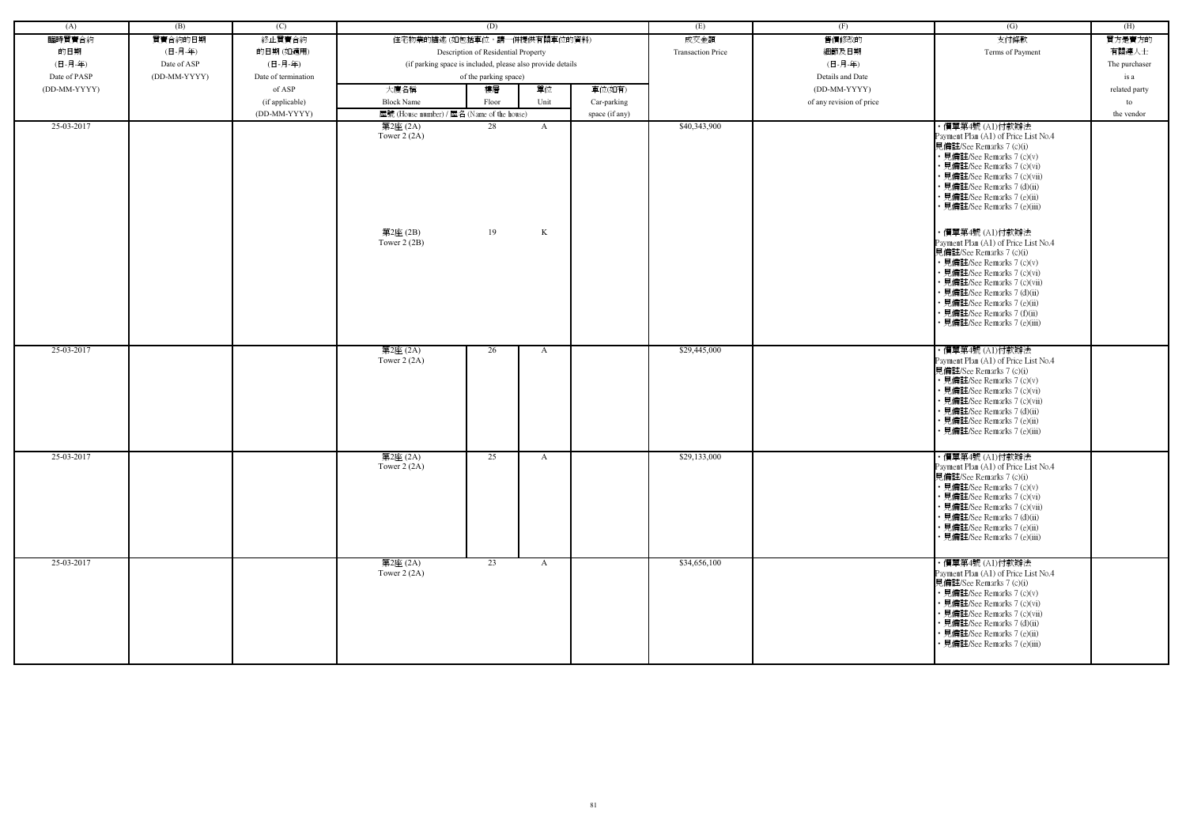| (A) | (B) | (C) | (D) | | | | (E) | (F) | (G) | (H) |
|---|---|---|---|---|---|---|---|---|---|---|
| 臨時買賣合約的日期 (日-月-年) Date of PASP (DD-MM-YYYY) | 買賣合約的日期 (日-月-年) Date of ASP (DD-MM-YYYY) | 終止買賣合約的日期 (如適用) (日-月-年) Date of termination of ASP (if applicable) (DD-MM-YYYY) | 住宅物業的描述 (如包括車位，請一併提供有關車位的資料) Description of Residential Property (if parking space is included, please also provide details of the parking space) | | | | 成交金額 Transaction Price | 售價修改的細節及日期 (日-月-年) Details and Date (DD-MM-YYYY) of any revision of price | 支付條款 Terms of Payment | 買方是賣方的有關連人士 The purchaser is a related party to the vendor |
| | | | 大廈名稱 Block Name | 樓層 Floor | 單位 Unit | 車位(如有) Car-parking space (if any) | | | | |
| | | | 屋號 (House number) / 屋名 (Name of the house) | | | | | | | |
| 25-03-2017 | | | 第2座 (2A) Tower 2 (2A) | 28 | A | | $40,343,900 | | ‧價單第4號 (A1)付款辦法 Payment Plan (A1) of Price List No.4 見備註/See Remarks 7 (c)(i) ‧見備註/See Remarks 7 (c)(v) ‧見備註/See Remarks 7 (c)(vi) ‧見備註/See Remarks 7 (c)(vii) ‧見備註/See Remarks 7 (d)(ii) ‧見備註/See Remarks 7 (e)(ii) ‧見備註/See Remarks 7 (e)(iii) | |
| | | | 第2座 (2B) Tower 2 (2B) | 19 | K | | | | ‧價單第4號 (A1)付款辦法 Payment Plan (A1) of Price List No.4 見備註/See Remarks 7 (c)(i) ‧見備註/See Remarks 7 (c)(v) ‧見備註/See Remarks 7 (c)(vi) ‧見備註/See Remarks 7 (c)(vii) ‧見備註/See Remarks 7 (d)(ii) ‧見備註/See Remarks 7 (e)(ii) ‧見備註/See Remarks 7 (f)(ii) ‧見備註/See Remarks 7 (e)(iii) | |
| 25-03-2017 | | | 第2座 (2A) Tower 2 (2A) | 26 | A | | $29,445,000 | | ‧價單第4號 (A1)付款辦法 Payment Plan (A1) of Price List No.4 見備註/See Remarks 7 (c)(i) ‧見備註/See Remarks 7 (c)(v) ‧見備註/See Remarks 7 (c)(vi) ‧見備註/See Remarks 7 (c)(vii) ‧見備註/See Remarks 7 (d)(ii) ‧見備註/See Remarks 7 (e)(ii) ‧見備註/See Remarks 7 (e)(iii) | |
| 25-03-2017 | | | 第2座 (2A) Tower 2 (2A) | 25 | A | | $29,133,000 | | ‧價單第4號 (A1)付款辦法 Payment Plan (A1) of Price List No.4 見備註/See Remarks 7 (c)(i) ‧見備註/See Remarks 7 (c)(v) ‧見備註/See Remarks 7 (c)(vi) ‧見備註/See Remarks 7 (c)(vii) ‧見備註/See Remarks 7 (d)(ii) ‧見備註/See Remarks 7 (e)(ii) ‧見備註/See Remarks 7 (e)(iii) | |
| 25-03-2017 | | | 第2座 (2A) Tower 2 (2A) | 23 | A | | $34,656,100 | | ‧價單第4號 (A1)付款辦法 Payment Plan (A1) of Price List No.4 見備註/See Remarks 7 (c)(i) ‧見備註/See Remarks 7 (c)(v) ‧見備註/See Remarks 7 (c)(vi) ‧見備註/See Remarks 7 (c)(vii) ‧見備註/See Remarks 7 (d)(ii) ‧見備註/See Remarks 7 (e)(ii) ‧見備註/See Remarks 7 (e)(iii) | |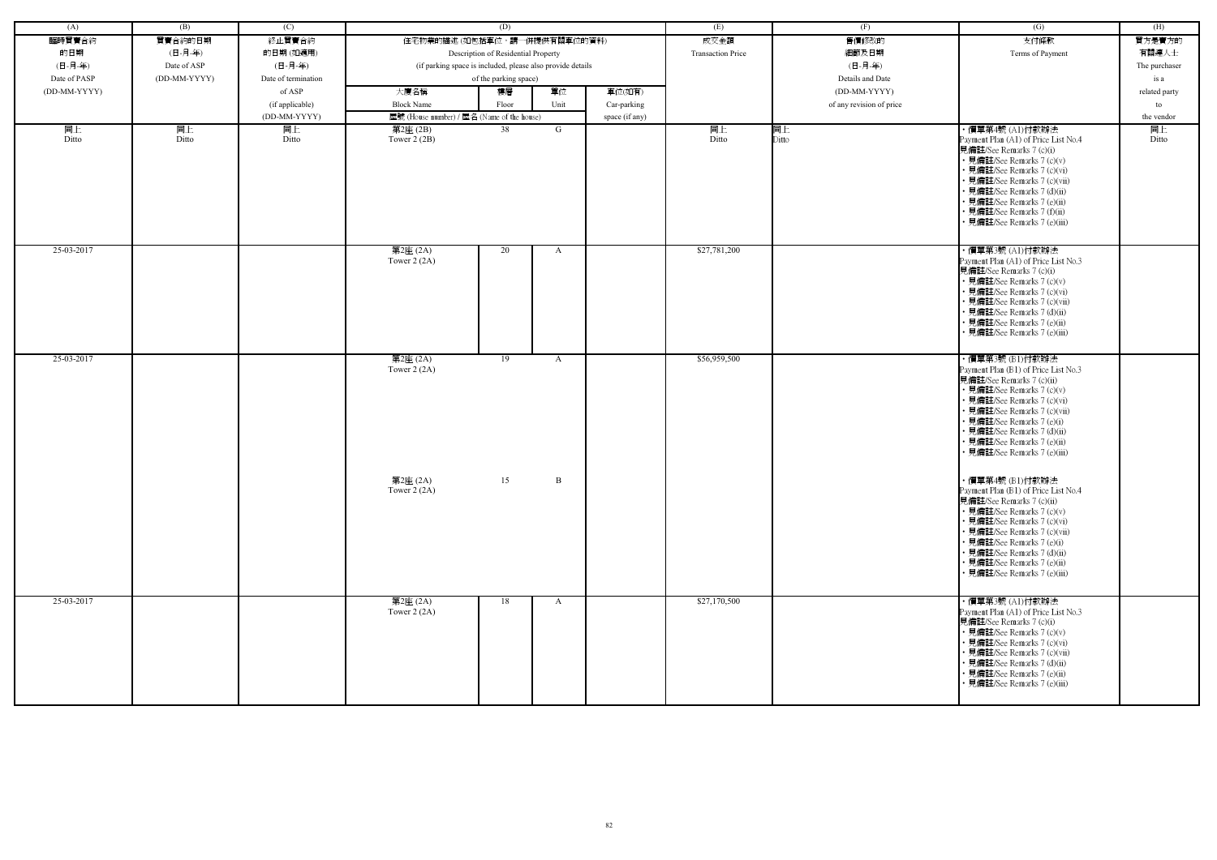| (A) | (B) | (C) | (D) | | | | (E) | (F) | (G) | (H) |
|---|---|---|---|---|---|---|---|---|---|---|
| 臨時買賣合約的日期 (日-月-年) Date of PASP (DD-MM-YYYY) | 買賣合約的日期 (日-月-年) Date of ASP (DD-MM-YYYY) | 終止買賣合約的日期 (如適用) (日-月-年) Date of termination of ASP (if applicable) (DD-MM-YYYY) | 住宅物業的描述 (如包括車位，請一併提供有關車位的資料) Description of Residential Property (if parking space is included, please also provide details of the parking space) | | | | 成交金額 Transaction Price | 售價修改的細節及日期 (日-月-年) Details and Date (DD-MM-YYYY) of any revision of price | 支付條款 Terms of Payment | 買方是賣方的有關連人士 The purchaser is a related party to the vendor |
| | | | 大廈名稱 Block Name | 樓層 Floor | 單位 Unit | 車位(如有) Car-parking space (if any) | | | | |
| | | | 屋號 (House number) / 屋名 (Name of the house) | | | | | | | |
| 同上 Ditto | 同上 Ditto | 同上 Ditto | 第2座 (2B) Tower 2 (2B) | 38 | G | | 同上 Ditto | 同上 Ditto | • 價單第4號 (A1)付款辦法 Payment Plan (A1) of Price List No.4 見備註/See Remarks 7 (c)(i) • 見備註/See Remarks 7 (c)(v) • 見備註/See Remarks 7 (c)(vi) • 見備註/See Remarks 7 (c)(vii) • 見備註/See Remarks 7 (d)(ii) • 見備註/See Remarks 7 (e)(ii) • 見備註/See Remarks 7 (f)(ii) • 見備註/See Remarks 7 (e)(iii) | 同上 Ditto |
| 25-03-2017 | | | 第2座 (2A) Tower 2 (2A) | 20 | A | | $27,781,200 | | • 價單第3號 (A1)付款辦法 Payment Plan (A1) of Price List No.3 見備註/See Remarks 7 (c)(i) • 見備註/See Remarks 7 (c)(v) • 見備註/See Remarks 7 (c)(vi) • 見備註/See Remarks 7 (c)(vii) • 見備註/See Remarks 7 (d)(ii) • 見備註/See Remarks 7 (e)(ii) • 見備註/See Remarks 7 (e)(iii) | |
| 25-03-2017 | | | 第2座 (2A) Tower 2 (2A) | 19 | A | | $56,959,500 | | • 價單第3號 (B1)付款辦法 Payment Plan (B1) of Price List No.3 見備註/See Remarks 7 (c)(ii) • 見備註/See Remarks 7 (c)(v) • 見備註/See Remarks 7 (c)(vi) • 見備註/See Remarks 7 (c)(vii) • 見備註/See Remarks 7 (e)(i) • 見備註/See Remarks 7 (d)(ii) • 見備註/See Remarks 7 (e)(ii) • 見備註/See Remarks 7 (e)(iii) | |
| | | | 第2座 (2A) Tower 2 (2A) | 15 | B | | | | • 價單第4號 (B1)付款辦法 Payment Plan (B1) of Price List No.4 見備註/See Remarks 7 (c)(ii) • 見備註/See Remarks 7 (c)(v) • 見備註/See Remarks 7 (c)(vi) • 見備註/See Remarks 7 (c)(vii) • 見備註/See Remarks 7 (e)(i) • 見備註/See Remarks 7 (d)(ii) • 見備註/See Remarks 7 (e)(ii) • 見備註/See Remarks 7 (e)(iii) | |
| 25-03-2017 | | | 第2座 (2A) Tower 2 (2A) | 18 | A | | $27,170,500 | | • 價單第3號 (A1)付款辦法 Payment Plan (A1) of Price List No.3 見備註/See Remarks 7 (c)(i) • 見備註/See Remarks 7 (c)(v) • 見備註/See Remarks 7 (c)(vi) • 見備註/See Remarks 7 (c)(vii) • 見備註/See Remarks 7 (d)(ii) • 見備註/See Remarks 7 (e)(ii) • 見備註/See Remarks 7 (e)(iii) | |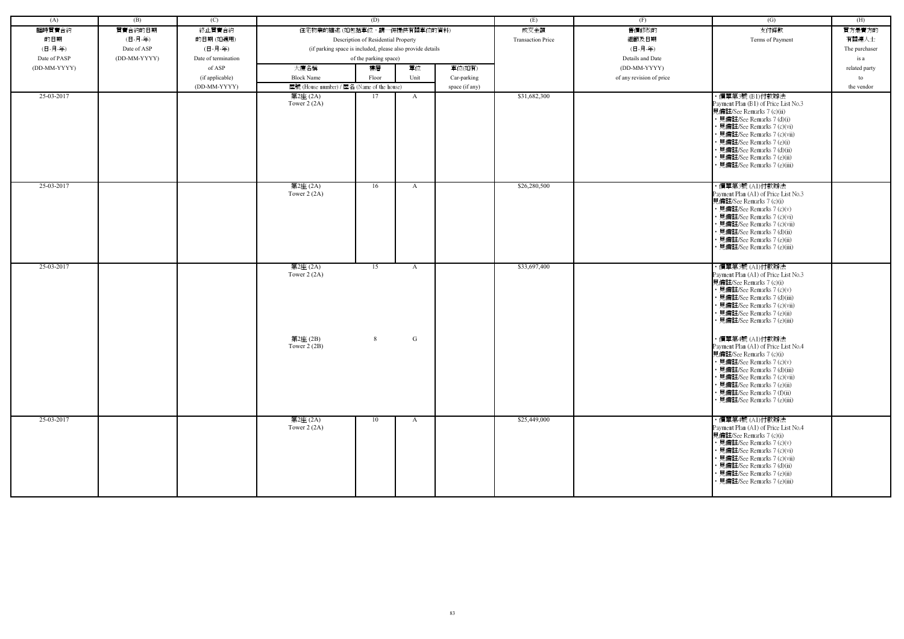| (A) | (B) | (C) | (D) | | | | (E) | (F) | (G) | (H) |
|---|---|---|---|---|---|---|---|---|---|---|
| 臨時買賣合約的日期 (日-月-年) Date of PASP (DD-MM-YYYY) | 買賣合約的日期 (日-月-年) Date of ASP (DD-MM-YYYY) | 終止買賣合約的日期 (如適用) (日-月-年) Date of termination of ASP (if applicable) (DD-MM-YYYY) | 住宅物業的描述 (如包括車位，請一併提供有關車位的資料) Description of Residential Property (if parking space is included, please also provide details of the parking space) | | | | 成交金額 Transaction Price | 售價修改的細節及日期 (日-月-年) Details and Date (DD-MM-YYYY) of any revision of price | 支付條款 Terms of Payment | 買方是賣方的有關連人士 The purchaser is a related party to the vendor |
| | | | 大廈名稱 Block Name | 樓層 Floor | 單位 Unit | 車位(如有) Car-parking space (if any) | | | | |
| | | | 屋號 (House number) / 屋名 (Name of the house) | | | | | | | |
| 25-03-2017 | | | 第2座 (2A) Tower 2 (2A) | 17 | A | | $31,682,300 | | • 價單第3號 (B1)付款辦法 Payment Plan (B1) of Price List No.3 見備註/See Remarks 7 (c)(ii) • 見備註/See Remarks 7 (d)(i) • 見備註/See Remarks 7 (c)(vi) • 見備註/See Remarks 7 (c)(vii) • 見備註/See Remarks 7 (e)(i) • 見備註/See Remarks 7 (d)(ii) • 見備註/See Remarks 7 (e)(ii) • 見備註/See Remarks 7 (e)(iii) | |
| 25-03-2017 | | | 第2座 (2A) Tower 2 (2A) | 16 | A | | $26,280,500 | | • 價單第3號 (A1)付款辦法 Payment Plan (A1) of Price List No.3 見備註/See Remarks 7 (c)(i) • 見備註/See Remarks 7 (c)(v) • 見備註/See Remarks 7 (c)(vi) • 見備註/See Remarks 7 (c)(vii) • 見備註/See Remarks 7 (d)(ii) • 見備註/See Remarks 7 (e)(ii) • 見備註/See Remarks 7 (e)(iii) | |
| 25-03-2017 | | | 第2座 (2A) Tower 2 (2A) | 15 | A | | $33,697,400 | | • 價單第3號 (A1)付款辦法 Payment Plan (A1) of Price List No.3 見備註/See Remarks 7 (c)(i) • 見備註/See Remarks 7 (c)(v) • 見備註/See Remarks 7 (d)(iii) • 見備註/See Remarks 7 (c)(vii) • 見備註/See Remarks 7 (e)(ii) • 見備註/See Remarks 7 (e)(iii) | |
| | | | 第2座 (2B) Tower 2 (2B) | 8 | G | | | | • 價單第4號 (A1)付款辦法 Payment Plan (A1) of Price List No.4 見備註/See Remarks 7 (c)(i) • 見備註/See Remarks 7 (c)(v) • 見備註/See Remarks 7 (d)(iii) • 見備註/See Remarks 7 (c)(vii) • 見備註/See Remarks 7 (e)(ii) • 見備註/See Remarks 7 (f)(ii) • 見備註/See Remarks 7 (e)(iii) | |
| 25-03-2017 | | | 第2座 (2A) Tower 2 (2A) | 10 | A | | $25,449,000 | | • 價單第4號 (A1)付款辦法 Payment Plan (A1) of Price List No.4 見備註/See Remarks 7 (c)(i) • 見備註/See Remarks 7 (c)(v) • 見備註/See Remarks 7 (c)(vi) • 見備註/See Remarks 7 (c)(vii) • 見備註/See Remarks 7 (d)(ii) • 見備註/See Remarks 7 (e)(ii) • 見備註/See Remarks 7 (e)(iii) | |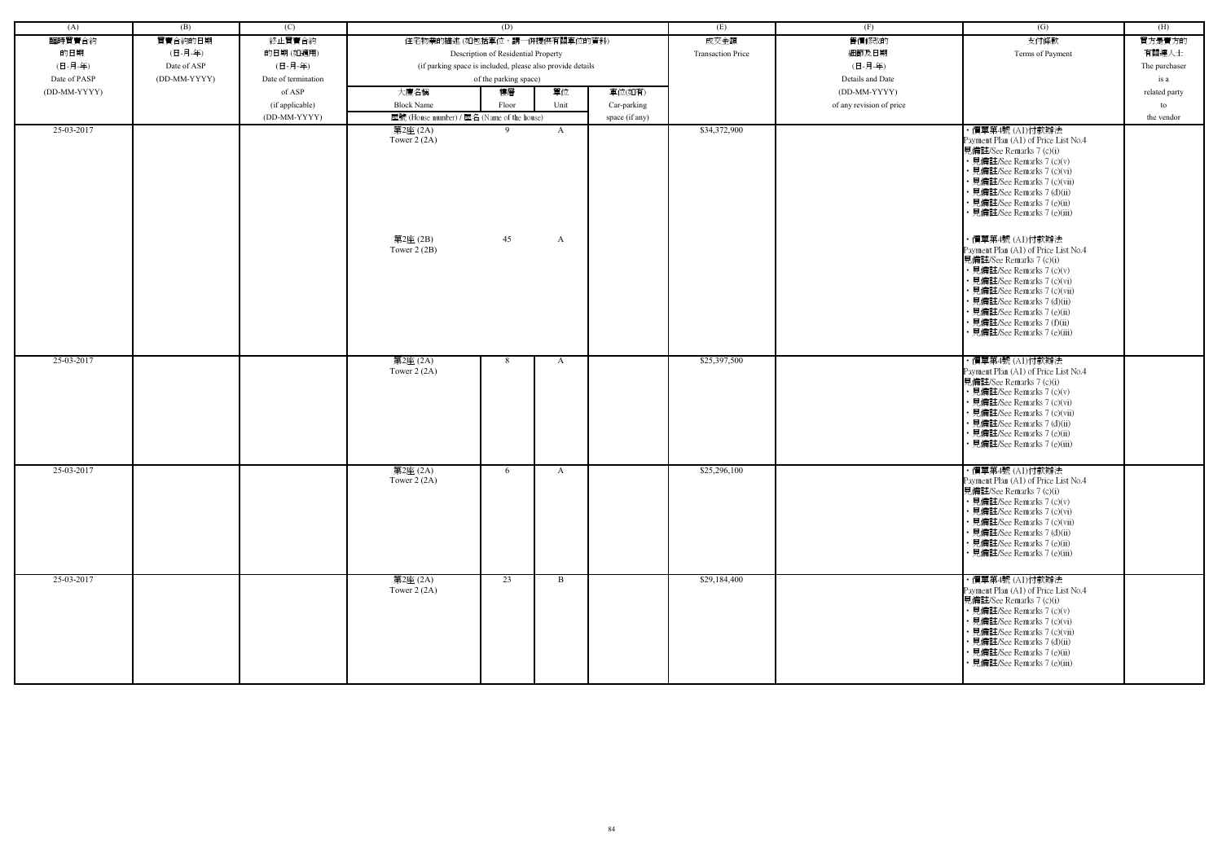| (A) | (B) | (C) | (D) | | | | (E) | (F) | (G) | (H) |
|---|---|---|---|---|---|---|---|---|---|---|
| 臨時買賣合約的日期 (日-月-年) Date of PASP (DD-MM-YYYY) | 買賣合約的日期 (日-月-年) Date of ASP (DD-MM-YYYY) | 終止買賣合約的日期 (如適用) (日-月-年) Date of termination of ASP (if applicable) (DD-MM-YYYY) | 住宅物業的描述 (如包括車位，請一併提供有關車位的資料) Description of Residential Property (if parking space is included, please also provide details of the parking space) | | | | 成交金額 Transaction Price | 售價修改的細節及日期 (日-月-年) Details and Date (DD-MM-YYYY) of any revision of price | 支付條款 Terms of Payment | 買方是賣方的有關連人士 The purchaser is a related party to the vendor |
| | | | 大廈名稱 Block Name | 樓層 Floor | 單位 Unit | 車位(如有) Car-parking space (if any) | | | | |
| | | | 屋號 (House number) / 屋名 (Name of the house) | | | | | | | |
| 25-03-2017 | | | 第2座 (2A) Tower 2 (2A) | 9 | A | | $34,372,900 | | • 價單第4號 (A1)付款辦法 Payment Plan (A1) of Price List No.4 見備註/See Remarks 7 (c)(i) • 見備註/See Remarks 7 (c)(v) • 見備註/See Remarks 7 (c)(vi) • 見備註/See Remarks 7 (c)(vii) • 見備註/See Remarks 7 (d)(ii) • 見備註/See Remarks 7 (e)(ii) • 見備註/See Remarks 7 (e)(iii) | |
| | | | 第2座 (2B) Tower 2 (2B) | 45 | A | | | | • 價單第4號 (A1)付款辦法 Payment Plan (A1) of Price List No.4 見備註/See Remarks 7 (c)(i) • 見備註/See Remarks 7 (c)(v) • 見備註/See Remarks 7 (c)(vi) • 見備註/See Remarks 7 (c)(vii) • 見備註/See Remarks 7 (d)(ii) • 見備註/See Remarks 7 (e)(ii) • 見備註/See Remarks 7 (f)(ii) • 見備註/See Remarks 7 (e)(iii) | |
| 25-03-2017 | | | 第2座 (2A) Tower 2 (2A) | 8 | A | | $25,397,500 | | • 價單第4號 (A1)付款辦法 Payment Plan (A1) of Price List No.4 見備註/See Remarks 7 (c)(i) • 見備註/See Remarks 7 (c)(v) • 見備註/See Remarks 7 (c)(vi) • 見備註/See Remarks 7 (c)(vii) • 見備註/See Remarks 7 (d)(ii) • 見備註/See Remarks 7 (e)(ii) • 見備註/See Remarks 7 (e)(iii) | |
| 25-03-2017 | | | 第2座 (2A) Tower 2 (2A) | 6 | A | | $25,296,100 | | • 價單第4號 (A1)付款辦法 Payment Plan (A1) of Price List No.4 見備註/See Remarks 7 (c)(i) • 見備註/See Remarks 7 (c)(v) • 見備註/See Remarks 7 (c)(vi) • 見備註/See Remarks 7 (c)(vii) • 見備註/See Remarks 7 (d)(ii) • 見備註/See Remarks 7 (e)(ii) • 見備註/See Remarks 7 (e)(iii) | |
| 25-03-2017 | | | 第2座 (2A) Tower 2 (2A) | 23 | B | | $29,184,400 | | • 價單第4號 (A1)付款辦法 Payment Plan (A1) of Price List No.4 見備註/See Remarks 7 (c)(i) • 見備註/See Remarks 7 (c)(v) • 見備註/See Remarks 7 (c)(vi) • 見備註/See Remarks 7 (c)(vii) • 見備註/See Remarks 7 (d)(ii) • 見備註/See Remarks 7 (e)(ii) • 見備註/See Remarks 7 (e)(iii) | |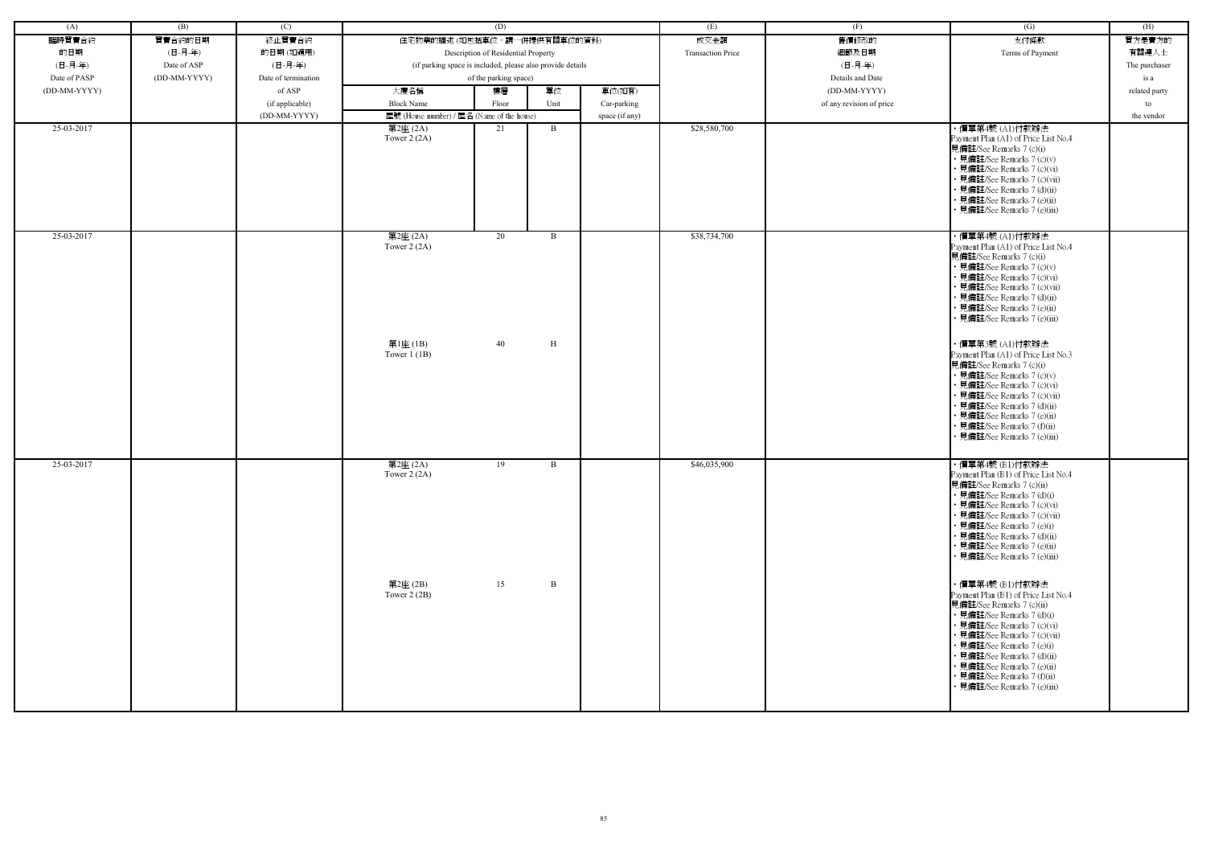| (A) | (B) | (C) | (D) | | | | (E) | (F) | (G) | (H) |
|---|---|---|---|---|---|---|---|---|---|---|
| 臨時買賣合約的日期 (日-月-年) Date of PASP (DD-MM-YYYY) | 買賣合約的日期 (日-月-年) Date of ASP (DD-MM-YYYY) | 終止買賣合約的日期 (如適用) (日-月-年) Date of termination of ASP (if applicable) (DD-MM-YYYY) | 住宅物業的描述 (如包括車位，請一併提供有關車位的資料) Description of Residential Property (if parking space is included, please also provide details of the parking space) | | | | 成交金額 Transaction Price | 售價修改的細節及日期 (日-月-年) Details and Date (DD-MM-YYYY) of any revision of price | 支付條款 Terms of Payment | 買方是賣方的有關連人士 The purchaser is a related party to the vendor |
| | | | 大廈名稱 Block Name / 屋號 (House number) / 屋名 (Name of the house) | 樓層 Floor | 單位 Unit | 車位(如有) Car-parking space (if any) | | | | |
| 25-03-2017 | | | 第2座 (2A) Tower 2 (2A) | 21 | B | | $28,580,700 | | ・價單第4號 (A1)付款辦法 Payment Plan (A1) of Price List No.4 見備註/See Remarks 7 (c)(i) ・見備註/See Remarks 7 (c)(v) ・見備註/See Remarks 7 (c)(vi) ・見備註/See Remarks 7 (c)(vii) ・見備註/See Remarks 7 (d)(ii) ・見備註/See Remarks 7 (e)(ii) ・見備註/See Remarks 7 (e)(iii) | |
| 25-03-2017 | | | 第2座 (2A) Tower 2 (2A) | 20 | B | | $38,734,700 | | ・價單第4號 (A1)付款辦法 Payment Plan (A1) of Price List No.4 見備註/See Remarks 7 (c)(i) ・見備註/See Remarks 7 (c)(v) ・見備註/See Remarks 7 (c)(vi) ・見備註/See Remarks 7 (c)(vii) ・見備註/See Remarks 7 (d)(ii) ・見備註/See Remarks 7 (e)(ii) ・見備註/See Remarks 7 (e)(iii) | |
| | | | 第1座 (1B) Tower 1 (1B) | 40 | H | | | | ・價單第3號 (A1)付款辦法 Payment Plan (A1) of Price List No.3 見備註/See Remarks 7 (c)(i) ・見備註/See Remarks 7 (c)(v) ・見備註/See Remarks 7 (c)(vi) ・見備註/See Remarks 7 (c)(vii) ・見備註/See Remarks 7 (d)(ii) ・見備註/See Remarks 7 (e)(ii) ・見備註/See Remarks 7 (f)(ii) ・見備註/See Remarks 7 (e)(iii) | |
| 25-03-2017 | | | 第2座 (2A) Tower 2 (2A) | 19 | B | | $46,035,900 | | ・價單第4號 (B1)付款辦法 Payment Plan (B1) of Price List No.4 見備註/See Remarks 7 (c)(ii) ・見備註/See Remarks 7 (d)(i) ・見備註/See Remarks 7 (c)(vi) ・見備註/See Remarks 7 (c)(vii) ・見備註/See Remarks 7 (e)(i) ・見備註/See Remarks 7 (d)(ii) ・見備註/See Remarks 7 (e)(ii) ・見備註/See Remarks 7 (e)(iii) | |
| | | | 第2座 (2B) Tower 2 (2B) | 15 | B | | | | ・價單第4號 (B1)付款辦法 Payment Plan (B1) of Price List No.4 見備註/See Remarks 7 (c)(ii) ・見備註/See Remarks 7 (d)(i) ・見備註/See Remarks 7 (c)(vi) ・見備註/See Remarks 7 (c)(vii) ・見備註/See Remarks 7 (e)(i) ・見備註/See Remarks 7 (d)(ii) ・見備註/See Remarks 7 (e)(ii) ・見備註/See Remarks 7 (f)(ii) ・見備註/See Remarks 7 (e)(iii) | |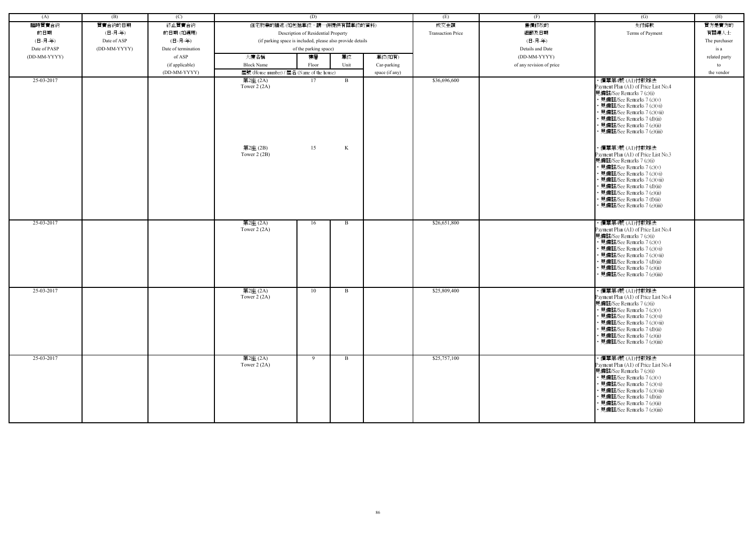| (A) | (B) | (C) | (D) | | | | (E) | (F) | (G) | (H) |
|---|---|---|---|---|---|---|---|---|---|---|
| 臨時買賣合約的日期 (日-月-年) Date of PASP (DD-MM-YYYY) | 買賣合約的日期 (日-月-年) Date of ASP (DD-MM-YYYY) | 終止買賣合約的日期 (如適用) (日-月-年) Date of termination of ASP (if applicable) (DD-MM-YYYY) | 住宅物業的描述 (如包括車位，請一併提供有關車位的資料) Description of Residential Property (if parking space is included, please also provide details of the parking space) | | | | 成交金額 Transaction Price | 售價修改的細節及日期 (日-月-年) Details and Date (DD-MM-YYYY) of any revision of price | 支付條款 Terms of Payment | 買方是賣方的有關連人士 The purchaser is a related party to the vendor |
| | | | 大廈名稱 Block Name | 樓層 Floor | 單位 Unit | 車位(如有) Car-parking space (if any) | | | | |
| | | | 屋號 (House number) / 屋名 (Name of the house) | | | | | | | |
| 25-03-2017 | | | 第2座 (2A) Tower 2 (2A) | 17 | B | | $36,696,600 | | • 價單第4號 (A1)付款辦法 Payment Plan (A1) of Price List No.4 見備註/See Remarks 7 (c)(i) • 見備註/See Remarks 7 (c)(v) • 見備註/See Remarks 7 (c)(vi) • 見備註/See Remarks 7 (c)(vii) • 見備註/See Remarks 7 (d)(ii) • 見備註/See Remarks 7 (e)(ii) • 見備註/See Remarks 7 (e)(iii) | |
| | | | 第2座 (2B) Tower 2 (2B) | 15 | K | | | | • 價單第3號 (A1)付款辦法 Payment Plan (A1) of Price List No.3 見備註/See Remarks 7 (c)(i) • 見備註/See Remarks 7 (c)(v) • 見備註/See Remarks 7 (c)(vi) • 見備註/See Remarks 7 (c)(vii) • 見備註/See Remarks 7 (d)(ii) • 見備註/See Remarks 7 (e)(ii) • 見備註/See Remarks 7 (f)(ii) • 見備註/See Remarks 7 (e)(iii) | |
| 25-03-2017 | | | 第2座 (2A) Tower 2 (2A) | 16 | B | | $26,651,800 | | • 價單第4號 (A1)付款辦法 Payment Plan (A1) of Price List No.4 見備註/See Remarks 7 (c)(i) • 見備註/See Remarks 7 (c)(v) • 見備註/See Remarks 7 (c)(vi) • 見備註/See Remarks 7 (c)(vii) • 見備註/See Remarks 7 (d)(ii) • 見備註/See Remarks 7 (e)(ii) • 見備註/See Remarks 7 (e)(iii) | |
| 25-03-2017 | | | 第2座 (2A) Tower 2 (2A) | 10 | B | | $25,809,400 | | • 價單第4號 (A1)付款辦法 Payment Plan (A1) of Price List No.4 見備註/See Remarks 7 (c)(i) • 見備註/See Remarks 7 (c)(v) • 見備註/See Remarks 7 (c)(vi) • 見備註/See Remarks 7 (c)(vii) • 見備註/See Remarks 7 (d)(ii) • 見備註/See Remarks 7 (e)(ii) • 見備註/See Remarks 7 (e)(iii) | |
| 25-03-2017 | | | 第2座 (2A) Tower 2 (2A) | 9 | B | | $25,757,100 | | • 價單第4號 (A1)付款辦法 Payment Plan (A1) of Price List No.4 見備註/See Remarks 7 (c)(i) • 見備註/See Remarks 7 (c)(v) • 見備註/See Remarks 7 (c)(vi) • 見備註/See Remarks 7 (c)(vii) • 見備註/See Remarks 7 (d)(ii) • 見備註/See Remarks 7 (e)(ii) • 見備註/See Remarks 7 (e)(iii) | |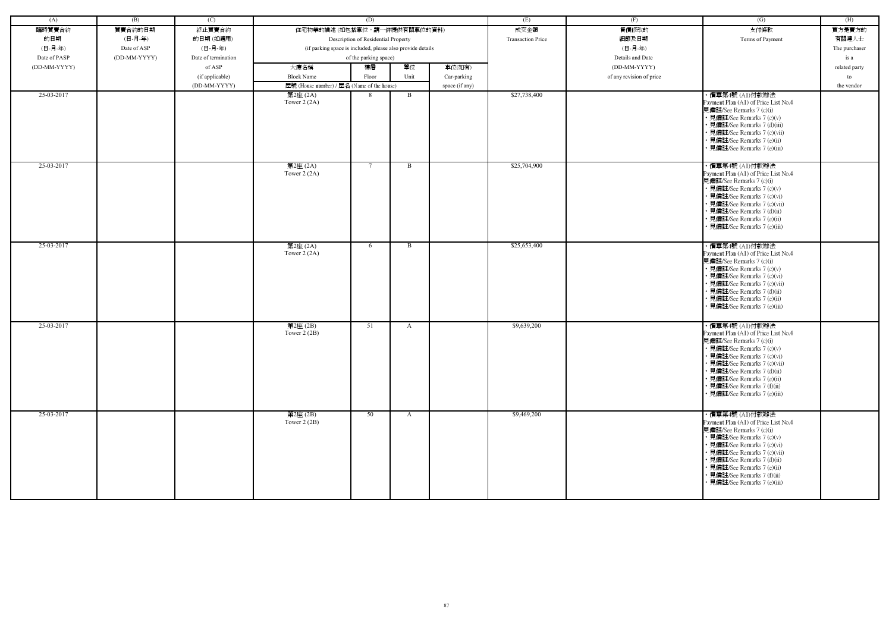| (A) | (B) | (C) | (D) | | | | (E) | (F) | (G) | (H) |
|---|---|---|---|---|---|---|---|---|---|---|
| 臨時買賣合約的日期 (日-月-年) Date of PASP (DD-MM-YYYY) | 買賣合約的日期 (日-月-年) Date of ASP (DD-MM-YYYY) | 終止買賣合約的日期 (如適用) (日-月-年) Date of termination of ASP (if applicable) (DD-MM-YYYY) | 住宅物業的描述 (如包括車位，請一併提供有關車位的資料) Description of Residential Property (if parking space is included, please also provide details of the parking space) | | | | 成交金額 Transaction Price | 售價修改的細節及日期 (日-月-年) Details and Date (DD-MM-YYYY) of any revision of price | 支付條款 Terms of Payment | 買方是賣方的有關連人士 The purchaser is a related party to the vendor |
| | | | 大廈名稱 Block Name | 樓層 Floor | 單位 Unit | 車位(如有) Car-parking space (if any) | | | | |
| | | | 屋號 (House number) / 屋名 (Name of the house) | | | | | | | |
| 25-03-2017 | | | 第2座 (2A) Tower 2 (2A) | 8 | B | | $27,738,400 | | • 價單第4號 (A1)付款辦法 Payment Plan (A1) of Price List No.4 見備註/See Remarks 7 (c)(i) • 見備註/See Remarks 7 (c)(v) • 見備註/See Remarks 7 (d)(iii) • 見備註/See Remarks 7 (c)(vii) • 見備註/See Remarks 7 (e)(ii) • 見備註/See Remarks 7 (e)(iii) | |
| 25-03-2017 | | | 第2座 (2A) Tower 2 (2A) | 7 | B | | $25,704,900 | | • 價單第4號 (A1)付款辦法 Payment Plan (A1) of Price List No.4 見備註/See Remarks 7 (c)(i) • 見備註/See Remarks 7 (c)(v) • 見備註/See Remarks 7 (c)(vi) • 見備註/See Remarks 7 (c)(vii) • 見備註/See Remarks 7 (d)(ii) • 見備註/See Remarks 7 (e)(ii) • 見備註/See Remarks 7 (e)(iii) | |
| 25-03-2017 | | | 第2座 (2A) Tower 2 (2A) | 6 | B | | $25,653,400 | | • 價單第4號 (A1)付款辦法 Payment Plan (A1) of Price List No.4 見備註/See Remarks 7 (c)(i) • 見備註/See Remarks 7 (c)(v) • 見備註/See Remarks 7 (c)(vi) • 見備註/See Remarks 7 (c)(vii) • 見備註/See Remarks 7 (d)(ii) • 見備註/See Remarks 7 (e)(ii) • 見備註/See Remarks 7 (e)(iii) | |
| 25-03-2017 | | | 第2座 (2B) Tower 2 (2B) | 51 | A | | $9,639,200 | | • 價單第4號 (A1)付款辦法 Payment Plan (A1) of Price List No.4 見備註/See Remarks 7 (c)(i) • 見備註/See Remarks 7 (c)(v) • 見備註/See Remarks 7 (c)(vi) • 見備註/See Remarks 7 (c)(vii) • 見備註/See Remarks 7 (d)(ii) • 見備註/See Remarks 7 (e)(ii) • 見備註/See Remarks 7 (f)(ii) • 見備註/See Remarks 7 (e)(iii) | |
| 25-03-2017 | | | 第2座 (2B) Tower 2 (2B) | 50 | A | | $9,469,200 | | • 價單第4號 (A1)付款辦法 Payment Plan (A1) of Price List No.4 見備註/See Remarks 7 (c)(i) • 見備註/See Remarks 7 (c)(v) • 見備註/See Remarks 7 (c)(vi) • 見備註/See Remarks 7 (c)(vii) • 見備註/See Remarks 7 (d)(ii) • 見備註/See Remarks 7 (e)(ii) • 見備註/See Remarks 7 (f)(ii) • 見備註/See Remarks 7 (e)(iii) | |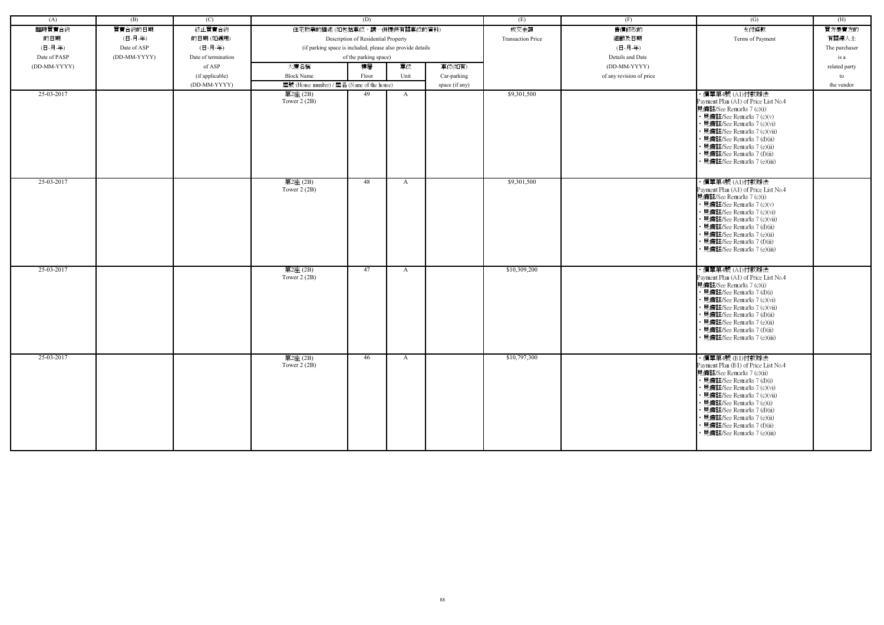| (A) | (B) | (C) | (D) | | | | (E) | (F) | (G) | (H) |
|---|---|---|---|---|---|---|---|---|---|---|
| 臨時買賣合約<br>的日期<br>(日-月-年)<br>Date of PASP<br>(DD-MM-YYYY) | 買賣合約的日期<br>(日-月-年)<br>Date of ASP<br>(DD-MM-YYYY) | 終止買賣合約<br>的日期 (如適用)<br>(日-月-年)<br>Date of termination<br>of ASP<br>(if applicable)<br>(DD-MM-YYYY) | 住宅物業的描述 (如包括車位，請一併提供有關車位的資料)<br>Description of Residential Property<br>(if parking space is included, please also provide details<br>of the parking space) | | | | 成交金額<br>Transaction Price | 售價修改的<br>細節及日期<br>(日-月-年)<br>Details and Date<br>(DD-MM-YYYY)<br>of any revision of price | 支付條款<br>Terms of Payment | 買方是賣方的<br>有關連人士<br>The purchaser<br>is a<br>related party<br>to<br>the vendor |
| | | | 大廈名稱<br>Block Name<br>屋號 (House number) / 屋名 (Name of the house) | 樓層<br>Floor | 單位<br>Unit | 車位(如有)<br>Car-parking<br>space (if any) | | | | |
| 25-03-2017 | | | 第2座 (2B)<br>Tower 2 (2B) | 49 | A | | $9,301,500 | | • 價單第4號 (A1)付款辦法<br>Payment Plan (A1) of Price List No.4<br>見備註/See Remarks 7 (c)(i)<br>• 見備註/See Remarks 7 (c)(v)<br>• 見備註/See Remarks 7 (c)(vi)<br>• 見備註/See Remarks 7 (c)(vii)<br>• 見備註/See Remarks 7 (d)(ii)<br>• 見備註/See Remarks 7 (e)(ii)<br>• 見備註/See Remarks 7 (f)(ii)<br>• 見備註/See Remarks 7 (e)(iii) | |
| 25-03-2017 | | | 第2座 (2B)<br>Tower 2 (2B) | 48 | A | | $9,301,500 | | • 價單第4號 (A1)付款辦法<br>Payment Plan (A1) of Price List No.4<br>見備註/See Remarks 7 (c)(i)<br>• 見備註/See Remarks 7 (c)(v)<br>• 見備註/See Remarks 7 (c)(vi)<br>• 見備註/See Remarks 7 (c)(vii)<br>• 見備註/See Remarks 7 (d)(ii)<br>• 見備註/See Remarks 7 (e)(ii)<br>• 見備註/See Remarks 7 (f)(ii)<br>• 見備註/See Remarks 7 (e)(iii) | |
| 25-03-2017 | | | 第2座 (2B)<br>Tower 2 (2B) | 47 | A | | $10,309,200 | | • 價單第4號 (A1)付款辦法<br>Payment Plan (A1) of Price List No.4<br>見備註/See Remarks 7 (c)(i)<br>• 見備註/See Remarks 7 (d)(i)<br>• 見備註/See Remarks 7 (c)(vi)<br>• 見備註/See Remarks 7 (c)(vii)<br>• 見備註/See Remarks 7 (d)(ii)<br>• 見備註/See Remarks 7 (e)(ii)<br>• 見備註/See Remarks 7 (f)(ii)<br>• 見備註/See Remarks 7 (e)(iii) | |
| 25-03-2017 | | | 第2座 (2B)<br>Tower 2 (2B) | 46 | A | | $10,797,300 | | • 價單第4號 (B1)付款辦法<br>Payment Plan (B1) of Price List No.4<br>見備註/See Remarks 7 (c)(ii)<br>• 見備註/See Remarks 7 (d)(i)<br>• 見備註/See Remarks 7 (c)(vi)<br>• 見備註/See Remarks 7 (c)(vii)<br>• 見備註/See Remarks 7 (e)(i)<br>• 見備註/See Remarks 7 (d)(ii)<br>• 見備註/See Remarks 7 (e)(ii)<br>• 見備註/See Remarks 7 (f)(ii)<br>• 見備註/See Remarks 7 (e)(iii) | |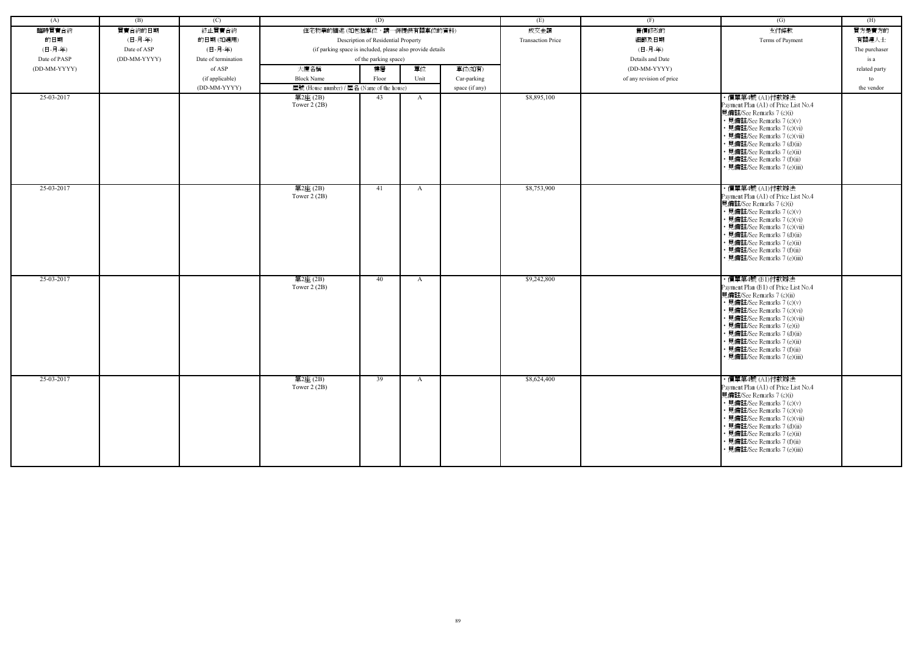| (A) | (B) | (C) | (D) | | | | (E) | (F) | (G) | (H) |
|---|---|---|---|---|---|---|---|---|---|---|
| 臨時買賣合約的日期 (日-月-年) Date of PASP (DD-MM-YYYY) | 買賣合約的日期 (日-月-年) Date of ASP (DD-MM-YYYY) | 終止買賣合約的日期 (如適用) (日-月-年) Date of termination of ASP (if applicable) (DD-MM-YYYY) | 住宅物業的描述 (如包括車位，請一併提供有關車位的資料) Description of Residential Property (if parking space is included, please also provide details of the parking space) | | | | 成交金額 Transaction Price | 售價修改的細節及日期 (日-月-年) Details and Date (DD-MM-YYYY) of any revision of price | 支付條款 Terms of Payment | 買方是賣方的有關連人士 The purchaser is a related party to the vendor |
| | | | 大廈名稱 Block Name | 樓層 Floor | 單位 Unit | 車位(如有) Car-parking space (if any) | | | | |
| | | | 屋號 (House number) / 屋名 (Name of the house) | | | | | | | |
| 25-03-2017 | | | 第2座 (2B) Tower 2 (2B) | 43 | A | | $8,895,100 | | • 價單第4號 (A1)付款辦法 Payment Plan (A1) of Price List No.4 見備註/See Remarks 7 (c)(i) • 見備註/See Remarks 7 (c)(v) • 見備註/See Remarks 7 (c)(vi) • 見備註/See Remarks 7 (c)(vii) • 見備註/See Remarks 7 (d)(ii) • 見備註/See Remarks 7 (e)(ii) • 見備註/See Remarks 7 (f)(ii) • 見備註/See Remarks 7 (e)(iii) | |
| 25-03-2017 | | | 第2座 (2B) Tower 2 (2B) | 41 | A | | $8,753,900 | | • 價單第4號 (A1)付款辦法 Payment Plan (A1) of Price List No.4 見備註/See Remarks 7 (c)(i) • 見備註/See Remarks 7 (c)(v) • 見備註/See Remarks 7 (c)(vi) • 見備註/See Remarks 7 (c)(vii) • 見備註/See Remarks 7 (d)(ii) • 見備註/See Remarks 7 (e)(ii) • 見備註/See Remarks 7 (f)(ii) • 見備註/See Remarks 7 (e)(iii) | |
| 25-03-2017 | | | 第2座 (2B) Tower 2 (2B) | 40 | A | | $9,242,800 | | • 價單第4號 (B1)付款辦法 Payment Plan (B1) of Price List No.4 見備註/See Remarks 7 (c)(ii) • 見備註/See Remarks 7 (c)(v) • 見備註/See Remarks 7 (c)(vi) • 見備註/See Remarks 7 (c)(vii) • 見備註/See Remarks 7 (e)(i) • 見備註/See Remarks 7 (d)(ii) • 見備註/See Remarks 7 (e)(ii) • 見備註/See Remarks 7 (f)(ii) • 見備註/See Remarks 7 (e)(iii) | |
| 25-03-2017 | | | 第2座 (2B) Tower 2 (2B) | 39 | A | | $8,624,400 | | • 價單第4號 (A1)付款辦法 Payment Plan (A1) of Price List No.4 見備註/See Remarks 7 (c)(i) • 見備註/See Remarks 7 (c)(v) • 見備註/See Remarks 7 (c)(vi) • 見備註/See Remarks 7 (c)(vii) • 見備註/See Remarks 7 (d)(ii) • 見備註/See Remarks 7 (e)(ii) • 見備註/See Remarks 7 (f)(ii) • 見備註/See Remarks 7 (e)(iii) | |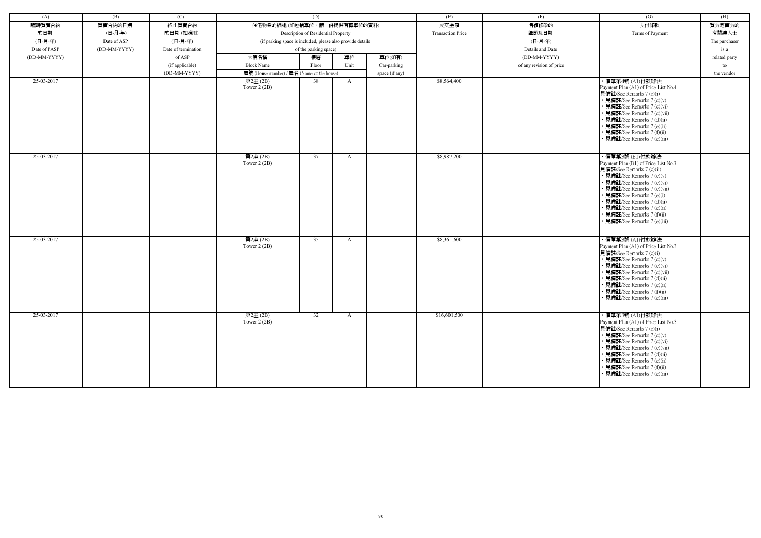| (A) | (B) | (C) | (D) | | | | (E) | (F) | (G) | (H) |
|---|---|---|---|---|---|---|---|---|---|---|
| 臨時買賣合約的日期 (日-月-年) Date of PASP (DD-MM-YYYY) | 買賣合約的日期 (日-月-年) Date of ASP (DD-MM-YYYY) | 終止買賣合約的日期 (如適用) (日-月-年) Date of termination of ASP (if applicable) (DD-MM-YYYY) | 住宅物業的描述 (如包括車位，請一併提供有關車位的資料) Description of Residential Property (if parking space is included, please also provide details of the parking space) | | | | 成交金額 Transaction Price | 售價修改的細節及日期 (日-月-年) Details and Date (DD-MM-YYYY) of any revision of price | 支付條款 Terms of Payment | 買方是賣方的有關連人士 The purchaser is a related party to the vendor |
| | | | 大廈名稱 Block Name | 樓層 Floor | 單位 Unit | 車位(如有) Car-parking space (if any) | | | | |
| | | | 屋號 (House number) / 屋名 (Name of the house) | | | | | | | |
| 25-03-2017 | | | 第2座 (2B) Tower 2 (2B) | 38 | A | | $8,564,400 | | • 價單第4號 (A1)付款辦法 Payment Plan (A1) of Price List No.4 見備註/See Remarks 7 (c)(i) • 見備註/See Remarks 7 (c)(v) • 見備註/See Remarks 7 (c)(vi) • 見備註/See Remarks 7 (c)(vii) • 見備註/See Remarks 7 (d)(ii) • 見備註/See Remarks 7 (e)(ii) • 見備註/See Remarks 7 (f)(ii) • 見備註/See Remarks 7 (e)(iii) | |
| 25-03-2017 | | | 第2座 (2B) Tower 2 (2B) | 37 | A | | $8,987,200 | | • 價單第3號 (B1)付款辦法 Payment Plan (B1) of Price List No.3 見備註/See Remarks 7 (c)(ii) • 見備註/See Remarks 7 (c)(v) • 見備註/See Remarks 7 (c)(vi) • 見備註/See Remarks 7 (c)(vii) • 見備註/See Remarks 7 (e)(i) • 見備註/See Remarks 7 (d)(ii) • 見備註/See Remarks 7 (e)(ii) • 見備註/See Remarks 7 (f)(ii) • 見備註/See Remarks 7 (e)(iii) | |
| 25-03-2017 | | | 第2座 (2B) Tower 2 (2B) | 35 | A | | $8,361,600 | | • 價單第3號 (A1)付款辦法 Payment Plan (A1) of Price List No.3 見備註/See Remarks 7 (c)(i) • 見備註/See Remarks 7 (c)(v) • 見備註/See Remarks 7 (c)(vi) • 見備註/See Remarks 7 (c)(vii) • 見備註/See Remarks 7 (d)(ii) • 見備註/See Remarks 7 (e)(ii) • 見備註/See Remarks 7 (f)(ii) • 見備註/See Remarks 7 (e)(iii) | |
| 25-03-2017 | | | 第2座 (2B) Tower 2 (2B) | 32 | A | | $16,601,500 | | • 價單第3號 (A1)付款辦法 Payment Plan (A1) of Price List No.3 見備註/See Remarks 7 (c)(i) • 見備註/See Remarks 7 (c)(v) • 見備註/See Remarks 7 (c)(vi) • 見備註/See Remarks 7 (c)(vii) • 見備註/See Remarks 7 (d)(ii) • 見備註/See Remarks 7 (e)(ii) • 見備註/See Remarks 7 (f)(ii) • 見備註/See Remarks 7 (e)(iii) | |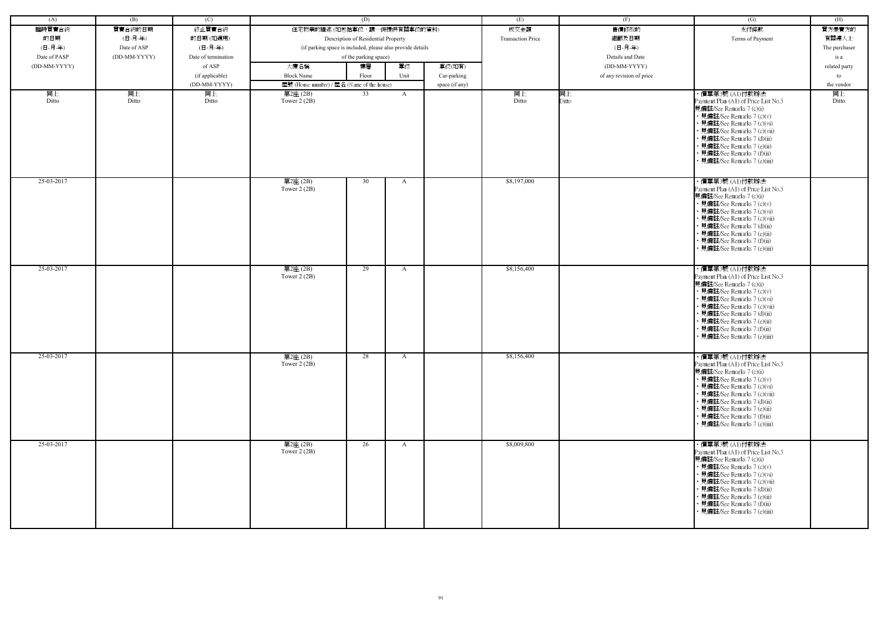| (A) | (B) | (C) | (D) | | | | (E) | (F) | (G) | (H) |
|---|---|---|---|---|---|---|---|---|---|---|
| 臨時買賣合約的日期 (日-月-年) Date of PASP (DD-MM-YYYY) | 買賣合約的日期 (日-月-年) Date of ASP (DD-MM-YYYY) | 終止買賣合約的日期 (如適用) (日-月-年) Date of termination of ASP (if applicable) (DD-MM-YYYY) | 住宅物業的描述 (如包括車位，請一併提供有關車位的資料) Description of Residential Property (if parking space is included, please also provide details of the parking space) | | | | 成交金額 Transaction Price | 售價修改的細節及日期 (日-月-年) Details and Date (DD-MM-YYYY) of any revision of price | 支付條款 Terms of Payment | 買方是賣方的有關連人士 The purchaser is a related party to the vendor |
| | | | 大廈名稱 Block Name | 樓層 Floor | 單位 Unit | 車位(如有) Car-parking space (if any) | | | | |
| | | | 屋號 (House number) / 屋名 (Name of the house) | | | | | | | |
| 同上 Ditto | 同上 Ditto | 同上 Ditto | 第2座 (2B) Tower 2 (2B) | 33 | A | | 同上 Ditto | 同上 Ditto | • 價單第3號 (A1)付款辦法 Payment Plan (A1) of Price List No.3 見備註/See Remarks 7 (c)(i) • 見備註/See Remarks 7 (c)(v) • 見備註/See Remarks 7 (c)(vi) • 見備註/See Remarks 7 (c)(vii) • 見備註/See Remarks 7 (d)(ii) • 見備註/See Remarks 7 (e)(ii) • 見備註/See Remarks 7 (f)(ii) • 見備註/See Remarks 7 (e)(iii) | 同上 Ditto |
| 25-03-2017 | | | 第2座 (2B) Tower 2 (2B) | 30 | A | | $8,197,000 | | • 價單第3號 (A1)付款辦法 Payment Plan (A1) of Price List No.3 見備註/See Remarks 7 (c)(i) • 見備註/See Remarks 7 (c)(v) • 見備註/See Remarks 7 (c)(vi) • 見備註/See Remarks 7 (c)(vii) • 見備註/See Remarks 7 (d)(ii) • 見備註/See Remarks 7 (e)(ii) • 見備註/See Remarks 7 (f)(ii) • 見備註/See Remarks 7 (e)(iii) | |
| 25-03-2017 | | | 第2座 (2B) Tower 2 (2B) | 29 | A | | $8,156,400 | | • 價單第3號 (A1)付款辦法 Payment Plan (A1) of Price List No.3 見備註/See Remarks 7 (c)(i) • 見備註/See Remarks 7 (c)(v) • 見備註/See Remarks 7 (c)(vi) • 見備註/See Remarks 7 (c)(vii) • 見備註/See Remarks 7 (d)(ii) • 見備註/See Remarks 7 (e)(ii) • 見備註/See Remarks 7 (f)(ii) • 見備註/See Remarks 7 (e)(iii) | |
| 25-03-2017 | | | 第2座 (2B) Tower 2 (2B) | 28 | A | | $8,156,400 | | • 價單第3號 (A1)付款辦法 Payment Plan (A1) of Price List No.3 見備註/See Remarks 7 (c)(i) • 見備註/See Remarks 7 (c)(v) • 見備註/See Remarks 7 (c)(vi) • 見備註/See Remarks 7 (c)(vii) • 見備註/See Remarks 7 (d)(ii) • 見備註/See Remarks 7 (e)(ii) • 見備註/See Remarks 7 (f)(ii) • 見備註/See Remarks 7 (e)(iii) | |
| 25-03-2017 | | | 第2座 (2B) Tower 2 (2B) | 26 | A | | $8,009,800 | | • 價單第3號 (A1)付款辦法 Payment Plan (A1) of Price List No.3 見備註/See Remarks 7 (c)(i) • 見備註/See Remarks 7 (c)(v) • 見備註/See Remarks 7 (c)(vi) • 見備註/See Remarks 7 (c)(vii) • 見備註/See Remarks 7 (d)(ii) • 見備註/See Remarks 7 (e)(ii) • 見備註/See Remarks 7 (f)(ii) • 見備註/See Remarks 7 (e)(iii) | |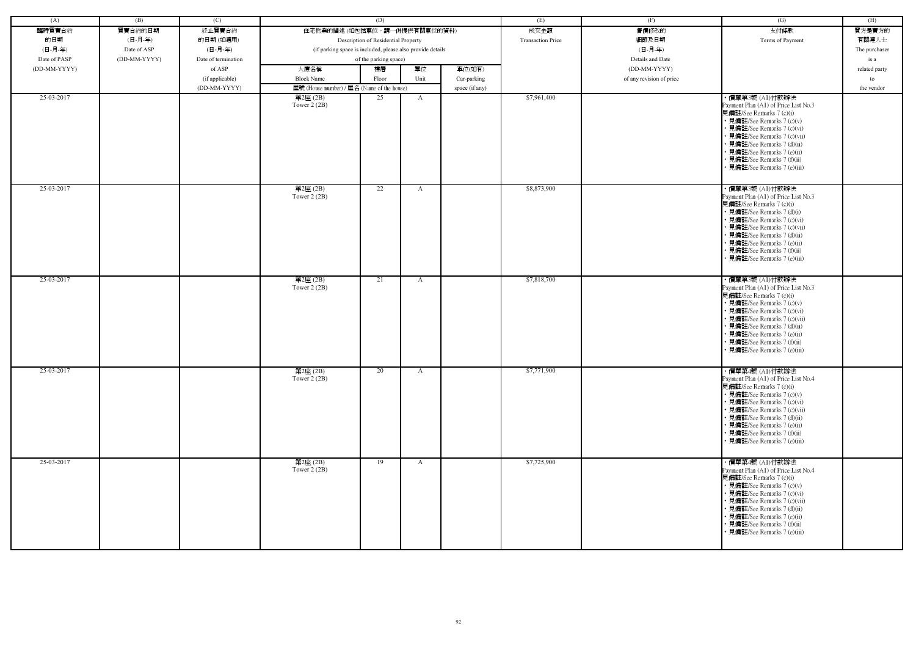| (A) | (B) | (C) | (D) | | | | (E) | (F) | (G) | (H) |
|---|---|---|---|---|---|---|---|---|---|---|
| 臨時買賣合約的日期 (日-月-年) Date of PASP (DD-MM-YYYY) | 買賣合約的日期 (日-月-年) Date of ASP (DD-MM-YYYY) | 終止買賣合約的日期 (如適用) (日-月-年) Date of termination of ASP (if applicable) (DD-MM-YYYY) | 住宅物業的描述 (如包括車位，請一併提供有關車位的資料) Description of Residential Property (if parking space is included, please also provide details of the parking space) | | | | 成交金額 Transaction Price | 售價修改的細節及日期 (日-月-年) Details and Date (DD-MM-YYYY) of any revision of price | 支付條款 Terms of Payment | 買方是賣方的有關連人士 The purchaser is a related party to the vendor |
| | | | 大廈名稱 Block Name | 樓層 Floor | 單位 Unit | 車位(如有) Car-parking space (if any) | | | | |
| | | | 屋號 (House number) / 屋名 (Name of the house) | | | | | | | |
| 25-03-2017 | | | 第2座 (2B) Tower 2 (2B) | 25 | A | | $7,961,400 | | • 價單第3號 (A1)付款辦法 Payment Plan (A1) of Price List No.3 見備註/See Remarks 7 (c)(i) • 見備註/See Remarks 7 (c)(v) • 見備註/See Remarks 7 (c)(vi) • 見備註/See Remarks 7 (c)(vii) • 見備註/See Remarks 7 (d)(ii) • 見備註/See Remarks 7 (e)(ii) • 見備註/See Remarks 7 (f)(ii) • 見備註/See Remarks 7 (e)(iii) | |
| 25-03-2017 | | | 第2座 (2B) Tower 2 (2B) | 22 | A | | $8,873,900 | | • 價單第3號 (A1)付款辦法 Payment Plan (A1) of Price List No.3 見備註/See Remarks 7 (c)(i) • 見備註/See Remarks 7 (d)(i) • 見備註/See Remarks 7 (c)(vi) • 見備註/See Remarks 7 (c)(vii) • 見備註/See Remarks 7 (d)(ii) • 見備註/See Remarks 7 (e)(ii) • 見備註/See Remarks 7 (f)(ii) • 見備註/See Remarks 7 (e)(iii) | |
| 25-03-2017 | | | 第2座 (2B) Tower 2 (2B) | 21 | A | | $7,818,700 | | • 價單第3號 (A1)付款辦法 Payment Plan (A1) of Price List No.3 見備註/See Remarks 7 (c)(i) • 見備註/See Remarks 7 (c)(v) • 見備註/See Remarks 7 (c)(vi) • 見備註/See Remarks 7 (c)(vii) • 見備註/See Remarks 7 (d)(ii) • 見備註/See Remarks 7 (e)(ii) • 見備註/See Remarks 7 (f)(ii) • 見備註/See Remarks 7 (e)(iii) | |
| 25-03-2017 | | | 第2座 (2B) Tower 2 (2B) | 20 | A | | $7,771,900 | | • 價單第4號 (A1)付款辦法 Payment Plan (A1) of Price List No.4 見備註/See Remarks 7 (c)(i) • 見備註/See Remarks 7 (c)(v) • 見備註/See Remarks 7 (c)(vi) • 見備註/See Remarks 7 (c)(vii) • 見備註/See Remarks 7 (d)(ii) • 見備註/See Remarks 7 (e)(ii) • 見備註/See Remarks 7 (f)(ii) • 見備註/See Remarks 7 (e)(iii) | |
| 25-03-2017 | | | 第2座 (2B) Tower 2 (2B) | 19 | A | | $7,725,900 | | • 價單第4號 (A1)付款辦法 Payment Plan (A1) of Price List No.4 見備註/See Remarks 7 (c)(i) • 見備註/See Remarks 7 (c)(v) • 見備註/See Remarks 7 (c)(vi) • 見備註/See Remarks 7 (c)(vii) • 見備註/See Remarks 7 (d)(ii) • 見備註/See Remarks 7 (e)(ii) • 見備註/See Remarks 7 (f)(ii) • 見備註/See Remarks 7 (e)(iii) | |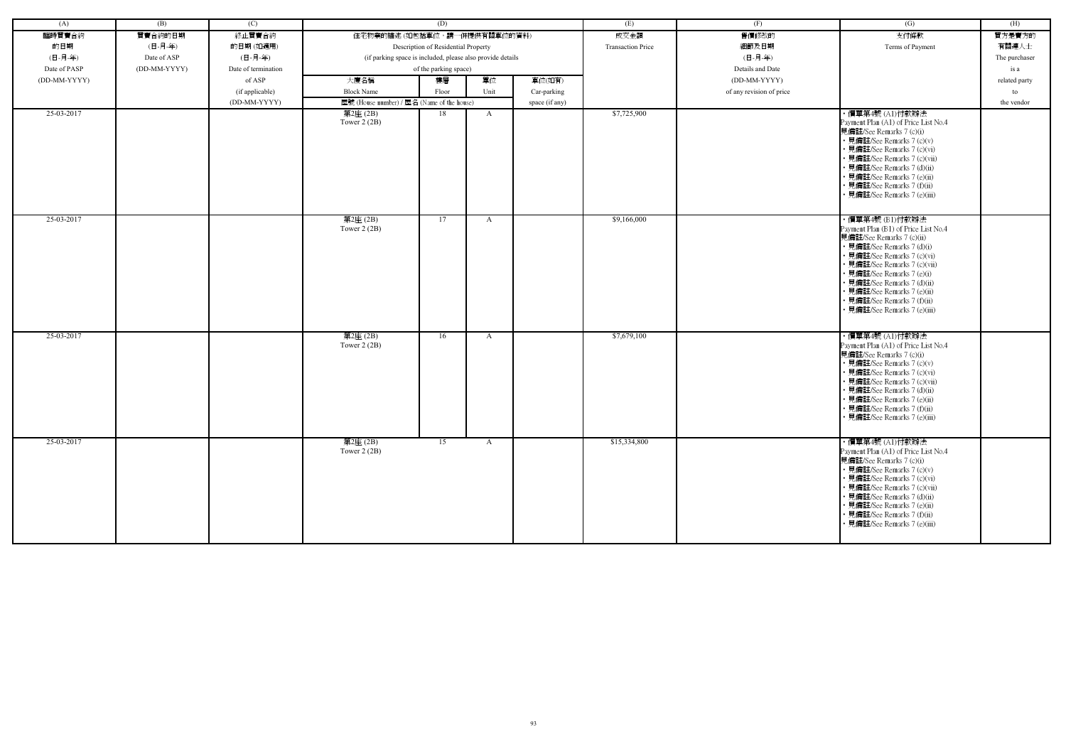| (A) | (B) | (C) | (D) | | | | (E) | (F) | (G) | (H) |
|---|---|---|---|---|---|---|---|---|---|---|
| 臨時買賣合約的日期 (日-月-年) Date of PASP (DD-MM-YYYY) | 買賣合約的日期 (日-月-年) Date of ASP (DD-MM-YYYY) | 終止買賣合約的日期 (如適用) (日-月-年) Date of termination of ASP (if applicable) (DD-MM-YYYY) | 住宅物業的描述 (如包括車位，請一併提供有關車位的資料) Description of Residential Property (if parking space is included, please also provide details of the parking space) | | | | 成交金額 Transaction Price | 售價修改的細節及日期 (日-月-年) Details and Date (DD-MM-YYYY) of any revision of price | 支付條款 Terms of Payment | 買方是賣方的有關連人士 The purchaser is a related party to the vendor |
| | | | 大廈名稱 Block Name | 樓層 Floor | 單位 Unit | 車位(如有) Car-parking space (if any) | | | | |
| | | | 屋號 (House number) / 屋名 (Name of the house) | | | | | | | |
| 25-03-2017 | | | 第2座 (2B) Tower 2 (2B) | 18 | A | | $7,725,900 | | • 價單第4號 (A1)付款辦法 Payment Plan (A1) of Price List No.4 見備註/See Remarks 7 (c)(i) • 見備註/See Remarks 7 (c)(v) • 見備註/See Remarks 7 (c)(vi) • 見備註/See Remarks 7 (c)(vii) • 見備註/See Remarks 7 (d)(ii) • 見備註/See Remarks 7 (e)(ii) • 見備註/See Remarks 7 (f)(ii) • 見備註/See Remarks 7 (e)(iii) | |
| 25-03-2017 | | | 第2座 (2B) Tower 2 (2B) | 17 | A | | $9,166,000 | | • 價單第4號 (B1)付款辦法 Payment Plan (B1) of Price List No.4 見備註/See Remarks 7 (c)(ii) • 見備註/See Remarks 7 (d)(i) • 見備註/See Remarks 7 (c)(vi) • 見備註/See Remarks 7 (c)(vii) • 見備註/See Remarks 7 (e)(i) • 見備註/See Remarks 7 (d)(ii) • 見備註/See Remarks 7 (e)(ii) • 見備註/See Remarks 7 (f)(ii) • 見備註/See Remarks 7 (e)(iii) | |
| 25-03-2017 | | | 第2座 (2B) Tower 2 (2B) | 16 | A | | $7,679,100 | | • 價單第4號 (A1)付款辦法 Payment Plan (A1) of Price List No.4 見備註/See Remarks 7 (c)(i) • 見備註/See Remarks 7 (c)(v) • 見備註/See Remarks 7 (c)(vi) • 見備註/See Remarks 7 (c)(vii) • 見備註/See Remarks 7 (d)(ii) • 見備註/See Remarks 7 (e)(ii) • 見備註/See Remarks 7 (f)(ii) • 見備註/See Remarks 7 (e)(iii) | |
| 25-03-2017 | | | 第2座 (2B) Tower 2 (2B) | 15 | A | | $15,334,800 | | • 價單第4號 (A1)付款辦法 Payment Plan (A1) of Price List No.4 見備註/See Remarks 7 (c)(i) • 見備註/See Remarks 7 (c)(v) • 見備註/See Remarks 7 (c)(vi) • 見備註/See Remarks 7 (c)(vii) • 見備註/See Remarks 7 (d)(ii) • 見備註/See Remarks 7 (e)(ii) • 見備註/See Remarks 7 (f)(ii) • 見備註/See Remarks 7 (e)(iii) | |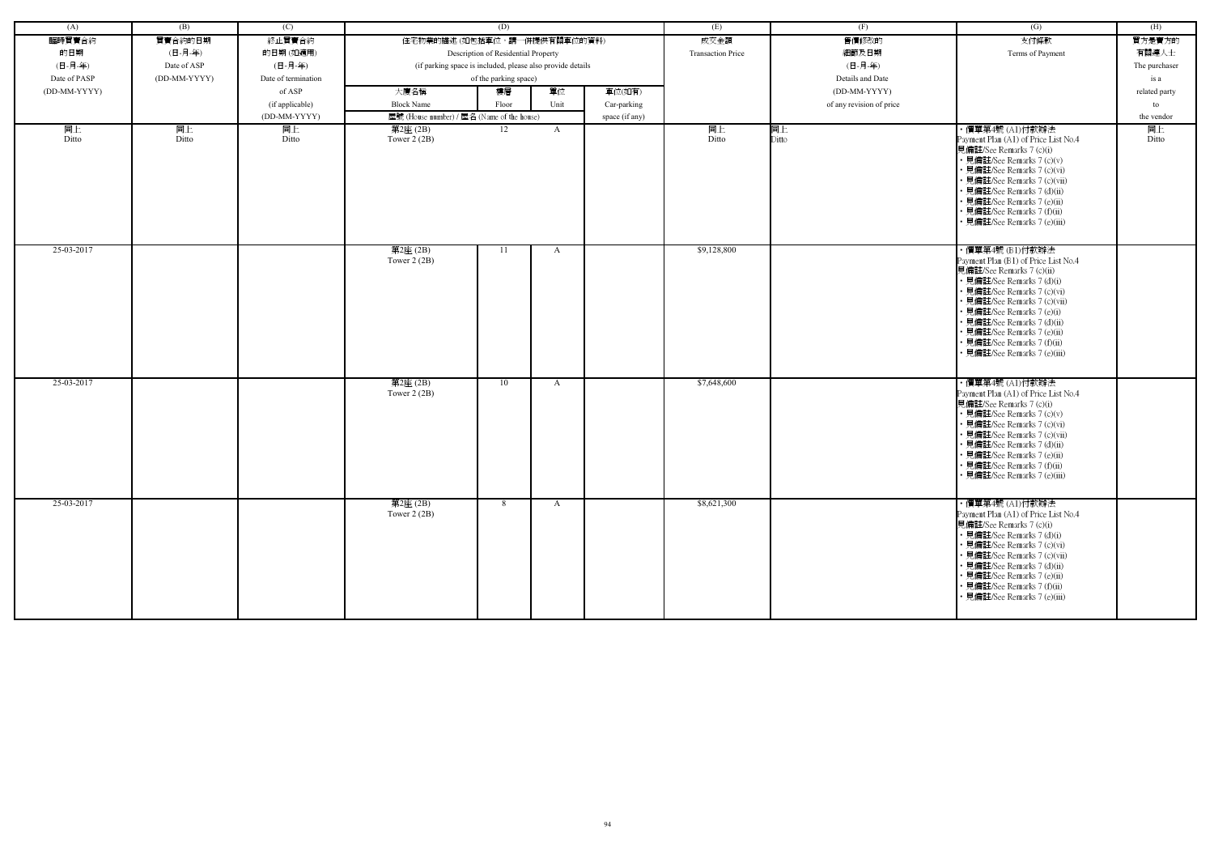| (A) | (B) | (C) | (D) | | | | (E) | (F) | (G) | (H) |
|---|---|---|---|---|---|---|---|---|---|---|
| 臨時買賣合約的日期 (日-月-年) Date of PASP (DD-MM-YYYY) | 買賣合約的日期 (日-月-年) Date of ASP (DD-MM-YYYY) | 終止買賣合約的日期 (如適用) (日-月-年) Date of termination of ASP (if applicable) (DD-MM-YYYY) | 住宅物業的描述 (如包括車位，請一併提供有關車位的資料) Description of Residential Property (if parking space is included, please also provide details of the parking space) | | | | 成交金額 Transaction Price | 售價修改的細節及日期 (日-月-年) Details and Date (DD-MM-YYYY) of any revision of price | 支付條款 Terms of Payment | 買方是賣方的有關連人士 The purchaser is a related party to the vendor |
| | | | 大廈名稱 Block Name 屋號 (House number) / 屋名 (Name of the house) | 樓層 Floor | 單位 Unit | 車位(如有) Car-parking space (if any) | | | | |
| 同上 Ditto | 同上 Ditto | 同上 Ditto | 第2座 (2B) Tower 2 (2B) | 12 | A | | 同上 Ditto | 同上 Ditto | • 價單第4號 (A1)付款辦法 Payment Plan (A1) of Price List No.4 見備註/See Remarks 7 (c)(i) • 見備註/See Remarks 7 (c)(v) • 見備註/See Remarks 7 (c)(vi) • 見備註/See Remarks 7 (c)(vii) • 見備註/See Remarks 7 (d)(ii) • 見備註/See Remarks 7 (e)(ii) • 見備註/See Remarks 7 (f)(ii) • 見備註/See Remarks 7 (e)(iii) | 同上 Ditto |
| 25-03-2017 | | | 第2座 (2B) Tower 2 (2B) | 11 | A | | $9,128,800 | | • 價單第4號 (B1)付款辦法 Payment Plan (B1) of Price List No.4 見備註/See Remarks 7 (c)(ii) • 見備註/See Remarks 7 (d)(i) • 見備註/See Remarks 7 (c)(vi) • 見備註/See Remarks 7 (c)(vii) • 見備註/See Remarks 7 (e)(i) • 見備註/See Remarks 7 (d)(ii) • 見備註/See Remarks 7 (e)(ii) • 見備註/See Remarks 7 (f)(ii) • 見備註/See Remarks 7 (e)(iii) | |
| 25-03-2017 | | | 第2座 (2B) Tower 2 (2B) | 10 | A | | $7,648,600 | | • 價單第4號 (A1)付款辦法 Payment Plan (A1) of Price List No.4 見備註/See Remarks 7 (c)(i) • 見備註/See Remarks 7 (c)(v) • 見備註/See Remarks 7 (c)(vi) • 見備註/See Remarks 7 (c)(vii) • 見備註/See Remarks 7 (d)(ii) • 見備註/See Remarks 7 (e)(ii) • 見備註/See Remarks 7 (f)(ii) • 見備註/See Remarks 7 (e)(iii) | |
| 25-03-2017 | | | 第2座 (2B) Tower 2 (2B) | 8 | A | | $8,621,300 | | • 價單第4號 (A1)付款辦法 Payment Plan (A1) of Price List No.4 見備註/See Remarks 7 (c)(i) • 見備註/See Remarks 7 (d)(i) • 見備註/See Remarks 7 (c)(vi) • 見備註/See Remarks 7 (c)(vii) • 見備註/See Remarks 7 (d)(ii) • 見備註/See Remarks 7 (e)(ii) • 見備註/See Remarks 7 (f)(ii) • 見備註/See Remarks 7 (e)(iii) | |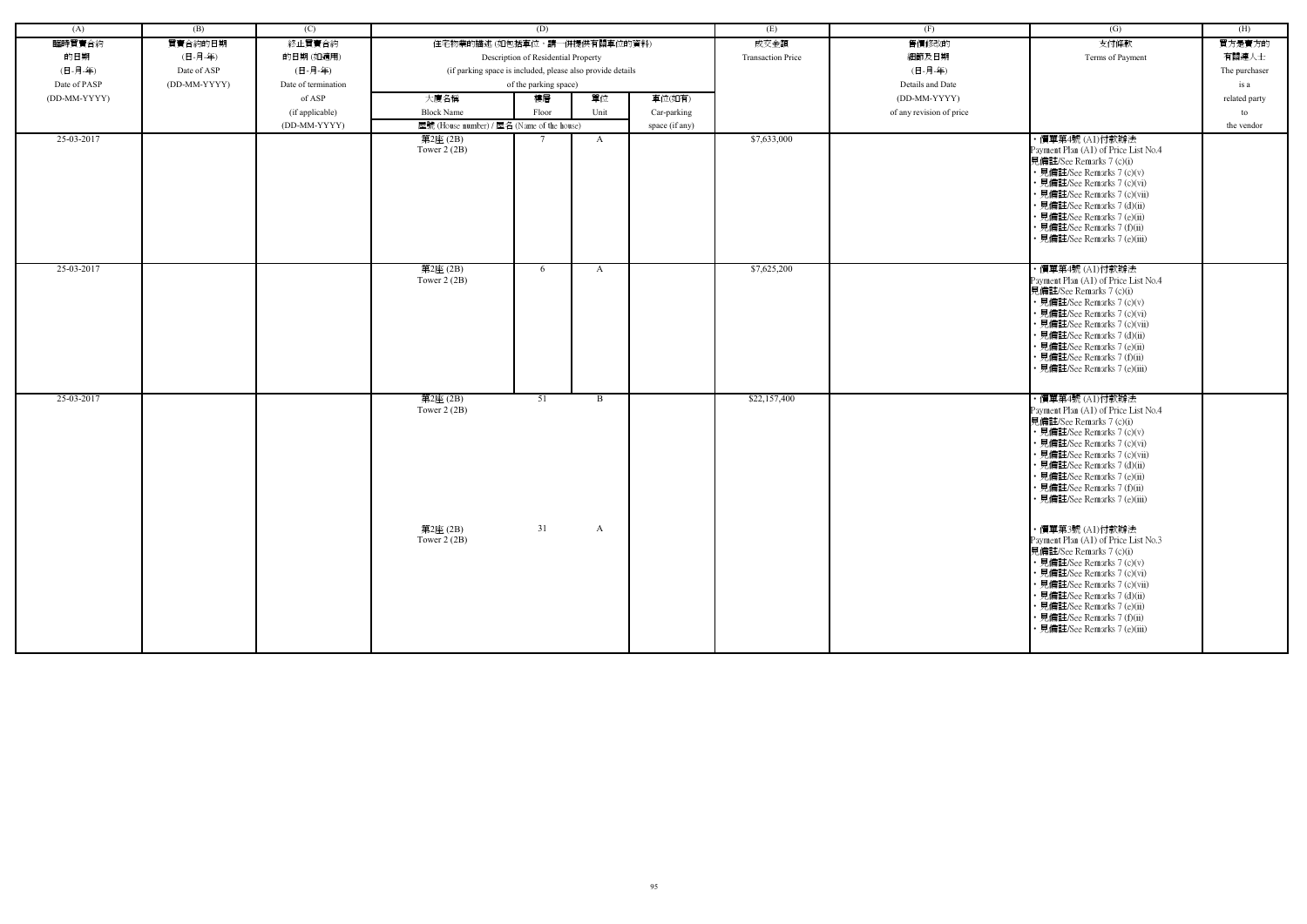| (A) | (B) | (C) | (D) | | | | (E) | (F) | (G) | (H) |
|---|---|---|---|---|---|---|---|---|---|---|
| 臨時買賣合約的日期 (日-月-年) Date of PASP (DD-MM-YYYY) | 買賣合約的日期 (日-月-年) Date of ASP (DD-MM-YYYY) | 終止買賣合約的日期 (如適用) (日-月-年) Date of termination of ASP (if applicable) (DD-MM-YYYY) | 住宅物業的描述 (如包括車位，請一併提供有關車位的資料) Description of Residential Property (if parking space is included, please also provide details of the parking space) | | | | 成交金額 Transaction Price | 售價修改的細節及日期 (日-月-年) Details and Date (DD-MM-YYYY) of any revision of price | 支付條款 Terms of Payment | 買方是賣方的有關連人士 The purchaser is a related party to the vendor |
| | | | 大廈名稱 Block Name | 樓層 Floor | 單位 Unit | 車位(如有) Car-parking space (if any) | | | | |
| | | | 屋號 (House number) / 屋名 (Name of the house) | | | | | | | |
| 25-03-2017 | | | 第2座 (2B) Tower 2 (2B) | 7 | A | | $7,633,000 | | • 價單第4號 (A1)付款辦法 Payment Plan (A1) of Price List No.4 見備註/See Remarks 7 (c)(i) • 見備註/See Remarks 7 (c)(v) • 見備註/See Remarks 7 (c)(vi) • 見備註/See Remarks 7 (c)(vii) • 見備註/See Remarks 7 (d)(ii) • 見備註/See Remarks 7 (e)(ii) • 見備註/See Remarks 7 (f)(ii) • 見備註/See Remarks 7 (e)(iii) | |
| 25-03-2017 | | | 第2座 (2B) Tower 2 (2B) | 6 | A | | $7,625,200 | | • 價單第4號 (A1)付款辦法 Payment Plan (A1) of Price List No.4 見備註/See Remarks 7 (c)(i) • 見備註/See Remarks 7 (c)(v) • 見備註/See Remarks 7 (c)(vi) • 見備註/See Remarks 7 (c)(vii) • 見備註/See Remarks 7 (d)(ii) • 見備註/See Remarks 7 (e)(ii) • 見備註/See Remarks 7 (f)(ii) • 見備註/See Remarks 7 (e)(iii) | |
| 25-03-2017 | | | 第2座 (2B) Tower 2 (2B) | 51 | B | | $22,157,400 | | • 價單第4號 (A1)付款辦法 Payment Plan (A1) of Price List No.4 見備註/See Remarks 7 (c)(i) • 見備註/See Remarks 7 (c)(v) • 見備註/See Remarks 7 (c)(vi) • 見備註/See Remarks 7 (c)(vii) • 見備註/See Remarks 7 (d)(ii) • 見備註/See Remarks 7 (e)(ii) • 見備註/See Remarks 7 (f)(ii) • 見備註/See Remarks 7 (e)(iii) | |
| | | | 第2座 (2B) Tower 2 (2B) | 31 | A | | | | • 價單第3號 (A1)付款辦法 Payment Plan (A1) of Price List No.3 見備註/See Remarks 7 (c)(i) • 見備註/See Remarks 7 (c)(v) • 見備註/See Remarks 7 (c)(vi) • 見備註/See Remarks 7 (c)(vii) • 見備註/See Remarks 7 (d)(ii) • 見備註/See Remarks 7 (e)(ii) • 見備註/See Remarks 7 (f)(ii) • 見備註/See Remarks 7 (e)(iii) | |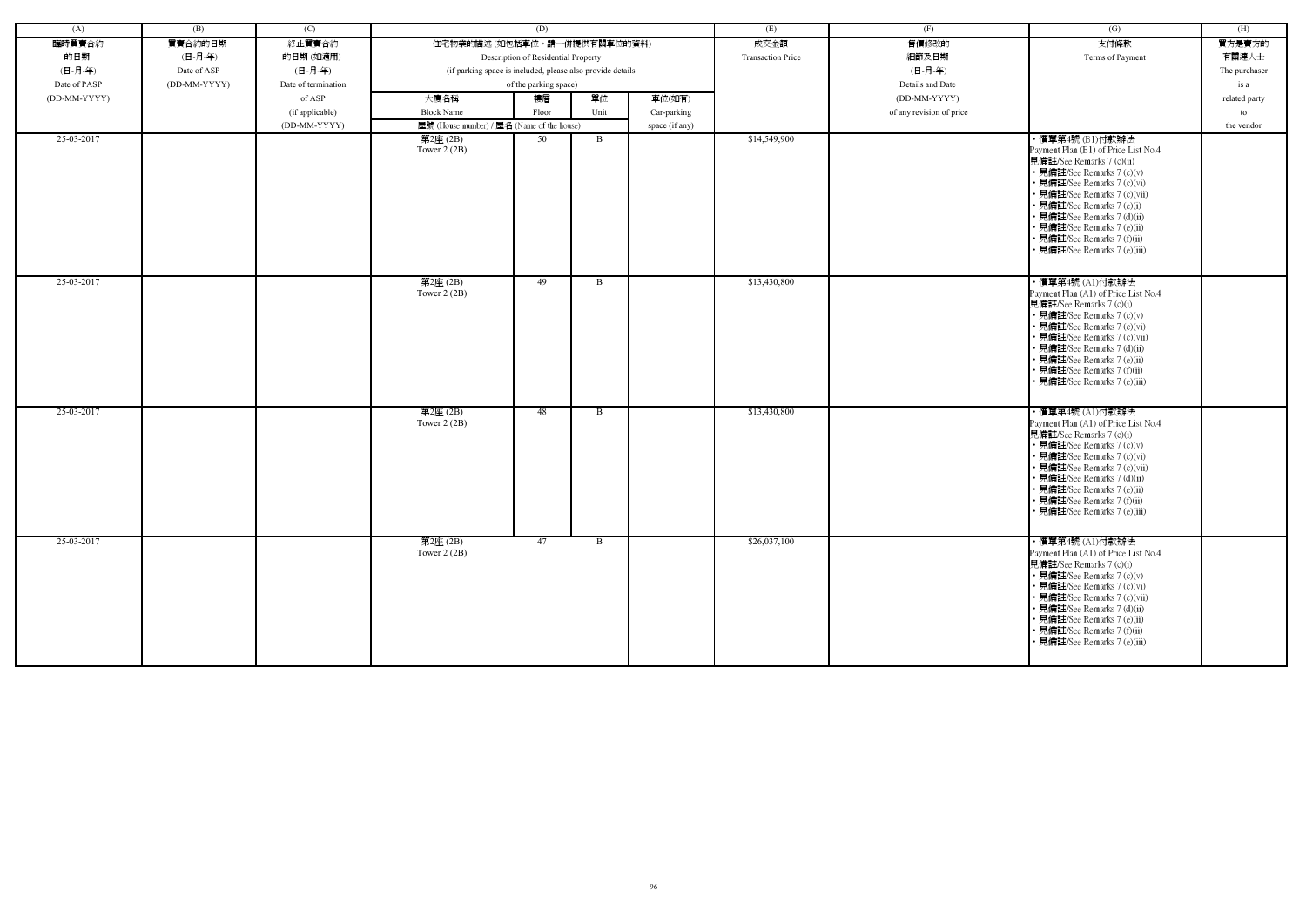| (A) | (B) | (C) | (D) | | | | (E) | (F) | (G) | (H) |
|---|---|---|---|---|---|---|---|---|---|---|
| 臨時買賣合約的日期 (日-月-年) Date of PASP (DD-MM-YYYY) | 買賣合約的日期 (日-月-年) Date of ASP (DD-MM-YYYY) | 終止買賣合約的日期 (如適用) (日-月-年) Date of termination of ASP (if applicable) (DD-MM-YYYY) | 住宅物業的描述 (如包括車位，請一併提供有關車位的資料) Description of Residential Property (if parking space is included, please also provide details of the parking space) | | | | 成交金額 Transaction Price | 售價修改的細節及日期 (日-月-年) Details and Date (DD-MM-YYYY) of any revision of price | 支付條款 Terms of Payment | 買方是賣方的有關連人士 The purchaser is a related party to the vendor |
| | | | 大廈名稱 Block Name | 樓層 Floor | 單位 Unit | 車位(如有) Car-parking space (if any) | | | | |
| | | | 屋號 (House number) / 屋名 (Name of the house) | | | | | | | |
| 25-03-2017 | | | 第2座 (2B) Tower 2 (2B) | 50 | B | | $14,549,900 | | • 價單第4號 (B1)付款辦法 Payment Plan (B1) of Price List No.4 見備註/See Remarks 7 (c)(ii) • 見備註/See Remarks 7 (c)(v) • 見備註/See Remarks 7 (c)(vi) • 見備註/See Remarks 7 (c)(vii) • 見備註/See Remarks 7 (e)(i) • 見備註/See Remarks 7 (d)(ii) • 見備註/See Remarks 7 (e)(ii) • 見備註/See Remarks 7 (f)(ii) • 見備註/See Remarks 7 (e)(iii) | |
| 25-03-2017 | | | 第2座 (2B) Tower 2 (2B) | 49 | B | | $13,430,800 | | • 價單第4號 (A1)付款辦法 Payment Plan (A1) of Price List No.4 見備註/See Remarks 7 (c)(i) • 見備註/See Remarks 7 (c)(v) • 見備註/See Remarks 7 (c)(vi) • 見備註/See Remarks 7 (c)(vii) • 見備註/See Remarks 7 (d)(ii) • 見備註/See Remarks 7 (e)(ii) • 見備註/See Remarks 7 (f)(ii) • 見備註/See Remarks 7 (e)(iii) | |
| 25-03-2017 | | | 第2座 (2B) Tower 2 (2B) | 48 | B | | $13,430,800 | | • 價單第4號 (A1)付款辦法 Payment Plan (A1) of Price List No.4 見備註/See Remarks 7 (c)(i) • 見備註/See Remarks 7 (c)(v) • 見備註/See Remarks 7 (c)(vi) • 見備註/See Remarks 7 (c)(vii) • 見備註/See Remarks 7 (d)(ii) • 見備註/See Remarks 7 (e)(ii) • 見備註/See Remarks 7 (f)(ii) • 見備註/See Remarks 7 (e)(iii) | |
| 25-03-2017 | | | 第2座 (2B) Tower 2 (2B) | 47 | B | | $26,037,100 | | • 價單第4號 (A1)付款辦法 Payment Plan (A1) of Price List No.4 見備註/See Remarks 7 (c)(i) • 見備註/See Remarks 7 (c)(v) • 見備註/See Remarks 7 (c)(vi) • 見備註/See Remarks 7 (c)(vii) • 見備註/See Remarks 7 (d)(ii) • 見備註/See Remarks 7 (e)(ii) • 見備註/See Remarks 7 (f)(ii) • 見備註/See Remarks 7 (e)(iii) | |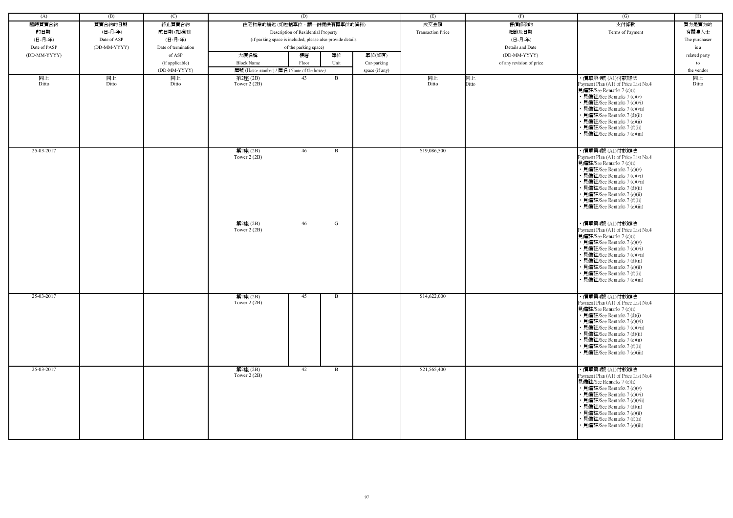| (A) | (B) | (C) | (D) | | | | (E) | (F) | (G) | (H) |
|---|---|---|---|---|---|---|---|---|---|---|
| 臨時買賣合約的日期 (日-月-年) Date of PASP (DD-MM-YYYY) | 買賣合約的日期 (日-月-年) Date of ASP (DD-MM-YYYY) | 終止買賣合約的日期 (如適用) (日-月-年) Date of termination of ASP (if applicable) (DD-MM-YYYY) | 住宅物業的描述 (如包括車位，請一併提供有關車位的資料) Description of Residential Property (if parking space is included, please also provide details of the parking space) | | | | 成交金額 Transaction Price | 售價修改的細節及日期 (日-月-年) Details and Date (DD-MM-YYYY) of any revision of price | 支付條款 Terms of Payment | 買方是賣方的有關連人士 The purchaser is a related party to the vendor |
| | | | 大廈名稱 Block Name | 樓層 Floor | 單位 Unit | 車位(如有) Car-parking space (if any) | | | | |
| | | | 屋號 (House number) / 屋名 (Name of the house) | | | | | | | |
| 同上 Ditto | 同上 Ditto | 同上 Ditto | 第2座 (2B) Tower 2 (2B) | 43 | B | | 同上 Ditto | 同上 Ditto | • 價單第4號 (A1)付款辦法 Payment Plan (A1) of Price List No.4 見備註/See Remarks 7 (c)(i) • 見備註/See Remarks 7 (c)(v) • 見備註/See Remarks 7 (c)(vi) • 見備註/See Remarks 7 (c)(vii) • 見備註/See Remarks 7 (d)(ii) • 見備註/See Remarks 7 (e)(ii) • 見備註/See Remarks 7 (f)(ii) • 見備註/See Remarks 7 (e)(iii) | 同上 Ditto |
| 25-03-2017 | | | 第2座 (2B) Tower 2 (2B) | 46 | B | | $19,086,500 | | • 價單第4號 (A1)付款辦法 Payment Plan (A1) of Price List No.4 見備註/See Remarks 7 (c)(i) • 見備註/See Remarks 7 (c)(v) • 見備註/See Remarks 7 (c)(vi) • 見備註/See Remarks 7 (c)(vii) • 見備註/See Remarks 7 (d)(ii) • 見備註/See Remarks 7 (e)(ii) • 見備註/See Remarks 7 (f)(ii) • 見備註/See Remarks 7 (e)(iii) | |
| | | | 第2座 (2B) Tower 2 (2B) | 46 | G | | | | • 價單第4號 (A1)付款辦法 Payment Plan (A1) of Price List No.4 見備註/See Remarks 7 (c)(i) • 見備註/See Remarks 7 (c)(v) • 見備註/See Remarks 7 (c)(vi) • 見備註/See Remarks 7 (c)(vii) • 見備註/See Remarks 7 (d)(ii) • 見備註/See Remarks 7 (e)(ii) • 見備註/See Remarks 7 (f)(ii) • 見備註/See Remarks 7 (e)(iii) | |
| 25-03-2017 | | | 第2座 (2B) Tower 2 (2B) | 45 | B | | $14,622,000 | | • 價單第4號 (A1)付款辦法 Payment Plan (A1) of Price List No.4 見備註/See Remarks 7 (c)(i) • 見備註/See Remarks 7 (d)(i) • 見備註/See Remarks 7 (c)(vi) • 見備註/See Remarks 7 (c)(vii) • 見備註/See Remarks 7 (d)(ii) • 見備註/See Remarks 7 (e)(ii) • 見備註/See Remarks 7 (f)(ii) • 見備註/See Remarks 7 (e)(iii) | |
| 25-03-2017 | | | 第2座 (2B) Tower 2 (2B) | 42 | B | | $21,565,400 | | • 價單第4號 (A1)付款辦法 Payment Plan (A1) of Price List No.4 見備註/See Remarks 7 (c)(i) • 見備註/See Remarks 7 (c)(v) • 見備註/See Remarks 7 (c)(vi) • 見備註/See Remarks 7 (c)(vii) • 見備註/See Remarks 7 (d)(ii) • 見備註/See Remarks 7 (e)(ii) • 見備註/See Remarks 7 (f)(ii) • 見備註/See Remarks 7 (e)(iii) | |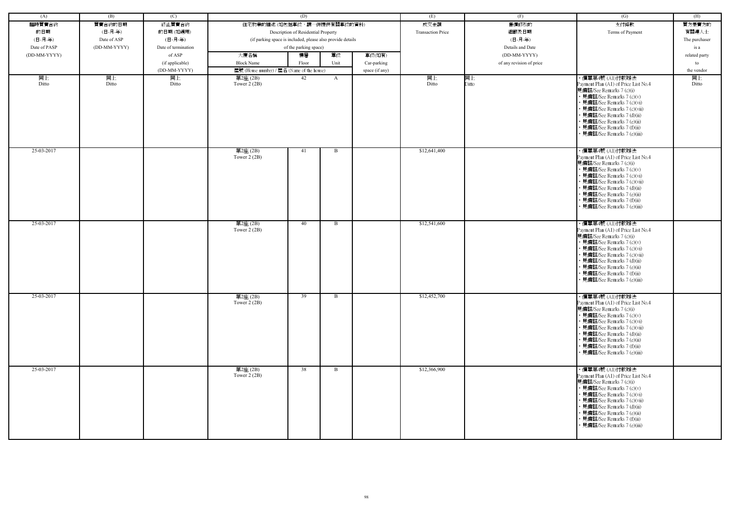| (A) | (B) | (C) | (D) | | | | (E) | (F) | (G) | (H) |
|---|---|---|---|---|---|---|---|---|---|---|
| 臨時買賣合約的日期 (日-月-年) Date of PASP (DD-MM-YYYY) | 買賣合約的日期 (日-月-年) Date of ASP (DD-MM-YYYY) | 終止買賣合約的日期 (如適用) (日-月-年) Date of termination of ASP (if applicable) (DD-MM-YYYY) | 住宅物業的描述 (如包括車位，請一併提供有關車位的資料) Description of Residential Property (if parking space is included, please also provide details of the parking space) | | | | 成交金額 Transaction Price | 售價修改的細節及日期 (日-月-年) Details and Date (DD-MM-YYYY) of any revision of price | 支付條款 Terms of Payment | 買方是賣方的有關連人士 The purchaser is a related party to the vendor |
| | | | 大廈名稱 Block Name | 樓層 Floor | 單位 Unit | 車位(如有) Car-parking space (if any) | | | | |
| | | | 屋號 (House number) / 屋名 (Name of the house) | | | | | | | |
| 同上 Ditto | 同上 Ditto | 同上 Ditto | 第2座 (2B) Tower 2 (2B) | 42 | A | | 同上 Ditto | 同上 Ditto | ・價單第4號 (A1)付款辦法 Payment Plan (A1) of Price List No.4 見備註/See Remarks 7 (c)(i) ・見備註/See Remarks 7 (c)(v) ・見備註/See Remarks 7 (c)(vi) ・見備註/See Remarks 7 (c)(vii) ・見備註/See Remarks 7 (d)(ii) ・見備註/See Remarks 7 (e)(ii) ・見備註/See Remarks 7 (f)(ii) ・見備註/See Remarks 7 (e)(iii) | 同上 Ditto |
| 25-03-2017 | | | 第2座 (2B) Tower 2 (2B) | 41 | B | | $12,641,400 | | ・價單第4號 (A1)付款辦法 Payment Plan (A1) of Price List No.4 見備註/See Remarks 7 (c)(i) ・見備註/See Remarks 7 (c)(v) ・見備註/See Remarks 7 (c)(vi) ・見備註/See Remarks 7 (c)(vii) ・見備註/See Remarks 7 (d)(ii) ・見備註/See Remarks 7 (e)(ii) ・見備註/See Remarks 7 (f)(ii) ・見備註/See Remarks 7 (e)(iii) | |
| 25-03-2017 | | | 第2座 (2B) Tower 2 (2B) | 40 | B | | $12,541,600 | | ・價單第4號 (A1)付款辦法 Payment Plan (A1) of Price List No.4 見備註/See Remarks 7 (c)(i) ・見備註/See Remarks 7 (c)(v) ・見備註/See Remarks 7 (c)(vi) ・見備註/See Remarks 7 (c)(vii) ・見備註/See Remarks 7 (d)(ii) ・見備註/See Remarks 7 (e)(ii) ・見備註/See Remarks 7 (f)(ii) ・見備註/See Remarks 7 (e)(iii) | |
| 25-03-2017 | | | 第2座 (2B) Tower 2 (2B) | 39 | B | | $12,452,700 | | ・價單第4號 (A1)付款辦法 Payment Plan (A1) of Price List No.4 見備註/See Remarks 7 (c)(i) ・見備註/See Remarks 7 (c)(v) ・見備註/See Remarks 7 (c)(vi) ・見備註/See Remarks 7 (c)(vii) ・見備註/See Remarks 7 (d)(ii) ・見備註/See Remarks 7 (e)(ii) ・見備註/See Remarks 7 (f)(ii) ・見備註/See Remarks 7 (e)(iii) | |
| 25-03-2017 | | | 第2座 (2B) Tower 2 (2B) | 38 | B | | $12,366,900 | | ・價單第4號 (A1)付款辦法 Payment Plan (A1) of Price List No.4 見備註/See Remarks 7 (c)(i) ・見備註/See Remarks 7 (c)(v) ・見備註/See Remarks 7 (c)(vi) ・見備註/See Remarks 7 (c)(vii) ・見備註/See Remarks 7 (d)(ii) ・見備註/See Remarks 7 (e)(ii) ・見備註/See Remarks 7 (f)(ii) ・見備註/See Remarks 7 (e)(iii) | |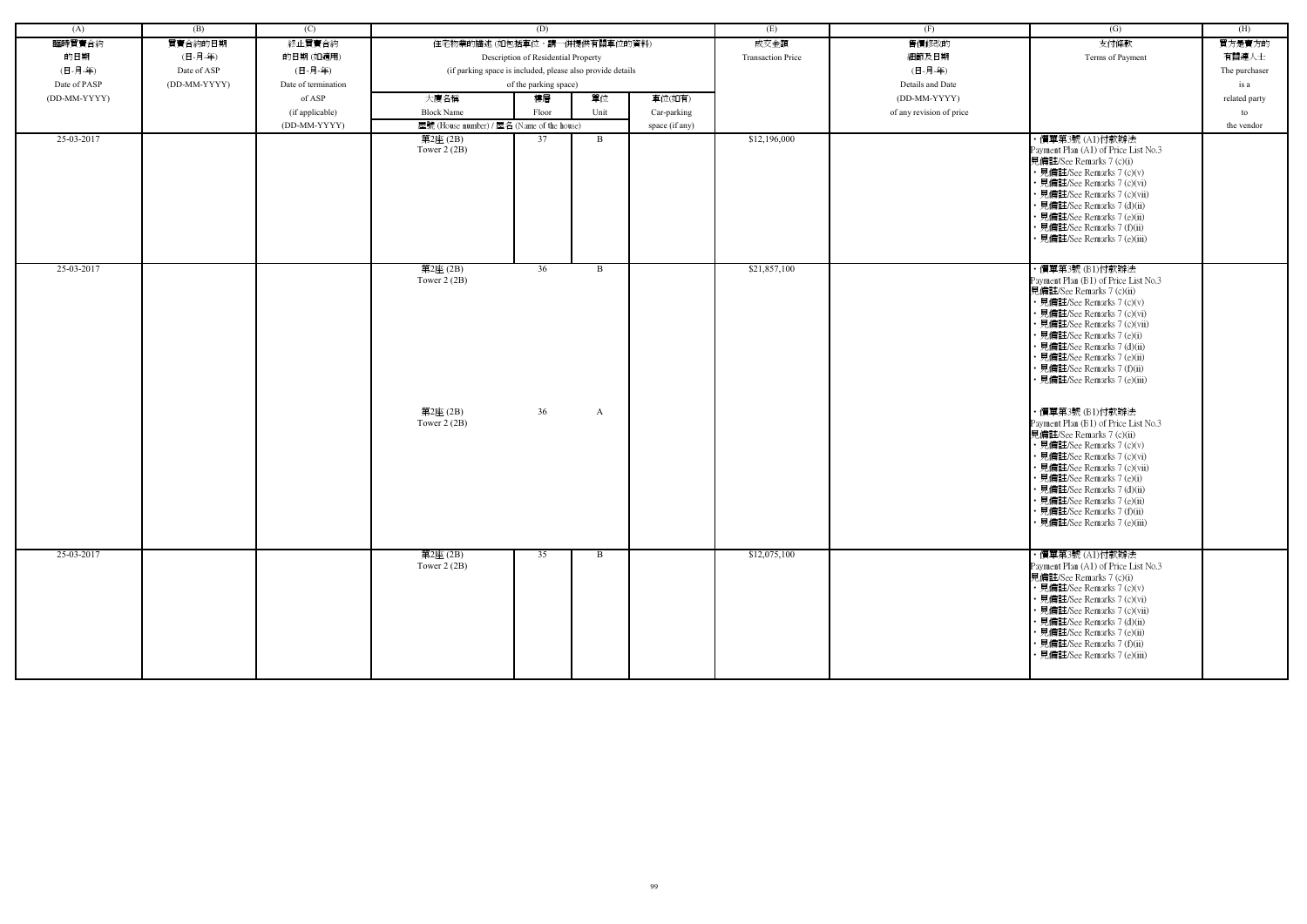| (A) | (B) | (C) | (D) | | | | (E) | (F) | (G) | (H) |
|---|---|---|---|---|---|---|---|---|---|---|
| 臨時買賣合約的日期 (日-月-年) Date of PASP (DD-MM-YYYY) | 買賣合約的日期 (日-月-年) Date of ASP (DD-MM-YYYY) | 終止買賣合約的日期 (如適用) (日-月-年) Date of termination of ASP (if applicable) (DD-MM-YYYY) | 住宅物業的描述 (如包括車位，請一併提供有關車位的資料) Description of Residential Property (if parking space is included, please also provide details of the parking space) | | | | 成交金額 Transaction Price | 售價修改的細節及日期 (日-月-年) Details and Date (DD-MM-YYYY) of any revision of price | 支付條款 Terms of Payment | 買方是賣方的有關連人士 The purchaser is a related party to the vendor |
| | | | 大廈名稱 Block Name | 樓層 Floor | 單位 Unit | 車位(如有) Car-parking space (if any) | | | | |
| | | | 屋號 (House number) / 屋名 (Name of the house) | | | | | | | |
| 25-03-2017 | | | 第2座 (2B) Tower 2 (2B) | 37 | B | | $12,196,000 | | ・價單第3號 (A1)付款辦法 Payment Plan (A1) of Price List No.3 見備註/See Remarks 7 (c)(i) ・見備註/See Remarks 7 (c)(v) ・見備註/See Remarks 7 (c)(vi) ・見備註/See Remarks 7 (c)(vii) ・見備註/See Remarks 7 (d)(ii) ・見備註/See Remarks 7 (e)(ii) ・見備註/See Remarks 7 (f)(ii) ・見備註/See Remarks 7 (e)(iii) | |
| 25-03-2017 | | | 第2座 (2B) Tower 2 (2B) | 36 | B | | $21,857,100 | | ・價單第3號 (B1)付款辦法 Payment Plan (B1) of Price List No.3 見備註/See Remarks 7 (c)(ii) ・見備註/See Remarks 7 (c)(v) ・見備註/See Remarks 7 (c)(vi) ・見備註/See Remarks 7 (c)(vii) ・見備註/See Remarks 7 (e)(i) ・見備註/See Remarks 7 (d)(ii) ・見備註/See Remarks 7 (e)(ii) ・見備註/See Remarks 7 (f)(ii) ・見備註/See Remarks 7 (e)(iii) | |
| | | | 第2座 (2B) Tower 2 (2B) | 36 | A | | | | ・價單第3號 (B1)付款辦法 Payment Plan (B1) of Price List No.3 見備註/See Remarks 7 (c)(ii) ・見備註/See Remarks 7 (c)(v) ・見備註/See Remarks 7 (c)(vi) ・見備註/See Remarks 7 (c)(vii) ・見備註/See Remarks 7 (e)(i) ・見備註/See Remarks 7 (d)(ii) ・見備註/See Remarks 7 (e)(ii) ・見備註/See Remarks 7 (f)(ii) ・見備註/See Remarks 7 (e)(iii) | |
| 25-03-2017 | | | 第2座 (2B) Tower 2 (2B) | 35 | B | | $12,075,100 | | ・價單第3號 (A1)付款辦法 Payment Plan (A1) of Price List No.3 見備註/See Remarks 7 (c)(i) ・見備註/See Remarks 7 (c)(v) ・見備註/See Remarks 7 (c)(vi) ・見備註/See Remarks 7 (c)(vii) ・見備註/See Remarks 7 (d)(ii) ・見備註/See Remarks 7 (e)(ii) ・見備註/See Remarks 7 (f)(ii) ・見備註/See Remarks 7 (e)(iii) | |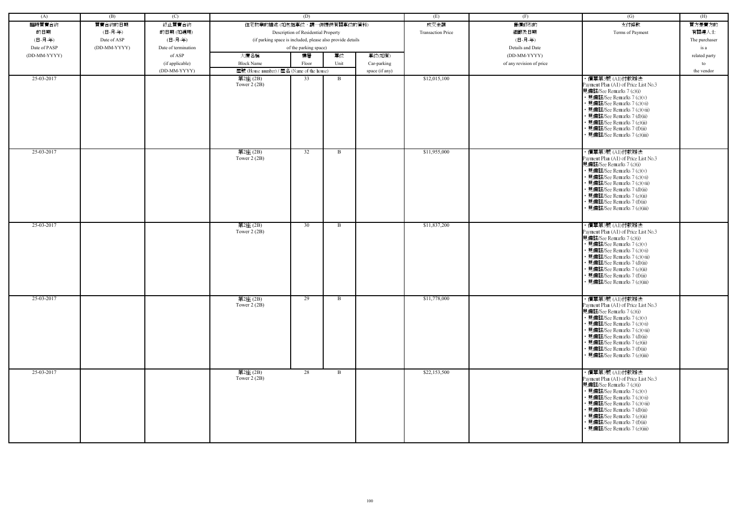| (A) | (B) | (C) | (D) | | | | (E) | (F) | (G) | (H) |
|---|---|---|---|---|---|---|---|---|---|---|
| 臨時買賣合約的日期 (日-月-年) Date of PASP (DD-MM-YYYY) | 買賣合約的日期 (日-月-年) Date of ASP (DD-MM-YYYY) | 終止買賣合約的日期 (如適用) (日-月-年) Date of termination of ASP (if applicable) (DD-MM-YYYY) | 住宅物業的描述 (如包括車位，請一併提供有關車位的資料) Description of Residential Property (if parking space is included, please also provide details of the parking space) | | | | 成交金額 Transaction Price | 售價修改的細節及日期 (日-月-年) Details and Date (DD-MM-YYYY) of any revision of price | 支付條款 Terms of Payment | 買方是賣方的有關連人士 The purchaser is a related party to the vendor |
| | | | 大廈名稱 Block Name | 樓層 Floor | 單位 Unit | 車位(如有) Car-parking space (if any) | | | | |
| | | | 屋號 (House number) / 屋名 (Name of the house) | | | | | | | |
| 25-03-2017 | | | 第2座 (2B) Tower 2 (2B) | 33 | B | | $12,015,100 | | • 價單第3號 (A1)付款辦法 Payment Plan (A1) of Price List No.3 見備註/See Remarks 7 (c)(i) • 見備註/See Remarks 7 (c)(v) • 見備註/See Remarks 7 (c)(vi) • 見備註/See Remarks 7 (c)(vii) • 見備註/See Remarks 7 (d)(ii) • 見備註/See Remarks 7 (e)(ii) • 見備註/See Remarks 7 (f)(ii) • 見備註/See Remarks 7 (e)(iii) | |
| 25-03-2017 | | | 第2座 (2B) Tower 2 (2B) | 32 | B | | $11,955,000 | | • 價單第3號 (A1)付款辦法 Payment Plan (A1) of Price List No.3 見備註/See Remarks 7 (c)(i) • 見備註/See Remarks 7 (c)(v) • 見備註/See Remarks 7 (c)(vi) • 見備註/See Remarks 7 (c)(vii) • 見備註/See Remarks 7 (d)(ii) • 見備註/See Remarks 7 (e)(ii) • 見備註/See Remarks 7 (f)(ii) • 見備註/See Remarks 7 (e)(iii) | |
| 25-03-2017 | | | 第2座 (2B) Tower 2 (2B) | 30 | B | | $11,837,200 | | • 價單第3號 (A1)付款辦法 Payment Plan (A1) of Price List No.3 見備註/See Remarks 7 (c)(i) • 見備註/See Remarks 7 (c)(v) • 見備註/See Remarks 7 (c)(vi) • 見備註/See Remarks 7 (c)(vii) • 見備註/See Remarks 7 (d)(ii) • 見備註/See Remarks 7 (e)(ii) • 見備註/See Remarks 7 (f)(ii) • 見備註/See Remarks 7 (e)(iii) | |
| 25-03-2017 | | | 第2座 (2B) Tower 2 (2B) | 29 | B | | $11,778,000 | | • 價單第3號 (A1)付款辦法 Payment Plan (A1) of Price List No.3 見備註/See Remarks 7 (c)(i) • 見備註/See Remarks 7 (c)(v) • 見備註/See Remarks 7 (c)(vi) • 見備註/See Remarks 7 (c)(vii) • 見備註/See Remarks 7 (d)(ii) • 見備註/See Remarks 7 (e)(ii) • 見備註/See Remarks 7 (f)(ii) • 見備註/See Remarks 7 (e)(iii) | |
| 25-03-2017 | | | 第2座 (2B) Tower 2 (2B) | 28 | B | | $22,153,500 | | • 價單第3號 (A1)付款辦法 Payment Plan (A1) of Price List No.3 見備註/See Remarks 7 (c)(i) • 見備註/See Remarks 7 (c)(v) • 見備註/See Remarks 7 (c)(vi) • 見備註/See Remarks 7 (c)(vii) • 見備註/See Remarks 7 (d)(ii) • 見備註/See Remarks 7 (e)(ii) • 見備註/See Remarks 7 (f)(ii) • 見備註/See Remarks 7 (e)(iii) | |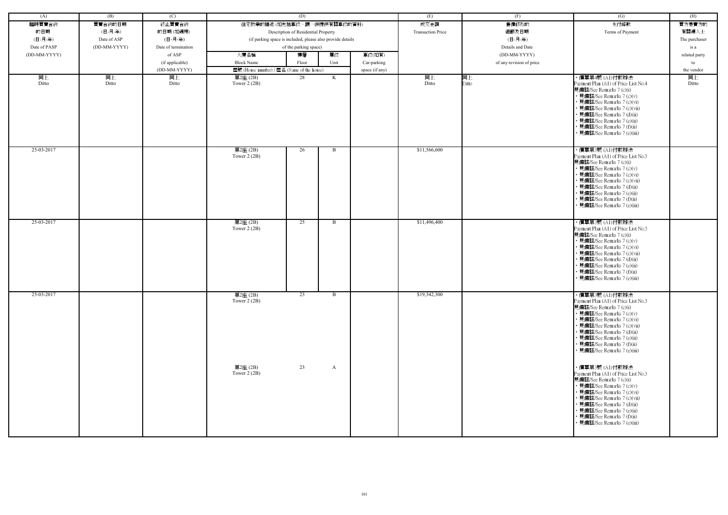| (A) | (B) | (C) | (D) | | | | (E) | (F) | (G) | (H) |
|---|---|---|---|---|---|---|---|---|---|---|
| 臨時買賣合約的日期 (日-月-年) Date of PASP (DD-MM-YYYY) | 買賣合約的日期 (日-月-年) Date of ASP (DD-MM-YYYY) | 終止買賣合約的日期 (如適用) (日-月-年) Date of termination of ASP (if applicable) (DD-MM-YYYY) | 住宅物業的描述 (如包括車位，請一併提供有關車位的資料) Description of Residential Property (if parking space is included, please also provide details of the parking space) | | | | 成交金額 Transaction Price | 售價修改的細節及日期 (日-月-年) Details and Date (DD-MM-YYYY) of any revision of price | 支付條款 Terms of Payment | 買方是賣方的有關連人士 The purchaser is a related party to the vendor |
| | | | 大廈名稱 Block Name<br>屋號 (House number) / 屋名 (Name of the house) | 樓層 Floor | 單位 Unit | 車位(如有) Car-parking space (if any) | | | | |
| 同上 Ditto | 同上 Ditto | 同上 Ditto | 第2座 (2B) Tower 2 (2B) | 28 | K | | 同上 Ditto | 同上 Ditto | • 價單第4號 (A1)付款辦法 Payment Plan (A1) of Price List No.4 見備註/See Remarks 7 (c)(i) • 見備註/See Remarks 7 (c)(v) • 見備註/See Remarks 7 (c)(vi) • 見備註/See Remarks 7 (c)(vii) • 見備註/See Remarks 7 (d)(ii) • 見備註/See Remarks 7 (e)(ii) • 見備註/See Remarks 7 (f)(ii) • 見備註/See Remarks 7 (e)(iii) | 同上 Ditto |
| 25-03-2017 | | | 第2座 (2B) Tower 2 (2B) | 26 | B | | $11,566,600 | | • 價單第3號 (A1)付款辦法 Payment Plan (A1) of Price List No.3 見備註/See Remarks 7 (c)(i) • 見備註/See Remarks 7 (c)(v) • 見備註/See Remarks 7 (c)(vi) • 見備註/See Remarks 7 (c)(vii) • 見備註/See Remarks 7 (d)(ii) • 見備註/See Remarks 7 (e)(ii) • 見備註/See Remarks 7 (f)(ii) • 見備註/See Remarks 7 (e)(iii) | |
| 25-03-2017 | | | 第2座 (2B) Tower 2 (2B) | 25 | B | | $11,496,400 | | • 價單第3號 (A1)付款辦法 Payment Plan (A1) of Price List No.3 見備註/See Remarks 7 (c)(i) • 見備註/See Remarks 7 (c)(v) • 見備註/See Remarks 7 (c)(vi) • 見備註/See Remarks 7 (c)(vii) • 見備註/See Remarks 7 (d)(ii) • 見備註/See Remarks 7 (e)(ii) • 見備註/See Remarks 7 (f)(ii) • 見備註/See Remarks 7 (e)(iii) | |
| 25-03-2017 | | | 第2座 (2B) Tower 2 (2B) | 23 | B | | $19,342,300 | | • 價單第3號 (A1)付款辦法 Payment Plan (A1) of Price List No.3 見備註/See Remarks 7 (c)(i) • 見備註/See Remarks 7 (c)(v) • 見備註/See Remarks 7 (c)(vi) • 見備註/See Remarks 7 (c)(vii) • 見備註/See Remarks 7 (d)(ii) • 見備註/See Remarks 7 (e)(ii) • 見備註/See Remarks 7 (f)(ii) • 見備註/See Remarks 7 (e)(iii) | |
| | | | 第2座 (2B) Tower 2 (2B) | 23 | A | | | | • 價單第3號 (A1)付款辦法 Payment Plan (A1) of Price List No.3 見備註/See Remarks 7 (c)(i) • 見備註/See Remarks 7 (c)(v) • 見備註/See Remarks 7 (c)(vi) • 見備註/See Remarks 7 (c)(vii) • 見備註/See Remarks 7 (d)(ii) • 見備註/See Remarks 7 (e)(ii) • 見備註/See Remarks 7 (f)(ii) • 見備註/See Remarks 7 (e)(iii) | |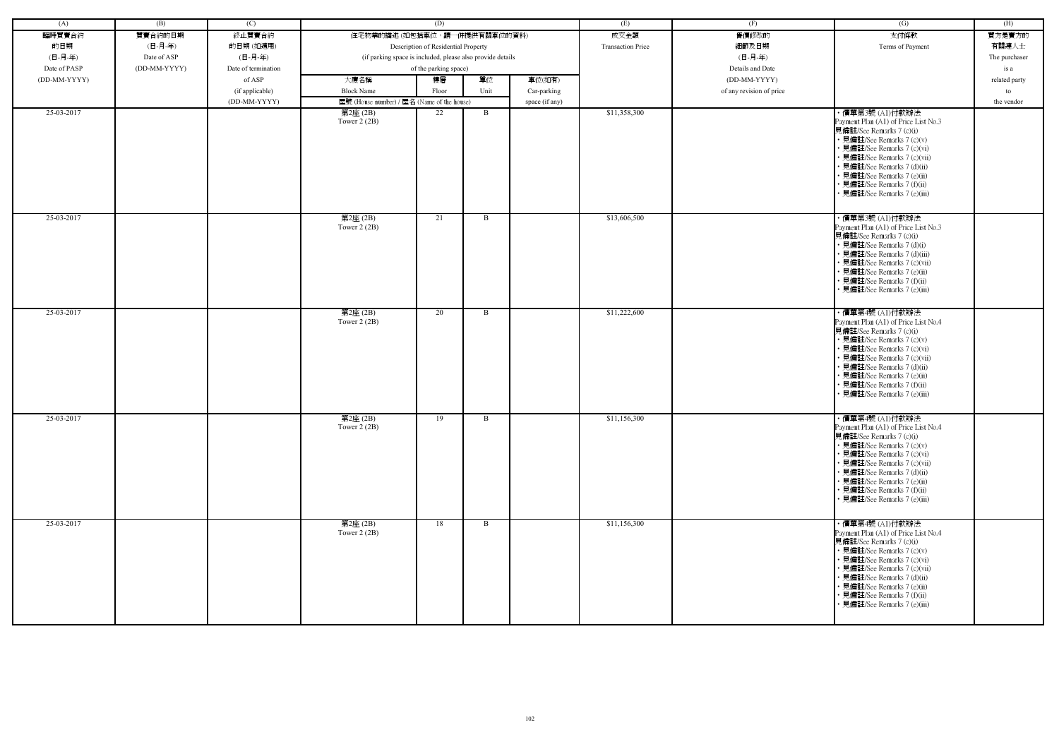| (A) | (B) | (C) | (D) | | | | (E) | (F) | (G) | (H) |
|---|---|---|---|---|---|---|---|---|---|---|
| 臨時買賣合約的日期 (日-月-年) Date of PASP (DD-MM-YYYY) | 買賣合約的日期 (日-月-年) Date of ASP (DD-MM-YYYY) | 終止買賣合約的日期 (如適用) (日-月-年) Date of termination of ASP (if applicable) (DD-MM-YYYY) | 住宅物業的描述 (如包括車位，請一併提供有關車位的資料) Description of Residential Property (if parking space is included, please also provide details of the parking space) | | | | 成交金額 Transaction Price | 售價修改的細節及日期 (日-月-年) Details and Date (DD-MM-YYYY) of any revision of price | 支付條款 Terms of Payment | 買方是賣方的有關連人士 The purchaser is a related party to the vendor |
| | | | 大廈名稱 Block Name | 樓層 Floor | 單位 Unit | 車位(如有) Car-parking space (if any) | | | | |
| | | | 屋號 (House number) / 屋名 (Name of the house) | | | | | | | |
| 25-03-2017 | | | 第2座 (2B) Tower 2 (2B) | 22 | B | | $11,358,300 | | • 價單第3號 (A1)付款辦法 Payment Plan (A1) of Price List No.3 見備註/See Remarks 7 (c)(i) • 見備註/See Remarks 7 (c)(v) • 見備註/See Remarks 7 (c)(vi) • 見備註/See Remarks 7 (c)(vii) • 見備註/See Remarks 7 (d)(ii) • 見備註/See Remarks 7 (e)(ii) • 見備註/See Remarks 7 (f)(ii) • 見備註/See Remarks 7 (e)(iii) | |
| 25-03-2017 | | | 第2座 (2B) Tower 2 (2B) | 21 | B | | $13,606,500 | | • 價單第3號 (A1)付款辦法 Payment Plan (A1) of Price List No.3 見備註/See Remarks 7 (c)(i) • 見備註/See Remarks 7 (d)(i) • 見備註/See Remarks 7 (d)(iii) • 見備註/See Remarks 7 (c)(vii) • 見備註/See Remarks 7 (e)(ii) • 見備註/See Remarks 7 (f)(ii) • 見備註/See Remarks 7 (e)(iii) | |
| 25-03-2017 | | | 第2座 (2B) Tower 2 (2B) | 20 | B | | $11,222,600 | | • 價單第4號 (A1)付款辦法 Payment Plan (A1) of Price List No.4 見備註/See Remarks 7 (c)(i) • 見備註/See Remarks 7 (c)(v) • 見備註/See Remarks 7 (c)(vi) • 見備註/See Remarks 7 (c)(vii) • 見備註/See Remarks 7 (d)(ii) • 見備註/See Remarks 7 (e)(ii) • 見備註/See Remarks 7 (f)(ii) • 見備註/See Remarks 7 (e)(iii) | |
| 25-03-2017 | | | 第2座 (2B) Tower 2 (2B) | 19 | B | | $11,156,300 | | • 價單第4號 (A1)付款辦法 Payment Plan (A1) of Price List No.4 見備註/See Remarks 7 (c)(i) • 見備註/See Remarks 7 (c)(v) • 見備註/See Remarks 7 (c)(vi) • 見備註/See Remarks 7 (c)(vii) • 見備註/See Remarks 7 (d)(ii) • 見備註/See Remarks 7 (e)(ii) • 見備註/See Remarks 7 (f)(ii) • 見備註/See Remarks 7 (e)(iii) | |
| 25-03-2017 | | | 第2座 (2B) Tower 2 (2B) | 18 | B | | $11,156,300 | | • 價單第4號 (A1)付款辦法 Payment Plan (A1) of Price List No.4 見備註/See Remarks 7 (c)(i) • 見備註/See Remarks 7 (c)(v) • 見備註/See Remarks 7 (c)(vi) • 見備註/See Remarks 7 (c)(vii) • 見備註/See Remarks 7 (d)(ii) • 見備註/See Remarks 7 (e)(ii) • 見備註/See Remarks 7 (f)(ii) • 見備註/See Remarks 7 (e)(iii) | |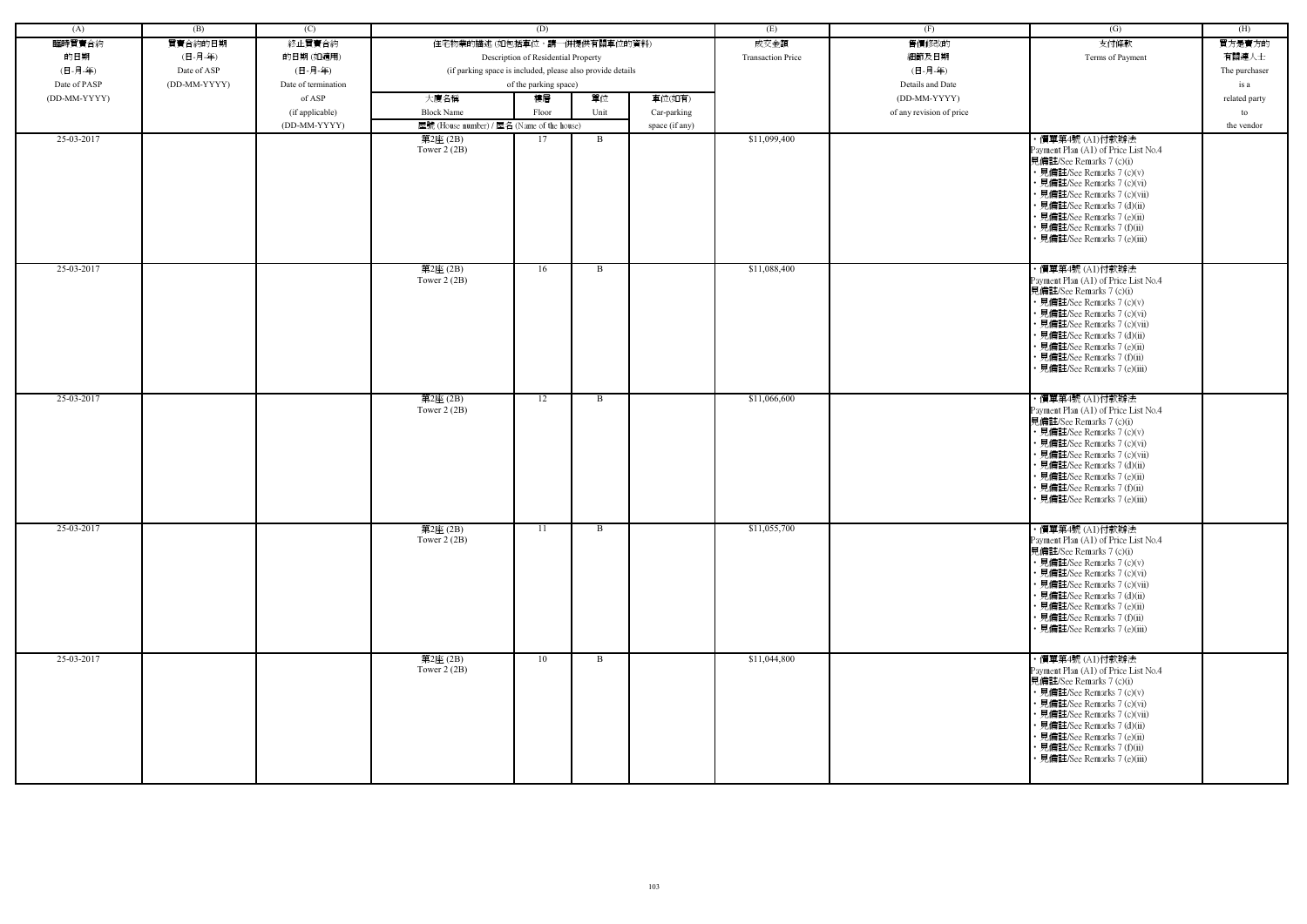| (A) | (B) | (C) | (D) | | | | (E) | (F) | (G) | (H) |
|---|---|---|---|---|---|---|---|---|---|---|
| 臨時買賣合約的日期 (日-月-年) Date of PASP (DD-MM-YYYY) | 買賣合約的日期 (日-月-年) Date of ASP (DD-MM-YYYY) | 終止買賣合約的日期 (如適用) (日-月-年) Date of termination of ASP (if applicable) (DD-MM-YYYY) | 住宅物業的描述 (如包括車位，請一併提供有關車位的資料) Description of Residential Property (if parking space is included, please also provide details of the parking space) | | | | 成交金額 Transaction Price | 售價修改的細節及日期 (日-月-年) Details and Date (DD-MM-YYYY) of any revision of price | 支付條款 Terms of Payment | 買方是賣方的有關連人士 The purchaser is a related party to the vendor |
| | | | 大廈名稱 Block Name | 樓層 Floor | 單位 Unit | 車位(如有) Car-parking space (if any) | | | | |
| | | | 屋號 (House number) / 屋名 (Name of the house) | | | | | | | |
| 25-03-2017 | | | 第2座 (2B) Tower 2 (2B) | 17 | B | | $11,099,400 | | • 價單第4號 (A1)付款辦法 Payment Plan (A1) of Price List No.4 見備註/See Remarks 7 (c)(i) • 見備註/See Remarks 7 (c)(v) • 見備註/See Remarks 7 (c)(vi) • 見備註/See Remarks 7 (c)(vii) • 見備註/See Remarks 7 (d)(ii) • 見備註/See Remarks 7 (e)(ii) • 見備註/See Remarks 7 (f)(ii) • 見備註/See Remarks 7 (e)(iii) | |
| 25-03-2017 | | | 第2座 (2B) Tower 2 (2B) | 16 | B | | $11,088,400 | | • 價單第4號 (A1)付款辦法 Payment Plan (A1) of Price List No.4 見備註/See Remarks 7 (c)(i) • 見備註/See Remarks 7 (c)(v) • 見備註/See Remarks 7 (c)(vi) • 見備註/See Remarks 7 (c)(vii) • 見備註/See Remarks 7 (d)(ii) • 見備註/See Remarks 7 (e)(ii) • 見備註/See Remarks 7 (f)(ii) • 見備註/See Remarks 7 (e)(iii) | |
| 25-03-2017 | | | 第2座 (2B) Tower 2 (2B) | 12 | B | | $11,066,600 | | • 價單第4號 (A1)付款辦法 Payment Plan (A1) of Price List No.4 見備註/See Remarks 7 (c)(i) • 見備註/See Remarks 7 (c)(v) • 見備註/See Remarks 7 (c)(vi) • 見備註/See Remarks 7 (c)(vii) • 見備註/See Remarks 7 (d)(ii) • 見備註/See Remarks 7 (e)(ii) • 見備註/See Remarks 7 (f)(ii) • 見備註/See Remarks 7 (e)(iii) | |
| 25-03-2017 | | | 第2座 (2B) Tower 2 (2B) | 11 | B | | $11,055,700 | | • 價單第4號 (A1)付款辦法 Payment Plan (A1) of Price List No.4 見備註/See Remarks 7 (c)(i) • 見備註/See Remarks 7 (c)(v) • 見備註/See Remarks 7 (c)(vi) • 見備註/See Remarks 7 (c)(vii) • 見備註/See Remarks 7 (d)(ii) • 見備註/See Remarks 7 (e)(ii) • 見備註/See Remarks 7 (f)(ii) • 見備註/See Remarks 7 (e)(iii) | |
| 25-03-2017 | | | 第2座 (2B) Tower 2 (2B) | 10 | B | | $11,044,800 | | • 價單第4號 (A1)付款辦法 Payment Plan (A1) of Price List No.4 見備註/See Remarks 7 (c)(i) • 見備註/See Remarks 7 (c)(v) • 見備註/See Remarks 7 (c)(vi) • 見備註/See Remarks 7 (c)(vii) • 見備註/See Remarks 7 (d)(ii) • 見備註/See Remarks 7 (e)(ii) • 見備註/See Remarks 7 (f)(ii) • 見備註/See Remarks 7 (e)(iii) | |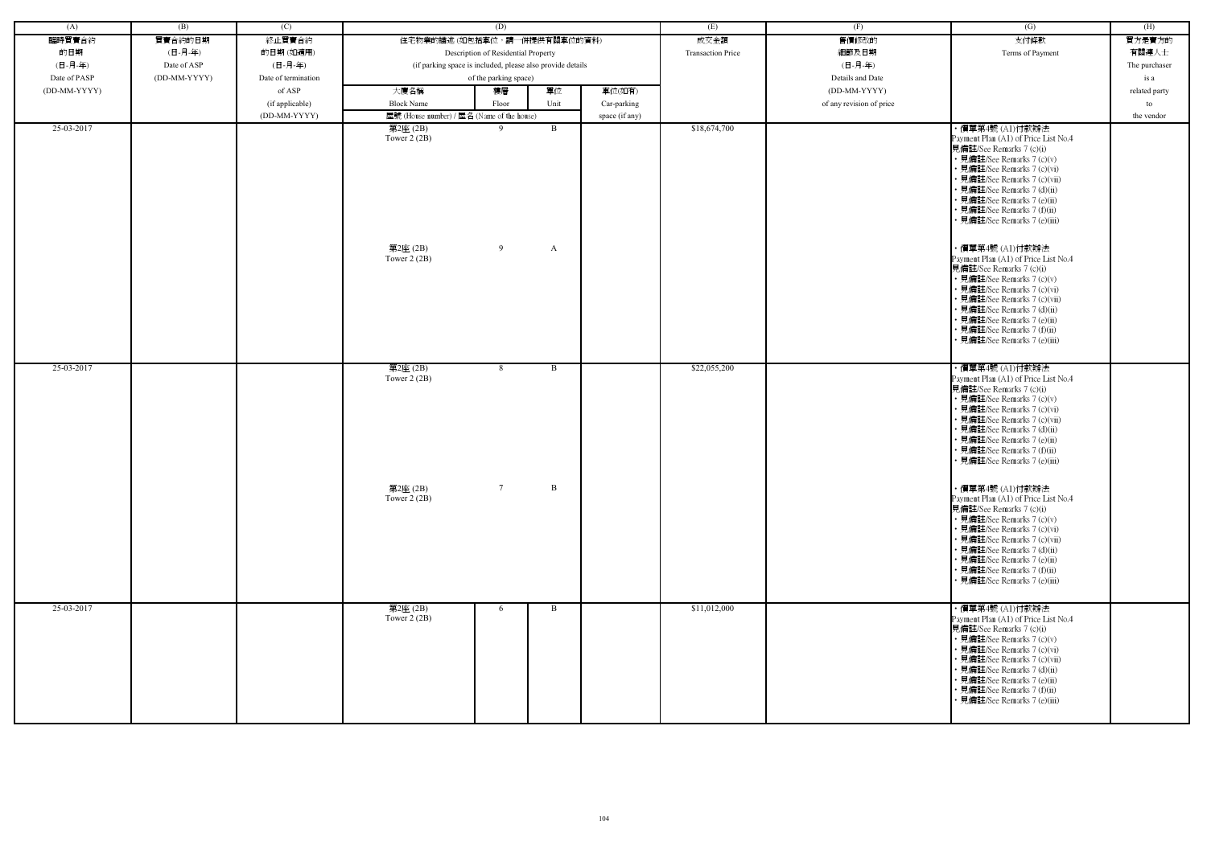| (A) | (B) | (C) | (D) | | | | (E) | (F) | (G) | (H) |
|---|---|---|---|---|---|---|---|---|---|---|
| 臨時買賣合約的日期 (日-月-年) Date of PASP (DD-MM-YYYY) | 買賣合約的日期 (日-月-年) Date of ASP (DD-MM-YYYY) | 終止買賣合約的日期 (如適用) (日-月-年) Date of termination of ASP (if applicable) (DD-MM-YYYY) | 住宅物業的描述 (如包括車位，請一併提供有關車位的資料) Description of Residential Property (if parking space is included, please also provide details of the parking space) | | | | 成交金額 Transaction Price | 售價修改的細節及日期 (日-月-年) Details and Date (DD-MM-YYYY) of any revision of price | 支付條款 Terms of Payment | 買方是賣方的有關連人士 The purchaser is a related party to the vendor |
| | | | 大廈名稱 Block Name | 樓層 Floor | 單位 Unit | 車位(如有) Car-parking space (if any) | | | | |
| | | | 屋號 (House number) / 屋名 (Name of the house) | | | | | | | |
| 25-03-2017 | | | 第2座 (2B) Tower 2 (2B) | 9 | B | | $18,674,700 | | ・價單第4號 (A1)付款辦法 Payment Plan (A1) of Price List No.4 見備註/See Remarks 7 (c)(i) ・見備註/See Remarks 7 (c)(v) ・見備註/See Remarks 7 (c)(vi) ・見備註/See Remarks 7 (c)(vii) ・見備註/See Remarks 7 (d)(ii) ・見備註/See Remarks 7 (e)(ii) ・見備註/See Remarks 7 (f)(ii) ・見備註/See Remarks 7 (e)(iii) | |
| | | | 第2座 (2B) Tower 2 (2B) | 9 | A | | | | ・價單第4號 (A1)付款辦法 Payment Plan (A1) of Price List No.4 見備註/See Remarks 7 (c)(i) ・見備註/See Remarks 7 (c)(v) ・見備註/See Remarks 7 (c)(vi) ・見備註/See Remarks 7 (c)(vii) ・見備註/See Remarks 7 (d)(ii) ・見備註/See Remarks 7 (e)(ii) ・見備註/See Remarks 7 (f)(ii) ・見備註/See Remarks 7 (e)(iii) | |
| 25-03-2017 | | | 第2座 (2B) Tower 2 (2B) | 8 | B | | $22,055,200 | | ・價單第4號 (A1)付款辦法 Payment Plan (A1) of Price List No.4 見備註/See Remarks 7 (c)(i) ・見備註/See Remarks 7 (c)(v) ・見備註/See Remarks 7 (c)(vi) ・見備註/See Remarks 7 (c)(vii) ・見備註/See Remarks 7 (d)(ii) ・見備註/See Remarks 7 (e)(ii) ・見備註/See Remarks 7 (f)(ii) ・見備註/See Remarks 7 (e)(iii) | |
| | | | 第2座 (2B) Tower 2 (2B) | 7 | B | | | | ・價單第4號 (A1)付款辦法 Payment Plan (A1) of Price List No.4 見備註/See Remarks 7 (c)(i) ・見備註/See Remarks 7 (c)(v) ・見備註/See Remarks 7 (c)(vi) ・見備註/See Remarks 7 (c)(vii) ・見備註/See Remarks 7 (d)(ii) ・見備註/See Remarks 7 (e)(ii) ・見備註/See Remarks 7 (f)(ii) ・見備註/See Remarks 7 (e)(iii) | |
| 25-03-2017 | | | 第2座 (2B) Tower 2 (2B) | 6 | B | | $11,012,000 | | ・價單第4號 (A1)付款辦法 Payment Plan (A1) of Price List No.4 見備註/See Remarks 7 (c)(i) ・見備註/See Remarks 7 (c)(v) ・見備註/See Remarks 7 (c)(vi) ・見備註/See Remarks 7 (c)(vii) ・見備註/See Remarks 7 (d)(ii) ・見備註/See Remarks 7 (e)(ii) ・見備註/See Remarks 7 (f)(ii) ・見備註/See Remarks 7 (e)(iii) | |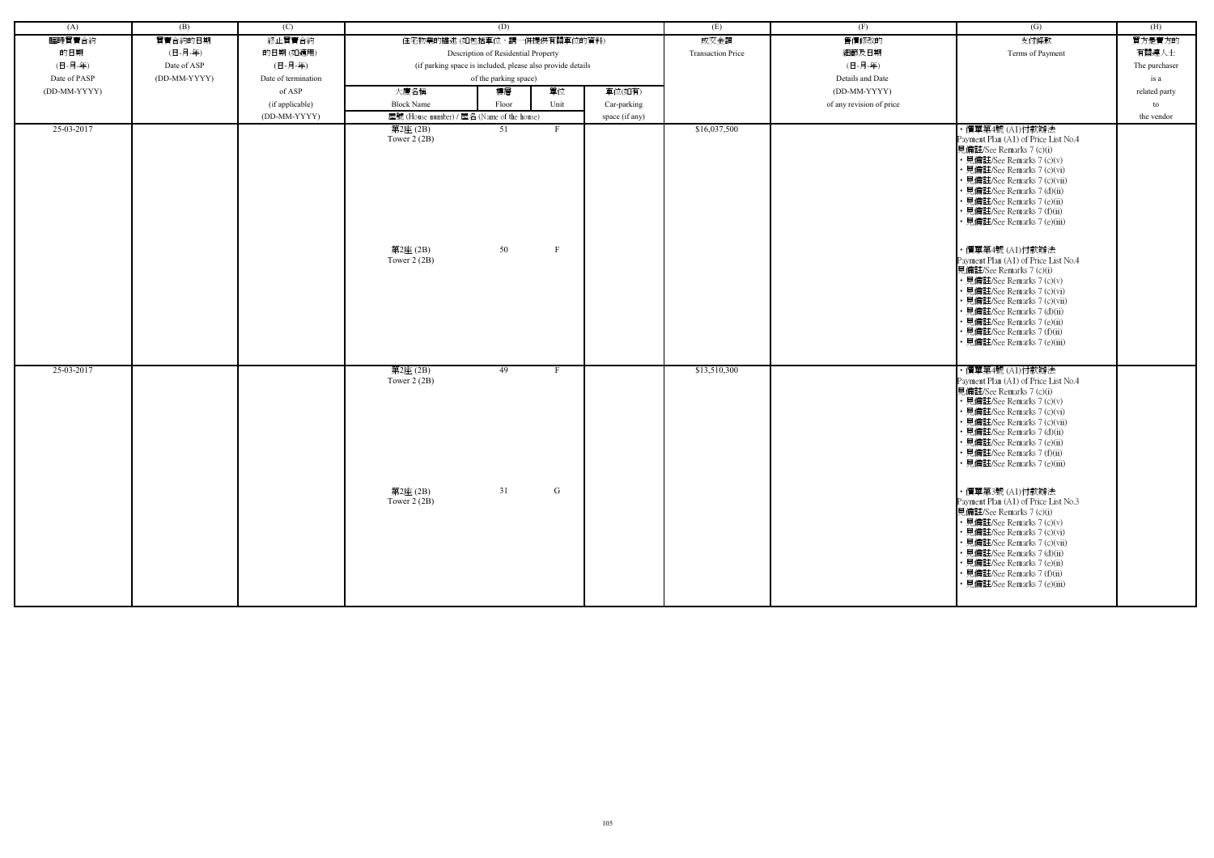| (A) | (B) | (C) | (D) | | | | (E) | (F) | (G) | (H) |
|---|---|---|---|---|---|---|---|---|---|---|
| 臨時買賣合約的日期 (日-月-年) Date of PASP (DD-MM-YYYY) | 買賣合約的日期 (日-月-年) Date of ASP (DD-MM-YYYY) | 終止買賣合約的日期 (如適用) (日-月-年) Date of termination of ASP (if applicable) (DD-MM-YYYY) | 住宅物業的描述 (如包括車位，請一併提供有關車位的資料) Description of Residential Property (if parking space is included, please also provide details of the parking space) | | | | 成交金額 Transaction Price | 售價修改的細節及日期 (日-月-年) Details and Date (DD-MM-YYYY) of any revision of price | 支付條款 Terms of Payment | 買方是賣方的有關連人士 The purchaser is a related party to the vendor |
| | | | 大廈名稱 Block Name | 樓層 Floor | 單位 Unit | 車位(如有) Car-parking space (if any) | | | | |
| | | | 屋號 (House number) / 屋名 (Name of the house) | | | | | | | |
| 25-03-2017 | | | 第2座 (2B) Tower 2 (2B) | 51 | F | | $16,037,500 | | • 價單第4號 (A1)付款辦法 Payment Plan (A1) of Price List No.4 見備註/See Remarks 7 (c)(i) • 見備註/See Remarks 7 (c)(v) • 見備註/See Remarks 7 (c)(vi) • 見備註/See Remarks 7 (c)(vii) • 見備註/See Remarks 7 (d)(ii) • 見備註/See Remarks 7 (e)(ii) • 見備註/See Remarks 7 (f)(ii) • 見備註/See Remarks 7 (e)(iii) | |
| | | | 第2座 (2B) Tower 2 (2B) | 50 | F | | | | • 價單第4號 (A1)付款辦法 Payment Plan (A1) of Price List No.4 見備註/See Remarks 7 (c)(i) • 見備註/See Remarks 7 (c)(v) • 見備註/See Remarks 7 (c)(vi) • 見備註/See Remarks 7 (c)(vii) • 見備註/See Remarks 7 (d)(ii) • 見備註/See Remarks 7 (e)(ii) • 見備註/See Remarks 7 (f)(ii) • 見備註/See Remarks 7 (e)(iii) | |
| 25-03-2017 | | | 第2座 (2B) Tower 2 (2B) | 49 | F | | $13,510,300 | | • 價單第4號 (A1)付款辦法 Payment Plan (A1) of Price List No.4 見備註/See Remarks 7 (c)(i) • 見備註/See Remarks 7 (c)(v) • 見備註/See Remarks 7 (c)(vi) • 見備註/See Remarks 7 (c)(vii) • 見備註/See Remarks 7 (d)(ii) • 見備註/See Remarks 7 (e)(ii) • 見備註/See Remarks 7 (f)(ii) • 見備註/See Remarks 7 (e)(iii) | |
| | | | 第2座 (2B) Tower 2 (2B) | 31 | G | | | | • 價單第3號 (A1)付款辦法 Payment Plan (A1) of Price List No.3 見備註/See Remarks 7 (c)(i) • 見備註/See Remarks 7 (c)(v) • 見備註/See Remarks 7 (c)(vi) • 見備註/See Remarks 7 (c)(vii) • 見備註/See Remarks 7 (d)(ii) • 見備註/See Remarks 7 (e)(ii) • 見備註/See Remarks 7 (f)(ii) • 見備註/See Remarks 7 (e)(iii) | |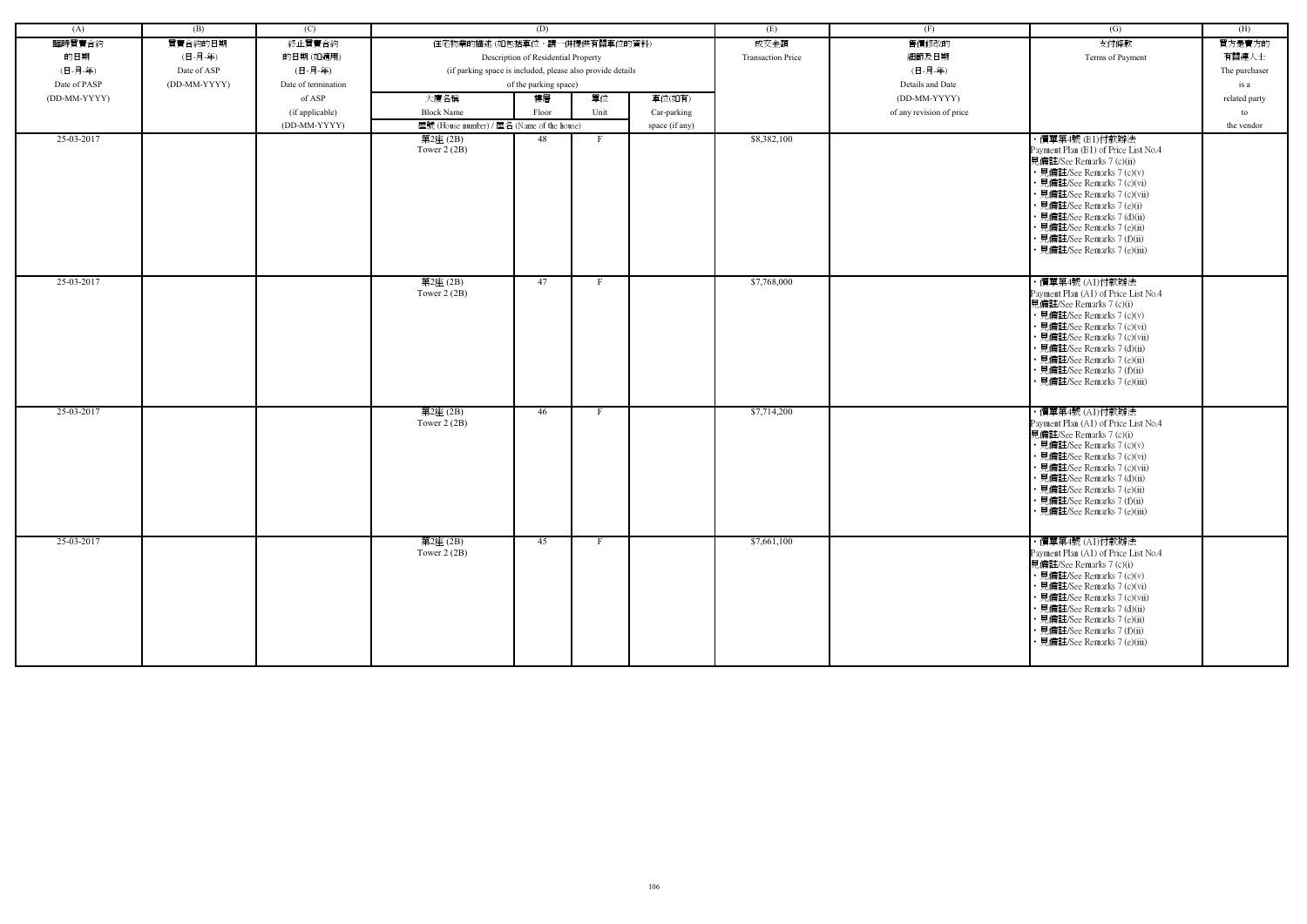| (A) | (B) | (C) | (D) | | | | (E) | (F) | (G) | (H) |
|---|---|---|---|---|---|---|---|---|---|---|
| 臨時買賣合約的日期 (日-月-年) Date of PASP (DD-MM-YYYY) | 買賣合約的日期 (日-月-年) Date of ASP (DD-MM-YYYY) | 終止買賣合約的日期 (如適用) (日-月-年) Date of termination of ASP (if applicable) (DD-MM-YYYY) | 住宅物業的描述 (如包括車位，請一併提供有關車位的資料) Description of Residential Property (if parking space is included, please also provide details of the parking space) | | | | 成交金額 Transaction Price | 售價修改的細節及日期 (日-月-年) Details and Date (DD-MM-YYYY) of any revision of price | 支付條款 Terms of Payment | 買方是賣方的有關連人士 The purchaser is a related party to the vendor |
| | | | 大廈名稱 Block Name | 樓層 Floor | 單位 Unit | 車位(如有) Car-parking space (if any) | | | | |
| | | | 屋號 (House number) / 屋名 (Name of the house) | | | | | | | |
| 25-03-2017 | | | 第2座 (2B) Tower 2 (2B) | 48 | F | | $8,382,100 | | • 價單第4號 (B1)付款辦法 Payment Plan (B1) of Price List No.4 見備註/See Remarks 7 (c)(ii) • 見備註/See Remarks 7 (c)(v) • 見備註/See Remarks 7 (c)(vi) • 見備註/See Remarks 7 (c)(vii) • 見備註/See Remarks 7 (e)(i) • 見備註/See Remarks 7 (d)(ii) • 見備註/See Remarks 7 (e)(ii) • 見備註/See Remarks 7 (f)(ii) • 見備註/See Remarks 7 (e)(iii) | |
| 25-03-2017 | | | 第2座 (2B) Tower 2 (2B) | 47 | F | | $7,768,000 | | • 價單第4號 (A1)付款辦法 Payment Plan (A1) of Price List No.4 見備註/See Remarks 7 (c)(i) • 見備註/See Remarks 7 (c)(v) • 見備註/See Remarks 7 (c)(vi) • 見備註/See Remarks 7 (c)(vii) • 見備註/See Remarks 7 (d)(ii) • 見備註/See Remarks 7 (e)(ii) • 見備註/See Remarks 7 (f)(ii) • 見備註/See Remarks 7 (e)(iii) | |
| 25-03-2017 | | | 第2座 (2B) Tower 2 (2B) | 46 | F | | $7,714,200 | | • 價單第4號 (A1)付款辦法 Payment Plan (A1) of Price List No.4 見備註/See Remarks 7 (c)(i) • 見備註/See Remarks 7 (c)(v) • 見備註/See Remarks 7 (c)(vi) • 見備註/See Remarks 7 (c)(vii) • 見備註/See Remarks 7 (d)(ii) • 見備註/See Remarks 7 (e)(ii) • 見備註/See Remarks 7 (f)(ii) • 見備註/See Remarks 7 (e)(iii) | |
| 25-03-2017 | | | 第2座 (2B) Tower 2 (2B) | 45 | F | | $7,661,100 | | • 價單第4號 (A1)付款辦法 Payment Plan (A1) of Price List No.4 見備註/See Remarks 7 (c)(i) • 見備註/See Remarks 7 (c)(v) • 見備註/See Remarks 7 (c)(vi) • 見備註/See Remarks 7 (c)(vii) • 見備註/See Remarks 7 (d)(ii) • 見備註/See Remarks 7 (e)(ii) • 見備註/See Remarks 7 (f)(ii) • 見備註/See Remarks 7 (e)(iii) | |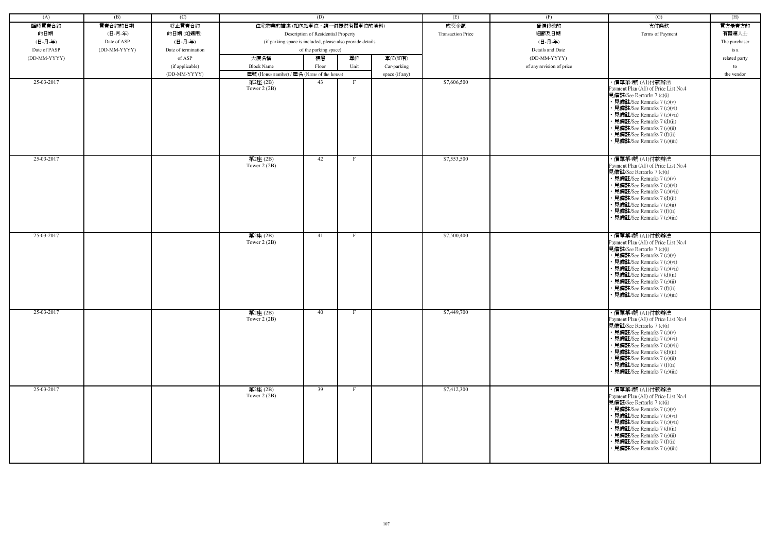| (A) | (B) | (C) | (D) | | | | (E) | (F) | (G) | (H) |
|---|---|---|---|---|---|---|---|---|---|---|
| 臨時買賣合約的日期 (日-月-年) Date of PASP (DD-MM-YYYY) | 買賣合約的日期 (日-月-年) Date of ASP (DD-MM-YYYY) | 終止買賣合約的日期 (如適用) (日-月-年) Date of termination of ASP (if applicable) (DD-MM-YYYY) | 住宅物業的描述 (如包括車位，請一併提供有關車位的資料) Description of Residential Property (if parking space is included, please also provide details of the parking space) | | | | 成交金額 Transaction Price | 售價修改的細節及日期 (日-月-年) Details and Date (DD-MM-YYYY) of any revision of price | 支付條款 Terms of Payment | 買方是賣方的有關連人士 The purchaser is a related party to the vendor |
| | | | 大廈名稱 Block Name | 樓層 Floor | 單位 Unit | 車位(如有) Car-parking space (if any) | | | | |
| | | | 屋號 (House number) / 屋名 (Name of the house) | | | | | | | |
| 25-03-2017 | | | 第2座 (2B) Tower 2 (2B) | 43 | F | | $7,606,500 | | • 價單第4號 (A1)付款辦法 Payment Plan (A1) of Price List No.4 見備註/See Remarks 7 (c)(i) • 見備註/See Remarks 7 (c)(v) • 見備註/See Remarks 7 (c)(vi) • 見備註/See Remarks 7 (c)(vii) • 見備註/See Remarks 7 (d)(ii) • 見備註/See Remarks 7 (e)(ii) • 見備註/See Remarks 7 (f)(ii) • 見備註/See Remarks 7 (e)(iii) | |
| 25-03-2017 | | | 第2座 (2B) Tower 2 (2B) | 42 | F | | $7,553,500 | | • 價單第4號 (A1)付款辦法 Payment Plan (A1) of Price List No.4 見備註/See Remarks 7 (c)(i) • 見備註/See Remarks 7 (c)(v) • 見備註/See Remarks 7 (c)(vi) • 見備註/See Remarks 7 (c)(vii) • 見備註/See Remarks 7 (d)(ii) • 見備註/See Remarks 7 (e)(ii) • 見備註/See Remarks 7 (f)(ii) • 見備註/See Remarks 7 (e)(iii) | |
| 25-03-2017 | | | 第2座 (2B) Tower 2 (2B) | 41 | F | | $7,500,400 | | • 價單第4號 (A1)付款辦法 Payment Plan (A1) of Price List No.4 見備註/See Remarks 7 (c)(i) • 見備註/See Remarks 7 (c)(v) • 見備註/See Remarks 7 (c)(vi) • 見備註/See Remarks 7 (c)(vii) • 見備註/See Remarks 7 (d)(ii) • 見備註/See Remarks 7 (e)(ii) • 見備註/See Remarks 7 (f)(ii) • 見備註/See Remarks 7 (e)(iii) | |
| 25-03-2017 | | | 第2座 (2B) Tower 2 (2B) | 40 | F | | $7,449,700 | | • 價單第4號 (A1)付款辦法 Payment Plan (A1) of Price List No.4 見備註/See Remarks 7 (c)(i) • 見備註/See Remarks 7 (c)(v) • 見備註/See Remarks 7 (c)(vi) • 見備註/See Remarks 7 (c)(vii) • 見備註/See Remarks 7 (d)(ii) • 見備註/See Remarks 7 (e)(ii) • 見備註/See Remarks 7 (f)(ii) • 見備註/See Remarks 7 (e)(iii) | |
| 25-03-2017 | | | 第2座 (2B) Tower 2 (2B) | 39 | F | | $7,412,300 | | • 價單第4號 (A1)付款辦法 Payment Plan (A1) of Price List No.4 見備註/See Remarks 7 (c)(i) • 見備註/See Remarks 7 (c)(v) • 見備註/See Remarks 7 (c)(vi) • 見備註/See Remarks 7 (c)(vii) • 見備註/See Remarks 7 (d)(ii) • 見備註/See Remarks 7 (e)(ii) • 見備註/See Remarks 7 (f)(ii) • 見備註/See Remarks 7 (e)(iii) | |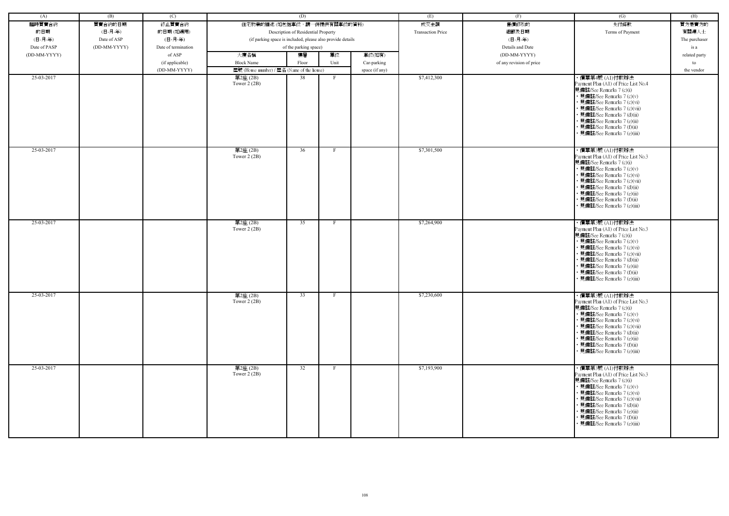| (A) | (B) | (C) | (D) | | | | (E) | (F) | (G) | (H) |
|---|---|---|---|---|---|---|---|---|---|---|
| 臨時買賣合約的日期 (日-月-年) Date of PASP (DD-MM-YYYY) | 買賣合約的日期 (日-月-年) Date of ASP (DD-MM-YYYY) | 終止買賣合約的日期 (如適用) (日-月-年) Date of termination of ASP (if applicable) (DD-MM-YYYY) | 住宅物業的描述 (如包括車位，請一併提供有關車位的資料) Description of Residential Property (if parking space is included, please also provide details of the parking space) | | | | 成交金額 Transaction Price | 售價修改的細節及日期 (日-月-年) Details and Date (DD-MM-YYYY) of any revision of price | 支付條款 Terms of Payment | 買方是賣方的有關連人士 The purchaser is a related party to the vendor |
| | | | 大廈名稱 Block Name | 樓層 Floor | 單位 Unit | 車位(如有) Car-parking space (if any) | | | | |
| | | | 屋號 (House number) / 屋名 (Name of the house) | | | | | | | |
| 25-03-2017 | | | 第2座 (2B) Tower 2 (2B) | 38 | F | | $7,412,300 | | • 價單第4號 (A1)付款辦法 Payment Plan (A1) of Price List No.4 見備註/See Remarks 7 (c)(i) • 見備註/See Remarks 7 (c)(v) • 見備註/See Remarks 7 (c)(vi) • 見備註/See Remarks 7 (c)(vii) • 見備註/See Remarks 7 (d)(ii) • 見備註/See Remarks 7 (e)(ii) • 見備註/See Remarks 7 (f)(ii) • 見備註/See Remarks 7 (e)(iii) | |
| 25-03-2017 | | | 第2座 (2B) Tower 2 (2B) | 36 | F | | $7,301,500 | | • 價單第3號 (A1)付款辦法 Payment Plan (A1) of Price List No.3 見備註/See Remarks 7 (c)(i) • 見備註/See Remarks 7 (c)(v) • 見備註/See Remarks 7 (c)(vi) • 見備註/See Remarks 7 (c)(vii) • 見備註/See Remarks 7 (d)(ii) • 見備註/See Remarks 7 (e)(ii) • 見備註/See Remarks 7 (f)(ii) • 見備註/See Remarks 7 (e)(iii) | |
| 25-03-2017 | | | 第2座 (2B) Tower 2 (2B) | 35 | F | | $7,264,900 | | • 價單第3號 (A1)付款辦法 Payment Plan (A1) of Price List No.3 見備註/See Remarks 7 (c)(i) • 見備註/See Remarks 7 (c)(v) • 見備註/See Remarks 7 (c)(vi) • 見備註/See Remarks 7 (c)(vii) • 見備註/See Remarks 7 (d)(ii) • 見備註/See Remarks 7 (e)(ii) • 見備註/See Remarks 7 (f)(ii) • 見備註/See Remarks 7 (e)(iii) | |
| 25-03-2017 | | | 第2座 (2B) Tower 2 (2B) | 33 | F | | $7,230,600 | | • 價單第3號 (A1)付款辦法 Payment Plan (A1) of Price List No.3 見備註/See Remarks 7 (c)(i) • 見備註/See Remarks 7 (c)(v) • 見備註/See Remarks 7 (c)(vi) • 見備註/See Remarks 7 (c)(vii) • 見備註/See Remarks 7 (d)(ii) • 見備註/See Remarks 7 (e)(ii) • 見備註/See Remarks 7 (f)(ii) • 見備註/See Remarks 7 (e)(iii) | |
| 25-03-2017 | | | 第2座 (2B) Tower 2 (2B) | 32 | F | | $7,193,900 | | • 價單第3號 (A1)付款辦法 Payment Plan (A1) of Price List No.3 見備註/See Remarks 7 (c)(i) • 見備註/See Remarks 7 (c)(v) • 見備註/See Remarks 7 (c)(vi) • 見備註/See Remarks 7 (c)(vii) • 見備註/See Remarks 7 (d)(ii) • 見備註/See Remarks 7 (e)(ii) • 見備註/See Remarks 7 (f)(ii) • 見備註/See Remarks 7 (e)(iii) | |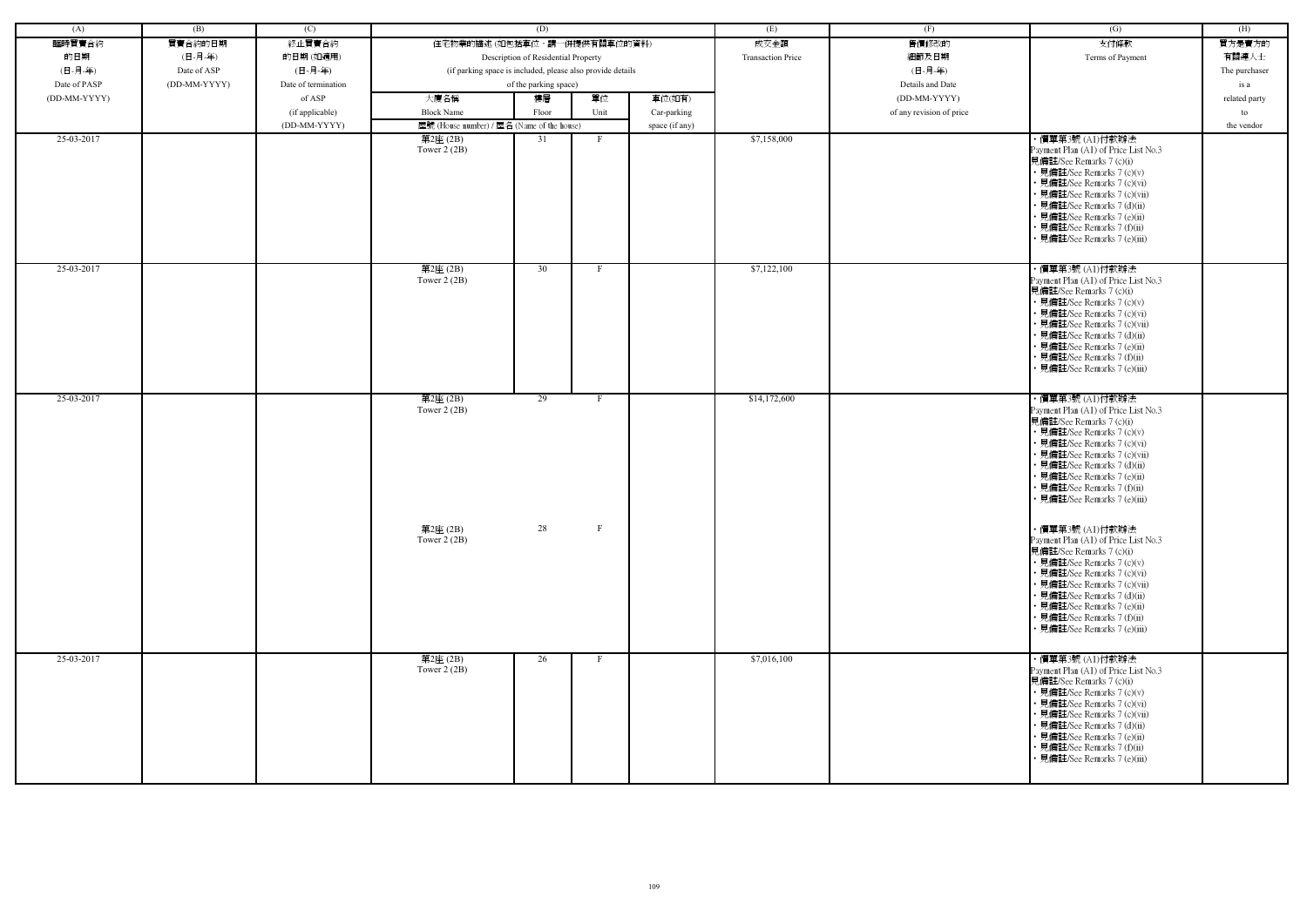| (A) | (B) | (C) | (D) | | | | (E) | (F) | (G) | (H) |
|---|---|---|---|---|---|---|---|---|---|---|
| 臨時買賣合約的日期 (日-月-年) Date of PASP (DD-MM-YYYY) | 買賣合約的日期 (日-月-年) Date of ASP (DD-MM-YYYY) | 終止買賣合約的日期 (如適用) (日-月-年) Date of termination of ASP (if applicable) (DD-MM-YYYY) | 住宅物業的描述 (如包括車位，請一併提供有關車位的資料) Description of Residential Property (if parking space is included, please also provide details of the parking space) | | | | 成交金額 Transaction Price | 售價修改的細節及日期 (日-月-年) Details and Date (DD-MM-YYYY) of any revision of price | 支付條款 Terms of Payment | 買方是賣方的有關連人士 The purchaser is a related party to the vendor |
| | | | 大廈名稱 Block Name 屋號 (House number) / 屋名 (Name of the house) | 樓層 Floor | 單位 Unit | 車位(如有) Car-parking space (if any) | | | | |
| 25-03-2017 | | | 第2座 (2B) Tower 2 (2B) | 31 | F | | $7,158,000 | | ・價單第3號 (A1)付款辦法 Payment Plan (A1) of Price List No.3 見備註/See Remarks 7 (c)(i) ・見備註/See Remarks 7 (c)(v) ・見備註/See Remarks 7 (c)(vi) ・見備註/See Remarks 7 (c)(vii) ・見備註/See Remarks 7 (d)(ii) ・見備註/See Remarks 7 (e)(ii) ・見備註/See Remarks 7 (f)(ii) ・見備註/See Remarks 7 (e)(iii) | |
| 25-03-2017 | | | 第2座 (2B) Tower 2 (2B) | 30 | F | | $7,122,100 | | ・價單第3號 (A1)付款辦法 Payment Plan (A1) of Price List No.3 見備註/See Remarks 7 (c)(i) ・見備註/See Remarks 7 (c)(v) ・見備註/See Remarks 7 (c)(vi) ・見備註/See Remarks 7 (c)(vii) ・見備註/See Remarks 7 (d)(ii) ・見備註/See Remarks 7 (e)(ii) ・見備註/See Remarks 7 (f)(ii) ・見備註/See Remarks 7 (e)(iii) | |
| 25-03-2017 | | | 第2座 (2B) Tower 2 (2B) | 29 | F | | $14,172,600 | | ・價單第3號 (A1)付款辦法 Payment Plan (A1) of Price List No.3 見備註/See Remarks 7 (c)(i) ・見備註/See Remarks 7 (c)(v) ・見備註/See Remarks 7 (c)(vi) ・見備註/See Remarks 7 (c)(vii) ・見備註/See Remarks 7 (d)(ii) ・見備註/See Remarks 7 (e)(ii) ・見備註/See Remarks 7 (f)(ii) ・見備註/See Remarks 7 (e)(iii) | |
| | | | 第2座 (2B) Tower 2 (2B) | 28 | F | | | | ・價單第3號 (A1)付款辦法 Payment Plan (A1) of Price List No.3 見備註/See Remarks 7 (c)(i) ・見備註/See Remarks 7 (c)(v) ・見備註/See Remarks 7 (c)(vi) ・見備註/See Remarks 7 (c)(vii) ・見備註/See Remarks 7 (d)(ii) ・見備註/See Remarks 7 (e)(ii) ・見備註/See Remarks 7 (f)(ii) ・見備註/See Remarks 7 (e)(iii) | |
| 25-03-2017 | | | 第2座 (2B) Tower 2 (2B) | 26 | F | | $7,016,100 | | ・價單第3號 (A1)付款辦法 Payment Plan (A1) of Price List No.3 見備註/See Remarks 7 (c)(i) ・見備註/See Remarks 7 (c)(v) ・見備註/See Remarks 7 (c)(vi) ・見備註/See Remarks 7 (c)(vii) ・見備註/See Remarks 7 (d)(ii) ・見備註/See Remarks 7 (e)(ii) ・見備註/See Remarks 7 (f)(ii) ・見備註/See Remarks 7 (e)(iii) | |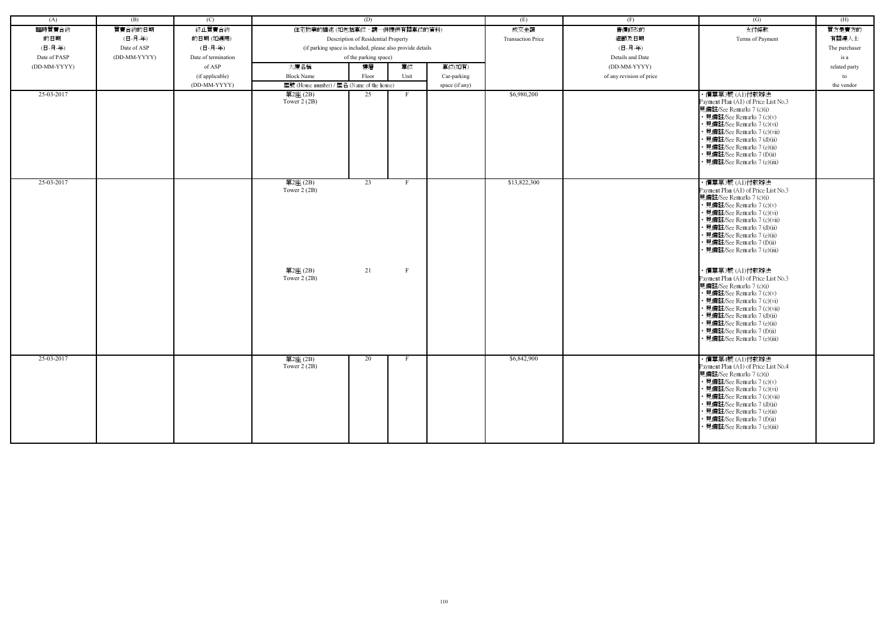| (A) | (B) | (C) | (D) | | | | (E) | (F) | (G) | (H) |
|---|---|---|---|---|---|---|---|---|---|---|
| 臨時買賣合約的日期 (日-月-年) Date of PASP (DD-MM-YYYY) | 買賣合約的日期 (日-月-年) Date of ASP (DD-MM-YYYY) | 終止買賣合約的日期 (如適用) (日-月-年) Date of termination of ASP (if applicable) (DD-MM-YYYY) | 住宅物業的描述 (如包括車位，請一併提供有關車位的資料) Description of Residential Property (if parking space is included, please also provide details of the parking space) | | | | 成交金額 Transaction Price | 售價修改的細節及日期 (日-月-年) Details and Date (DD-MM-YYYY) of any revision of price | 支付條款 Terms of Payment | 買方是賣方的有關連人士 The purchaser is a related party to the vendor |
| | | | 大廈名稱 Block Name | 樓層 Floor | 單位 Unit | 車位(如有) Car-parking space (if any) | | | | |
| | | | 屋號 (House number) / 屋名 (Name of the house) | | | | | | | |
| 25-03-2017 | | | 第2座 (2B) Tower 2 (2B) | 25 | F | | $6,980,200 | | ・價單第3號 (A1)付款辦法 Payment Plan (A1) of Price List No.3 見備註/See Remarks 7 (c)(i) ・見備註/See Remarks 7 (c)(v) ・見備註/See Remarks 7 (c)(vi) ・見備註/See Remarks 7 (c)(vii) ・見備註/See Remarks 7 (d)(ii) ・見備註/See Remarks 7 (e)(ii) ・見備註/See Remarks 7 (f)(ii) ・見備註/See Remarks 7 (e)(iii) | |
| 25-03-2017 | | | 第2座 (2B) Tower 2 (2B) | 23 | F | | $13,822,300 | | ・價單第3號 (A1)付款辦法 Payment Plan (A1) of Price List No.3 見備註/See Remarks 7 (c)(i) ・見備註/See Remarks 7 (c)(v) ・見備註/See Remarks 7 (c)(vi) ・見備註/See Remarks 7 (c)(vii) ・見備註/See Remarks 7 (d)(ii) ・見備註/See Remarks 7 (e)(ii) ・見備註/See Remarks 7 (f)(ii) ・見備註/See Remarks 7 (e)(iii) | |
| | | | 第2座 (2B) Tower 2 (2B) | 21 | F | | | | ・價單第3號 (A1)付款辦法 Payment Plan (A1) of Price List No.3 見備註/See Remarks 7 (c)(i) ・見備註/See Remarks 7 (c)(v) ・見備註/See Remarks 7 (c)(vi) ・見備註/See Remarks 7 (c)(vii) ・見備註/See Remarks 7 (d)(ii) ・見備註/See Remarks 7 (e)(ii) ・見備註/See Remarks 7 (f)(ii) ・見備註/See Remarks 7 (e)(iii) | |
| 25-03-2017 | | | 第2座 (2B) Tower 2 (2B) | 20 | F | | $6,842,900 | | ・價單第4號 (A1)付款辦法 Payment Plan (A1) of Price List No.4 見備註/See Remarks 7 (c)(i) ・見備註/See Remarks 7 (c)(v) ・見備註/See Remarks 7 (c)(vi) ・見備註/See Remarks 7 (c)(vii) ・見備註/See Remarks 7 (d)(ii) ・見備註/See Remarks 7 (e)(ii) ・見備註/See Remarks 7 (f)(ii) ・見備註/See Remarks 7 (e)(iii) | |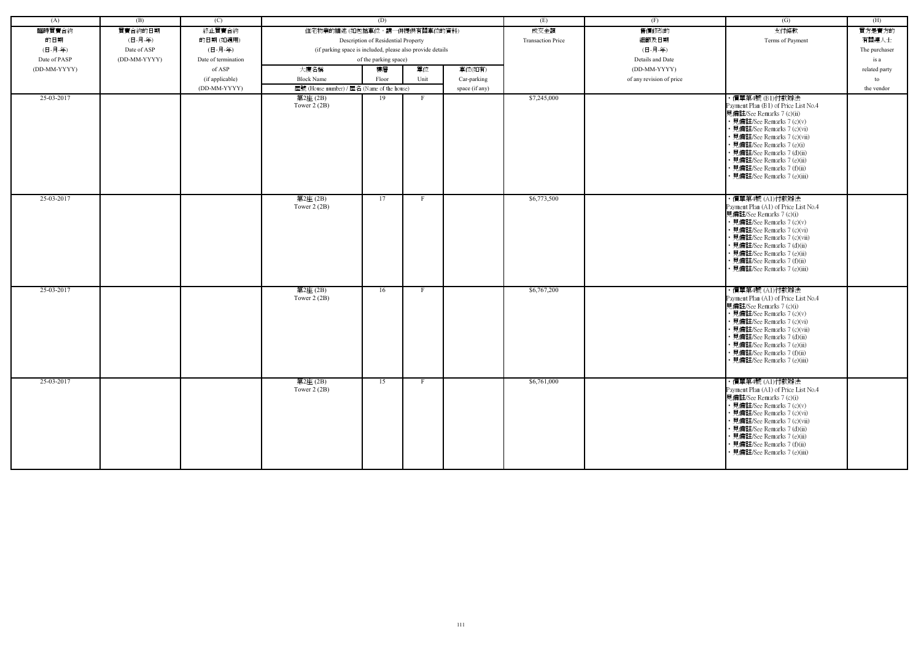| (A) | (B) | (C) | (D) | | | | (E) | (F) | (G) | (H) |
|---|---|---|---|---|---|---|---|---|---|---|
| 臨時買賣合約的日期 (日-月-年) Date of PASP (DD-MM-YYYY) | 買賣合約的日期 (日-月-年) Date of ASP (DD-MM-YYYY) | 終止買賣合約的日期 (如適用) (日-月-年) Date of termination of ASP (if applicable) (DD-MM-YYYY) | 住宅物業的描述 (如包括車位，請一併提供有關車位的資料) Description of Residential Property (if parking space is included, please also provide details of the parking space) | | | | 成交金額 Transaction Price | 售價修改的細節及日期 (日-月-年) Details and Date (DD-MM-YYYY) of any revision of price | 支付條款 Terms of Payment | 買方是賣方的有關連人士 The purchaser is a related party to the vendor |
| | | | 大廈名稱 Block Name | 樓層 Floor | 單位 Unit | 車位(如有) Car-parking space (if any) | | | | |
| | | | 屋號 (House number) / 屋名 (Name of the house) | | | | | | | |
| 25-03-2017 | | | 第2座 (2B) Tower 2 (2B) | 19 | F | | $7,245,000 | | · 價單第4號 (B1)付款辦法 Payment Plan (B1) of Price List No.4 見備註/See Remarks 7 (c)(ii) · 見備註/See Remarks 7 (c)(v) · 見備註/See Remarks 7 (c)(vi) · 見備註/See Remarks 7 (c)(vii) · 見備註/See Remarks 7 (e)(i) · 見備註/See Remarks 7 (d)(ii) · 見備註/See Remarks 7 (e)(ii) · 見備註/See Remarks 7 (f)(ii) · 見備註/See Remarks 7 (e)(iii) | |
| 25-03-2017 | | | 第2座 (2B) Tower 2 (2B) | 17 | F | | $6,773,500 | | · 價單第4號 (A1)付款辦法 Payment Plan (A1) of Price List No.4 見備註/See Remarks 7 (c)(i) · 見備註/See Remarks 7 (c)(v) · 見備註/See Remarks 7 (c)(vi) · 見備註/See Remarks 7 (c)(vii) · 見備註/See Remarks 7 (d)(ii) · 見備註/See Remarks 7 (e)(ii) · 見備註/See Remarks 7 (f)(ii) · 見備註/See Remarks 7 (e)(iii) | |
| 25-03-2017 | | | 第2座 (2B) Tower 2 (2B) | 16 | F | | $6,767,200 | | · 價單第4號 (A1)付款辦法 Payment Plan (A1) of Price List No.4 見備註/See Remarks 7 (c)(i) · 見備註/See Remarks 7 (c)(v) · 見備註/See Remarks 7 (c)(vi) · 見備註/See Remarks 7 (c)(vii) · 見備註/See Remarks 7 (d)(ii) · 見備註/See Remarks 7 (e)(ii) · 見備註/See Remarks 7 (f)(ii) · 見備註/See Remarks 7 (e)(iii) | |
| 25-03-2017 | | | 第2座 (2B) Tower 2 (2B) | 15 | F | | $6,761,000 | | · 價單第4號 (A1)付款辦法 Payment Plan (A1) of Price List No.4 見備註/See Remarks 7 (c)(i) · 見備註/See Remarks 7 (c)(v) · 見備註/See Remarks 7 (c)(vi) · 見備註/See Remarks 7 (c)(vii) · 見備註/See Remarks 7 (d)(ii) · 見備註/See Remarks 7 (e)(ii) · 見備註/See Remarks 7 (f)(ii) · 見備註/See Remarks 7 (e)(iii) | |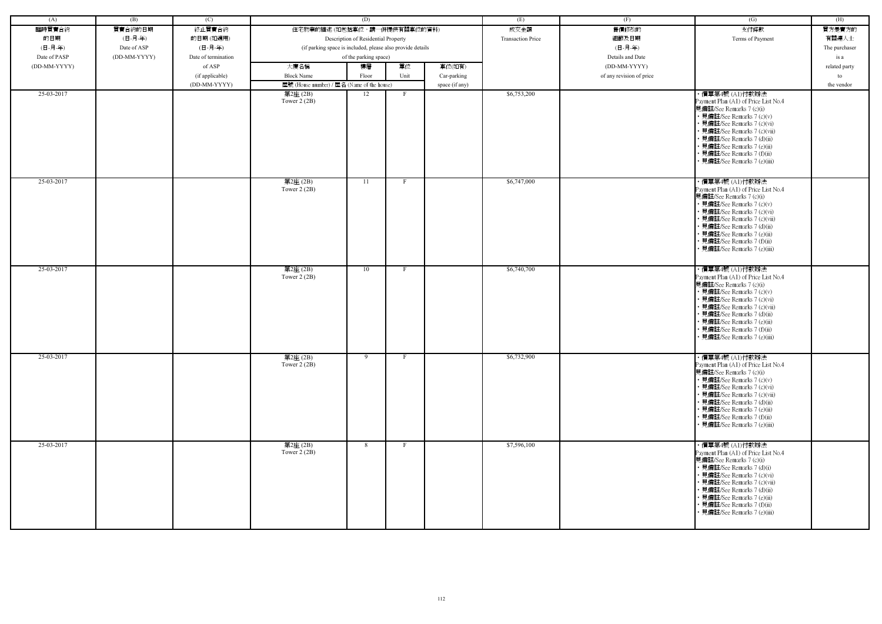| (A) | (B) | (C) | (D) | | | | (E) | (F) | (G) | (H) |
|---|---|---|---|---|---|---|---|---|---|---|
| 臨時買賣合約的日期 (日-月-年) Date of PASP (DD-MM-YYYY) | 買賣合約的日期 (日-月-年) Date of ASP (DD-MM-YYYY) | 終止買賣合約的日期 (如適用) (日-月-年) Date of termination of ASP (if applicable) (DD-MM-YYYY) | 住宅物業的描述 (如包括車位，請一併提供有關車位的資料) Description of Residential Property (if parking space is included, please also provide details of the parking space) | | | | 成交金額 Transaction Price | 售價修改的細節及日期 (日-月-年) Details and Date (DD-MM-YYYY) of any revision of price | 支付條款 Terms of Payment | 買方是賣方的有關連人士 The purchaser is a related party to the vendor |
| | | | 大廈名稱 Block Name | 樓層 Floor | 單位 Unit | 車位(如有) Car-parking space (if any) | | | | |
| | | | 屋號 (House number) / 屋名 (Name of the house) | | | | | | | |
| 25-03-2017 | | | 第2座 (2B) Tower 2 (2B) | 12 | F | | $6,753,200 | | • 價單第4號 (A1)付款辦法 Payment Plan (A1) of Price List No.4 見備註/See Remarks 7 (c)(i) • 見備註/See Remarks 7 (c)(v) • 見備註/See Remarks 7 (c)(vi) • 見備註/See Remarks 7 (c)(vii) • 見備註/See Remarks 7 (d)(ii) • 見備註/See Remarks 7 (e)(ii) • 見備註/See Remarks 7 (f)(ii) • 見備註/See Remarks 7 (e)(iii) | |
| 25-03-2017 | | | 第2座 (2B) Tower 2 (2B) | 11 | F | | $6,747,000 | | • 價單第4號 (A1)付款辦法 Payment Plan (A1) of Price List No.4 見備註/See Remarks 7 (c)(i) • 見備註/See Remarks 7 (c)(v) • 見備註/See Remarks 7 (c)(vi) • 見備註/See Remarks 7 (c)(vii) • 見備註/See Remarks 7 (d)(ii) • 見備註/See Remarks 7 (e)(ii) • 見備註/See Remarks 7 (f)(ii) • 見備註/See Remarks 7 (e)(iii) | |
| 25-03-2017 | | | 第2座 (2B) Tower 2 (2B) | 10 | F | | $6,740,700 | | • 價單第4號 (A1)付款辦法 Payment Plan (A1) of Price List No.4 見備註/See Remarks 7 (c)(i) • 見備註/See Remarks 7 (c)(v) • 見備註/See Remarks 7 (c)(vi) • 見備註/See Remarks 7 (c)(vii) • 見備註/See Remarks 7 (d)(ii) • 見備註/See Remarks 7 (e)(ii) • 見備註/See Remarks 7 (f)(ii) • 見備註/See Remarks 7 (e)(iii) | |
| 25-03-2017 | | | 第2座 (2B) Tower 2 (2B) | 9 | F | | $6,732,900 | | • 價單第4號 (A1)付款辦法 Payment Plan (A1) of Price List No.4 見備註/See Remarks 7 (c)(i) • 見備註/See Remarks 7 (c)(v) • 見備註/See Remarks 7 (c)(vi) • 見備註/See Remarks 7 (c)(vii) • 見備註/See Remarks 7 (d)(ii) • 見備註/See Remarks 7 (e)(ii) • 見備註/See Remarks 7 (f)(ii) • 見備註/See Remarks 7 (e)(iii) | |
| 25-03-2017 | | | 第2座 (2B) Tower 2 (2B) | 8 | F | | $7,596,100 | | • 價單第4號 (A1)付款辦法 Payment Plan (A1) of Price List No.4 見備註/See Remarks 7 (c)(i) • 見備註/See Remarks 7 (d)(i) • 見備註/See Remarks 7 (c)(vi) • 見備註/See Remarks 7 (c)(vii) • 見備註/See Remarks 7 (d)(ii) • 見備註/See Remarks 7 (e)(ii) • 見備註/See Remarks 7 (f)(ii) • 見備註/See Remarks 7 (e)(iii) | |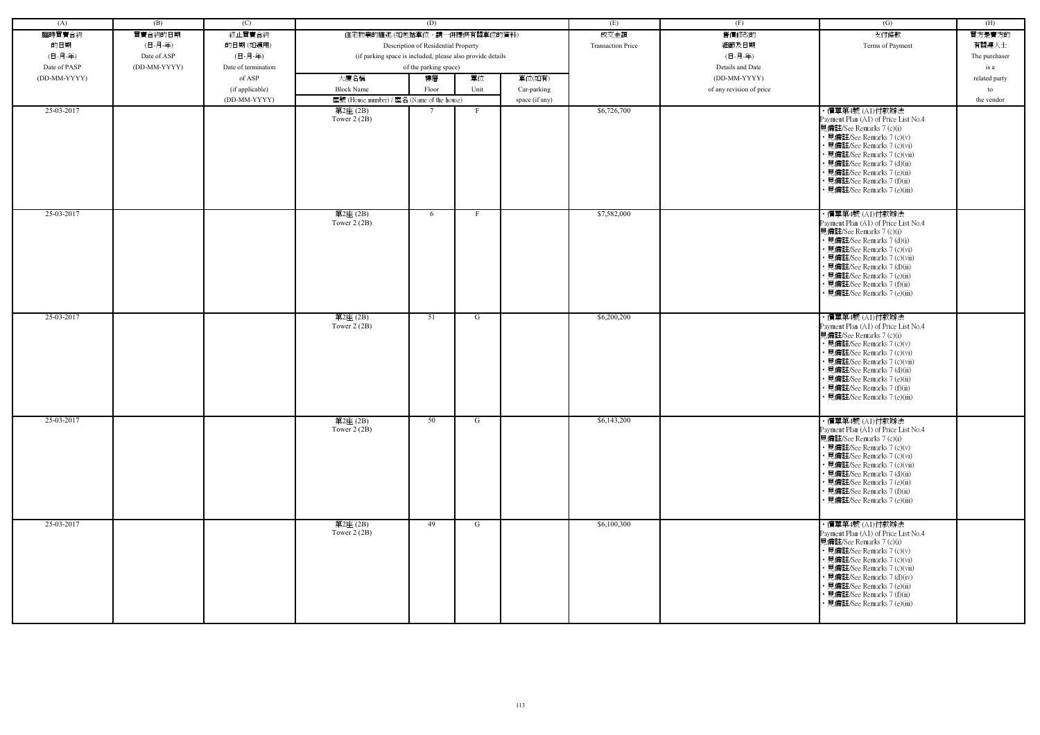| (A) | (B) | (C) | (D) | | | | (E) | (F) | (G) | (H) |
|---|---|---|---|---|---|---|---|---|---|---|
| 臨時買賣合約的日期 (日-月-年) Date of PASP (DD-MM-YYYY) | 買賣合約的日期 (日-月-年) Date of ASP (DD-MM-YYYY) | 終止買賣合約的日期 (如適用) (日-月-年) Date of termination of ASP (if applicable) (DD-MM-YYYY) | 住宅物業的描述 (如包括車位，請一併提供有關車位的資料) Description of Residential Property (if parking space is included, please also provide details of the parking space) | | | | 成交金額 Transaction Price | 售價修改的細節及日期 (日-月-年) Details and Date (DD-MM-YYYY) of any revision of price | 支付條款 Terms of Payment | 買方是賣方的有關連人士 The purchaser is a related party to the vendor |
| | | | 大廈名稱 Block Name | 樓層 Floor | 單位 Unit | 車位(如有) Car-parking space (if any) | | | | |
| | | | 屋號 (House number) / 屋名 (Name of the house) | | | | | | | |
| 25-03-2017 | | | 第2座 (2B) Tower 2 (2B) | 7 | F | | $6,726,700 | | • 價單第4號 (A1)付款辦法 Payment Plan (A1) of Price List No.4 見備註/See Remarks 7 (c)(i) • 見備註/See Remarks 7 (c)(v) • 見備註/See Remarks 7 (c)(vi) • 見備註/See Remarks 7 (c)(vii) • 見備註/See Remarks 7 (d)(ii) • 見備註/See Remarks 7 (e)(ii) • 見備註/See Remarks 7 (f)(ii) • 見備註/See Remarks 7 (e)(iii) | |
| 25-03-2017 | | | 第2座 (2B) Tower 2 (2B) | 6 | F | | $7,582,000 | | • 價單第4號 (A1)付款辦法 Payment Plan (A1) of Price List No.4 見備註/See Remarks 7 (c)(i) • 見備註/See Remarks 7 (d)(i) • 見備註/See Remarks 7 (c)(vi) • 見備註/See Remarks 7 (c)(vii) • 見備註/See Remarks 7 (d)(ii) • 見備註/See Remarks 7 (e)(ii) • 見備註/See Remarks 7 (f)(ii) • 見備註/See Remarks 7 (e)(iii) | |
| 25-03-2017 | | | 第2座 (2B) Tower 2 (2B) | 51 | G | | $6,200,200 | | • 價單第4號 (A1)付款辦法 Payment Plan (A1) of Price List No.4 見備註/See Remarks 7 (c)(i) • 見備註/See Remarks 7 (c)(v) • 見備註/See Remarks 7 (c)(vi) • 見備註/See Remarks 7 (c)(vii) • 見備註/See Remarks 7 (d)(ii) • 見備註/See Remarks 7 (e)(ii) • 見備註/See Remarks 7 (f)(ii) • 見備註/See Remarks 7 (e)(iii) | |
| 25-03-2017 | | | 第2座 (2B) Tower 2 (2B) | 50 | G | | $6,143,200 | | • 價單第4號 (A1)付款辦法 Payment Plan (A1) of Price List No.4 見備註/See Remarks 7 (c)(i) • 見備註/See Remarks 7 (c)(v) • 見備註/See Remarks 7 (c)(vi) • 見備註/See Remarks 7 (c)(vii) • 見備註/See Remarks 7 (d)(ii) • 見備註/See Remarks 7 (e)(ii) • 見備註/See Remarks 7 (f)(ii) • 見備註/See Remarks 7 (e)(iii) | |
| 25-03-2017 | | | 第2座 (2B) Tower 2 (2B) | 49 | G | | $6,100,300 | | • 價單第4號 (A1)付款辦法 Payment Plan (A1) of Price List No.4 見備註/See Remarks 7 (c)(i) • 見備註/See Remarks 7 (c)(v) • 見備註/See Remarks 7 (c)(vi) • 見備註/See Remarks 7 (c)(vii) • 見備註/See Remarks 7 (d)(iv) • 見備註/See Remarks 7 (e)(ii) • 見備註/See Remarks 7 (f)(ii) • 見備註/See Remarks 7 (e)(iii) | |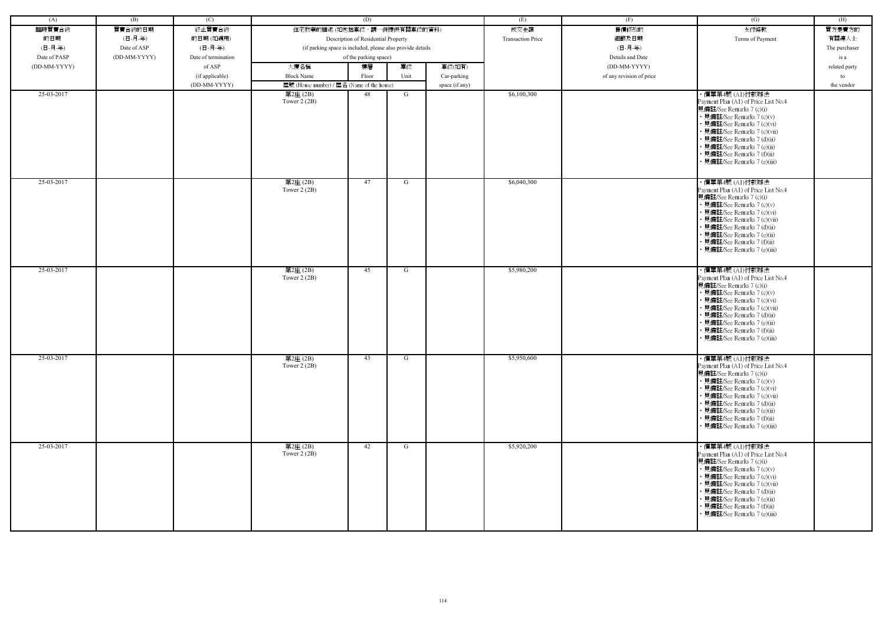| (A) | (B) | (C) | (D) | | | | (E) | (F) | (G) | (H) |
|---|---|---|---|---|---|---|---|---|---|---|
| 臨時買賣合約的日期 (日-月-年) Date of PASP (DD-MM-YYYY) | 買賣合約的日期 (日-月-年) Date of ASP (DD-MM-YYYY) | 終止買賣合約的日期 (如適用) (日-月-年) Date of termination of ASP (if applicable) (DD-MM-YYYY) | 住宅物業的描述 (如包括車位，請一併提供有關車位的資料) Description of Residential Property (if parking space is included, please also provide details of the parking space) | | | | 成交金額 Transaction Price | 售價修改的細節及日期 (日-月-年) Details and Date (DD-MM-YYYY) of any revision of price | 支付條款 Terms of Payment | 買方是賣方的有關連人士 The purchaser is a related party to the vendor |
| | | | 大廈名稱 Block Name | 樓層 Floor | 單位 Unit | 車位(如有) Car-parking space (if any) | | | | |
| | | | 屋號 (House number) / 屋名 (Name of the house) | | | | | | | |
| 25-03-2017 | | | 第2座 (2B) Tower 2 (2B) | 48 | G | | $6,100,300 | | • 價單第4號 (A1)付款辦法 Payment Plan (A1) of Price List No.4 見備註/See Remarks 7 (c)(i) • 見備註/See Remarks 7 (c)(v) • 見備註/See Remarks 7 (c)(vi) • 見備註/See Remarks 7 (c)(vii) • 見備註/See Remarks 7 (d)(ii) • 見備註/See Remarks 7 (e)(ii) • 見備註/See Remarks 7 (f)(ii) • 見備註/See Remarks 7 (e)(iii) | |
| 25-03-2017 | | | 第2座 (2B) Tower 2 (2B) | 47 | G | | $6,040,300 | | • 價單第4號 (A1)付款辦法 Payment Plan (A1) of Price List No.4 見備註/See Remarks 7 (c)(i) • 見備註/See Remarks 7 (c)(v) • 見備註/See Remarks 7 (c)(vi) • 見備註/See Remarks 7 (c)(vii) • 見備註/See Remarks 7 (d)(ii) • 見備註/See Remarks 7 (e)(ii) • 見備註/See Remarks 7 (f)(ii) • 見備註/See Remarks 7 (e)(iii) | |
| 25-03-2017 | | | 第2座 (2B) Tower 2 (2B) | 45 | G | | $5,980,200 | | • 價單第4號 (A1)付款辦法 Payment Plan (A1) of Price List No.4 見備註/See Remarks 7 (c)(i) • 見備註/See Remarks 7 (c)(v) • 見備註/See Remarks 7 (c)(vi) • 見備註/See Remarks 7 (c)(vii) • 見備註/See Remarks 7 (d)(ii) • 見備註/See Remarks 7 (e)(ii) • 見備註/See Remarks 7 (f)(ii) • 見備註/See Remarks 7 (e)(iii) | |
| 25-03-2017 | | | 第2座 (2B) Tower 2 (2B) | 43 | G | | $5,950,600 | | • 價單第4號 (A1)付款辦法 Payment Plan (A1) of Price List No.4 見備註/See Remarks 7 (c)(i) • 見備註/See Remarks 7 (c)(v) • 見備註/See Remarks 7 (c)(vi) • 見備註/See Remarks 7 (c)(vii) • 見備註/See Remarks 7 (d)(ii) • 見備註/See Remarks 7 (e)(ii) • 見備註/See Remarks 7 (f)(ii) • 見備註/See Remarks 7 (e)(iii) | |
| 25-03-2017 | | | 第2座 (2B) Tower 2 (2B) | 42 | G | | $5,920,200 | | • 價單第4號 (A1)付款辦法 Payment Plan (A1) of Price List No.4 見備註/See Remarks 7 (c)(i) • 見備註/See Remarks 7 (c)(v) • 見備註/See Remarks 7 (c)(vi) • 見備註/See Remarks 7 (c)(vii) • 見備註/See Remarks 7 (d)(ii) • 見備註/See Remarks 7 (e)(ii) • 見備註/See Remarks 7 (f)(ii) • 見備註/See Remarks 7 (e)(iii) | |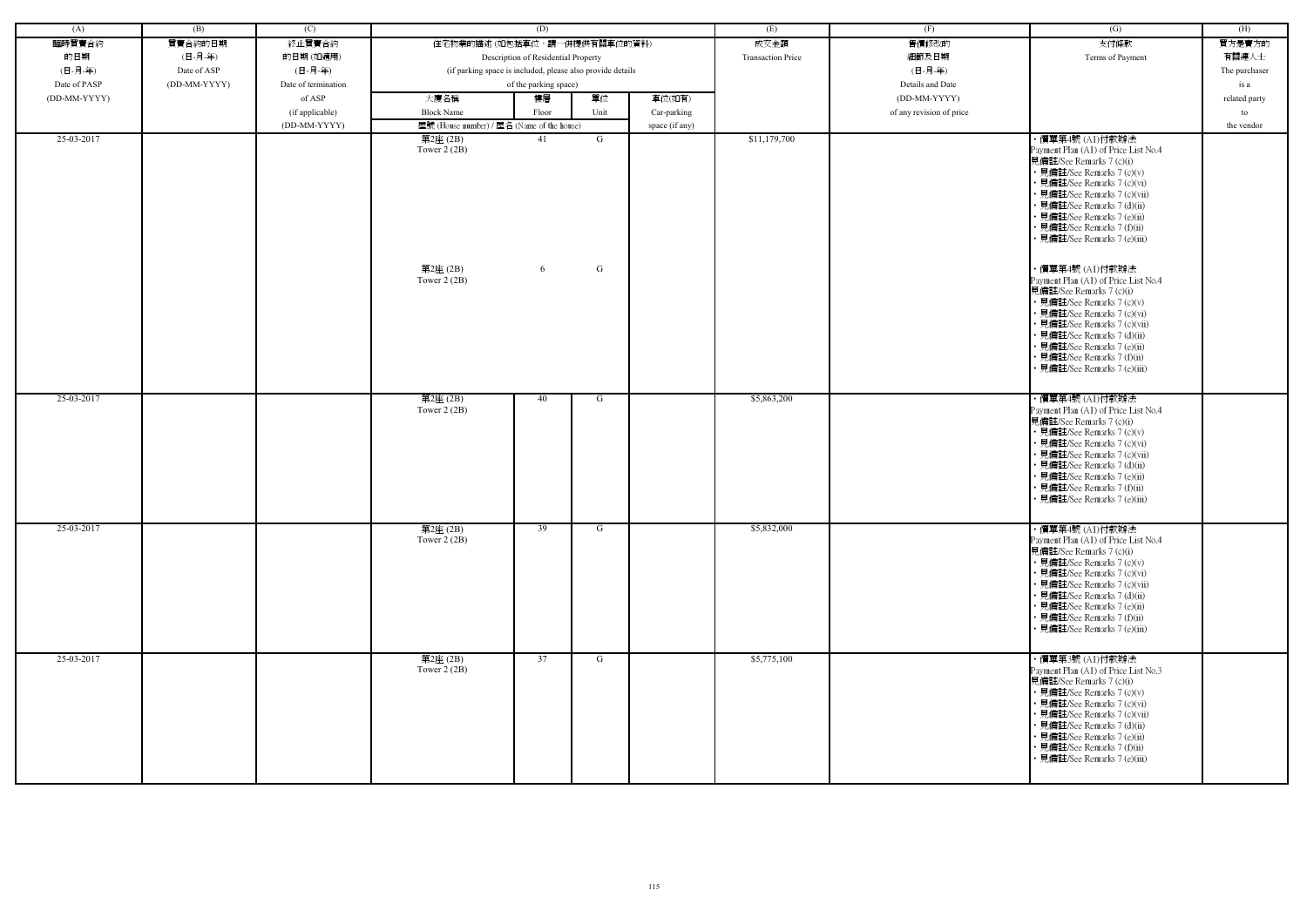| (A) | (B) | (C) | (D) | | | | (E) | (F) | (G) | (H) |
|---|---|---|---|---|---|---|---|---|---|---|
| 臨時買賣合約的日期 (日-月-年) Date of PASP (DD-MM-YYYY) | 買賣合約的日期 (日-月-年) Date of ASP (DD-MM-YYYY) | 終止買賣合約的日期 (如適用) (日-月-年) Date of termination of ASP (if applicable) (DD-MM-YYYY) | 住宅物業的描述 (如包括車位，請一併提供有關車位的資料) Description of Residential Property (if parking space is included, please also provide details of the parking space) | | | | 成交金額 Transaction Price | 售價修改的細節及日期 (日-月-年) Details and Date (DD-MM-YYYY) of any revision of price | 支付條款 Terms of Payment | 買方是賣方的有關連人士 The purchaser is a related party to the vendor |
| | | | 大廈名稱 Block Name | 樓層 Floor | 單位 Unit | 車位(如有) Car-parking space (if any) | | | | |
| | | | 屋號 (House number) / 屋名 (Name of the house) | | | | | | | |
| 25-03-2017 | | | 第2座 (2B) Tower 2 (2B)<br><br>第2座 (2B) Tower 2 (2B) | 41<br><br>6 | G<br><br>G | | $11,179,700 | | • 價單第4號 (A1)付款辦法 Payment Plan (A1) of Price List No.4 見備註/See Remarks 7 (c)(i) • 見備註/See Remarks 7 (c)(v) • 見備註/See Remarks 7 (c)(vi) • 見備註/See Remarks 7 (c)(vii) • 見備註/See Remarks 7 (d)(ii) • 見備註/See Remarks 7 (e)(ii) • 見備註/See Remarks 7 (f)(ii) • 見備註/See Remarks 7 (e)(iii)<br><br>• 價單第4號 (A1)付款辦法 Payment Plan (A1) of Price List No.4 見備註/See Remarks 7 (c)(i) • 見備註/See Remarks 7 (c)(v) • 見備註/See Remarks 7 (c)(vi) • 見備註/See Remarks 7 (c)(vii) • 見備註/See Remarks 7 (d)(ii) • 見備註/See Remarks 7 (e)(ii) • 見備註/See Remarks 7 (f)(ii) • 見備註/See Remarks 7 (e)(iii) | |
| 25-03-2017 | | | 第2座 (2B) Tower 2 (2B) | 40 | G | | $5,863,200 | | • 價單第4號 (A1)付款辦法 Payment Plan (A1) of Price List No.4 見備註/See Remarks 7 (c)(i) • 見備註/See Remarks 7 (c)(v) • 見備註/See Remarks 7 (c)(vi) • 見備註/See Remarks 7 (c)(vii) • 見備註/See Remarks 7 (d)(ii) • 見備註/See Remarks 7 (e)(ii) • 見備註/See Remarks 7 (f)(ii) • 見備註/See Remarks 7 (e)(iii) | |
| 25-03-2017 | | | 第2座 (2B) Tower 2 (2B) | 39 | G | | $5,832,000 | | • 價單第4號 (A1)付款辦法 Payment Plan (A1) of Price List No.4 見備註/See Remarks 7 (c)(i) • 見備註/See Remarks 7 (c)(v) • 見備註/See Remarks 7 (c)(vi) • 見備註/See Remarks 7 (c)(vii) • 見備註/See Remarks 7 (d)(ii) • 見備註/See Remarks 7 (e)(ii) • 見備註/See Remarks 7 (f)(ii) • 見備註/See Remarks 7 (e)(iii) | |
| 25-03-2017 | | | 第2座 (2B) Tower 2 (2B) | 37 | G | | $5,775,100 | | • 價單第3號 (A1)付款辦法 Payment Plan (A1) of Price List No.3 見備註/See Remarks 7 (c)(i) • 見備註/See Remarks 7 (c)(v) • 見備註/See Remarks 7 (c)(vi) • 見備註/See Remarks 7 (c)(vii) • 見備註/See Remarks 7 (d)(ii) • 見備註/See Remarks 7 (e)(ii) • 見備註/See Remarks 7 (f)(ii) • 見備註/See Remarks 7 (e)(iii) | |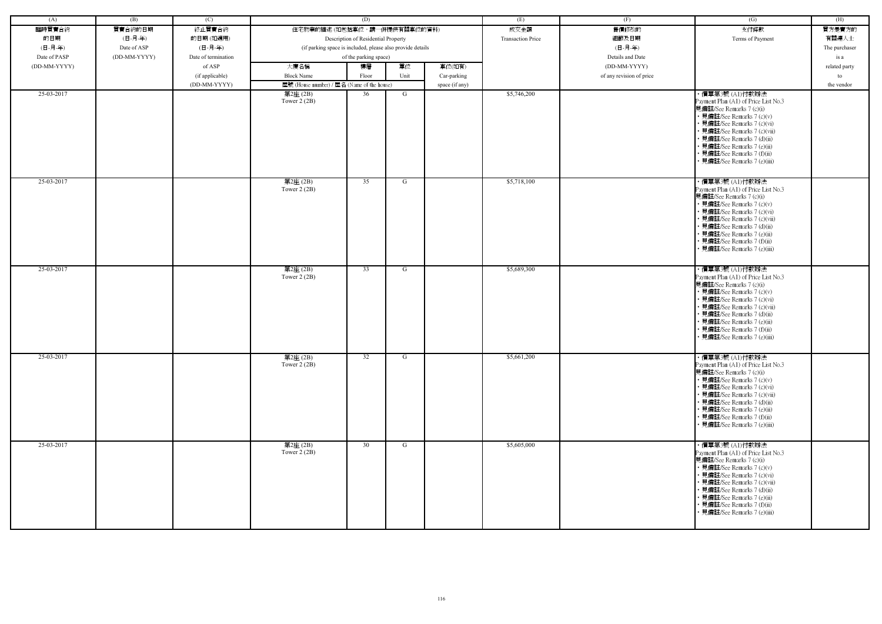| (A) | (B) | (C) | (D) | | | | (E) | (F) | (G) | (H) |
|---|---|---|---|---|---|---|---|---|---|---|
| 臨時買賣合約的日期 (日-月-年) Date of PASP (DD-MM-YYYY) | 買賣合約的日期 (日-月-年) Date of ASP (DD-MM-YYYY) | 終止買賣合約的日期 (如適用) (日-月-年) Date of termination of ASP (if applicable) (DD-MM-YYYY) | 住宅物業的描述 (如包括車位，請一併提供有關車位的資料) Description of Residential Property (if parking space is included, please also provide details of the parking space) | | | | 成交金額 Transaction Price | 售價修改的細節及日期 (日-月-年) Details and Date (DD-MM-YYYY) of any revision of price | 支付條款 Terms of Payment | 買方是賣方的有關連人士 The purchaser is a related party to the vendor |
| | | | 大廈名稱 Block Name | 樓層 Floor | 單位 Unit | 車位(如有) Car-parking space (if any) | | | | |
| | | | 屋號 (House number) / 屋名 (Name of the house) | | | | | | | |
| 25-03-2017 | | | 第2座 (2B) Tower 2 (2B) | 36 | G | | $5,746,200 | | • 價單第3號 (A1)付款辦法 Payment Plan (A1) of Price List No.3 見備註/See Remarks 7 (c)(i) • 見備註/See Remarks 7 (c)(v) • 見備註/See Remarks 7 (c)(vi) • 見備註/See Remarks 7 (c)(vii) • 見備註/See Remarks 7 (d)(ii) • 見備註/See Remarks 7 (e)(ii) • 見備註/See Remarks 7 (f)(ii) • 見備註/See Remarks 7 (e)(iii) | |
| 25-03-2017 | | | 第2座 (2B) Tower 2 (2B) | 35 | G | | $5,718,100 | | • 價單第3號 (A1)付款辦法 Payment Plan (A1) of Price List No.3 見備註/See Remarks 7 (c)(i) • 見備註/See Remarks 7 (c)(v) • 見備註/See Remarks 7 (c)(vi) • 見備註/See Remarks 7 (c)(vii) • 見備註/See Remarks 7 (d)(ii) • 見備註/See Remarks 7 (e)(ii) • 見備註/See Remarks 7 (f)(ii) • 見備註/See Remarks 7 (e)(iii) | |
| 25-03-2017 | | | 第2座 (2B) Tower 2 (2B) | 33 | G | | $5,689,300 | | • 價單第3號 (A1)付款辦法 Payment Plan (A1) of Price List No.3 見備註/See Remarks 7 (c)(i) • 見備註/See Remarks 7 (c)(v) • 見備註/See Remarks 7 (c)(vi) • 見備註/See Remarks 7 (c)(vii) • 見備註/See Remarks 7 (d)(ii) • 見備註/See Remarks 7 (e)(ii) • 見備註/See Remarks 7 (f)(ii) • 見備註/See Remarks 7 (e)(iii) | |
| 25-03-2017 | | | 第2座 (2B) Tower 2 (2B) | 32 | G | | $5,661,200 | | • 價單第3號 (A1)付款辦法 Payment Plan (A1) of Price List No.3 見備註/See Remarks 7 (c)(i) • 見備註/See Remarks 7 (c)(v) • 見備註/See Remarks 7 (c)(vi) • 見備註/See Remarks 7 (c)(vii) • 見備註/See Remarks 7 (d)(ii) • 見備註/See Remarks 7 (e)(ii) • 見備註/See Remarks 7 (f)(ii) • 見備註/See Remarks 7 (e)(iii) | |
| 25-03-2017 | | | 第2座 (2B) Tower 2 (2B) | 30 | G | | $5,605,000 | | • 價單第3號 (A1)付款辦法 Payment Plan (A1) of Price List No.3 見備註/See Remarks 7 (c)(i) • 見備註/See Remarks 7 (c)(v) • 見備註/See Remarks 7 (c)(vi) • 見備註/See Remarks 7 (c)(vii) • 見備註/See Remarks 7 (d)(ii) • 見備註/See Remarks 7 (e)(ii) • 見備註/See Remarks 7 (f)(ii) • 見備註/See Remarks 7 (e)(iii) | |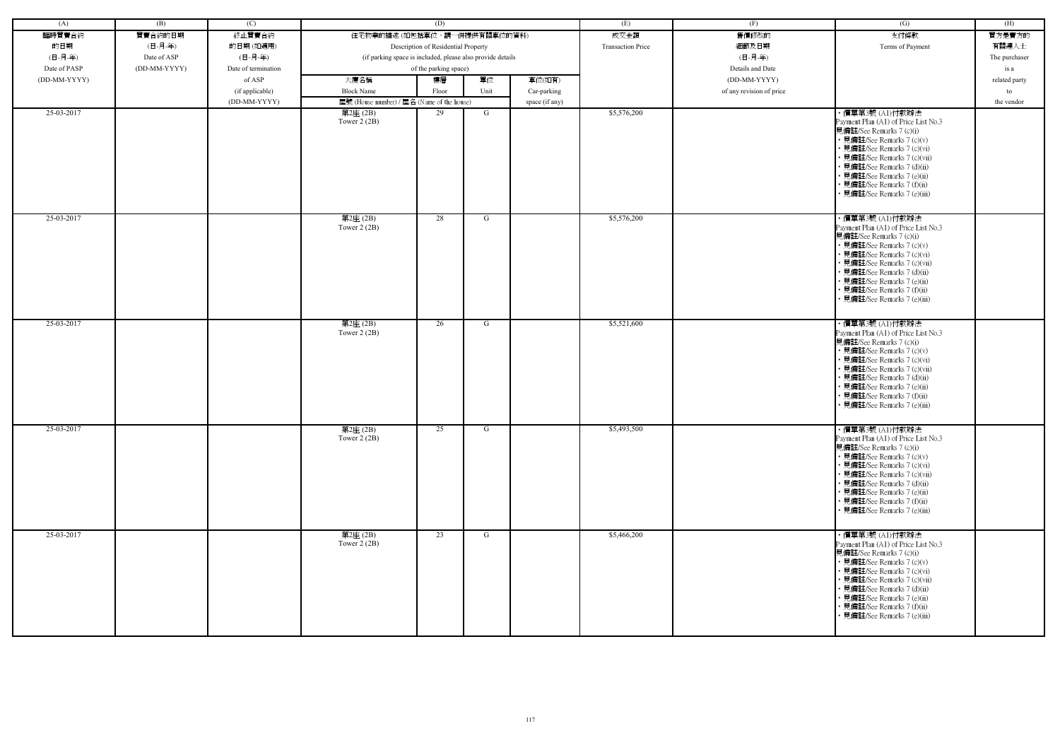| (A) | (B) | (C) | (D) | | | | (E) | (F) | (G) | (H) |
|---|---|---|---|---|---|---|---|---|---|---|
| 臨時買賣合約的日期 (日-月-年) Date of PASP (DD-MM-YYYY) | 買賣合約的日期 (日-月-年) Date of ASP (DD-MM-YYYY) | 終止買賣合約的日期 (如適用) (日-月-年) Date of termination of ASP (if applicable) (DD-MM-YYYY) | 住宅物業的描述 (如包括車位，請一併提供有關車位的資料) Description of Residential Property (if parking space is included, please also provide details of the parking space) | | | | 成交金額 Transaction Price | 售價修改的細節及日期 (日-月-年) Details and Date (DD-MM-YYYY) of any revision of price | 支付條款 Terms of Payment | 買方是賣方的有關連人士 The purchaser is a related party to the vendor |
| | | | 大廈名稱 Block Name | 樓層 Floor | 單位 Unit | 車位(如有) Car-parking space (if any) | | | | |
| | | | 屋號 (House number) / 屋名 (Name of the house) | | | | | | | |
| 25-03-2017 | | | 第2座 (2B) Tower 2 (2B) | 29 | G | | $5,576,200 | | • 價單第3號 (A1)付款辦法 Payment Plan (A1) of Price List No.3 見備註/See Remarks 7 (c)(i) • 見備註/See Remarks 7 (c)(v) • 見備註/See Remarks 7 (c)(vi) • 見備註/See Remarks 7 (c)(vii) • 見備註/See Remarks 7 (d)(ii) • 見備註/See Remarks 7 (e)(ii) • 見備註/See Remarks 7 (f)(ii) • 見備註/See Remarks 7 (e)(iii) | |
| 25-03-2017 | | | 第2座 (2B) Tower 2 (2B) | 28 | G | | $5,576,200 | | • 價單第3號 (A1)付款辦法 Payment Plan (A1) of Price List No.3 見備註/See Remarks 7 (c)(i) • 見備註/See Remarks 7 (c)(v) • 見備註/See Remarks 7 (c)(vi) • 見備註/See Remarks 7 (c)(vii) • 見備註/See Remarks 7 (d)(ii) • 見備註/See Remarks 7 (e)(ii) • 見備註/See Remarks 7 (f)(ii) • 見備註/See Remarks 7 (e)(iii) | |
| 25-03-2017 | | | 第2座 (2B) Tower 2 (2B) | 26 | G | | $5,521,600 | | • 價單第3號 (A1)付款辦法 Payment Plan (A1) of Price List No.3 見備註/See Remarks 7 (c)(i) • 見備註/See Remarks 7 (c)(v) • 見備註/See Remarks 7 (c)(vi) • 見備註/See Remarks 7 (c)(vii) • 見備註/See Remarks 7 (d)(ii) • 見備註/See Remarks 7 (e)(ii) • 見備註/See Remarks 7 (f)(ii) • 見備註/See Remarks 7 (e)(iii) | |
| 25-03-2017 | | | 第2座 (2B) Tower 2 (2B) | 25 | G | | $5,493,500 | | • 價單第3號 (A1)付款辦法 Payment Plan (A1) of Price List No.3 見備註/See Remarks 7 (c)(i) • 見備註/See Remarks 7 (c)(v) • 見備註/See Remarks 7 (c)(vi) • 見備註/See Remarks 7 (c)(vii) • 見備註/See Remarks 7 (d)(ii) • 見備註/See Remarks 7 (e)(ii) • 見備註/See Remarks 7 (f)(ii) • 見備註/See Remarks 7 (e)(iii) | |
| 25-03-2017 | | | 第2座 (2B) Tower 2 (2B) | 23 | G | | $5,466,200 | | • 價單第3號 (A1)付款辦法 Payment Plan (A1) of Price List No.3 見備註/See Remarks 7 (c)(i) • 見備註/See Remarks 7 (c)(v) • 見備註/See Remarks 7 (c)(vi) • 見備註/See Remarks 7 (c)(vii) • 見備註/See Remarks 7 (d)(ii) • 見備註/See Remarks 7 (e)(ii) • 見備註/See Remarks 7 (f)(ii) • 見備註/See Remarks 7 (e)(iii) | |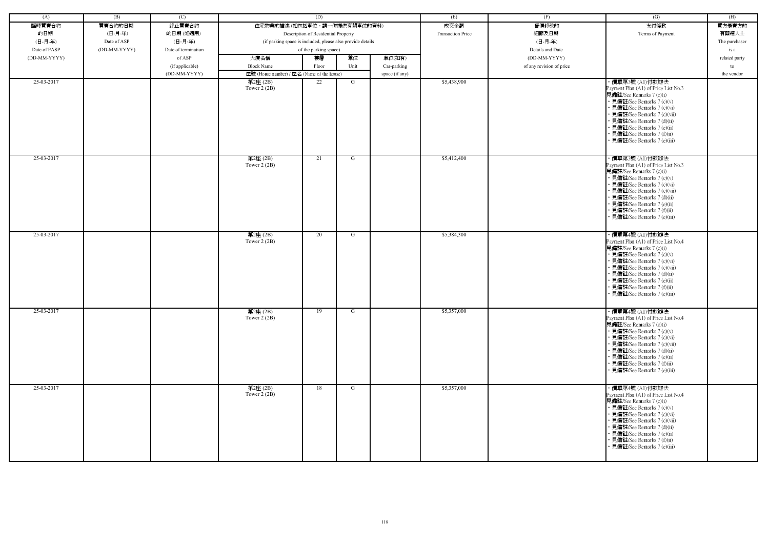| (A) | (B) | (C) | (D) | | | | (E) | (F) | (G) | (H) |
|---|---|---|---|---|---|---|---|---|---|---|
| 臨時買賣合約的日期 (日-月-年) Date of PASP (DD-MM-YYYY) | 買賣合約的日期 (日-月-年) Date of ASP (DD-MM-YYYY) | 終止買賣合約的日期 (如適用) (日-月-年) Date of termination of ASP (if applicable) (DD-MM-YYYY) | 住宅物業的描述 (如包括車位，請一併提供有關車位的資料) Description of Residential Property (if parking space is included, please also provide details of the parking space) | | | | 成交金額 Transaction Price | 售價修改的細節及日期 (日-月-年) Details and Date (DD-MM-YYYY) of any revision of price | 支付條款 Terms of Payment | 買方是賣方的有關連人士 The purchaser is a related party to the vendor |
| | | | 大廈名稱 Block Name 屋號 (House number) / 屋名 (Name of the house) | 樓層 Floor | 單位 Unit | 車位(如有) Car-parking space (if any) | | | | |
| 25-03-2017 | | | 第2座 (2B) Tower 2 (2B) | 22 | G | | $5,438,900 | | • 價單第3號 (A1)付款辦法 Payment Plan (A1) of Price List No.3 見備註/See Remarks 7 (c)(i) • 見備註/See Remarks 7 (c)(v) • 見備註/See Remarks 7 (c)(vi) • 見備註/See Remarks 7 (c)(vii) • 見備註/See Remarks 7 (d)(ii) • 見備註/See Remarks 7 (e)(ii) • 見備註/See Remarks 7 (f)(ii) • 見備註/See Remarks 7 (e)(iii) | |
| 25-03-2017 | | | 第2座 (2B) Tower 2 (2B) | 21 | G | | $5,412,400 | | • 價單第3號 (A1)付款辦法 Payment Plan (A1) of Price List No.3 見備註/See Remarks 7 (c)(i) • 見備註/See Remarks 7 (c)(v) • 見備註/See Remarks 7 (c)(vi) • 見備註/See Remarks 7 (c)(vii) • 見備註/See Remarks 7 (d)(ii) • 見備註/See Remarks 7 (e)(ii) • 見備註/See Remarks 7 (f)(ii) • 見備註/See Remarks 7 (e)(iii) | |
| 25-03-2017 | | | 第2座 (2B) Tower 2 (2B) | 20 | G | | $5,384,300 | | • 價單第4號 (A1)付款辦法 Payment Plan (A1) of Price List No.4 見備註/See Remarks 7 (c)(i) • 見備註/See Remarks 7 (c)(v) • 見備註/See Remarks 7 (c)(vi) • 見備註/See Remarks 7 (c)(vii) • 見備註/See Remarks 7 (d)(ii) • 見備註/See Remarks 7 (e)(ii) • 見備註/See Remarks 7 (f)(ii) • 見備註/See Remarks 7 (e)(iii) | |
| 25-03-2017 | | | 第2座 (2B) Tower 2 (2B) | 19 | G | | $5,357,000 | | • 價單第4號 (A1)付款辦法 Payment Plan (A1) of Price List No.4 見備註/See Remarks 7 (c)(i) • 見備註/See Remarks 7 (c)(v) • 見備註/See Remarks 7 (c)(vi) • 見備註/See Remarks 7 (c)(vii) • 見備註/See Remarks 7 (d)(ii) • 見備註/See Remarks 7 (e)(ii) • 見備註/See Remarks 7 (f)(ii) • 見備註/See Remarks 7 (e)(iii) | |
| 25-03-2017 | | | 第2座 (2B) Tower 2 (2B) | 18 | G | | $5,357,000 | | • 價單第4號 (A1)付款辦法 Payment Plan (A1) of Price List No.4 見備註/See Remarks 7 (c)(i) • 見備註/See Remarks 7 (c)(v) • 見備註/See Remarks 7 (c)(vi) • 見備註/See Remarks 7 (c)(vii) • 見備註/See Remarks 7 (d)(ii) • 見備註/See Remarks 7 (e)(ii) • 見備註/See Remarks 7 (f)(ii) • 見備註/See Remarks 7 (e)(iii) | |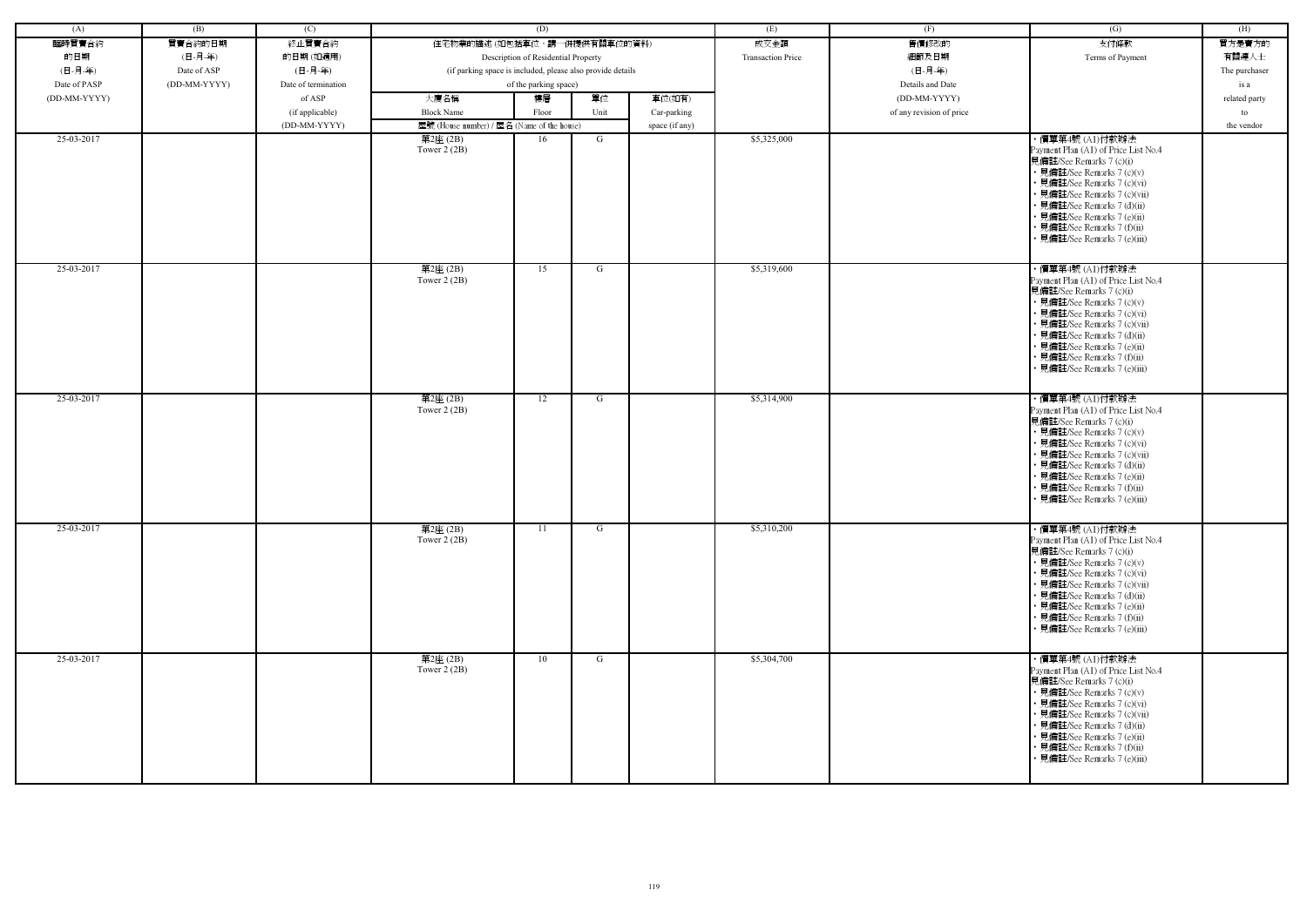| (A) | (B) | (C) | (D) | | | | (E) | (F) | (G) | (H) |
|---|---|---|---|---|---|---|---|---|---|---|
| 臨時買賣合約的日期 (日-月-年) Date of PASP (DD-MM-YYYY) | 買賣合約的日期 (日-月-年) Date of ASP (DD-MM-YYYY) | 終止買賣合約的日期 (如適用) (日-月-年) Date of termination of ASP (if applicable) (DD-MM-YYYY) | 住宅物業的描述 (如包括車位，請一併提供有關車位的資料) Description of Residential Property (if parking space is included, please also provide details of the parking space) | | | | 成交金額 Transaction Price | 售價修改的細節及日期 (日-月-年) Details and Date (DD-MM-YYYY) of any revision of price | 支付條款 Terms of Payment | 買方是賣方的有關連人士 The purchaser is a related party to the vendor |
| | | | 大廈名稱 Block Name | 樓層 Floor | 單位 Unit | 車位(如有) Car-parking space (if any) | | | | |
| | | | 屋號 (House number) / 屋名 (Name of the house) | | | | | | | |
| 25-03-2017 | | | 第2座 (2B) Tower 2 (2B) | 16 | G | | $5,325,000 | | • 價單第4號 (A1)付款辦法 Payment Plan (A1) of Price List No.4 見備註/See Remarks 7 (c)(i) • 見備註/See Remarks 7 (c)(v) • 見備註/See Remarks 7 (c)(vi) • 見備註/See Remarks 7 (c)(vii) • 見備註/See Remarks 7 (d)(ii) • 見備註/See Remarks 7 (e)(ii) • 見備註/See Remarks 7 (f)(ii) • 見備註/See Remarks 7 (e)(iii) | |
| 25-03-2017 | | | 第2座 (2B) Tower 2 (2B) | 15 | G | | $5,319,600 | | • 價單第4號 (A1)付款辦法 Payment Plan (A1) of Price List No.4 見備註/See Remarks 7 (c)(i) • 見備註/See Remarks 7 (c)(v) • 見備註/See Remarks 7 (c)(vi) • 見備註/See Remarks 7 (c)(vii) • 見備註/See Remarks 7 (d)(ii) • 見備註/See Remarks 7 (e)(ii) • 見備註/See Remarks 7 (f)(ii) • 見備註/See Remarks 7 (e)(iii) | |
| 25-03-2017 | | | 第2座 (2B) Tower 2 (2B) | 12 | G | | $5,314,900 | | • 價單第4號 (A1)付款辦法 Payment Plan (A1) of Price List No.4 見備註/See Remarks 7 (c)(i) • 見備註/See Remarks 7 (c)(v) • 見備註/See Remarks 7 (c)(vi) • 見備註/See Remarks 7 (c)(vii) • 見備註/See Remarks 7 (d)(ii) • 見備註/See Remarks 7 (e)(ii) • 見備註/See Remarks 7 (f)(ii) • 見備註/See Remarks 7 (e)(iii) | |
| 25-03-2017 | | | 第2座 (2B) Tower 2 (2B) | 11 | G | | $5,310,200 | | • 價單第4號 (A1)付款辦法 Payment Plan (A1) of Price List No.4 見備註/See Remarks 7 (c)(i) • 見備註/See Remarks 7 (c)(v) • 見備註/See Remarks 7 (c)(vi) • 見備註/See Remarks 7 (c)(vii) • 見備註/See Remarks 7 (d)(ii) • 見備註/See Remarks 7 (e)(ii) • 見備註/See Remarks 7 (f)(ii) • 見備註/See Remarks 7 (e)(iii) | |
| 25-03-2017 | | | 第2座 (2B) Tower 2 (2B) | 10 | G | | $5,304,700 | | • 價單第4號 (A1)付款辦法 Payment Plan (A1) of Price List No.4 見備註/See Remarks 7 (c)(i) • 見備註/See Remarks 7 (c)(v) • 見備註/See Remarks 7 (c)(vi) • 見備註/See Remarks 7 (c)(vii) • 見備註/See Remarks 7 (d)(ii) • 見備註/See Remarks 7 (e)(ii) • 見備註/See Remarks 7 (f)(ii) • 見備註/See Remarks 7 (e)(iii) | |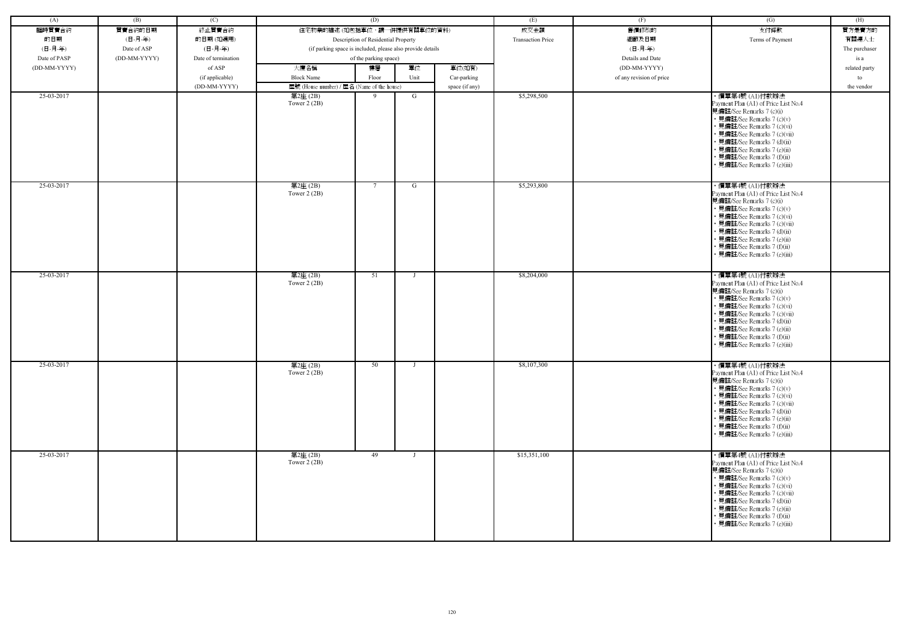| (A) | (B) | (C) | (D) | | | | (E) | (F) | (G) | (H) |
|---|---|---|---|---|---|---|---|---|---|---|
| 臨時買賣合約的日期 (日-月-年) Date of PASP (DD-MM-YYYY) | 買賣合約的日期 (日-月-年) Date of ASP (DD-MM-YYYY) | 終止買賣合約的日期 (如適用) (日-月-年) Date of termination of ASP (if applicable) (DD-MM-YYYY) | 住宅物業的描述 (如包括車位，請一併提供有關車位的資料) Description of Residential Property (if parking space is included, please also provide details of the parking space) | | | | 成交金額 Transaction Price | 售價修改的細節及日期 (日-月-年) Details and Date (DD-MM-YYYY) of any revision of price | 支付條款 Terms of Payment | 買方是賣方的有關連人士 The purchaser is a related party to the vendor |
| | | | 大廈名稱 Block Name 屋號 (House number) / 屋名 (Name of the house) | 樓層 Floor | 單位 Unit | 車位(如有) Car-parking space (if any) | | | | |
| 25-03-2017 | | | 第2座 (2B) Tower 2 (2B) | 9 | G | | $5,298,500 | | • 價單第4號 (A1)付款辦法 Payment Plan (A1) of Price List No.4 見備註/See Remarks 7 (c)(i) • 見備註/See Remarks 7 (c)(v) • 見備註/See Remarks 7 (c)(vi) • 見備註/See Remarks 7 (c)(vii) • 見備註/See Remarks 7 (d)(ii) • 見備註/See Remarks 7 (e)(ii) • 見備註/See Remarks 7 (f)(ii) • 見備註/See Remarks 7 (e)(iii) | |
| 25-03-2017 | | | 第2座 (2B) Tower 2 (2B) | 7 | G | | $5,293,800 | | • 價單第4號 (A1)付款辦法 Payment Plan (A1) of Price List No.4 見備註/See Remarks 7 (c)(i) • 見備註/See Remarks 7 (c)(v) • 見備註/See Remarks 7 (c)(vi) • 見備註/See Remarks 7 (c)(vii) • 見備註/See Remarks 7 (d)(ii) • 見備註/See Remarks 7 (e)(ii) • 見備註/See Remarks 7 (f)(ii) • 見備註/See Remarks 7 (e)(iii) | |
| 25-03-2017 | | | 第2座 (2B) Tower 2 (2B) | 51 | J | | $8,204,000 | | • 價單第4號 (A1)付款辦法 Payment Plan (A1) of Price List No.4 見備註/See Remarks 7 (c)(i) • 見備註/See Remarks 7 (c)(v) • 見備註/See Remarks 7 (c)(vi) • 見備註/See Remarks 7 (c)(vii) • 見備註/See Remarks 7 (d)(ii) • 見備註/See Remarks 7 (e)(ii) • 見備註/See Remarks 7 (f)(ii) • 見備註/See Remarks 7 (e)(iii) | |
| 25-03-2017 | | | 第2座 (2B) Tower 2 (2B) | 50 | J | | $8,107,300 | | • 價單第4號 (A1)付款辦法 Payment Plan (A1) of Price List No.4 見備註/See Remarks 7 (c)(i) • 見備註/See Remarks 7 (c)(v) • 見備註/See Remarks 7 (c)(vi) • 見備註/See Remarks 7 (c)(vii) • 見備註/See Remarks 7 (d)(ii) • 見備註/See Remarks 7 (e)(ii) • 見備註/See Remarks 7 (f)(ii) • 見備註/See Remarks 7 (e)(iii) | |
| 25-03-2017 | | | 第2座 (2B) Tower 2 (2B) | 49 | J | | $15,351,100 | | • 價單第4號 (A1)付款辦法 Payment Plan (A1) of Price List No.4 見備註/See Remarks 7 (c)(i) • 見備註/See Remarks 7 (c)(v) • 見備註/See Remarks 7 (c)(vi) • 見備註/See Remarks 7 (c)(vii) • 見備註/See Remarks 7 (d)(ii) • 見備註/See Remarks 7 (e)(ii) • 見備註/See Remarks 7 (f)(ii) • 見備註/See Remarks 7 (e)(iii) | |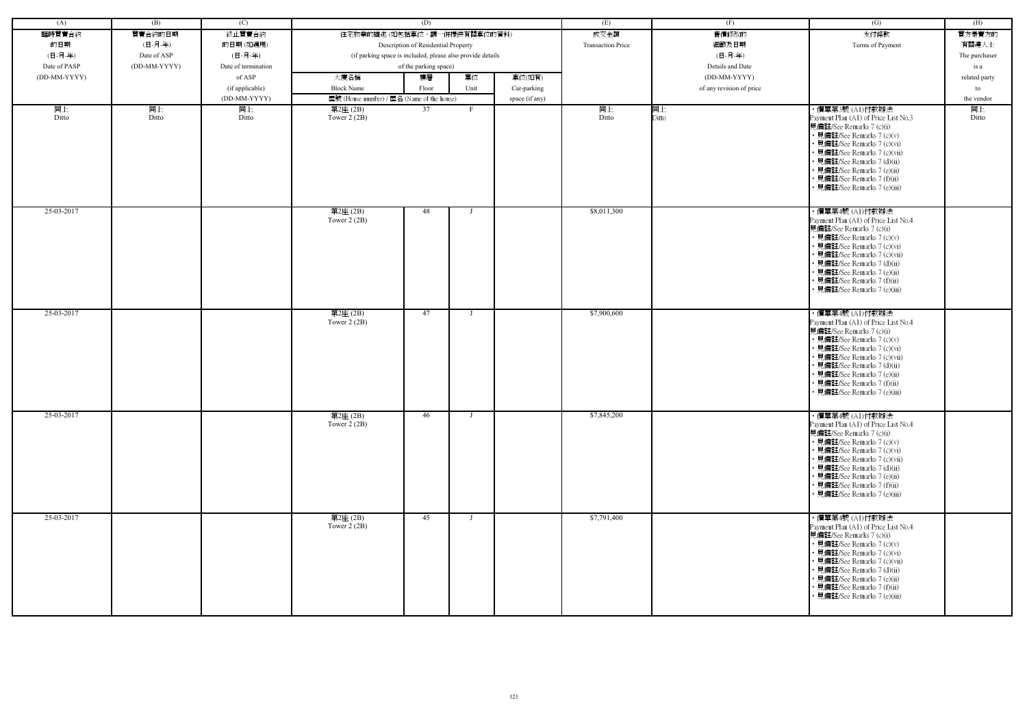| (A) | (B) | (C) | (D) | | | | (E) | (F) | (G) | (H) |
|---|---|---|---|---|---|---|---|---|---|---|
| 臨時買賣合約的日期 (日-月-年) Date of PASP (DD-MM-YYYY) | 買賣合約的日期 (日-月-年) Date of ASP (DD-MM-YYYY) | 終止買賣合約的日期 (如適用) (日-月-年) Date of termination of ASP (if applicable) (DD-MM-YYYY) | 住宅物業的描述 (如包括車位，請一併提供有關車位的資料) Description of Residential Property (if parking space is included, please also provide details of the parking space) | | | | 成交金額 Transaction Price | 售價修改的細節及日期 (日-月-年) Details and Date (DD-MM-YYYY) of any revision of price | 支付條款 Terms of Payment | 買方是賣方的有關連人士 The purchaser is a related party to the vendor |
| | | | 大廈名稱 Block Name | 樓層 Floor | 單位 Unit | 車位(如有) Car-parking space (if any) | | | | |
| | | | 屋號 (House number) / 屋名 (Name of the house) | | | | | | | |
| 同上 Ditto | 同上 Ditto | 同上 Ditto | 第2座 (2B) Tower 2 (2B) | 37 | F | | 同上 Ditto | 同上 Ditto | • 價單第3號 (A1)付款辦法 Payment Plan (A1) of Price List No.3 見備註/See Remarks 7 (c)(i) • 見備註/See Remarks 7 (c)(v) • 見備註/See Remarks 7 (c)(vi) • 見備註/See Remarks 7 (c)(vii) • 見備註/See Remarks 7 (d)(ii) • 見備註/See Remarks 7 (e)(ii) • 見備註/See Remarks 7 (f)(ii) • 見備註/See Remarks 7 (e)(iii) | 同上 Ditto |
| 25-03-2017 | | | 第2座 (2B) Tower 2 (2B) | 48 | J | | $8,011,300 | | • 價單第4號 (A1)付款辦法 Payment Plan (A1) of Price List No.4 見備註/See Remarks 7 (c)(i) • 見備註/See Remarks 7 (c)(v) • 見備註/See Remarks 7 (c)(vi) • 見備註/See Remarks 7 (c)(vii) • 見備註/See Remarks 7 (d)(ii) • 見備註/See Remarks 7 (e)(ii) • 見備註/See Remarks 7 (f)(ii) • 見備註/See Remarks 7 (e)(iii) | |
| 25-03-2017 | | | 第2座 (2B) Tower 2 (2B) | 47 | J | | $7,900,600 | | • 價單第4號 (A1)付款辦法 Payment Plan (A1) of Price List No.4 見備註/See Remarks 7 (c)(i) • 見備註/See Remarks 7 (c)(v) • 見備註/See Remarks 7 (c)(vi) • 見備註/See Remarks 7 (c)(vii) • 見備註/See Remarks 7 (d)(ii) • 見備註/See Remarks 7 (e)(ii) • 見備註/See Remarks 7 (f)(ii) • 見備註/See Remarks 7 (e)(iii) | |
| 25-03-2017 | | | 第2座 (2B) Tower 2 (2B) | 46 | J | | $7,845,200 | | • 價單第4號 (A1)付款辦法 Payment Plan (A1) of Price List No.4 見備註/See Remarks 7 (c)(i) • 見備註/See Remarks 7 (c)(v) • 見備註/See Remarks 7 (c)(vi) • 見備註/See Remarks 7 (c)(vii) • 見備註/See Remarks 7 (d)(ii) • 見備註/See Remarks 7 (e)(ii) • 見備註/See Remarks 7 (f)(ii) • 見備註/See Remarks 7 (e)(iii) | |
| 25-03-2017 | | | 第2座 (2B) Tower 2 (2B) | 45 | J | | $7,791,400 | | • 價單第4號 (A1)付款辦法 Payment Plan (A1) of Price List No.4 見備註/See Remarks 7 (c)(i) • 見備註/See Remarks 7 (c)(v) • 見備註/See Remarks 7 (c)(vi) • 見備註/See Remarks 7 (c)(vii) • 見備註/See Remarks 7 (d)(ii) • 見備註/See Remarks 7 (e)(ii) • 見備註/See Remarks 7 (f)(ii) • 見備註/See Remarks 7 (e)(iii) | |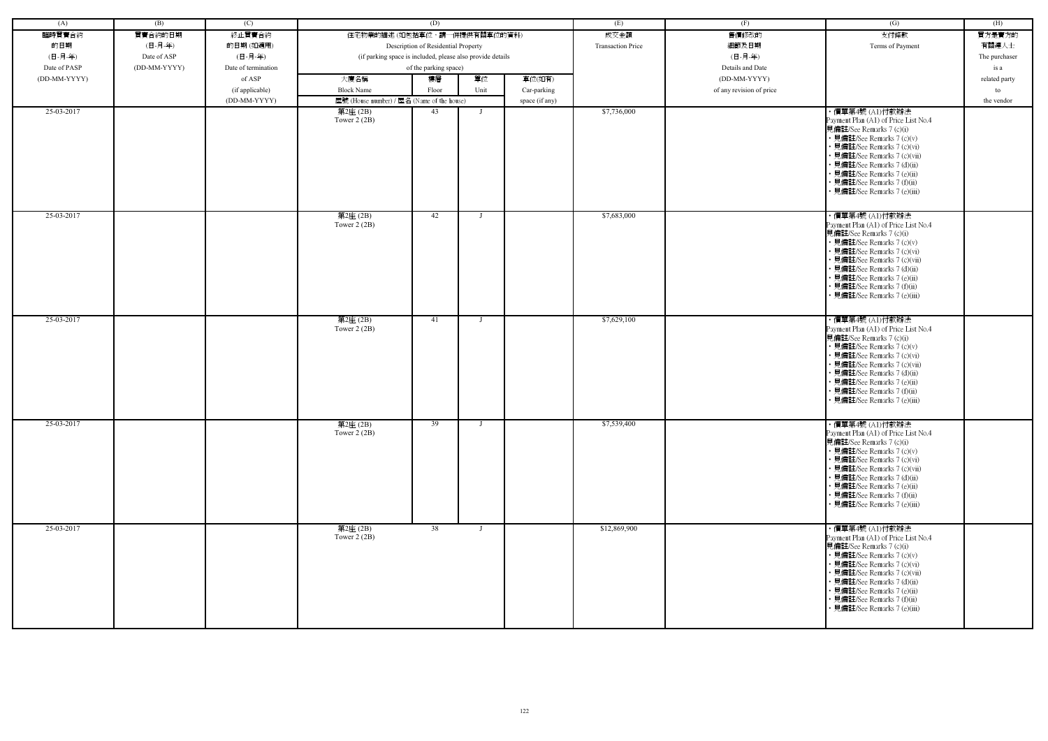| (A) | (B) | (C) | (D) | | | | (E) | (F) | (G) | (H) |
|---|---|---|---|---|---|---|---|---|---|---|
| 臨時買賣合約的日期 (日-月-年) Date of PASP (DD-MM-YYYY) | 買賣合約的日期 (日-月-年) Date of ASP (DD-MM-YYYY) | 終止買賣合約的日期 (如適用) (日-月-年) Date of termination of ASP (if applicable) (DD-MM-YYYY) | 住宅物業的描述 (如包括車位，請一併提供有關車位的資料) Description of Residential Property (if parking space is included, please also provide details of the parking space) | | | | 成交金額 Transaction Price | 售價修改的細節及日期 (日-月-年) Details and Date (DD-MM-YYYY) of any revision of price | 支付條款 Terms of Payment | 買方是賣方的有關連人士 The purchaser is a related party to the vendor |
| | | | 大廈名稱 Block Name | 樓層 Floor | 單位 Unit | 車位(如有) Car-parking space (if any) | | | | |
| | | | 屋號 (House number) / 屋名 (Name of the house) | | | | | | | |
| 25-03-2017 | | | 第2座 (2B) Tower 2 (2B) | 43 | J | | $7,736,000 | | • 價單第4號 (A1)付款辦法 Payment Plan (A1) of Price List No.4 見備註/See Remarks 7 (c)(i) • 見備註/See Remarks 7 (c)(v) • 見備註/See Remarks 7 (c)(vi) • 見備註/See Remarks 7 (c)(vii) • 見備註/See Remarks 7 (d)(ii) • 見備註/See Remarks 7 (e)(ii) • 見備註/See Remarks 7 (f)(ii) • 見備註/See Remarks 7 (e)(iii) | |
| 25-03-2017 | | | 第2座 (2B) Tower 2 (2B) | 42 | J | | $7,683,000 | | • 價單第4號 (A1)付款辦法 Payment Plan (A1) of Price List No.4 見備註/See Remarks 7 (c)(i) • 見備註/See Remarks 7 (c)(v) • 見備註/See Remarks 7 (c)(vi) • 見備註/See Remarks 7 (c)(vii) • 見備註/See Remarks 7 (d)(ii) • 見備註/See Remarks 7 (e)(ii) • 見備註/See Remarks 7 (f)(ii) • 見備註/See Remarks 7 (e)(iii) | |
| 25-03-2017 | | | 第2座 (2B) Tower 2 (2B) | 41 | J | | $7,629,100 | | • 價單第4號 (A1)付款辦法 Payment Plan (A1) of Price List No.4 見備註/See Remarks 7 (c)(i) • 見備註/See Remarks 7 (c)(v) • 見備註/See Remarks 7 (c)(vi) • 見備註/See Remarks 7 (c)(vii) • 見備註/See Remarks 7 (d)(ii) • 見備註/See Remarks 7 (e)(ii) • 見備註/See Remarks 7 (f)(ii) • 見備註/See Remarks 7 (e)(iii) | |
| 25-03-2017 | | | 第2座 (2B) Tower 2 (2B) | 39 | J | | $7,539,400 | | • 價單第4號 (A1)付款辦法 Payment Plan (A1) of Price List No.4 見備註/See Remarks 7 (c)(i) • 見備註/See Remarks 7 (c)(v) • 見備註/See Remarks 7 (c)(vi) • 見備註/See Remarks 7 (c)(vii) • 見備註/See Remarks 7 (d)(ii) • 見備註/See Remarks 7 (e)(ii) • 見備註/See Remarks 7 (f)(ii) • 見備註/See Remarks 7 (e)(iii) | |
| 25-03-2017 | | | 第2座 (2B) Tower 2 (2B) | 38 | J | | $12,869,900 | | • 價單第4號 (A1)付款辦法 Payment Plan (A1) of Price List No.4 見備註/See Remarks 7 (c)(i) • 見備註/See Remarks 7 (c)(v) • 見備註/See Remarks 7 (c)(vi) • 見備註/See Remarks 7 (c)(vii) • 見備註/See Remarks 7 (d)(ii) • 見備註/See Remarks 7 (e)(ii) • 見備註/See Remarks 7 (f)(ii) • 見備註/See Remarks 7 (e)(iii) | |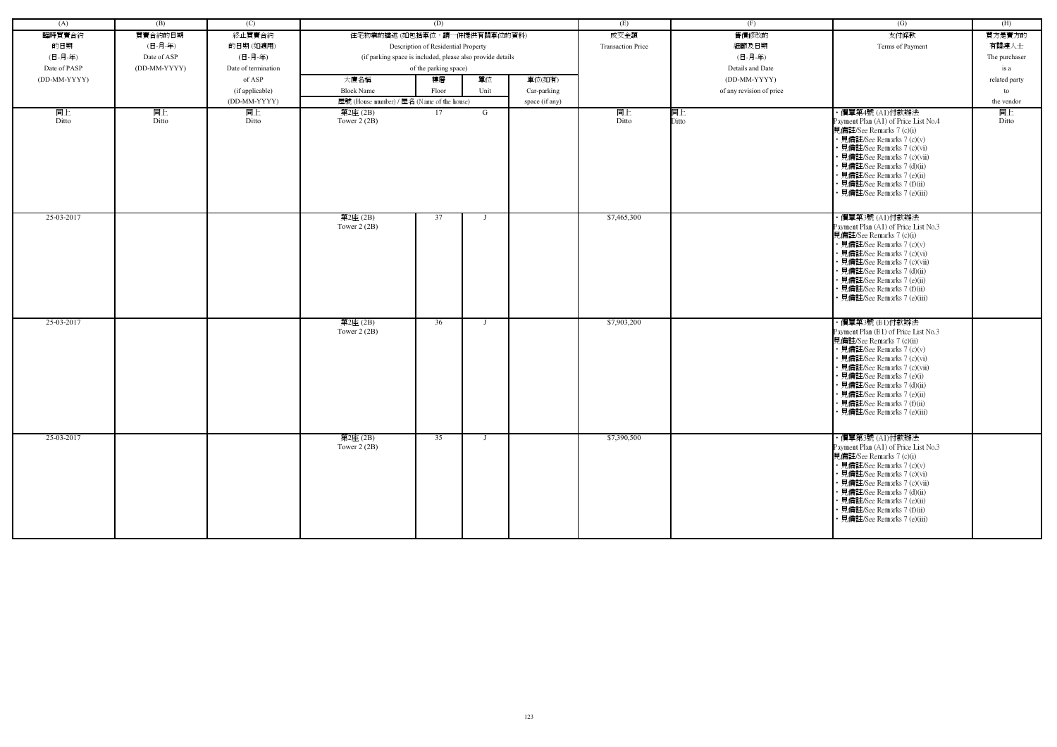| (A) | (B) | (C) | (D) | | | | (E) | (F) | (G) | (H) |
|---|---|---|---|---|---|---|---|---|---|---|
| 臨時買賣合約的日期 (日-月-年) Date of PASP (DD-MM-YYYY) | 買賣合約的日期 (日-月-年) Date of ASP (DD-MM-YYYY) | 終止買賣合約的日期 (如適用) (日-月-年) Date of termination of ASP (if applicable) (DD-MM-YYYY) | 住宅物業的描述 (如包括車位，請一併提供有關車位的資料) Description of Residential Property (if parking space is included, please also provide details of the parking space) | | | | 成交金額 Transaction Price | 售價修改的細節及日期 (日-月-年) Details and Date (DD-MM-YYYY) of any revision of price | 支付條款 Terms of Payment | 買方是賣方的有關連人士 The purchaser is a related party to the vendor |
| | | | 大廈名稱 Block Name | 樓層 Floor | 單位 Unit | 車位(如有) Car-parking space (if any) | | | | |
| | | | 屋號 (House number) / 屋名 (Name of the house) | | | | | | | |
| 同上 Ditto | 同上 Ditto | 同上 Ditto | 第2座 (2B) Tower 2 (2B) | 17 | G | | 同上 Ditto | 同上 Ditto | • 價單第4號 (A1)付款辦法 Payment Plan (A1) of Price List No.4 見備註/See Remarks 7 (c)(i) • 見備註/See Remarks 7 (c)(v) • 見備註/See Remarks 7 (c)(vi) • 見備註/See Remarks 7 (c)(vii) • 見備註/See Remarks 7 (d)(ii) • 見備註/See Remarks 7 (e)(ii) • 見備註/See Remarks 7 (f)(ii) • 見備註/See Remarks 7 (e)(iii) | 同上 Ditto |
| 25-03-2017 | | | 第2座 (2B) Tower 2 (2B) | 37 | J | | $7,465,300 | | • 價單第3號 (A1)付款辦法 Payment Plan (A1) of Price List No.3 見備註/See Remarks 7 (c)(i) • 見備註/See Remarks 7 (c)(v) • 見備註/See Remarks 7 (c)(vi) • 見備註/See Remarks 7 (c)(vii) • 見備註/See Remarks 7 (d)(ii) • 見備註/See Remarks 7 (e)(ii) • 見備註/See Remarks 7 (f)(ii) • 見備註/See Remarks 7 (e)(iii) | |
| 25-03-2017 | | | 第2座 (2B) Tower 2 (2B) | 36 | J | | $7,903,200 | | • 價單第3號 (B1)付款辦法 Payment Plan (B1) of Price List No.3 見備註/See Remarks 7 (c)(ii) • 見備註/See Remarks 7 (c)(v) • 見備註/See Remarks 7 (c)(vi) • 見備註/See Remarks 7 (c)(vii) • 見備註/See Remarks 7 (e)(i) • 見備註/See Remarks 7 (d)(ii) • 見備註/See Remarks 7 (e)(ii) • 見備註/See Remarks 7 (f)(ii) • 見備註/See Remarks 7 (e)(iii) | |
| 25-03-2017 | | | 第2座 (2B) Tower 2 (2B) | 35 | J | | $7,390,500 | | • 價單第3號 (A1)付款辦法 Payment Plan (A1) of Price List No.3 見備註/See Remarks 7 (c)(i) • 見備註/See Remarks 7 (c)(v) • 見備註/See Remarks 7 (c)(vi) • 見備註/See Remarks 7 (c)(vii) • 見備註/See Remarks 7 (d)(ii) • 見備註/See Remarks 7 (e)(ii) • 見備註/See Remarks 7 (f)(ii) • 見備註/See Remarks 7 (e)(iii) | |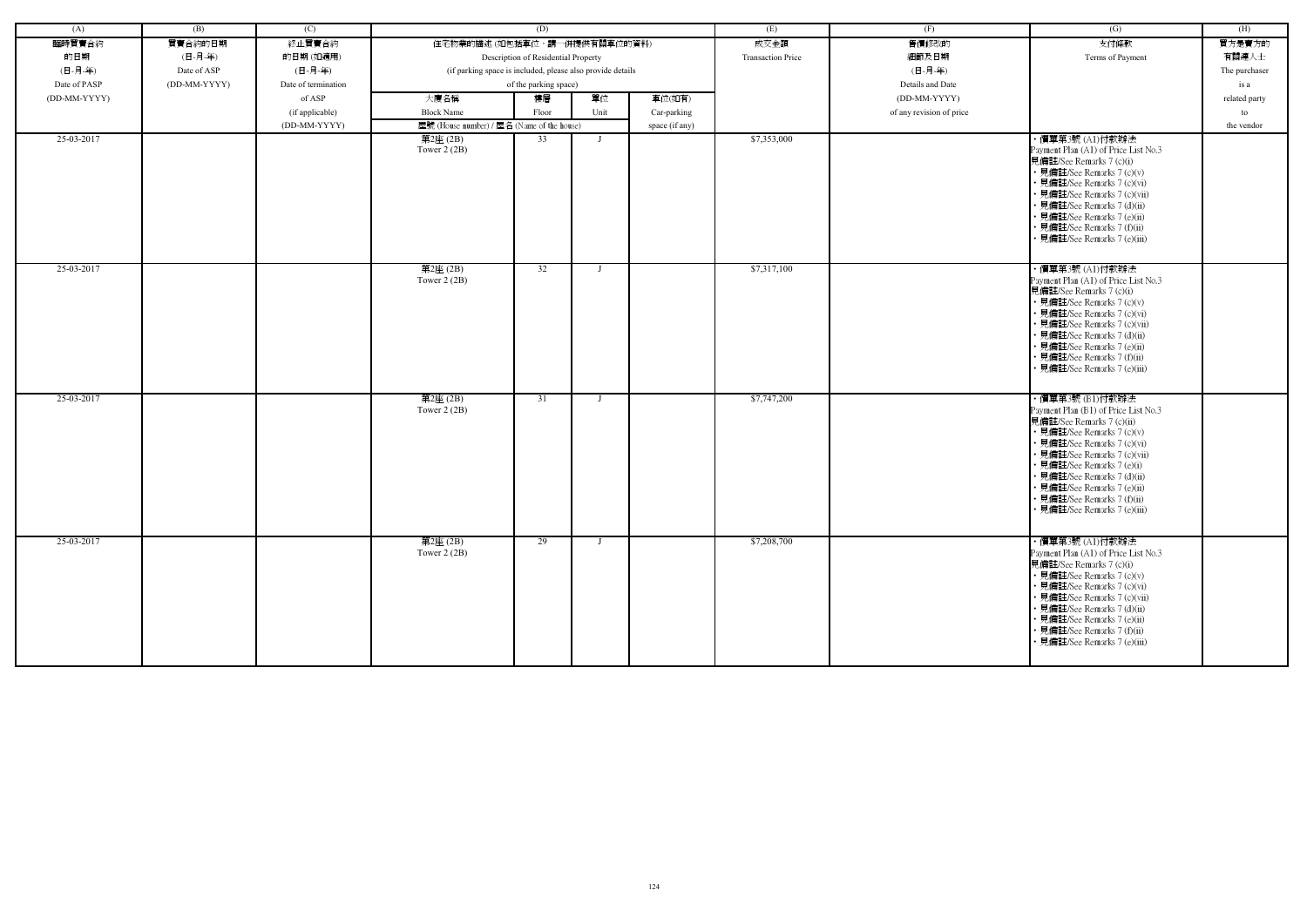| (A) | (B) | (C) | (D) | | | | (E) | (F) | (G) | (H) |
|---|---|---|---|---|---|---|---|---|---|---|
| 臨時買賣合約的日期 (日-月-年) Date of PASP (DD-MM-YYYY) | 買賣合約的日期 (日-月-年) Date of ASP (DD-MM-YYYY) | 終止買賣合約的日期 (如適用) (日-月-年) Date of termination of ASP (if applicable) (DD-MM-YYYY) | 住宅物業的描述 (如包括車位，請一併提供有關車位的資料) Description of Residential Property (if parking space is included, please also provide details of the parking space) | | | | 成交金額 Transaction Price | 售價修改的細節及日期 (日-月-年) Details and Date (DD-MM-YYYY) of any revision of price | 支付條款 Terms of Payment | 買方是賣方的有關連人士 The purchaser is a related party to the vendor |
| | | | 大廈名稱 Block Name | 樓層 Floor | 單位 Unit | 車位(如有) Car-parking space (if any) | | | | |
| | | | 屋號 (House number) / 屋名 (Name of the house) | | | | | | | |
| 25-03-2017 | | | 第2座 (2B) Tower 2 (2B) | 33 | J | | $7,353,000 | | · 價單第3號 (A1)付款辦法 Payment Plan (A1) of Price List No.3 見備註/See Remarks 7 (c)(i) · 見備註/See Remarks 7 (c)(v) · 見備註/See Remarks 7 (c)(vi) · 見備註/See Remarks 7 (c)(vii) · 見備註/See Remarks 7 (d)(ii) · 見備註/See Remarks 7 (e)(ii) · 見備註/See Remarks 7 (f)(ii) · 見備註/See Remarks 7 (e)(iii) | |
| 25-03-2017 | | | 第2座 (2B) Tower 2 (2B) | 32 | J | | $7,317,100 | | · 價單第3號 (A1)付款辦法 Payment Plan (A1) of Price List No.3 見備註/See Remarks 7 (c)(i) · 見備註/See Remarks 7 (c)(v) · 見備註/See Remarks 7 (c)(vi) · 見備註/See Remarks 7 (c)(vii) · 見備註/See Remarks 7 (d)(ii) · 見備註/See Remarks 7 (e)(ii) · 見備註/See Remarks 7 (f)(ii) · 見備註/See Remarks 7 (e)(iii) | |
| 25-03-2017 | | | 第2座 (2B) Tower 2 (2B) | 31 | J | | $7,747,200 | | · 價單第3號 (B1)付款辦法 Payment Plan (B1) of Price List No.3 見備註/See Remarks 7 (c)(ii) · 見備註/See Remarks 7 (c)(v) · 見備註/See Remarks 7 (c)(vi) · 見備註/See Remarks 7 (c)(vii) · 見備註/See Remarks 7 (e)(i) · 見備註/See Remarks 7 (d)(ii) · 見備註/See Remarks 7 (e)(ii) · 見備註/See Remarks 7 (f)(ii) · 見備註/See Remarks 7 (e)(iii) | |
| 25-03-2017 | | | 第2座 (2B) Tower 2 (2B) | 29 | J | | $7,208,700 | | · 價單第3號 (A1)付款辦法 Payment Plan (A1) of Price List No.3 見備註/See Remarks 7 (c)(i) · 見備註/See Remarks 7 (c)(v) · 見備註/See Remarks 7 (c)(vi) · 見備註/See Remarks 7 (c)(vii) · 見備註/See Remarks 7 (d)(ii) · 見備註/See Remarks 7 (e)(ii) · 見備註/See Remarks 7 (f)(ii) · 見備註/See Remarks 7 (e)(iii) | |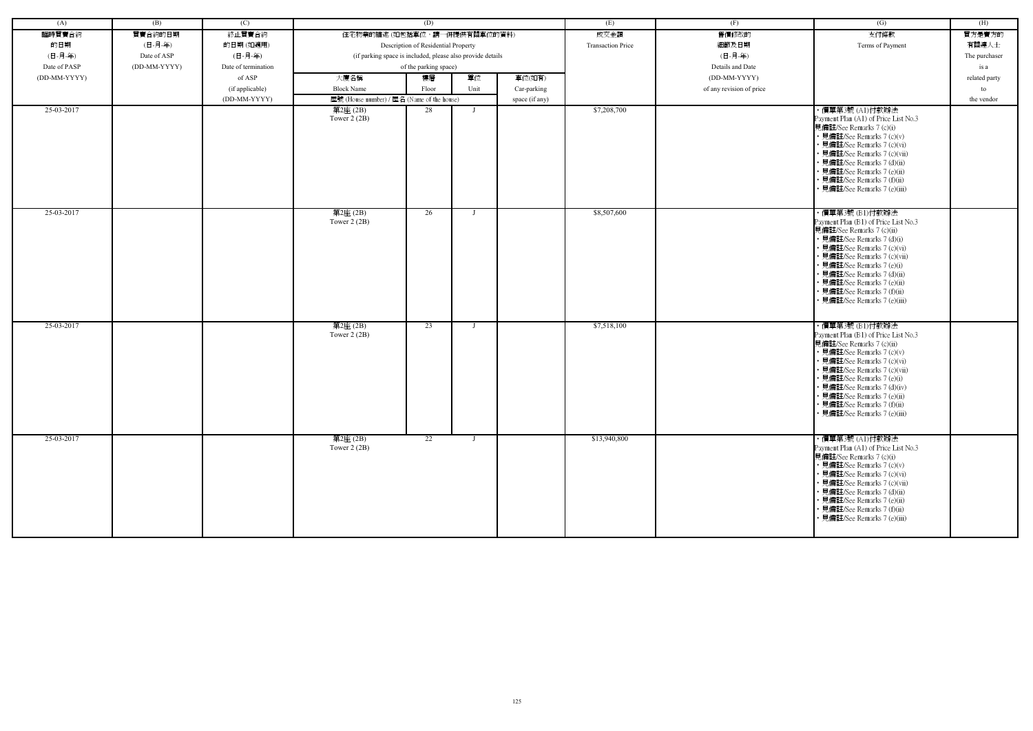| (A) | (B) | (C) | (D) | | | | (E) | (F) | (G) | (H) |
|---|---|---|---|---|---|---|---|---|---|---|
| 臨時買賣合約的日期 (日-月-年) Date of PASP (DD-MM-YYYY) | 買賣合約的日期 (日-月-年) Date of ASP (DD-MM-YYYY) | 終止買賣合約的日期 (如適用) (日-月-年) Date of termination of ASP (if applicable) (DD-MM-YYYY) | 住宅物業的描述 (如包括車位，請一併提供有關車位的資料) Description of Residential Property (if parking space is included, please also provide details of the parking space) | | | | 成交金額 Transaction Price | 售價修改的細節及日期 (日-月-年) Details and Date (DD-MM-YYYY) of any revision of price | 支付條款 Terms of Payment | 買方是賣方的有關連人士 The purchaser is a related party to the vendor |
| | | | 大廈名稱 Block Name | 樓層 Floor | 單位 Unit | 車位(如有) Car-parking space (if any) | | | | |
| | | | 屋號 (House number) / 屋名 (Name of the house) | | | | | | | |
| 25-03-2017 | | | 第2座 (2B) Tower 2 (2B) | 28 | J | | $7,208,700 | | • 價單第3號 (A1)付款辦法 Payment Plan (A1) of Price List No.3 見備註/See Remarks 7 (c)(i) • 見備註/See Remarks 7 (c)(v) • 見備註/See Remarks 7 (c)(vi) • 見備註/See Remarks 7 (c)(vii) • 見備註/See Remarks 7 (d)(ii) • 見備註/See Remarks 7 (e)(ii) • 見備註/See Remarks 7 (f)(ii) • 見備註/See Remarks 7 (e)(iii) | |
| 25-03-2017 | | | 第2座 (2B) Tower 2 (2B) | 26 | J | | $8,507,600 | | • 價單第3號 (B1)付款辦法 Payment Plan (B1) of Price List No.3 見備註/See Remarks 7 (c)(ii) • 見備註/See Remarks 7 (d)(i) • 見備註/See Remarks 7 (c)(vi) • 見備註/See Remarks 7 (c)(vii) • 見備註/See Remarks 7 (e)(i) • 見備註/See Remarks 7 (d)(ii) • 見備註/See Remarks 7 (e)(ii) • 見備註/See Remarks 7 (f)(ii) • 見備註/See Remarks 7 (e)(iii) | |
| 25-03-2017 | | | 第2座 (2B) Tower 2 (2B) | 23 | J | | $7,518,100 | | • 價單第3號 (B1)付款辦法 Payment Plan (B1) of Price List No.3 見備註/See Remarks 7 (c)(ii) • 見備註/See Remarks 7 (c)(v) • 見備註/See Remarks 7 (c)(vi) • 見備註/See Remarks 7 (c)(vii) • 見備註/See Remarks 7 (e)(i) • 見備註/See Remarks 7 (d)(iv) • 見備註/See Remarks 7 (e)(ii) • 見備註/See Remarks 7 (f)(ii) • 見備註/See Remarks 7 (e)(iii) | |
| 25-03-2017 | | | 第2座 (2B) Tower 2 (2B) | 22 | J | | $13,940,800 | | • 價單第3號 (A1)付款辦法 Payment Plan (A1) of Price List No.3 見備註/See Remarks 7 (c)(i) • 見備註/See Remarks 7 (c)(v) • 見備註/See Remarks 7 (c)(vi) • 見備註/See Remarks 7 (c)(vii) • 見備註/See Remarks 7 (d)(ii) • 見備註/See Remarks 7 (e)(ii) • 見備註/See Remarks 7 (f)(ii) • 見備註/See Remarks 7 (e)(iii) | |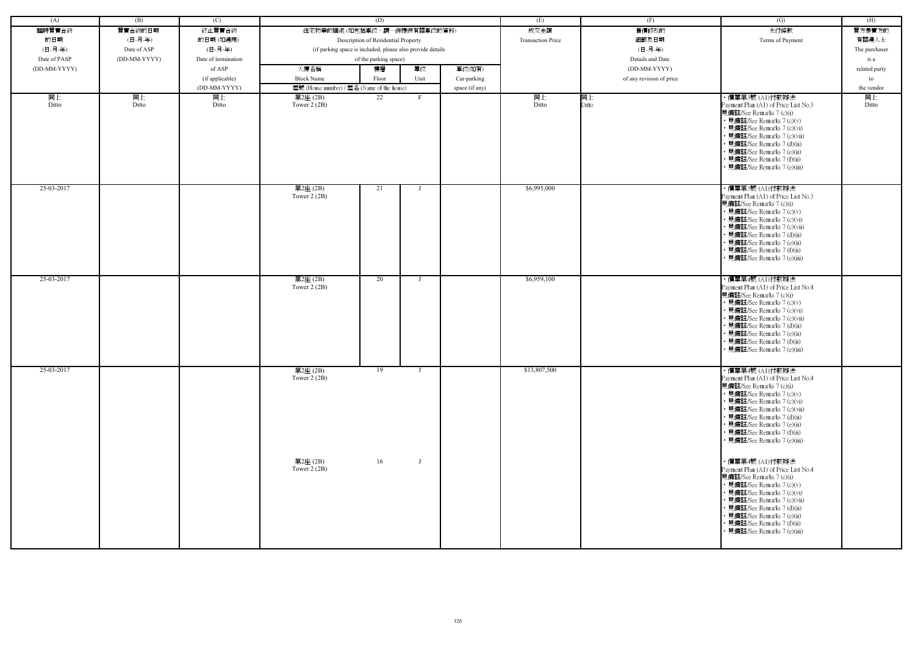| (A) | (B) | (C) | (D) | | | | (E) | (F) | (G) | (H) |
|---|---|---|---|---|---|---|---|---|---|---|
| 臨時買賣合約的日期 (日-月-年) Date of PASP (DD-MM-YYYY) | 買賣合約的日期 (日-月-年) Date of ASP (DD-MM-YYYY) | 終止買賣合約的日期 (如適用) (日-月-年) Date of termination of ASP (if applicable) (DD-MM-YYYY) | 住宅物業的描述 (如包括車位，請一併提供有關車位的資料) Description of Residential Property (if parking space is included, please also provide details of the parking space) | | | | 成交金額 Transaction Price | 售價修改的細節及日期 (日-月-年) Details and Date (DD-MM-YYYY) of any revision of price | 支付條款 Terms of Payment | 買方是賣方的有關連人士 The purchaser is a related party to the vendor |
| | | | 大廈名稱 Block Name | 樓層 Floor | 單位 Unit | 車位(如有) Car-parking space (if any) | | | | |
| | | | 屋號 (House number) / 屋名 (Name of the house) | | | | | | | |
| 同上 Ditto | 同上 Ditto | 同上 Ditto | 第2座 (2B) Tower 2 (2B) | 22 | F | | 同上 Ditto | 同上 Ditto | • 價單第3號 (A1)付款辦法 Payment Plan (A1) of Price List No.3 見備註/See Remarks 7 (c)(i) • 見備註/See Remarks 7 (c)(v) • 見備註/See Remarks 7 (c)(vi) • 見備註/See Remarks 7 (c)(vii) • 見備註/See Remarks 7 (d)(ii) • 見備註/See Remarks 7 (e)(ii) • 見備註/See Remarks 7 (f)(ii) • 見備註/See Remarks 7 (e)(iii) | 同上 Ditto |
| 25-03-2017 | | | 第2座 (2B) Tower 2 (2B) | 21 | J | | $6,995,000 | | • 價單第3號 (A1)付款辦法 Payment Plan (A1) of Price List No.3 見備註/See Remarks 7 (c)(i) • 見備註/See Remarks 7 (c)(v) • 見備註/See Remarks 7 (c)(vi) • 見備註/See Remarks 7 (c)(vii) • 見備註/See Remarks 7 (d)(ii) • 見備註/See Remarks 7 (e)(ii) • 見備註/See Remarks 7 (f)(ii) • 見備註/See Remarks 7 (e)(iii) | |
| 25-03-2017 | | | 第2座 (2B) Tower 2 (2B) | 20 | J | | $6,959,100 | | • 價單第4號 (A1)付款辦法 Payment Plan (A1) of Price List No.4 見備註/See Remarks 7 (c)(i) • 見備註/See Remarks 7 (c)(v) • 見備註/See Remarks 7 (c)(vi) • 見備註/See Remarks 7 (c)(vii) • 見備註/See Remarks 7 (d)(ii) • 見備註/See Remarks 7 (e)(ii) • 見備註/See Remarks 7 (f)(ii) • 見備註/See Remarks 7 (e)(iii) | |
| 25-03-2017 | | | 第2座 (2B) Tower 2 (2B) | 19 | J | | $13,807,500 | | • 價單第4號 (A1)付款辦法 Payment Plan (A1) of Price List No.4 見備註/See Remarks 7 (c)(i) • 見備註/See Remarks 7 (c)(v) • 見備註/See Remarks 7 (c)(vi) • 見備註/See Remarks 7 (c)(vii) • 見備註/See Remarks 7 (d)(ii) • 見備註/See Remarks 7 (e)(ii) • 見備註/See Remarks 7 (f)(ii) • 見備註/See Remarks 7 (e)(iii) | |
| | | | 第2座 (2B) Tower 2 (2B) | 16 | J | | | | • 價單第4號 (A1)付款辦法 Payment Plan (A1) of Price List No.4 見備註/See Remarks 7 (c)(i) • 見備註/See Remarks 7 (c)(v) • 見備註/See Remarks 7 (c)(vi) • 見備註/See Remarks 7 (c)(vii) • 見備註/See Remarks 7 (d)(ii) • 見備註/See Remarks 7 (e)(ii) • 見備註/See Remarks 7 (f)(ii) • 見備註/See Remarks 7 (e)(iii) | |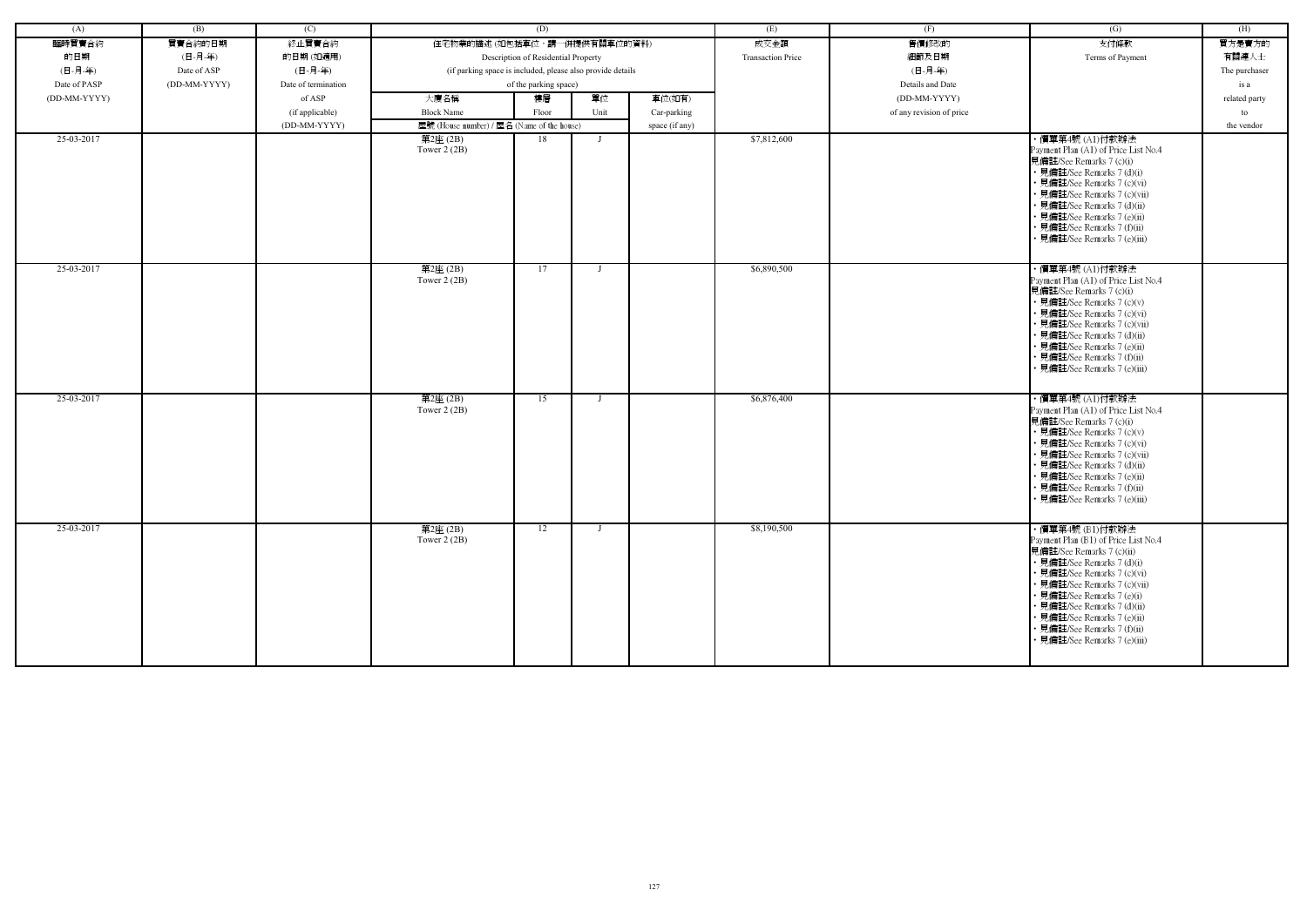| (A) | (B) | (C) | (D) | | | | (E) | (F) | (G) | (H) |
|---|---|---|---|---|---|---|---|---|---|---|
| 臨時買賣合約的日期 (日-月-年) Date of PASP (DD-MM-YYYY) | 買賣合約的日期 (日-月-年) Date of ASP (DD-MM-YYYY) | 終止買賣合約的日期 (如適用) (日-月-年) Date of termination of ASP (if applicable) (DD-MM-YYYY) | 住宅物業的描述 (如包括車位，請一併提供有關車位的資料) Description of Residential Property (if parking space is included, please also provide details of the parking space) | | | | 成交金額 Transaction Price | 售價修改的細節及日期 (日-月-年) Details and Date (DD-MM-YYYY) of any revision of price | 支付條款 Terms of Payment | 買方是賣方的有關連人士 The purchaser is a related party to the vendor |
| | | | 大廈名稱 Block Name | 樓層 Floor | 單位 Unit | 車位(如有) Car-parking space (if any) | | | | |
| | | | 屋號 (House number) / 屋名 (Name of the house) | | | | | | | |
| 25-03-2017 | | | 第2座 (2B) Tower 2 (2B) | 18 | J | | $7,812,600 | | • 價單第4號 (A1)付款辦法 Payment Plan (A1) of Price List No.4 見備註/See Remarks 7 (c)(i) • 見備註/See Remarks 7 (d)(i) • 見備註/See Remarks 7 (c)(vi) • 見備註/See Remarks 7 (c)(vii) • 見備註/See Remarks 7 (d)(ii) • 見備註/See Remarks 7 (e)(ii) • 見備註/See Remarks 7 (f)(ii) • 見備註/See Remarks 7 (e)(iii) | |
| 25-03-2017 | | | 第2座 (2B) Tower 2 (2B) | 17 | J | | $6,890,500 | | • 價單第4號 (A1)付款辦法 Payment Plan (A1) of Price List No.4 見備註/See Remarks 7 (c)(i) • 見備註/See Remarks 7 (c)(v) • 見備註/See Remarks 7 (c)(vi) • 見備註/See Remarks 7 (c)(vii) • 見備註/See Remarks 7 (d)(ii) • 見備註/See Remarks 7 (e)(ii) • 見備註/See Remarks 7 (f)(ii) • 見備註/See Remarks 7 (e)(iii) | |
| 25-03-2017 | | | 第2座 (2B) Tower 2 (2B) | 15 | J | | $6,876,400 | | • 價單第4號 (A1)付款辦法 Payment Plan (A1) of Price List No.4 見備註/See Remarks 7 (c)(i) • 見備註/See Remarks 7 (c)(v) • 見備註/See Remarks 7 (c)(vi) • 見備註/See Remarks 7 (c)(vii) • 見備註/See Remarks 7 (d)(ii) • 見備註/See Remarks 7 (e)(ii) • 見備註/See Remarks 7 (f)(ii) • 見備註/See Remarks 7 (e)(iii) | |
| 25-03-2017 | | | 第2座 (2B) Tower 2 (2B) | 12 | J | | $8,190,500 | | • 價單第4號 (B1)付款辦法 Payment Plan (B1) of Price List No.4 見備註/See Remarks 7 (c)(ii) • 見備註/See Remarks 7 (d)(i) • 見備註/See Remarks 7 (c)(vi) • 見備註/See Remarks 7 (c)(vii) • 見備註/See Remarks 7 (e)(i) • 見備註/See Remarks 7 (d)(ii) • 見備註/See Remarks 7 (e)(ii) • 見備註/See Remarks 7 (f)(ii) • 見備註/See Remarks 7 (e)(iii) | |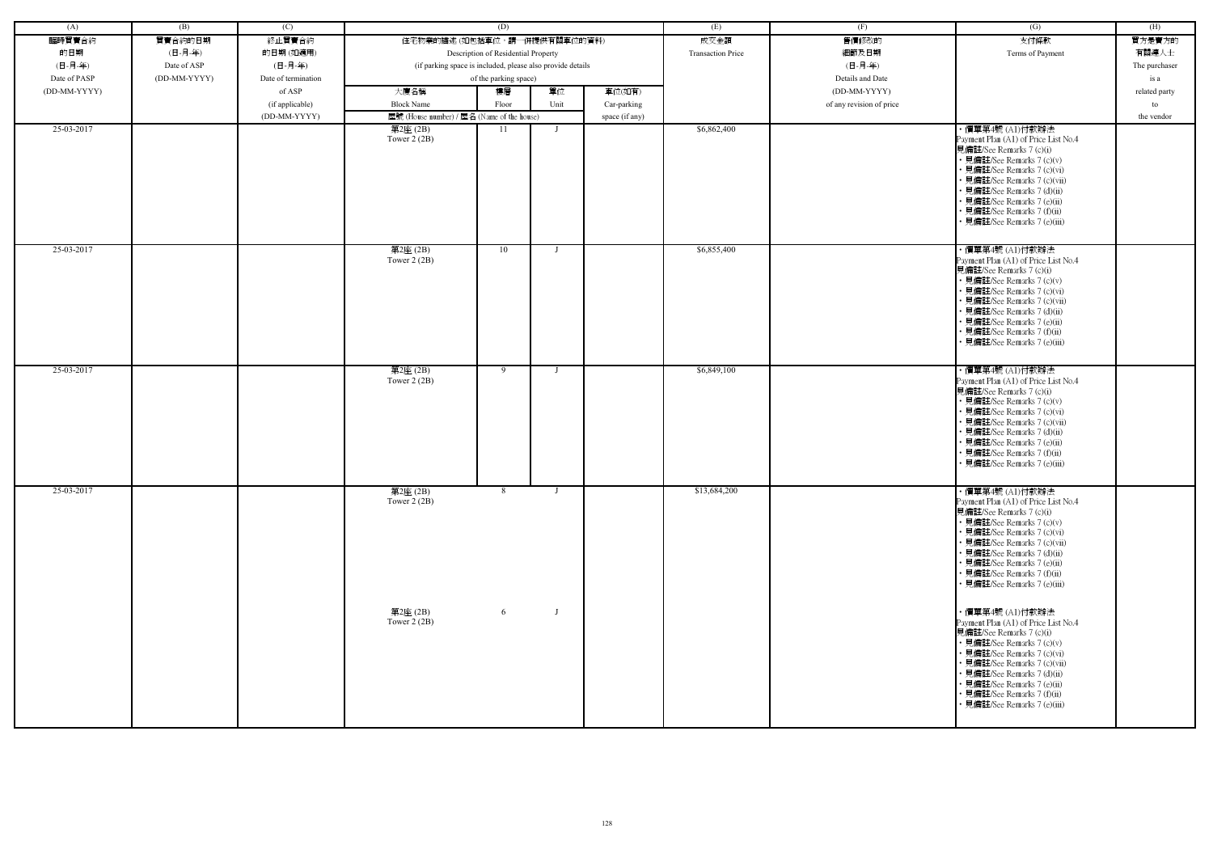| (A) | (B) | (C) | (D) | | | | (E) | (F) | (G) | (H) |
|---|---|---|---|---|---|---|---|---|---|---|
| 臨時買賣合約<br>的日期<br>(日-月-年)<br>Date of PASP<br>(DD-MM-YYYY) | 買賣合約的日期<br>(日-月-年)<br>Date of ASP<br>(DD-MM-YYYY) | 終止買賣合約<br>的日期 (如適用)<br>(日-月-年)<br>Date of termination<br>of ASP<br>(if applicable)<br>(DD-MM-YYYY) | 住宅物業的描述 (如包括車位，請一併提供有關車位的資料)<br>Description of Residential Property<br>(if parking space is included, please also provide details<br>of the parking space) | | | | 成交金額<br>Transaction Price | 售價修改的<br>細節及日期<br>(日-月-年)<br>Details and Date<br>(DD-MM-YYYY)<br>of any revision of price | 支付條款<br>Terms of Payment | 買方是賣方的<br>有關連人士<br>The purchaser<br>is a<br>related party<br>to<br>the vendor |
| | | | 大廈名稱<br>Block Name<br>屋號 (House number) / 屋名 (Name of the house) | 樓層<br>Floor | 單位<br>Unit | 車位(如有)<br>Car-parking<br>space (if any) | | | | |
| 25-03-2017 | | | 第2座 (2B)<br>Tower 2 (2B) | 11 | J | | $6,862,400 | | • 價單第4號 (A1)付款辦法<br>Payment Plan (A1) of Price List No.4<br>見備註/See Remarks 7 (c)(i)<br>• 見備註/See Remarks 7 (c)(v)<br>• 見備註/See Remarks 7 (c)(vi)<br>• 見備註/See Remarks 7 (c)(vii)<br>• 見備註/See Remarks 7 (d)(ii)<br>• 見備註/See Remarks 7 (e)(ii)<br>• 見備註/See Remarks 7 (f)(ii)<br>• 見備註/See Remarks 7 (e)(iii) | |
| 25-03-2017 | | | 第2座 (2B)<br>Tower 2 (2B) | 10 | J | | $6,855,400 | | • 價單第4號 (A1)付款辦法<br>Payment Plan (A1) of Price List No.4<br>見備註/See Remarks 7 (c)(i)<br>• 見備註/See Remarks 7 (c)(v)<br>• 見備註/See Remarks 7 (c)(vi)<br>• 見備註/See Remarks 7 (c)(vii)<br>• 見備註/See Remarks 7 (d)(ii)<br>• 見備註/See Remarks 7 (e)(ii)<br>• 見備註/See Remarks 7 (f)(ii)<br>• 見備註/See Remarks 7 (e)(iii) | |
| 25-03-2017 | | | 第2座 (2B)<br>Tower 2 (2B) | 9 | J | | $6,849,100 | | • 價單第4號 (A1)付款辦法<br>Payment Plan (A1) of Price List No.4<br>見備註/See Remarks 7 (c)(i)<br>• 見備註/See Remarks 7 (c)(v)<br>• 見備註/See Remarks 7 (c)(vi)<br>• 見備註/See Remarks 7 (c)(vii)<br>• 見備註/See Remarks 7 (d)(ii)<br>• 見備註/See Remarks 7 (e)(ii)<br>• 見備註/See Remarks 7 (f)(ii)<br>• 見備註/See Remarks 7 (e)(iii) | |
| 25-03-2017 | | | 第2座 (2B)<br>Tower 2 (2B)<br><br>第2座 (2B)<br>Tower 2 (2B) | 8<br><br>6 | J<br><br>J | | $13,684,200 | | • 價單第4號 (A1)付款辦法<br>Payment Plan (A1) of Price List No.4<br>見備註/See Remarks 7 (c)(i)<br>• 見備註/See Remarks 7 (c)(v)<br>• 見備註/See Remarks 7 (c)(vi)<br>• 見備註/See Remarks 7 (c)(vii)<br>• 見備註/See Remarks 7 (d)(ii)<br>• 見備註/See Remarks 7 (e)(ii)<br>• 見備註/See Remarks 7 (f)(ii)<br>• 見備註/See Remarks 7 (e)(iii)<br><br>• 價單第4號 (A1)付款辦法<br>Payment Plan (A1) of Price List No.4<br>見備註/See Remarks 7 (c)(i)<br>• 見備註/See Remarks 7 (c)(v)<br>• 見備註/See Remarks 7 (c)(vi)<br>• 見備註/See Remarks 7 (c)(vii)<br>• 見備註/See Remarks 7 (d)(ii)<br>• 見備註/See Remarks 7 (e)(ii)<br>• 見備註/See Remarks 7 (f)(ii)<br>• 見備註/See Remarks 7 (e)(iii) | |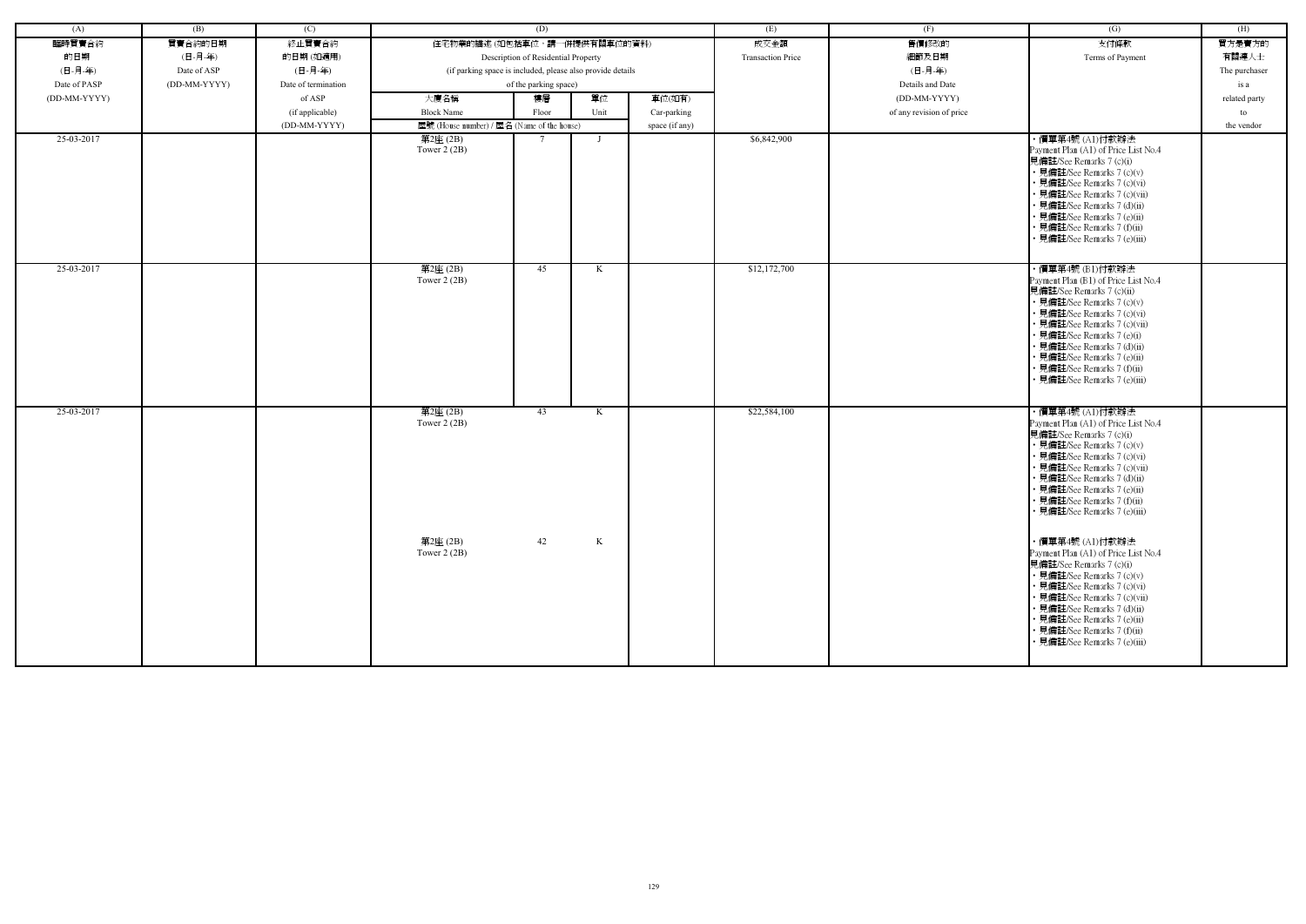| (A) | (B) | (C) | (D) | | | | (E) | (F) | (G) | (H) |
|---|---|---|---|---|---|---|---|---|---|---|
| 臨時買賣合約的日期 (日-月-年) Date of PASP (DD-MM-YYYY) | 買賣合約的日期 (日-月-年) Date of ASP (DD-MM-YYYY) | 終止買賣合約的日期 (如適用) (日-月-年) Date of termination of ASP (if applicable) (DD-MM-YYYY) | 住宅物業的描述 (如包括車位，請一併提供有關車位的資料) Description of Residential Property (if parking space is included, please also provide details of the parking space) | | | | 成交金額 Transaction Price | 售價修改的細節及日期 (日-月-年) Details and Date (DD-MM-YYYY) of any revision of price | 支付條款 Terms of Payment | 買方是賣方的有關連人士 The purchaser is a related party to the vendor |
| | | | 大廈名稱 Block Name 屋號 (House number) / 屋名 (Name of the house) | 樓層 Floor | 單位 Unit | 車位(如有) Car-parking space (if any) | | | | |
| 25-03-2017 | | | 第2座 (2B) Tower 2 (2B) | 7 | J | | $6,842,900 | | • 價單第4號 (A1)付款辦法 Payment Plan (A1) of Price List No.4 見備註/See Remarks 7 (c)(i) • 見備註/See Remarks 7 (c)(v) • 見備註/See Remarks 7 (c)(vi) • 見備註/See Remarks 7 (c)(vii) • 見備註/See Remarks 7 (d)(ii) • 見備註/See Remarks 7 (e)(ii) • 見備註/See Remarks 7 (f)(ii) • 見備註/See Remarks 7 (e)(iii) | |
| 25-03-2017 | | | 第2座 (2B) Tower 2 (2B) | 45 | K | | $12,172,700 | | • 價單第4號 (B1)付款辦法 Payment Plan (B1) of Price List No.4 見備註/See Remarks 7 (c)(ii) • 見備註/See Remarks 7 (c)(v) • 見備註/See Remarks 7 (c)(vi) • 見備註/See Remarks 7 (c)(vii) • 見備註/See Remarks 7 (e)(i) • 見備註/See Remarks 7 (d)(ii) • 見備註/See Remarks 7 (e)(ii) • 見備註/See Remarks 7 (f)(ii) • 見備註/See Remarks 7 (e)(iii) | |
| 25-03-2017 | | | 第2座 (2B) Tower 2 (2B) | 43 | K | | $22,584,100 | | • 價單第4號 (A1)付款辦法 Payment Plan (A1) of Price List No.4 見備註/See Remarks 7 (c)(i) • 見備註/See Remarks 7 (c)(v) • 見備註/See Remarks 7 (c)(vi) • 見備註/See Remarks 7 (c)(vii) • 見備註/See Remarks 7 (d)(ii) • 見備註/See Remarks 7 (e)(ii) • 見備註/See Remarks 7 (f)(ii) • 見備註/See Remarks 7 (e)(iii) | |
| | | | 第2座 (2B) Tower 2 (2B) | 42 | K | | | | • 價單第4號 (A1)付款辦法 Payment Plan (A1) of Price List No.4 見備註/See Remarks 7 (c)(i) • 見備註/See Remarks 7 (c)(v) • 見備註/See Remarks 7 (c)(vi) • 見備註/See Remarks 7 (c)(vii) • 見備註/See Remarks 7 (d)(ii) • 見備註/See Remarks 7 (e)(ii) • 見備註/See Remarks 7 (f)(ii) • 見備註/See Remarks 7 (e)(iii) | |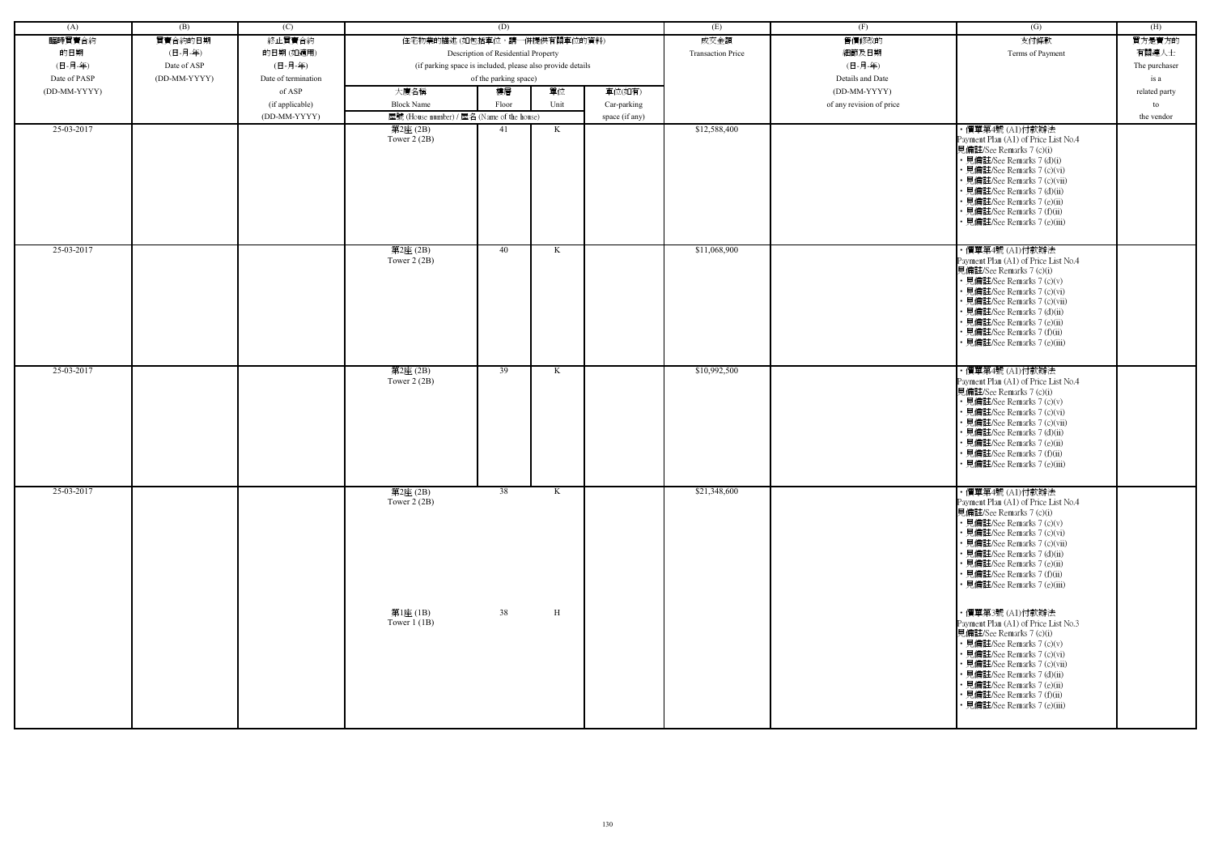| (A) | (B) | (C) | (D) | | | | (E) | (F) | (G) | (H) |
|---|---|---|---|---|---|---|---|---|---|---|
| 臨時買賣合約的日期 (日-月-年) Date of PASP (DD-MM-YYYY) | 買賣合約的日期 (日-月-年) Date of ASP (DD-MM-YYYY) | 終止買賣合約的日期 (如適用) (日-月-年) Date of termination of ASP (if applicable) (DD-MM-YYYY) | 住宅物業的描述 (如包括車位，請一併提供有關車位的資料) Description of Residential Property (if parking space is included, please also provide details of the parking space) | | | | 成交金額 Transaction Price | 售價修改的細節及日期 (日-月-年) Details and Date (DD-MM-YYYY) of any revision of price | 支付條款 Terms of Payment | 買方是賣方的有關連人士 The purchaser is a related party to the vendor |
| | | | 大廈名稱 Block Name | 樓層 Floor | 單位 Unit | 車位(如有) Car-parking space (if any) | | | | |
| | | | 屋號 (House number) / 屋名 (Name of the house) | | | | | | | |
| 25-03-2017 | | | 第2座 (2B) Tower 2 (2B) | 41 | K | | $12,588,400 | | • 價單第4號 (A1)付款辦法 Payment Plan (A1) of Price List No.4 見備註/See Remarks 7 (c)(i) • 見備註/See Remarks 7 (d)(i) • 見備註/See Remarks 7 (c)(vi) • 見備註/See Remarks 7 (c)(vii) • 見備註/See Remarks 7 (d)(ii) • 見備註/See Remarks 7 (e)(ii) • 見備註/See Remarks 7 (f)(ii) • 見備註/See Remarks 7 (e)(iii) | |
| 25-03-2017 | | | 第2座 (2B) Tower 2 (2B) | 40 | K | | $11,068,900 | | • 價單第4號 (A1)付款辦法 Payment Plan (A1) of Price List No.4 見備註/See Remarks 7 (c)(i) • 見備註/See Remarks 7 (c)(v) • 見備註/See Remarks 7 (c)(vi) • 見備註/See Remarks 7 (c)(vii) • 見備註/See Remarks 7 (d)(ii) • 見備註/See Remarks 7 (e)(ii) • 見備註/See Remarks 7 (f)(ii) • 見備註/See Remarks 7 (e)(iii) | |
| 25-03-2017 | | | 第2座 (2B) Tower 2 (2B) | 39 | K | | $10,992,500 | | • 價單第4號 (A1)付款辦法 Payment Plan (A1) of Price List No.4 見備註/See Remarks 7 (c)(i) • 見備註/See Remarks 7 (c)(v) • 見備註/See Remarks 7 (c)(vi) • 見備註/See Remarks 7 (c)(vii) • 見備註/See Remarks 7 (d)(ii) • 見備註/See Remarks 7 (e)(ii) • 見備註/See Remarks 7 (f)(ii) • 見備註/See Remarks 7 (e)(iii) | |
| 25-03-2017 | | | 第2座 (2B) Tower 2 (2B) | 38 | K | | $21,348,600 | | • 價單第4號 (A1)付款辦法 Payment Plan (A1) of Price List No.4 見備註/See Remarks 7 (c)(i) • 見備註/See Remarks 7 (c)(v) • 見備註/See Remarks 7 (c)(vi) • 見備註/See Remarks 7 (c)(vii) • 見備註/See Remarks 7 (d)(ii) • 見備註/See Remarks 7 (e)(ii) • 見備註/See Remarks 7 (f)(ii) • 見備註/See Remarks 7 (e)(iii) | |
| | | | 第1座 (1B) Tower 1 (1B) | 38 | H | | | | • 價單第3號 (A1)付款辦法 Payment Plan (A1) of Price List No.3 見備註/See Remarks 7 (c)(i) • 見備註/See Remarks 7 (c)(v) • 見備註/See Remarks 7 (c)(vi) • 見備註/See Remarks 7 (c)(vii) • 見備註/See Remarks 7 (d)(ii) • 見備註/See Remarks 7 (e)(ii) • 見備註/See Remarks 7 (f)(ii) • 見備註/See Remarks 7 (e)(iii) | |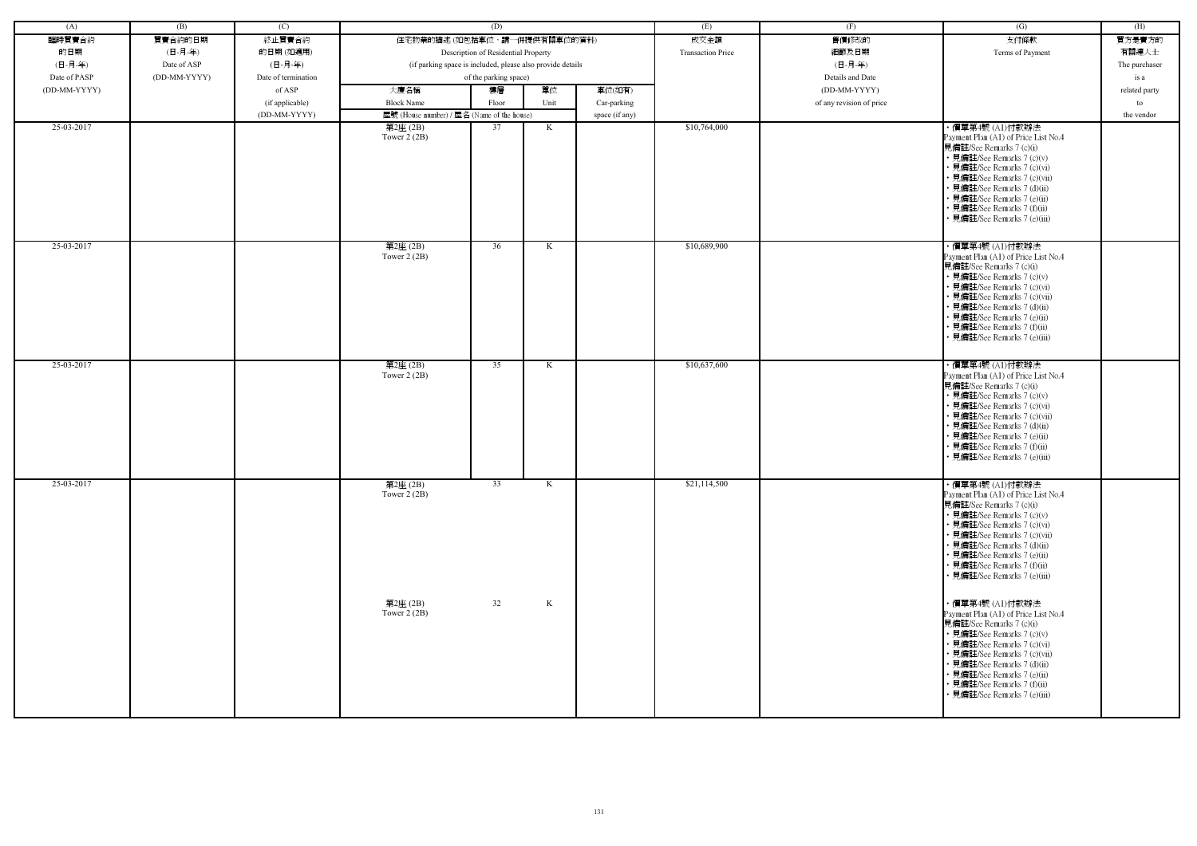| (A) | (B) | (C) | (D) | | | | (E) | (F) | (G) | (H) |
|---|---|---|---|---|---|---|---|---|---|---|
| 臨時買賣合約的日期 (日-月-年) Date of PASP (DD-MM-YYYY) | 買賣合約的日期 (日-月-年) Date of ASP (DD-MM-YYYY) | 終止買賣合約的日期 (如適用) (日-月-年) Date of termination of ASP (if applicable) (DD-MM-YYYY) | 住宅物業的描述 (如包括車位，請一併提供有關車位的資料) Description of Residential Property (if parking space is included, please also provide details of the parking space) | | | | 成交金額 Transaction Price | 售價修改的細節及日期 (日-月-年) Details and Date (DD-MM-YYYY) of any revision of price | 支付條款 Terms of Payment | 買方是賣方的有關連人士 The purchaser is a related party to the vendor |
| | | | 大廈名稱 Block Name | 樓層 Floor | 單位 Unit | 車位(如有) Car-parking space (if any) | | | | |
| | | | 屋號 (House number) / 屋名 (Name of the house) | | | | | | | |
| 25-03-2017 | | | 第2座 (2B) Tower 2 (2B) | 37 | K | | $10,764,000 | | • 價單第4號 (A1)付款辦法 Payment Plan (A1) of Price List No.4 見備註/See Remarks 7 (c)(i) • 見備註/See Remarks 7 (c)(v) • 見備註/See Remarks 7 (c)(vi) • 見備註/See Remarks 7 (c)(vii) • 見備註/See Remarks 7 (d)(ii) • 見備註/See Remarks 7 (e)(ii) • 見備註/See Remarks 7 (f)(ii) • 見備註/See Remarks 7 (e)(iii) | |
| 25-03-2017 | | | 第2座 (2B) Tower 2 (2B) | 36 | K | | $10,689,900 | | • 價單第4號 (A1)付款辦法 Payment Plan (A1) of Price List No.4 見備註/See Remarks 7 (c)(i) • 見備註/See Remarks 7 (c)(v) • 見備註/See Remarks 7 (c)(vi) • 見備註/See Remarks 7 (c)(vii) • 見備註/See Remarks 7 (d)(ii) • 見備註/See Remarks 7 (e)(ii) • 見備註/See Remarks 7 (f)(ii) • 見備註/See Remarks 7 (e)(iii) | |
| 25-03-2017 | | | 第2座 (2B) Tower 2 (2B) | 35 | K | | $10,637,600 | | • 價單第4號 (A1)付款辦法 Payment Plan (A1) of Price List No.4 見備註/See Remarks 7 (c)(i) • 見備註/See Remarks 7 (c)(v) • 見備註/See Remarks 7 (c)(vi) • 見備註/See Remarks 7 (c)(vii) • 見備註/See Remarks 7 (d)(ii) • 見備註/See Remarks 7 (e)(ii) • 見備註/See Remarks 7 (f)(ii) • 見備註/See Remarks 7 (e)(iii) | |
| 25-03-2017 | | | 第2座 (2B) Tower 2 (2B) | 33 | K | | $21,114,500 | | • 價單第4號 (A1)付款辦法 Payment Plan (A1) of Price List No.4 見備註/See Remarks 7 (c)(i) • 見備註/See Remarks 7 (c)(v) • 見備註/See Remarks 7 (c)(vi) • 見備註/See Remarks 7 (c)(vii) • 見備註/See Remarks 7 (d)(ii) • 見備註/See Remarks 7 (e)(ii) • 見備註/See Remarks 7 (f)(ii) • 見備註/See Remarks 7 (e)(iii) | |
| | | | 第2座 (2B) Tower 2 (2B) | 32 | K | | | | • 價單第4號 (A1)付款辦法 Payment Plan (A1) of Price List No.4 見備註/See Remarks 7 (c)(i) • 見備註/See Remarks 7 (c)(v) • 見備註/See Remarks 7 (c)(vi) • 見備註/See Remarks 7 (c)(vii) • 見備註/See Remarks 7 (d)(ii) • 見備註/See Remarks 7 (e)(ii) • 見備註/See Remarks 7 (f)(ii) • 見備註/See Remarks 7 (e)(iii) | |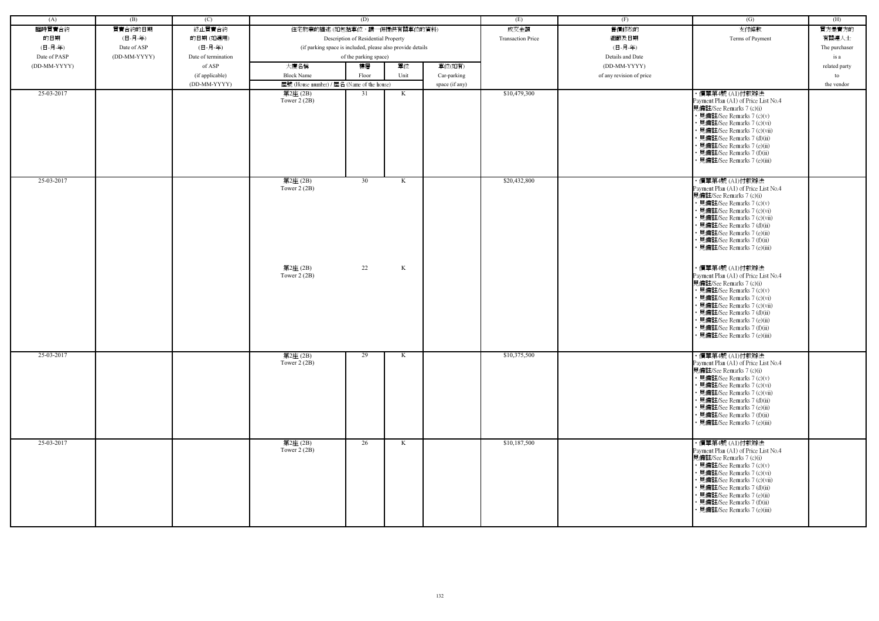| (A) | (B) | (C) | (D) | | | | (E) | (F) | (G) | (H) |
|---|---|---|---|---|---|---|---|---|---|---|
| 臨時買賣合約的日期 (日-月-年) Date of PASP (DD-MM-YYYY) | 買賣合約的日期 (日-月-年) Date of ASP (DD-MM-YYYY) | 終止買賣合約的日期 (如適用) (日-月-年) Date of termination of ASP (if applicable) (DD-MM-YYYY) | 住宅物業的描述 (如包括車位，請一併提供有關車位的資料) Description of Residential Property (if parking space is included, please also provide details of the parking space) | | | | 成交金額 Transaction Price | 售價修改的細節及日期 (日-月-年) Details and Date (DD-MM-YYYY) of any revision of price | 支付條款 Terms of Payment | 買方是賣方的有關連人士 The purchaser is a related party to the vendor |
| | | | 大廈名稱 Block Name / 屋號 (House number) / 屋名 (Name of the house) | 樓層 Floor | 單位 Unit | 車位(如有) Car-parking space (if any) | | | | |
| 25-03-2017 | | | 第2座 (2B) Tower 2 (2B) | 31 | K | | $10,479,300 | | · 價單第4號 (A1)付款辦法 Payment Plan (A1) of Price List No.4 見備註/See Remarks 7 (c)(i) · 見備註/See Remarks 7 (c)(v) · 見備註/See Remarks 7 (c)(vi) · 見備註/See Remarks 7 (c)(vii) · 見備註/See Remarks 7 (d)(ii) · 見備註/See Remarks 7 (e)(ii) · 見備註/See Remarks 7 (f)(ii) · 見備註/See Remarks 7 (e)(iii) | |
| 25-03-2017 | | | 第2座 (2B) Tower 2 (2B) | 30 | K | | $20,432,800 | | · 價單第4號 (A1)付款辦法 Payment Plan (A1) of Price List No.4 見備註/See Remarks 7 (c)(i) · 見備註/See Remarks 7 (c)(v) · 見備註/See Remarks 7 (c)(vi) · 見備註/See Remarks 7 (c)(vii) · 見備註/See Remarks 7 (d)(ii) · 見備註/See Remarks 7 (e)(ii) · 見備註/See Remarks 7 (f)(ii) · 見備註/See Remarks 7 (e)(iii) | |
| | | | 第2座 (2B) Tower 2 (2B) | 22 | K | | | | · 價單第4號 (A1)付款辦法 Payment Plan (A1) of Price List No.4 見備註/See Remarks 7 (c)(i) · 見備註/See Remarks 7 (c)(v) · 見備註/See Remarks 7 (c)(vi) · 見備註/See Remarks 7 (c)(vii) · 見備註/See Remarks 7 (d)(ii) · 見備註/See Remarks 7 (e)(ii) · 見備註/See Remarks 7 (f)(ii) · 見備註/See Remarks 7 (e)(iii) | |
| 25-03-2017 | | | 第2座 (2B) Tower 2 (2B) | 29 | K | | $10,375,500 | | · 價單第4號 (A1)付款辦法 Payment Plan (A1) of Price List No.4 見備註/See Remarks 7 (c)(i) · 見備註/See Remarks 7 (c)(v) · 見備註/See Remarks 7 (c)(vi) · 見備註/See Remarks 7 (c)(vii) · 見備註/See Remarks 7 (d)(ii) · 見備註/See Remarks 7 (e)(ii) · 見備註/See Remarks 7 (f)(ii) · 見備註/See Remarks 7 (e)(iii) | |
| 25-03-2017 | | | 第2座 (2B) Tower 2 (2B) | 26 | K | | $10,187,500 | | · 價單第4號 (A1)付款辦法 Payment Plan (A1) of Price List No.4 見備註/See Remarks 7 (c)(i) · 見備註/See Remarks 7 (c)(v) · 見備註/See Remarks 7 (c)(vi) · 見備註/See Remarks 7 (c)(vii) · 見備註/See Remarks 7 (d)(ii) · 見備註/See Remarks 7 (e)(ii) · 見備註/See Remarks 7 (f)(ii) · 見備註/See Remarks 7 (e)(iii) | |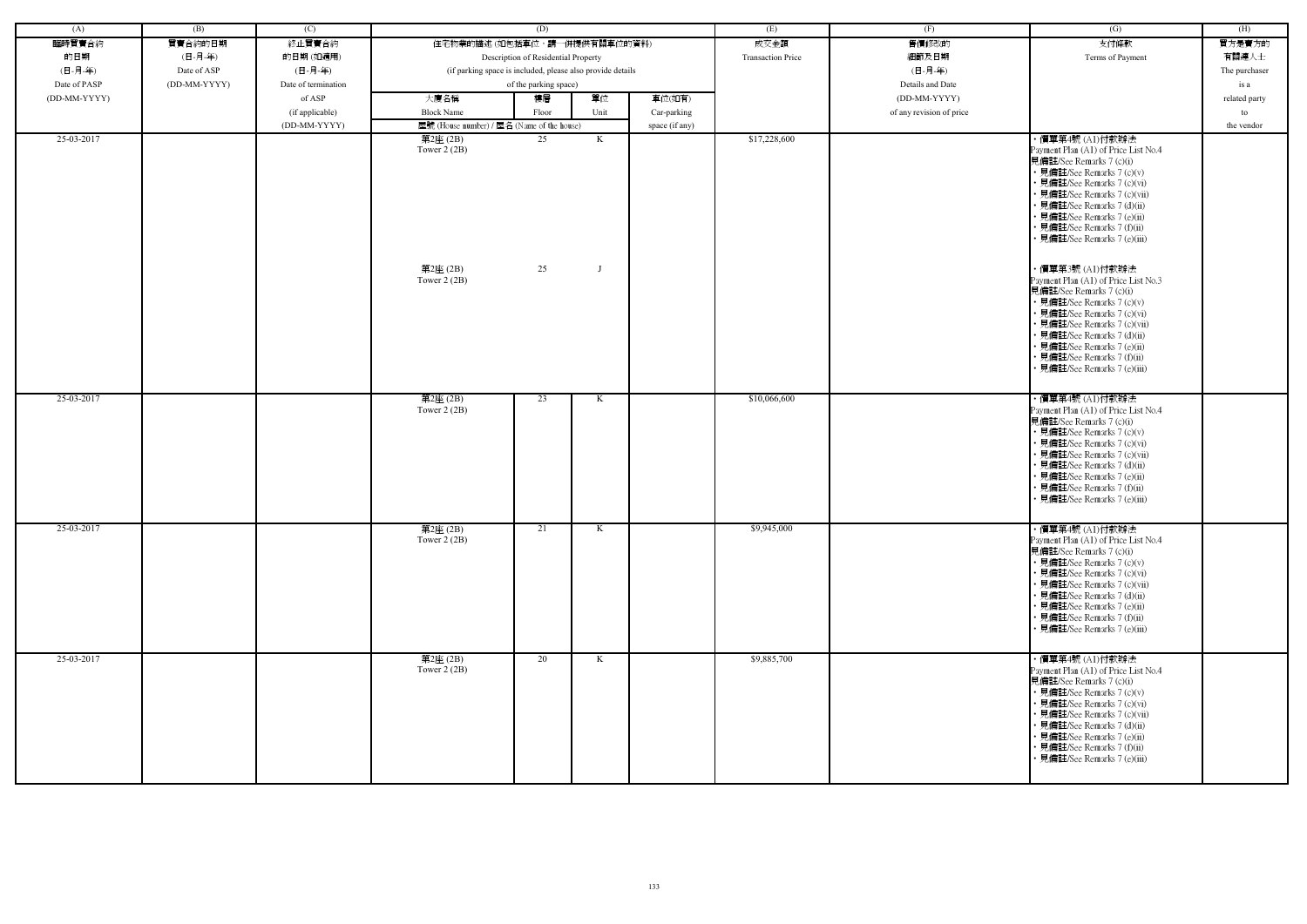| (A) | (B) | (C) | (D) | | | | (E) | (F) | (G) | (H) |
|---|---|---|---|---|---|---|---|---|---|---|
| 臨時買賣合約的日期 (日-月-年) Date of PASP (DD-MM-YYYY) | 買賣合約的日期 (日-月-年) Date of ASP (DD-MM-YYYY) | 終止買賣合約的日期 (如適用) (日-月-年) Date of termination of ASP (if applicable) (DD-MM-YYYY) | 住宅物業的描述 (如包括車位，請一併提供有關車位的資料) Description of Residential Property (if parking space is included, please also provide details of the parking space) | | | | 成交金額 Transaction Price | 售價修改的細節及日期 (日-月-年) Details and Date (DD-MM-YYYY) of any revision of price | 支付條款 Terms of Payment | 買方是賣方的有關連人士 The purchaser is a related party to the vendor |
| | | | 大廈名稱 Block Name | 樓層 Floor | 單位 Unit | 車位(如有) Car-parking space (if any) | | | | |
| | | | 屋號 (House number) / 屋名 (Name of the house) | | | | | | | |
| 25-03-2017 | | | 第2座 (2B) Tower 2 (2B) | 25 | K | | $17,228,600 | | ・價單第4號 (A1)付款辦法 Payment Plan (A1) of Price List No.4 見備註/See Remarks 7 (c)(i) ・見備註/See Remarks 7 (c)(v) ・見備註/See Remarks 7 (c)(vi) ・見備註/See Remarks 7 (c)(vii) ・見備註/See Remarks 7 (d)(ii) ・見備註/See Remarks 7 (e)(ii) ・見備註/See Remarks 7 (f)(ii) ・見備註/See Remarks 7 (e)(iii) | |
| | | | 第2座 (2B) Tower 2 (2B) | 25 | J | | | | ・價單第3號 (A1)付款辦法 Payment Plan (A1) of Price List No.3 見備註/See Remarks 7 (c)(i) ・見備註/See Remarks 7 (c)(v) ・見備註/See Remarks 7 (c)(vi) ・見備註/See Remarks 7 (c)(vii) ・見備註/See Remarks 7 (d)(ii) ・見備註/See Remarks 7 (e)(ii) ・見備註/See Remarks 7 (f)(ii) ・見備註/See Remarks 7 (e)(iii) | |
| 25-03-2017 | | | 第2座 (2B) Tower 2 (2B) | 23 | K | | $10,066,600 | | ・價單第4號 (A1)付款辦法 Payment Plan (A1) of Price List No.4 見備註/See Remarks 7 (c)(i) ・見備註/See Remarks 7 (c)(v) ・見備註/See Remarks 7 (c)(vi) ・見備註/See Remarks 7 (c)(vii) ・見備註/See Remarks 7 (d)(ii) ・見備註/See Remarks 7 (e)(ii) ・見備註/See Remarks 7 (f)(ii) ・見備註/See Remarks 7 (e)(iii) | |
| 25-03-2017 | | | 第2座 (2B) Tower 2 (2B) | 21 | K | | $9,945,000 | | ・價單第4號 (A1)付款辦法 Payment Plan (A1) of Price List No.4 見備註/See Remarks 7 (c)(i) ・見備註/See Remarks 7 (c)(v) ・見備註/See Remarks 7 (c)(vi) ・見備註/See Remarks 7 (c)(vii) ・見備註/See Remarks 7 (d)(ii) ・見備註/See Remarks 7 (e)(ii) ・見備註/See Remarks 7 (f)(ii) ・見備註/See Remarks 7 (e)(iii) | |
| 25-03-2017 | | | 第2座 (2B) Tower 2 (2B) | 20 | K | | $9,885,700 | | ・價單第4號 (A1)付款辦法 Payment Plan (A1) of Price List No.4 見備註/See Remarks 7 (c)(i) ・見備註/See Remarks 7 (c)(v) ・見備註/See Remarks 7 (c)(vi) ・見備註/See Remarks 7 (c)(vii) ・見備註/See Remarks 7 (d)(ii) ・見備註/See Remarks 7 (e)(ii) ・見備註/See Remarks 7 (f)(ii) ・見備註/See Remarks 7 (e)(iii) | |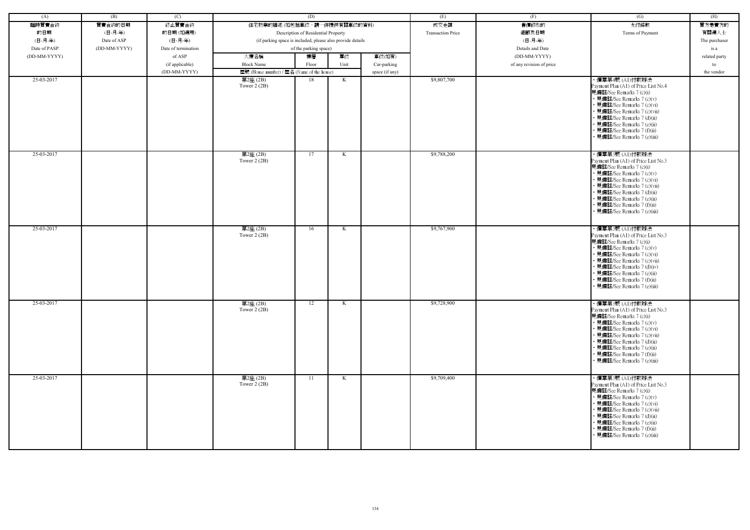| (A) | (B) | (C) | (D) | | | | (E) | (F) | (G) | (H) |
|---|---|---|---|---|---|---|---|---|---|---|
| 臨時買賣合約的日期 (日-月-年) Date of PASP (DD-MM-YYYY) | 買賣合約的日期 (日-月-年) Date of ASP (DD-MM-YYYY) | 終止買賣合約的日期 (如適用) (日-月-年) Date of termination of ASP (if applicable) (DD-MM-YYYY) | 住宅物業的描述 (如包括車位，請一併提供有關車位的資料) Description of Residential Property (if parking space is included, please also provide details of the parking space) | | | | 成交金額 Transaction Price | 售價修改的細節及日期 (日-月-年) Details and Date (DD-MM-YYYY) of any revision of price | 支付條款 Terms of Payment | 買方是賣方的有關連人士 The purchaser is a related party to the vendor |
| | | | 大廈名稱 Block Name | 樓層 Floor | 單位 Unit | 車位(如有) Car-parking space (if any) | | | | |
| | | | 屋號 (House number) / 屋名 (Name of the house) | | | | | | | |
| 25-03-2017 | | | 第2座 (2B) Tower 2 (2B) | 18 | K | | $9,807,700 | | • 價單第4號 (A1)付款辦法 Payment Plan (A1) of Price List No.4 見備註/See Remarks 7 (c)(i) • 見備註/See Remarks 7 (c)(v) • 見備註/See Remarks 7 (c)(vi) • 見備註/See Remarks 7 (c)(vii) • 見備註/See Remarks 7 (d)(ii) • 見備註/See Remarks 7 (e)(ii) • 見備註/See Remarks 7 (f)(ii) • 見備註/See Remarks 7 (e)(iii) | |
| 25-03-2017 | | | 第2座 (2B) Tower 2 (2B) | 17 | K | | $9,788,200 | | • 價單第3號 (A1)付款辦法 Payment Plan (A1) of Price List No.3 見備註/See Remarks 7 (c)(i) • 見備註/See Remarks 7 (c)(v) • 見備註/See Remarks 7 (c)(vi) • 見備註/See Remarks 7 (c)(vii) • 見備註/See Remarks 7 (d)(ii) • 見備註/See Remarks 7 (e)(ii) • 見備註/See Remarks 7 (f)(ii) • 見備註/See Remarks 7 (e)(iii) | |
| 25-03-2017 | | | 第2座 (2B) Tower 2 (2B) | 16 | K | | $9,767,900 | | • 價單第3號 (A1)付款辦法 Payment Plan (A1) of Price List No.3 見備註/See Remarks 7 (c)(i) • 見備註/See Remarks 7 (c)(v) • 見備註/See Remarks 7 (c)(vi) • 見備註/See Remarks 7 (c)(vii) • 見備註/See Remarks 7 (d)(iv) • 見備註/See Remarks 7 (e)(ii) • 見備註/See Remarks 7 (f)(ii) • 見備註/See Remarks 7 (e)(iii) | |
| 25-03-2017 | | | 第2座 (2B) Tower 2 (2B) | 12 | K | | $9,728,900 | | • 價單第3號 (A1)付款辦法 Payment Plan (A1) of Price List No.3 見備註/See Remarks 7 (c)(i) • 見備註/See Remarks 7 (c)(v) • 見備註/See Remarks 7 (c)(vi) • 見備註/See Remarks 7 (c)(vii) • 見備註/See Remarks 7 (d)(ii) • 見備註/See Remarks 7 (e)(ii) • 見備註/See Remarks 7 (f)(ii) • 見備註/See Remarks 7 (e)(iii) | |
| 25-03-2017 | | | 第2座 (2B) Tower 2 (2B) | 11 | K | | $9,709,400 | | • 價單第3號 (A1)付款辦法 Payment Plan (A1) of Price List No.3 見備註/See Remarks 7 (c)(i) • 見備註/See Remarks 7 (c)(v) • 見備註/See Remarks 7 (c)(vi) • 見備註/See Remarks 7 (c)(vii) • 見備註/See Remarks 7 (d)(ii) • 見備註/See Remarks 7 (e)(ii) • 見備註/See Remarks 7 (f)(ii) • 見備註/See Remarks 7 (e)(iii) | |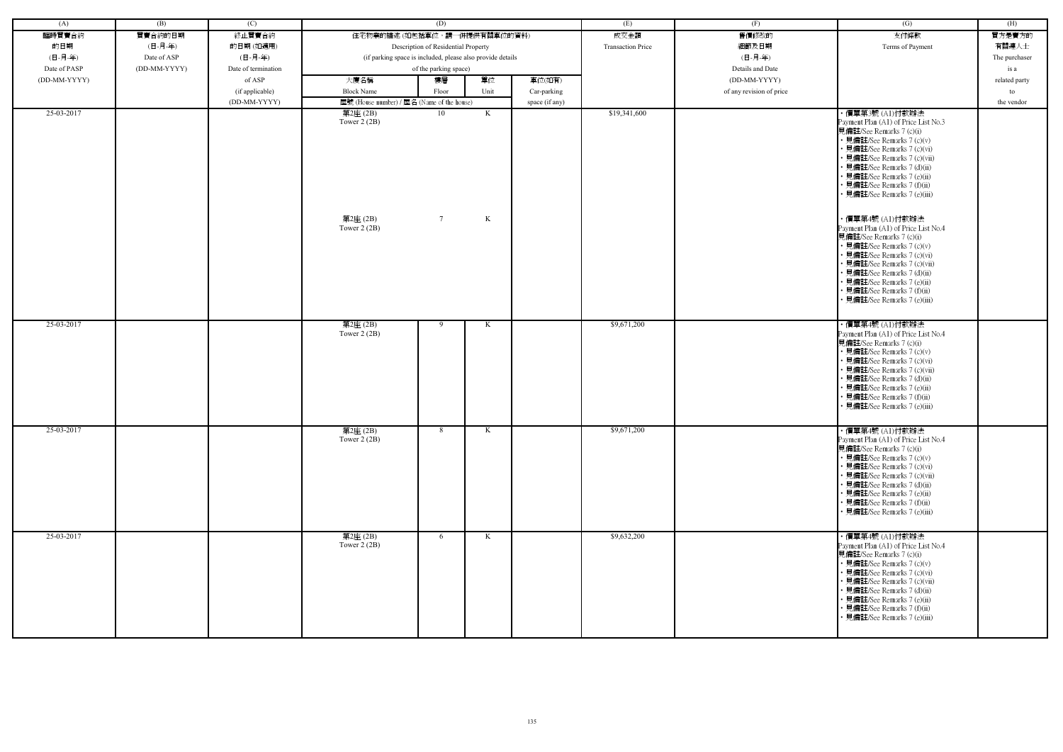| (A) | (B) | (C) | (D) | | | | (E) | (F) | (G) | (H) |
|---|---|---|---|---|---|---|---|---|---|---|
| 臨時買賣合約的日期 (日-月-年) Date of PASP (DD-MM-YYYY) | 買賣合約的日期 (日-月-年) Date of ASP (DD-MM-YYYY) | 終止買賣合約的日期 (如適用) (日-月-年) Date of termination of ASP (if applicable) (DD-MM-YYYY) | 住宅物業的描述 (如包括車位，請一併提供有關車位的資料) Description of Residential Property (if parking space is included, please also provide details of the parking space) | | | | 成交金額 Transaction Price | 售價修改的細節及日期 (日-月-年) Details and Date (DD-MM-YYYY) of any revision of price | 支付條款 Terms of Payment | 買方是賣方的有關連人士 The purchaser is a related party to the vendor |
| | | | 大廈名稱 Block Name | 樓層 Floor | 單位 Unit | 車位(如有) Car-parking space (if any) | | | | |
| | | | 屋號 (House number) / 屋名 (Name of the house) | | | | | | | |
| 25-03-2017 | | | 第2座 (2B) Tower 2 (2B)<br><br>第2座 (2B) Tower 2 (2B) | 10<br><br>7 | K<br><br>K | | $19,341,600 | | • 價單第3號 (A1)付款辦法 Payment Plan (A1) of Price List No.3 見備註/See Remarks 7 (c)(i) • 見備註/See Remarks 7 (c)(v) • 見備註/See Remarks 7 (c)(vi) • 見備註/See Remarks 7 (c)(vii) • 見備註/See Remarks 7 (d)(ii) • 見備註/See Remarks 7 (e)(ii) • 見備註/See Remarks 7 (f)(ii) • 見備註/See Remarks 7 (e)(iii)<br><br>• 價單第4號 (A1)付款辦法 Payment Plan (A1) of Price List No.4 見備註/See Remarks 7 (c)(i) • 見備註/See Remarks 7 (c)(v) • 見備註/See Remarks 7 (c)(vi) • 見備註/See Remarks 7 (c)(vii) • 見備註/See Remarks 7 (d)(ii) • 見備註/See Remarks 7 (e)(ii) • 見備註/See Remarks 7 (f)(ii) • 見備註/See Remarks 7 (e)(iii) | |
| 25-03-2017 | | | 第2座 (2B) Tower 2 (2B) | 9 | K | | $9,671,200 | | • 價單第4號 (A1)付款辦法 Payment Plan (A1) of Price List No.4 見備註/See Remarks 7 (c)(i) • 見備註/See Remarks 7 (c)(v) • 見備註/See Remarks 7 (c)(vi) • 見備註/See Remarks 7 (c)(vii) • 見備註/See Remarks 7 (d)(ii) • 見備註/See Remarks 7 (e)(ii) • 見備註/See Remarks 7 (f)(ii) • 見備註/See Remarks 7 (e)(iii) | |
| 25-03-2017 | | | 第2座 (2B) Tower 2 (2B) | 8 | K | | $9,671,200 | | • 價單第4號 (A1)付款辦法 Payment Plan (A1) of Price List No.4 見備註/See Remarks 7 (c)(i) • 見備註/See Remarks 7 (c)(v) • 見備註/See Remarks 7 (c)(vi) • 見備註/See Remarks 7 (c)(vii) • 見備註/See Remarks 7 (d)(ii) • 見備註/See Remarks 7 (e)(ii) • 見備註/See Remarks 7 (f)(ii) • 見備註/See Remarks 7 (e)(iii) | |
| 25-03-2017 | | | 第2座 (2B) Tower 2 (2B) | 6 | K | | $9,632,200 | | • 價單第4號 (A1)付款辦法 Payment Plan (A1) of Price List No.4 見備註/See Remarks 7 (c)(i) • 見備註/See Remarks 7 (c)(v) • 見備註/See Remarks 7 (c)(vi) • 見備註/See Remarks 7 (c)(vii) • 見備註/See Remarks 7 (d)(ii) • 見備註/See Remarks 7 (e)(ii) • 見備註/See Remarks 7 (f)(ii) • 見備註/See Remarks 7 (e)(iii) | |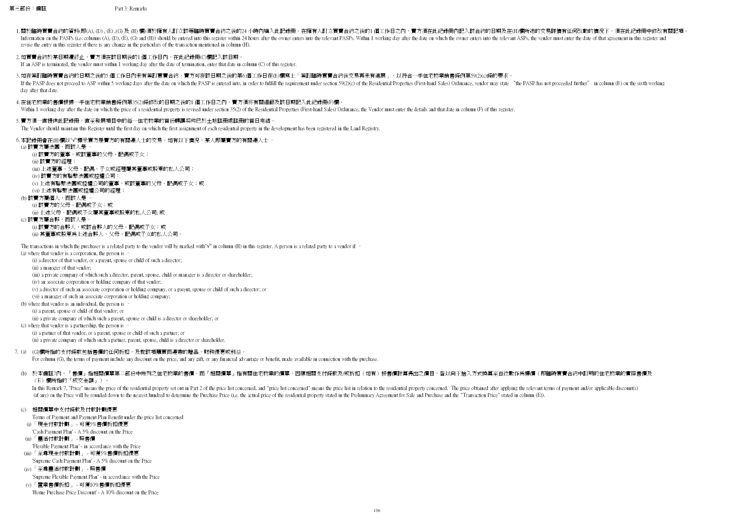## 第三部份：備註 Part 3: Remarks

1. 關於臨時買賣合約的資料(即(A), (D) , (E) ,(G) 及 (H) 欄)須於擁有人訂立該等臨時買賣合約之後的24 小時內填入此記錄冊。在擁有人訂立買賣合約之後的1 個工作日之內，賣方須在此記錄冊內記入該合約的日期及在(H)欄所述的交易詳情有任何改動的情況下，須在此記錄冊中修改有關記項。
Information on the PASPs (i.e. columns (A), (D), (E), (G) and (H)) should be entered into this register within 24 hours after the owner enters into the relevant PASPs. Within 1 working day after the date on which the owner enters into the relevant ASPs, the vendor must enter the date of that agreement in this register and revise the entry in this register if there is any change in the particulars of the transaction mentioned in column (H).

2. 如買賣合約於某日期遭終止，賣方須在該日期後的1 個工作日內，在此紀錄冊(C)欄記入該日期。
If an ASP is terminated, the vendor must within 1 working day after the date of termination, enter that date in column (C) of this register.

3. 如在簽訂臨時買賣合約的日期之後的5 個工作日內未有簽訂買賣合約，賣方可在該日期之後的第6 個工作日在(B)欄寫上「簽訂臨時買賣合約後交易再未有進展」，以符合一手住宅物業銷售條例第59(2)(c)條的要求。
If the PASP does not proceed to ASP within 5 working days after the date on which the PASP is entered into, in order to fulfill the requirement under section 59(2)(c) of the Residential Properties (First-hand Sales) Ordinance, vendor may state "the PASP has not proceeded further" in column (B) on the sixth working day after that date.

4. 在住宅物業的售價根據一手住宅物業銷售條例第35(2)條修改的日期之後的1 個工作日之內，賣方須將有關細節及該日期記入此紀錄冊(F)欄。
Within 1 working day after the date on which the price of a residential property is revised under section 35(2) of the Residential Properties (First-hand Sales) Ordinance, the Vendor must enter the details and that date in column (F) of this register.

5. 賣方須一直提供此記錄冊，直至發展項目中的每一住宅物業的首份轉讓契均已於土地註冊處註冊的首日完結。
The Vendor should maintain this Register until the first day on which the first assignment of each residential property in the development has been registered in the Land Registry.

6. 本記錄冊會在(H)欄以"√"標示買方是賣方的有關連人士的交易。如有以下情況，某人即屬賣方的有關連人士 –
   - (a) 該賣方屬法團，而該人是 –
     - (i) 該賣方的董事，或該董事的父母、配偶或子女；
     - (ii) 該賣方的經理；
     - (iii) 上述董事、父母、配偶、子女或經理屬其董事或股東的私人公司；
     - (iv) 該賣方的有聯繫法團或控權公司；
     - (v) 上述有聯繫法團或控權公司的董事，或該董事的父母、配偶或子女；或
     - (vi) 上述有聯繫法團或控權公司的經理；
   - (b) 該賣方屬個人，而該人是 –
     - (i) 該賣方的父母、配偶或子女；或
     - (ii) 上述父母、配偶或子女屬其董事或股東的私人公司; 或
   - (c) 該賣方屬合夥，而該人是 -
     - (i) 該賣方的合夥人，或該合夥人的父母、配偶或子女; 或
     - (ii) 其董事或股東為上述合夥人、父母、配偶或子女的私人公司。

   The transactions in which the purchaser is a related party to the vendor will be marked with"√" in column (H) in this register. A person is a related party to a vendor if –
   - (a) where that vendor is a corporation, the person is –
     - (i) a director of that vendor, or a parent, spouse or child of such a director;
     - (ii) a manager of that vendor;
     - (iii) a private company of which such a director, parent, spouse, child or manager is a director or shareholder;
     - (iv) an associate corporation or holding company of that vendor;
     - (v) a director of such an associate corporation or holding company, or a parent, spouse or child of such a director; or
     - (vi) a manager of such an associate corporation or holding company;
   - (b) where that vendor is an individual, the person is –
     - (i) a parent, spouse or child of that vendor; or
     - (ii) a private company of which such a parent, spouse or child is a director or shareholder; or
   - (c) where that vendor is a partnership, the person is –
     - (i) a partner of that vendor, or a parent, spouse or child of such a partner; or
     - (ii) a private company of which such a partner, parent, spouse, child is a director or shareholder.

7. (a) (G)欄所指的支付條款包括售價的任何折扣，及就該項購買而連帶的贈品、財務優惠或利益。
For column (G), the terms of payment include any discount on the price, and any gift, or any financial advantage or benefit, made available in connection with the purchase.

   (b) 於本備註7內，『售價』指相關價單第二部份中所列之住宅物業的售價，而『相關價單』指有關住宅物業的價單。因應相關支付條款及/或折扣（如有）按售價計算得出之價目，皆以向下捨入方式換算至百位數作為樓價（即臨時買賣合約中訂明的住宅物業的實際售價及（E）欄所指的『成交金額』）。
In this Remark 7, "Price" means the price of the residential property set out in Part 2 of the price list concerned, and "price list concerned" means the price list in relation to the residential property concerned. The price obtained after applying the relevant terms of payment and/or applicable discount(s) (if any) on the Price will be rounded down to the nearest hundred to determine the Purchase Price (i.e. the actual price of the residential property stated in the Preliminary Agreement for Sale and Purchase and the "Transaction Price" stated in column (E)).

   (c) 相關價單中支付條款及付款計劃優惠
   Terms of Payment and Payment Plan Benefit under the price list concerned
   - (i) 「現金付款計劃」 - 可獲5%售價折扣優惠
     'Cash Payment Plan' - A 5% discount on the Price
   - (ii) 「靈活付款計劃」 - 照售價
     'Flexible Payment Plan' - in accordance with the Price
   - (iii) 「至尊現金付款計劃」 - 可獲5%售價折扣優惠
     'Supreme Cash Payment Plan' - A 5% discount on the Price
   - (iv) 「至尊靈活付款計劃」 - 照售價
     'Supreme Flexible Payment Plan' - in accordance with the Price
   - (v) 「置業售價折扣」 - 可獲10%售價折扣優惠
     'Home Purchase Price Discount' - A 10% discount on the Price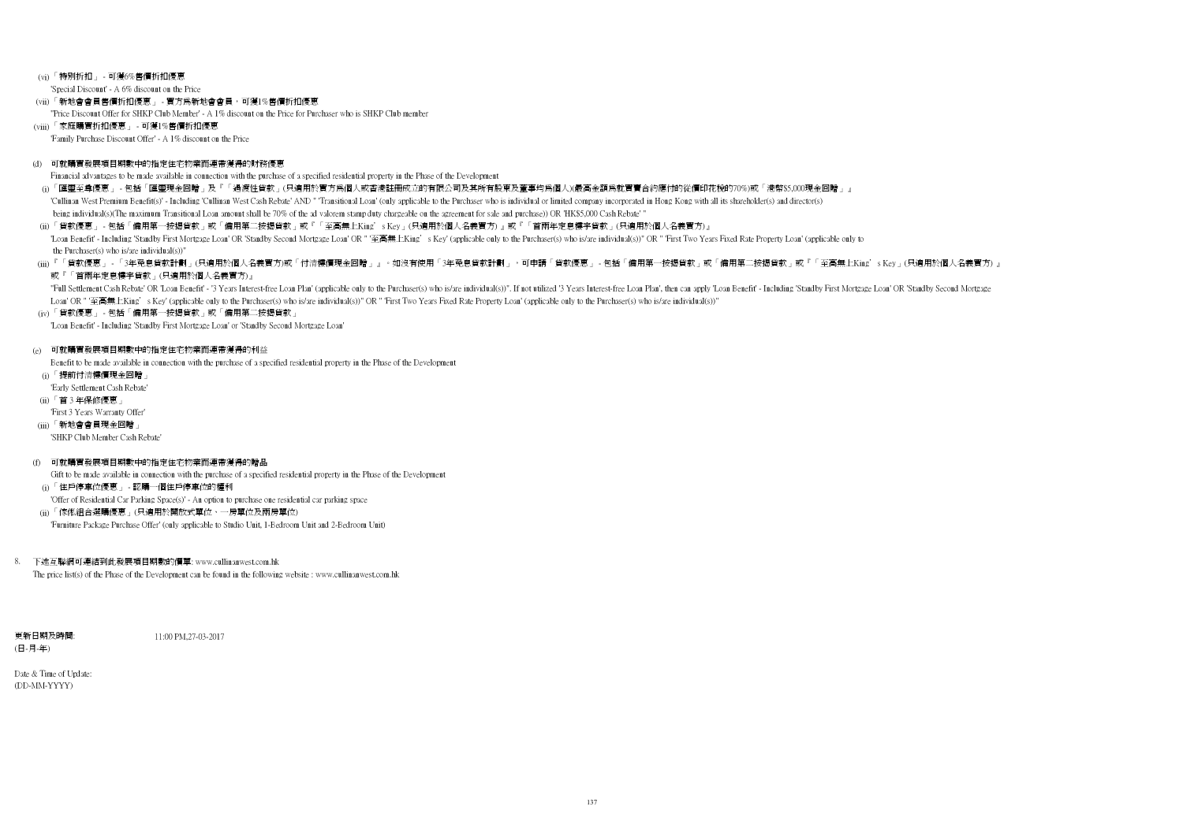(vi)「特別折扣」- 可獲6%售價折扣優惠

'Special Discount' - A 6% discount on the Price

(vii)「新地會會員售價折扣優惠」- 買方爲新地會會員，可獲1%售價折扣優惠

"Price Discount Offer for SHKP Club Member' - A 1% discount on the Price for Purchaser who is SHKP Club member

(viii)「家庭購買折扣優惠」- 可獲1%售價折扣優惠

'Family Purchase Discount Offer' - A 1% discount on the Price

(d) 可就購買發展項目期數中的指定住宅物業而連帶獲得的財務優惠

Financial advantages to be made available in connection with the purchase of a specified residential property in the Phase of the Development

(i)「匯璽至尊優惠」- 包括「匯璽現金回贈」及『「過渡性貸款」(只適用於買方爲個人或香港註冊成立的有限公司及其所有股東及董事均爲個人)(最高金額爲就買賣合約應付的從價印花稅的70%)或「港幣$5,000現金回贈」』

'Cullinan West Premium Benefit(s)' - Including 'Cullinan West Cash Rebate' AND " 'Transitional Loan' (only applicable to the Purchaser who is individual or limited company incorporated in Hong Kong with all its shareholder(s) and director(s) being individual(s)(The maximum Transitional Loan amount shall be 70% of the ad valorem stamp duty chargeable on the agreement for sale and purchase)) OR 'HK$5,000 Cash Rebate' "

(ii)「貸款優惠」- 包括「備用第一按揭貸款」或「備用第二按揭貸款」或『「至高無上King's Key」(只適用於個人名義買方)』或『「首兩年定息樓宇貸款」(只適用於個人名義買方)』

'Loan Benefit' - Including 'Standby First Mortgage Loan' OR 'Standby Second Mortgage Loan' OR " '至高無上King's Key' (applicable only to the Purchaser(s) who is/are individual(s))" OR " 'First Two Years Fixed Rate Property Loan' (applicable only to the Purchaser(s) who is/are individual(s))"

(iii)『「貸款優惠」-「3年免息貸款計劃」(只適用於個人名義買方)或「付清樓價現金回贈」』。如沒有使用「3年免息貸款計劃」，可申請「貸款優惠」- 包括「備用第一按揭貸款」或「備用第二按揭貸款」或『「至高無上King's Key」(只適用於個人名義買方)』或『「首兩年定息樓宇貸款」(只適用於個人名義買方)』

"Full Settlement Cash Rebate' OR 'Loan Benefit' - '3 Years Interest-free Loan Plan' (applicable only to the Purchaser(s) who is/are individual(s))". If not utilized '3 Years Interest-free Loan Plan', then can apply 'Loan Benefit' - Including 'Standby First Mortgage Loan' OR 'Standby Second Mortgage Loan' OR " '至高無上King's Key' (applicable only to the Purchaser(s) who is/are individual(s))" OR " 'First Two Years Fixed Rate Property Loan' (applicable only to the Purchaser(s) who is/are individual(s))"

(iv)「貸款優惠」- 包括「備用第一按揭貸款」或「備用第二按揭貸款」

'Loan Benefit' - Including 'Standby First Mortgage Loan' or 'Standby Second Mortgage Loan'

(e) 可就購買發展項目期數中的指定住宅物業而連帶獲得的利益

Benefit to be made available in connection with the purchase of a specified residential property in the Phase of the Development

(i)「提前付清樓價現金回贈」

'Early Settlement Cash Rebate'

(ii)「首 3 年保修優惠」

'First 3 Years Warranty Offer'

(iii)「新地會會員現金回贈」

'SHKP Club Member Cash Rebate'

(f) 可就購買發展項目期數中的指定住宅物業而連帶獲得的贈品

Gift to be made available in connection with the purchase of a specified residential property in the Phase of the Development

(i)「住戶停車位優惠」- 認購一個住戶停車位的權利

'Offer of Residential Car Parking Space(s)' - An option to purchase one residential car parking space

(ii)「傢俬組合選購優惠」(只適用於開放式單位、一房單位及兩房單位)

'Furniture Package Purchase Offer' (only applicable to Studio Unit, 1-Bedroom Unit and 2-Bedroom Unit)

8. 下述互聯網可連結到此發展項目期數的價單: www.cullinanwest.com.hk

The price list(s) of the Phase of the Development can be found in the following website : www.cullinanwest.com.hk

更新日期及時間: 11:00 PM,27-03-2017
(日-月-年)

Date & Time of Update:
(DD-MM-YYYY)